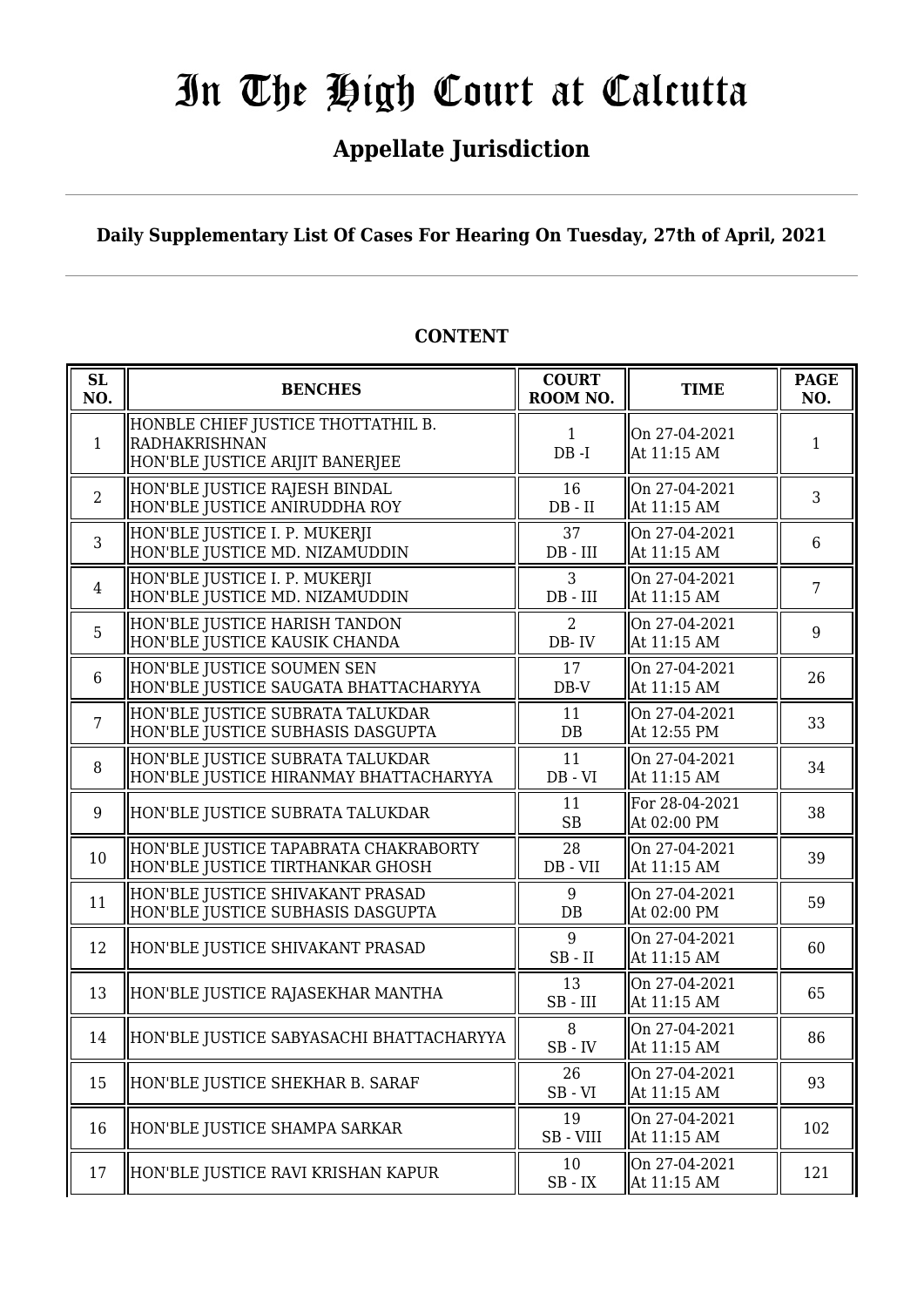# In The High Court at Calcutta

## Appellate Jurisdiction

**Daily Supplementary List Of Cases For Hearing On Tuesday, 27th of April, 2021**

**CONTENT**

| SL NO. | BENCHES | COURT ROOM NO. | TIME | PAGE NO. |
|---|---|---|---|---|
| 1 | HONBLE CHIEF JUSTICE THOTTATHIL B. RADHAKRISHNAN<br>HON'BLE JUSTICE ARIJIT BANERJEE | 1<br>DB -I | On 27-04-2021<br>At 11:15 AM | 1 |
| 2 | HON'BLE JUSTICE RAJESH BINDAL<br>HON'BLE JUSTICE ANIRUDDHA ROY | 16<br>DB - II | On 27-04-2021<br>At 11:15 AM | 3 |
| 3 | HON'BLE JUSTICE I. P. MUKERJI<br>HON'BLE JUSTICE MD. NIZAMUDDIN | 37<br>DB - III | On 27-04-2021<br>At 11:15 AM | 6 |
| 4 | HON'BLE JUSTICE I. P. MUKERJI<br>HON'BLE JUSTICE MD. NIZAMUDDIN | 3<br>DB - III | On 27-04-2021<br>At 11:15 AM | 7 |
| 5 | HON'BLE JUSTICE HARISH TANDON<br>HON'BLE JUSTICE KAUSIK CHANDA | 2<br>DB- IV | On 27-04-2021<br>At 11:15 AM | 9 |
| 6 | HON'BLE JUSTICE SOUMEN SEN<br>HON'BLE JUSTICE SAUGATA BHATTACHARYYA | 17<br>DB-V | On 27-04-2021<br>At 11:15 AM | 26 |
| 7 | HON'BLE JUSTICE SUBRATA TALUKDAR<br>HON'BLE JUSTICE SUBHASIS DASGUPTA | 11<br>DB | On 27-04-2021<br>At 12:55 PM | 33 |
| 8 | HON'BLE JUSTICE SUBRATA TALUKDAR<br>HON'BLE JUSTICE HIRANMAY BHATTACHARYYA | 11<br>DB - VI | On 27-04-2021<br>At 11:15 AM | 34 |
| 9 | HON'BLE JUSTICE SUBRATA TALUKDAR | 11<br>SB | For 28-04-2021<br>At 02:00 PM | 38 |
| 10 | HON'BLE JUSTICE TAPABRATA CHAKRABORTY<br>HON'BLE JUSTICE TIRTHANKAR GHOSH | 28<br>DB - VII | On 27-04-2021<br>At 11:15 AM | 39 |
| 11 | HON'BLE JUSTICE SHIVAKANT PRASAD<br>HON'BLE JUSTICE SUBHASIS DASGUPTA | 9<br>DB | On 27-04-2021<br>At 02:00 PM | 59 |
| 12 | HON'BLE JUSTICE SHIVAKANT PRASAD | 9<br>SB - II | On 27-04-2021<br>At 11:15 AM | 60 |
| 13 | HON'BLE JUSTICE RAJASEKHAR MANTHA | 13<br>SB - III | On 27-04-2021<br>At 11:15 AM | 65 |
| 14 | HON'BLE JUSTICE SABYASACHI BHATTACHARYYA | 8<br>SB - IV | On 27-04-2021<br>At 11:15 AM | 86 |
| 15 | HON'BLE JUSTICE SHEKHAR B. SARAF | 26<br>SB - VI | On 27-04-2021<br>At 11:15 AM | 93 |
| 16 | HON'BLE JUSTICE SHAMPA SARKAR | 19<br>SB - VIII | On 27-04-2021<br>At 11:15 AM | 102 |
| 17 | HON'BLE JUSTICE RAVI KRISHAN KAPUR | 10<br>SB - IX | On 27-04-2021<br>At 11:15 AM | 121 |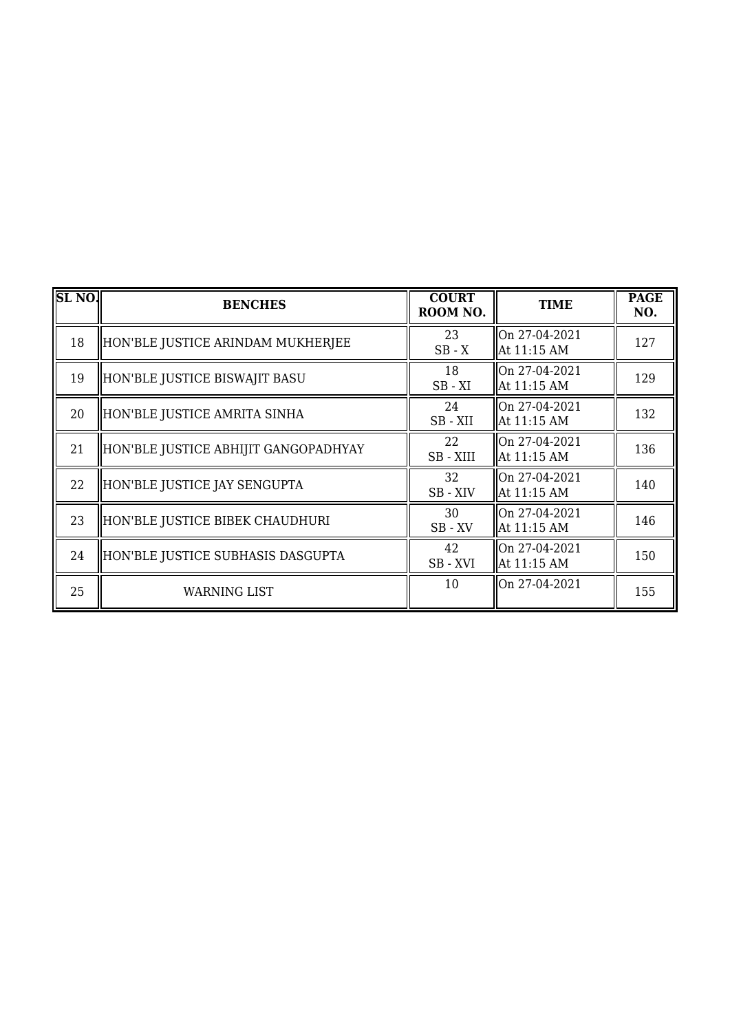| SL NO. | BENCHES | COURT ROOM NO. | TIME | PAGE NO. |
|---|---|---|---|---|
| 18 | HON'BLE JUSTICE ARINDAM MUKHERJEE | 23<br>SB - X | On 27-04-2021<br>At 11:15 AM | 127 |
| 19 | HON'BLE JUSTICE BISWAJIT BASU | 18<br>SB - XI | On 27-04-2021<br>At 11:15 AM | 129 |
| 20 | HON'BLE JUSTICE AMRITA SINHA | 24<br>SB - XII | On 27-04-2021<br>At 11:15 AM | 132 |
| 21 | HON'BLE JUSTICE ABHIJIT GANGOPADHYAY | 22<br>SB - XIII | On 27-04-2021<br>At 11:15 AM | 136 |
| 22 | HON'BLE JUSTICE JAY SENGUPTA | 32<br>SB - XIV | On 27-04-2021<br>At 11:15 AM | 140 |
| 23 | HON'BLE JUSTICE BIBEK CHAUDHURI | 30<br>SB - XV | On 27-04-2021<br>At 11:15 AM | 146 |
| 24 | HON'BLE JUSTICE SUBHASIS DASGUPTA | 42<br>SB - XVI | On 27-04-2021<br>At 11:15 AM | 150 |
| 25 | WARNING LIST | 10 | On 27-04-2021 | 155 |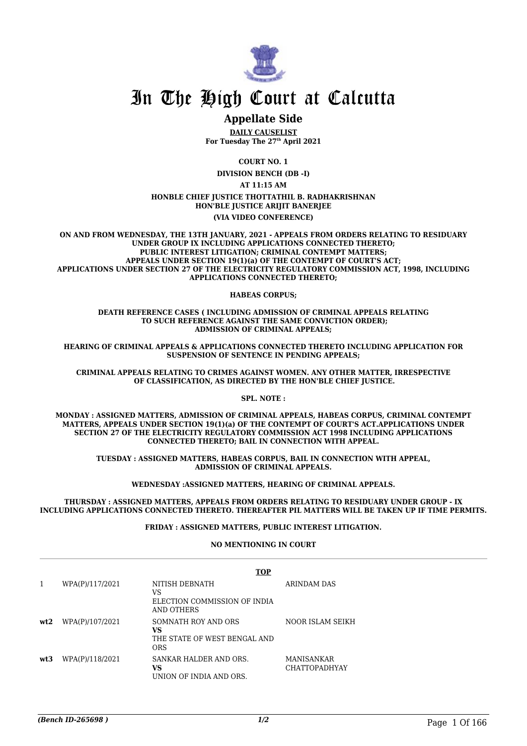# In The High Court at Calcutta

## Appellate Side

**DAILY CAUSELIST**
**For Tuesday The 27th April 2021**

**COURT NO. 1**

**DIVISION BENCH (DB -I)**

**AT 11:15 AM**

**HONBLE CHIEF JUSTICE THOTTATHIL B. RADHAKRISHNAN**
**HON'BLE JUSTICE ARIJIT BANERJEE**

**(VIA VIDEO CONFERENCE)**

**ON AND FROM WEDNESDAY, THE 13TH JANUARY, 2021 - APPEALS FROM ORDERS RELATING TO RESIDUARY UNDER GROUP IX INCLUDING APPLICATIONS CONNECTED THERETO; PUBLIC INTEREST LITIGATION; CRIMINAL CONTEMPT MATTERS; APPEALS UNDER SECTION 19(1)(a) OF THE CONTEMPT OF COURT'S ACT; APPLICATIONS UNDER SECTION 27 OF THE ELECTRICITY REGULATORY COMMISSION ACT, 1998, INCLUDING APPLICATIONS CONNECTED THERETO;**

**HABEAS CORPUS;**

**DEATH REFERENCE CASES ( INCLUDING ADMISSION OF CRIMINAL APPEALS RELATING TO SUCH REFERENCE AGAINST THE SAME CONVICTION ORDER); ADMISSION OF CRIMINAL APPEALS;**

**HEARING OF CRIMINAL APPEALS & APPLICATIONS CONNECTED THERETO INCLUDING APPLICATION FOR SUSPENSION OF SENTENCE IN PENDING APPEALS;**

**CRIMINAL APPEALS RELATING TO CRIMES AGAINST WOMEN. ANY OTHER MATTER, IRRESPECTIVE OF CLASSIFICATION, AS DIRECTED BY THE HON'BLE CHIEF JUSTICE.**

**SPL. NOTE :**

**MONDAY : ASSIGNED MATTERS, ADMISSION OF CRIMINAL APPEALS, HABEAS CORPUS, CRIMINAL CONTEMPT MATTERS, APPEALS UNDER SECTION 19(1)(a) OF THE CONTEMPT OF COURT'S ACT.APPLICATIONS UNDER SECTION 27 OF THE ELECTRICITY REGULATORY COMMISSION ACT 1998 INCLUDING APPLICATIONS CONNECTED THERETO; BAIL IN CONNECTION WITH APPEAL.**

**TUESDAY : ASSIGNED MATTERS, HABEAS CORPUS, BAIL IN CONNECTION WITH APPEAL, ADMISSION OF CRIMINAL APPEALS.**

**WEDNESDAY :ASSIGNED MATTERS, HEARING OF CRIMINAL APPEALS.**

**THURSDAY : ASSIGNED MATTERS, APPEALS FROM ORDERS RELATING TO RESIDUARY UNDER GROUP - IX INCLUDING APPLICATIONS CONNECTED THERETO. THEREAFTER PIL MATTERS WILL BE TAKEN UP IF TIME PERMITS.**

**FRIDAY : ASSIGNED MATTERS, PUBLIC INTEREST LITIGATION.**

**NO MENTIONING IN COURT**

**TOP**

| | | | |
|---|---|---|---|
| 1 | WPA(P)/117/2021 | NITISH DEBNATH<br>VS<br>ELECTION COMMISSION OF INDIA AND OTHERS | ARINDAM DAS |
| **wt2** | WPA(P)/107/2021 | SOMNATH ROY AND ORS<br>**VS**<br>THE STATE OF WEST BENGAL AND ORS | NOOR ISLAM SEIKH |
| **wt3** | WPA(P)/118/2021 | SANKAR HALDER AND ORS.<br>**VS**<br>UNION OF INDIA AND ORS. | MANISANKAR CHATTOPADHYAY |

*(Bench ID-265698 )* 1/2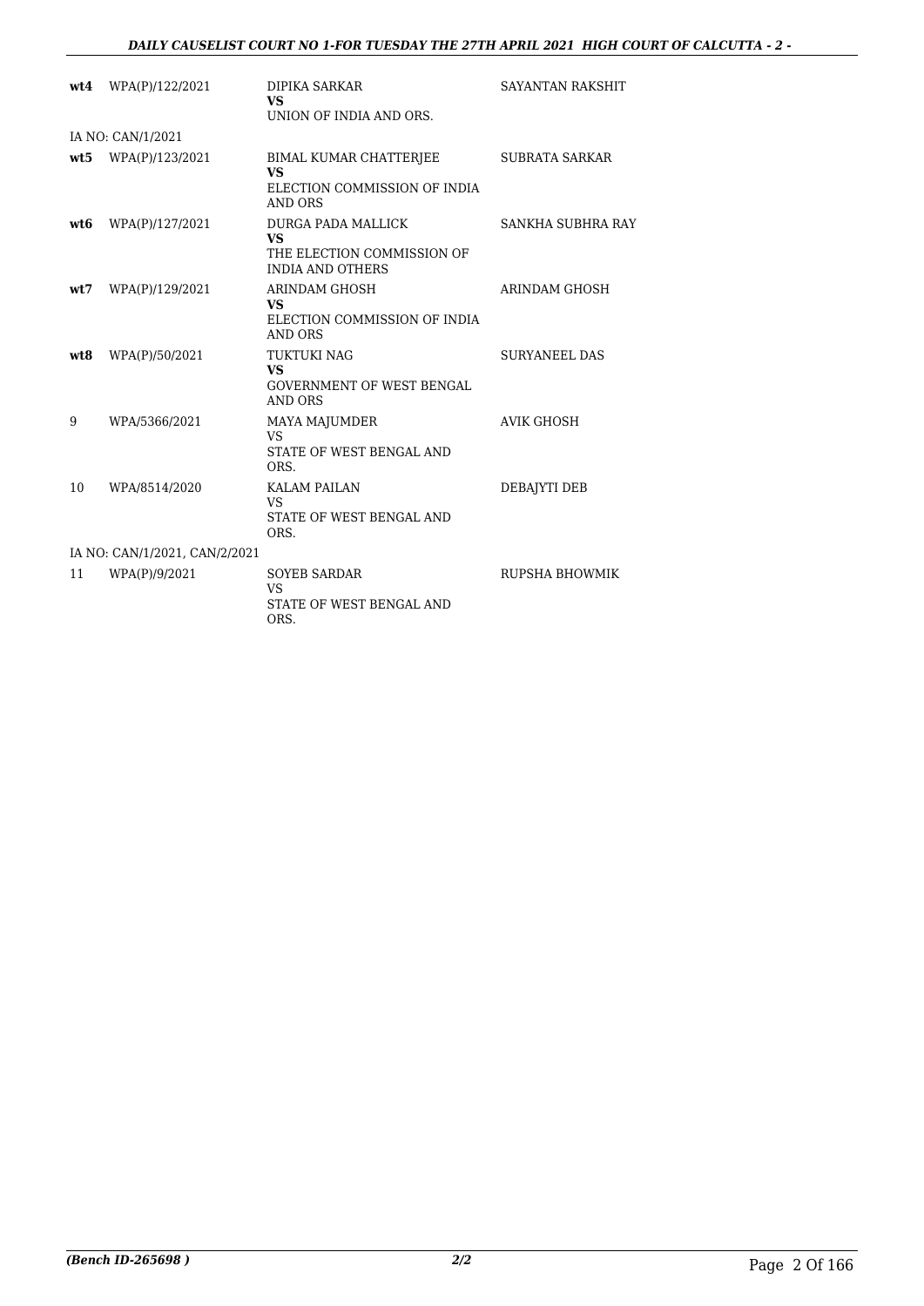| | | | |
|---|---|---|---|
| **wt4** | WPA(P)/122/2021 | DIPIKA SARKAR<br>**VS**<br>UNION OF INDIA AND ORS. | SAYANTAN RAKSHIT |
| IA NO: CAN/1/2021 | | | |
| **wt5** | WPA(P)/123/2021 | BIMAL KUMAR CHATTERJEE<br>**VS**<br>ELECTION COMMISSION OF INDIA AND ORS | SUBRATA SARKAR |
| **wt6** | WPA(P)/127/2021 | DURGA PADA MALLICK<br>**VS**<br>THE ELECTION COMMISSION OF INDIA AND OTHERS | SANKHA SUBHRA RAY |
| **wt7** | WPA(P)/129/2021 | ARINDAM GHOSH<br>**VS**<br>ELECTION COMMISSION OF INDIA AND ORS | ARINDAM GHOSH |
| **wt8** | WPA(P)/50/2021 | TUKTUKI NAG<br>**VS**<br>GOVERNMENT OF WEST BENGAL AND ORS | SURYANEEL DAS |
| 9 | WPA/5366/2021 | MAYA MAJUMDER<br>VS<br>STATE OF WEST BENGAL AND ORS. | AVIK GHOSH |
| 10 | WPA/8514/2020 | KALAM PAILAN<br>VS<br>STATE OF WEST BENGAL AND ORS. | DEBAJYTI DEB |
| IA NO: CAN/1/2021, CAN/2/2021 | | | |
| 11 | WPA(P)/9/2021 | SOYEB SARDAR<br>VS<br>STATE OF WEST BENGAL AND ORS. | RUPSHA BHOWMIK |

*(Bench ID-265698 )* 2/2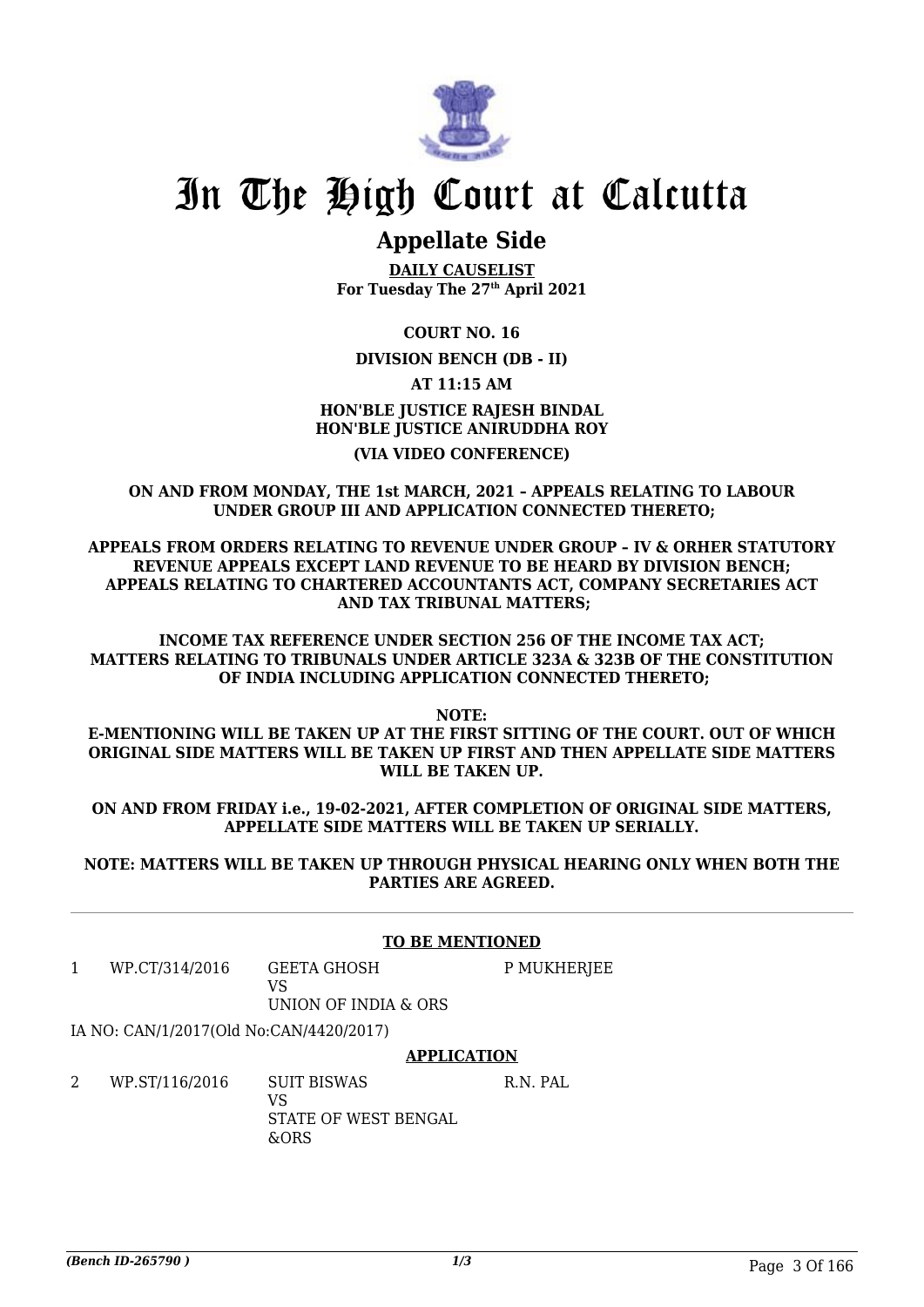# In The High Court at Calcutta

## Appellate Side

**DAILY CAUSELIST**
**For Tuesday The 27th April 2021**

**COURT NO. 16**

**DIVISION BENCH (DB - II)**

**AT 11:15 AM**

**HON'BLE JUSTICE RAJESH BINDAL**
**HON'BLE JUSTICE ANIRUDDHA ROY**

**(VIA VIDEO CONFERENCE)**

**ON AND FROM MONDAY, THE 1st MARCH, 2021 – APPEALS RELATING TO LABOUR UNDER GROUP III AND APPLICATION CONNECTED THERETO;**

**APPEALS FROM ORDERS RELATING TO REVENUE UNDER GROUP – IV & ORHER STATUTORY REVENUE APPEALS EXCEPT LAND REVENUE TO BE HEARD BY DIVISION BENCH; APPEALS RELATING TO CHARTERED ACCOUNTANTS ACT, COMPANY SECRETARIES ACT AND TAX TRIBUNAL MATTERS;**

**INCOME TAX REFERENCE UNDER SECTION 256 OF THE INCOME TAX ACT; MATTERS RELATING TO TRIBUNALS UNDER ARTICLE 323A & 323B OF THE CONSTITUTION OF INDIA INCLUDING APPLICATION CONNECTED THERETO;**

**NOTE:**
**E-MENTIONING WILL BE TAKEN UP AT THE FIRST SITTING OF THE COURT. OUT OF WHICH ORIGINAL SIDE MATTERS WILL BE TAKEN UP FIRST AND THEN APPELLATE SIDE MATTERS WILL BE TAKEN UP.**

**ON AND FROM FRIDAY i.e., 19-02-2021, AFTER COMPLETION OF ORIGINAL SIDE MATTERS, APPELLATE SIDE MATTERS WILL BE TAKEN UP SERIALLY.**

**NOTE: MATTERS WILL BE TAKEN UP THROUGH PHYSICAL HEARING ONLY WHEN BOTH THE PARTIES ARE AGREED.**

---

**TO BE MENTIONED**

| | | | |
|---|---|---|---|
| 1 | WP.CT/314/2016 | GEETA GHOSH<br>VS<br>UNION OF INDIA & ORS | P MUKHERJEE |

IA NO: CAN/1/2017(Old No:CAN/4420/2017)

**APPLICATION**

| | | | |
|---|---|---|---|
| 2 | WP.ST/116/2016 | SUIT BISWAS<br>VS<br>STATE OF WEST BENGAL &ORS | R.N. PAL |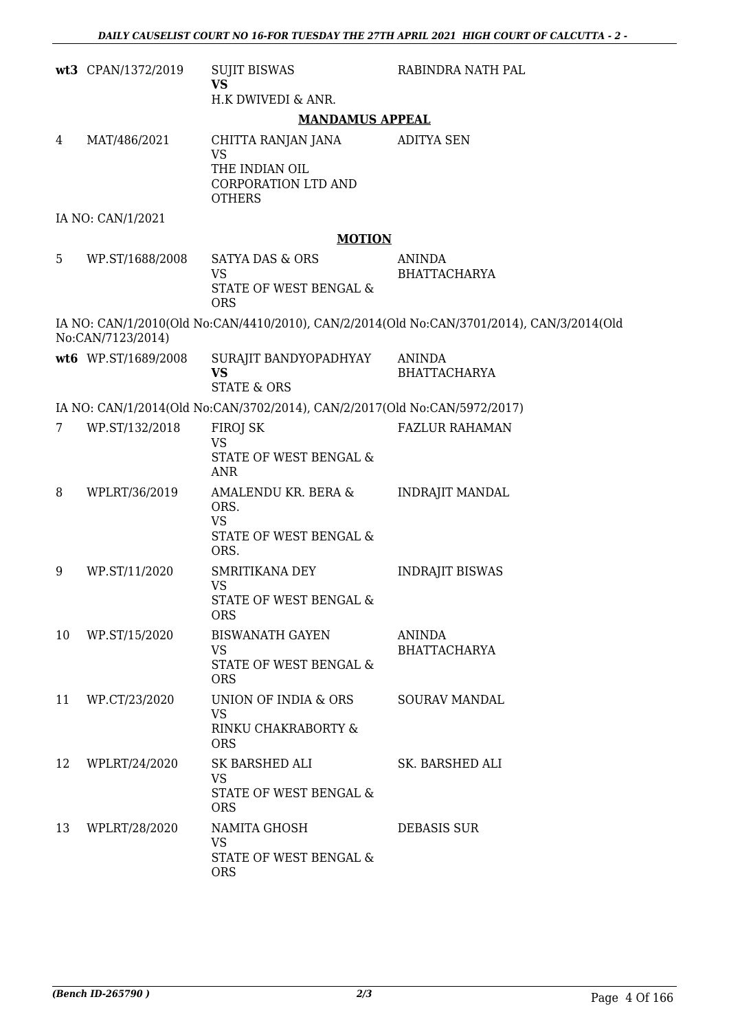| | | | |
|---|---|---|---|
| **wt3** | CPAN/1372/2019 | SUJIT BISWAS **VS** H.K DWIVEDI & ANR. | RABINDRA NATH PAL |

**MANDAMUS APPEAL**

| | | | |
|---|---|---|---|
| 4 | MAT/486/2021 | CHITTA RANJAN JANA VS THE INDIAN OIL CORPORATION LTD AND OTHERS | ADITYA SEN |

IA NO: CAN/1/2021

**MOTION**

| | | | |
|---|---|---|---|
| 5 | WP.ST/1688/2008 | SATYA DAS & ORS VS STATE OF WEST BENGAL & ORS | ANINDA BHATTACHARYA |

IA NO: CAN/1/2010(Old No:CAN/4410/2010), CAN/2/2014(Old No:CAN/3701/2014), CAN/3/2014(Old No:CAN/7123/2014)

| | | | |
|---|---|---|---|
| **wt6** | WP.ST/1689/2008 | SURAJIT BANDYOPADHYAY **VS** STATE & ORS | ANINDA BHATTACHARYA |

IA NO: CAN/1/2014(Old No:CAN/3702/2014), CAN/2/2017(Old No:CAN/5972/2017)

| | | | |
|---|---|---|---|
| 7 | WP.ST/132/2018 | FIROJ SK VS STATE OF WEST BENGAL & ANR | FAZLUR RAHAMAN |
| 8 | WPLRT/36/2019 | AMALENDU KR. BERA & ORS. VS STATE OF WEST BENGAL & ORS. | INDRAJIT MANDAL |
| 9 | WP.ST/11/2020 | SMRITIKANA DEY VS STATE OF WEST BENGAL & ORS | INDRAJIT BISWAS |
| 10 | WP.ST/15/2020 | BISWANATH GAYEN VS STATE OF WEST BENGAL & ORS | ANINDA BHATTACHARYA |
| 11 | WP.CT/23/2020 | UNION OF INDIA & ORS VS RINKU CHAKRABORTY & ORS | SOURAV MANDAL |
| 12 | WPLRT/24/2020 | SK BARSHED ALI VS STATE OF WEST BENGAL & ORS | SK. BARSHED ALI |
| 13 | WPLRT/28/2020 | NAMITA GHOSH VS STATE OF WEST BENGAL & ORS | DEBASIS SUR |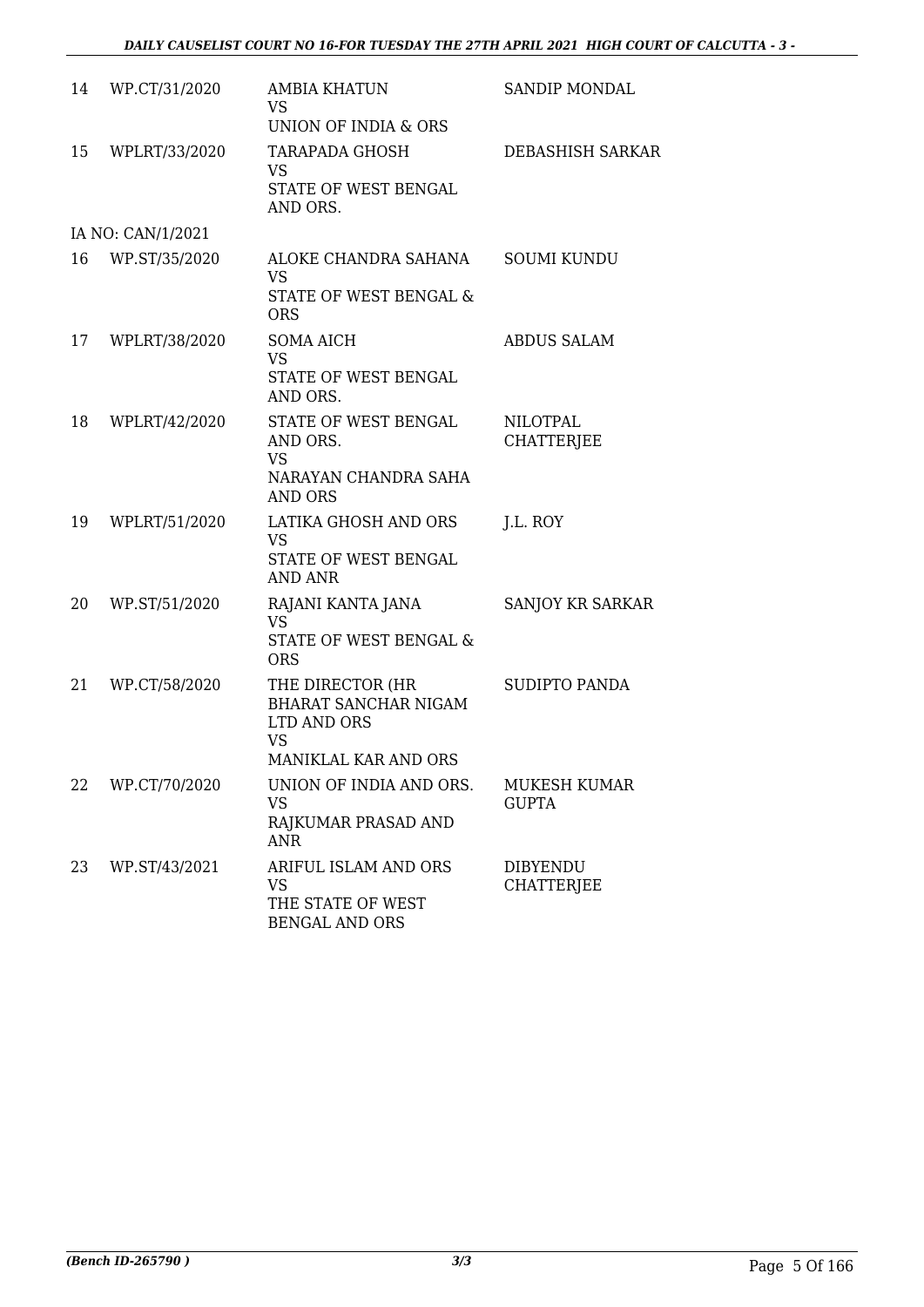| | | | |
|---|---|---|---|
| 14 | WP.CT/31/2020 | AMBIA KHATUN<br>VS<br>UNION OF INDIA & ORS | SANDIP MONDAL |
| 15 | WPLRT/33/2020 | TARAPADA GHOSH<br>VS<br>STATE OF WEST BENGAL AND ORS. | DEBASHISH SARKAR |
| | IA NO: CAN/1/2021 | | |
| 16 | WP.ST/35/2020 | ALOKE CHANDRA SAHANA<br>VS<br>STATE OF WEST BENGAL & ORS | SOUMI KUNDU |
| 17 | WPLRT/38/2020 | SOMA AICH<br>VS<br>STATE OF WEST BENGAL AND ORS. | ABDUS SALAM |
| 18 | WPLRT/42/2020 | STATE OF WEST BENGAL AND ORS.<br>VS<br>NARAYAN CHANDRA SAHA AND ORS | NILOTPAL CHATTERJEE |
| 19 | WPLRT/51/2020 | LATIKA GHOSH AND ORS<br>VS<br>STATE OF WEST BENGAL AND ANR | J.L. ROY |
| 20 | WP.ST/51/2020 | RAJANI KANTA JANA<br>VS<br>STATE OF WEST BENGAL & ORS | SANJOY KR SARKAR |
| 21 | WP.CT/58/2020 | THE DIRECTOR (HR BHARAT SANCHAR NIGAM LTD AND ORS<br>VS<br>MANIKLAL KAR AND ORS | SUDIPTO PANDA |
| 22 | WP.CT/70/2020 | UNION OF INDIA AND ORS.<br>VS<br>RAJKUMAR PRASAD AND ANR | MUKESH KUMAR GUPTA |
| 23 | WP.ST/43/2021 | ARIFUL ISLAM AND ORS<br>VS<br>THE STATE OF WEST BENGAL AND ORS | DIBYENDU CHATTERJEE |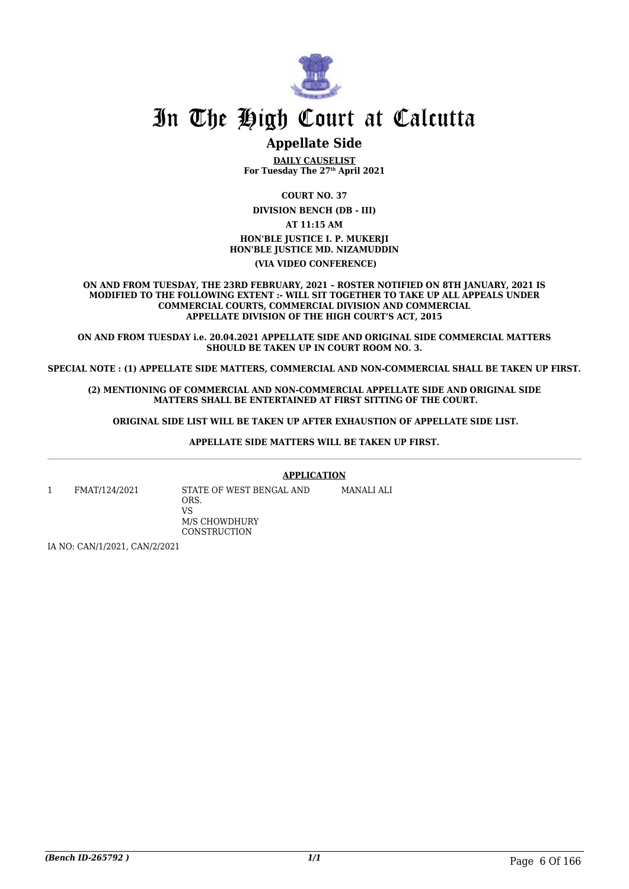# In The High Court at Calcutta

## Appellate Side

**DAILY CAUSELIST**
**For Tuesday The 27th April 2021**

**COURT NO. 37**

**DIVISION BENCH (DB - III)**

**AT 11:15 AM**

**HON'BLE JUSTICE I. P. MUKERJI**
**HON'BLE JUSTICE MD. NIZAMUDDIN**

**(VIA VIDEO CONFERENCE)**

**ON AND FROM TUESDAY, THE 23RD FEBRUARY, 2021 – ROSTER NOTIFIED ON 8TH JANUARY, 2021 IS MODIFIED TO THE FOLLOWING EXTENT :- WILL SIT TOGETHER TO TAKE UP ALL APPEALS UNDER COMMERCIAL COURTS, COMMERCIAL DIVISION AND COMMERCIAL APPELLATE DIVISION OF THE HIGH COURT'S ACT, 2015**

**ON AND FROM TUESDAY i.e. 20.04.2021 APPELLATE SIDE AND ORIGINAL SIDE COMMERCIAL MATTERS SHOULD BE TAKEN UP IN COURT ROOM NO. 3.**

**SPECIAL NOTE : (1) APPELLATE SIDE MATTERS, COMMERCIAL AND NON-COMMERCIAL SHALL BE TAKEN UP FIRST.**

**(2) MENTIONING OF COMMERCIAL AND NON-COMMERCIAL APPELLATE SIDE AND ORIGINAL SIDE MATTERS SHALL BE ENTERTAINED AT FIRST SITTING OF THE COURT.**

**ORIGINAL SIDE LIST WILL BE TAKEN UP AFTER EXHAUSTION OF APPELLATE SIDE LIST.**

**APPELLATE SIDE MATTERS WILL BE TAKEN UP FIRST.**

**APPLICATION**

| | | | |
|---|---|---|---|
| 1 | FMAT/124/2021 | STATE OF WEST BENGAL AND ORS.<br>VS<br>M/S CHOWDHURY CONSTRUCTION | MANALI ALI |

IA NO: CAN/1/2021, CAN/2/2021

*(Bench ID-265792 )* 1/1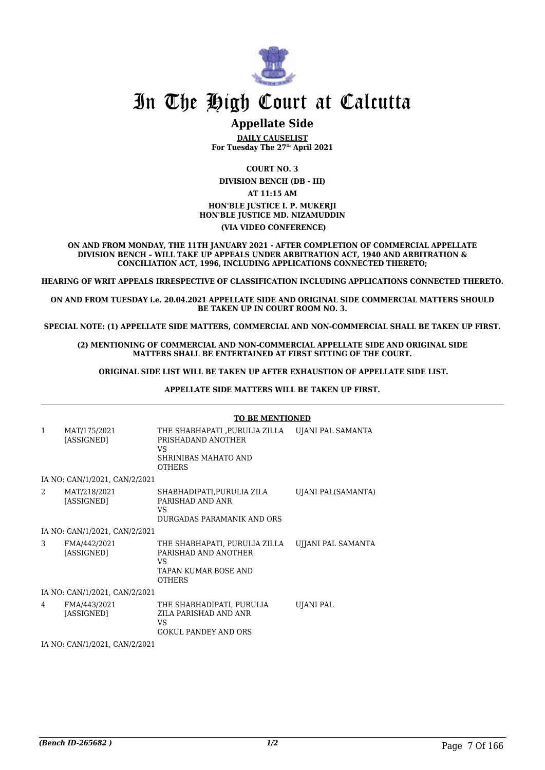# In The High Court at Calcutta

## Appellate Side

**DAILY CAUSELIST**
**For Tuesday The 27th April 2021**

**COURT NO. 3**

**DIVISION BENCH (DB - III)**

**AT 11:15 AM**

**HON'BLE JUSTICE I. P. MUKERJI**
**HON'BLE JUSTICE MD. NIZAMUDDIN**

**(VIA VIDEO CONFERENCE)**

**ON AND FROM MONDAY, THE 11TH JANUARY 2021 - AFTER COMPLETION OF COMMERCIAL APPELLATE DIVISION BENCH – WILL TAKE UP APPEALS UNDER ARBITRATION ACT, 1940 AND ARBITRATION & CONCILIATION ACT, 1996, INCLUDING APPLICATIONS CONNECTED THERETO;**

**HEARING OF WRIT APPEALS IRRESPECTIVE OF CLASSIFICATION INCLUDING APPLICATIONS CONNECTED THERETO.**

**ON AND FROM TUESDAY i.e. 20.04.2021 APPELLATE SIDE AND ORIGINAL SIDE COMMERCIAL MATTERS SHOULD BE TAKEN UP IN COURT ROOM NO. 3.**

**SPECIAL NOTE: (1) APPELLATE SIDE MATTERS, COMMERCIAL AND NON-COMMERCIAL SHALL BE TAKEN UP FIRST.**

**(2) MENTIONING OF COMMERCIAL AND NON-COMMERCIAL APPELLATE SIDE AND ORIGINAL SIDE MATTERS SHALL BE ENTERTAINED AT FIRST SITTING OF THE COURT.**

**ORIGINAL SIDE LIST WILL BE TAKEN UP AFTER EXHAUSTION OF APPELLATE SIDE LIST.**

**APPELLATE SIDE MATTERS WILL BE TAKEN UP FIRST.**

**TO BE MENTIONED**

| | | | |
|---|---|---|---|
| 1 | MAT/175/2021 [ASSIGNED] | THE SHABHAPATI ,PURULIA ZILLA PRISHADAND ANOTHER VS SHRINIBAS MAHATO AND OTHERS | UJANI PAL SAMANTA |
| | IA NO: CAN/1/2021, CAN/2/2021 | | |
| 2 | MAT/218/2021 [ASSIGNED] | SHABHADIPATI,PURULIA ZILA PARISHAD AND ANR VS DURGADAS PARAMANIK AND ORS | UJANI PAL(SAMANTA) |
| | IA NO: CAN/1/2021, CAN/2/2021 | | |
| 3 | FMA/442/2021 [ASSIGNED] | THE SHABHAPATI, PURULIA ZILLA PARISHAD AND ANOTHER VS TAPAN KUMAR BOSE AND OTHERS | UJJANI PAL SAMANTA |
| | IA NO: CAN/1/2021, CAN/2/2021 | | |
| 4 | FMA/443/2021 [ASSIGNED] | THE SHABHADIPATI, PURULIA ZILA PARISHAD AND ANR VS GOKUL PANDEY AND ORS | UJANI PAL |
| | IA NO: CAN/1/2021, CAN/2/2021 | | |

*(Bench ID-265682 )* 1/2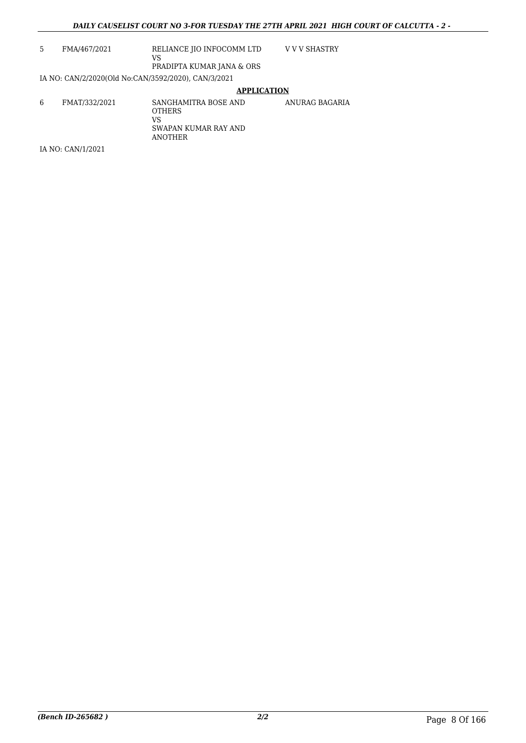| 5 | FMA/467/2021 | RELIANCE JIO INFOCOMM LTD<br>VS<br>PRADIPTA KUMAR JANA & ORS | V V V SHASTRY |
|---|---|---|---|

IA NO: CAN/2/2020(Old No:CAN/3592/2020), CAN/3/2021

**APPLICATION**

| 6 | FMAT/332/2021 | SANGHAMITRA BOSE AND OTHERS<br>VS<br>SWAPAN KUMAR RAY AND ANOTHER | ANURAG BAGARIA |
|---|---|---|---|

IA NO: CAN/1/2021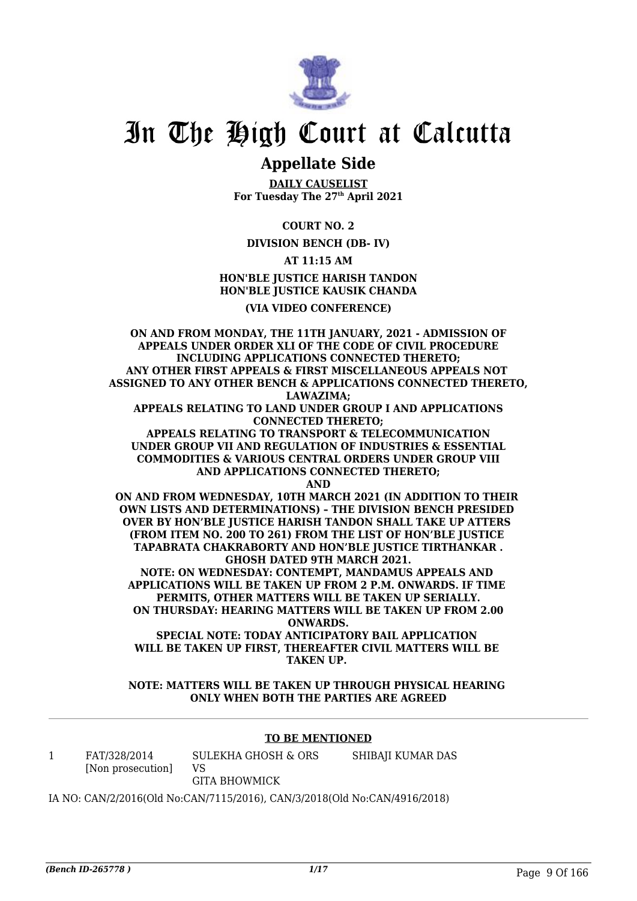# In The High Court at Calcutta

## Appellate Side

**DAILY CAUSELIST**
**For Tuesday The 27th April 2021**

**COURT NO. 2**

**DIVISION BENCH (DB- IV)**

**AT 11:15 AM**

**HON'BLE JUSTICE HARISH TANDON**
**HON'BLE JUSTICE KAUSIK CHANDA**

**(VIA VIDEO CONFERENCE)**

**ON AND FROM MONDAY, THE 11TH JANUARY, 2021 - ADMISSION OF APPEALS UNDER ORDER XLI OF THE CODE OF CIVIL PROCEDURE INCLUDING APPLICATIONS CONNECTED THERETO;**
**ANY OTHER FIRST APPEALS & FIRST MISCELLANEOUS APPEALS NOT ASSIGNED TO ANY OTHER BENCH & APPLICATIONS CONNECTED THERETO, LAWAZIMA;**
**APPEALS RELATING TO LAND UNDER GROUP I AND APPLICATIONS CONNECTED THERETO;**
**APPEALS RELATING TO TRANSPORT & TELECOMMUNICATION UNDER GROUP VII AND REGULATION OF INDUSTRIES & ESSENTIAL COMMODITIES & VARIOUS CENTRAL ORDERS UNDER GROUP VIII AND APPLICATIONS CONNECTED THERETO;**
**AND**
**ON AND FROM WEDNESDAY, 10TH MARCH 2021 (IN ADDITION TO THEIR OWN LISTS AND DETERMINATIONS) – THE DIVISION BENCH PRESIDED OVER BY HON'BLE JUSTICE HARISH TANDON SHALL TAKE UP ATTERS (FROM ITEM NO. 200 TO 261) FROM THE LIST OF HON'BLE JUSTICE TAPABRATA CHAKRABORTY AND HON'BLE JUSTICE TIRTHANKAR . GHOSH DATED 9TH MARCH 2021.**
**NOTE: ON WEDNESDAY: CONTEMPT, MANDAMUS APPEALS AND APPLICATIONS WILL BE TAKEN UP FROM 2 P.M. ONWARDS. IF TIME PERMITS, OTHER MATTERS WILL BE TAKEN UP SERIALLY.**
**ON THURSDAY: HEARING MATTERS WILL BE TAKEN UP FROM 2.00 ONWARDS.**
**SPECIAL NOTE: TODAY ANTICIPATORY BAIL APPLICATION WILL BE TAKEN UP FIRST, THEREAFTER CIVIL MATTERS WILL BE TAKEN UP.**

**NOTE: MATTERS WILL BE TAKEN UP THROUGH PHYSICAL HEARING ONLY WHEN BOTH THE PARTIES ARE AGREED**

---

**TO BE MENTIONED**

| | | | |
|---|---|---|---|
| 1 | FAT/328/2014 [Non prosecution] | SULEKHA GHOSH & ORS VS GITA BHOWMICK | SHIBAJI KUMAR DAS |

IA NO: CAN/2/2016(Old No:CAN/7115/2016), CAN/3/2018(Old No:CAN/4916/2018)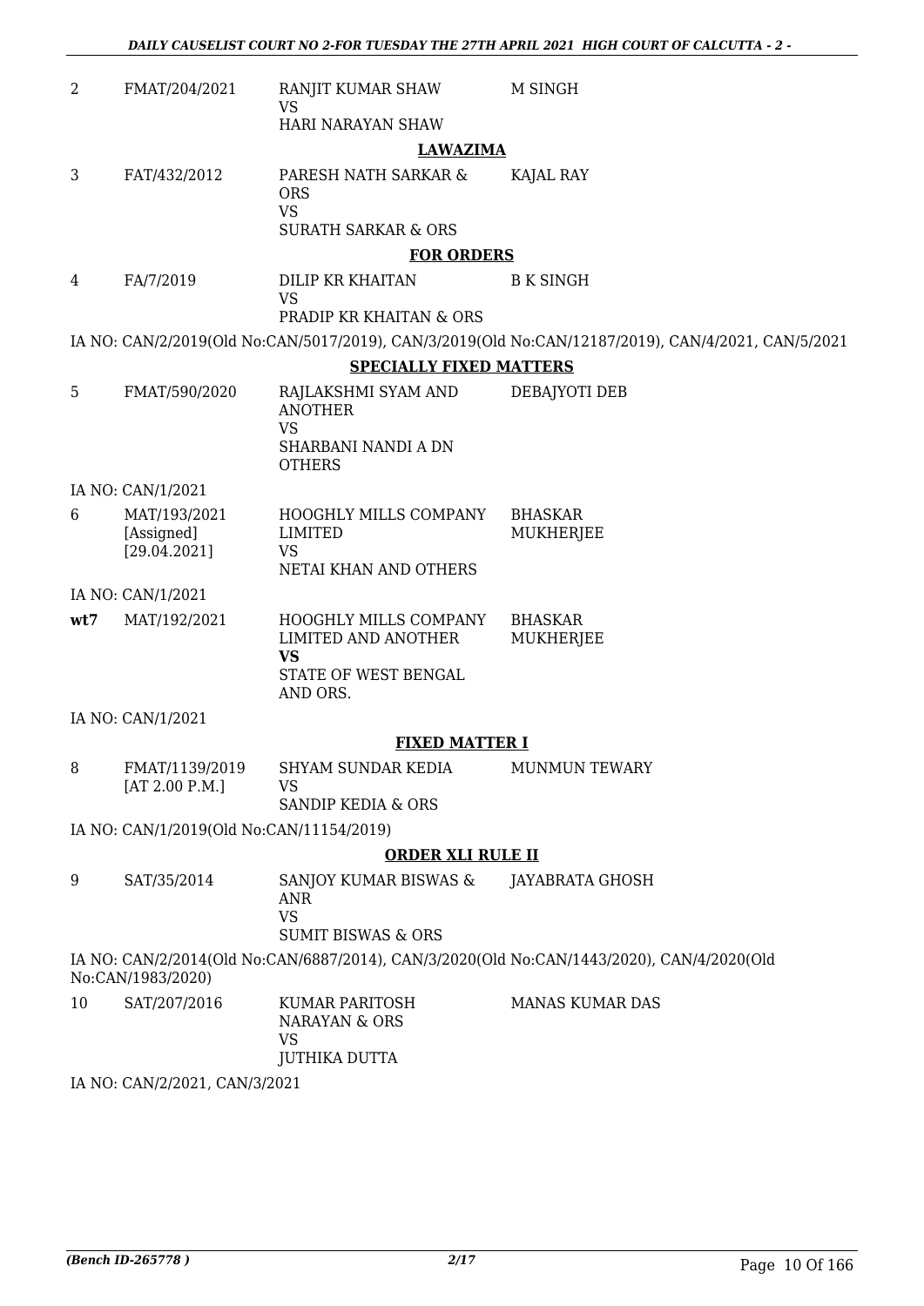| | | | |
|---|---|---|---|
| 2 | FMAT/204/2021 | RANJIT KUMAR SHAW<br>VS<br>HARI NARAYAN SHAW | M SINGH |

**LAWAZIMA**

| | | | |
|---|---|---|---|
| 3 | FAT/432/2012 | PARESH NATH SARKAR & ORS<br>VS<br>SURATH SARKAR & ORS | KAJAL RAY |

**FOR ORDERS**

| | | | |
|---|---|---|---|
| 4 | FA/7/2019 | DILIP KR KHAITAN<br>VS<br>PRADIP KR KHAITAN & ORS | B K SINGH |

IA NO: CAN/2/2019(Old No:CAN/5017/2019), CAN/3/2019(Old No:CAN/12187/2019), CAN/4/2021, CAN/5/2021

**SPECIALLY FIXED MATTERS**

| | | | |
|---|---|---|---|
| 5 | FMAT/590/2020 | RAJLAKSHMI SYAM AND ANOTHER<br>VS<br>SHARBANI NANDI A DN OTHERS | DEBAJYOTI DEB |

IA NO: CAN/1/2021

| | | | |
|---|---|---|---|
| 6 | MAT/193/2021<br>[Assigned]<br>[29.04.2021] | HOOGHLY MILLS COMPANY LIMITED<br>VS<br>NETAI KHAN AND OTHERS | BHASKAR MUKHERJEE |

IA NO: CAN/1/2021

| | | | |
|---|---|---|---|
| **wt7** | MAT/192/2021 | HOOGHLY MILLS COMPANY LIMITED AND ANOTHER<br>**VS**<br>STATE OF WEST BENGAL AND ORS. | BHASKAR MUKHERJEE |

IA NO: CAN/1/2021

**FIXED MATTER I**

| | | | |
|---|---|---|---|
| 8 | FMAT/1139/2019<br>[AT 2.00 P.M.] | SHYAM SUNDAR KEDIA<br>VS<br>SANDIP KEDIA & ORS | MUNMUN TEWARY |

IA NO: CAN/1/2019(Old No:CAN/11154/2019)

**ORDER XLI RULE II**

| | | | |
|---|---|---|---|
| 9 | SAT/35/2014 | SANJOY KUMAR BISWAS & ANR<br>VS<br>SUMIT BISWAS & ORS | JAYABRATA GHOSH |

IA NO: CAN/2/2014(Old No:CAN/6887/2014), CAN/3/2020(Old No:CAN/1443/2020), CAN/4/2020(Old No:CAN/1983/2020)

| | | | |
|---|---|---|---|
| 10 | SAT/207/2016 | KUMAR PARITOSH NARAYAN & ORS<br>VS<br>JUTHIKA DUTTA | MANAS KUMAR DAS |

IA NO: CAN/2/2021, CAN/3/2021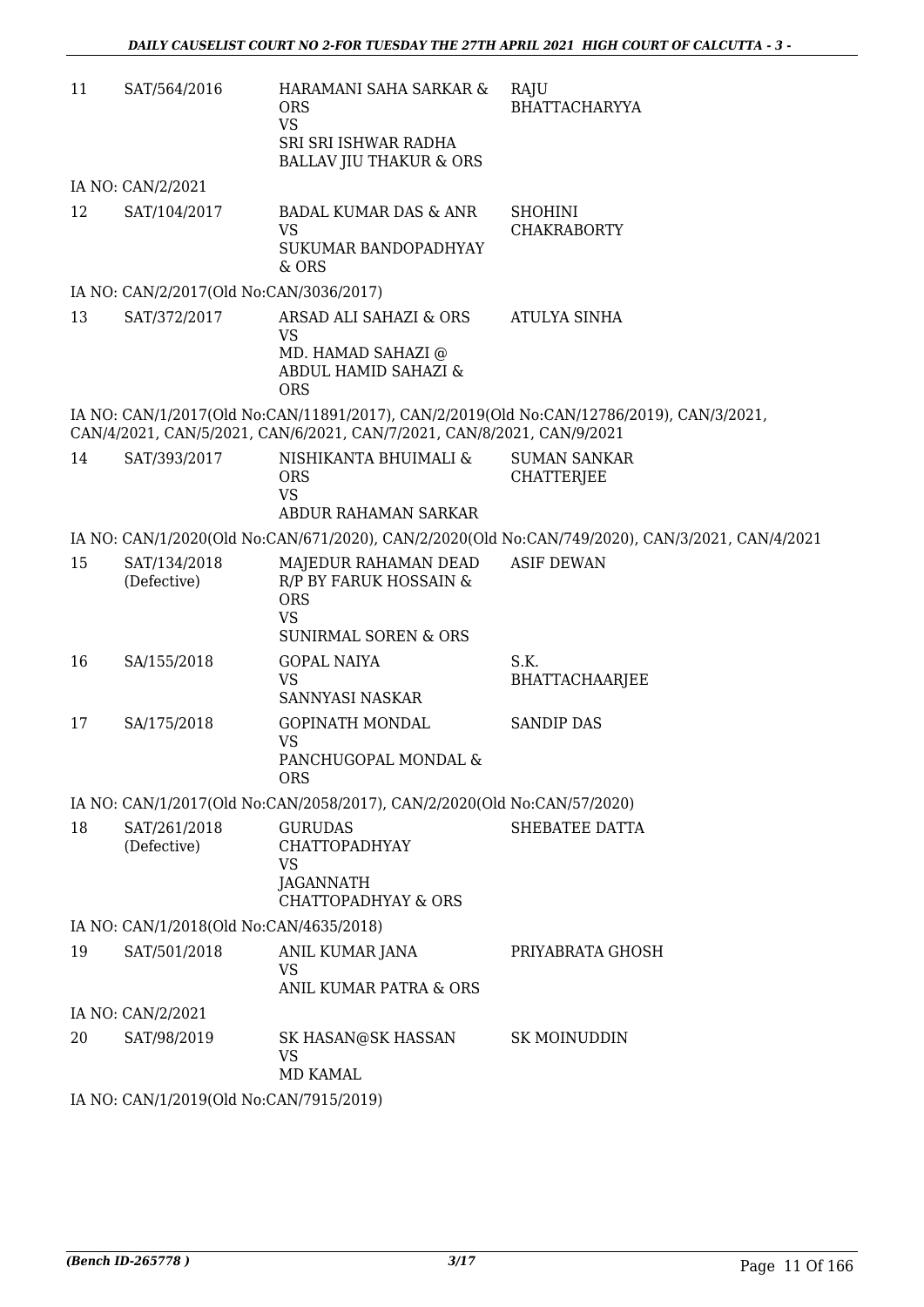| | | | |
|---|---|---|---|
| 11 | SAT/564/2016 | HARAMANI SAHA SARKAR & ORS<br>VS<br>SRI SRI ISHWAR RADHA BALLAV JIU THAKUR & ORS | RAJU BHATTACHARYYA |

IA NO: CAN/2/2021

| | | | |
|---|---|---|---|
| 12 | SAT/104/2017 | BADAL KUMAR DAS & ANR<br>VS<br>SUKUMAR BANDOPADHYAY & ORS | SHOHINI CHAKRABORTY |

IA NO: CAN/2/2017(Old No:CAN/3036/2017)

| | | | |
|---|---|---|---|
| 13 | SAT/372/2017 | ARSAD ALI SAHAZI & ORS<br>VS<br>MD. HAMAD SAHAZI @ ABDUL HAMID SAHAZI & ORS | ATULYA SINHA |

IA NO: CAN/1/2017(Old No:CAN/11891/2017), CAN/2/2019(Old No:CAN/12786/2019), CAN/3/2021, CAN/4/2021, CAN/5/2021, CAN/6/2021, CAN/7/2021, CAN/8/2021, CAN/9/2021

| | | | |
|---|---|---|---|
| 14 | SAT/393/2017 | NISHIKANTA BHUIMALI & ORS<br>VS<br>ABDUR RAHAMAN SARKAR | SUMAN SANKAR CHATTERJEE |

IA NO: CAN/1/2020(Old No:CAN/671/2020), CAN/2/2020(Old No:CAN/749/2020), CAN/3/2021, CAN/4/2021

| | | | |
|---|---|---|---|
| 15 | SAT/134/2018 (Defective) | MAJEDUR RAHAMAN DEAD R/P BY FARUK HOSSAIN & ORS<br>VS<br>SUNIRMAL SOREN & ORS | ASIF DEWAN |
| 16 | SA/155/2018 | GOPAL NAIYA<br>VS<br>SANNYASI NASKAR | S.K. BHATTACHAARJEE |
| 17 | SA/175/2018 | GOPINATH MONDAL<br>VS<br>PANCHUGOPAL MONDAL & ORS | SANDIP DAS |

IA NO: CAN/1/2017(Old No:CAN/2058/2017), CAN/2/2020(Old No:CAN/57/2020)

| | | | |
|---|---|---|---|
| 18 | SAT/261/2018 (Defective) | GURUDAS CHATTOPADHYAY<br>VS<br>JAGANNATH CHATTOPADHYAY & ORS | SHEBATEE DATTA |

IA NO: CAN/1/2018(Old No:CAN/4635/2018)

| | | | |
|---|---|---|---|
| 19 | SAT/501/2018 | ANIL KUMAR JANA<br>VS<br>ANIL KUMAR PATRA & ORS | PRIYABRATA GHOSH |

IA NO: CAN/2/2021

| | | | |
|---|---|---|---|
| 20 | SAT/98/2019 | SK HASAN@SK HASSAN<br>VS<br>MD KAMAL | SK MOINUDDIN |

IA NO: CAN/1/2019(Old No:CAN/7915/2019)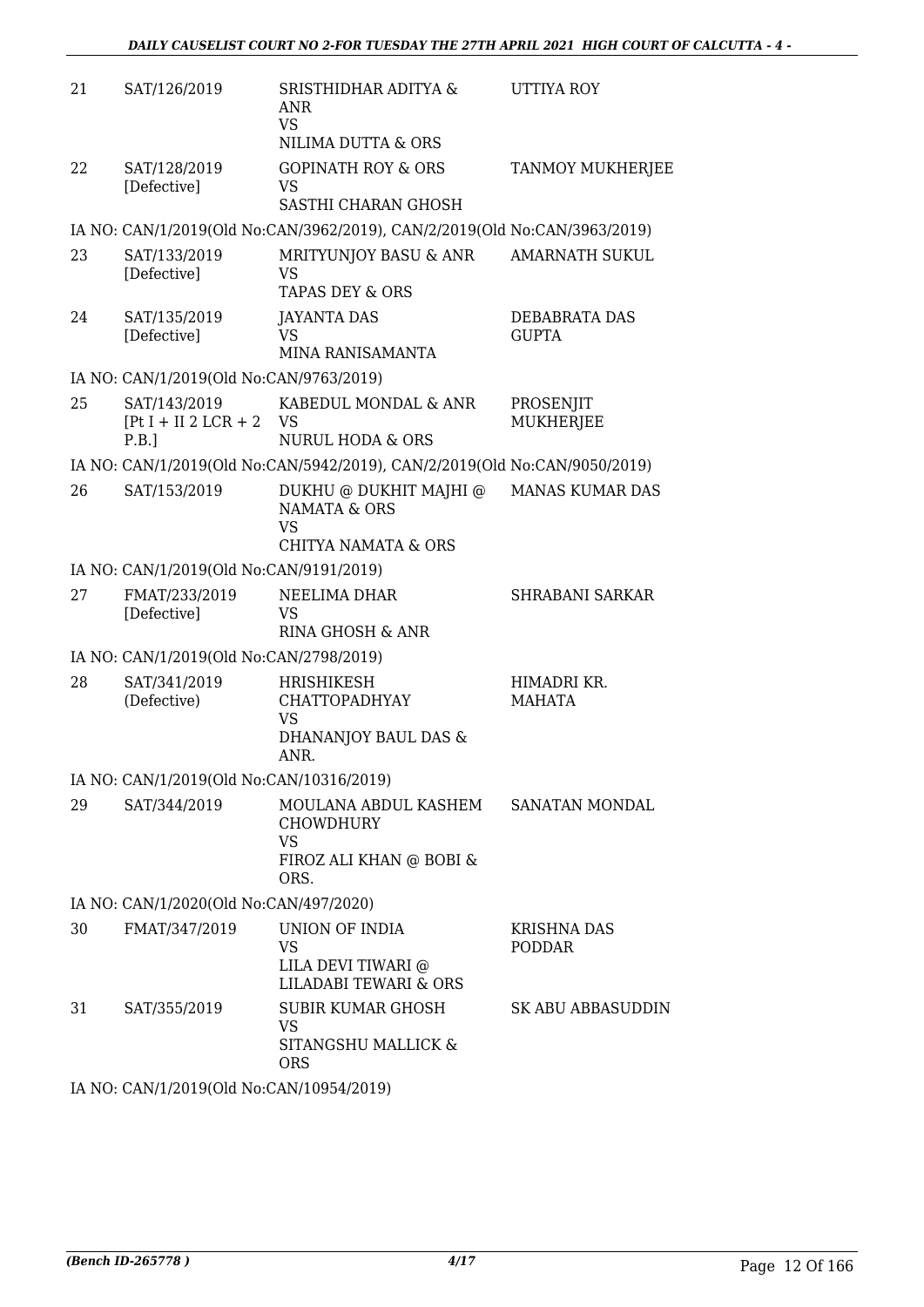| | | | |
|---|---|---|---|
| 21 | SAT/126/2019 | SRISTHIDHAR ADITYA & ANR<br>VS<br>NILIMA DUTTA & ORS | UTTIYA ROY |
| 22 | SAT/128/2019<br>[Defective] | GOPINATH ROY & ORS<br>VS<br>SASTHI CHARAN GHOSH | TANMOY MUKHERJEE |
| | IA NO: CAN/1/2019(Old No:CAN/3962/2019), CAN/2/2019(Old No:CAN/3963/2019) | | |
| 23 | SAT/133/2019<br>[Defective] | MRITYUNJOY BASU & ANR<br>VS<br>TAPAS DEY & ORS | AMARNATH SUKUL |
| 24 | SAT/135/2019<br>[Defective] | JAYANTA DAS<br>VS<br>MINA RANISAMANTA | DEBABRATA DAS GUPTA |
| | IA NO: CAN/1/2019(Old No:CAN/9763/2019) | | |
| 25 | SAT/143/2019<br>[Pt I + II 2 LCR + 2 P.B.] | KABEDUL MONDAL & ANR<br>VS<br>NURUL HODA & ORS | PROSENJIT MUKHERJEE |
| | IA NO: CAN/1/2019(Old No:CAN/5942/2019), CAN/2/2019(Old No:CAN/9050/2019) | | |
| 26 | SAT/153/2019 | DUKHU @ DUKHIT MAJHI @ NAMATA & ORS<br>VS<br>CHITYA NAMATA & ORS | MANAS KUMAR DAS |
| | IA NO: CAN/1/2019(Old No:CAN/9191/2019) | | |
| 27 | FMAT/233/2019<br>[Defective] | NEELIMA DHAR<br>VS<br>RINA GHOSH & ANR | SHRABANI SARKAR |
| | IA NO: CAN/1/2019(Old No:CAN/2798/2019) | | |
| 28 | SAT/341/2019<br>(Defective) | HRISHIKESH CHATTOPADHYAY<br>VS<br>DHANANJOY BAUL DAS & ANR. | HIMADRI KR. MAHATA |
| | IA NO: CAN/1/2019(Old No:CAN/10316/2019) | | |
| 29 | SAT/344/2019 | MOULANA ABDUL KASHEM CHOWDHURY<br>VS<br>FIROZ ALI KHAN @ BOBI & ORS. | SANATAN MONDAL |
| | IA NO: CAN/1/2020(Old No:CAN/497/2020) | | |
| 30 | FMAT/347/2019 | UNION OF INDIA<br>VS<br>LILA DEVI TIWARI @ LILADABI TEWARI & ORS | KRISHNA DAS PODDAR |
| 31 | SAT/355/2019 | SUBIR KUMAR GHOSH<br>VS<br>SITANGSHU MALLICK & ORS | SK ABU ABBASUDDIN |
| | IA NO: CAN/1/2019(Old No:CAN/10954/2019) | | |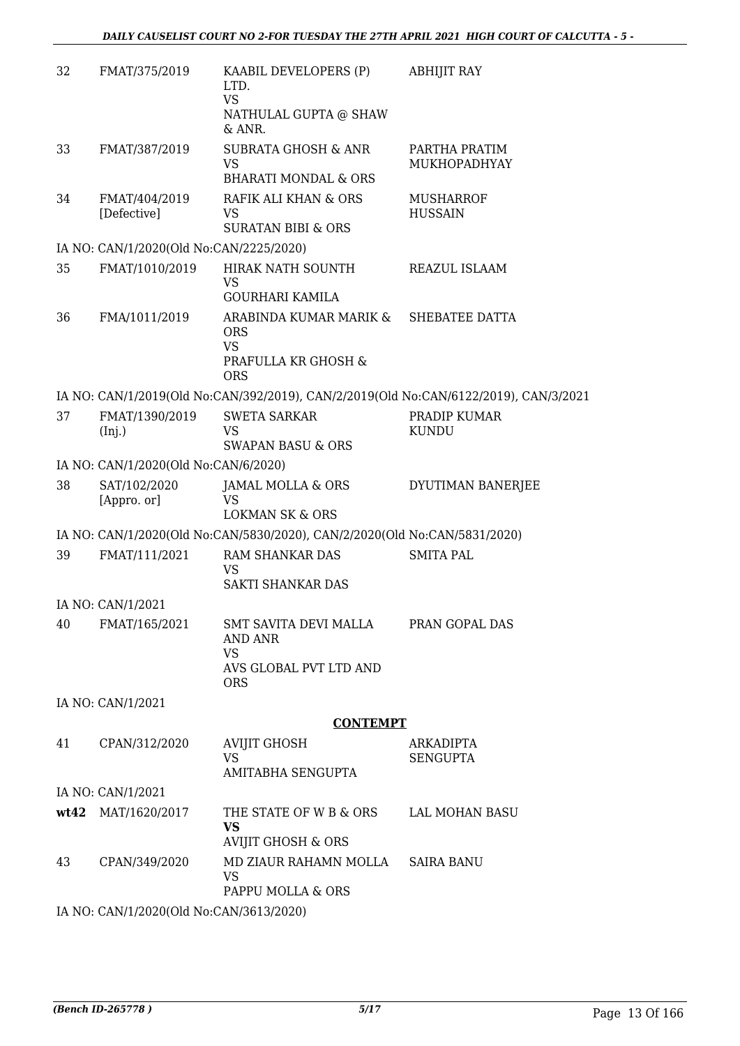| | | | |
|---|---|---|---|
| 32 | FMAT/375/2019 | KAABIL DEVELOPERS (P) LTD.<br>VS<br>NATHULAL GUPTA @ SHAW & ANR. | ABHIJIT RAY |
| 33 | FMAT/387/2019 | SUBRATA GHOSH & ANR<br>VS<br>BHARATI MONDAL & ORS | PARTHA PRATIM MUKHOPADHYAY |
| 34 | FMAT/404/2019 [Defective] | RAFIK ALI KHAN & ORS<br>VS<br>SURATAN BIBI & ORS | MUSHARROF HUSSAIN |
| | IA NO: CAN/1/2020(Old No:CAN/2225/2020) | | |
| 35 | FMAT/1010/2019 | HIRAK NATH SOUNTH<br>VS<br>GOURHARI KAMILA | REAZUL ISLAAM |
| 36 | FMA/1011/2019 | ARABINDA KUMAR MARIK & ORS<br>VS<br>PRAFULLA KR GHOSH & ORS | SHEBATEE DATTA |
| | IA NO: CAN/1/2019(Old No:CAN/392/2019), CAN/2/2019(Old No:CAN/6122/2019), CAN/3/2021 | | |
| 37 | FMAT/1390/2019 (Inj.) | SWETA SARKAR<br>VS<br>SWAPAN BASU & ORS | PRADIP KUMAR KUNDU |
| | IA NO: CAN/1/2020(Old No:CAN/6/2020) | | |
| 38 | SAT/102/2020 [Appro. or] | JAMAL MOLLA & ORS<br>VS<br>LOKMAN SK & ORS | DYUTIMAN BANERJEE |
| | IA NO: CAN/1/2020(Old No:CAN/5830/2020), CAN/2/2020(Old No:CAN/5831/2020) | | |
| 39 | FMAT/111/2021 | RAM SHANKAR DAS<br>VS<br>SAKTI SHANKAR DAS | SMITA PAL |
| | IA NO: CAN/1/2021 | | |
| 40 | FMAT/165/2021 | SMT SAVITA DEVI MALLA AND ANR<br>VS<br>AVS GLOBAL PVT LTD AND ORS | PRAN GOPAL DAS |
| | IA NO: CAN/1/2021 | | |

**CONTEMPT**

| | | | |
|---|---|---|---|
| 41 | CPAN/312/2020 | AVIJIT GHOSH<br>VS<br>AMITABHA SENGUPTA | ARKADIPTA SENGUPTA |
| | IA NO: CAN/1/2021 | | |
| **wt42** | MAT/1620/2017 | THE STATE OF W B & ORS<br>**VS**<br>AVIJIT GHOSH & ORS | LAL MOHAN BASU |
| 43 | CPAN/349/2020 | MD ZIAUR RAHAMN MOLLA<br>VS<br>PAPPU MOLLA & ORS | SAIRA BANU |
| | IA NO: CAN/1/2020(Old No:CAN/3613/2020) | | |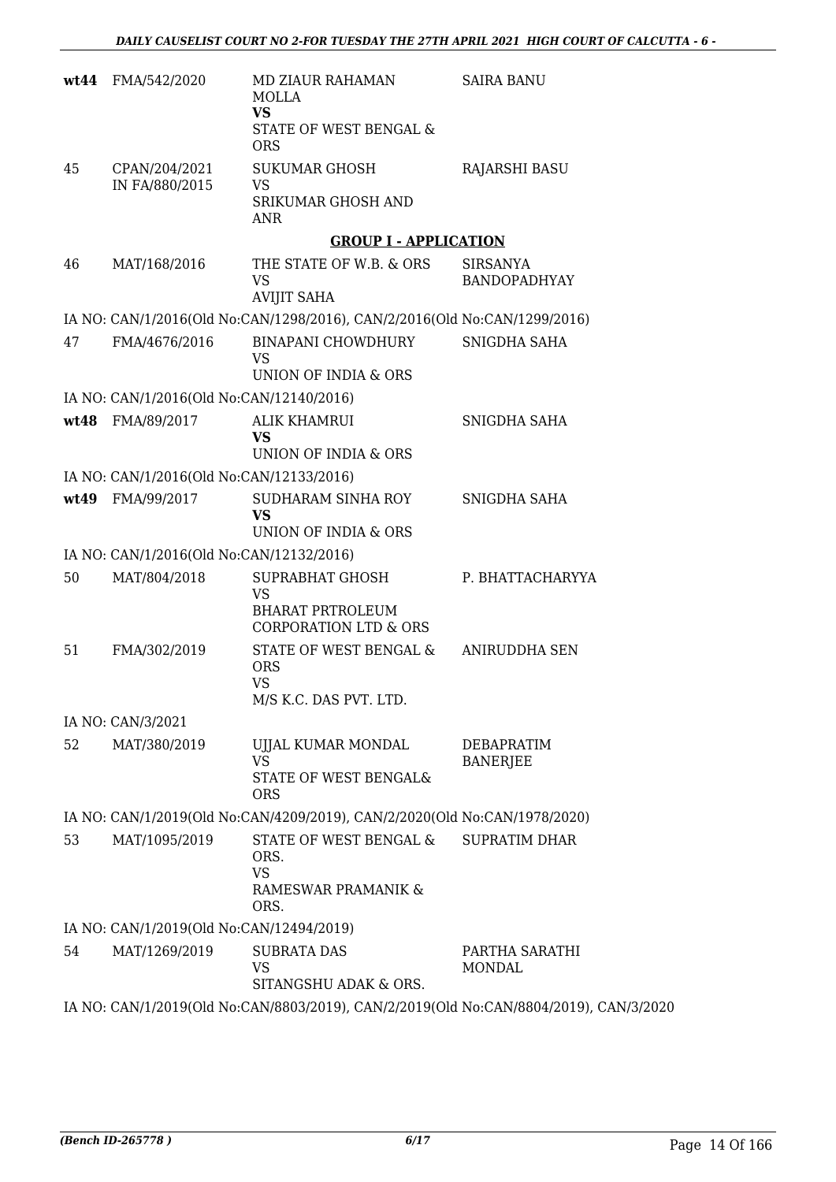| | | | |
|---|---|---|---|
| **wt44** | FMA/542/2020 | MD ZIAUR RAHAMAN MOLLA<br>**VS**<br>STATE OF WEST BENGAL & ORS | SAIRA BANU |
| 45 | CPAN/204/2021<br>IN FA/880/2015 | SUKUMAR GHOSH<br>VS<br>SRIKUMAR GHOSH AND ANR | RAJARSHI BASU |

**GROUP I - APPLICATION**

| | | | |
|---|---|---|---|
| 46 | MAT/168/2016 | THE STATE OF W.B. & ORS<br>VS<br>AVIJIT SAHA | SIRSANYA BANDOPADHYAY |

IA NO: CAN/1/2016(Old No:CAN/1298/2016), CAN/2/2016(Old No:CAN/1299/2016)

| | | | |
|---|---|---|---|
| 47 | FMA/4676/2016 | BINAPANI CHOWDHURY<br>VS<br>UNION OF INDIA & ORS | SNIGDHA SAHA |

IA NO: CAN/1/2016(Old No:CAN/12140/2016)

| | | | |
|---|---|---|---|
| **wt48** | FMA/89/2017 | ALIK KHAMRUI<br>**VS**<br>UNION OF INDIA & ORS | SNIGDHA SAHA |

IA NO: CAN/1/2016(Old No:CAN/12133/2016)

| | | | |
|---|---|---|---|
| **wt49** | FMA/99/2017 | SUDHARAM SINHA ROY<br>**VS**<br>UNION OF INDIA & ORS | SNIGDHA SAHA |

IA NO: CAN/1/2016(Old No:CAN/12132/2016)

| | | | |
|---|---|---|---|
| 50 | MAT/804/2018 | SUPRABHAT GHOSH<br>VS<br>BHARAT PRTROLEUM CORPORATION LTD & ORS | P. BHATTACHARYYA |
| 51 | FMA/302/2019 | STATE OF WEST BENGAL & ORS<br>VS<br>M/S K.C. DAS PVT. LTD. | ANIRUDDHA SEN |

IA NO: CAN/3/2021

| | | | |
|---|---|---|---|
| 52 | MAT/380/2019 | UJJAL KUMAR MONDAL<br>VS<br>STATE OF WEST BENGAL& ORS | DEBAPRATIM BANERJEE |

IA NO: CAN/1/2019(Old No:CAN/4209/2019), CAN/2/2020(Old No:CAN/1978/2020)

| | | | |
|---|---|---|---|
| 53 | MAT/1095/2019 | STATE OF WEST BENGAL & ORS.<br>VS<br>RAMESWAR PRAMANIK & ORS. | SUPRATIM DHAR |

IA NO: CAN/1/2019(Old No:CAN/12494/2019)

| | | | |
|---|---|---|---|
| 54 | MAT/1269/2019 | SUBRATA DAS<br>VS<br>SITANGSHU ADAK & ORS. | PARTHA SARATHI MONDAL |

IA NO: CAN/1/2019(Old No:CAN/8803/2019), CAN/2/2019(Old No:CAN/8804/2019), CAN/3/2020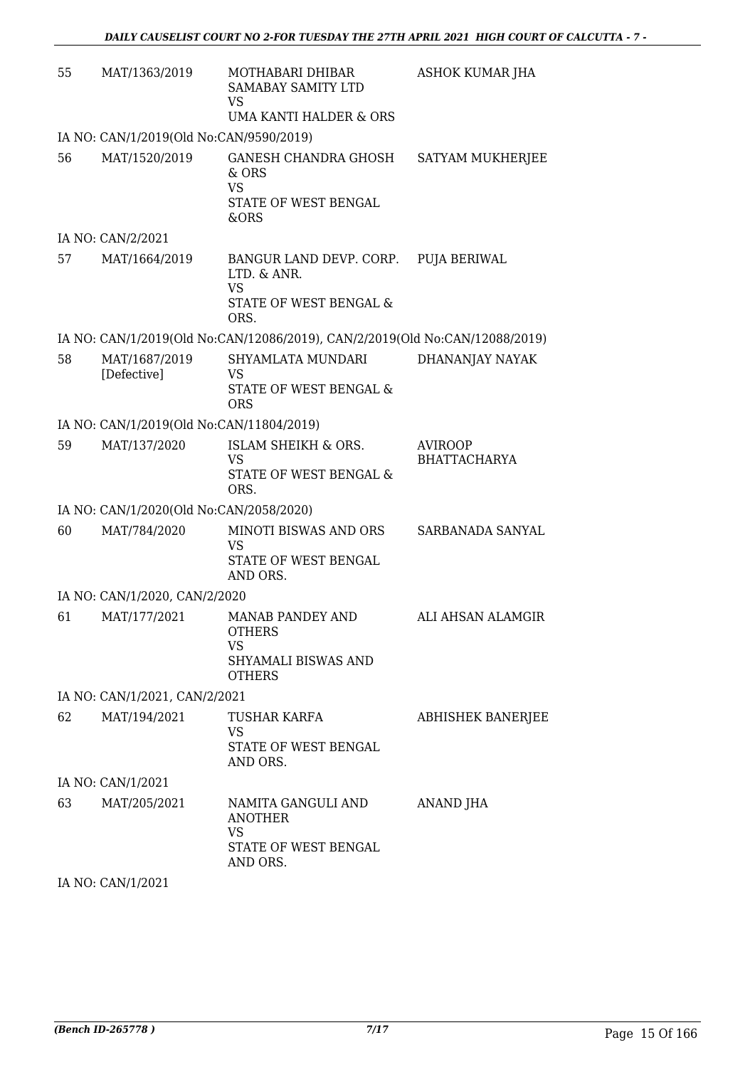| | | | |
|---|---|---|---|
| 55 | MAT/1363/2019 | MOTHABARI DHIBAR SAMABAY SAMITY LTD<br>VS<br>UMA KANTI HALDER & ORS | ASHOK KUMAR JHA |
| | IA NO: CAN/1/2019(Old No:CAN/9590/2019) | | |
| 56 | MAT/1520/2019 | GANESH CHANDRA GHOSH & ORS<br>VS<br>STATE OF WEST BENGAL &ORS | SATYAM MUKHERJEE |
| | IA NO: CAN/2/2021 | | |
| 57 | MAT/1664/2019 | BANGUR LAND DEVP. CORP. LTD. & ANR.<br>VS<br>STATE OF WEST BENGAL & ORS. | PUJA BERIWAL |
| | IA NO: CAN/1/2019(Old No:CAN/12086/2019), CAN/2/2019(Old No:CAN/12088/2019) | | |
| 58 | MAT/1687/2019 [Defective] | SHYAMLATA MUNDARI<br>VS<br>STATE OF WEST BENGAL & ORS | DHANANJAY NAYAK |
| | IA NO: CAN/1/2019(Old No:CAN/11804/2019) | | |
| 59 | MAT/137/2020 | ISLAM SHEIKH & ORS.<br>VS<br>STATE OF WEST BENGAL & ORS. | AVIROOP BHATTACHARYA |
| | IA NO: CAN/1/2020(Old No:CAN/2058/2020) | | |
| 60 | MAT/784/2020 | MINOTI BISWAS AND ORS<br>VS<br>STATE OF WEST BENGAL AND ORS. | SARBANADA SANYAL |
| | IA NO: CAN/1/2020, CAN/2/2020 | | |
| 61 | MAT/177/2021 | MANAB PANDEY AND OTHERS<br>VS<br>SHYAMALI BISWAS AND OTHERS | ALI AHSAN ALAMGIR |
| | IA NO: CAN/1/2021, CAN/2/2021 | | |
| 62 | MAT/194/2021 | TUSHAR KARFA<br>VS<br>STATE OF WEST BENGAL AND ORS. | ABHISHEK BANERJEE |
| | IA NO: CAN/1/2021 | | |
| 63 | MAT/205/2021 | NAMITA GANGULI AND ANOTHER<br>VS<br>STATE OF WEST BENGAL AND ORS. | ANAND JHA |
| | IA NO: CAN/1/2021 | | |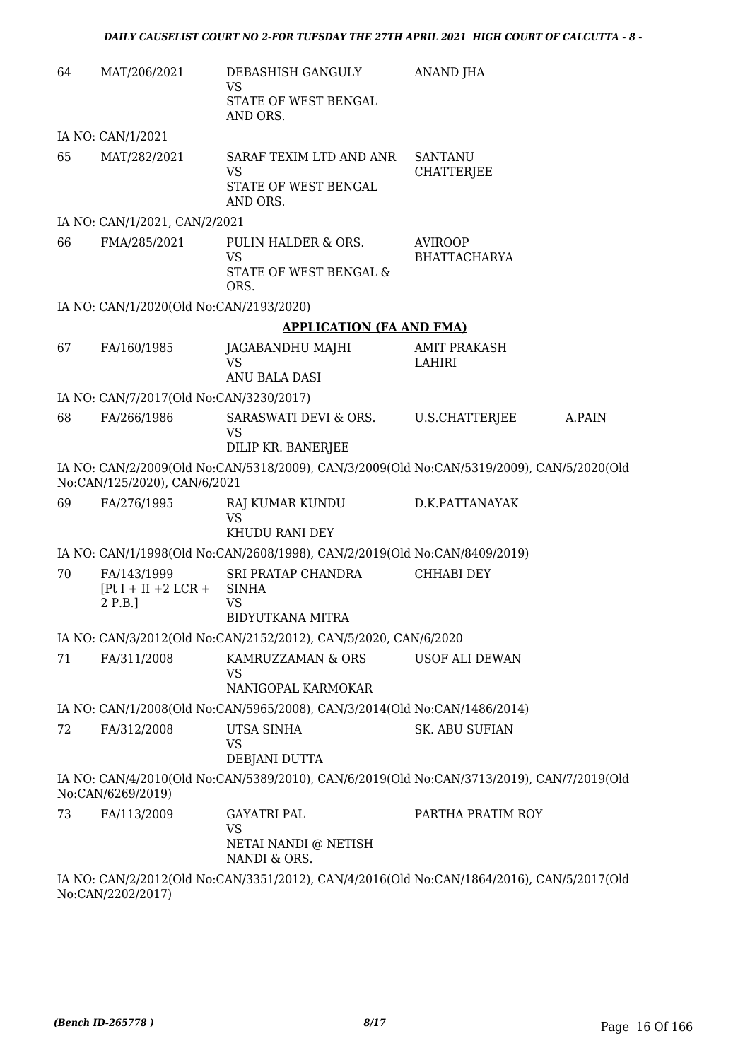| | | | | |
|---|---|---|---|---|
| 64 | MAT/206/2021 | DEBASHISH GANGULY<br>VS<br>STATE OF WEST BENGAL AND ORS. | ANAND JHA | |

IA NO: CAN/1/2021

| | | | | |
|---|---|---|---|---|
| 65 | MAT/282/2021 | SARAF TEXIM LTD AND ANR<br>VS<br>STATE OF WEST BENGAL AND ORS. | SANTANU CHATTERJEE | |

IA NO: CAN/1/2021, CAN/2/2021

| | | | | |
|---|---|---|---|---|
| 66 | FMA/285/2021 | PULIN HALDER & ORS.<br>VS<br>STATE OF WEST BENGAL & ORS. | AVIROOP BHATTACHARYA | |

IA NO: CAN/1/2020(Old No:CAN/2193/2020)

## APPLICATION (FA AND FMA)

| | | | | |
|---|---|---|---|---|
| 67 | FA/160/1985 | JAGABANDHU MAJHI<br>VS<br>ANU BALA DASI | AMIT PRAKASH LAHIRI | |

IA NO: CAN/7/2017(Old No:CAN/3230/2017)

| | | | | |
|---|---|---|---|---|
| 68 | FA/266/1986 | SARASWATI DEVI & ORS.<br>VS<br>DILIP KR. BANERJEE | U.S.CHATTERJEE | A.PAIN |

IA NO: CAN/2/2009(Old No:CAN/5318/2009), CAN/3/2009(Old No:CAN/5319/2009), CAN/5/2020(Old No:CAN/125/2020), CAN/6/2021

| | | | | |
|---|---|---|---|---|
| 69 | FA/276/1995 | RAJ KUMAR KUNDU<br>VS<br>KHUDU RANI DEY | D.K.PATTANAYAK | |

IA NO: CAN/1/1998(Old No:CAN/2608/1998), CAN/2/2019(Old No:CAN/8409/2019)

| | | | | |
|---|---|---|---|---|
| 70 | FA/143/1999<br>[Pt I + II +2 LCR + 2 P.B.] | SRI PRATAP CHANDRA SINHA<br>VS<br>BIDYUTKANA MITRA | CHHABI DEY | |

IA NO: CAN/3/2012(Old No:CAN/2152/2012), CAN/5/2020, CAN/6/2020

| | | | | |
|---|---|---|---|---|
| 71 | FA/311/2008 | KAMRUZZAMAN & ORS<br>VS<br>NANIGOPAL KARMOKAR | USOF ALI DEWAN | |

IA NO: CAN/1/2008(Old No:CAN/5965/2008), CAN/3/2014(Old No:CAN/1486/2014)

| | | | | |
|---|---|---|---|---|
| 72 | FA/312/2008 | UTSA SINHA<br>VS<br>DEBJANI DUTTA | SK. ABU SUFIAN | |

IA NO: CAN/4/2010(Old No:CAN/5389/2010), CAN/6/2019(Old No:CAN/3713/2019), CAN/7/2019(Old No:CAN/6269/2019)

| | | | | |
|---|---|---|---|---|
| 73 | FA/113/2009 | GAYATRI PAL<br>VS<br>NETAI NANDI @ NETISH NANDI & ORS. | PARTHA PRATIM ROY | |

IA NO: CAN/2/2012(Old No:CAN/3351/2012), CAN/4/2016(Old No:CAN/1864/2016), CAN/5/2017(Old No:CAN/2202/2017)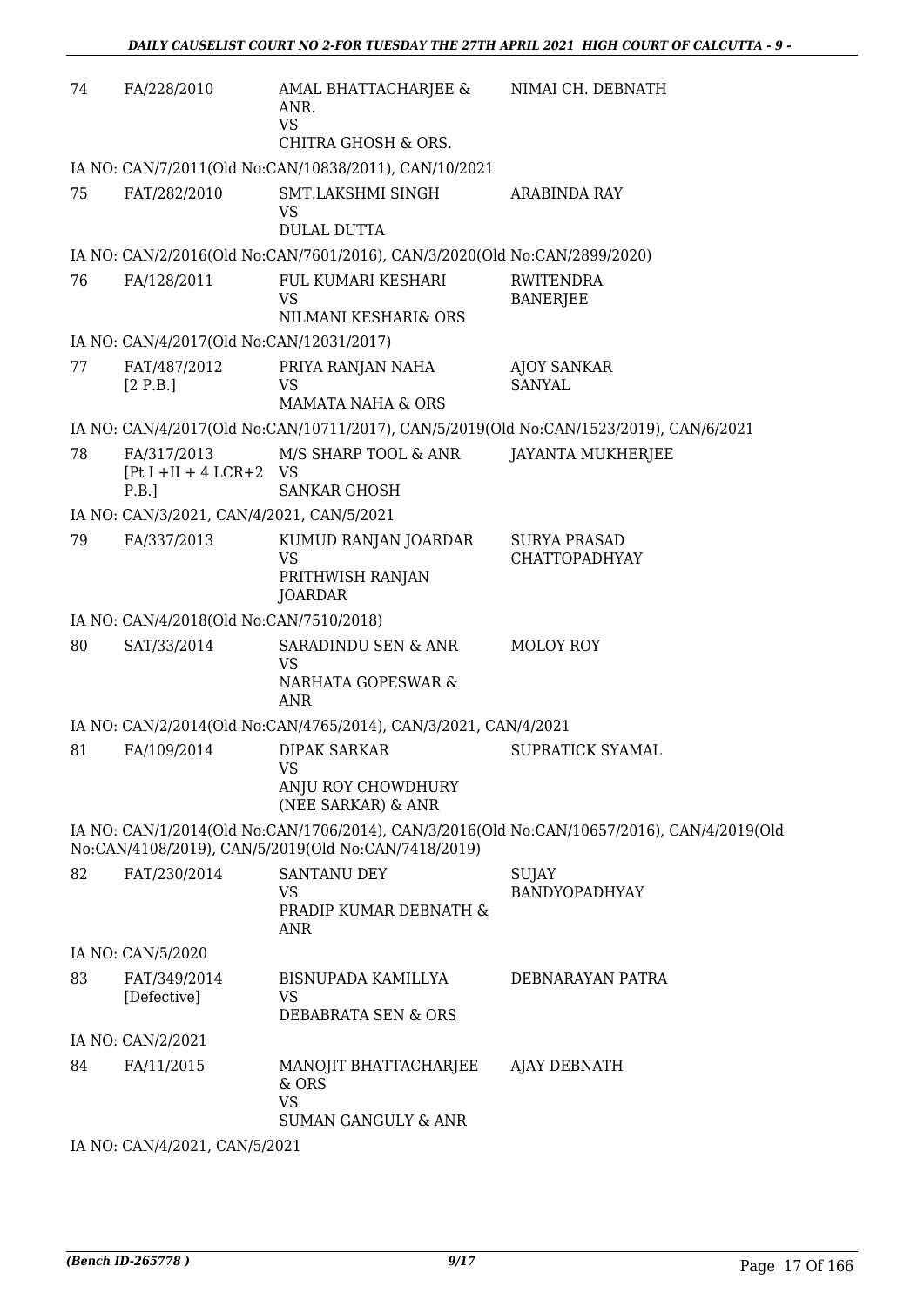| | | | |
|---|---|---|---|
| 74 | FA/228/2010 | AMAL BHATTACHARJEE & ANR.<br>VS<br>CHITRA GHOSH & ORS. | NIMAI CH. DEBNATH |

IA NO: CAN/7/2011(Old No:CAN/10838/2011), CAN/10/2021

| | | | |
|---|---|---|---|
| 75 | FAT/282/2010 | SMT.LAKSHMI SINGH<br>VS<br>DULAL DUTTA | ARABINDA RAY |

IA NO: CAN/2/2016(Old No:CAN/7601/2016), CAN/3/2020(Old No:CAN/2899/2020)

| | | | |
|---|---|---|---|
| 76 | FA/128/2011 | FUL KUMARI KESHARI<br>VS<br>NILMANI KESHARI& ORS | RWITENDRA BANERJEE |

IA NO: CAN/4/2017(Old No:CAN/12031/2017)

| | | | |
|---|---|---|---|
| 77 | FAT/487/2012<br>[2 P.B.] | PRIYA RANJAN NAHA<br>VS<br>MAMATA NAHA & ORS | AJOY SANKAR SANYAL |

IA NO: CAN/4/2017(Old No:CAN/10711/2017), CAN/5/2019(Old No:CAN/1523/2019), CAN/6/2021

| | | | |
|---|---|---|---|
| 78 | FA/317/2013<br>[Pt I +II + 4 LCR+2 P.B.] | M/S SHARP TOOL & ANR<br>VS<br>SANKAR GHOSH | JAYANTA MUKHERJEE |

IA NO: CAN/3/2021, CAN/4/2021, CAN/5/2021

| | | | |
|---|---|---|---|
| 79 | FA/337/2013 | KUMUD RANJAN JOARDAR<br>VS<br>PRITHWISH RANJAN JOARDAR | SURYA PRASAD CHATTOPADHYAY |

IA NO: CAN/4/2018(Old No:CAN/7510/2018)

| | | | |
|---|---|---|---|
| 80 | SAT/33/2014 | SARADINDU SEN & ANR<br>VS<br>NARHATA GOPESWAR & ANR | MOLOY ROY |

IA NO: CAN/2/2014(Old No:CAN/4765/2014), CAN/3/2021, CAN/4/2021

| | | | |
|---|---|---|---|
| 81 | FA/109/2014 | DIPAK SARKAR<br>VS<br>ANJU ROY CHOWDHURY (NEE SARKAR) & ANR | SUPRATICK SYAMAL |

IA NO: CAN/1/2014(Old No:CAN/1706/2014), CAN/3/2016(Old No:CAN/10657/2016), CAN/4/2019(Old No:CAN/4108/2019), CAN/5/2019(Old No:CAN/7418/2019)

| | | | |
|---|---|---|---|
| 82 | FAT/230/2014 | SANTANU DEY<br>VS<br>PRADIP KUMAR DEBNATH & ANR | SUJAY BANDYOPADHYAY |

IA NO: CAN/5/2020

| | | | |
|---|---|---|---|
| 83 | FAT/349/2014<br>[Defective] | BISNUPADA KAMILLYA<br>VS<br>DEBABRATA SEN & ORS | DEBNARAYAN PATRA |

IA NO: CAN/2/2021

| | | | |
|---|---|---|---|
| 84 | FA/11/2015 | MANOJIT BHATTACHARJEE & ORS<br>VS<br>SUMAN GANGULY & ANR | AJAY DEBNATH |

IA NO: CAN/4/2021, CAN/5/2021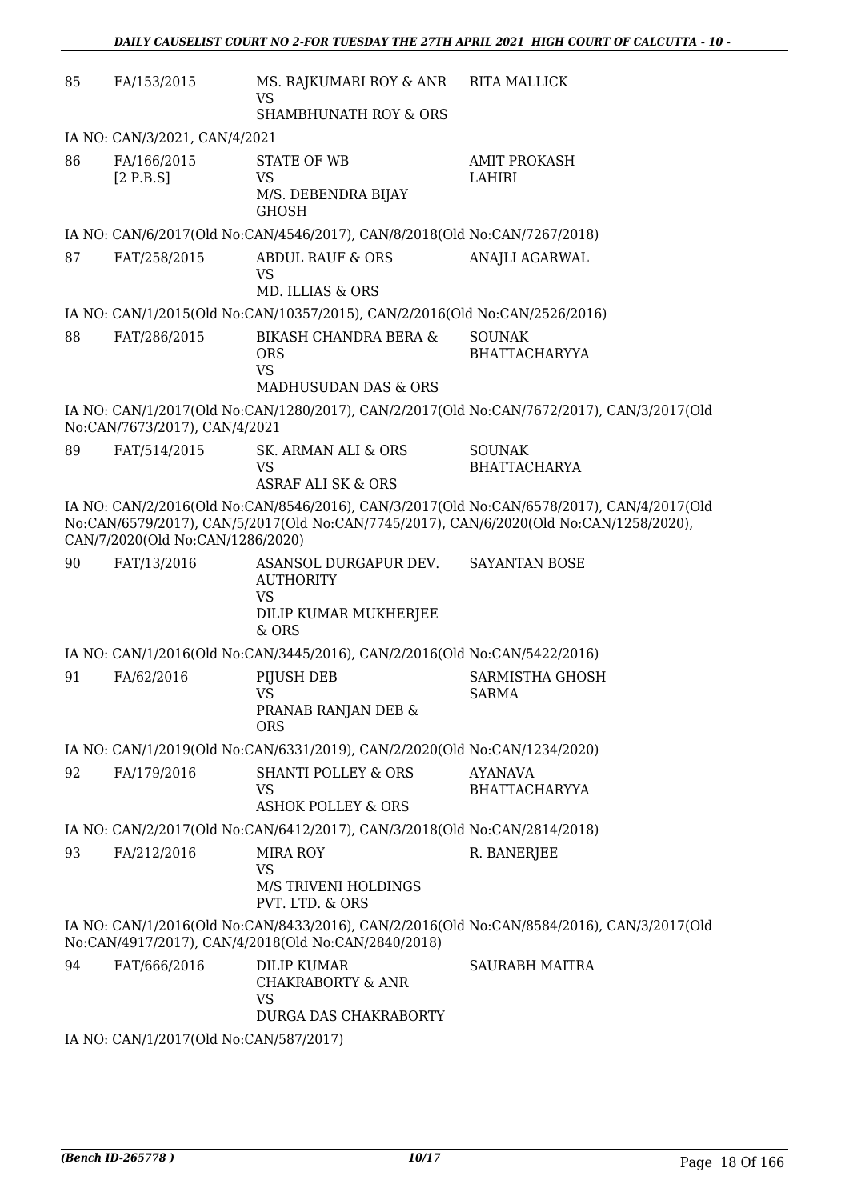| | | | |
|---|---|---|---|
| 85 | FA/153/2015 | MS. RAJKUMARI ROY & ANR<br>VS<br>SHAMBHUNATH ROY & ORS | RITA MALLICK |

IA NO: CAN/3/2021, CAN/4/2021

| | | | |
|---|---|---|---|
| 86 | FA/166/2015<br>[2 P.B.S] | STATE OF WB<br>VS<br>M/S. DEBENDRA BIJAY GHOSH | AMIT PROKASH LAHIRI |

IA NO: CAN/6/2017(Old No:CAN/4546/2017), CAN/8/2018(Old No:CAN/7267/2018)

| | | | |
|---|---|---|---|
| 87 | FAT/258/2015 | ABDUL RAUF & ORS<br>VS<br>MD. ILLIAS & ORS | ANAJLI AGARWAL |

IA NO: CAN/1/2015(Old No:CAN/10357/2015), CAN/2/2016(Old No:CAN/2526/2016)

| | | | |
|---|---|---|---|
| 88 | FAT/286/2015 | BIKASH CHANDRA BERA & ORS<br>VS<br>MADHUSUDAN DAS & ORS | SOUNAK BHATTACHARYYA |

IA NO: CAN/1/2017(Old No:CAN/1280/2017), CAN/2/2017(Old No:CAN/7672/2017), CAN/3/2017(Old No:CAN/7673/2017), CAN/4/2021

| | | | |
|---|---|---|---|
| 89 | FAT/514/2015 | SK. ARMAN ALI & ORS<br>VS<br>ASRAF ALI SK & ORS | SOUNAK BHATTACHARYA |

IA NO: CAN/2/2016(Old No:CAN/8546/2016), CAN/3/2017(Old No:CAN/6578/2017), CAN/4/2017(Old No:CAN/6579/2017), CAN/5/2017(Old No:CAN/7745/2017), CAN/6/2020(Old No:CAN/1258/2020), CAN/7/2020(Old No:CAN/1286/2020)

| | | | |
|---|---|---|---|
| 90 | FAT/13/2016 | ASANSOL DURGAPUR DEV. AUTHORITY<br>VS<br>DILIP KUMAR MUKHERJEE & ORS | SAYANTAN BOSE |

IA NO: CAN/1/2016(Old No:CAN/3445/2016), CAN/2/2016(Old No:CAN/5422/2016)

| | | | |
|---|---|---|---|
| 91 | FA/62/2016 | PIJUSH DEB<br>VS<br>PRANAB RANJAN DEB & ORS | SARMISTHA GHOSH SARMA |

IA NO: CAN/1/2019(Old No:CAN/6331/2019), CAN/2/2020(Old No:CAN/1234/2020)

| | | | |
|---|---|---|---|
| 92 | FA/179/2016 | SHANTI POLLEY & ORS<br>VS<br>ASHOK POLLEY & ORS | AYANAVA BHATTACHARYYA |

IA NO: CAN/2/2017(Old No:CAN/6412/2017), CAN/3/2018(Old No:CAN/2814/2018)

| | | | |
|---|---|---|---|
| 93 | FA/212/2016 | MIRA ROY<br>VS<br>M/S TRIVENI HOLDINGS PVT. LTD. & ORS | R. BANERJEE |

IA NO: CAN/1/2016(Old No:CAN/8433/2016), CAN/2/2016(Old No:CAN/8584/2016), CAN/3/2017(Old No:CAN/4917/2017), CAN/4/2018(Old No:CAN/2840/2018)

| | | | |
|---|---|---|---|
| 94 | FAT/666/2016 | DILIP KUMAR CHAKRABORTY & ANR<br>VS<br>DURGA DAS CHAKRABORTY | SAURABH MAITRA |

IA NO: CAN/1/2017(Old No:CAN/587/2017)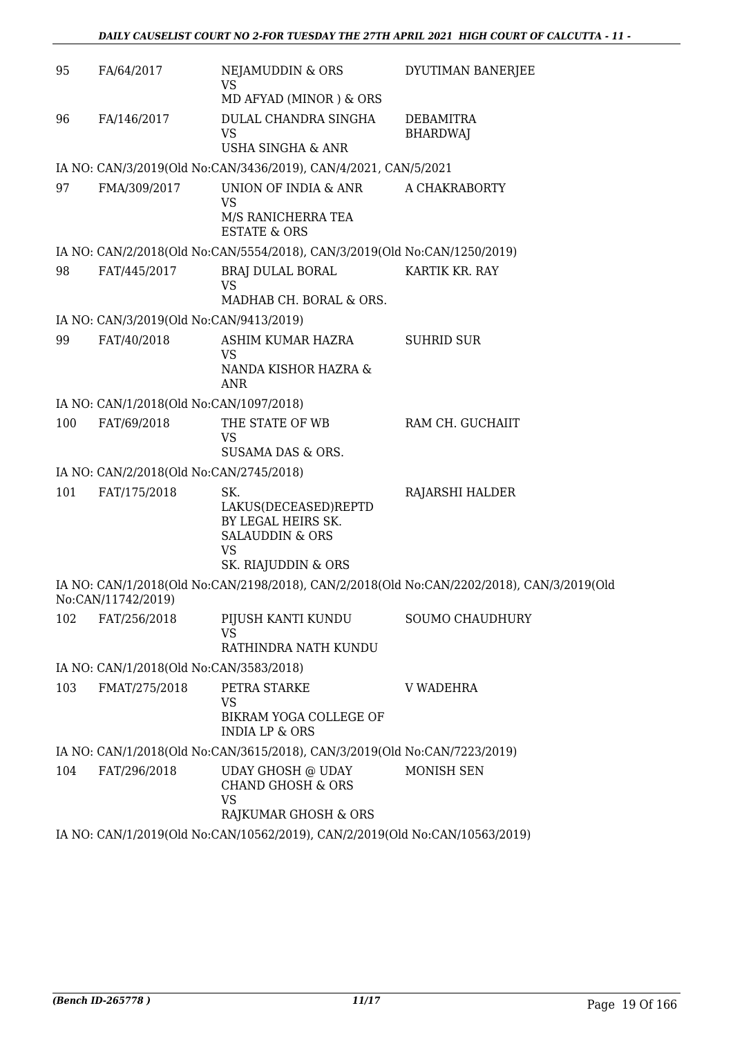| | | | |
|---|---|---|---|
| 95 | FA/64/2017 | NEJAMUDDIN & ORS<br>VS<br>MD AFYAD (MINOR ) & ORS | DYUTIMAN BANERJEE |
| 96 | FA/146/2017 | DULAL CHANDRA SINGHA<br>VS<br>USHA SINGHA & ANR | DEBAMITRA BHARDWAJ |

IA NO: CAN/3/2019(Old No:CAN/3436/2019), CAN/4/2021, CAN/5/2021

| | | | |
|---|---|---|---|
| 97 | FMA/309/2017 | UNION OF INDIA & ANR<br>VS<br>M/S RANICHERRA TEA ESTATE & ORS | A CHAKRABORTY |

IA NO: CAN/2/2018(Old No:CAN/5554/2018), CAN/3/2019(Old No:CAN/1250/2019)

| | | | |
|---|---|---|---|
| 98 | FAT/445/2017 | BRAJ DULAL BORAL<br>VS<br>MADHAB CH. BORAL & ORS. | KARTIK KR. RAY |

IA NO: CAN/3/2019(Old No:CAN/9413/2019)

| | | | |
|---|---|---|---|
| 99 | FAT/40/2018 | ASHIM KUMAR HAZRA<br>VS<br>NANDA KISHOR HAZRA & ANR | SUHRID SUR |

IA NO: CAN/1/2018(Old No:CAN/1097/2018)

| | | | |
|---|---|---|---|
| 100 | FAT/69/2018 | THE STATE OF WB<br>VS<br>SUSAMA DAS & ORS. | RAM CH. GUCHAIIT |

IA NO: CAN/2/2018(Old No:CAN/2745/2018)

| | | | |
|---|---|---|---|
| 101 | FAT/175/2018 | SK. LAKUS(DECEASED)REPTD BY LEGAL HEIRS SK. SALAUDDIN & ORS<br>VS<br>SK. RIAJUDDIN & ORS | RAJARSHI HALDER |

IA NO: CAN/1/2018(Old No:CAN/2198/2018), CAN/2/2018(Old No:CAN/2202/2018), CAN/3/2019(Old No:CAN/11742/2019)

| | | | |
|---|---|---|---|
| 102 | FAT/256/2018 | PIJUSH KANTI KUNDU<br>VS<br>RATHINDRA NATH KUNDU | SOUMO CHAUDHURY |

IA NO: CAN/1/2018(Old No:CAN/3583/2018)

| | | | |
|---|---|---|---|
| 103 | FMAT/275/2018 | PETRA STARKE<br>VS<br>BIKRAM YOGA COLLEGE OF INDIA LP & ORS | V WADEHRA |

IA NO: CAN/1/2018(Old No:CAN/3615/2018), CAN/3/2019(Old No:CAN/7223/2019)

| | | | |
|---|---|---|---|
| 104 | FAT/296/2018 | UDAY GHOSH @ UDAY CHAND GHOSH & ORS<br>VS<br>RAJKUMAR GHOSH & ORS | MONISH SEN |

IA NO: CAN/1/2019(Old No:CAN/10562/2019), CAN/2/2019(Old No:CAN/10563/2019)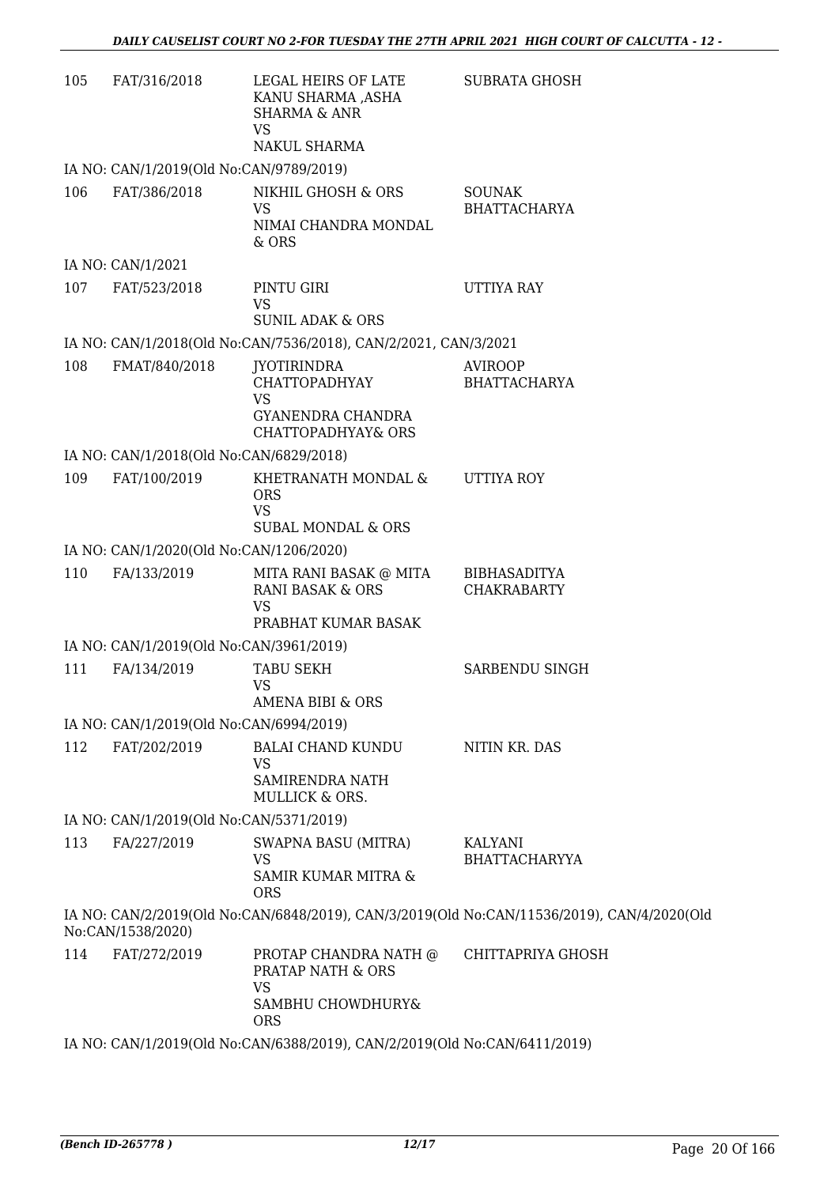| | | | |
|---|---|---|---|
| 105 | FAT/316/2018 | LEGAL HEIRS OF LATE KANU SHARMA ,ASHA SHARMA & ANR<br>VS<br>NAKUL SHARMA | SUBRATA GHOSH |

IA NO: CAN/1/2019(Old No:CAN/9789/2019)

| | | | |
|---|---|---|---|
| 106 | FAT/386/2018 | NIKHIL GHOSH & ORS<br>VS<br>NIMAI CHANDRA MONDAL & ORS | SOUNAK BHATTACHARYA |

IA NO: CAN/1/2021

| | | | |
|---|---|---|---|
| 107 | FAT/523/2018 | PINTU GIRI<br>VS<br>SUNIL ADAK & ORS | UTTIYA RAY |

IA NO: CAN/1/2018(Old No:CAN/7536/2018), CAN/2/2021, CAN/3/2021

| | | | |
|---|---|---|---|
| 108 | FMAT/840/2018 | JYOTIRINDRA CHATTOPADHYAY<br>VS<br>GYANENDRA CHANDRA CHATTOPADHYAY& ORS | AVIROOP BHATTACHARYA |

IA NO: CAN/1/2018(Old No:CAN/6829/2018)

| | | | |
|---|---|---|---|
| 109 | FAT/100/2019 | KHETRANATH MONDAL & ORS<br>VS<br>SUBAL MONDAL & ORS | UTTIYA ROY |

IA NO: CAN/1/2020(Old No:CAN/1206/2020)

| | | | |
|---|---|---|---|
| 110 | FA/133/2019 | MITA RANI BASAK @ MITA RANI BASAK & ORS<br>VS<br>PRABHAT KUMAR BASAK | BIBHASADITYA CHAKRABARTY |

IA NO: CAN/1/2019(Old No:CAN/3961/2019)

| | | | |
|---|---|---|---|
| 111 | FA/134/2019 | TABU SEKH<br>VS<br>AMENA BIBI & ORS | SARBENDU SINGH |

IA NO: CAN/1/2019(Old No:CAN/6994/2019)

| | | | |
|---|---|---|---|
| 112 | FAT/202/2019 | BALAI CHAND KUNDU<br>VS<br>SAMIRENDRA NATH MULLICK & ORS. | NITIN KR. DAS |

IA NO: CAN/1/2019(Old No:CAN/5371/2019)

| | | | |
|---|---|---|---|
| 113 | FA/227/2019 | SWAPNA BASU (MITRA)<br>VS<br>SAMIR KUMAR MITRA & ORS | KALYANI BHATTACHARYYA |

IA NO: CAN/2/2019(Old No:CAN/6848/2019), CAN/3/2019(Old No:CAN/11536/2019), CAN/4/2020(Old No:CAN/1538/2020)

| | | | |
|---|---|---|---|
| 114 | FAT/272/2019 | PROTAP CHANDRA NATH @ PRATAP NATH & ORS<br>VS<br>SAMBHU CHOWDHURY& ORS | CHITTAPRIYA GHOSH |

IA NO: CAN/1/2019(Old No:CAN/6388/2019), CAN/2/2019(Old No:CAN/6411/2019)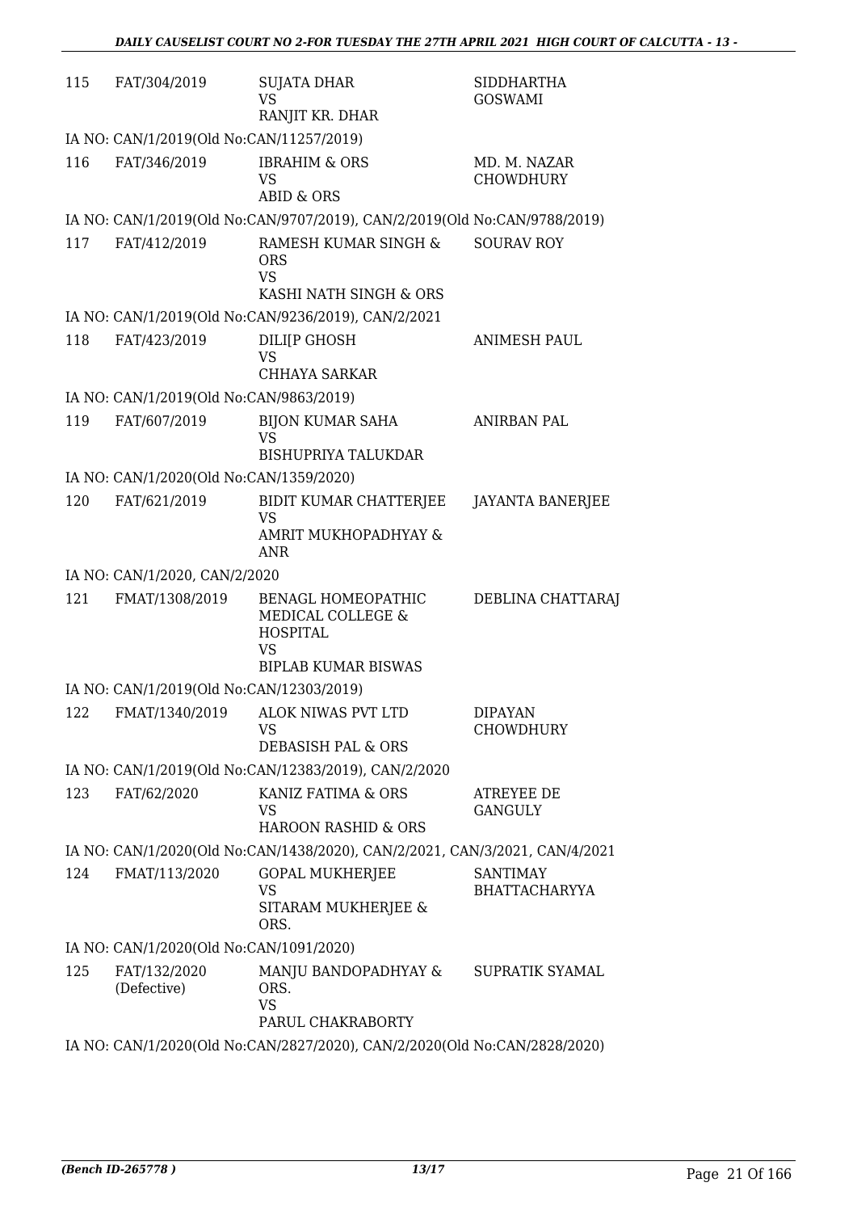| | | | |
|---|---|---|---|
| 115 | FAT/304/2019 | SUJATA DHAR<br>VS<br>RANJIT KR. DHAR | SIDDHARTHA GOSWAMI |
| IA NO: CAN/1/2019(Old No:CAN/11257/2019) | | | |
| 116 | FAT/346/2019 | IBRAHIM & ORS<br>VS<br>ABID & ORS | MD. M. NAZAR CHOWDHURY |
| IA NO: CAN/1/2019(Old No:CAN/9707/2019), CAN/2/2019(Old No:CAN/9788/2019) | | | |
| 117 | FAT/412/2019 | RAMESH KUMAR SINGH & ORS<br>VS<br>KASHI NATH SINGH & ORS | SOURAV ROY |
| IA NO: CAN/1/2019(Old No:CAN/9236/2019), CAN/2/2021 | | | |
| 118 | FAT/423/2019 | DILI[P GHOSH<br>VS<br>CHHAYA SARKAR | ANIMESH PAUL |
| IA NO: CAN/1/2019(Old No:CAN/9863/2019) | | | |
| 119 | FAT/607/2019 | BIJON KUMAR SAHA<br>VS<br>BISHUPRIYA TALUKDAR | ANIRBAN PAL |
| IA NO: CAN/1/2020(Old No:CAN/1359/2020) | | | |
| 120 | FAT/621/2019 | BIDIT KUMAR CHATTERJEE<br>VS<br>AMRIT MUKHOPADHYAY & ANR | JAYANTA BANERJEE |
| IA NO: CAN/1/2020, CAN/2/2020 | | | |
| 121 | FMAT/1308/2019 | BENAGL HOMEOPATHIC MEDICAL COLLEGE & HOSPITAL<br>VS<br>BIPLAB KUMAR BISWAS | DEBLINA CHATTARAJ |
| IA NO: CAN/1/2019(Old No:CAN/12303/2019) | | | |
| 122 | FMAT/1340/2019 | ALOK NIWAS PVT LTD<br>VS<br>DEBASISH PAL & ORS | DIPAYAN CHOWDHURY |
| IA NO: CAN/1/2019(Old No:CAN/12383/2019), CAN/2/2020 | | | |
| 123 | FAT/62/2020 | KANIZ FATIMA & ORS<br>VS<br>HAROON RASHID & ORS | ATREYEE DE GANGULY |
| IA NO: CAN/1/2020(Old No:CAN/1438/2020), CAN/2/2021, CAN/3/2021, CAN/4/2021 | | | |
| 124 | FMAT/113/2020 | GOPAL MUKHERJEE<br>VS<br>SITARAM MUKHERJEE & ORS. | SANTIMAY BHATTACHARYYA |
| IA NO: CAN/1/2020(Old No:CAN/1091/2020) | | | |
| 125 | FAT/132/2020 (Defective) | MANJU BANDOPADHYAY & ORS.<br>VS<br>PARUL CHAKRABORTY | SUPRATIK SYAMAL |
| IA NO: CAN/1/2020(Old No:CAN/2827/2020), CAN/2/2020(Old No:CAN/2828/2020) | | | |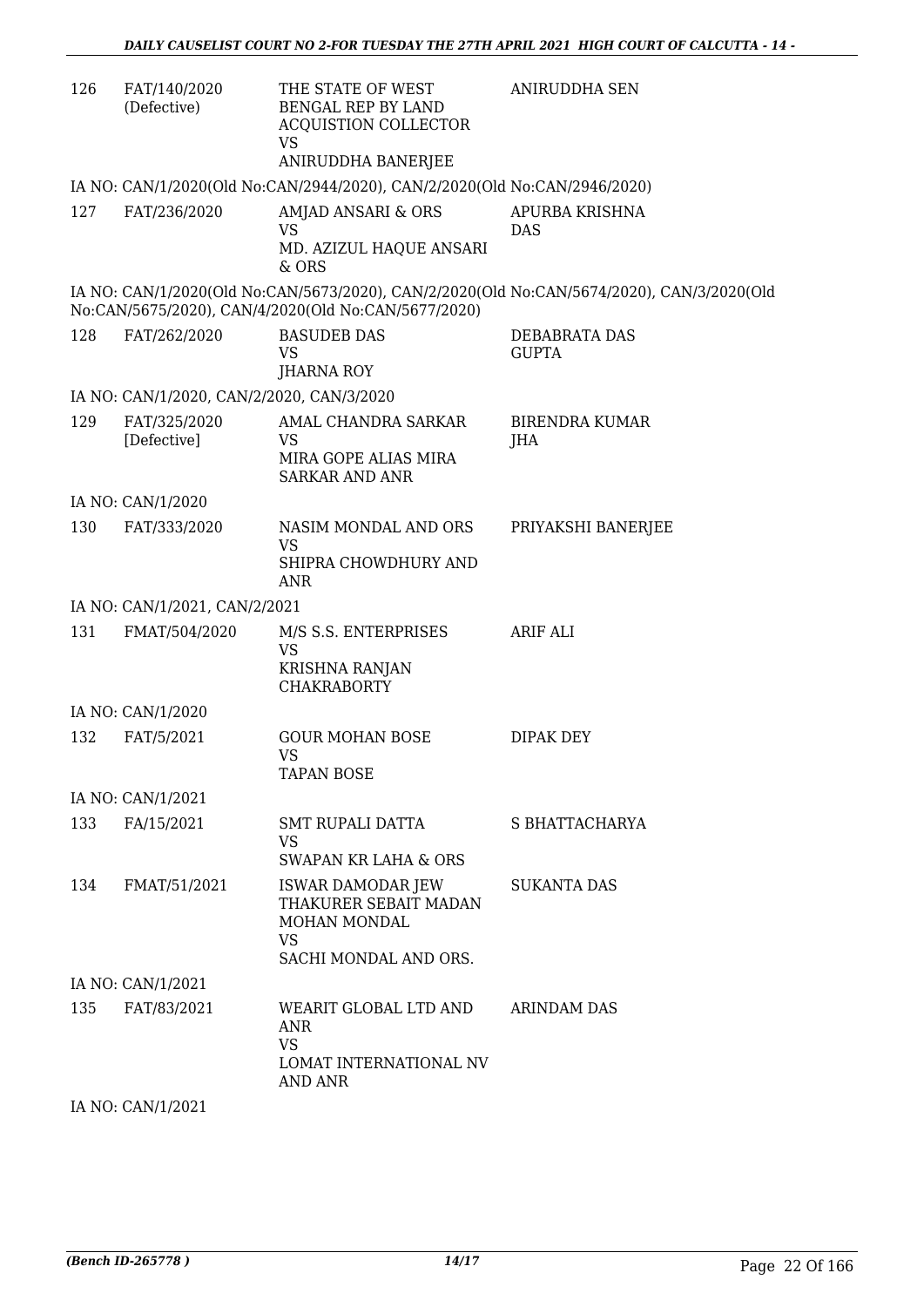| | | | |
|---|---|---|---|
| 126 | FAT/140/2020 (Defective) | THE STATE OF WEST BENGAL REP BY LAND ACQUISTION COLLECTOR VS ANIRUDDHA BANERJEE | ANIRUDDHA SEN |

IA NO: CAN/1/2020(Old No:CAN/2944/2020), CAN/2/2020(Old No:CAN/2946/2020)

| | | | |
|---|---|---|---|
| 127 | FAT/236/2020 | AMJAD ANSARI & ORS VS MD. AZIZUL HAQUE ANSARI & ORS | APURBA KRISHNA DAS |

IA NO: CAN/1/2020(Old No:CAN/5673/2020), CAN/2/2020(Old No:CAN/5674/2020), CAN/3/2020(Old No:CAN/5675/2020), CAN/4/2020(Old No:CAN/5677/2020)

| | | | |
|---|---|---|---|
| 128 | FAT/262/2020 | BASUDEB DAS VS JHARNA ROY | DEBABRATA DAS GUPTA |

IA NO: CAN/1/2020, CAN/2/2020, CAN/3/2020

| | | | |
|---|---|---|---|
| 129 | FAT/325/2020 [Defective] | AMAL CHANDRA SARKAR VS MIRA GOPE ALIAS MIRA SARKAR AND ANR | BIRENDRA KUMAR JHA |

IA NO: CAN/1/2020

| | | | |
|---|---|---|---|
| 130 | FAT/333/2020 | NASIM MONDAL AND ORS VS SHIPRA CHOWDHURY AND ANR | PRIYAKSHI BANERJEE |

IA NO: CAN/1/2021, CAN/2/2021

| | | | |
|---|---|---|---|
| 131 | FMAT/504/2020 | M/S S.S. ENTERPRISES VS KRISHNA RANJAN CHAKRABORTY | ARIF ALI |

IA NO: CAN/1/2020

| | | | |
|---|---|---|---|
| 132 | FAT/5/2021 | GOUR MOHAN BOSE VS TAPAN BOSE | DIPAK DEY |

IA NO: CAN/1/2021

| | | | |
|---|---|---|---|
| 133 | FA/15/2021 | SMT RUPALI DATTA VS SWAPAN KR LAHA & ORS | S BHATTACHARYA |
| 134 | FMAT/51/2021 | ISWAR DAMODAR JEW THAKURER SEBAIT MADAN MOHAN MONDAL VS SACHI MONDAL AND ORS. | SUKANTA DAS |

IA NO: CAN/1/2021

| | | | |
|---|---|---|---|
| 135 | FAT/83/2021 | WEARIT GLOBAL LTD AND ANR VS LOMAT INTERNATIONAL NV AND ANR | ARINDAM DAS |

IA NO: CAN/1/2021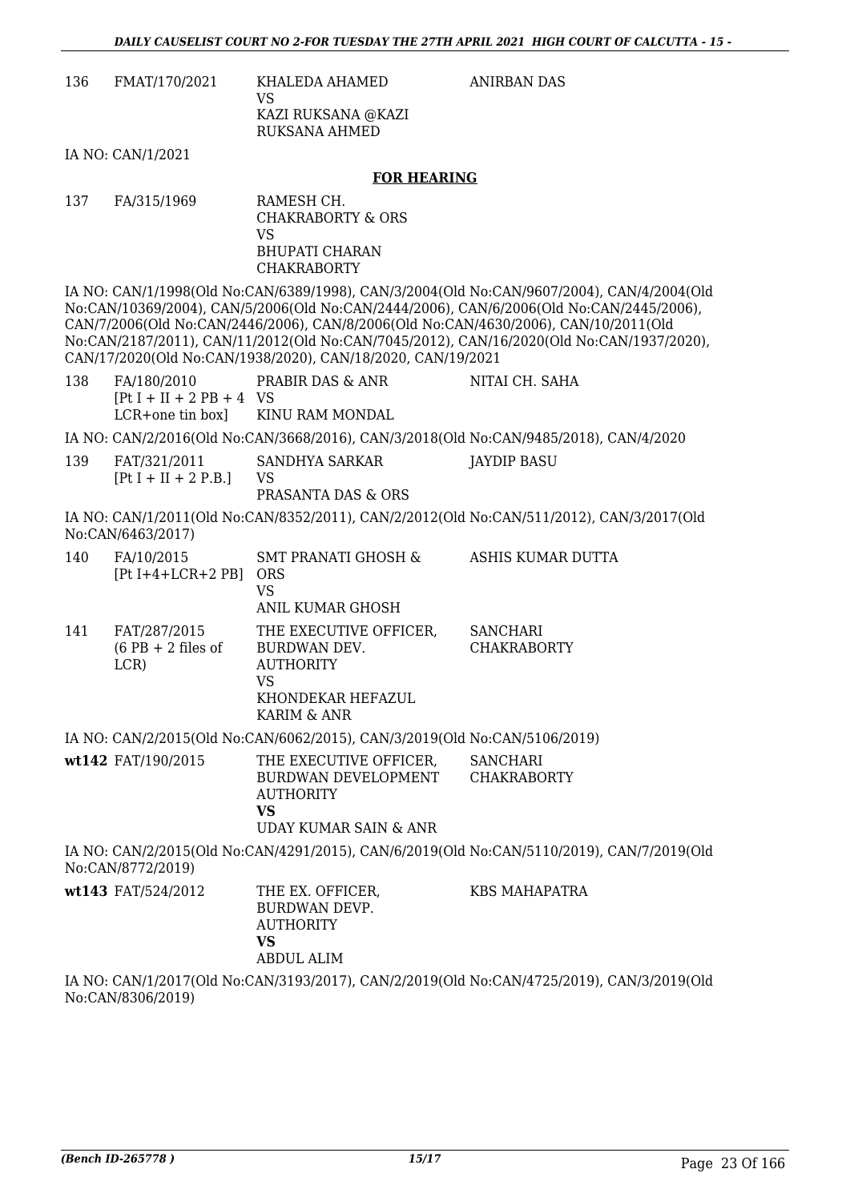| | | | |
|---|---|---|---|
| 136 | FMAT/170/2021 | KHALEDA AHAMED VS KAZI RUKSANA @KAZI RUKSANA AHMED | ANIRBAN DAS |

IA NO: CAN/1/2021

**FOR HEARING**

| | | | |
|---|---|---|---|
| 137 | FA/315/1969 | RAMESH CH. CHAKRABORTY & ORS VS BHUPATI CHARAN CHAKRABORTY | |

IA NO: CAN/1/1998(Old No:CAN/6389/1998), CAN/3/2004(Old No:CAN/9607/2004), CAN/4/2004(Old No:CAN/10369/2004), CAN/5/2006(Old No:CAN/2444/2006), CAN/6/2006(Old No:CAN/2445/2006), CAN/7/2006(Old No:CAN/2446/2006), CAN/8/2006(Old No:CAN/4630/2006), CAN/10/2011(Old No:CAN/2187/2011), CAN/11/2012(Old No:CAN/7045/2012), CAN/16/2020(Old No:CAN/1937/2020), CAN/17/2020(Old No:CAN/1938/2020), CAN/18/2020, CAN/19/2021

| | | | |
|---|---|---|---|
| 138 | FA/180/2010 [Pt I + II + 2 PB + 4 LCR+one tin box] | PRABIR DAS & ANR VS KINU RAM MONDAL | NITAI CH. SAHA |

IA NO: CAN/2/2016(Old No:CAN/3668/2016), CAN/3/2018(Old No:CAN/9485/2018), CAN/4/2020

| | | | |
|---|---|---|---|
| 139 | FAT/321/2011 [Pt I + II + 2 P.B.] | SANDHYA SARKAR VS PRASANTA DAS & ORS | JAYDIP BASU |

IA NO: CAN/1/2011(Old No:CAN/8352/2011), CAN/2/2012(Old No:CAN/511/2012), CAN/3/2017(Old No:CAN/6463/2017)

| | | | |
|---|---|---|---|
| 140 | FA/10/2015 [Pt I+4+LCR+2 PB] | SMT PRANATI GHOSH & ORS VS ANIL KUMAR GHOSH | ASHIS KUMAR DUTTA |
| 141 | FAT/287/2015 (6 PB + 2 files of LCR) | THE EXECUTIVE OFFICER, BURDWAN DEV. AUTHORITY VS KHONDEKAR HEFAZUL KARIM & ANR | SANCHARI CHAKRABORTY |

IA NO: CAN/2/2015(Old No:CAN/6062/2015), CAN/3/2019(Old No:CAN/5106/2019)

| | | | |
|---|---|---|---|
| **wt142** | FAT/190/2015 | THE EXECUTIVE OFFICER, BURDWAN DEVELOPMENT AUTHORITY **VS** UDAY KUMAR SAIN & ANR | SANCHARI CHAKRABORTY |

IA NO: CAN/2/2015(Old No:CAN/4291/2015), CAN/6/2019(Old No:CAN/5110/2019), CAN/7/2019(Old No:CAN/8772/2019)

| | | | |
|---|---|---|---|
| **wt143** | FAT/524/2012 | THE EX. OFFICER, BURDWAN DEVP. AUTHORITY **VS** ABDUL ALIM | KBS MAHAPATRA |

IA NO: CAN/1/2017(Old No:CAN/3193/2017), CAN/2/2019(Old No:CAN/4725/2019), CAN/3/2019(Old No:CAN/8306/2019)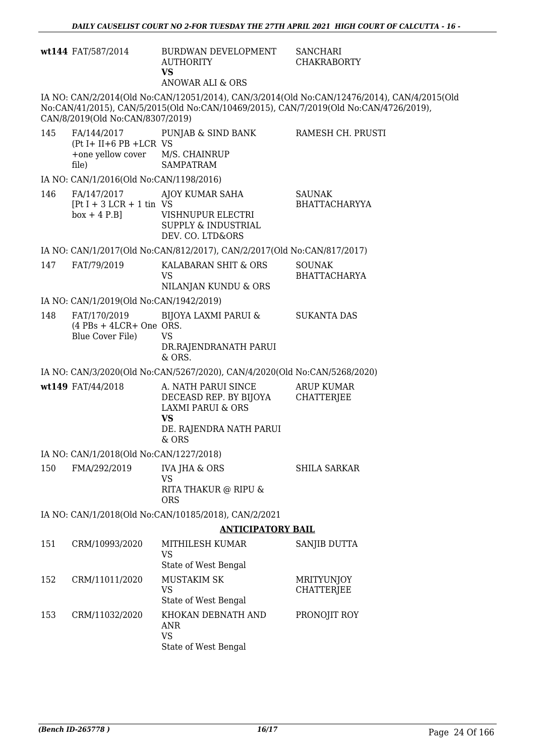| | | | |
|---|---|---|---|
| wt144 | FAT/587/2014 | BURDWAN DEVELOPMENT AUTHORITY **VS** ANOWAR ALI & ORS | SANCHARI CHAKRABORTY |

IA NO: CAN/2/2014(Old No:CAN/12051/2014), CAN/3/2014(Old No:CAN/12476/2014), CAN/4/2015(Old No:CAN/41/2015), CAN/5/2015(Old No:CAN/10469/2015), CAN/7/2019(Old No:CAN/4726/2019), CAN/8/2019(Old No:CAN/8307/2019)

| | | | |
|---|---|---|---|
| 145 | FA/144/2017 (Pt I+ II+6 PB +LCR +one yellow cover file) | PUNJAB & SIND BANK VS M/S. CHAINRUP SAMPATRAM | RAMESH CH. PRUSTI |

IA NO: CAN/1/2016(Old No:CAN/1198/2016)

| | | | |
|---|---|---|---|
| 146 | FA/147/2017 [Pt I + 3 LCR + 1 tin box + 4 P.B] | AJOY KUMAR SAHA VS VISHNUPUR ELECTRI SUPPLY & INDUSTRIAL DEV. CO. LTD&ORS | SAUNAK BHATTACHARYYA |

IA NO: CAN/1/2017(Old No:CAN/812/2017), CAN/2/2017(Old No:CAN/817/2017)

| | | | |
|---|---|---|---|
| 147 | FAT/79/2019 | KALABARAN SHIT & ORS VS NILANJAN KUNDU & ORS | SOUNAK BHATTACHARYA |

IA NO: CAN/1/2019(Old No:CAN/1942/2019)

| | | | |
|---|---|---|---|
| 148 | FAT/170/2019 (4 PBs + 4LCR+ One Blue Cover File) | BIJOYA LAXMI PARUI & ORS. VS DR.RAJENDRANATH PARUI & ORS. | SUKANTA DAS |

IA NO: CAN/3/2020(Old No:CAN/5267/2020), CAN/4/2020(Old No:CAN/5268/2020)

| | | | |
|---|---|---|---|
| wt149 | FAT/44/2018 | A. NATH PARUI SINCE DECEASD REP. BY BIJOYA LAXMI PARUI & ORS **VS** DE. RAJENDRA NATH PARUI & ORS | ARUP KUMAR CHATTERJEE |

IA NO: CAN/1/2018(Old No:CAN/1227/2018)

| | | | |
|---|---|---|---|
| 150 | FMA/292/2019 | IVA JHA & ORS VS RITA THAKUR @ RIPU & ORS | SHILA SARKAR |

IA NO: CAN/1/2018(Old No:CAN/10185/2018), CAN/2/2021

## ANTICIPATORY BAIL

| | | | |
|---|---|---|---|
| 151 | CRM/10993/2020 | MITHILESH KUMAR VS State of West Bengal | SANJIB DUTTA |
| 152 | CRM/11011/2020 | MUSTAKIM SK VS State of West Bengal | MRITYUNJOY CHATTERJEE |
| 153 | CRM/11032/2020 | KHOKAN DEBNATH AND ANR VS State of West Bengal | PRONOJIT ROY |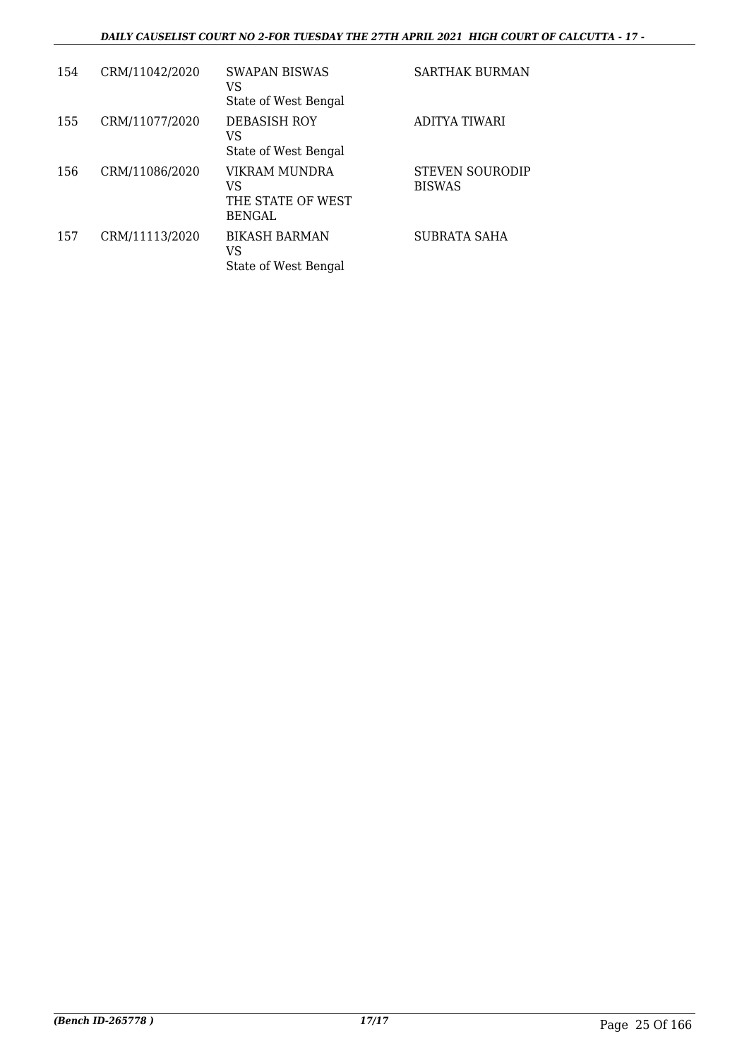| 154 | CRM/11042/2020 | SWAPAN BISWAS<br>VS<br>State of West Bengal | SARTHAK BURMAN |
|---|---|---|---|
| 155 | CRM/11077/2020 | DEBASISH ROY<br>VS<br>State of West Bengal | ADITYA TIWARI |
| 156 | CRM/11086/2020 | VIKRAM MUNDRA<br>VS<br>THE STATE OF WEST BENGAL | STEVEN SOURODIP BISWAS |
| 157 | CRM/11113/2020 | BIKASH BARMAN<br>VS<br>State of West Bengal | SUBRATA SAHA |

*(Bench ID-265778 )* 17/17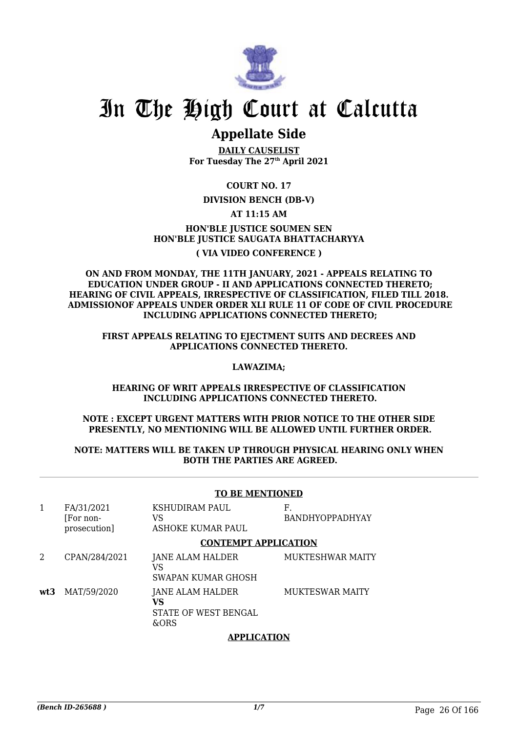# In The High Court at Calcutta

## Appellate Side

**DAILY CAUSELIST**
**For Tuesday The 27th April 2021**

**COURT NO. 17**

**DIVISION BENCH (DB-V)**

**AT 11:15 AM**

**HON'BLE JUSTICE SOUMEN SEN**
**HON'BLE JUSTICE SAUGATA BHATTACHARYYA**

**( VIA VIDEO CONFERENCE )**

**ON AND FROM MONDAY, THE 11TH JANUARY, 2021 - APPEALS RELATING TO EDUCATION UNDER GROUP - II AND APPLICATIONS CONNECTED THERETO; HEARING OF CIVIL APPEALS, IRRESPECTIVE OF CLASSIFICATION, FILED TILL 2018. ADMISSIONOF APPEALS UNDER ORDER XLI RULE 11 OF CODE OF CIVIL PROCEDURE INCLUDING APPLICATIONS CONNECTED THERETO;**

**FIRST APPEALS RELATING TO EJECTMENT SUITS AND DECREES AND APPLICATIONS CONNECTED THERETO.**

**LAWAZIMA;**

**HEARING OF WRIT APPEALS IRRESPECTIVE OF CLASSIFICATION INCLUDING APPLICATIONS CONNECTED THERETO.**

**NOTE : EXCEPT URGENT MATTERS WITH PRIOR NOTICE TO THE OTHER SIDE PRESENTLY, NO MENTIONING WILL BE ALLOWED UNTIL FURTHER ORDER.**

**NOTE: MATTERS WILL BE TAKEN UP THROUGH PHYSICAL HEARING ONLY WHEN BOTH THE PARTIES ARE AGREED.**

**TO BE MENTIONED**

| | | | |
|---|---|---|---|
| 1 | FA/31/2021 [For non-prosecution] | KSHUDIRAM PAUL VS ASHOKE KUMAR PAUL | F. BANDHYOPPADHYAY |

**CONTEMPT APPLICATION**

| | | | |
|---|---|---|---|
| 2 | CPAN/284/2021 | JANE ALAM HALDER VS SWAPAN KUMAR GHOSH | MUKTESHWAR MAITY |
| **wt3** | MAT/59/2020 | JANE ALAM HALDER **VS** STATE OF WEST BENGAL &ORS | MUKTESWAR MAITY |

**APPLICATION**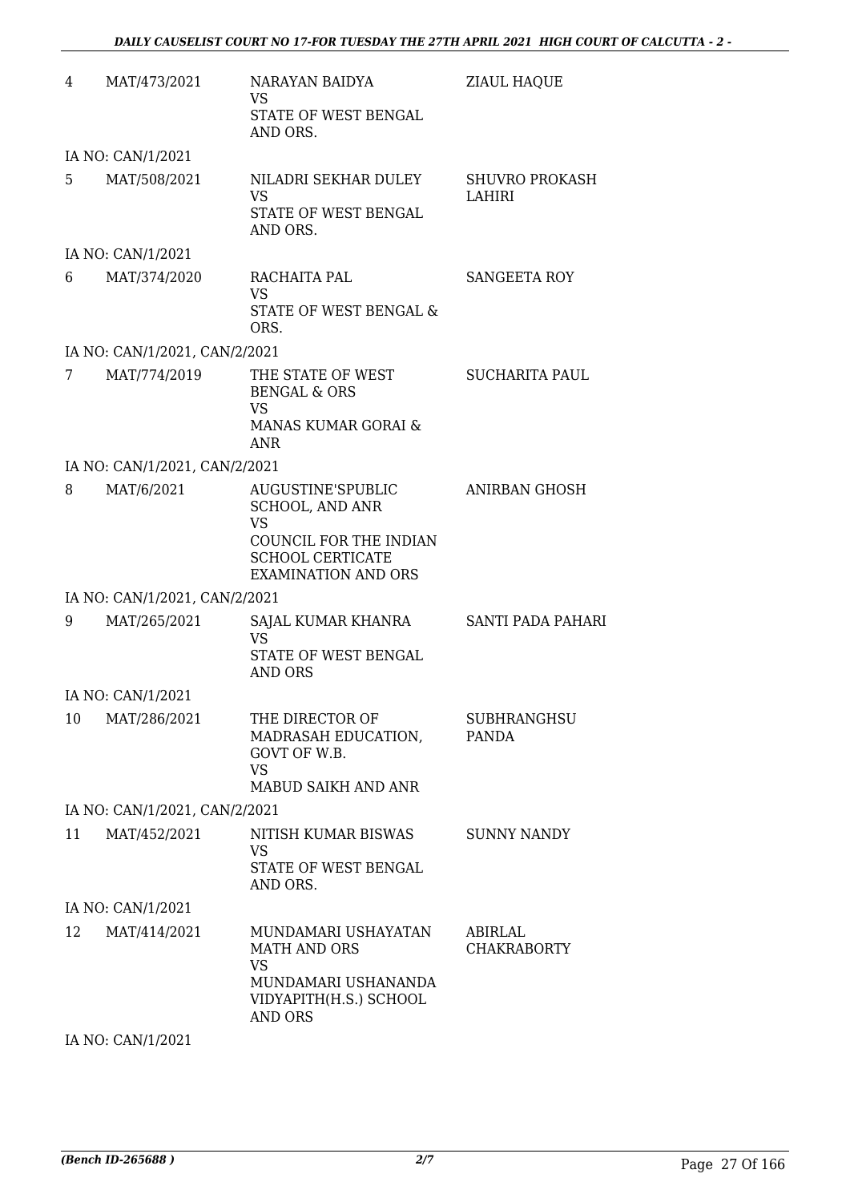| | | | |
|---|---|---|---|
| 4 | MAT/473/2021 | NARAYAN BAIDYA<br>VS<br>STATE OF WEST BENGAL AND ORS. | ZIAUL HAQUE |
| | IA NO: CAN/1/2021 | | |
| 5 | MAT/508/2021 | NILADRI SEKHAR DULEY<br>VS<br>STATE OF WEST BENGAL AND ORS. | SHUVRO PROKASH LAHIRI |
| | IA NO: CAN/1/2021 | | |
| 6 | MAT/374/2020 | RACHAITA PAL<br>VS<br>STATE OF WEST BENGAL & ORS. | SANGEETA ROY |
| | IA NO: CAN/1/2021, CAN/2/2021 | | |
| 7 | MAT/774/2019 | THE STATE OF WEST BENGAL & ORS<br>VS<br>MANAS KUMAR GORAI & ANR | SUCHARITA PAUL |
| | IA NO: CAN/1/2021, CAN/2/2021 | | |
| 8 | MAT/6/2021 | AUGUSTINE'SPUBLIC SCHOOL, AND ANR<br>VS<br>COUNCIL FOR THE INDIAN SCHOOL CERTICATE EXAMINATION AND ORS | ANIRBAN GHOSH |
| | IA NO: CAN/1/2021, CAN/2/2021 | | |
| 9 | MAT/265/2021 | SAJAL KUMAR KHANRA<br>VS<br>STATE OF WEST BENGAL AND ORS | SANTI PADA PAHARI |
| | IA NO: CAN/1/2021 | | |
| 10 | MAT/286/2021 | THE DIRECTOR OF MADRASAH EDUCATION, GOVT OF W.B.<br>VS<br>MABUD SAIKH AND ANR | SUBHRANGHSU PANDA |
| | IA NO: CAN/1/2021, CAN/2/2021 | | |
| 11 | MAT/452/2021 | NITISH KUMAR BISWAS<br>VS<br>STATE OF WEST BENGAL AND ORS. | SUNNY NANDY |
| | IA NO: CAN/1/2021 | | |
| 12 | MAT/414/2021 | MUNDAMARI USHAYATAN MATH AND ORS<br>VS<br>MUNDAMARI USHANANDA VIDYAPITH(H.S.) SCHOOL AND ORS | ABIRLAL CHAKRABORTY |
| | IA NO: CAN/1/2021 | | |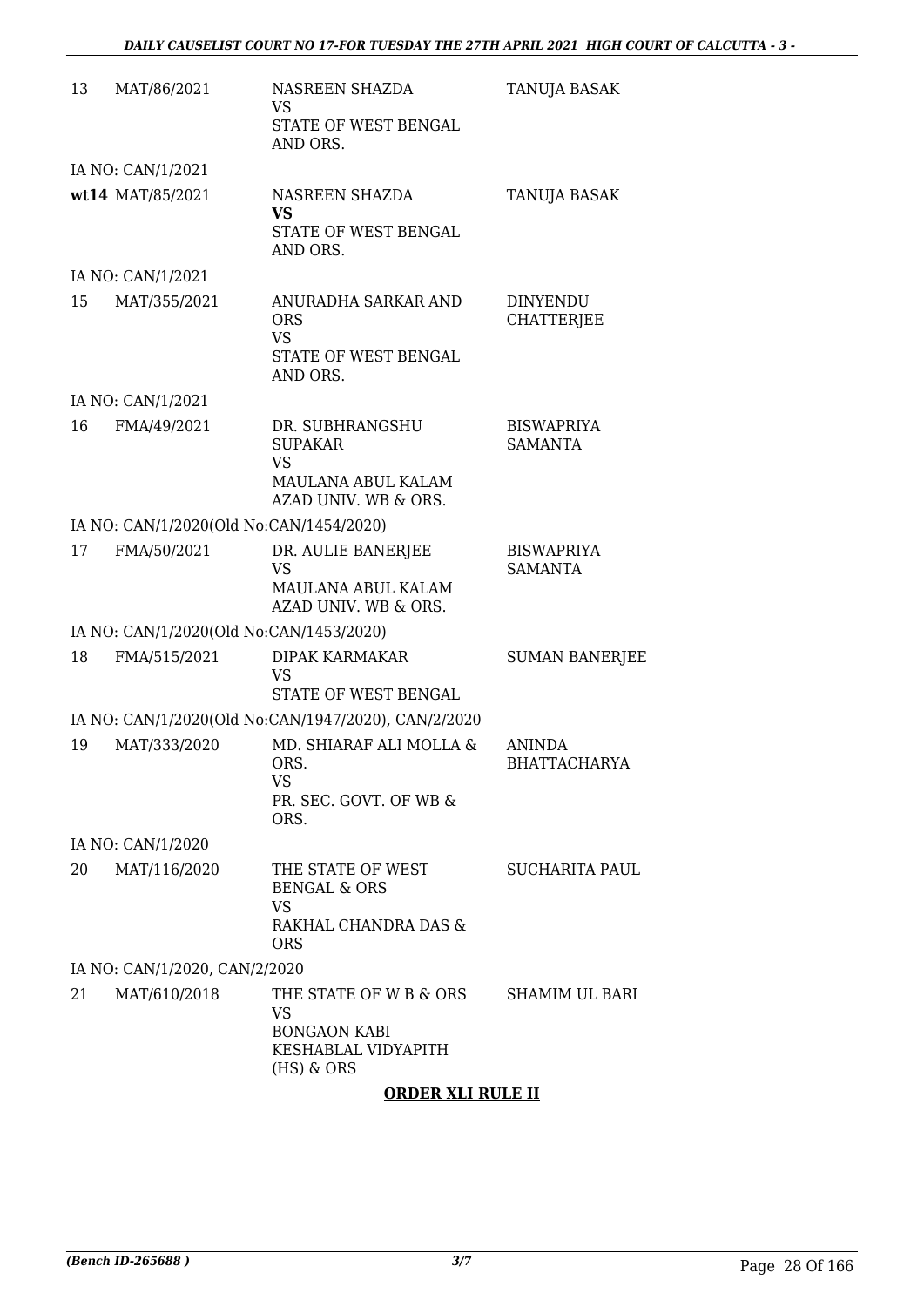| | | | |
|---|---|---|---|
| 13 | MAT/86/2021 | NASREEN SHAZDA<br>VS<br>STATE OF WEST BENGAL AND ORS. | TANUJA BASAK |
| | IA NO: CAN/1/2021 | | |
| wt14 | MAT/85/2021 | NASREEN SHAZDA<br>**VS**<br>STATE OF WEST BENGAL AND ORS. | TANUJA BASAK |
| | IA NO: CAN/1/2021 | | |
| 15 | MAT/355/2021 | ANURADHA SARKAR AND ORS<br>VS<br>STATE OF WEST BENGAL AND ORS. | DINYENDU CHATTERJEE |
| | IA NO: CAN/1/2021 | | |
| 16 | FMA/49/2021 | DR. SUBHRANGSHU SUPAKAR<br>VS<br>MAULANA ABUL KALAM AZAD UNIV. WB & ORS. | BISWAPRIYA SAMANTA |
| | IA NO: CAN/1/2020(Old No:CAN/1454/2020) | | |
| 17 | FMA/50/2021 | DR. AULIE BANERJEE<br>VS<br>MAULANA ABUL KALAM AZAD UNIV. WB & ORS. | BISWAPRIYA SAMANTA |
| | IA NO: CAN/1/2020(Old No:CAN/1453/2020) | | |
| 18 | FMA/515/2021 | DIPAK KARMAKAR<br>VS<br>STATE OF WEST BENGAL | SUMAN BANERJEE |
| | IA NO: CAN/1/2020(Old No:CAN/1947/2020), CAN/2/2020 | | |
| 19 | MAT/333/2020 | MD. SHIARAF ALI MOLLA & ORS.<br>VS<br>PR. SEC. GOVT. OF WB & ORS. | ANINDA BHATTACHARYA |
| | IA NO: CAN/1/2020 | | |
| 20 | MAT/116/2020 | THE STATE OF WEST BENGAL & ORS<br>VS<br>RAKHAL CHANDRA DAS & ORS | SUCHARITA PAUL |
| | IA NO: CAN/1/2020, CAN/2/2020 | | |
| 21 | MAT/610/2018 | THE STATE OF W B & ORS<br>VS<br>BONGAON KABI KESHABLAL VIDYAPITH (HS) & ORS | SHAMIM UL BARI |

**ORDER XLI RULE II**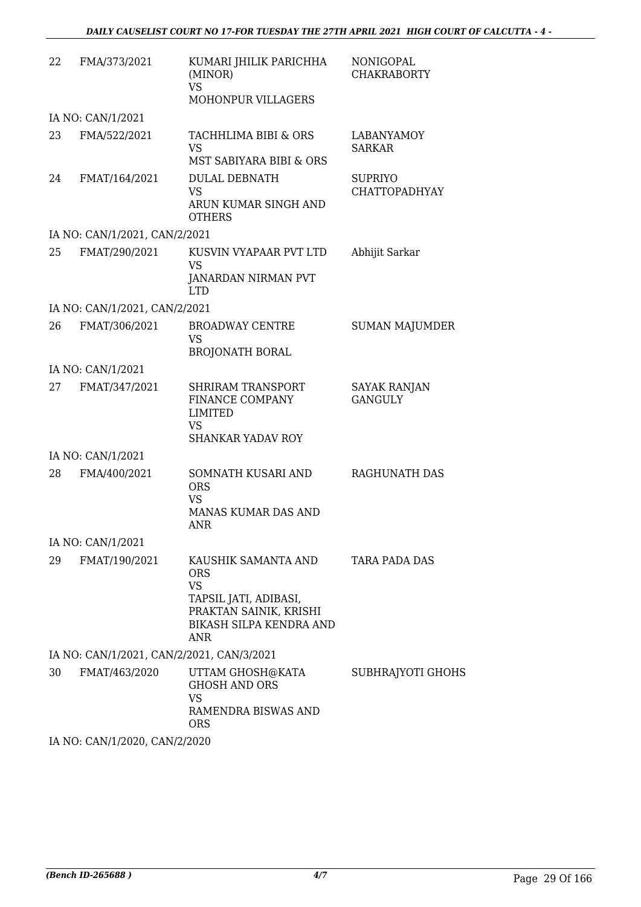| | | | |
|---|---|---|---|
| 22 | FMA/373/2021 | KUMARI JHILIK PARICHHA (MINOR)<br>VS<br>MOHONPUR VILLAGERS | NONIGOPAL CHAKRABORTY |
| | IA NO: CAN/1/2021 | | |
| 23 | FMA/522/2021 | TACHHLIMA BIBI & ORS<br>VS<br>MST SABIYARA BIBI & ORS | LABANYAMOY SARKAR |
| 24 | FMAT/164/2021 | DULAL DEBNATH<br>VS<br>ARUN KUMAR SINGH AND OTHERS | SUPRIYO CHATTOPADHYAY |
| | IA NO: CAN/1/2021, CAN/2/2021 | | |
| 25 | FMAT/290/2021 | KUSVIN VYAPAAR PVT LTD<br>VS<br>JANARDAN NIRMAN PVT LTD | Abhijit Sarkar |
| | IA NO: CAN/1/2021, CAN/2/2021 | | |
| 26 | FMAT/306/2021 | BROADWAY CENTRE<br>VS<br>BROJONATH BORAL | SUMAN MAJUMDER |
| | IA NO: CAN/1/2021 | | |
| 27 | FMAT/347/2021 | SHRIRAM TRANSPORT FINANCE COMPANY LIMITED<br>VS<br>SHANKAR YADAV ROY | SAYAK RANJAN GANGULY |
| | IA NO: CAN/1/2021 | | |
| 28 | FMA/400/2021 | SOMNATH KUSARI AND ORS<br>VS<br>MANAS KUMAR DAS AND ANR | RAGHUNATH DAS |
| | IA NO: CAN/1/2021 | | |
| 29 | FMAT/190/2021 | KAUSHIK SAMANTA AND ORS<br>VS<br>TAPSIL JATI, ADIBASI, PRAKTAN SAINIK, KRISHI BIKASH SILPA KENDRA AND ANR | TARA PADA DAS |
| | IA NO: CAN/1/2021, CAN/2/2021, CAN/3/2021 | | |
| 30 | FMAT/463/2020 | UTTAM GHOSH@KATA GHOSH AND ORS<br>VS<br>RAMENDRA BISWAS AND ORS | SUBHRAJYOTI GHOHS |
| | IA NO: CAN/1/2020, CAN/2/2020 | | |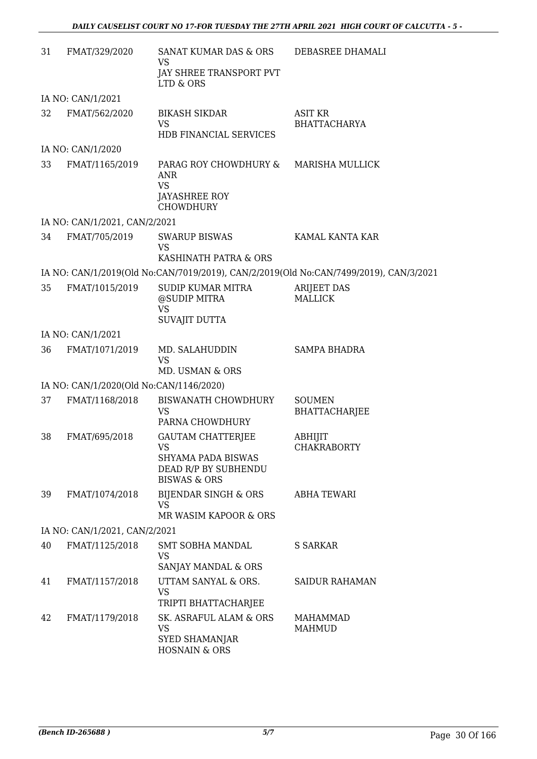| 31 | FMAT/329/2020 | SANAT KUMAR DAS & ORS<br>VS<br>JAY SHREE TRANSPORT PVT LTD & ORS | DEBASREE DHAMALI |
|---|---|---|---|
| | IA NO: CAN/1/2021 | | |
| 32 | FMAT/562/2020 | BIKASH SIKDAR<br>VS<br>HDB FINANCIAL SERVICES | ASIT KR BHATTACHARYA |
| | IA NO: CAN/1/2020 | | |
| 33 | FMAT/1165/2019 | PARAG ROY CHOWDHURY & ANR<br>VS<br>JAYASHREE ROY CHOWDHURY | MARISHA MULLICK |
| | IA NO: CAN/1/2021, CAN/2/2021 | | |
| 34 | FMAT/705/2019 | SWARUP BISWAS<br>VS<br>KASHINATH PATRA & ORS | KAMAL KANTA KAR |
| | IA NO: CAN/1/2019(Old No:CAN/7019/2019), CAN/2/2019(Old No:CAN/7499/2019), CAN/3/2021 | | |
| 35 | FMAT/1015/2019 | SUDIP KUMAR MITRA @SUDIP MITRA<br>VS<br>SUVAJIT DUTTA | ARIJEET DAS MALLICK |
| | IA NO: CAN/1/2021 | | |
| 36 | FMAT/1071/2019 | MD. SALAHUDDIN<br>VS<br>MD. USMAN & ORS | SAMPA BHADRA |
| | IA NO: CAN/1/2020(Old No:CAN/1146/2020) | | |
| 37 | FMAT/1168/2018 | BISWANATH CHOWDHURY<br>VS<br>PARNA CHOWDHURY | SOUMEN BHATTACHARJEE |
| 38 | FMAT/695/2018 | GAUTAM CHATTERJEE<br>VS<br>SHYAMA PADA BISWAS DEAD R/P BY SUBHENDU BISWAS & ORS | ABHIJIT CHAKRABORTY |
| 39 | FMAT/1074/2018 | BIJENDAR SINGH & ORS<br>VS<br>MR WASIM KAPOOR & ORS | ABHA TEWARI |
| | IA NO: CAN/1/2021, CAN/2/2021 | | |
| 40 | FMAT/1125/2018 | SMT SOBHA MANDAL<br>VS<br>SANJAY MANDAL & ORS | S SARKAR |
| 41 | FMAT/1157/2018 | UTTAM SANYAL & ORS.<br>VS<br>TRIPTI BHATTACHARJEE | SAIDUR RAHAMAN |
| 42 | FMAT/1179/2018 | SK. ASRAFUL ALAM & ORS<br>VS<br>SYED SHAMANJAR HOSNAIN & ORS | MAHAMMAD MAHMUD |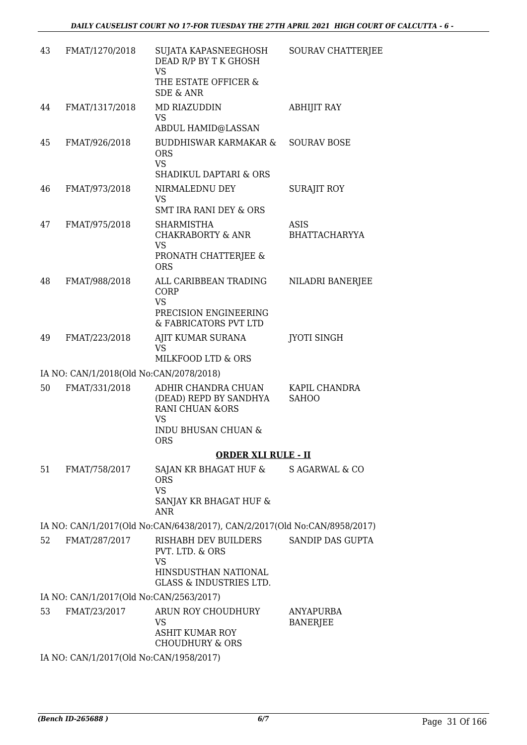| | | | |
|---|---|---|---|
| 43 | FMAT/1270/2018 | SUJATA KAPASNEEGHOSH DEAD R/P BY T K GHOSH<br>VS<br>THE ESTATE OFFICER & SDE & ANR | SOURAV CHATTERJEE |
| 44 | FMAT/1317/2018 | MD RIAZUDDIN<br>VS<br>ABDUL HAMID@LASSAN | ABHIJIT RAY |
| 45 | FMAT/926/2018 | BUDDHISWAR KARMAKAR & ORS<br>VS<br>SHADIKUL DAPTARI & ORS | SOURAV BOSE |
| 46 | FMAT/973/2018 | NIRMALEDNU DEY<br>VS<br>SMT IRA RANI DEY & ORS | SURAJIT ROY |
| 47 | FMAT/975/2018 | SHARMISTHA CHAKRABORTY & ANR<br>VS<br>PRONATH CHATTERJEE & ORS | ASIS BHATTACHARYYA |
| 48 | FMAT/988/2018 | ALL CARIBBEAN TRADING CORP<br>VS<br>PRECISION ENGINEERING & FABRICATORS PVT LTD | NILADRI BANERJEE |
| 49 | FMAT/223/2018 | AJIT KUMAR SURANA<br>VS<br>MILKFOOD LTD & ORS | JYOTI SINGH |

IA NO: CAN/1/2018(Old No:CAN/2078/2018)

| | | | |
|---|---|---|---|
| 50 | FMAT/331/2018 | ADHIR CHANDRA CHUAN (DEAD) REPD BY SANDHYA RANI CHUAN &ORS<br>VS<br>INDU BHUSAN CHUAN & ORS | KAPIL CHANDRA SAHOO |

**ORDER XLI RULE - II**

| | | | |
|---|---|---|---|
| 51 | FMAT/758/2017 | SAJAN KR BHAGAT HUF & ORS<br>VS<br>SANJAY KR BHAGAT HUF & ANR | S AGARWAL & CO |

IA NO: CAN/1/2017(Old No:CAN/6438/2017), CAN/2/2017(Old No:CAN/8958/2017)

| | | | |
|---|---|---|---|
| 52 | FMAT/287/2017 | RISHABH DEV BUILDERS PVT. LTD. & ORS<br>VS<br>HINSDUSTHAN NATIONAL GLASS & INDUSTRIES LTD. | SANDIP DAS GUPTA |

IA NO: CAN/1/2017(Old No:CAN/2563/2017)

| | | | |
|---|---|---|---|
| 53 | FMAT/23/2017 | ARUN ROY CHOUDHURY<br>VS<br>ASHIT KUMAR ROY CHOUDHURY & ORS | ANYAPURBA BANERJEE |

IA NO: CAN/1/2017(Old No:CAN/1958/2017)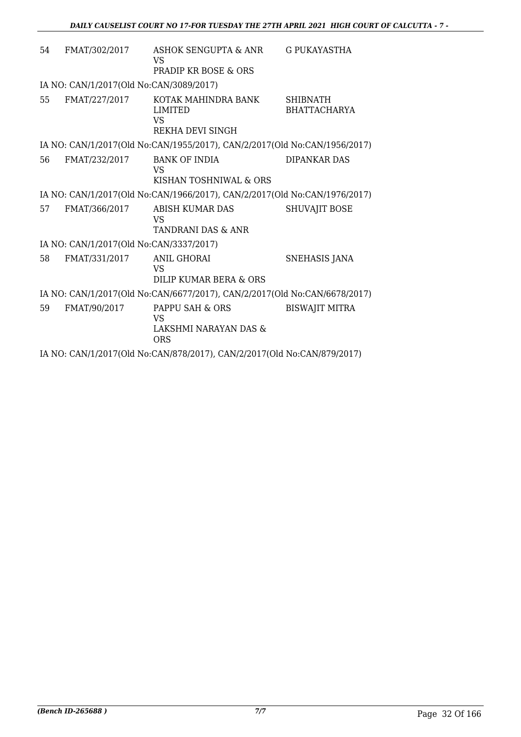| | | | |
|---|---|---|---|
| 54 | FMAT/302/2017 | ASHOK SENGUPTA & ANR<br>VS<br>PRADIP KR BOSE & ORS | G PUKAYASTHA |

IA NO: CAN/1/2017(Old No:CAN/3089/2017)

| | | | |
|---|---|---|---|
| 55 | FMAT/227/2017 | KOTAK MAHINDRA BANK LIMITED<br>VS<br>REKHA DEVI SINGH | SHIBNATH BHATTACHARYA |

IA NO: CAN/1/2017(Old No:CAN/1955/2017), CAN/2/2017(Old No:CAN/1956/2017)

| | | | |
|---|---|---|---|
| 56 | FMAT/232/2017 | BANK OF INDIA<br>VS<br>KISHAN TOSHNIWAL & ORS | DIPANKAR DAS |

IA NO: CAN/1/2017(Old No:CAN/1966/2017), CAN/2/2017(Old No:CAN/1976/2017)

| | | | |
|---|---|---|---|
| 57 | FMAT/366/2017 | ABISH KUMAR DAS<br>VS<br>TANDRANI DAS & ANR | SHUVAJIT BOSE |

IA NO: CAN/1/2017(Old No:CAN/3337/2017)

| | | | |
|---|---|---|---|
| 58 | FMAT/331/2017 | ANIL GHORAI<br>VS<br>DILIP KUMAR BERA & ORS | SNEHASIS JANA |

IA NO: CAN/1/2017(Old No:CAN/6677/2017), CAN/2/2017(Old No:CAN/6678/2017)

| | | | |
|---|---|---|---|
| 59 | FMAT/90/2017 | PAPPU SAH & ORS<br>VS<br>LAKSHMI NARAYAN DAS & ORS | BISWAJIT MITRA |

IA NO: CAN/1/2017(Old No:CAN/878/2017), CAN/2/2017(Old No:CAN/879/2017)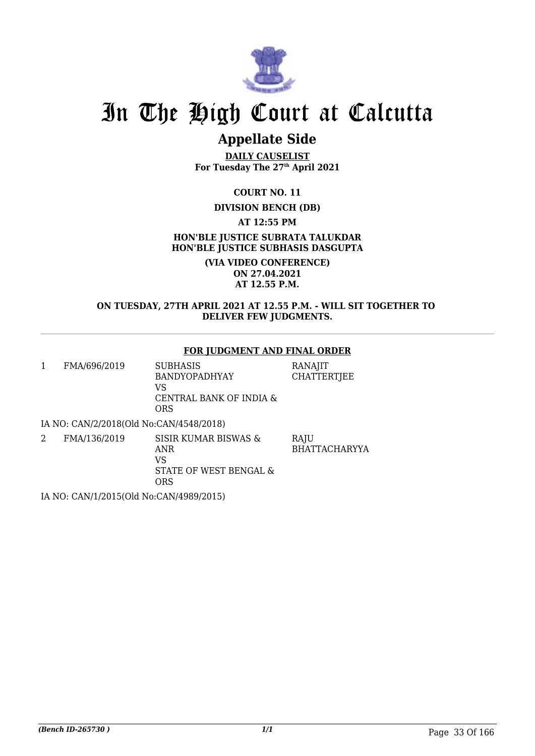# In The High Court at Calcutta

## Appellate Side

**DAILY CAUSELIST**
**For Tuesday The 27th April 2021**

**COURT NO. 11**

**DIVISION BENCH (DB)**

**AT 12:55 PM**

**HON'BLE JUSTICE SUBRATA TALUKDAR**
**HON'BLE JUSTICE SUBHASIS DASGUPTA**

**(VIA VIDEO CONFERENCE)**
**ON 27.04.2021**
**AT 12.55 P.M.**

**ON TUESDAY, 27TH APRIL 2021 AT 12.55 P.M. - WILL SIT TOGETHER TO DELIVER FEW JUDGMENTS.**

---

**FOR JUDGMENT AND FINAL ORDER**

| | | | |
|---|---|---|---|
| 1 | FMA/696/2019 | SUBHASIS BANDYOPADHYAY<br>VS<br>CENTRAL BANK OF INDIA & ORS | RANAJIT CHATTERTJEE |

IA NO: CAN/2/2018(Old No:CAN/4548/2018)

| | | | |
|---|---|---|---|
| 2 | FMA/136/2019 | SISIR KUMAR BISWAS & ANR<br>VS<br>STATE OF WEST BENGAL & ORS | RAJU BHATTACHARYYA |

IA NO: CAN/1/2015(Old No:CAN/4989/2015)

(Bench ID-265730 ) 1/1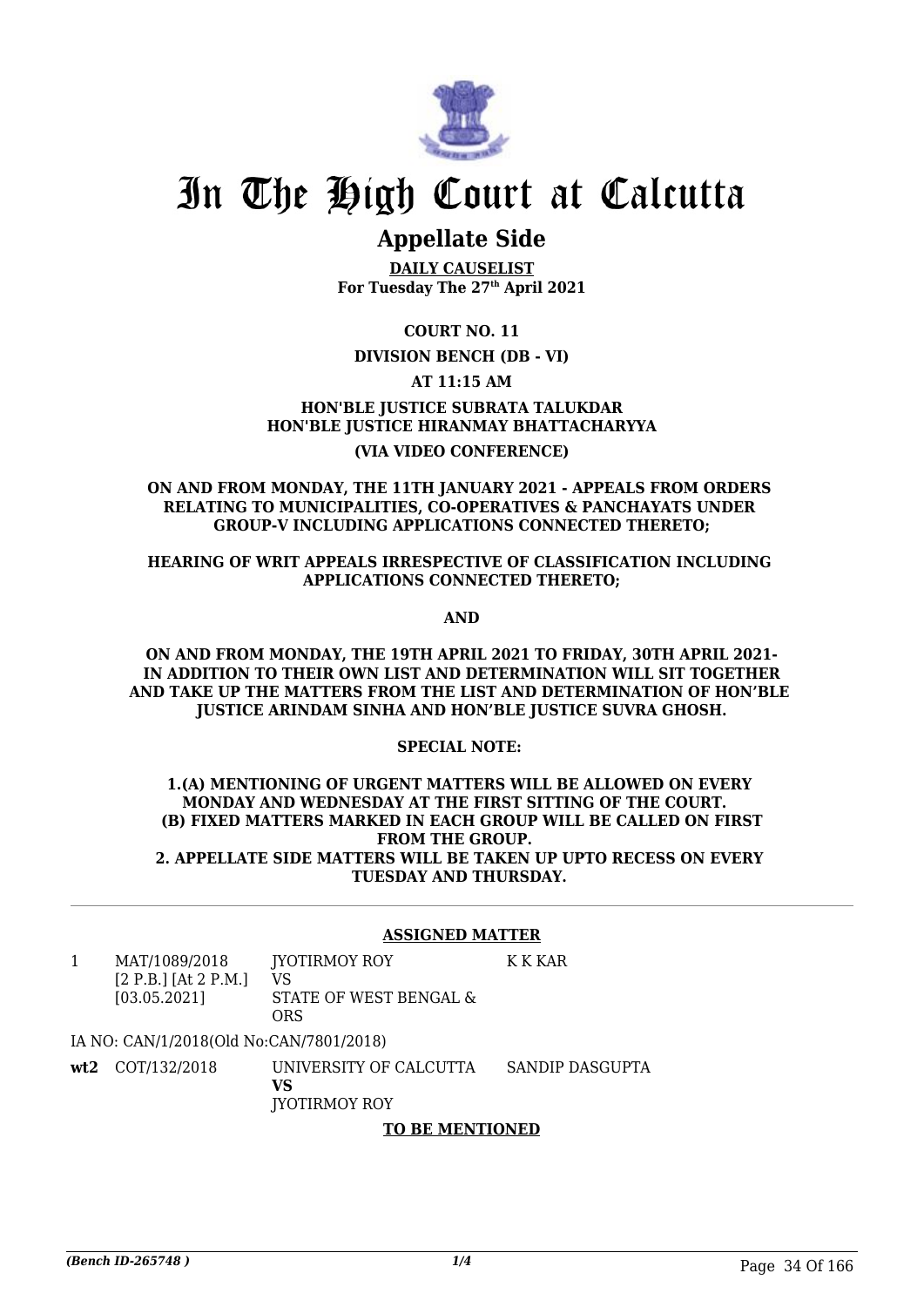# In The High Court at Calcutta

## Appellate Side

**DAILY CAUSELIST**
**For Tuesday The 27th April 2021**

**COURT NO. 11**

**DIVISION BENCH (DB - VI)**

**AT 11:15 AM**

**HON'BLE JUSTICE SUBRATA TALUKDAR**
**HON'BLE JUSTICE HIRANMAY BHATTACHARYYA**

**(VIA VIDEO CONFERENCE)**

**ON AND FROM MONDAY, THE 11TH JANUARY 2021 - APPEALS FROM ORDERS RELATING TO MUNICIPALITIES, CO-OPERATIVES & PANCHAYATS UNDER GROUP-V INCLUDING APPLICATIONS CONNECTED THERETO;**

**HEARING OF WRIT APPEALS IRRESPECTIVE OF CLASSIFICATION INCLUDING APPLICATIONS CONNECTED THERETO;**

**AND**

**ON AND FROM MONDAY, THE 19TH APRIL 2021 TO FRIDAY, 30TH APRIL 2021- IN ADDITION TO THEIR OWN LIST AND DETERMINATION WILL SIT TOGETHER AND TAKE UP THE MATTERS FROM THE LIST AND DETERMINATION OF HON'BLE JUSTICE ARINDAM SINHA AND HON'BLE JUSTICE SUVRA GHOSH.**

**SPECIAL NOTE:**

**1.(A) MENTIONING OF URGENT MATTERS WILL BE ALLOWED ON EVERY MONDAY AND WEDNESDAY AT THE FIRST SITTING OF THE COURT.**
**(B) FIXED MATTERS MARKED IN EACH GROUP WILL BE CALLED ON FIRST FROM THE GROUP.**
**2. APPELLATE SIDE MATTERS WILL BE TAKEN UP UPTO RECESS ON EVERY TUESDAY AND THURSDAY.**

**ASSIGNED MATTER**

| | | | |
|---|---|---|---|
| 1 | MAT/1089/2018 [2 P.B.] [At 2 P.M.] [03.05.2021] | JYOTIRMOY ROY VS STATE OF WEST BENGAL & ORS | K K KAR |
| | IA NO: CAN/1/2018(Old No:CAN/7801/2018) | | |
| **wt2** | COT/132/2018 | UNIVERSITY OF CALCUTTA **VS** JYOTIRMOY ROY | SANDIP DASGUPTA |

**TO BE MENTIONED**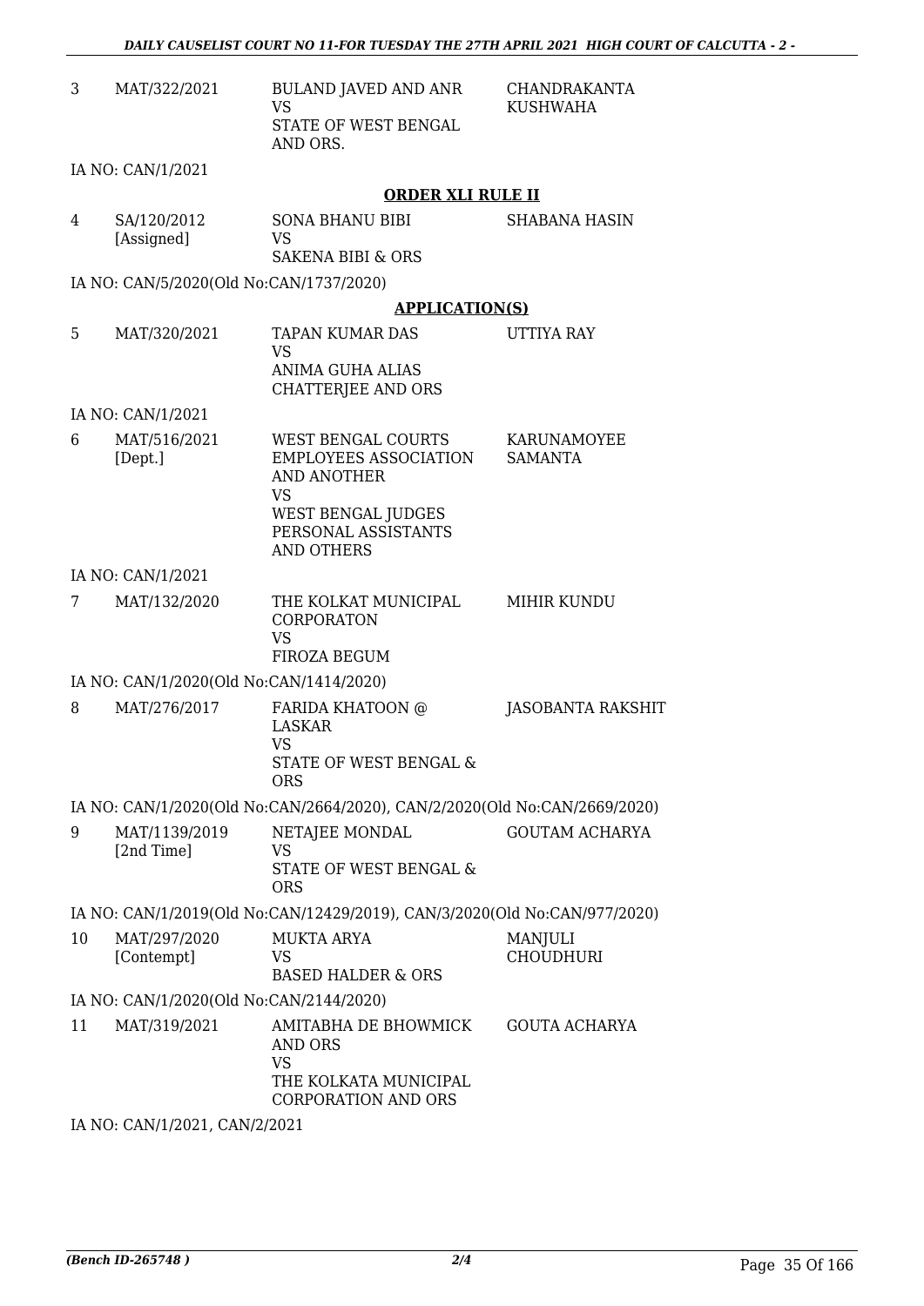| | | | |
|---|---|---|---|
| 3 | MAT/322/2021 | BULAND JAVED AND ANR<br>VS<br>STATE OF WEST BENGAL AND ORS. | CHANDRAKANTA KUSHWAHA |

IA NO: CAN/1/2021

**ORDER XLI RULE II**

| | | | |
|---|---|---|---|
| 4 | SA/120/2012<br>[Assigned] | SONA BHANU BIBI<br>VS<br>SAKENA BIBI & ORS | SHABANA HASIN |

IA NO: CAN/5/2020(Old No:CAN/1737/2020)

**APPLICATION(S)**

| | | | |
|---|---|---|---|
| 5 | MAT/320/2021 | TAPAN KUMAR DAS<br>VS<br>ANIMA GUHA ALIAS CHATTERJEE AND ORS | UTTIYA RAY |

IA NO: CAN/1/2021

| | | | |
|---|---|---|---|
| 6 | MAT/516/2021<br>[Dept.] | WEST BENGAL COURTS EMPLOYEES ASSOCIATION AND ANOTHER<br>VS<br>WEST BENGAL JUDGES PERSONAL ASSISTANTS AND OTHERS | KARUNAMOYEE SAMANTA |

IA NO: CAN/1/2021

| | | | |
|---|---|---|---|
| 7 | MAT/132/2020 | THE KOLKAT MUNICIPAL CORPORATON<br>VS<br>FIROZA BEGUM | MIHIR KUNDU |

IA NO: CAN/1/2020(Old No:CAN/1414/2020)

| | | | |
|---|---|---|---|
| 8 | MAT/276/2017 | FARIDA KHATOON @ LASKAR<br>VS<br>STATE OF WEST BENGAL & ORS | JASOBANTA RAKSHIT |

IA NO: CAN/1/2020(Old No:CAN/2664/2020), CAN/2/2020(Old No:CAN/2669/2020)

| | | | |
|---|---|---|---|
| 9 | MAT/1139/2019<br>[2nd Time] | NETAJEE MONDAL<br>VS<br>STATE OF WEST BENGAL & ORS | GOUTAM ACHARYA |

IA NO: CAN/1/2019(Old No:CAN/12429/2019), CAN/3/2020(Old No:CAN/977/2020)

| | | | |
|---|---|---|---|
| 10 | MAT/297/2020<br>[Contempt] | MUKTA ARYA<br>VS<br>BASED HALDER & ORS | MANJULI CHOUDHURI |

IA NO: CAN/1/2020(Old No:CAN/2144/2020)

| | | | |
|---|---|---|---|
| 11 | MAT/319/2021 | AMITABHA DE BHOWMICK AND ORS<br>VS<br>THE KOLKATA MUNICIPAL CORPORATION AND ORS | GOUTA ACHARYA |

IA NO: CAN/1/2021, CAN/2/2021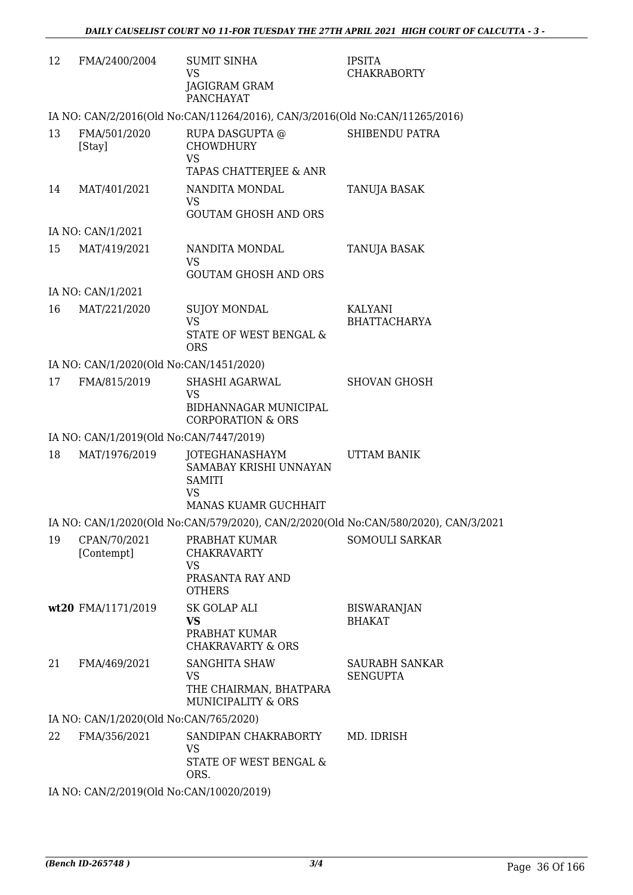| | | | |
|---|---|---|---|
| 12 | FMA/2400/2004 | SUMIT SINHA<br>VS<br>JAGIGRAM GRAM PANCHAYAT | IPSITA CHAKRABORTY |
| IA NO: CAN/2/2016(Old No:CAN/11264/2016), CAN/3/2016(Old No:CAN/11265/2016) | | | |
| 13 | FMA/501/2020<br>[Stay] | RUPA DASGUPTA @ CHOWDHURY<br>VS<br>TAPAS CHATTERJEE & ANR | SHIBENDU PATRA |
| 14 | MAT/401/2021 | NANDITA MONDAL<br>VS<br>GOUTAM GHOSH AND ORS | TANUJA BASAK |
| IA NO: CAN/1/2021 | | | |
| 15 | MAT/419/2021 | NANDITA MONDAL<br>VS<br>GOUTAM GHOSH AND ORS | TANUJA BASAK |
| IA NO: CAN/1/2021 | | | |
| 16 | MAT/221/2020 | SUJOY MONDAL<br>VS<br>STATE OF WEST BENGAL & ORS | KALYANI BHATTACHARYA |
| IA NO: CAN/1/2020(Old No:CAN/1451/2020) | | | |
| 17 | FMA/815/2019 | SHASHI AGARWAL<br>VS<br>BIDHANNAGAR MUNICIPAL CORPORATION & ORS | SHOVAN GHOSH |
| IA NO: CAN/1/2019(Old No:CAN/7447/2019) | | | |
| 18 | MAT/1976/2019 | JOTEGHANASHAYM SAMABAY KRISHI UNNAYAN SAMITI<br>VS<br>MANAS KUAMR GUCHHAIT | UTTAM BANIK |
| IA NO: CAN/1/2020(Old No:CAN/579/2020), CAN/2/2020(Old No:CAN/580/2020), CAN/3/2021 | | | |
| 19 | CPAN/70/2021<br>[Contempt] | PRABHAT KUMAR CHAKRAVARTY<br>VS<br>PRASANTA RAY AND OTHERS | SOMOULI SARKAR |
| **wt20** | FMA/1171/2019 | SK GOLAP ALI<br>**VS**<br>PRABHAT KUMAR CHAKRAVARTY & ORS | BISWARANJAN BHAKAT |
| 21 | FMA/469/2021 | SANGHITA SHAW<br>VS<br>THE CHAIRMAN, BHATPARA MUNICIPALITY & ORS | SAURABH SANKAR SENGUPTA |
| IA NO: CAN/1/2020(Old No:CAN/765/2020) | | | |
| 22 | FMA/356/2021 | SANDIPAN CHAKRABORTY<br>VS<br>STATE OF WEST BENGAL & ORS. | MD. IDRISH |
| IA NO: CAN/2/2019(Old No:CAN/10020/2019) | | | |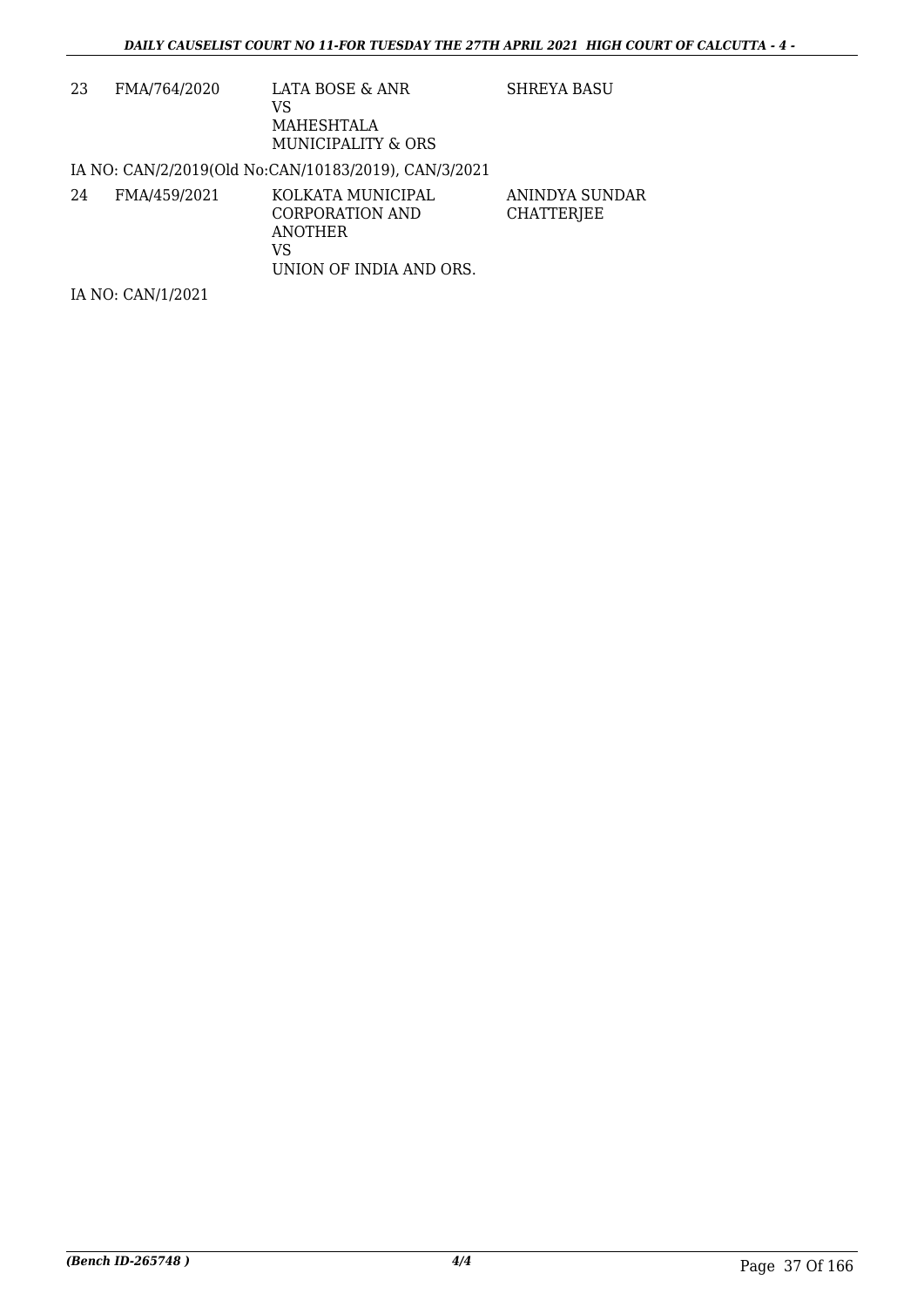| | | | |
|---|---|---|---|
| 23 | FMA/764/2020 | LATA BOSE & ANR<br>VS<br>MAHESHTALA<br>MUNICIPALITY & ORS | SHREYA BASU |

IA NO: CAN/2/2019(Old No:CAN/10183/2019), CAN/3/2021

| | | | |
|---|---|---|---|
| 24 | FMA/459/2021 | KOLKATA MUNICIPAL<br>CORPORATION AND<br>ANOTHER<br>VS<br>UNION OF INDIA AND ORS. | ANINDYA SUNDAR<br>CHATTERJEE |

IA NO: CAN/1/2021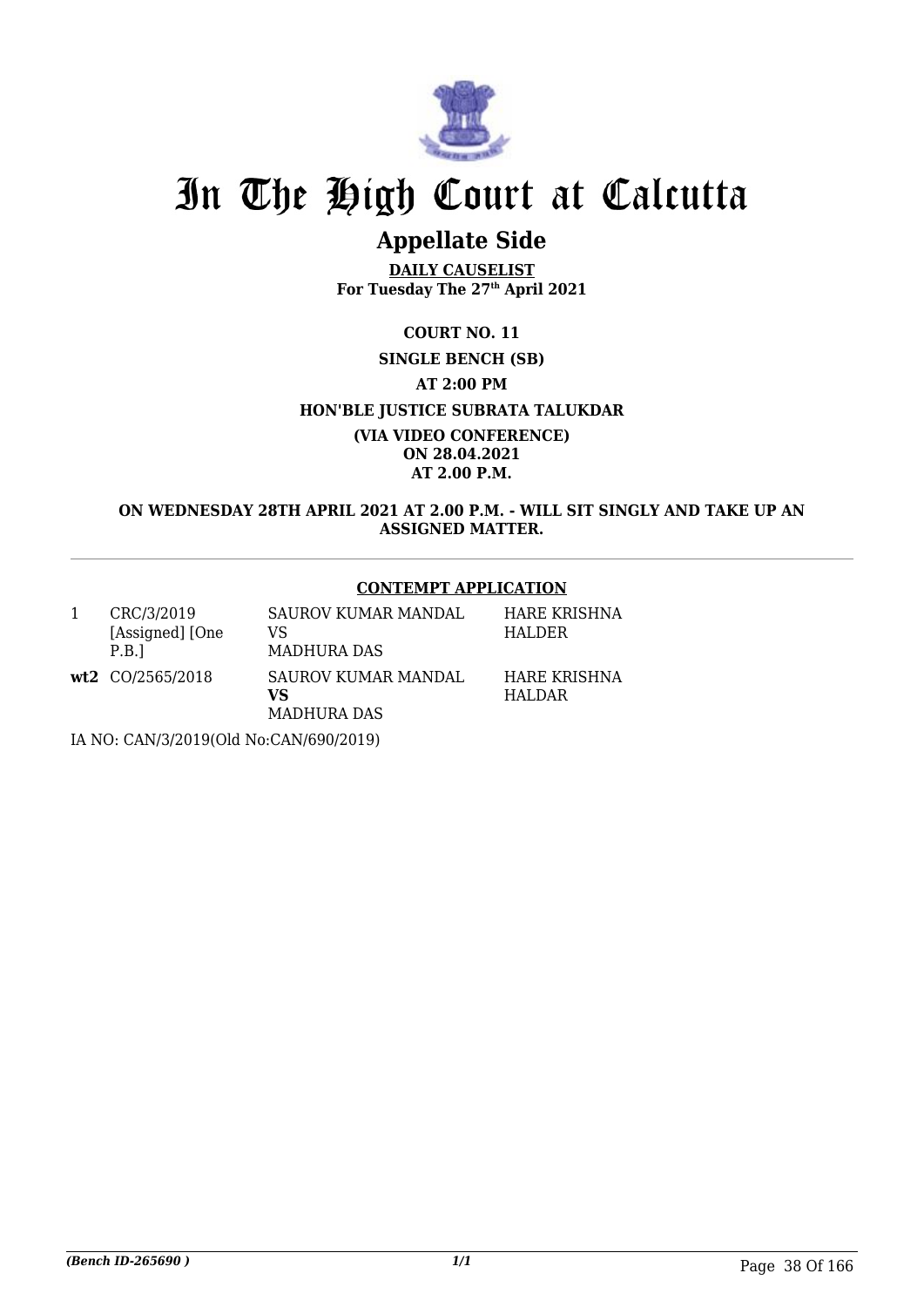# In The High Court at Calcutta

## Appellate Side

**DAILY CAUSELIST**
**For Tuesday The 27th April 2021**

**COURT NO. 11**

**SINGLE BENCH (SB)**

**AT 2:00 PM**

**HON'BLE JUSTICE SUBRATA TALUKDAR**

**(VIA VIDEO CONFERENCE)**
**ON 28.04.2021**
**AT 2.00 P.M.**

**ON WEDNESDAY 28TH APRIL 2021 AT 2.00 P.M. - WILL SIT SINGLY AND TAKE UP AN ASSIGNED MATTER.**

**CONTEMPT APPLICATION**

| | | | |
|---|---|---|---|
| 1 | CRC/3/2019 [Assigned] [One P.B.] | SAUROV KUMAR MANDAL VS MADHURA DAS | HARE KRISHNA HALDER |
| **wt2** | CO/2565/2018 | SAUROV KUMAR MANDAL **VS** MADHURA DAS | HARE KRISHNA HALDAR |

IA NO: CAN/3/2019(Old No:CAN/690/2019)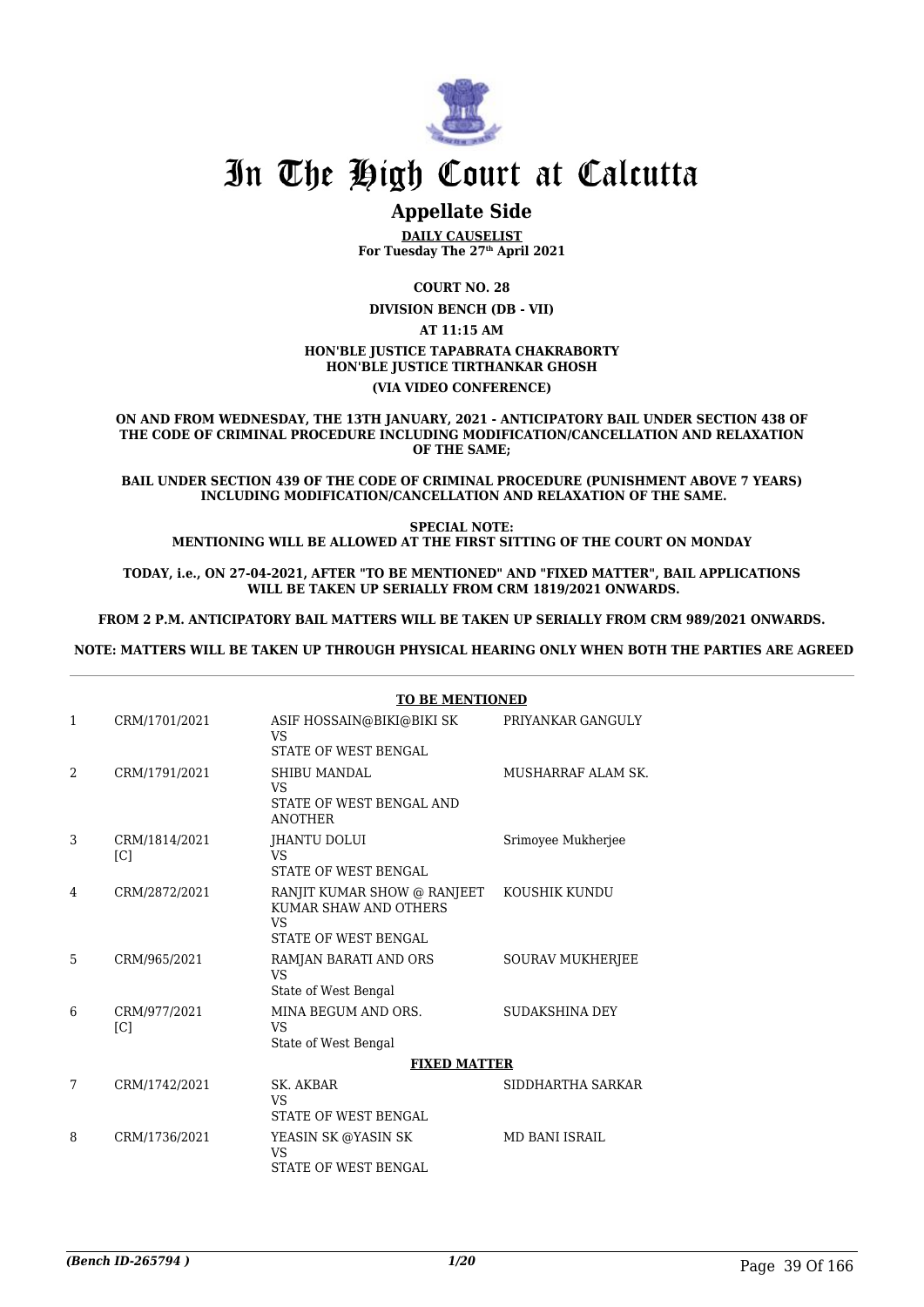# In The High Court at Calcutta

## Appellate Side

**DAILY CAUSELIST**
**For Tuesday The 27th April 2021**

**COURT NO. 28**

**DIVISION BENCH (DB - VII)**

**AT 11:15 AM**

**HON'BLE JUSTICE TAPABRATA CHAKRABORTY**
**HON'BLE JUSTICE TIRTHANKAR GHOSH**

**(VIA VIDEO CONFERENCE)**

**ON AND FROM WEDNESDAY, THE 13TH JANUARY, 2021 - ANTICIPATORY BAIL UNDER SECTION 438 OF THE CODE OF CRIMINAL PROCEDURE INCLUDING MODIFICATION/CANCELLATION AND RELAXATION OF THE SAME;**

**BAIL UNDER SECTION 439 OF THE CODE OF CRIMINAL PROCEDURE (PUNISHMENT ABOVE 7 YEARS) INCLUDING MODIFICATION/CANCELLATION AND RELAXATION OF THE SAME.**

**SPECIAL NOTE:**
**MENTIONING WILL BE ALLOWED AT THE FIRST SITTING OF THE COURT ON MONDAY**

**TODAY, i.e., ON 27-04-2021, AFTER "TO BE MENTIONED" AND "FIXED MATTER", BAIL APPLICATIONS WILL BE TAKEN UP SERIALLY FROM CRM 1819/2021 ONWARDS.**

**FROM 2 P.M. ANTICIPATORY BAIL MATTERS WILL BE TAKEN UP SERIALLY FROM CRM 989/2021 ONWARDS.**

**NOTE: MATTERS WILL BE TAKEN UP THROUGH PHYSICAL HEARING ONLY WHEN BOTH THE PARTIES ARE AGREED**

**TO BE MENTIONED**

| | | | |
|---|---|---|---|
| 1 | CRM/1701/2021 | ASIF HOSSAIN@BIKI@BIKI SK<br>VS<br>STATE OF WEST BENGAL | PRIYANKAR GANGULY |
| 2 | CRM/1791/2021 | SHIBU MANDAL<br>VS<br>STATE OF WEST BENGAL AND ANOTHER | MUSHARRAF ALAM SK. |
| 3 | CRM/1814/2021 [C] | JHANTU DOLUI<br>VS<br>STATE OF WEST BENGAL | Srimoyee Mukherjee |
| 4 | CRM/2872/2021 | RANJIT KUMAR SHOW @ RANJEET KUMAR SHAW AND OTHERS<br>VS<br>STATE OF WEST BENGAL | KOUSHIK KUNDU |
| 5 | CRM/965/2021 | RAMJAN BARATI AND ORS<br>VS<br>State of West Bengal | SOURAV MUKHERJEE |
| 6 | CRM/977/2021 [C] | MINA BEGUM AND ORS.<br>VS<br>State of West Bengal | SUDAKSHINA DEY |

**FIXED MATTER**

| | | | |
|---|---|---|---|
| 7 | CRM/1742/2021 | SK. AKBAR<br>VS<br>STATE OF WEST BENGAL | SIDDHARTHA SARKAR |
| 8 | CRM/1736/2021 | YEASIN SK @YASIN SK<br>VS<br>STATE OF WEST BENGAL | MD BANI ISRAIL |

*(Bench ID-265794 )*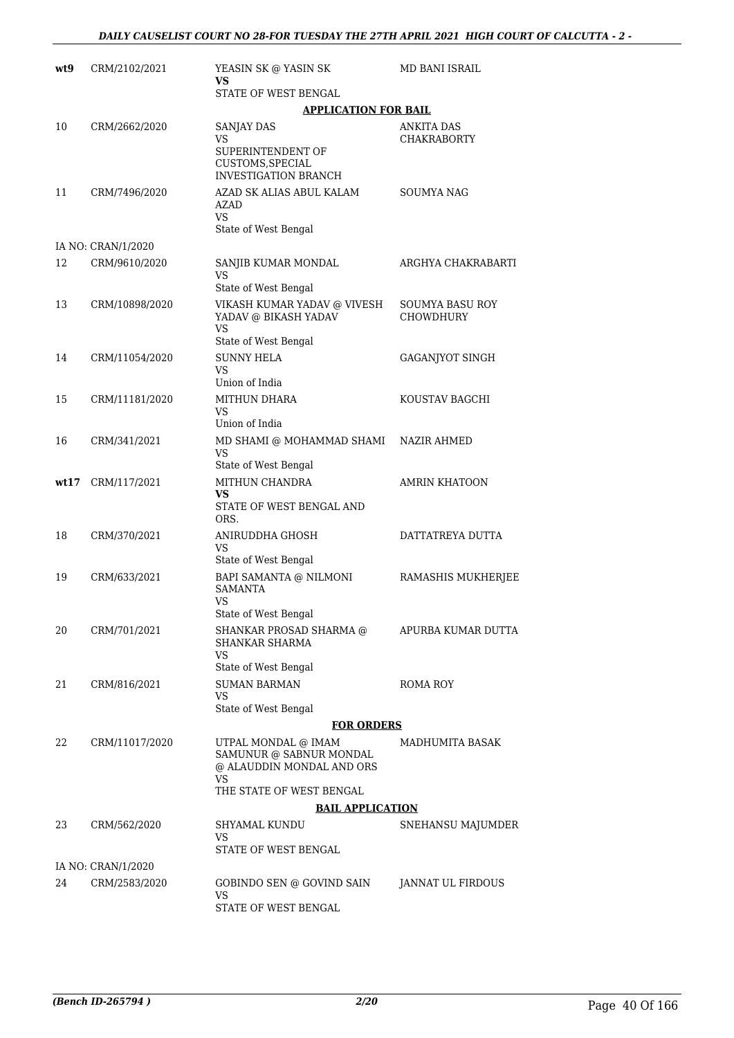| | | | |
|---|---|---|---|
| **wt9** | CRM/2102/2021 | YEASIN SK @ YASIN SK<br>**VS**<br>STATE OF WEST BENGAL | MD BANI ISRAIL |

**APPLICATION FOR BAIL**

| | | | |
|---|---|---|---|
| 10 | CRM/2662/2020 | SANJAY DAS<br>VS<br>SUPERINTENDENT OF CUSTOMS,SPECIAL INVESTIGATION BRANCH | ANKITA DAS CHAKRABORTY |
| 11 | CRM/7496/2020 | AZAD SK ALIAS ABUL KALAM AZAD<br>VS<br>State of West Bengal | SOUMYA NAG |
| | IA NO: CRAN/1/2020 | | |
| 12 | CRM/9610/2020 | SANJIB KUMAR MONDAL<br>VS<br>State of West Bengal | ARGHYA CHAKRABARTI |
| 13 | CRM/10898/2020 | VIKASH KUMAR YADAV @ VIVESH YADAV @ BIKASH YADAV<br>VS<br>State of West Bengal | SOUMYA BASU ROY CHOWDHURY |
| 14 | CRM/11054/2020 | SUNNY HELA<br>VS<br>Union of India | GAGANJYOT SINGH |
| 15 | CRM/11181/2020 | MITHUN DHARA<br>VS<br>Union of India | KOUSTAV BAGCHI |
| 16 | CRM/341/2021 | MD SHAMI @ MOHAMMAD SHAMI<br>VS<br>State of West Bengal | NAZIR AHMED |
| **wt17** | CRM/117/2021 | MITHUN CHANDRA<br>**VS**<br>STATE OF WEST BENGAL AND ORS. | AMRIN KHATOON |
| 18 | CRM/370/2021 | ANIRUDDHA GHOSH<br>VS<br>State of West Bengal | DATTATREYA DUTTA |
| 19 | CRM/633/2021 | BAPI SAMANTA @ NILMONI SAMANTA<br>VS<br>State of West Bengal | RAMASHIS MUKHERJEE |
| 20 | CRM/701/2021 | SHANKAR PROSAD SHARMA @ SHANKAR SHARMA<br>VS<br>State of West Bengal | APURBA KUMAR DUTTA |
| 21 | CRM/816/2021 | SUMAN BARMAN<br>VS<br>State of West Bengal | ROMA ROY |

**FOR ORDERS**

| | | | |
|---|---|---|---|
| 22 | CRM/11017/2020 | UTPAL MONDAL @ IMAM SAMUNUR @ SABNUR MONDAL @ ALAUDDIN MONDAL AND ORS<br>VS<br>THE STATE OF WEST BENGAL | MADHUMITA BASAK |

**BAIL APPLICATION**

| | | | |
|---|---|---|---|
| 23 | CRM/562/2020 | SHYAMAL KUNDU<br>VS<br>STATE OF WEST BENGAL | SNEHANSU MAJUMDER |
| | IA NO: CRAN/1/2020 | | |
| 24 | CRM/2583/2020 | GOBINDO SEN @ GOVIND SAIN<br>VS<br>STATE OF WEST BENGAL | JANNAT UL FIRDOUS |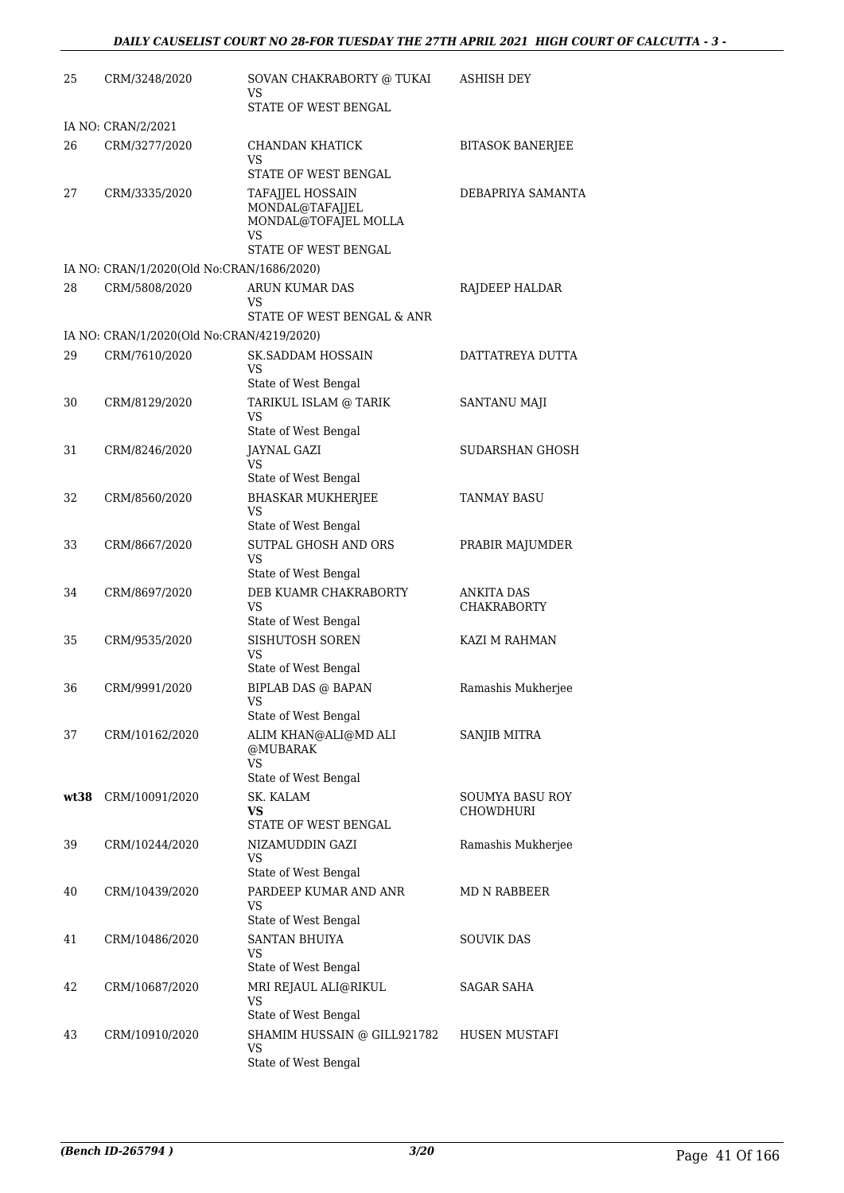| | | | |
|---|---|---|---|
| 25 | CRM/3248/2020 | SOVAN CHAKRABORTY @ TUKAI<br>VS<br>STATE OF WEST BENGAL | ASHISH DEY |
| IA NO: CRAN/2/2021 | | | |
| 26 | CRM/3277/2020 | CHANDAN KHATICK<br>VS<br>STATE OF WEST BENGAL | BITASOK BANERJEE |
| 27 | CRM/3335/2020 | TAFAJJEL HOSSAIN MONDAL@TAFAJJEL MONDAL@TOFAJEL MOLLA<br>VS<br>STATE OF WEST BENGAL | DEBAPRIYA SAMANTA |
| IA NO: CRAN/1/2020(Old No:CRAN/1686/2020) | | | |
| 28 | CRM/5808/2020 | ARUN KUMAR DAS<br>VS<br>STATE OF WEST BENGAL & ANR | RAJDEEP HALDAR |
| IA NO: CRAN/1/2020(Old No:CRAN/4219/2020) | | | |
| 29 | CRM/7610/2020 | SK.SADDAM HOSSAIN<br>VS<br>State of West Bengal | DATTATREYA DUTTA |
| 30 | CRM/8129/2020 | TARIKUL ISLAM @ TARIK<br>VS<br>State of West Bengal | SANTANU MAJI |
| 31 | CRM/8246/2020 | JAYNAL GAZI<br>VS<br>State of West Bengal | SUDARSHAN GHOSH |
| 32 | CRM/8560/2020 | BHASKAR MUKHERJEE<br>VS<br>State of West Bengal | TANMAY BASU |
| 33 | CRM/8667/2020 | SUTPAL GHOSH AND ORS<br>VS<br>State of West Bengal | PRABIR MAJUMDER |
| 34 | CRM/8697/2020 | DEB KUAMR CHAKRABORTY<br>VS<br>State of West Bengal | ANKITA DAS CHAKRABORTY |
| 35 | CRM/9535/2020 | SISHUTOSH SOREN<br>VS<br>State of West Bengal | KAZI M RAHMAN |
| 36 | CRM/9991/2020 | BIPLAB DAS @ BAPAN<br>VS<br>State of West Bengal | Ramashis Mukherjee |
| 37 | CRM/10162/2020 | ALIM KHAN@ALI@MD ALI @MUBARAK<br>VS<br>State of West Bengal | SANJIB MITRA |
| **wt38** | CRM/10091/2020 | SK. KALAM<br>**VS**<br>STATE OF WEST BENGAL | SOUMYA BASU ROY CHOWDHURI |
| 39 | CRM/10244/2020 | NIZAMUDDIN GAZI<br>VS<br>State of West Bengal | Ramashis Mukherjee |
| 40 | CRM/10439/2020 | PARDEEP KUMAR AND ANR<br>VS<br>State of West Bengal | MD N RABBEER |
| 41 | CRM/10486/2020 | SANTAN BHUIYA<br>VS<br>State of West Bengal | SOUVIK DAS |
| 42 | CRM/10687/2020 | MRI REJAUL ALI@RIKUL<br>VS<br>State of West Bengal | SAGAR SAHA |
| 43 | CRM/10910/2020 | SHAMIM HUSSAIN @ GILL921782<br>VS<br>State of West Bengal | HUSEN MUSTAFI |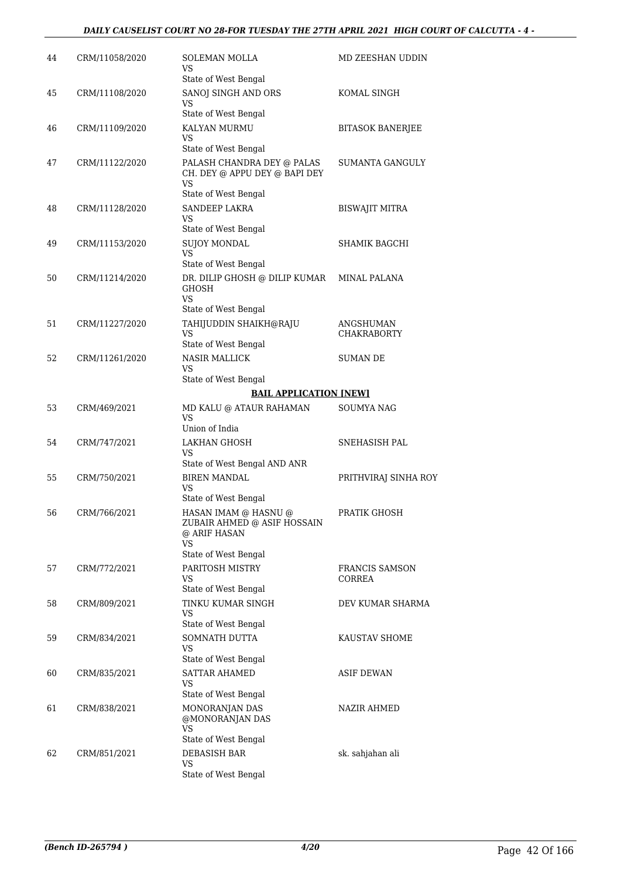| | | | |
|---|---|---|---|
| 44 | CRM/11058/2020 | SOLEMAN MOLLA<br>VS<br>State of West Bengal | MD ZEESHAN UDDIN |
| 45 | CRM/11108/2020 | SANOJ SINGH AND ORS<br>VS<br>State of West Bengal | KOMAL SINGH |
| 46 | CRM/11109/2020 | KALYAN MURMU<br>VS<br>State of West Bengal | BITASOK BANERJEE |
| 47 | CRM/11122/2020 | PALASH CHANDRA DEY @ PALAS CH. DEY @ APPU DEY @ BAPI DEY<br>VS<br>State of West Bengal | SUMANTA GANGULY |
| 48 | CRM/11128/2020 | SANDEEP LAKRA<br>VS<br>State of West Bengal | BISWAJIT MITRA |
| 49 | CRM/11153/2020 | SUJOY MONDAL<br>VS<br>State of West Bengal | SHAMIK BAGCHI |
| 50 | CRM/11214/2020 | DR. DILIP GHOSH @ DILIP KUMAR GHOSH<br>VS<br>State of West Bengal | MINAL PALANA |
| 51 | CRM/11227/2020 | TAHIJUDDIN SHAIKH@RAJU<br>VS<br>State of West Bengal | ANGSHUMAN CHAKRABORTY |
| 52 | CRM/11261/2020 | NASIR MALLICK<br>VS<br>State of West Bengal | SUMAN DE |

**BAIL APPLICATION [NEW]**

| | | | |
|---|---|---|---|
| 53 | CRM/469/2021 | MD KALU @ ATAUR RAHAMAN<br>VS<br>Union of India | SOUMYA NAG |
| 54 | CRM/747/2021 | LAKHAN GHOSH<br>VS<br>State of West Bengal AND ANR | SNEHASISH PAL |
| 55 | CRM/750/2021 | BIREN MANDAL<br>VS<br>State of West Bengal | PRITHVIRAJ SINHA ROY |
| 56 | CRM/766/2021 | HASAN IMAM @ HASNU @ ZUBAIR AHMED @ ASIF HOSSAIN @ ARIF HASAN<br>VS<br>State of West Bengal | PRATIK GHOSH |
| 57 | CRM/772/2021 | PARITOSH MISTRY<br>VS<br>State of West Bengal | FRANCIS SAMSON CORREA |
| 58 | CRM/809/2021 | TINKU KUMAR SINGH<br>VS<br>State of West Bengal | DEV KUMAR SHARMA |
| 59 | CRM/834/2021 | SOMNATH DUTTA<br>VS<br>State of West Bengal | KAUSTAV SHOME |
| 60 | CRM/835/2021 | SATTAR AHAMED<br>VS<br>State of West Bengal | ASIF DEWAN |
| 61 | CRM/838/2021 | MONORANJAN DAS @MONORANJAN DAS<br>VS<br>State of West Bengal | NAZIR AHMED |
| 62 | CRM/851/2021 | DEBASISH BAR<br>VS<br>State of West Bengal | sk. sahjahan ali |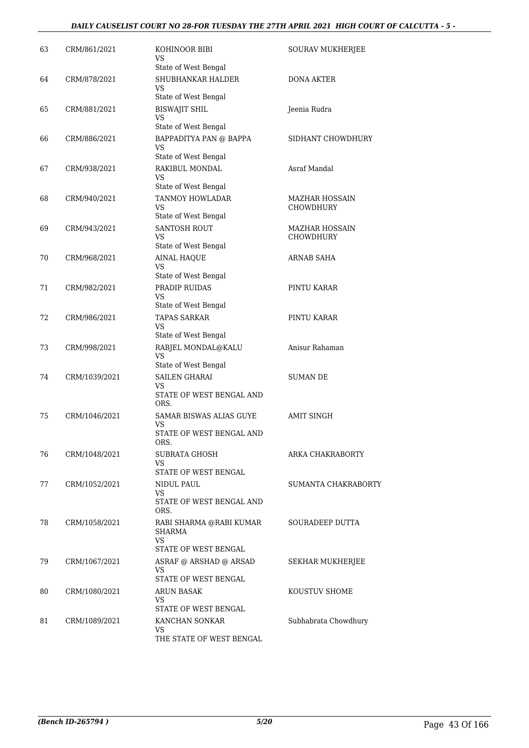| 63 | CRM/861/2021 | KOHINOOR BIBI<br>VS<br>State of West Bengal | SOURAV MUKHERJEE |
|---|---|---|---|
| 64 | CRM/878/2021 | SHUBHANKAR HALDER<br>VS<br>State of West Bengal | DONA AKTER |
| 65 | CRM/881/2021 | BISWAJIT SHIL<br>VS<br>State of West Bengal | Jeenia Rudra |
| 66 | CRM/886/2021 | BAPPADITYA PAN @ BAPPA<br>VS<br>State of West Bengal | SIDHANT CHOWDHURY |
| 67 | CRM/938/2021 | RAKIBUL MONDAL<br>VS<br>State of West Bengal | Asraf Mandal |
| 68 | CRM/940/2021 | TANMOY HOWLADAR<br>VS<br>State of West Bengal | MAZHAR HOSSAIN CHOWDHURY |
| 69 | CRM/943/2021 | SANTOSH ROUT<br>VS<br>State of West Bengal | MAZHAR HOSSAIN CHOWDHURY |
| 70 | CRM/968/2021 | AINAL HAQUE<br>VS<br>State of West Bengal | ARNAB SAHA |
| 71 | CRM/982/2021 | PRADIP RUIDAS<br>VS<br>State of West Bengal | PINTU KARAR |
| 72 | CRM/986/2021 | TAPAS SARKAR<br>VS<br>State of West Bengal | PINTU KARAR |
| 73 | CRM/998/2021 | RABJEL MONDAL@KALU<br>VS<br>State of West Bengal | Anisur Rahaman |
| 74 | CRM/1039/2021 | SAILEN GHARAI<br>VS<br>STATE OF WEST BENGAL AND ORS. | SUMAN DE |
| 75 | CRM/1046/2021 | SAMAR BISWAS ALIAS GUYE<br>VS<br>STATE OF WEST BENGAL AND ORS. | AMIT SINGH |
| 76 | CRM/1048/2021 | SUBRATA GHOSH<br>VS<br>STATE OF WEST BENGAL | ARKA CHAKRABORTY |
| 77 | CRM/1052/2021 | NIDUL PAUL<br>VS<br>STATE OF WEST BENGAL AND ORS. | SUMANTA CHAKRABORTY |
| 78 | CRM/1058/2021 | RABI SHARMA @RABI KUMAR SHARMA<br>VS<br>STATE OF WEST BENGAL | SOURADEEP DUTTA |
| 79 | CRM/1067/2021 | ASRAF @ ARSHAD @ ARSAD<br>VS<br>STATE OF WEST BENGAL | SEKHAR MUKHERJEE |
| 80 | CRM/1080/2021 | ARUN BASAK<br>VS<br>STATE OF WEST BENGAL | KOUSTUV SHOME |
| 81 | CRM/1089/2021 | KANCHAN SONKAR<br>VS<br>THE STATE OF WEST BENGAL | Subhabrata Chowdhury |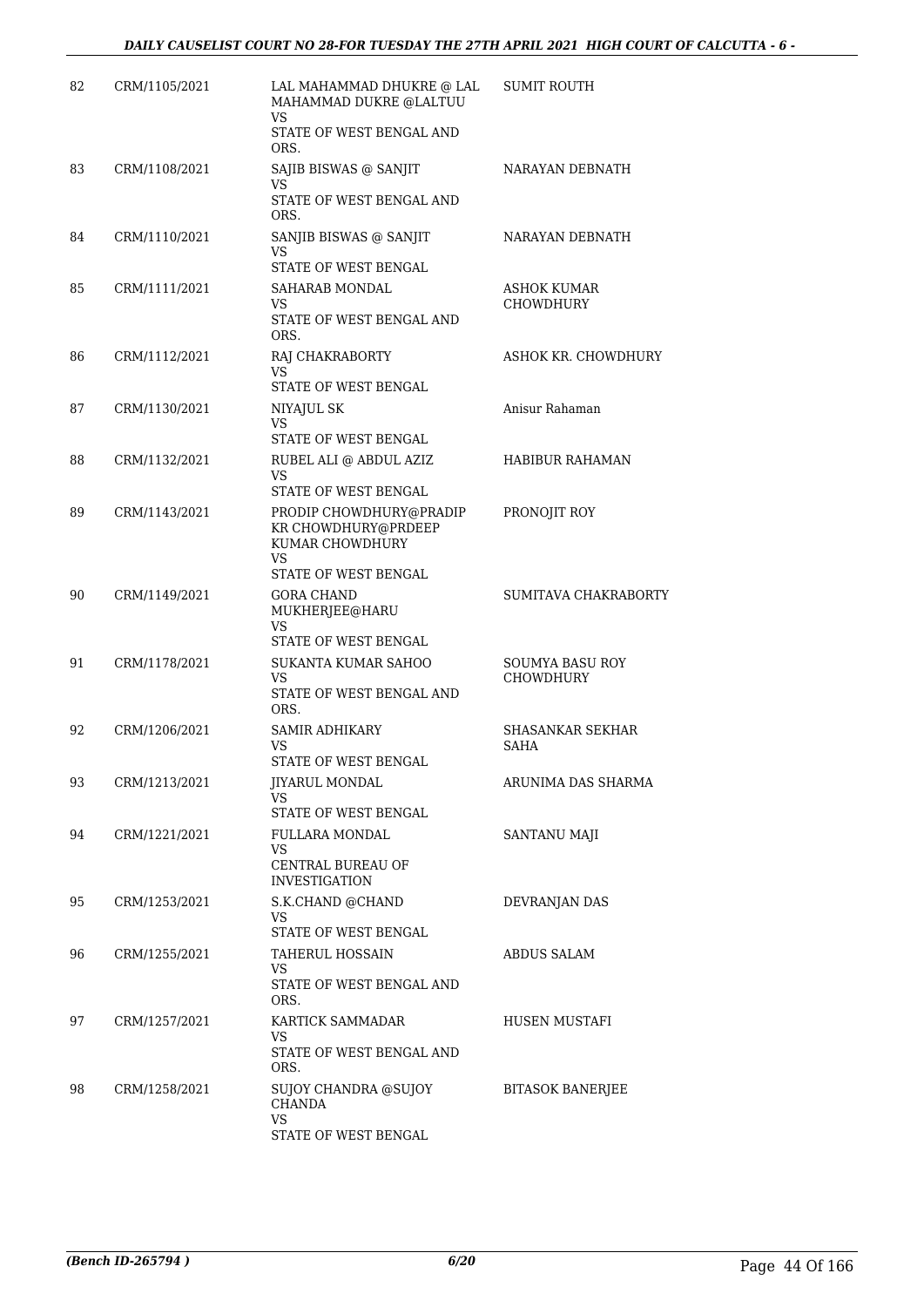| | | | |
|---|---|---|---|
| 82 | CRM/1105/2021 | LAL MAHAMMAD DHUKRE @ LAL MAHAMMAD DUKRE @LALTUU<br>VS<br>STATE OF WEST BENGAL AND ORS. | SUMIT ROUTH |
| 83 | CRM/1108/2021 | SAJIB BISWAS @ SANJIT<br>VS<br>STATE OF WEST BENGAL AND ORS. | NARAYAN DEBNATH |
| 84 | CRM/1110/2021 | SANJIB BISWAS @ SANJIT<br>VS<br>STATE OF WEST BENGAL | NARAYAN DEBNATH |
| 85 | CRM/1111/2021 | SAHARAB MONDAL<br>VS<br>STATE OF WEST BENGAL AND ORS. | ASHOK KUMAR CHOWDHURY |
| 86 | CRM/1112/2021 | RAJ CHAKRABORTY<br>VS<br>STATE OF WEST BENGAL | ASHOK KR. CHOWDHURY |
| 87 | CRM/1130/2021 | NIYAJUL SK<br>VS<br>STATE OF WEST BENGAL | Anisur Rahaman |
| 88 | CRM/1132/2021 | RUBEL ALI @ ABDUL AZIZ<br>VS<br>STATE OF WEST BENGAL | HABIBUR RAHAMAN |
| 89 | CRM/1143/2021 | PRODIP CHOWDHURY@PRADIP KR CHOWDHURY@PRDEEP KUMAR CHOWDHURY<br>VS<br>STATE OF WEST BENGAL | PRONOJIT ROY |
| 90 | CRM/1149/2021 | GORA CHAND MUKHERJEE@HARU<br>VS<br>STATE OF WEST BENGAL | SUMITAVA CHAKRABORTY |
| 91 | CRM/1178/2021 | SUKANTA KUMAR SAHOO<br>VS<br>STATE OF WEST BENGAL AND ORS. | SOUMYA BASU ROY CHOWDHURY |
| 92 | CRM/1206/2021 | SAMIR ADHIKARY<br>VS<br>STATE OF WEST BENGAL | SHASANKAR SEKHAR SAHA |
| 93 | CRM/1213/2021 | JIYARUL MONDAL<br>VS<br>STATE OF WEST BENGAL | ARUNIMA DAS SHARMA |
| 94 | CRM/1221/2021 | FULLARA MONDAL<br>VS<br>CENTRAL BUREAU OF INVESTIGATION | SANTANU MAJI |
| 95 | CRM/1253/2021 | S.K.CHAND @CHAND<br>VS<br>STATE OF WEST BENGAL | DEVRANJAN DAS |
| 96 | CRM/1255/2021 | TAHERUL HOSSAIN<br>VS<br>STATE OF WEST BENGAL AND ORS. | ABDUS SALAM |
| 97 | CRM/1257/2021 | KARTICK SAMMADAR<br>VS<br>STATE OF WEST BENGAL AND ORS. | HUSEN MUSTAFI |
| 98 | CRM/1258/2021 | SUJOY CHANDRA @SUJOY CHANDA<br>VS<br>STATE OF WEST BENGAL | BITASOK BANERJEE |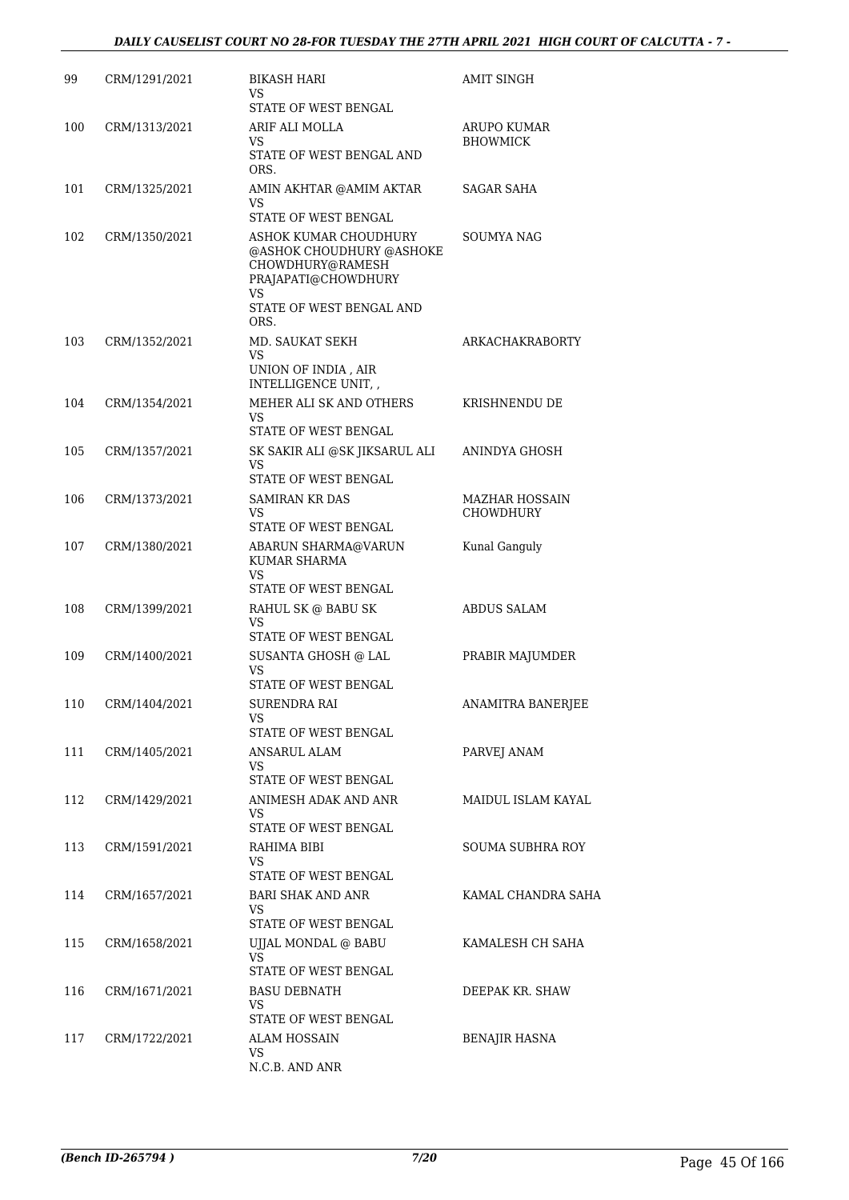| | | | |
|---|---|---|---|
| 99 | CRM/1291/2021 | BIKASH HARI<br>VS<br>STATE OF WEST BENGAL | AMIT SINGH |
| 100 | CRM/1313/2021 | ARIF ALI MOLLA<br>VS<br>STATE OF WEST BENGAL AND ORS. | ARUPO KUMAR BHOWMICK |
| 101 | CRM/1325/2021 | AMIN AKHTAR @AMIM AKTAR<br>VS<br>STATE OF WEST BENGAL | SAGAR SAHA |
| 102 | CRM/1350/2021 | ASHOK KUMAR CHOUDHURY @ASHOK CHOUDHURY @ASHOKE CHOWDHURY@RAMESH PRAJAPATI@CHOWDHURY<br>VS<br>STATE OF WEST BENGAL AND ORS. | SOUMYA NAG |
| 103 | CRM/1352/2021 | MD. SAUKAT SEKH<br>VS<br>UNION OF INDIA , AIR INTELLIGENCE UNIT, , | ARKACHAKRABORTY |
| 104 | CRM/1354/2021 | MEHER ALI SK AND OTHERS<br>VS<br>STATE OF WEST BENGAL | KRISHNENDU DE |
| 105 | CRM/1357/2021 | SK SAKIR ALI @SK JIKSARUL ALI<br>VS<br>STATE OF WEST BENGAL | ANINDYA GHOSH |
| 106 | CRM/1373/2021 | SAMIRAN KR DAS<br>VS<br>STATE OF WEST BENGAL | MAZHAR HOSSAIN CHOWDHURY |
| 107 | CRM/1380/2021 | ABARUN SHARMA@VARUN KUMAR SHARMA<br>VS<br>STATE OF WEST BENGAL | Kunal Ganguly |
| 108 | CRM/1399/2021 | RAHUL SK @ BABU SK<br>VS<br>STATE OF WEST BENGAL | ABDUS SALAM |
| 109 | CRM/1400/2021 | SUSANTA GHOSH @ LAL<br>VS<br>STATE OF WEST BENGAL | PRABIR MAJUMDER |
| 110 | CRM/1404/2021 | SURENDRA RAI<br>VS<br>STATE OF WEST BENGAL | ANAMITRA BANERJEE |
| 111 | CRM/1405/2021 | ANSARUL ALAM<br>VS<br>STATE OF WEST BENGAL | PARVEJ ANAM |
| 112 | CRM/1429/2021 | ANIMESH ADAK AND ANR<br>VS<br>STATE OF WEST BENGAL | MAIDUL ISLAM KAYAL |
| 113 | CRM/1591/2021 | RAHIMA BIBI<br>VS<br>STATE OF WEST BENGAL | SOUMA SUBHRA ROY |
| 114 | CRM/1657/2021 | BARI SHAK AND ANR<br>VS<br>STATE OF WEST BENGAL | KAMAL CHANDRA SAHA |
| 115 | CRM/1658/2021 | UJJAL MONDAL @ BABU<br>VS<br>STATE OF WEST BENGAL | KAMALESH CH SAHA |
| 116 | CRM/1671/2021 | BASU DEBNATH<br>VS<br>STATE OF WEST BENGAL | DEEPAK KR. SHAW |
| 117 | CRM/1722/2021 | ALAM HOSSAIN<br>VS<br>N.C.B. AND ANR | BENAJIR HASNA |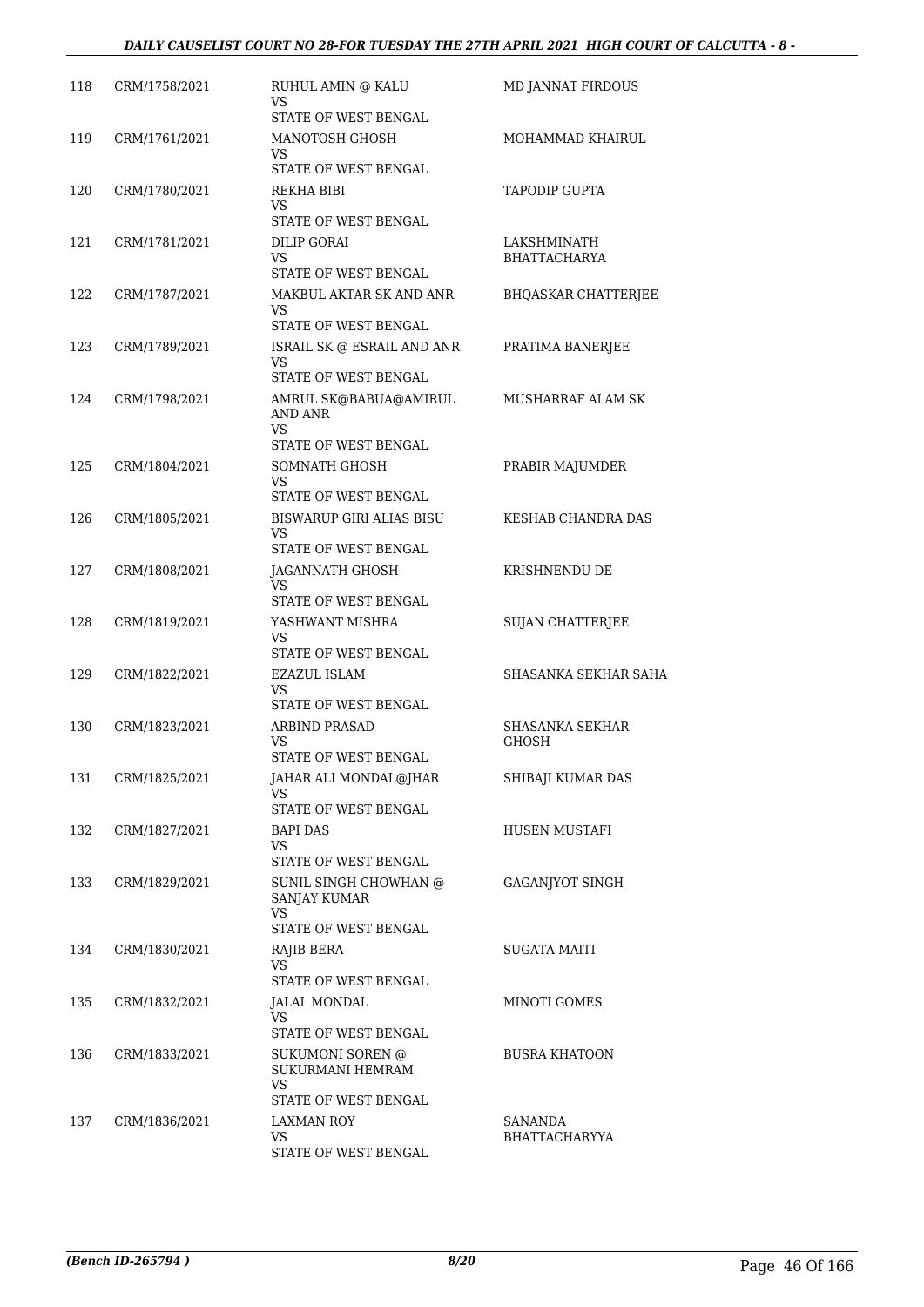| | | | |
|---|---|---|---|
| 118 | CRM/1758/2021 | RUHUL AMIN @ KALU<br>VS<br>STATE OF WEST BENGAL | MD JANNAT FIRDOUS |
| 119 | CRM/1761/2021 | MANOTOSH GHOSH<br>VS<br>STATE OF WEST BENGAL | MOHAMMAD KHAIRUL |
| 120 | CRM/1780/2021 | REKHA BIBI<br>VS<br>STATE OF WEST BENGAL | TAPODIP GUPTA |
| 121 | CRM/1781/2021 | DILIP GORAI<br>VS<br>STATE OF WEST BENGAL | LAKSHMINATH BHATTACHARYA |
| 122 | CRM/1787/2021 | MAKBUL AKTAR SK AND ANR<br>VS<br>STATE OF WEST BENGAL | BHQASKAR CHATTERJEE |
| 123 | CRM/1789/2021 | ISRAIL SK @ ESRAIL AND ANR<br>VS<br>STATE OF WEST BENGAL | PRATIMA BANERJEE |
| 124 | CRM/1798/2021 | AMRUL SK@BABUA@AMIRUL AND ANR<br>VS<br>STATE OF WEST BENGAL | MUSHARRAF ALAM SK |
| 125 | CRM/1804/2021 | SOMNATH GHOSH<br>VS<br>STATE OF WEST BENGAL | PRABIR MAJUMDER |
| 126 | CRM/1805/2021 | BISWARUP GIRI ALIAS BISU<br>VS<br>STATE OF WEST BENGAL | KESHAB CHANDRA DAS |
| 127 | CRM/1808/2021 | JAGANNATH GHOSH<br>VS<br>STATE OF WEST BENGAL | KRISHNENDU DE |
| 128 | CRM/1819/2021 | YASHWANT MISHRA<br>VS<br>STATE OF WEST BENGAL | SUJAN CHATTERJEE |
| 129 | CRM/1822/2021 | EZAZUL ISLAM<br>VS<br>STATE OF WEST BENGAL | SHASANKA SEKHAR SAHA |
| 130 | CRM/1823/2021 | ARBIND PRASAD<br>VS<br>STATE OF WEST BENGAL | SHASANKA SEKHAR GHOSH |
| 131 | CRM/1825/2021 | JAHAR ALI MONDAL@JHAR<br>VS<br>STATE OF WEST BENGAL | SHIBAJI KUMAR DAS |
| 132 | CRM/1827/2021 | BAPI DAS<br>VS<br>STATE OF WEST BENGAL | HUSEN MUSTAFI |
| 133 | CRM/1829/2021 | SUNIL SINGH CHOWHAN @ SANJAY KUMAR<br>VS<br>STATE OF WEST BENGAL | GAGANJYOT SINGH |
| 134 | CRM/1830/2021 | RAJIB BERA<br>VS<br>STATE OF WEST BENGAL | SUGATA MAITI |
| 135 | CRM/1832/2021 | JALAL MONDAL<br>VS<br>STATE OF WEST BENGAL | MINOTI GOMES |
| 136 | CRM/1833/2021 | SUKUMONI SOREN @ SUKURMANI HEMRAM<br>VS<br>STATE OF WEST BENGAL | BUSRA KHATOON |
| 137 | CRM/1836/2021 | LAXMAN ROY<br>VS<br>STATE OF WEST BENGAL | SANANDA BHATTACHARYYA |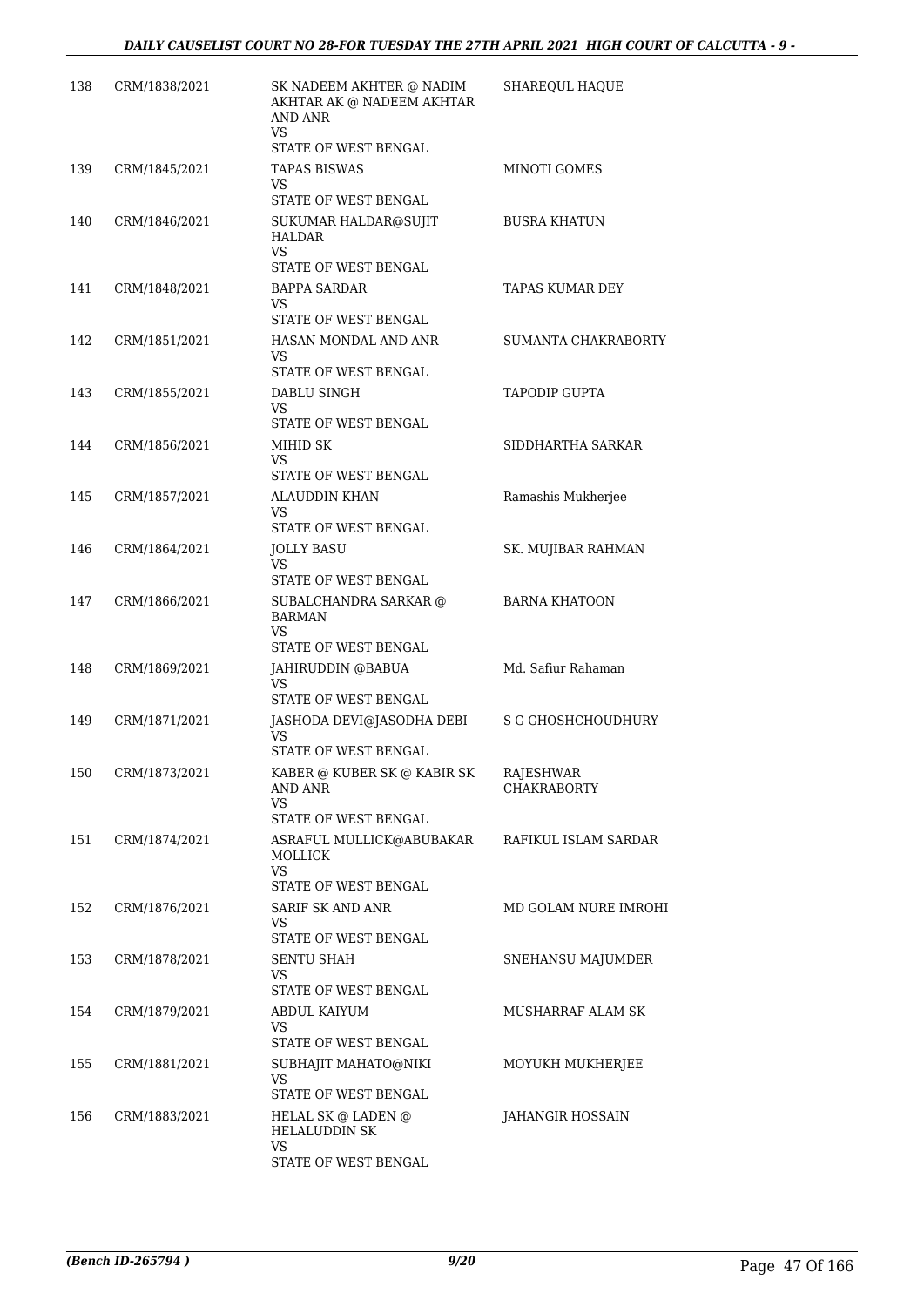| | | | |
|---|---|---|---|
| 138 | CRM/1838/2021 | SK NADEEM AKHTER @ NADIM AKHTAR AK @ NADEEM AKHTAR AND ANR<br>VS<br>STATE OF WEST BENGAL | SHAREQUL HAQUE |
| 139 | CRM/1845/2021 | TAPAS BISWAS<br>VS<br>STATE OF WEST BENGAL | MINOTI GOMES |
| 140 | CRM/1846/2021 | SUKUMAR HALDAR@SUJIT HALDAR<br>VS<br>STATE OF WEST BENGAL | BUSRA KHATUN |
| 141 | CRM/1848/2021 | BAPPA SARDAR<br>VS<br>STATE OF WEST BENGAL | TAPAS KUMAR DEY |
| 142 | CRM/1851/2021 | HASAN MONDAL AND ANR<br>VS<br>STATE OF WEST BENGAL | SUMANTA CHAKRABORTY |
| 143 | CRM/1855/2021 | DABLU SINGH<br>VS<br>STATE OF WEST BENGAL | TAPODIP GUPTA |
| 144 | CRM/1856/2021 | MIHID SK<br>VS<br>STATE OF WEST BENGAL | SIDDHARTHA SARKAR |
| 145 | CRM/1857/2021 | ALAUDDIN KHAN<br>VS<br>STATE OF WEST BENGAL | Ramashis Mukherjee |
| 146 | CRM/1864/2021 | JOLLY BASU<br>VS<br>STATE OF WEST BENGAL | SK. MUJIBAR RAHMAN |
| 147 | CRM/1866/2021 | SUBALCHANDRA SARKAR @ BARMAN<br>VS<br>STATE OF WEST BENGAL | BARNA KHATOON |
| 148 | CRM/1869/2021 | JAHIRUDDIN @BABUA<br>VS<br>STATE OF WEST BENGAL | Md. Safiur Rahaman |
| 149 | CRM/1871/2021 | JASHODA DEVI@JASODHA DEBI<br>VS<br>STATE OF WEST BENGAL | S G GHOSHCHOUDHURY |
| 150 | CRM/1873/2021 | KABER @ KUBER SK @ KABIR SK AND ANR<br>VS<br>STATE OF WEST BENGAL | RAJESHWAR CHAKRABORTY |
| 151 | CRM/1874/2021 | ASRAFUL MULLICK@ABUBAKAR MOLLICK<br>VS<br>STATE OF WEST BENGAL | RAFIKUL ISLAM SARDAR |
| 152 | CRM/1876/2021 | SARIF SK AND ANR<br>VS<br>STATE OF WEST BENGAL | MD GOLAM NURE IMROHI |
| 153 | CRM/1878/2021 | SENTU SHAH<br>VS<br>STATE OF WEST BENGAL | SNEHANSU MAJUMDER |
| 154 | CRM/1879/2021 | ABDUL KAIYUM<br>VS<br>STATE OF WEST BENGAL | MUSHARRAF ALAM SK |
| 155 | CRM/1881/2021 | SUBHAJIT MAHATO@NIKI<br>VS<br>STATE OF WEST BENGAL | MOYUKH MUKHERJEE |
| 156 | CRM/1883/2021 | HELAL SK @ LADEN @ HELALUDDIN SK<br>VS<br>STATE OF WEST BENGAL | JAHANGIR HOSSAIN |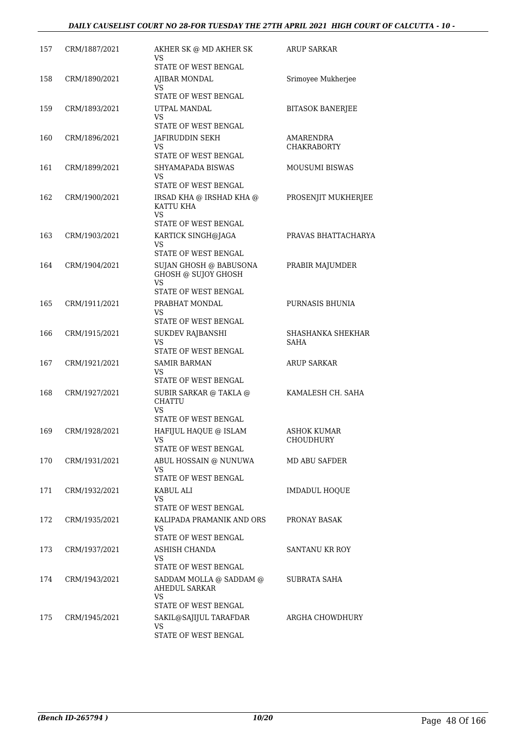| | | | |
|---|---|---|---|
| 157 | CRM/1887/2021 | AKHER SK @ MD AKHER SK<br>VS<br>STATE OF WEST BENGAL | ARUP SARKAR |
| 158 | CRM/1890/2021 | AJIBAR MONDAL<br>VS<br>STATE OF WEST BENGAL | Srimoyee Mukherjee |
| 159 | CRM/1893/2021 | UTPAL MANDAL<br>VS<br>STATE OF WEST BENGAL | BITASOK BANERJEE |
| 160 | CRM/1896/2021 | JAFIRUDDIN SEKH<br>VS<br>STATE OF WEST BENGAL | AMARENDRA CHAKRABORTY |
| 161 | CRM/1899/2021 | SHYAMAPADA BISWAS<br>VS<br>STATE OF WEST BENGAL | MOUSUMI BISWAS |
| 162 | CRM/1900/2021 | IRSAD KHA @ IRSHAD KHA @ KATTU KHA<br>VS<br>STATE OF WEST BENGAL | PROSENJIT MUKHERJEE |
| 163 | CRM/1903/2021 | KARTICK SINGH@JAGA<br>VS<br>STATE OF WEST BENGAL | PRAVAS BHATTACHARYA |
| 164 | CRM/1904/2021 | SUJAN GHOSH @ BABUSONA GHOSH @ SUJOY GHOSH<br>VS<br>STATE OF WEST BENGAL | PRABIR MAJUMDER |
| 165 | CRM/1911/2021 | PRABHAT MONDAL<br>VS<br>STATE OF WEST BENGAL | PURNASIS BHUNIA |
| 166 | CRM/1915/2021 | SUKDEV RAJBANSHI<br>VS<br>STATE OF WEST BENGAL | SHASHANKA SHEKHAR SAHA |
| 167 | CRM/1921/2021 | SAMIR BARMAN<br>VS<br>STATE OF WEST BENGAL | ARUP SARKAR |
| 168 | CRM/1927/2021 | SUBIR SARKAR @ TAKLA @ CHATTU<br>VS<br>STATE OF WEST BENGAL | KAMALESH CH. SAHA |
| 169 | CRM/1928/2021 | HAFIJUL HAQUE @ ISLAM<br>VS<br>STATE OF WEST BENGAL | ASHOK KUMAR CHOUDHURY |
| 170 | CRM/1931/2021 | ABUL HOSSAIN @ NUNUWA<br>VS<br>STATE OF WEST BENGAL | MD ABU SAFDER |
| 171 | CRM/1932/2021 | KABUL ALI<br>VS<br>STATE OF WEST BENGAL | IMDADUL HOQUE |
| 172 | CRM/1935/2021 | KALIPADA PRAMANIK AND ORS<br>VS<br>STATE OF WEST BENGAL | PRONAY BASAK |
| 173 | CRM/1937/2021 | ASHISH CHANDA<br>VS<br>STATE OF WEST BENGAL | SANTANU KR ROY |
| 174 | CRM/1943/2021 | SADDAM MOLLA @ SADDAM @ AHEDUL SARKAR<br>VS<br>STATE OF WEST BENGAL | SUBRATA SAHA |
| 175 | CRM/1945/2021 | SAKIL@SAJIJUL TARAFDAR<br>VS<br>STATE OF WEST BENGAL | ARGHA CHOWDHURY |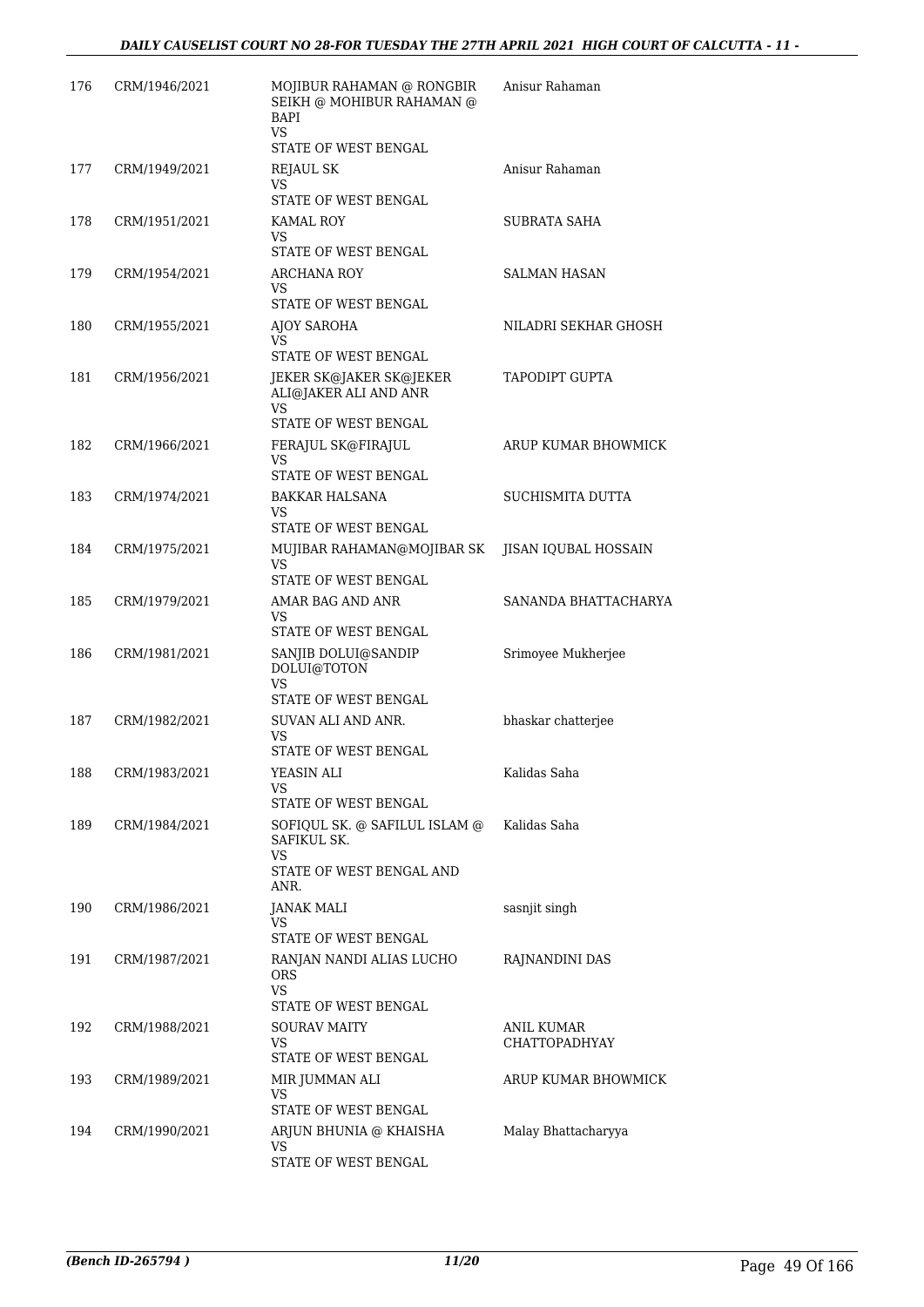| | | | |
|---|---|---|---|
| 176 | CRM/1946/2021 | MOJIBUR RAHAMAN @ RONGBIR SEIKH @ MOHIBUR RAHAMAN @ BAPI<br>VS<br>STATE OF WEST BENGAL | Anisur Rahaman |
| 177 | CRM/1949/2021 | REJAUL SK<br>VS<br>STATE OF WEST BENGAL | Anisur Rahaman |
| 178 | CRM/1951/2021 | KAMAL ROY<br>VS<br>STATE OF WEST BENGAL | SUBRATA SAHA |
| 179 | CRM/1954/2021 | ARCHANA ROY<br>VS<br>STATE OF WEST BENGAL | SALMAN HASAN |
| 180 | CRM/1955/2021 | AJOY SAROHA<br>VS<br>STATE OF WEST BENGAL | NILADRI SEKHAR GHOSH |
| 181 | CRM/1956/2021 | JEKER SK@JAKER SK@JEKER ALI@JAKER ALI AND ANR<br>VS<br>STATE OF WEST BENGAL | TAPODIPT GUPTA |
| 182 | CRM/1966/2021 | FERAJUL SK@FIRAJUL<br>VS<br>STATE OF WEST BENGAL | ARUP KUMAR BHOWMICK |
| 183 | CRM/1974/2021 | BAKKAR HALSANA<br>VS<br>STATE OF WEST BENGAL | SUCHISMITA DUTTA |
| 184 | CRM/1975/2021 | MUJIBAR RAHAMAN@MOJIBAR SK<br>VS<br>STATE OF WEST BENGAL | JISAN IQUBAL HOSSAIN |
| 185 | CRM/1979/2021 | AMAR BAG AND ANR<br>VS<br>STATE OF WEST BENGAL | SANANDA BHATTACHARYA |
| 186 | CRM/1981/2021 | SANJIB DOLUI@SANDIP DOLUI@TOTON<br>VS<br>STATE OF WEST BENGAL | Srimoyee Mukherjee |
| 187 | CRM/1982/2021 | SUVAN ALI AND ANR.<br>VS<br>STATE OF WEST BENGAL | bhaskar chatterjee |
| 188 | CRM/1983/2021 | YEASIN ALI<br>VS<br>STATE OF WEST BENGAL | Kalidas Saha |
| 189 | CRM/1984/2021 | SOFIQUL SK. @ SAFILUL ISLAM @ SAFIKUL SK.<br>VS<br>STATE OF WEST BENGAL AND ANR. | Kalidas Saha |
| 190 | CRM/1986/2021 | JANAK MALI<br>VS<br>STATE OF WEST BENGAL | sasnjit singh |
| 191 | CRM/1987/2021 | RANJAN NANDI ALIAS LUCHO ORS<br>VS<br>STATE OF WEST BENGAL | RAJNANDINI DAS |
| 192 | CRM/1988/2021 | SOURAV MAITY<br>VS<br>STATE OF WEST BENGAL | ANIL KUMAR CHATTOPADHYAY |
| 193 | CRM/1989/2021 | MIR JUMMAN ALI<br>VS<br>STATE OF WEST BENGAL | ARUP KUMAR BHOWMICK |
| 194 | CRM/1990/2021 | ARJUN BHUNIA @ KHAISHA<br>VS<br>STATE OF WEST BENGAL | Malay Bhattacharyya |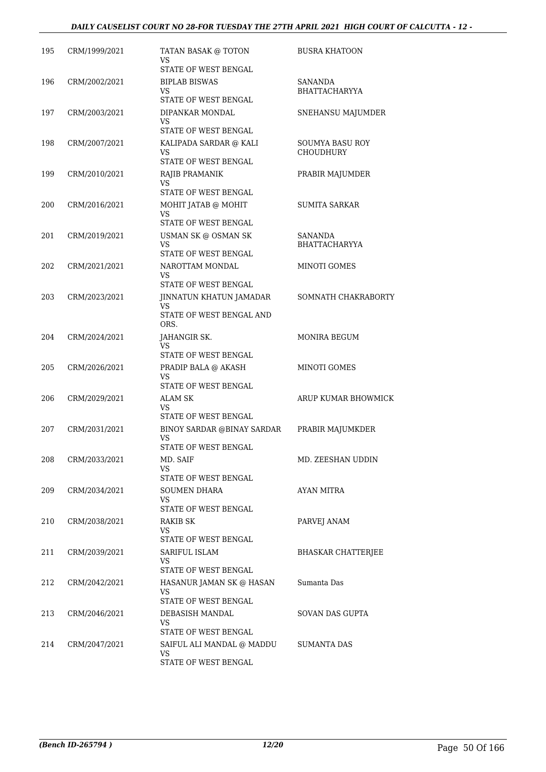| | | | |
|---|---|---|---|
| 195 | CRM/1999/2021 | TATAN BASAK @ TOTON<br>VS<br>STATE OF WEST BENGAL | BUSRA KHATOON |
| 196 | CRM/2002/2021 | BIPLAB BISWAS<br>VS<br>STATE OF WEST BENGAL | SANANDA<br>BHATTACHARYYA |
| 197 | CRM/2003/2021 | DIPANKAR MONDAL<br>VS<br>STATE OF WEST BENGAL | SNEHANSU MAJUMDER |
| 198 | CRM/2007/2021 | KALIPADA SARDAR @ KALI<br>VS<br>STATE OF WEST BENGAL | SOUMYA BASU ROY<br>CHOUDHURY |
| 199 | CRM/2010/2021 | RAJIB PRAMANIK<br>VS<br>STATE OF WEST BENGAL | PRABIR MAJUMDER |
| 200 | CRM/2016/2021 | MOHIT JATAB @ MOHIT<br>VS<br>STATE OF WEST BENGAL | SUMITA SARKAR |
| 201 | CRM/2019/2021 | USMAN SK @ OSMAN SK<br>VS<br>STATE OF WEST BENGAL | SANANDA<br>BHATTACHARYYA |
| 202 | CRM/2021/2021 | NAROTTAM MONDAL<br>VS<br>STATE OF WEST BENGAL | MINOTI GOMES |
| 203 | CRM/2023/2021 | JINNATUN KHATUN JAMADAR<br>VS<br>STATE OF WEST BENGAL AND ORS. | SOMNATH CHAKRABORTY |
| 204 | CRM/2024/2021 | JAHANGIR SK.<br>VS<br>STATE OF WEST BENGAL | MONIRA BEGUM |
| 205 | CRM/2026/2021 | PRADIP BALA @ AKASH<br>VS<br>STATE OF WEST BENGAL | MINOTI GOMES |
| 206 | CRM/2029/2021 | ALAM SK<br>VS<br>STATE OF WEST BENGAL | ARUP KUMAR BHOWMICK |
| 207 | CRM/2031/2021 | BINOY SARDAR @BINAY SARDAR<br>VS<br>STATE OF WEST BENGAL | PRABIR MAJUMKDER |
| 208 | CRM/2033/2021 | MD. SAIF<br>VS<br>STATE OF WEST BENGAL | MD. ZEESHAN UDDIN |
| 209 | CRM/2034/2021 | SOUMEN DHARA<br>VS<br>STATE OF WEST BENGAL | AYAN MITRA |
| 210 | CRM/2038/2021 | RAKIB SK<br>VS<br>STATE OF WEST BENGAL | PARVEJ ANAM |
| 211 | CRM/2039/2021 | SARIFUL ISLAM<br>VS<br>STATE OF WEST BENGAL | BHASKAR CHATTERJEE |
| 212 | CRM/2042/2021 | HASANUR JAMAN SK @ HASAN<br>VS<br>STATE OF WEST BENGAL | Sumanta Das |
| 213 | CRM/2046/2021 | DEBASISH MANDAL<br>VS<br>STATE OF WEST BENGAL | SOVAN DAS GUPTA |
| 214 | CRM/2047/2021 | SAIFUL ALI MANDAL @ MADDU<br>VS<br>STATE OF WEST BENGAL | SUMANTA DAS |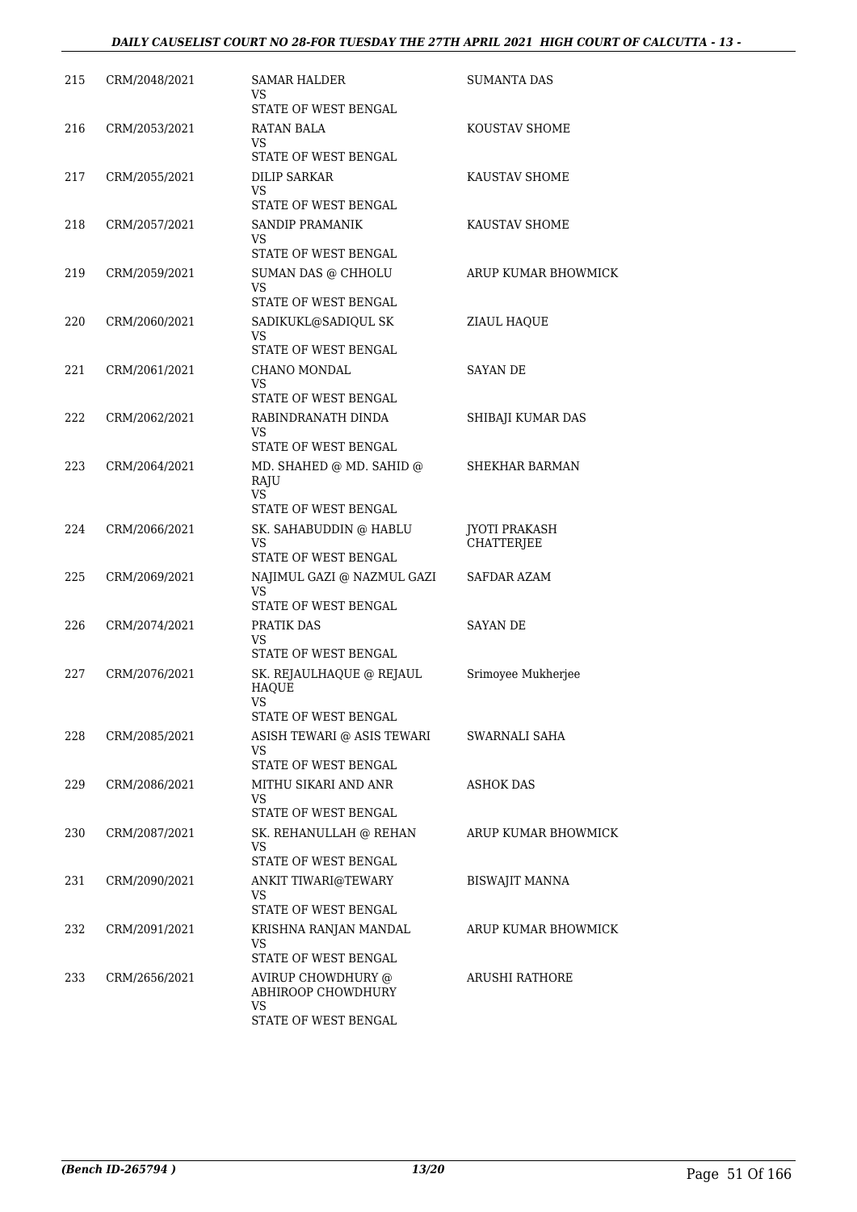| 215 | CRM/2048/2021 | SAMAR HALDER<br>VS<br>STATE OF WEST BENGAL | SUMANTA DAS |
|---|---|---|---|
| 216 | CRM/2053/2021 | RATAN BALA<br>VS<br>STATE OF WEST BENGAL | KOUSTAV SHOME |
| 217 | CRM/2055/2021 | DILIP SARKAR<br>VS<br>STATE OF WEST BENGAL | KAUSTAV SHOME |
| 218 | CRM/2057/2021 | SANDIP PRAMANIK<br>VS<br>STATE OF WEST BENGAL | KAUSTAV SHOME |
| 219 | CRM/2059/2021 | SUMAN DAS @ CHHOLU<br>VS<br>STATE OF WEST BENGAL | ARUP KUMAR BHOWMICK |
| 220 | CRM/2060/2021 | SADIKUKL@SADIQUL SK<br>VS<br>STATE OF WEST BENGAL | ZIAUL HAQUE |
| 221 | CRM/2061/2021 | CHANO MONDAL<br>VS<br>STATE OF WEST BENGAL | SAYAN DE |
| 222 | CRM/2062/2021 | RABINDRANATH DINDA<br>VS<br>STATE OF WEST BENGAL | SHIBAJI KUMAR DAS |
| 223 | CRM/2064/2021 | MD. SHAHED @ MD. SAHID @ RAJU<br>VS<br>STATE OF WEST BENGAL | SHEKHAR BARMAN |
| 224 | CRM/2066/2021 | SK. SAHABUDDIN @ HABLU<br>VS<br>STATE OF WEST BENGAL | JYOTI PRAKASH CHATTERJEE |
| 225 | CRM/2069/2021 | NAJIMUL GAZI @ NAZMUL GAZI<br>VS<br>STATE OF WEST BENGAL | SAFDAR AZAM |
| 226 | CRM/2074/2021 | PRATIK DAS<br>VS<br>STATE OF WEST BENGAL | SAYAN DE |
| 227 | CRM/2076/2021 | SK. REJAULHAQUE @ REJAUL HAQUE<br>VS<br>STATE OF WEST BENGAL | Srimoyee Mukherjee |
| 228 | CRM/2085/2021 | ASISH TEWARI @ ASIS TEWARI<br>VS<br>STATE OF WEST BENGAL | SWARNALI SAHA |
| 229 | CRM/2086/2021 | MITHU SIKARI AND ANR<br>VS<br>STATE OF WEST BENGAL | ASHOK DAS |
| 230 | CRM/2087/2021 | SK. REHANULLAH @ REHAN<br>VS<br>STATE OF WEST BENGAL | ARUP KUMAR BHOWMICK |
| 231 | CRM/2090/2021 | ANKIT TIWARI@TEWARY<br>VS<br>STATE OF WEST BENGAL | BISWAJIT MANNA |
| 232 | CRM/2091/2021 | KRISHNA RANJAN MANDAL<br>VS<br>STATE OF WEST BENGAL | ARUP KUMAR BHOWMICK |
| 233 | CRM/2656/2021 | AVIRUP CHOWDHURY @ ABHIROOP CHOWDHURY<br>VS<br>STATE OF WEST BENGAL | ARUSHI RATHORE |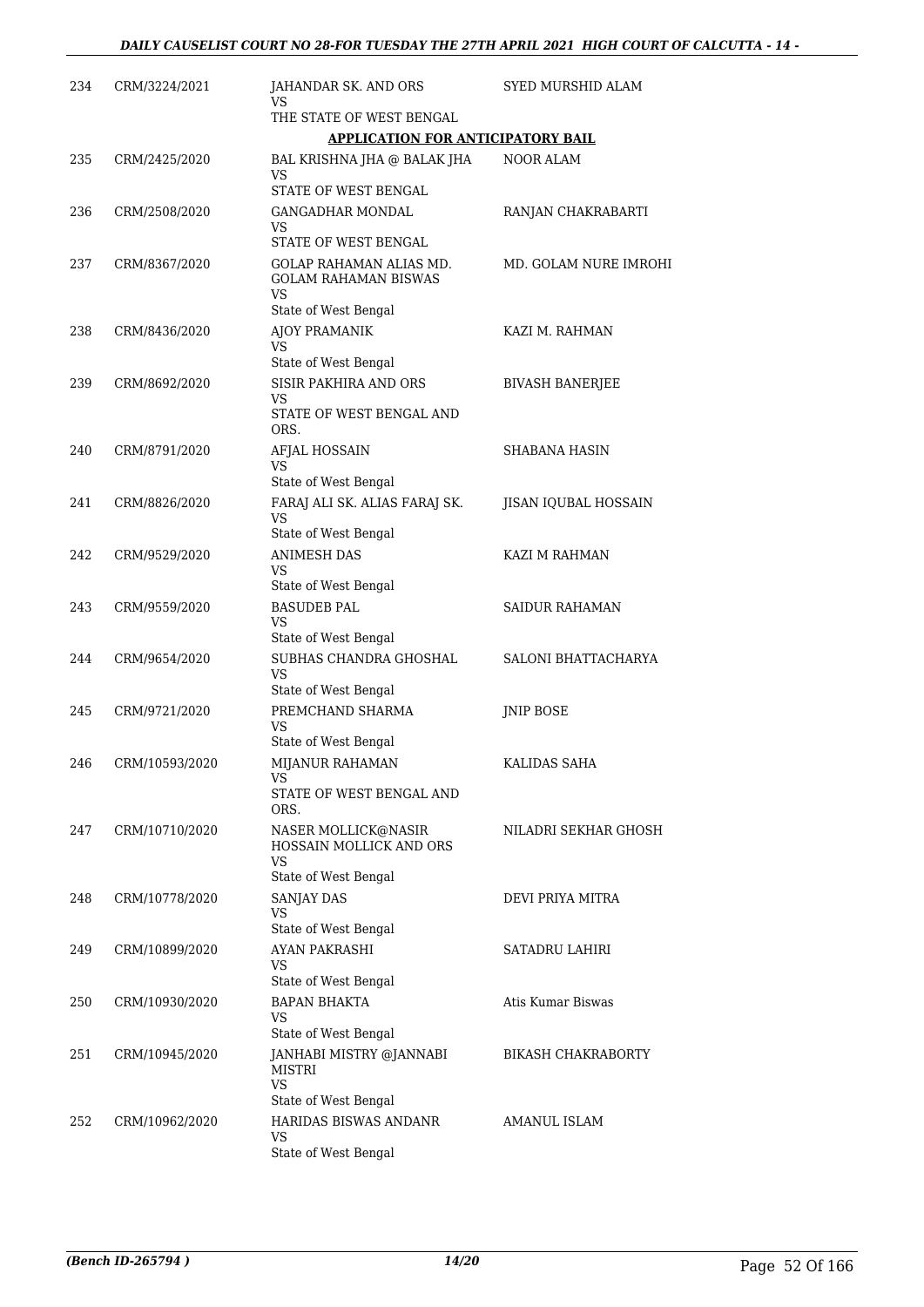| 234 | CRM/3224/2021 | JAHANDAR SK. AND ORS<br>VS<br>THE STATE OF WEST BENGAL | SYED MURSHID ALAM |
|---|---|---|---|
| | | **APPLICATION FOR ANTICIPATORY BAIL** | |
| 235 | CRM/2425/2020 | BAL KRISHNA JHA @ BALAK JHA<br>VS<br>STATE OF WEST BENGAL | NOOR ALAM |
| 236 | CRM/2508/2020 | GANGADHAR MONDAL<br>VS<br>STATE OF WEST BENGAL | RANJAN CHAKRABARTI |
| 237 | CRM/8367/2020 | GOLAP RAHAMAN ALIAS MD. GOLAM RAHAMAN BISWAS<br>VS<br>State of West Bengal | MD. GOLAM NURE IMROHI |
| 238 | CRM/8436/2020 | AJOY PRAMANIK<br>VS<br>State of West Bengal | KAZI M. RAHMAN |
| 239 | CRM/8692/2020 | SISIR PAKHIRA AND ORS<br>VS<br>STATE OF WEST BENGAL AND ORS. | BIVASH BANERJEE |
| 240 | CRM/8791/2020 | AFJAL HOSSAIN<br>VS<br>State of West Bengal | SHABANA HASIN |
| 241 | CRM/8826/2020 | FARAJ ALI SK. ALIAS FARAJ SK.<br>VS<br>State of West Bengal | JISAN IQUBAL HOSSAIN |
| 242 | CRM/9529/2020 | ANIMESH DAS<br>VS<br>State of West Bengal | KAZI M RAHMAN |
| 243 | CRM/9559/2020 | BASUDEB PAL<br>VS<br>State of West Bengal | SAIDUR RAHAMAN |
| 244 | CRM/9654/2020 | SUBHAS CHANDRA GHOSHAL<br>VS<br>State of West Bengal | SALONI BHATTACHARYA |
| 245 | CRM/9721/2020 | PREMCHAND SHARMA<br>VS<br>State of West Bengal | JNIP BOSE |
| 246 | CRM/10593/2020 | MIJANUR RAHAMAN<br>VS<br>STATE OF WEST BENGAL AND ORS. | KALIDAS SAHA |
| 247 | CRM/10710/2020 | NASER MOLLICK@NASIR HOSSAIN MOLLICK AND ORS<br>VS<br>State of West Bengal | NILADRI SEKHAR GHOSH |
| 248 | CRM/10778/2020 | SANJAY DAS<br>VS<br>State of West Bengal | DEVI PRIYA MITRA |
| 249 | CRM/10899/2020 | AYAN PAKRASHI<br>VS<br>State of West Bengal | SATADRU LAHIRI |
| 250 | CRM/10930/2020 | BAPAN BHAKTA<br>VS<br>State of West Bengal | Atis Kumar Biswas |
| 251 | CRM/10945/2020 | JANHABI MISTRY @JANNABI MISTRI<br>VS<br>State of West Bengal | BIKASH CHAKRABORTY |
| 252 | CRM/10962/2020 | HARIDAS BISWAS ANDANR<br>VS<br>State of West Bengal | AMANUL ISLAM |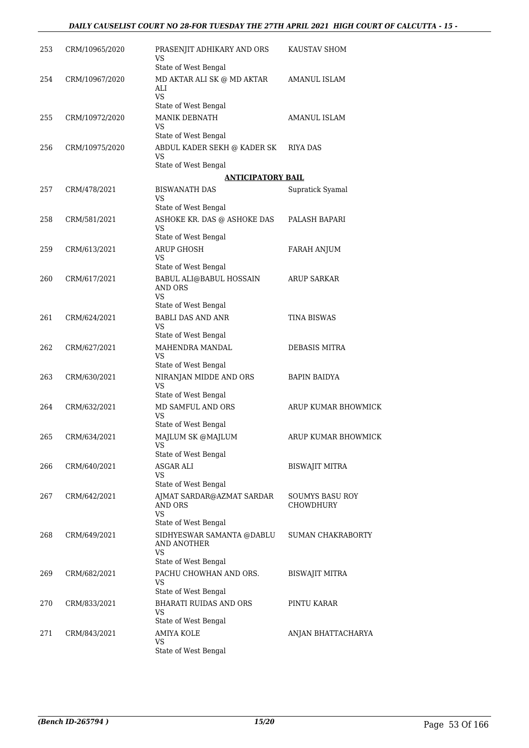| | | | |
|---|---|---|---|
| 253 | CRM/10965/2020 | PRASENJIT ADHIKARY AND ORS<br>VS<br>State of West Bengal | KAUSTAV SHOM |
| 254 | CRM/10967/2020 | MD AKTAR ALI SK @ MD AKTAR ALI<br>VS<br>State of West Bengal | AMANUL ISLAM |
| 255 | CRM/10972/2020 | MANIK DEBNATH<br>VS<br>State of West Bengal | AMANUL ISLAM |
| 256 | CRM/10975/2020 | ABDUL KADER SEKH @ KADER SK<br>VS<br>State of West Bengal | RIYA DAS |

**ANTICIPATORY BAIL**

| | | | |
|---|---|---|---|
| 257 | CRM/478/2021 | BISWANATH DAS<br>VS<br>State of West Bengal | Supratick Syamal |
| 258 | CRM/581/2021 | ASHOKE KR. DAS @ ASHOKE DAS<br>VS<br>State of West Bengal | PALASH BAPARI |
| 259 | CRM/613/2021 | ARUP GHOSH<br>VS<br>State of West Bengal | FARAH ANJUM |
| 260 | CRM/617/2021 | BABUL ALI@BABUL HOSSAIN AND ORS<br>VS<br>State of West Bengal | ARUP SARKAR |
| 261 | CRM/624/2021 | BABLI DAS AND ANR<br>VS<br>State of West Bengal | TINA BISWAS |
| 262 | CRM/627/2021 | MAHENDRA MANDAL<br>VS<br>State of West Bengal | DEBASIS MITRA |
| 263 | CRM/630/2021 | NIRANJAN MIDDE AND ORS<br>VS<br>State of West Bengal | BAPIN BAIDYA |
| 264 | CRM/632/2021 | MD SAMFUL AND ORS<br>VS<br>State of West Bengal | ARUP KUMAR BHOWMICK |
| 265 | CRM/634/2021 | MAJLUM SK @MAJLUM<br>VS<br>State of West Bengal | ARUP KUMAR BHOWMICK |
| 266 | CRM/640/2021 | ASGAR ALI<br>VS<br>State of West Bengal | BISWAJIT MITRA |
| 267 | CRM/642/2021 | AJMAT SARDAR@AZMAT SARDAR AND ORS<br>VS<br>State of West Bengal | SOUMYS BASU ROY CHOWDHURY |
| 268 | CRM/649/2021 | SIDHYESWAR SAMANTA @DABLU AND ANOTHER<br>VS<br>State of West Bengal | SUMAN CHAKRABORTY |
| 269 | CRM/682/2021 | PACHU CHOWHAN AND ORS.<br>VS<br>State of West Bengal | BISWAJIT MITRA |
| 270 | CRM/833/2021 | BHARATI RUIDAS AND ORS<br>VS<br>State of West Bengal | PINTU KARAR |
| 271 | CRM/843/2021 | AMIYA KOLE<br>VS<br>State of West Bengal | ANJAN BHATTACHARYA |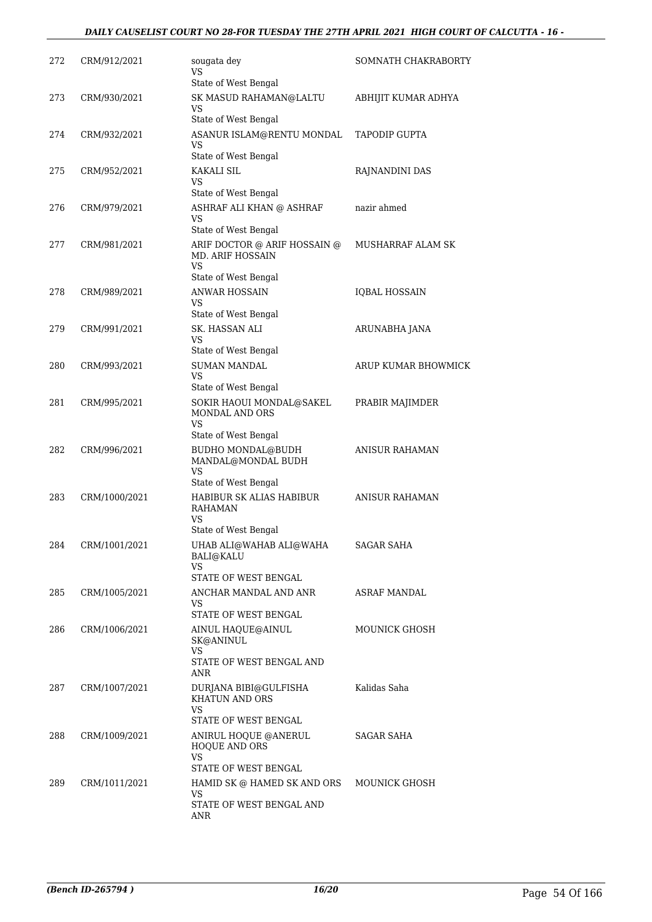| | | | |
|---|---|---|---|
| 272 | CRM/912/2021 | sougata dey<br>VS<br>State of West Bengal | SOMNATH CHAKRABORTY |
| 273 | CRM/930/2021 | SK MASUD RAHAMAN@LALTU<br>VS<br>State of West Bengal | ABHIJIT KUMAR ADHYA |
| 274 | CRM/932/2021 | ASANUR ISLAM@RENTU MONDAL<br>VS<br>State of West Bengal | TAPODIP GUPTA |
| 275 | CRM/952/2021 | KAKALI SIL<br>VS<br>State of West Bengal | RAJNANDINI DAS |
| 276 | CRM/979/2021 | ASHRAF ALI KHAN @ ASHRAF<br>VS<br>State of West Bengal | nazir ahmed |
| 277 | CRM/981/2021 | ARIF DOCTOR @ ARIF HOSSAIN @ MD. ARIF HOSSAIN<br>VS<br>State of West Bengal | MUSHARRAF ALAM SK |
| 278 | CRM/989/2021 | ANWAR HOSSAIN<br>VS<br>State of West Bengal | IQBAL HOSSAIN |
| 279 | CRM/991/2021 | SK. HASSAN ALI<br>VS<br>State of West Bengal | ARUNABHA JANA |
| 280 | CRM/993/2021 | SUMAN MANDAL<br>VS<br>State of West Bengal | ARUP KUMAR BHOWMICK |
| 281 | CRM/995/2021 | SOKIR HAOUI MONDAL@SAKEL MONDAL AND ORS<br>VS<br>State of West Bengal | PRABIR MAJIMDER |
| 282 | CRM/996/2021 | BUDHO MONDAL@BUDH MANDAL@MONDAL BUDH<br>VS<br>State of West Bengal | ANISUR RAHAMAN |
| 283 | CRM/1000/2021 | HABIBUR SK ALIAS HABIBUR RAHAMAN<br>VS<br>State of West Bengal | ANISUR RAHAMAN |
| 284 | CRM/1001/2021 | UHAB ALI@WAHAB ALI@WAHA BALI@KALU<br>VS<br>STATE OF WEST BENGAL | SAGAR SAHA |
| 285 | CRM/1005/2021 | ANCHAR MANDAL AND ANR<br>VS<br>STATE OF WEST BENGAL | ASRAF MANDAL |
| 286 | CRM/1006/2021 | AINUL HAQUE@AINUL SK@ANINUL<br>VS<br>STATE OF WEST BENGAL AND ANR | MOUNICK GHOSH |
| 287 | CRM/1007/2021 | DURJANA BIBI@GULFISHA KHATUN AND ORS<br>VS<br>STATE OF WEST BENGAL | Kalidas Saha |
| 288 | CRM/1009/2021 | ANIRUL HOQUE @ANERUL HOQUE AND ORS<br>VS<br>STATE OF WEST BENGAL | SAGAR SAHA |
| 289 | CRM/1011/2021 | HAMID SK @ HAMED SK AND ORS<br>VS<br>STATE OF WEST BENGAL AND ANR | MOUNICK GHOSH |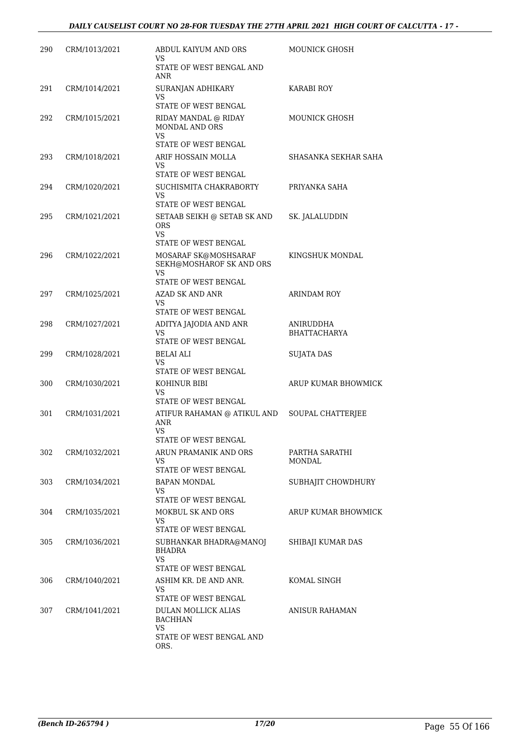| 290 | CRM/1013/2021 | ABDUL KAIYUM AND ORS<br>VS<br>STATE OF WEST BENGAL AND ANR | MOUNICK GHOSH |
|---|---|---|---|
| 291 | CRM/1014/2021 | SURANJAN ADHIKARY<br>VS<br>STATE OF WEST BENGAL | KARABI ROY |
| 292 | CRM/1015/2021 | RIDAY MANDAL @ RIDAY MONDAL AND ORS<br>VS<br>STATE OF WEST BENGAL | MOUNICK GHOSH |
| 293 | CRM/1018/2021 | ARIF HOSSAIN MOLLA<br>VS<br>STATE OF WEST BENGAL | SHASANKA SEKHAR SAHA |
| 294 | CRM/1020/2021 | SUCHISMITA CHAKRABORTY<br>VS<br>STATE OF WEST BENGAL | PRIYANKA SAHA |
| 295 | CRM/1021/2021 | SETAAB SEIKH @ SETAB SK AND ORS<br>VS<br>STATE OF WEST BENGAL | SK. JALALUDDIN |
| 296 | CRM/1022/2021 | MOSARAF SK@MOSHSARAF SEKH@MOSHAROF SK AND ORS<br>VS<br>STATE OF WEST BENGAL | KINGSHUK MONDAL |
| 297 | CRM/1025/2021 | AZAD SK AND ANR<br>VS<br>STATE OF WEST BENGAL | ARINDAM ROY |
| 298 | CRM/1027/2021 | ADITYA JAJODIA AND ANR<br>VS<br>STATE OF WEST BENGAL | ANIRUDDHA BHATTACHARYA |
| 299 | CRM/1028/2021 | BELAI ALI<br>VS<br>STATE OF WEST BENGAL | SUJATA DAS |
| 300 | CRM/1030/2021 | KOHINUR BIBI<br>VS<br>STATE OF WEST BENGAL | ARUP KUMAR BHOWMICK |
| 301 | CRM/1031/2021 | ATIFUR RAHAMAN @ ATIKUL AND ANR<br>VS<br>STATE OF WEST BENGAL | SOUPAL CHATTERJEE |
| 302 | CRM/1032/2021 | ARUN PRAMANIK AND ORS<br>VS<br>STATE OF WEST BENGAL | PARTHA SARATHI MONDAL |
| 303 | CRM/1034/2021 | BAPAN MONDAL<br>VS<br>STATE OF WEST BENGAL | SUBHAJIT CHOWDHURY |
| 304 | CRM/1035/2021 | MOKBUL SK AND ORS<br>VS<br>STATE OF WEST BENGAL | ARUP KUMAR BHOWMICK |
| 305 | CRM/1036/2021 | SUBHANKAR BHADRA@MANOJ BHADRA<br>VS<br>STATE OF WEST BENGAL | SHIBAJI KUMAR DAS |
| 306 | CRM/1040/2021 | ASHIM KR. DE AND ANR.<br>VS<br>STATE OF WEST BENGAL | KOMAL SINGH |
| 307 | CRM/1041/2021 | DULAN MOLLICK ALIAS BACHHAN<br>VS<br>STATE OF WEST BENGAL AND ORS. | ANISUR RAHAMAN |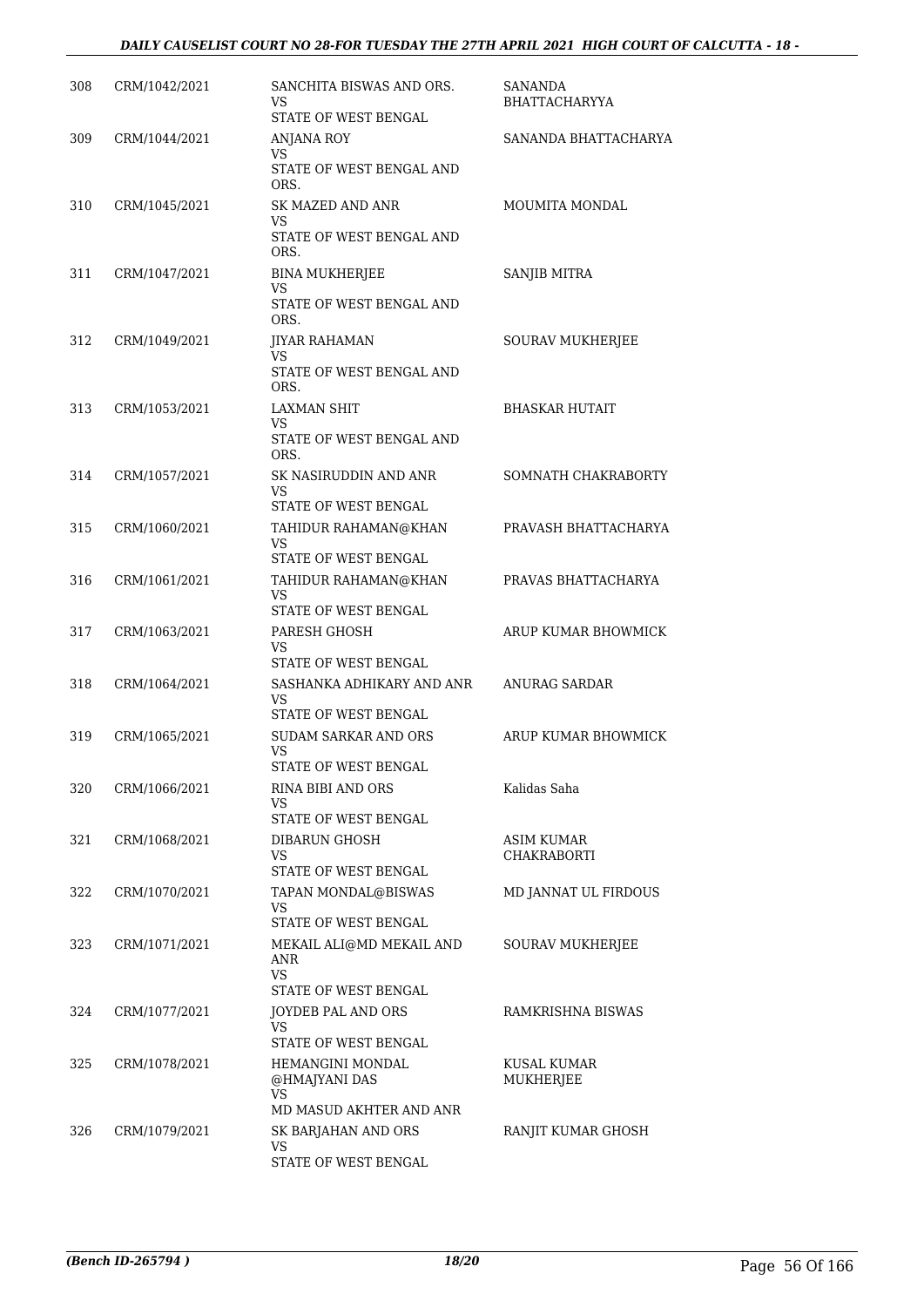| | | | |
|---|---|---|---|
| 308 | CRM/1042/2021 | SANCHITA BISWAS AND ORS.<br>VS<br>STATE OF WEST BENGAL | SANANDA BHATTACHARYYA |
| 309 | CRM/1044/2021 | ANJANA ROY<br>VS<br>STATE OF WEST BENGAL AND ORS. | SANANDA BHATTACHARYA |
| 310 | CRM/1045/2021 | SK MAZED AND ANR<br>VS<br>STATE OF WEST BENGAL AND ORS. | MOUMITA MONDAL |
| 311 | CRM/1047/2021 | BINA MUKHERJEE<br>VS<br>STATE OF WEST BENGAL AND ORS. | SANJIB MITRA |
| 312 | CRM/1049/2021 | JIYAR RAHAMAN<br>VS<br>STATE OF WEST BENGAL AND ORS. | SOURAV MUKHERJEE |
| 313 | CRM/1053/2021 | LAXMAN SHIT<br>VS<br>STATE OF WEST BENGAL AND ORS. | BHASKAR HUTAIT |
| 314 | CRM/1057/2021 | SK NASIRUDDIN AND ANR<br>VS<br>STATE OF WEST BENGAL | SOMNATH CHAKRABORTY |
| 315 | CRM/1060/2021 | TAHIDUR RAHAMAN@KHAN<br>VS<br>STATE OF WEST BENGAL | PRAVASH BHATTACHARYA |
| 316 | CRM/1061/2021 | TAHIDUR RAHAMAN@KHAN<br>VS<br>STATE OF WEST BENGAL | PRAVAS BHATTACHARYA |
| 317 | CRM/1063/2021 | PARESH GHOSH<br>VS<br>STATE OF WEST BENGAL | ARUP KUMAR BHOWMICK |
| 318 | CRM/1064/2021 | SASHANKA ADHIKARY AND ANR<br>VS<br>STATE OF WEST BENGAL | ANURAG SARDAR |
| 319 | CRM/1065/2021 | SUDAM SARKAR AND ORS<br>VS<br>STATE OF WEST BENGAL | ARUP KUMAR BHOWMICK |
| 320 | CRM/1066/2021 | RINA BIBI AND ORS<br>VS<br>STATE OF WEST BENGAL | Kalidas Saha |
| 321 | CRM/1068/2021 | DIBARUN GHOSH<br>VS<br>STATE OF WEST BENGAL | ASIM KUMAR CHAKRABORTI |
| 322 | CRM/1070/2021 | TAPAN MONDAL@BISWAS<br>VS<br>STATE OF WEST BENGAL | MD JANNAT UL FIRDOUS |
| 323 | CRM/1071/2021 | MEKAIL ALI@MD MEKAIL AND ANR<br>VS<br>STATE OF WEST BENGAL | SOURAV MUKHERJEE |
| 324 | CRM/1077/2021 | JOYDEB PAL AND ORS<br>VS<br>STATE OF WEST BENGAL | RAMKRISHNA BISWAS |
| 325 | CRM/1078/2021 | HEMANGINI MONDAL @HMAJYANI DAS<br>VS<br>MD MASUD AKHTER AND ANR | KUSAL KUMAR MUKHERJEE |
| 326 | CRM/1079/2021 | SK BARJAHAN AND ORS<br>VS<br>STATE OF WEST BENGAL | RANJIT KUMAR GHOSH |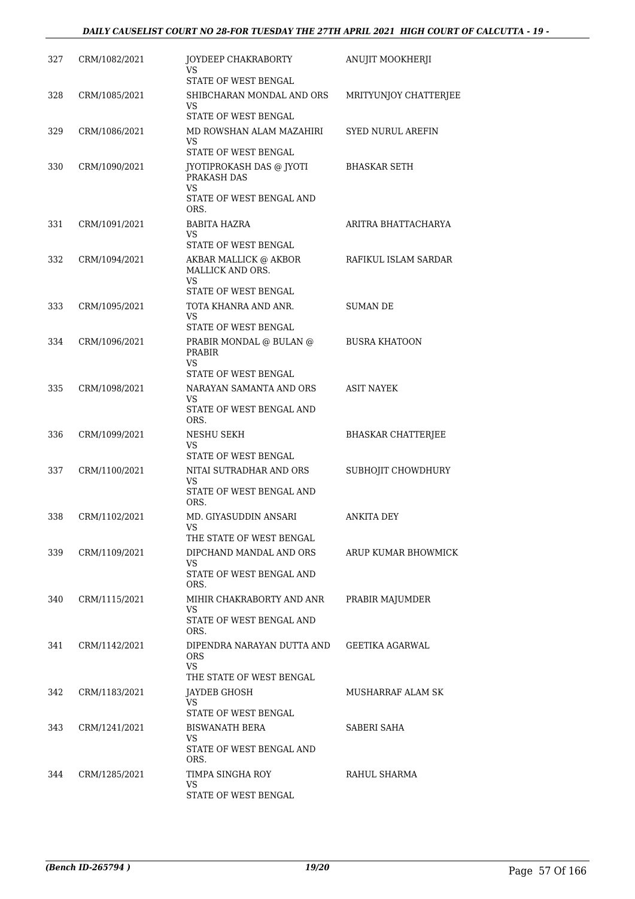| | | | |
|---|---|---|---|
| 327 | CRM/1082/2021 | JOYDEEP CHAKRABORTY<br>VS<br>STATE OF WEST BENGAL | ANUJIT MOOKHERJI |
| 328 | CRM/1085/2021 | SHIBCHARAN MONDAL AND ORS<br>VS<br>STATE OF WEST BENGAL | MRITYUNJOY CHATTERJEE |
| 329 | CRM/1086/2021 | MD ROWSHAN ALAM MAZAHIRI<br>VS<br>STATE OF WEST BENGAL | SYED NURUL AREFIN |
| 330 | CRM/1090/2021 | JYOTIPROKASH DAS @ JYOTI PRAKASH DAS<br>VS<br>STATE OF WEST BENGAL AND ORS. | BHASKAR SETH |
| 331 | CRM/1091/2021 | BABITA HAZRA<br>VS<br>STATE OF WEST BENGAL | ARITRA BHATTACHARYA |
| 332 | CRM/1094/2021 | AKBAR MALLICK @ AKBOR MALLICK AND ORS.<br>VS<br>STATE OF WEST BENGAL | RAFIKUL ISLAM SARDAR |
| 333 | CRM/1095/2021 | TOTA KHANRA AND ANR.<br>VS<br>STATE OF WEST BENGAL | SUMAN DE |
| 334 | CRM/1096/2021 | PRABIR MONDAL @ BULAN @ PRABIR<br>VS<br>STATE OF WEST BENGAL | BUSRA KHATOON |
| 335 | CRM/1098/2021 | NARAYAN SAMANTA AND ORS<br>VS<br>STATE OF WEST BENGAL AND ORS. | ASIT NAYEK |
| 336 | CRM/1099/2021 | NESHU SEKH<br>VS<br>STATE OF WEST BENGAL | BHASKAR CHATTERJEE |
| 337 | CRM/1100/2021 | NITAI SUTRADHAR AND ORS<br>VS<br>STATE OF WEST BENGAL AND ORS. | SUBHOJIT CHOWDHURY |
| 338 | CRM/1102/2021 | MD. GIYASUDDIN ANSARI<br>VS<br>THE STATE OF WEST BENGAL | ANKITA DEY |
| 339 | CRM/1109/2021 | DIPCHAND MANDAL AND ORS<br>VS<br>STATE OF WEST BENGAL AND ORS. | ARUP KUMAR BHOWMICK |
| 340 | CRM/1115/2021 | MIHIR CHAKRABORTY AND ANR<br>VS<br>STATE OF WEST BENGAL AND ORS. | PRABIR MAJUMDER |
| 341 | CRM/1142/2021 | DIPENDRA NARAYAN DUTTA AND ORS<br>VS<br>THE STATE OF WEST BENGAL | GEETIKA AGARWAL |
| 342 | CRM/1183/2021 | JAYDEB GHOSH<br>VS<br>STATE OF WEST BENGAL | MUSHARRAF ALAM SK |
| 343 | CRM/1241/2021 | BISWANATH BERA<br>VS<br>STATE OF WEST BENGAL AND ORS. | SABERI SAHA |
| 344 | CRM/1285/2021 | TIMPA SINGHA ROY<br>VS<br>STATE OF WEST BENGAL | RAHUL SHARMA |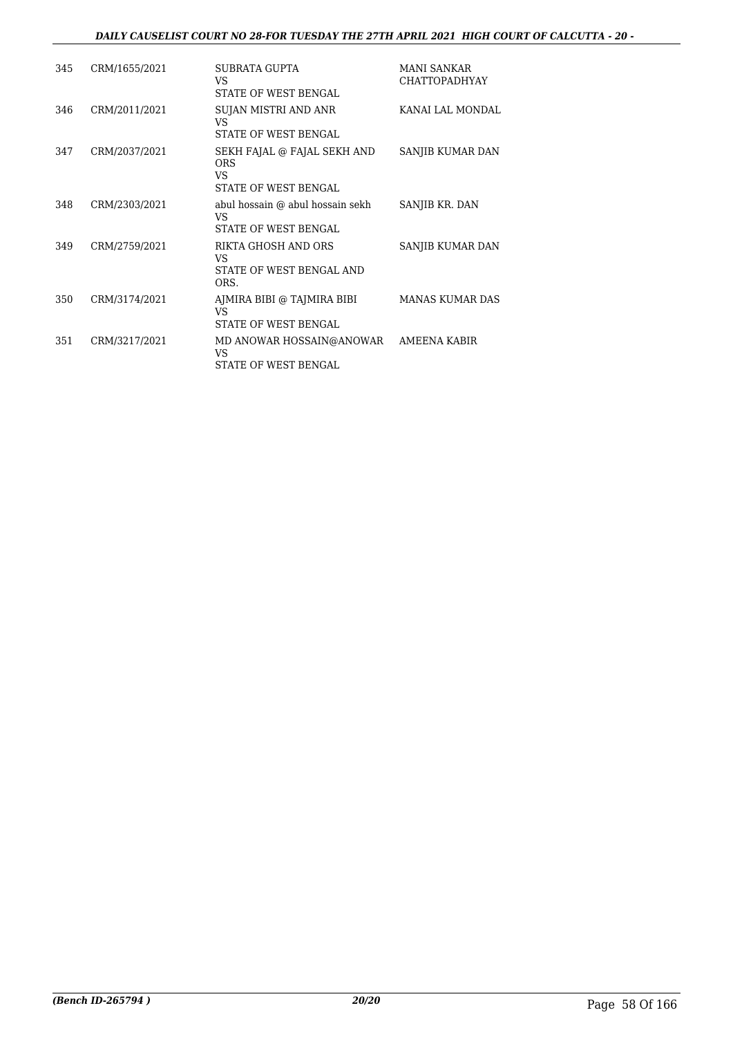| 345 | CRM/1655/2021 | SUBRATA GUPTA<br>VS<br>STATE OF WEST BENGAL | MANI SANKAR CHATTOPADHYAY |
|---|---|---|---|
| 346 | CRM/2011/2021 | SUJAN MISTRI AND ANR<br>VS<br>STATE OF WEST BENGAL | KANAI LAL MONDAL |
| 347 | CRM/2037/2021 | SEKH FAJAL @ FAJAL SEKH AND ORS<br>VS<br>STATE OF WEST BENGAL | SANJIB KUMAR DAN |
| 348 | CRM/2303/2021 | abul hossain @ abul hossain sekh<br>VS<br>STATE OF WEST BENGAL | SANJIB KR. DAN |
| 349 | CRM/2759/2021 | RIKTA GHOSH AND ORS<br>VS<br>STATE OF WEST BENGAL AND ORS. | SANJIB KUMAR DAN |
| 350 | CRM/3174/2021 | AJMIRA BIBI @ TAJMIRA BIBI<br>VS<br>STATE OF WEST BENGAL | MANAS KUMAR DAS |
| 351 | CRM/3217/2021 | MD ANOWAR HOSSAIN@ANOWAR<br>VS<br>STATE OF WEST BENGAL | AMEENA KABIR |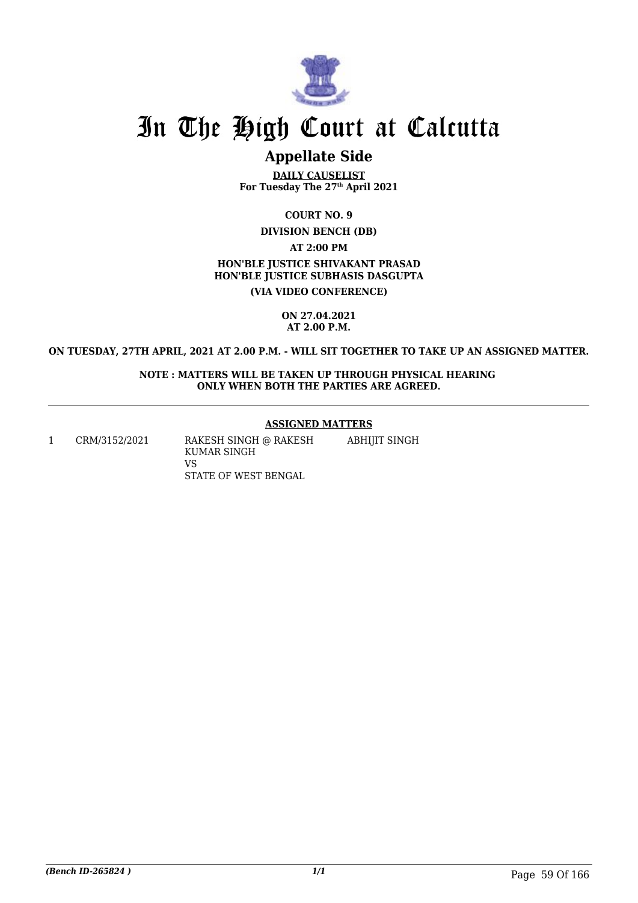# In The High Court at Calcutta

## Appellate Side

**DAILY CAUSELIST**
**For Tuesday The 27th April 2021**

**COURT NO. 9**

**DIVISION BENCH (DB)**

**AT 2:00 PM**

**HON'BLE JUSTICE SHIVAKANT PRASAD**
**HON'BLE JUSTICE SUBHASIS DASGUPTA**

**(VIA VIDEO CONFERENCE)**

**ON 27.04.2021**
**AT 2.00 P.M.**

**ON TUESDAY, 27TH APRIL, 2021 AT 2.00 P.M. - WILL SIT TOGETHER TO TAKE UP AN ASSIGNED MATTER.**

**NOTE : MATTERS WILL BE TAKEN UP THROUGH PHYSICAL HEARING ONLY WHEN BOTH THE PARTIES ARE AGREED.**

---

**ASSIGNED MATTERS**

| | | | |
|---|---|---|---|
| 1 | CRM/3152/2021 | RAKESH SINGH @ RAKESH KUMAR SINGH<br>VS<br>STATE OF WEST BENGAL | ABHIJIT SINGH |

*(Bench ID-265824 )*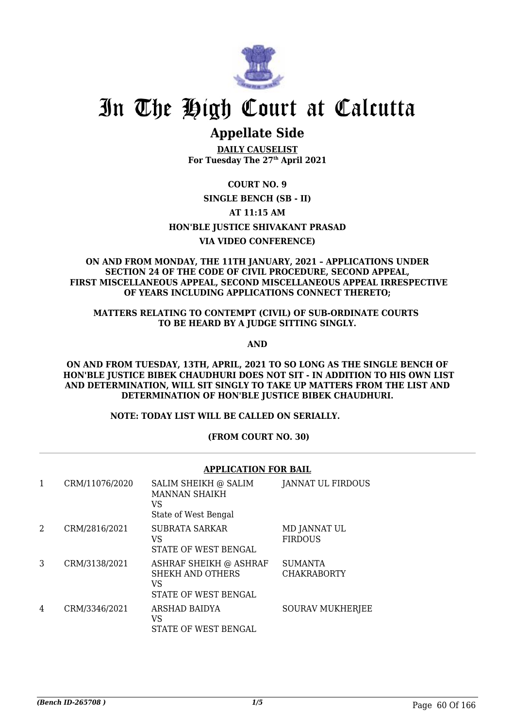# In The High Court at Calcutta

## Appellate Side

**DAILY CAUSELIST**
**For Tuesday The 27th April 2021**

**COURT NO. 9**

**SINGLE BENCH (SB - II)**

**AT 11:15 AM**

**HON'BLE JUSTICE SHIVAKANT PRASAD**

**VIA VIDEO CONFERENCE)**

**ON AND FROM MONDAY, THE 11TH JANUARY, 2021 – APPLICATIONS UNDER SECTION 24 OF THE CODE OF CIVIL PROCEDURE, SECOND APPEAL, FIRST MISCELLANEOUS APPEAL, SECOND MISCELLANEOUS APPEAL IRRESPECTIVE OF YEARS INCLUDING APPLICATIONS CONNECT THERETO;**

**MATTERS RELATING TO CONTEMPT (CIVIL) OF SUB-ORDINATE COURTS TO BE HEARD BY A JUDGE SITTING SINGLY.**

**AND**

**ON AND FROM TUESDAY, 13TH, APRIL, 2021 TO SO LONG AS THE SINGLE BENCH OF HON'BLE JUSTICE BIBEK CHAUDHURI DOES NOT SIT - IN ADDITION TO HIS OWN LIST AND DETERMINATION, WILL SIT SINGLY TO TAKE UP MATTERS FROM THE LIST AND DETERMINATION OF HON'BLE JUSTICE BIBEK CHAUDHURI.**

**NOTE: TODAY LIST WILL BE CALLED ON SERIALLY.**

**(FROM COURT NO. 30)**

**APPLICATION FOR BAIL**

| | | | |
|---|---|---|---|
| 1 | CRM/11076/2020 | SALIM SHEIKH @ SALIM MANNAN SHAIKH<br>VS<br>State of West Bengal | JANNAT UL FIRDOUS |
| 2 | CRM/2816/2021 | SUBRATA SARKAR<br>VS<br>STATE OF WEST BENGAL | MD JANNAT UL FIRDOUS |
| 3 | CRM/3138/2021 | ASHRAF SHEIKH @ ASHRAF SHEKH AND OTHERS<br>VS<br>STATE OF WEST BENGAL | SUMANTA CHAKRABORTY |
| 4 | CRM/3346/2021 | ARSHAD BAIDYA<br>VS<br>STATE OF WEST BENGAL | SOURAV MUKHERJEE |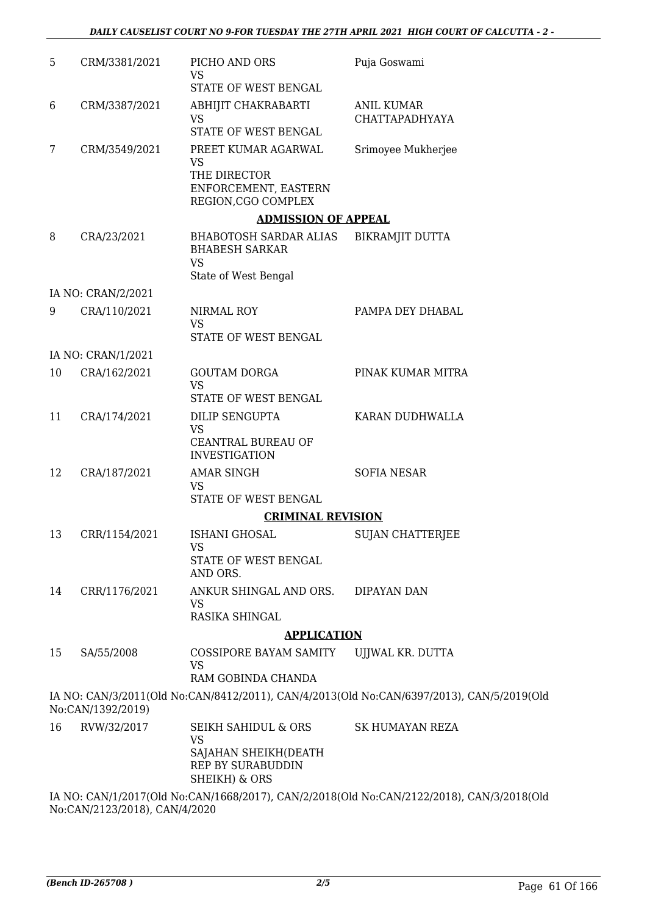| | | | |
|---|---|---|---|
| 5 | CRM/3381/2021 | PICHO AND ORS<br>VS<br>STATE OF WEST BENGAL | Puja Goswami |
| 6 | CRM/3387/2021 | ABHIJIT CHAKRABARTI<br>VS<br>STATE OF WEST BENGAL | ANIL KUMAR CHATTAPADHYAYA |
| 7 | CRM/3549/2021 | PREET KUMAR AGARWAL<br>VS<br>THE DIRECTOR ENFORCEMENT, EASTERN REGION,CGO COMPLEX | Srimoyee Mukherjee |

**ADMISSION OF APPEAL**

| | | | |
|---|---|---|---|
| 8 | CRA/23/2021 | BHABOTOSH SARDAR ALIAS BHABESH SARKAR<br>VS<br>State of West Bengal | BIKRAMJIT DUTTA |
| | IA NO: CRAN/2/2021 | | |
| 9 | CRA/110/2021 | NIRMAL ROY<br>VS<br>STATE OF WEST BENGAL | PAMPA DEY DHABAL |
| | IA NO: CRAN/1/2021 | | |
| 10 | CRA/162/2021 | GOUTAM DORGA<br>VS<br>STATE OF WEST BENGAL | PINAK KUMAR MITRA |
| 11 | CRA/174/2021 | DILIP SENGUPTA<br>VS<br>CEANTRAL BUREAU OF INVESTIGATION | KARAN DUDHWALLA |
| 12 | CRA/187/2021 | AMAR SINGH<br>VS<br>STATE OF WEST BENGAL | SOFIA NESAR |

**CRIMINAL REVISION**

| | | | |
|---|---|---|---|
| 13 | CRR/1154/2021 | ISHANI GHOSAL<br>VS<br>STATE OF WEST BENGAL AND ORS. | SUJAN CHATTERJEE |
| 14 | CRR/1176/2021 | ANKUR SHINGAL AND ORS.<br>VS<br>RASIKA SHINGAL | DIPAYAN DAN |

**APPLICATION**

| | | | |
|---|---|---|---|
| 15 | SA/55/2008 | COSSIPORE BAYAM SAMITY<br>VS<br>RAM GOBINDA CHANDA | UJJWAL KR. DUTTA |

IA NO: CAN/3/2011(Old No:CAN/8412/2011), CAN/4/2013(Old No:CAN/6397/2013), CAN/5/2019(Old No:CAN/1392/2019)

| | | | |
|---|---|---|---|
| 16 | RVW/32/2017 | SEIKH SAHIDUL & ORS<br>VS<br>SAJAHAN SHEIKH(DEATH REP BY SURABUDDIN SHEIKH) & ORS | SK HUMAYAN REZA |

IA NO: CAN/1/2017(Old No:CAN/1668/2017), CAN/2/2018(Old No:CAN/2122/2018), CAN/3/2018(Old No:CAN/2123/2018), CAN/4/2020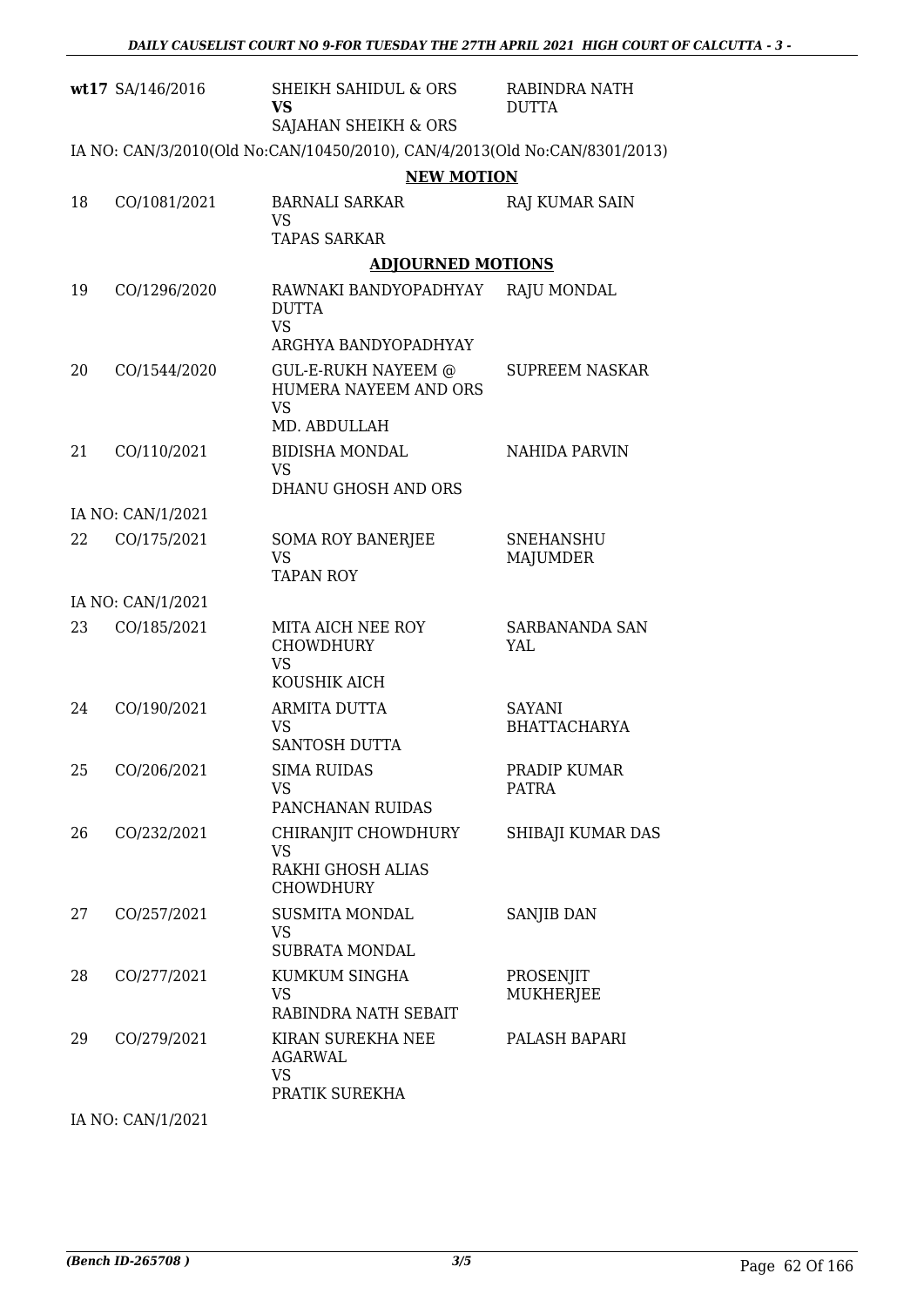| | | | |
|---|---|---|---|
| **wt17** | SA/146/2016 | SHEIKH SAHIDUL & ORS<br>**VS**<br>SAJAHAN SHEIKH & ORS | RABINDRA NATH DUTTA |

IA NO: CAN/3/2010(Old No:CAN/10450/2010), CAN/4/2013(Old No:CAN/8301/2013)

**NEW MOTION**

| | | | |
|---|---|---|---|
| 18 | CO/1081/2021 | BARNALI SARKAR<br>VS<br>TAPAS SARKAR | RAJ KUMAR SAIN |

**ADJOURNED MOTIONS**

| | | | |
|---|---|---|---|
| 19 | CO/1296/2020 | RAWNAKI BANDYOPADHYAY DUTTA<br>VS<br>ARGHYA BANDYOPADHYAY | RAJU MONDAL |
| 20 | CO/1544/2020 | GUL-E-RUKH NAYEEM @ HUMERA NAYEEM AND ORS<br>VS<br>MD. ABDULLAH | SUPREEM NASKAR |
| 21 | CO/110/2021 | BIDISHA MONDAL<br>VS<br>DHANU GHOSH AND ORS | NAHIDA PARVIN |

IA NO: CAN/1/2021

| | | | |
|---|---|---|---|
| 22 | CO/175/2021 | SOMA ROY BANERJEE<br>VS<br>TAPAN ROY | SNEHANSHU MAJUMDER |

IA NO: CAN/1/2021

| | | | |
|---|---|---|---|
| 23 | CO/185/2021 | MITA AICH NEE ROY CHOWDHURY<br>VS<br>KOUSHIK AICH | SARBANANDA SAN YAL |
| 24 | CO/190/2021 | ARMITA DUTTA<br>VS<br>SANTOSH DUTTA | SAYANI BHATTACHARYA |
| 25 | CO/206/2021 | SIMA RUIDAS<br>VS<br>PANCHANAN RUIDAS | PRADIP KUMAR PATRA |
| 26 | CO/232/2021 | CHIRANJIT CHOWDHURY<br>VS<br>RAKHI GHOSH ALIAS CHOWDHURY | SHIBAJI KUMAR DAS |
| 27 | CO/257/2021 | SUSMITA MONDAL<br>VS<br>SUBRATA MONDAL | SANJIB DAN |
| 28 | CO/277/2021 | KUMKUM SINGHA<br>VS<br>RABINDRA NATH SEBAIT | PROSENJIT MUKHERJEE |
| 29 | CO/279/2021 | KIRAN SUREKHA NEE AGARWAL<br>VS<br>PRATIK SUREKHA | PALASH BAPARI |

IA NO: CAN/1/2021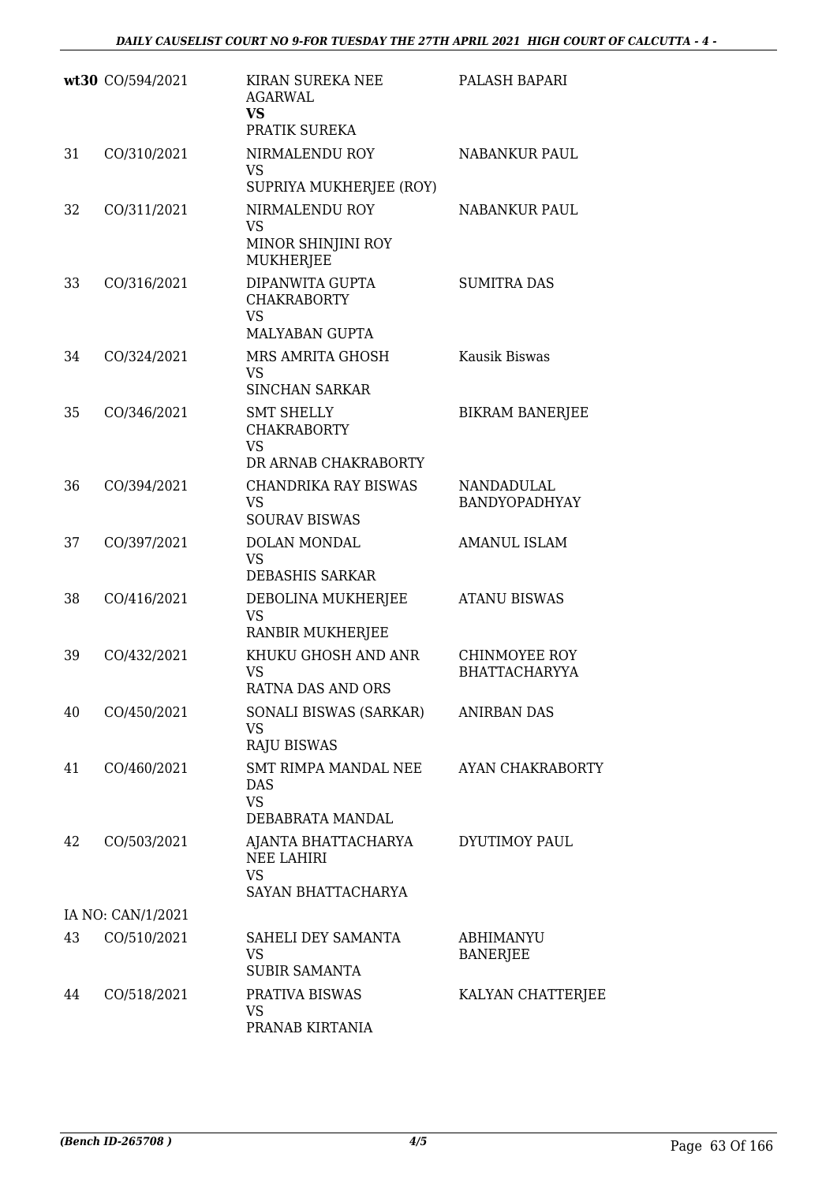| | | | |
|---|---|---|---|
| **wt30** | CO/594/2021 | KIRAN SUREKA NEE AGARWAL<br>**VS**<br>PRATIK SUREKA | PALASH BAPARI |
| 31 | CO/310/2021 | NIRMALENDU ROY<br>VS<br>SUPRIYA MUKHERJEE (ROY) | NABANKUR PAUL |
| 32 | CO/311/2021 | NIRMALENDU ROY<br>VS<br>MINOR SHINJINI ROY MUKHERJEE | NABANKUR PAUL |
| 33 | CO/316/2021 | DIPANWITA GUPTA CHAKRABORTY<br>VS<br>MALYABAN GUPTA | SUMITRA DAS |
| 34 | CO/324/2021 | MRS AMRITA GHOSH<br>VS<br>SINCHAN SARKAR | Kausik Biswas |
| 35 | CO/346/2021 | SMT SHELLY CHAKRABORTY<br>VS<br>DR ARNAB CHAKRABORTY | BIKRAM BANERJEE |
| 36 | CO/394/2021 | CHANDRIKA RAY BISWAS<br>VS<br>SOURAV BISWAS | NANDADULAL BANDYOPADHYAY |
| 37 | CO/397/2021 | DOLAN MONDAL<br>VS<br>DEBASHIS SARKAR | AMANUL ISLAM |
| 38 | CO/416/2021 | DEBOLINA MUKHERJEE<br>VS<br>RANBIR MUKHERJEE | ATANU BISWAS |
| 39 | CO/432/2021 | KHUKU GHOSH AND ANR<br>VS<br>RATNA DAS AND ORS | CHINMOYEE ROY BHATTACHARYYA |
| 40 | CO/450/2021 | SONALI BISWAS (SARKAR)<br>VS<br>RAJU BISWAS | ANIRBAN DAS |
| 41 | CO/460/2021 | SMT RIMPA MANDAL NEE DAS<br>VS<br>DEBABRATA MANDAL | AYAN CHAKRABORTY |
| 42 | CO/503/2021 | AJANTA BHATTACHARYA NEE LAHIRI<br>VS<br>SAYAN BHATTACHARYA | DYUTIMOY PAUL |
| | IA NO: CAN/1/2021 | | |
| 43 | CO/510/2021 | SAHELI DEY SAMANTA<br>VS<br>SUBIR SAMANTA | ABHIMANYU BANERJEE |
| 44 | CO/518/2021 | PRATIVA BISWAS<br>VS<br>PRANAB KIRTANIA | KALYAN CHATTERJEE |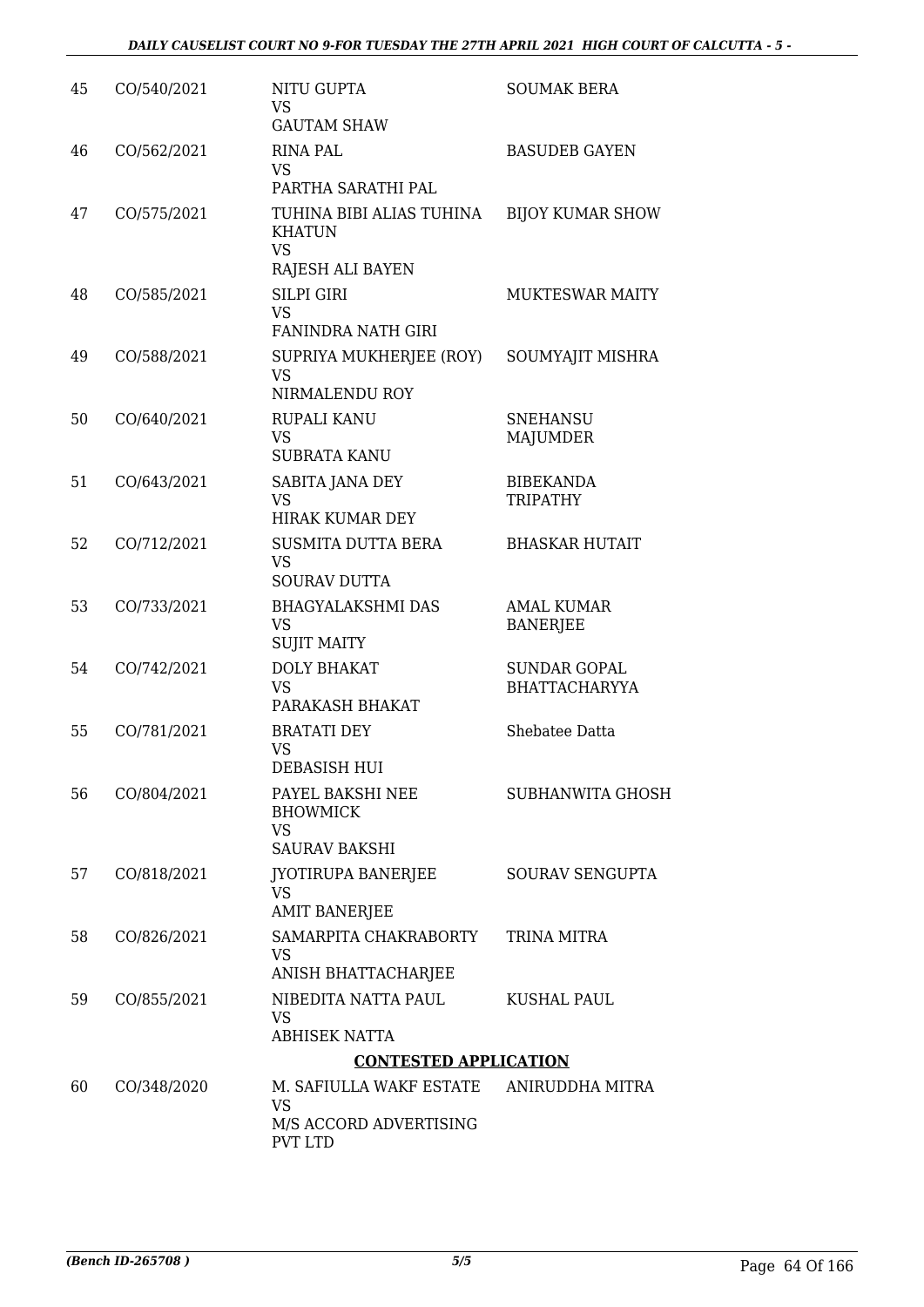| 45 | CO/540/2021 | NITU GUPTA<br>VS<br>GAUTAM SHAW | SOUMAK BERA |
|---|---|---|---|
| 46 | CO/562/2021 | RINA PAL<br>VS<br>PARTHA SARATHI PAL | BASUDEB GAYEN |
| 47 | CO/575/2021 | TUHINA BIBI ALIAS TUHINA KHATUN<br>VS<br>RAJESH ALI BAYEN | BIJOY KUMAR SHOW |
| 48 | CO/585/2021 | SILPI GIRI<br>VS<br>FANINDRA NATH GIRI | MUKTESWAR MAITY |
| 49 | CO/588/2021 | SUPRIYA MUKHERJEE (ROY)<br>VS<br>NIRMALENDU ROY | SOUMYAJIT MISHRA |
| 50 | CO/640/2021 | RUPALI KANU<br>VS<br>SUBRATA KANU | SNEHANSU MAJUMDER |
| 51 | CO/643/2021 | SABITA JANA DEY<br>VS<br>HIRAK KUMAR DEY | BIBEKANDA TRIPATHY |
| 52 | CO/712/2021 | SUSMITA DUTTA BERA<br>VS<br>SOURAV DUTTA | BHASKAR HUTAIT |
| 53 | CO/733/2021 | BHAGYALAKSHMI DAS<br>VS<br>SUJIT MAITY | AMAL KUMAR BANERJEE |
| 54 | CO/742/2021 | DOLY BHAKAT<br>VS<br>PARAKASH BHAKAT | SUNDAR GOPAL BHATTACHARYYA |
| 55 | CO/781/2021 | BRATATI DEY<br>VS<br>DEBASISH HUI | Shebatee Datta |
| 56 | CO/804/2021 | PAYEL BAKSHI NEE BHOWMICK<br>VS<br>SAURAV BAKSHI | SUBHANWITA GHOSH |
| 57 | CO/818/2021 | JYOTIRUPA BANERJEE<br>VS<br>AMIT BANERJEE | SOURAV SENGUPTA |
| 58 | CO/826/2021 | SAMARPITA CHAKRABORTY<br>VS<br>ANISH BHATTACHARJEE | TRINA MITRA |
| 59 | CO/855/2021 | NIBEDITA NATTA PAUL<br>VS<br>ABHISEK NATTA | KUSHAL PAUL |

**CONTESTED APPLICATION**

| 60 | CO/348/2020 | M. SAFIULLA WAKF ESTATE<br>VS<br>M/S ACCORD ADVERTISING PVT LTD | ANIRUDDHA MITRA |
|---|---|---|---|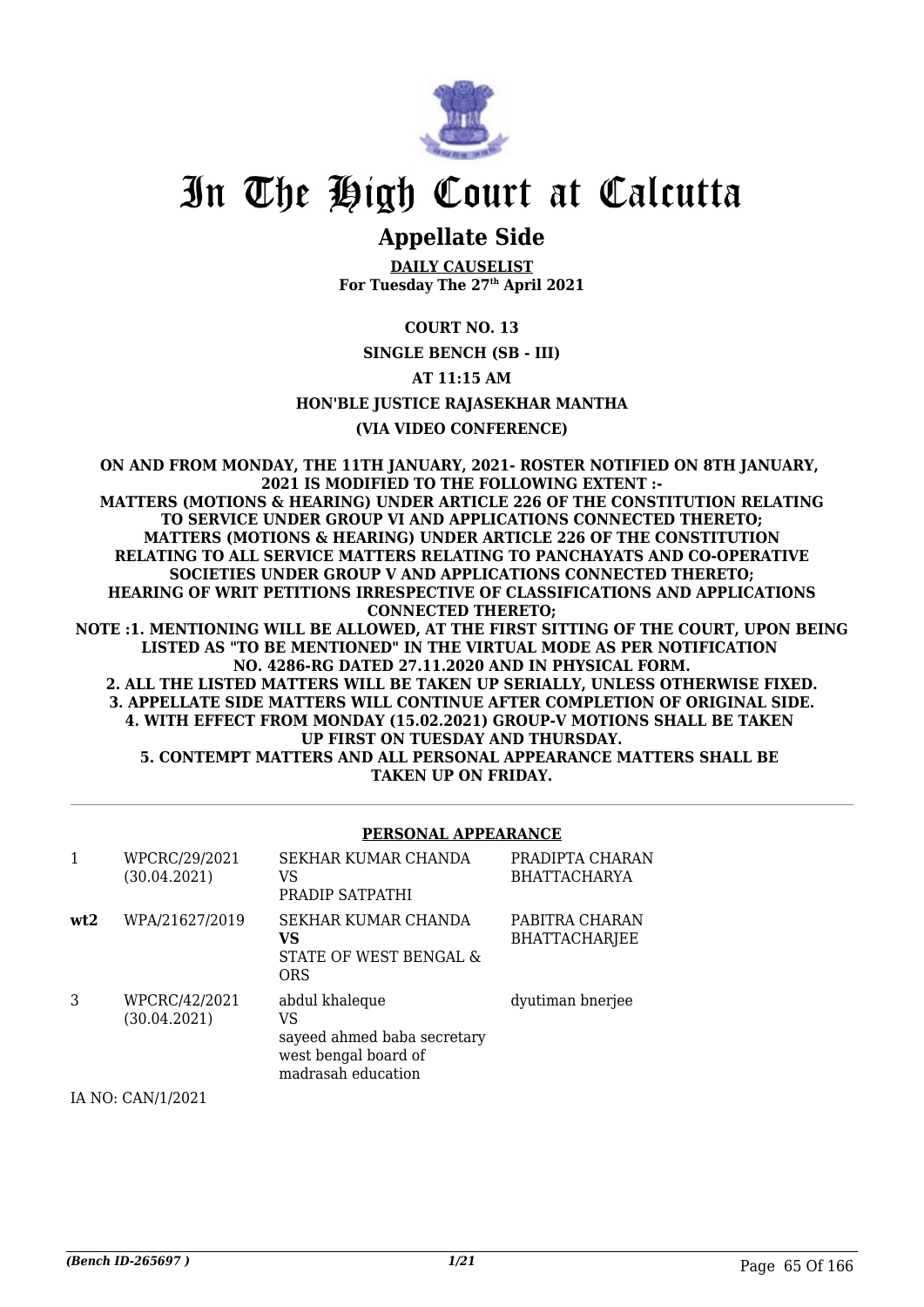# In The High Court at Calcutta

## Appellate Side

**DAILY CAUSELIST**
**For Tuesday The 27th April 2021**

**COURT NO. 13**

**SINGLE BENCH (SB - III)**

**AT 11:15 AM**

**HON'BLE JUSTICE RAJASEKHAR MANTHA**

**(VIA VIDEO CONFERENCE)**

**ON AND FROM MONDAY, THE 11TH JANUARY, 2021- ROSTER NOTIFIED ON 8TH JANUARY, 2021 IS MODIFIED TO THE FOLLOWING EXTENT :-**
**MATTERS (MOTIONS & HEARING) UNDER ARTICLE 226 OF THE CONSTITUTION RELATING TO SERVICE UNDER GROUP VI AND APPLICATIONS CONNECTED THERETO;**
**MATTERS (MOTIONS & HEARING) UNDER ARTICLE 226 OF THE CONSTITUTION RELATING TO ALL SERVICE MATTERS RELATING TO PANCHAYATS AND CO-OPERATIVE SOCIETIES UNDER GROUP V AND APPLICATIONS CONNECTED THERETO;**
**HEARING OF WRIT PETITIONS IRRESPECTIVE OF CLASSIFICATIONS AND APPLICATIONS CONNECTED THERETO;**
**NOTE :1. MENTIONING WILL BE ALLOWED, AT THE FIRST SITTING OF THE COURT, UPON BEING LISTED AS "TO BE MENTIONED" IN THE VIRTUAL MODE AS PER NOTIFICATION NO. 4286-RG DATED 27.11.2020 AND IN PHYSICAL FORM.**
**2. ALL THE LISTED MATTERS WILL BE TAKEN UP SERIALLY, UNLESS OTHERWISE FIXED.**
**3. APPELLATE SIDE MATTERS WILL CONTINUE AFTER COMPLETION OF ORIGINAL SIDE.**
**4. WITH EFFECT FROM MONDAY (15.02.2021) GROUP-V MOTIONS SHALL BE TAKEN UP FIRST ON TUESDAY AND THURSDAY.**
**5. CONTEMPT MATTERS AND ALL PERSONAL APPEARANCE MATTERS SHALL BE TAKEN UP ON FRIDAY.**

**PERSONAL APPEARANCE**

| | | | |
|---|---|---|---|
| 1 | WPCRC/29/2021 (30.04.2021) | SEKHAR KUMAR CHANDA VS PRADIP SATPATHI | PRADIPTA CHARAN BHATTACHARYA |
| **wt2** | WPA/21627/2019 | SEKHAR KUMAR CHANDA **VS** STATE OF WEST BENGAL & ORS | PABITRA CHARAN BHATTACHARJEE |
| 3 | WPCRC/42/2021 (30.04.2021) | abdul khaleque VS sayeed ahmed baba secretary west bengal board of madrasah education | dyutiman bnerjee |

IA NO: CAN/1/2021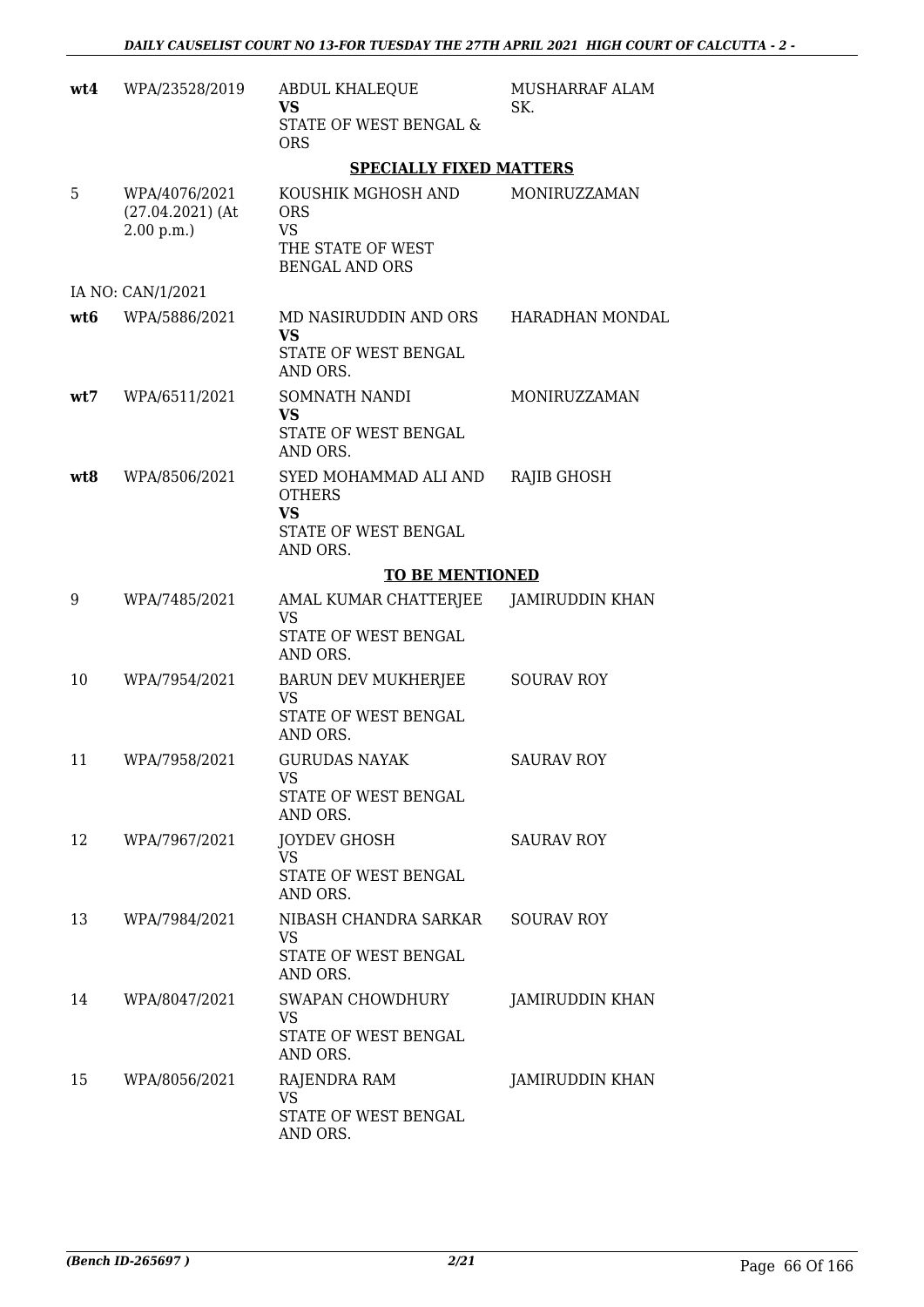| | | | |
|---|---|---|---|
| **wt4** | WPA/23528/2019 | ABDUL KHALEQUE **VS** STATE OF WEST BENGAL & ORS | MUSHARRAF ALAM SK. |

**SPECIALLY FIXED MATTERS**

| | | | |
|---|---|---|---|
| 5 | WPA/4076/2021 (27.04.2021) (At 2.00 p.m.) | KOUSHIK MGHOSH AND ORS VS THE STATE OF WEST BENGAL AND ORS | MONIRUZZAMAN |
| | IA NO: CAN/1/2021 | | |
| **wt6** | WPA/5886/2021 | MD NASIRUDDIN AND ORS **VS** STATE OF WEST BENGAL AND ORS. | HARADHAN MONDAL |
| **wt7** | WPA/6511/2021 | SOMNATH NANDI **VS** STATE OF WEST BENGAL AND ORS. | MONIRUZZAMAN |
| **wt8** | WPA/8506/2021 | SYED MOHAMMAD ALI AND OTHERS **VS** STATE OF WEST BENGAL AND ORS. | RAJIB GHOSH |

**TO BE MENTIONED**

| | | | |
|---|---|---|---|
| 9 | WPA/7485/2021 | AMAL KUMAR CHATTERJEE VS STATE OF WEST BENGAL AND ORS. | JAMIRUDDIN KHAN |
| 10 | WPA/7954/2021 | BARUN DEV MUKHERJEE VS STATE OF WEST BENGAL AND ORS. | SOURAV ROY |
| 11 | WPA/7958/2021 | GURUDAS NAYAK VS STATE OF WEST BENGAL AND ORS. | SAURAV ROY |
| 12 | WPA/7967/2021 | JOYDEV GHOSH VS STATE OF WEST BENGAL AND ORS. | SAURAV ROY |
| 13 | WPA/7984/2021 | NIBASH CHANDRA SARKAR VS STATE OF WEST BENGAL AND ORS. | SOURAV ROY |
| 14 | WPA/8047/2021 | SWAPAN CHOWDHURY VS STATE OF WEST BENGAL AND ORS. | JAMIRUDDIN KHAN |
| 15 | WPA/8056/2021 | RAJENDRA RAM VS STATE OF WEST BENGAL AND ORS. | JAMIRUDDIN KHAN |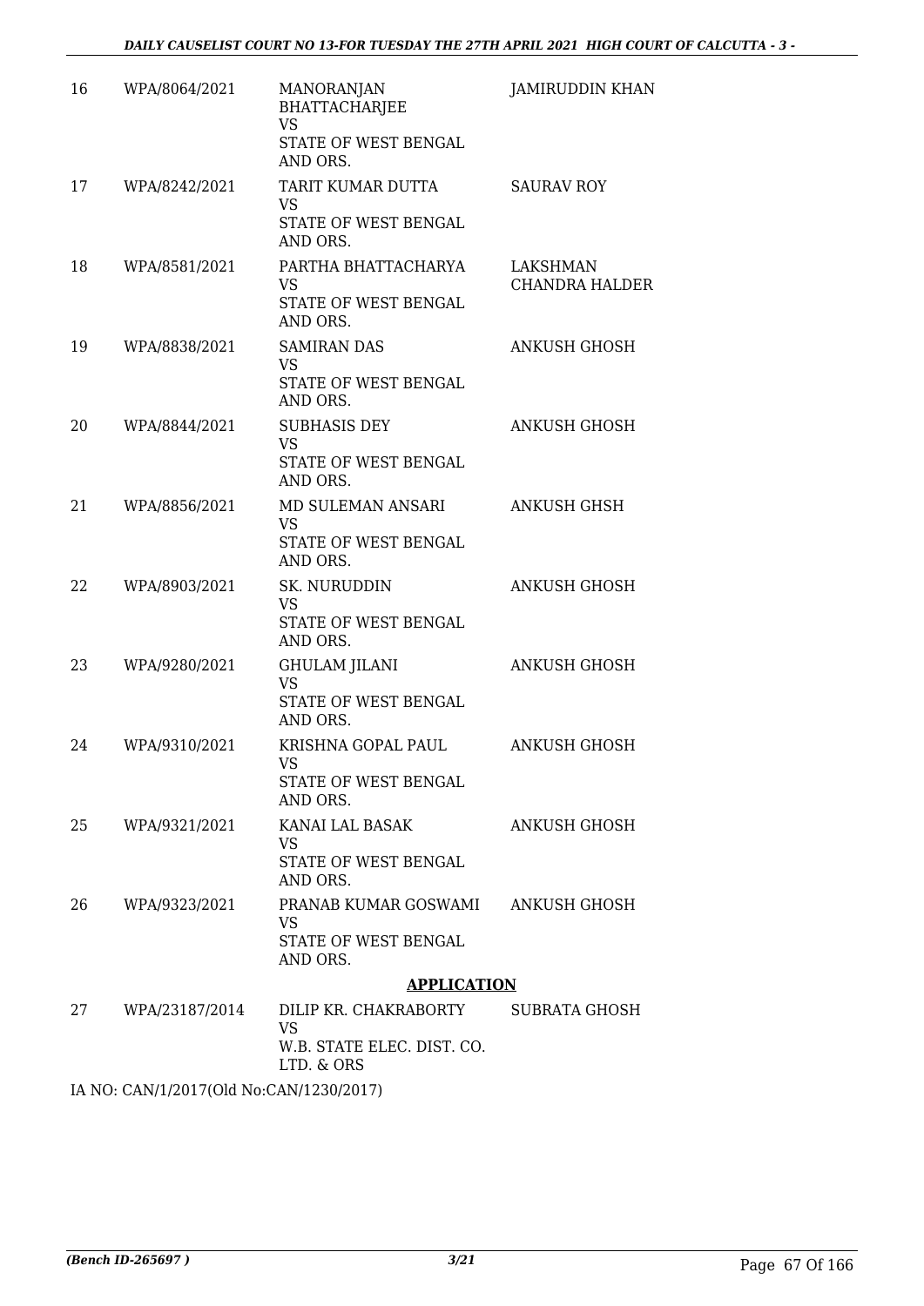| | | | |
|---|---|---|---|
| 16 | WPA/8064/2021 | MANORANJAN BHATTACHARJEE VS STATE OF WEST BENGAL AND ORS. | JAMIRUDDIN KHAN |
| 17 | WPA/8242/2021 | TARIT KUMAR DUTTA VS STATE OF WEST BENGAL AND ORS. | SAURAV ROY |
| 18 | WPA/8581/2021 | PARTHA BHATTACHARYA VS STATE OF WEST BENGAL AND ORS. | LAKSHMAN CHANDRA HALDER |
| 19 | WPA/8838/2021 | SAMIRAN DAS VS STATE OF WEST BENGAL AND ORS. | ANKUSH GHOSH |
| 20 | WPA/8844/2021 | SUBHASIS DEY VS STATE OF WEST BENGAL AND ORS. | ANKUSH GHOSH |
| 21 | WPA/8856/2021 | MD SULEMAN ANSARI VS STATE OF WEST BENGAL AND ORS. | ANKUSH GHSH |
| 22 | WPA/8903/2021 | SK. NURUDDIN VS STATE OF WEST BENGAL AND ORS. | ANKUSH GHOSH |
| 23 | WPA/9280/2021 | GHULAM JILANI VS STATE OF WEST BENGAL AND ORS. | ANKUSH GHOSH |
| 24 | WPA/9310/2021 | KRISHNA GOPAL PAUL VS STATE OF WEST BENGAL AND ORS. | ANKUSH GHOSH |
| 25 | WPA/9321/2021 | KANAI LAL BASAK VS STATE OF WEST BENGAL AND ORS. | ANKUSH GHOSH |
| 26 | WPA/9323/2021 | PRANAB KUMAR GOSWAMI VS STATE OF WEST BENGAL AND ORS. | ANKUSH GHOSH |

**APPLICATION**

| | | | |
|---|---|---|---|
| 27 | WPA/23187/2014 | DILIP KR. CHAKRABORTY VS W.B. STATE ELEC. DIST. CO. LTD. & ORS | SUBRATA GHOSH |

IA NO: CAN/1/2017(Old No:CAN/1230/2017)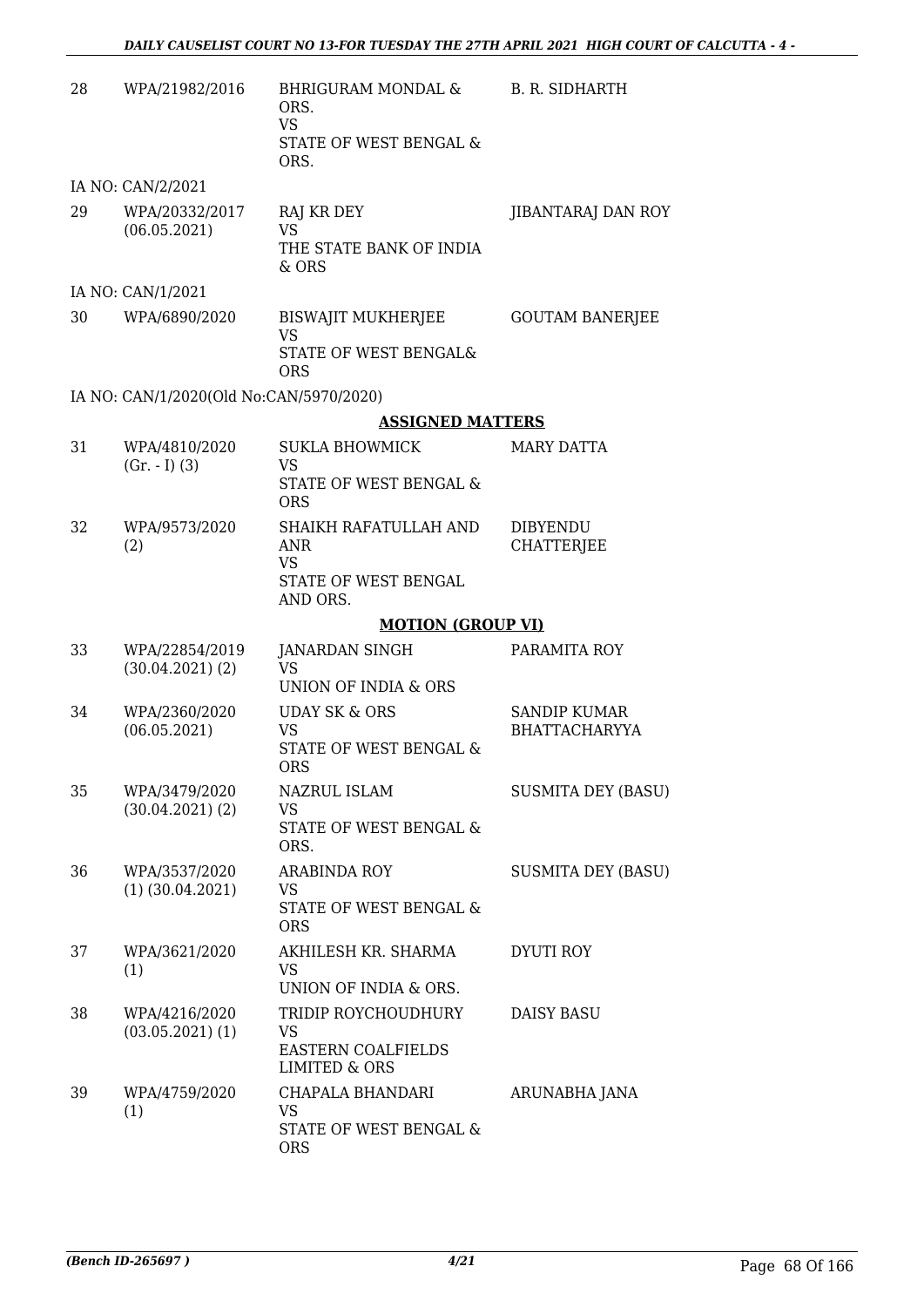| | | | |
|---|---|---|---|
| 28 | WPA/21982/2016 | BHRIGURAM MONDAL & ORS.<br>VS<br>STATE OF WEST BENGAL & ORS. | B. R. SIDHARTH |
| | IA NO: CAN/2/2021 | | |
| 29 | WPA/20332/2017<br>(06.05.2021) | RAJ KR DEY<br>VS<br>THE STATE BANK OF INDIA & ORS | JIBANTARAJ DAN ROY |
| | IA NO: CAN/1/2021 | | |
| 30 | WPA/6890/2020 | BISWAJIT MUKHERJEE<br>VS<br>STATE OF WEST BENGAL& ORS | GOUTAM BANERJEE |
| | IA NO: CAN/1/2020(Old No:CAN/5970/2020) | | |

**ASSIGNED MATTERS**

| | | | |
|---|---|---|---|
| 31 | WPA/4810/2020<br>(Gr. - I) (3) | SUKLA BHOWMICK<br>VS<br>STATE OF WEST BENGAL & ORS | MARY DATTA |
| 32 | WPA/9573/2020<br>(2) | SHAIKH RAFATULLAH AND ANR<br>VS<br>STATE OF WEST BENGAL AND ORS. | DIBYENDU CHATTERJEE |

**MOTION (GROUP VI)**

| | | | |
|---|---|---|---|
| 33 | WPA/22854/2019<br>(30.04.2021) (2) | JANARDAN SINGH<br>VS<br>UNION OF INDIA & ORS | PARAMITA ROY |
| 34 | WPA/2360/2020<br>(06.05.2021) | UDAY SK & ORS<br>VS<br>STATE OF WEST BENGAL & ORS | SANDIP KUMAR BHATTACHARYYA |
| 35 | WPA/3479/2020<br>(30.04.2021) (2) | NAZRUL ISLAM<br>VS<br>STATE OF WEST BENGAL & ORS. | SUSMITA DEY (BASU) |
| 36 | WPA/3537/2020<br>(1) (30.04.2021) | ARABINDA ROY<br>VS<br>STATE OF WEST BENGAL & ORS | SUSMITA DEY (BASU) |
| 37 | WPA/3621/2020<br>(1) | AKHILESH KR. SHARMA<br>VS<br>UNION OF INDIA & ORS. | DYUTI ROY |
| 38 | WPA/4216/2020<br>(03.05.2021) (1) | TRIDIP ROYCHOUDHURY<br>VS<br>EASTERN COALFIELDS LIMITED & ORS | DAISY BASU |
| 39 | WPA/4759/2020<br>(1) | CHAPALA BHANDARI<br>VS<br>STATE OF WEST BENGAL & ORS | ARUNABHA JANA |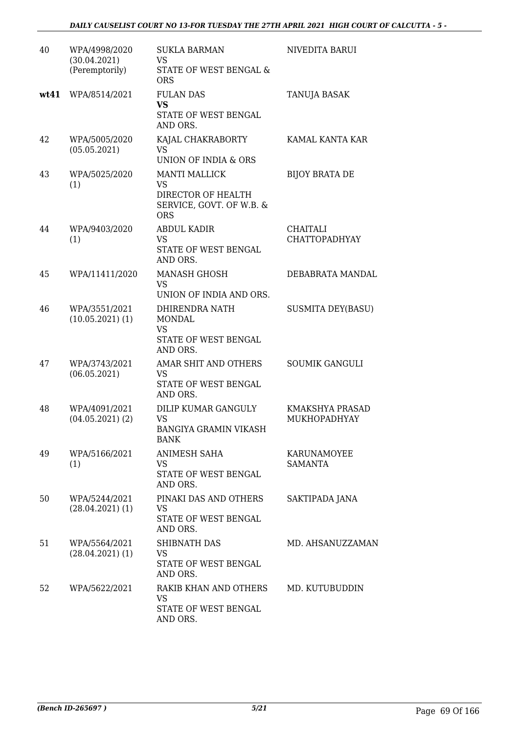| | | | |
|---|---|---|---|
| 40 | WPA/4998/2020 (30.04.2021) (Peremptorily) | SUKLA BARMAN<br>VS<br>STATE OF WEST BENGAL & ORS | NIVEDITA BARUI |
| **wt41** | WPA/8514/2021 | FULAN DAS<br>**VS**<br>STATE OF WEST BENGAL AND ORS. | TANUJA BASAK |
| 42 | WPA/5005/2020 (05.05.2021) | KAJAL CHAKRABORTY<br>VS<br>UNION OF INDIA & ORS | KAMAL KANTA KAR |
| 43 | WPA/5025/2020 (1) | MANTI MALLICK<br>VS<br>DIRECTOR OF HEALTH SERVICE, GOVT. OF W.B. & ORS | BIJOY BRATA DE |
| 44 | WPA/9403/2020 (1) | ABDUL KADIR<br>VS<br>STATE OF WEST BENGAL AND ORS. | CHAITALI CHATTOPADHYAY |
| 45 | WPA/11411/2020 | MANASH GHOSH<br>VS<br>UNION OF INDIA AND ORS. | DEBABRATA MANDAL |
| 46 | WPA/3551/2021 (10.05.2021) (1) | DHIRENDRA NATH MONDAL<br>VS<br>STATE OF WEST BENGAL AND ORS. | SUSMITA DEY(BASU) |
| 47 | WPA/3743/2021 (06.05.2021) | AMAR SHIT AND OTHERS<br>VS<br>STATE OF WEST BENGAL AND ORS. | SOUMIK GANGULI |
| 48 | WPA/4091/2021 (04.05.2021) (2) | DILIP KUMAR GANGULY<br>VS<br>BANGIYA GRAMIN VIKASH BANK | KMAKSHYA PRASAD MUKHOPADHYAY |
| 49 | WPA/5166/2021 (1) | ANIMESH SAHA<br>VS<br>STATE OF WEST BENGAL AND ORS. | KARUNAMOYEE SAMANTA |
| 50 | WPA/5244/2021 (28.04.2021) (1) | PINAKI DAS AND OTHERS<br>VS<br>STATE OF WEST BENGAL AND ORS. | SAKTIPADA JANA |
| 51 | WPA/5564/2021 (28.04.2021) (1) | SHIBNATH DAS<br>VS<br>STATE OF WEST BENGAL AND ORS. | MD. AHSANUZZAMAN |
| 52 | WPA/5622/2021 | RAKIB KHAN AND OTHERS<br>VS<br>STATE OF WEST BENGAL AND ORS. | MD. KUTUBUDDIN |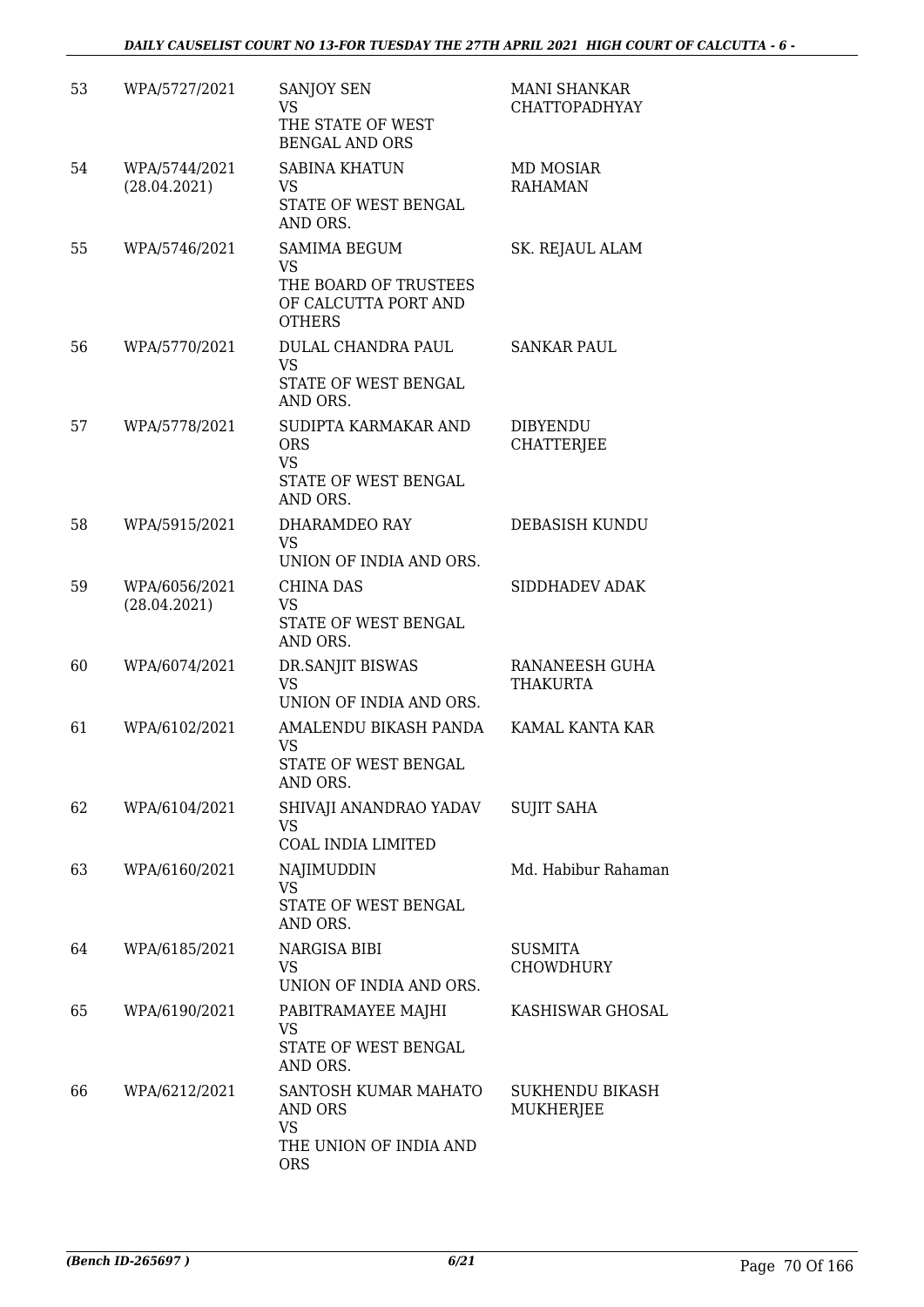| | | | |
|---|---|---|---|
| 53 | WPA/5727/2021 | SANJOY SEN<br>VS<br>THE STATE OF WEST BENGAL AND ORS | MANI SHANKAR CHATTOPADHYAY |
| 54 | WPA/5744/2021<br>(28.04.2021) | SABINA KHATUN<br>VS<br>STATE OF WEST BENGAL AND ORS. | MD MOSIAR RAHAMAN |
| 55 | WPA/5746/2021 | SAMIMA BEGUM<br>VS<br>THE BOARD OF TRUSTEES OF CALCUTTA PORT AND OTHERS | SK. REJAUL ALAM |
| 56 | WPA/5770/2021 | DULAL CHANDRA PAUL<br>VS<br>STATE OF WEST BENGAL AND ORS. | SANKAR PAUL |
| 57 | WPA/5778/2021 | SUDIPTA KARMAKAR AND ORS<br>VS<br>STATE OF WEST BENGAL AND ORS. | DIBYENDU CHATTERJEE |
| 58 | WPA/5915/2021 | DHARAMDEO RAY<br>VS<br>UNION OF INDIA AND ORS. | DEBASISH KUNDU |
| 59 | WPA/6056/2021<br>(28.04.2021) | CHINA DAS<br>VS<br>STATE OF WEST BENGAL AND ORS. | SIDDHADEV ADAK |
| 60 | WPA/6074/2021 | DR.SANJIT BISWAS<br>VS<br>UNION OF INDIA AND ORS. | RANANEESH GUHA THAKURTA |
| 61 | WPA/6102/2021 | AMALENDU BIKASH PANDA<br>VS<br>STATE OF WEST BENGAL AND ORS. | KAMAL KANTA KAR |
| 62 | WPA/6104/2021 | SHIVAJI ANANDRAO YADAV<br>VS<br>COAL INDIA LIMITED | SUJIT SAHA |
| 63 | WPA/6160/2021 | NAJIMUDDIN<br>VS<br>STATE OF WEST BENGAL AND ORS. | Md. Habibur Rahaman |
| 64 | WPA/6185/2021 | NARGISA BIBI<br>VS<br>UNION OF INDIA AND ORS. | SUSMITA CHOWDHURY |
| 65 | WPA/6190/2021 | PABITRAMAYEE MAJHI<br>VS<br>STATE OF WEST BENGAL AND ORS. | KASHISWAR GHOSAL |
| 66 | WPA/6212/2021 | SANTOSH KUMAR MAHATO AND ORS<br>VS<br>THE UNION OF INDIA AND ORS | SUKHENDU BIKASH MUKHERJEE |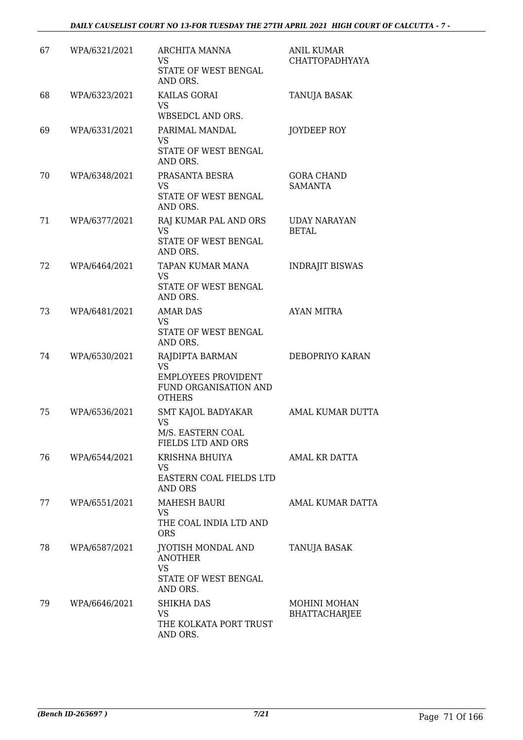| | | | |
|---|---|---|---|
| 67 | WPA/6321/2021 | ARCHITA MANNA<br>VS<br>STATE OF WEST BENGAL AND ORS. | ANIL KUMAR CHATTOPADHYAYA |
| 68 | WPA/6323/2021 | KAILAS GORAI<br>VS<br>WBSEDCL AND ORS. | TANUJA BASAK |
| 69 | WPA/6331/2021 | PARIMAL MANDAL<br>VS<br>STATE OF WEST BENGAL AND ORS. | JOYDEEP ROY |
| 70 | WPA/6348/2021 | PRASANTA BESRA<br>VS<br>STATE OF WEST BENGAL AND ORS. | GORA CHAND SAMANTA |
| 71 | WPA/6377/2021 | RAJ KUMAR PAL AND ORS<br>VS<br>STATE OF WEST BENGAL AND ORS. | UDAY NARAYAN BETAL |
| 72 | WPA/6464/2021 | TAPAN KUMAR MANA<br>VS<br>STATE OF WEST BENGAL AND ORS. | INDRAJIT BISWAS |
| 73 | WPA/6481/2021 | AMAR DAS<br>VS<br>STATE OF WEST BENGAL AND ORS. | AYAN MITRA |
| 74 | WPA/6530/2021 | RAJDIPTA BARMAN<br>VS<br>EMPLOYEES PROVIDENT FUND ORGANISATION AND OTHERS | DEBOPRIYO KARAN |
| 75 | WPA/6536/2021 | SMT KAJOL BADYAKAR<br>VS<br>M/S. EASTERN COAL FIELDS LTD AND ORS | AMAL KUMAR DUTTA |
| 76 | WPA/6544/2021 | KRISHNA BHUIYA<br>VS<br>EASTERN COAL FIELDS LTD AND ORS | AMAL KR DATTA |
| 77 | WPA/6551/2021 | MAHESH BAURI<br>VS<br>THE COAL INDIA LTD AND ORS | AMAL KUMAR DATTA |
| 78 | WPA/6587/2021 | JYOTISH MONDAL AND ANOTHER<br>VS<br>STATE OF WEST BENGAL AND ORS. | TANUJA BASAK |
| 79 | WPA/6646/2021 | SHIKHA DAS<br>VS<br>THE KOLKATA PORT TRUST AND ORS. | MOHINI MOHAN BHATTACHARJEE |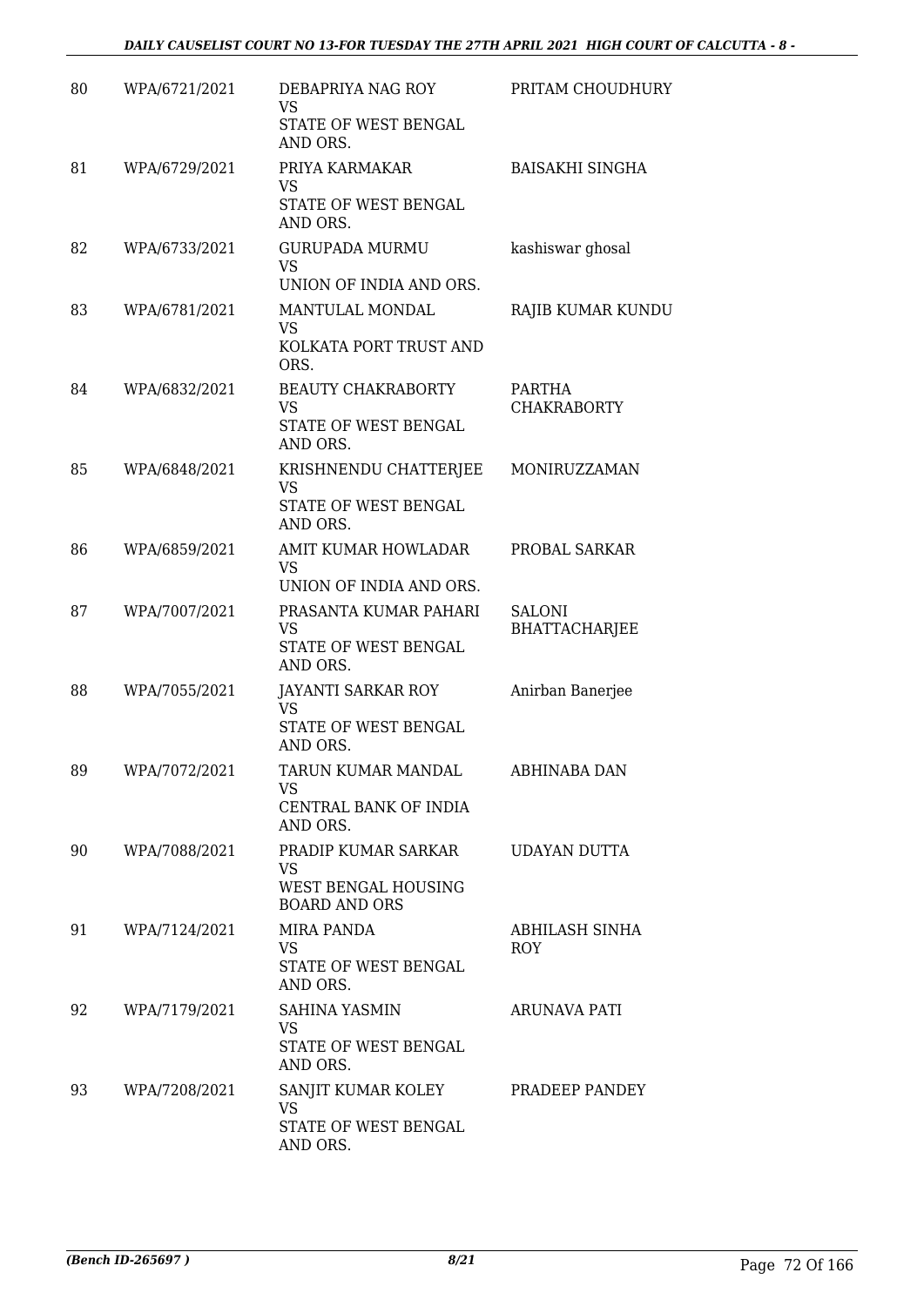| 80 | WPA/6721/2021 | DEBAPRIYA NAG ROY<br>VS<br>STATE OF WEST BENGAL AND ORS. | PRITAM CHOUDHURY |
|---|---|---|---|
| 81 | WPA/6729/2021 | PRIYA KARMAKAR<br>VS<br>STATE OF WEST BENGAL AND ORS. | BAISAKHI SINGHA |
| 82 | WPA/6733/2021 | GURUPADA MURMU<br>VS<br>UNION OF INDIA AND ORS. | kashiswar ghosal |
| 83 | WPA/6781/2021 | MANTULAL MONDAL<br>VS<br>KOLKATA PORT TRUST AND ORS. | RAJIB KUMAR KUNDU |
| 84 | WPA/6832/2021 | BEAUTY CHAKRABORTY<br>VS<br>STATE OF WEST BENGAL AND ORS. | PARTHA CHAKRABORTY |
| 85 | WPA/6848/2021 | KRISHNENDU CHATTERJEE<br>VS<br>STATE OF WEST BENGAL AND ORS. | MONIRUZZAMAN |
| 86 | WPA/6859/2021 | AMIT KUMAR HOWLADAR<br>VS<br>UNION OF INDIA AND ORS. | PROBAL SARKAR |
| 87 | WPA/7007/2021 | PRASANTA KUMAR PAHARI<br>VS<br>STATE OF WEST BENGAL AND ORS. | SALONI BHATTACHARJEE |
| 88 | WPA/7055/2021 | JAYANTI SARKAR ROY<br>VS<br>STATE OF WEST BENGAL AND ORS. | Anirban Banerjee |
| 89 | WPA/7072/2021 | TARUN KUMAR MANDAL<br>VS<br>CENTRAL BANK OF INDIA AND ORS. | ABHINABA DAN |
| 90 | WPA/7088/2021 | PRADIP KUMAR SARKAR<br>VS<br>WEST BENGAL HOUSING BOARD AND ORS | UDAYAN DUTTA |
| 91 | WPA/7124/2021 | MIRA PANDA<br>VS<br>STATE OF WEST BENGAL AND ORS. | ABHILASH SINHA ROY |
| 92 | WPA/7179/2021 | SAHINA YASMIN<br>VS<br>STATE OF WEST BENGAL AND ORS. | ARUNAVA PATI |
| 93 | WPA/7208/2021 | SANJIT KUMAR KOLEY<br>VS<br>STATE OF WEST BENGAL AND ORS. | PRADEEP PANDEY |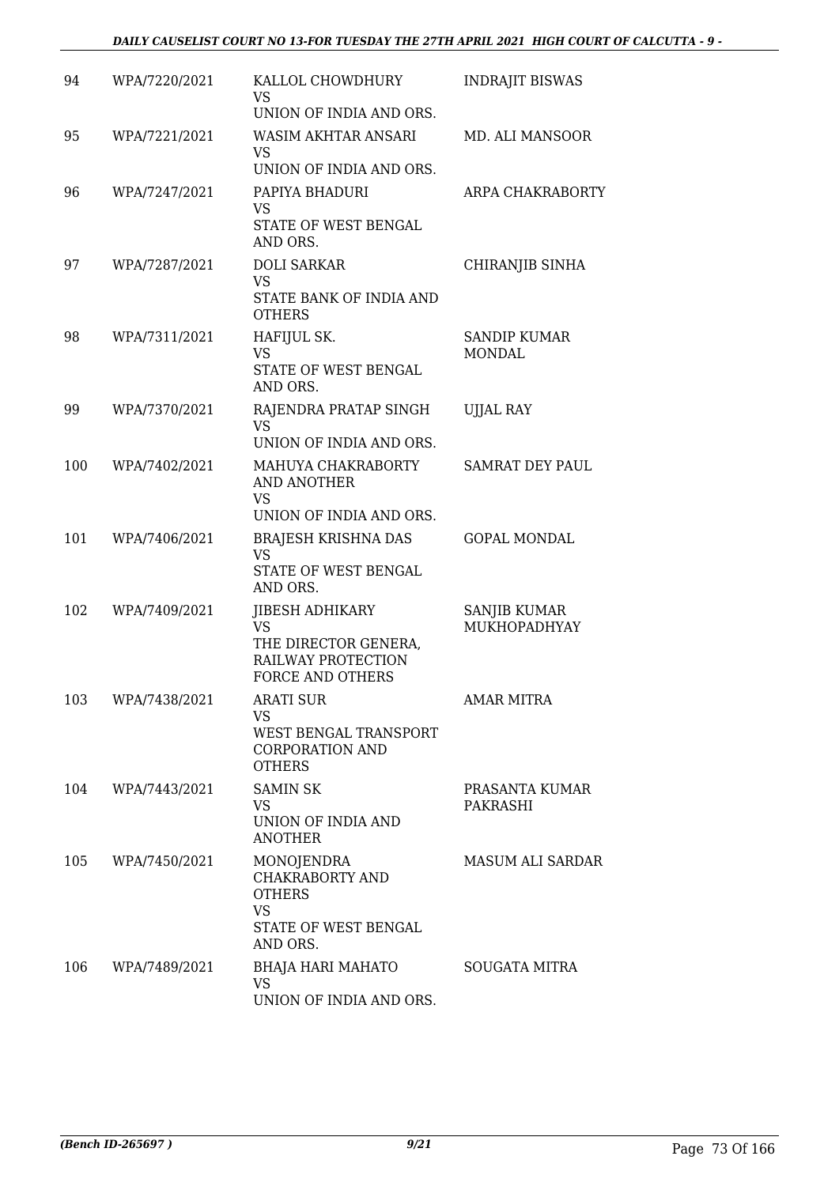| 94 | WPA/7220/2021 | KALLOL CHOWDHURY<br>VS<br>UNION OF INDIA AND ORS. | INDRAJIT BISWAS |
|---|---|---|---|
| 95 | WPA/7221/2021 | WASIM AKHTAR ANSARI<br>VS<br>UNION OF INDIA AND ORS. | MD. ALI MANSOOR |
| 96 | WPA/7247/2021 | PAPIYA BHADURI<br>VS<br>STATE OF WEST BENGAL AND ORS. | ARPA CHAKRABORTY |
| 97 | WPA/7287/2021 | DOLI SARKAR<br>VS<br>STATE BANK OF INDIA AND OTHERS | CHIRANJIB SINHA |
| 98 | WPA/7311/2021 | HAFIJUL SK.<br>VS<br>STATE OF WEST BENGAL AND ORS. | SANDIP KUMAR MONDAL |
| 99 | WPA/7370/2021 | RAJENDRA PRATAP SINGH<br>VS<br>UNION OF INDIA AND ORS. | UJJAL RAY |
| 100 | WPA/7402/2021 | MAHUYA CHAKRABORTY AND ANOTHER<br>VS<br>UNION OF INDIA AND ORS. | SAMRAT DEY PAUL |
| 101 | WPA/7406/2021 | BRAJESH KRISHNA DAS<br>VS<br>STATE OF WEST BENGAL AND ORS. | GOPAL MONDAL |
| 102 | WPA/7409/2021 | JIBESH ADHIKARY<br>VS<br>THE DIRECTOR GENERA, RAILWAY PROTECTION FORCE AND OTHERS | SANJIB KUMAR MUKHOPADHYAY |
| 103 | WPA/7438/2021 | ARATI SUR<br>VS<br>WEST BENGAL TRANSPORT CORPORATION AND OTHERS | AMAR MITRA |
| 104 | WPA/7443/2021 | SAMIN SK<br>VS<br>UNION OF INDIA AND ANOTHER | PRASANTA KUMAR PAKRASHI |
| 105 | WPA/7450/2021 | MONOJENDRA CHAKRABORTY AND OTHERS<br>VS<br>STATE OF WEST BENGAL AND ORS. | MASUM ALI SARDAR |
| 106 | WPA/7489/2021 | BHAJA HARI MAHATO<br>VS<br>UNION OF INDIA AND ORS. | SOUGATA MITRA |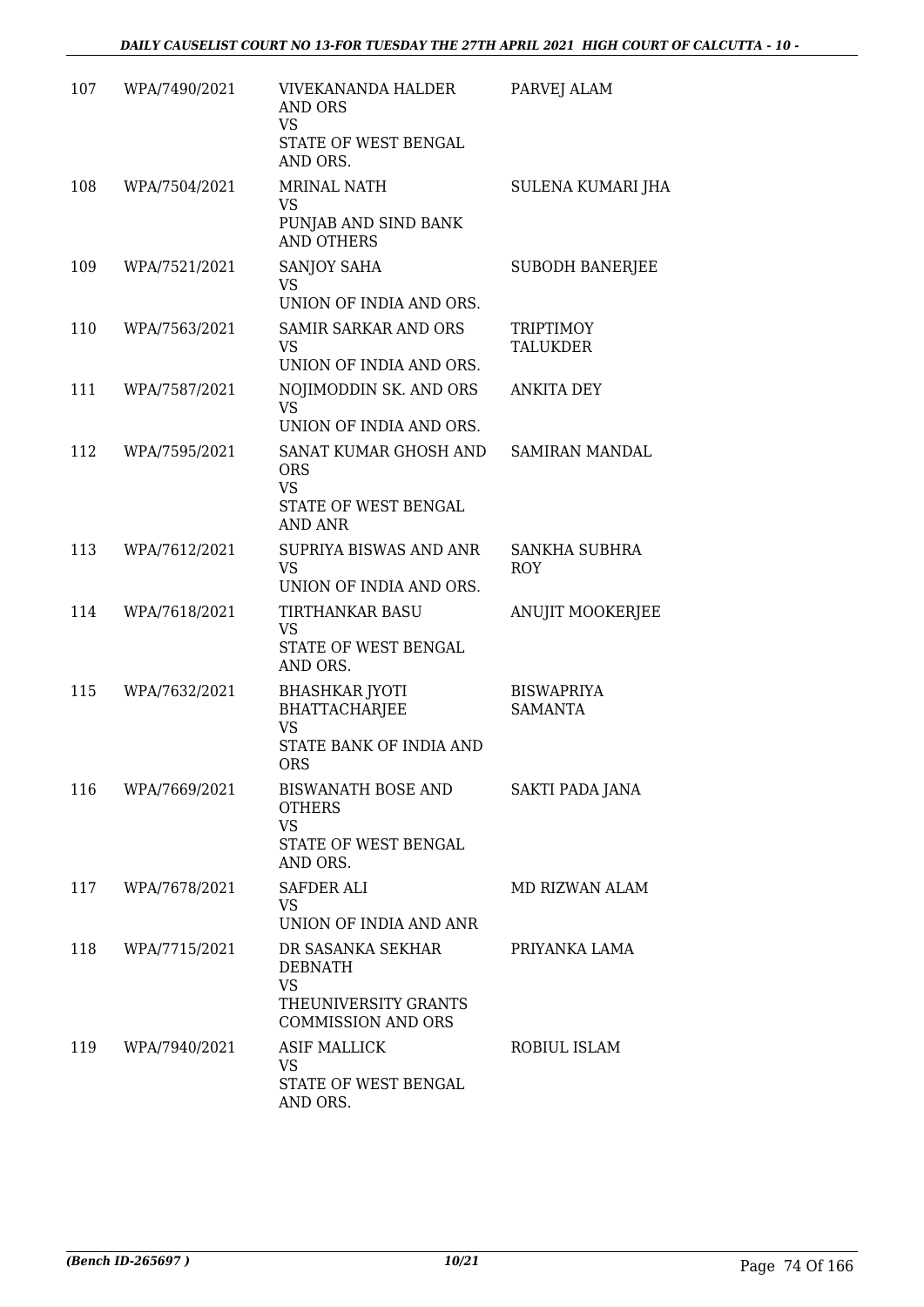| | | | |
|---|---|---|---|
| 107 | WPA/7490/2021 | VIVEKANANDA HALDER AND ORS<br>VS<br>STATE OF WEST BENGAL AND ORS. | PARVEJ ALAM |
| 108 | WPA/7504/2021 | MRINAL NATH<br>VS<br>PUNJAB AND SIND BANK AND OTHERS | SULENA KUMARI JHA |
| 109 | WPA/7521/2021 | SANJOY SAHA<br>VS<br>UNION OF INDIA AND ORS. | SUBODH BANERJEE |
| 110 | WPA/7563/2021 | SAMIR SARKAR AND ORS<br>VS<br>UNION OF INDIA AND ORS. | TRIPTIMOY TALUKDER |
| 111 | WPA/7587/2021 | NOJIMODDIN SK. AND ORS<br>VS<br>UNION OF INDIA AND ORS. | ANKITA DEY |
| 112 | WPA/7595/2021 | SANAT KUMAR GHOSH AND ORS<br>VS<br>STATE OF WEST BENGAL AND ANR | SAMIRAN MANDAL |
| 113 | WPA/7612/2021 | SUPRIYA BISWAS AND ANR<br>VS<br>UNION OF INDIA AND ORS. | SANKHA SUBHRA ROY |
| 114 | WPA/7618/2021 | TIRTHANKAR BASU<br>VS<br>STATE OF WEST BENGAL AND ORS. | ANUJIT MOOKERJEE |
| 115 | WPA/7632/2021 | BHASHKAR JYOTI BHATTACHARJEE<br>VS<br>STATE BANK OF INDIA AND ORS | BISWAPRIYA SAMANTA |
| 116 | WPA/7669/2021 | BISWANATH BOSE AND OTHERS<br>VS<br>STATE OF WEST BENGAL AND ORS. | SAKTI PADA JANA |
| 117 | WPA/7678/2021 | SAFDER ALI<br>VS<br>UNION OF INDIA AND ANR | MD RIZWAN ALAM |
| 118 | WPA/7715/2021 | DR SASANKA SEKHAR DEBNATH<br>VS<br>THEUNIVERSITY GRANTS COMMISSION AND ORS | PRIYANKA LAMA |
| 119 | WPA/7940/2021 | ASIF MALLICK<br>VS<br>STATE OF WEST BENGAL AND ORS. | ROBIUL ISLAM |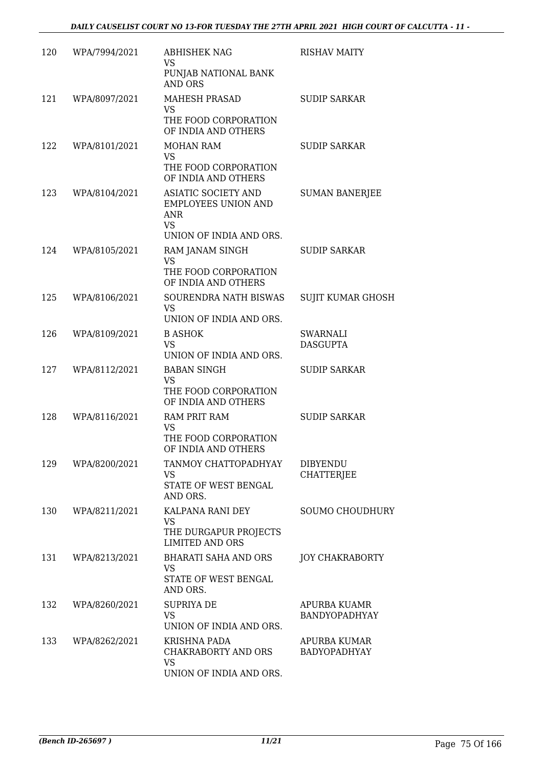| | | | |
|---|---|---|---|
| 120 | WPA/7994/2021 | ABHISHEK NAG<br>VS<br>PUNJAB NATIONAL BANK AND ORS | RISHAV MAITY |
| 121 | WPA/8097/2021 | MAHESH PRASAD<br>VS<br>THE FOOD CORPORATION OF INDIA AND OTHERS | SUDIP SARKAR |
| 122 | WPA/8101/2021 | MOHAN RAM<br>VS<br>THE FOOD CORPORATION OF INDIA AND OTHERS | SUDIP SARKAR |
| 123 | WPA/8104/2021 | ASIATIC SOCIETY AND EMPLOYEES UNION AND ANR<br>VS<br>UNION OF INDIA AND ORS. | SUMAN BANERJEE |
| 124 | WPA/8105/2021 | RAM JANAM SINGH<br>VS<br>THE FOOD CORPORATION OF INDIA AND OTHERS | SUDIP SARKAR |
| 125 | WPA/8106/2021 | SOURENDRA NATH BISWAS<br>VS<br>UNION OF INDIA AND ORS. | SUJIT KUMAR GHOSH |
| 126 | WPA/8109/2021 | B ASHOK<br>VS<br>UNION OF INDIA AND ORS. | SWARNALI DASGUPTA |
| 127 | WPA/8112/2021 | BABAN SINGH<br>VS<br>THE FOOD CORPORATION OF INDIA AND OTHERS | SUDIP SARKAR |
| 128 | WPA/8116/2021 | RAM PRIT RAM<br>VS<br>THE FOOD CORPORATION OF INDIA AND OTHERS | SUDIP SARKAR |
| 129 | WPA/8200/2021 | TANMOY CHATTOPADHYAY<br>VS<br>STATE OF WEST BENGAL AND ORS. | DIBYENDU CHATTERJEE |
| 130 | WPA/8211/2021 | KALPANA RANI DEY<br>VS<br>THE DURGAPUR PROJECTS LIMITED AND ORS | SOUMO CHOUDHURY |
| 131 | WPA/8213/2021 | BHARATI SAHA AND ORS<br>VS<br>STATE OF WEST BENGAL AND ORS. | JOY CHAKRABORTY |
| 132 | WPA/8260/2021 | SUPRIYA DE<br>VS<br>UNION OF INDIA AND ORS. | APURBA KUAMR BANDYOPADHYAY |
| 133 | WPA/8262/2021 | KRISHNA PADA CHAKRABORTY AND ORS<br>VS<br>UNION OF INDIA AND ORS. | APURBA KUMAR BADYOPADHYAY |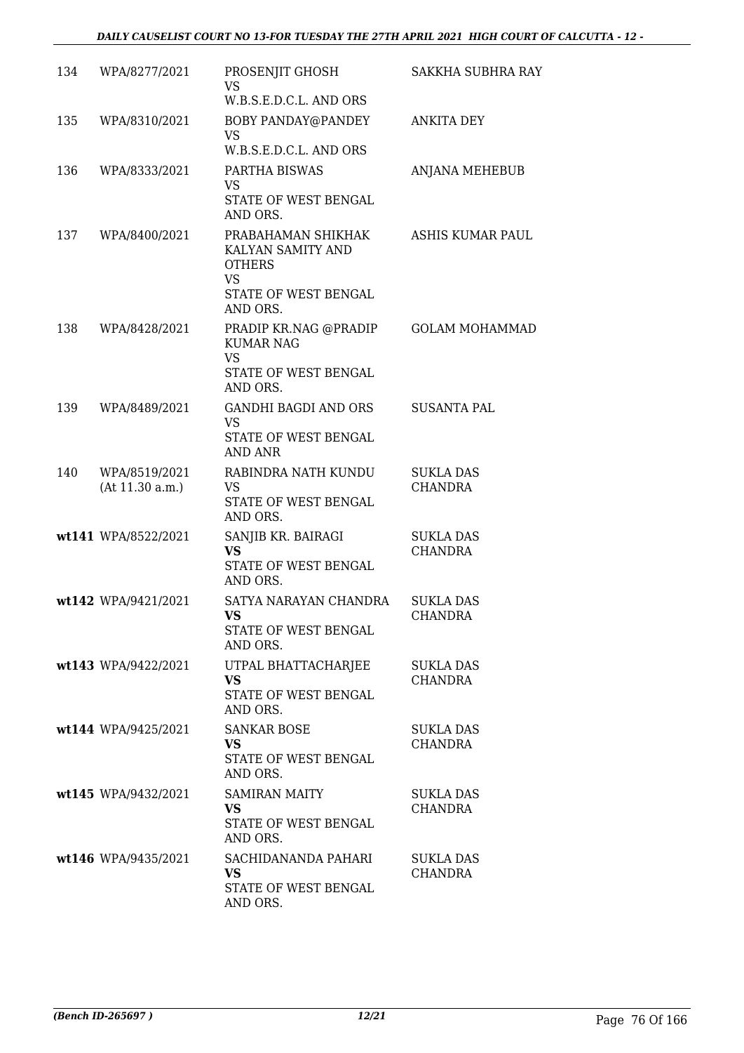| | | | |
|---|---|---|---|
| 134 | WPA/8277/2021 | PROSENJIT GHOSH<br>VS<br>W.B.S.E.D.C.L. AND ORS | SAKKHA SUBHRA RAY |
| 135 | WPA/8310/2021 | BOBY PANDAY@PANDEY<br>VS<br>W.B.S.E.D.C.L. AND ORS | ANKITA DEY |
| 136 | WPA/8333/2021 | PARTHA BISWAS<br>VS<br>STATE OF WEST BENGAL AND ORS. | ANJANA MEHEBUB |
| 137 | WPA/8400/2021 | PRABAHAMAN SHIKHAK KALYAN SAMITY AND OTHERS<br>VS<br>STATE OF WEST BENGAL AND ORS. | ASHIS KUMAR PAUL |
| 138 | WPA/8428/2021 | PRADIP KR.NAG @PRADIP KUMAR NAG<br>VS<br>STATE OF WEST BENGAL AND ORS. | GOLAM MOHAMMAD |
| 139 | WPA/8489/2021 | GANDHI BAGDI AND ORS<br>VS<br>STATE OF WEST BENGAL AND ANR | SUSANTA PAL |
| 140 | WPA/8519/2021<br>(At 11.30 a.m.) | RABINDRA NATH KUNDU<br>VS<br>STATE OF WEST BENGAL AND ORS. | SUKLA DAS CHANDRA |
| **wt141** | WPA/8522/2021 | SANJIB KR. BAIRAGI<br>**VS**<br>STATE OF WEST BENGAL AND ORS. | SUKLA DAS CHANDRA |
| **wt142** | WPA/9421/2021 | SATYA NARAYAN CHANDRA<br>**VS**<br>STATE OF WEST BENGAL AND ORS. | SUKLA DAS CHANDRA |
| **wt143** | WPA/9422/2021 | UTPAL BHATTACHARJEE<br>**VS**<br>STATE OF WEST BENGAL AND ORS. | SUKLA DAS CHANDRA |
| **wt144** | WPA/9425/2021 | SANKAR BOSE<br>**VS**<br>STATE OF WEST BENGAL AND ORS. | SUKLA DAS CHANDRA |
| **wt145** | WPA/9432/2021 | SAMIRAN MAITY<br>**VS**<br>STATE OF WEST BENGAL AND ORS. | SUKLA DAS CHANDRA |
| **wt146** | WPA/9435/2021 | SACHIDANANDA PAHARI<br>**VS**<br>STATE OF WEST BENGAL AND ORS. | SUKLA DAS CHANDRA |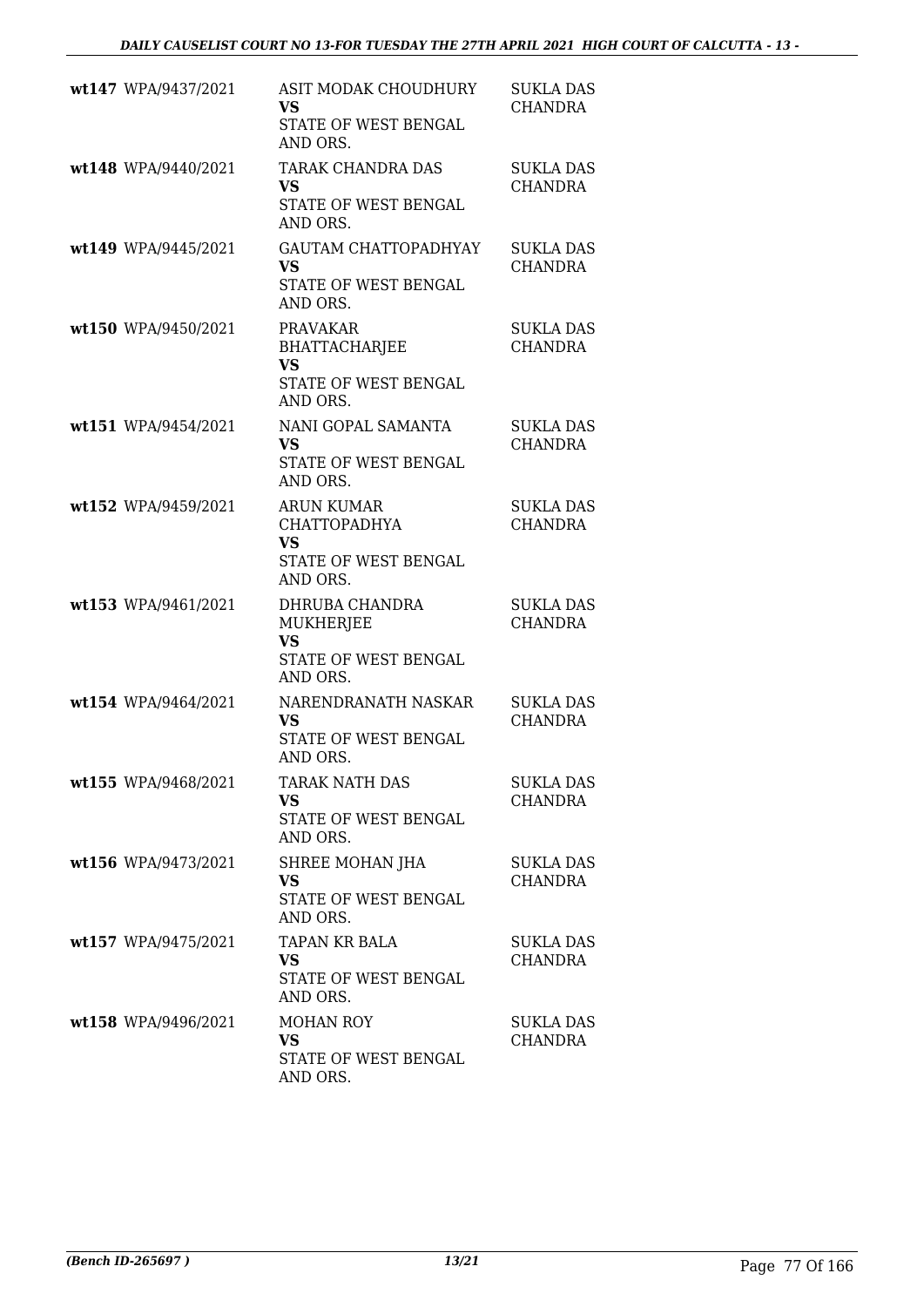| | | | |
|---|---|---|---|
| **wt147** | WPA/9437/2021 | ASIT MODAK CHOUDHURY<br>**VS**<br>STATE OF WEST BENGAL AND ORS. | SUKLA DAS CHANDRA |
| **wt148** | WPA/9440/2021 | TARAK CHANDRA DAS<br>**VS**<br>STATE OF WEST BENGAL AND ORS. | SUKLA DAS CHANDRA |
| **wt149** | WPA/9445/2021 | GAUTAM CHATTOPADHYAY<br>**VS**<br>STATE OF WEST BENGAL AND ORS. | SUKLA DAS CHANDRA |
| **wt150** | WPA/9450/2021 | PRAVAKAR BHATTACHARJEE<br>**VS**<br>STATE OF WEST BENGAL AND ORS. | SUKLA DAS CHANDRA |
| **wt151** | WPA/9454/2021 | NANI GOPAL SAMANTA<br>**VS**<br>STATE OF WEST BENGAL AND ORS. | SUKLA DAS CHANDRA |
| **wt152** | WPA/9459/2021 | ARUN KUMAR CHATTOPADHYA<br>**VS**<br>STATE OF WEST BENGAL AND ORS. | SUKLA DAS CHANDRA |
| **wt153** | WPA/9461/2021 | DHRUBA CHANDRA MUKHERJEE<br>**VS**<br>STATE OF WEST BENGAL AND ORS. | SUKLA DAS CHANDRA |
| **wt154** | WPA/9464/2021 | NARENDRANATH NASKAR<br>**VS**<br>STATE OF WEST BENGAL AND ORS. | SUKLA DAS CHANDRA |
| **wt155** | WPA/9468/2021 | TARAK NATH DAS<br>**VS**<br>STATE OF WEST BENGAL AND ORS. | SUKLA DAS CHANDRA |
| **wt156** | WPA/9473/2021 | SHREE MOHAN JHA<br>**VS**<br>STATE OF WEST BENGAL AND ORS. | SUKLA DAS CHANDRA |
| **wt157** | WPA/9475/2021 | TAPAN KR BALA<br>**VS**<br>STATE OF WEST BENGAL AND ORS. | SUKLA DAS CHANDRA |
| **wt158** | WPA/9496/2021 | MOHAN ROY<br>**VS**<br>STATE OF WEST BENGAL AND ORS. | SUKLA DAS CHANDRA |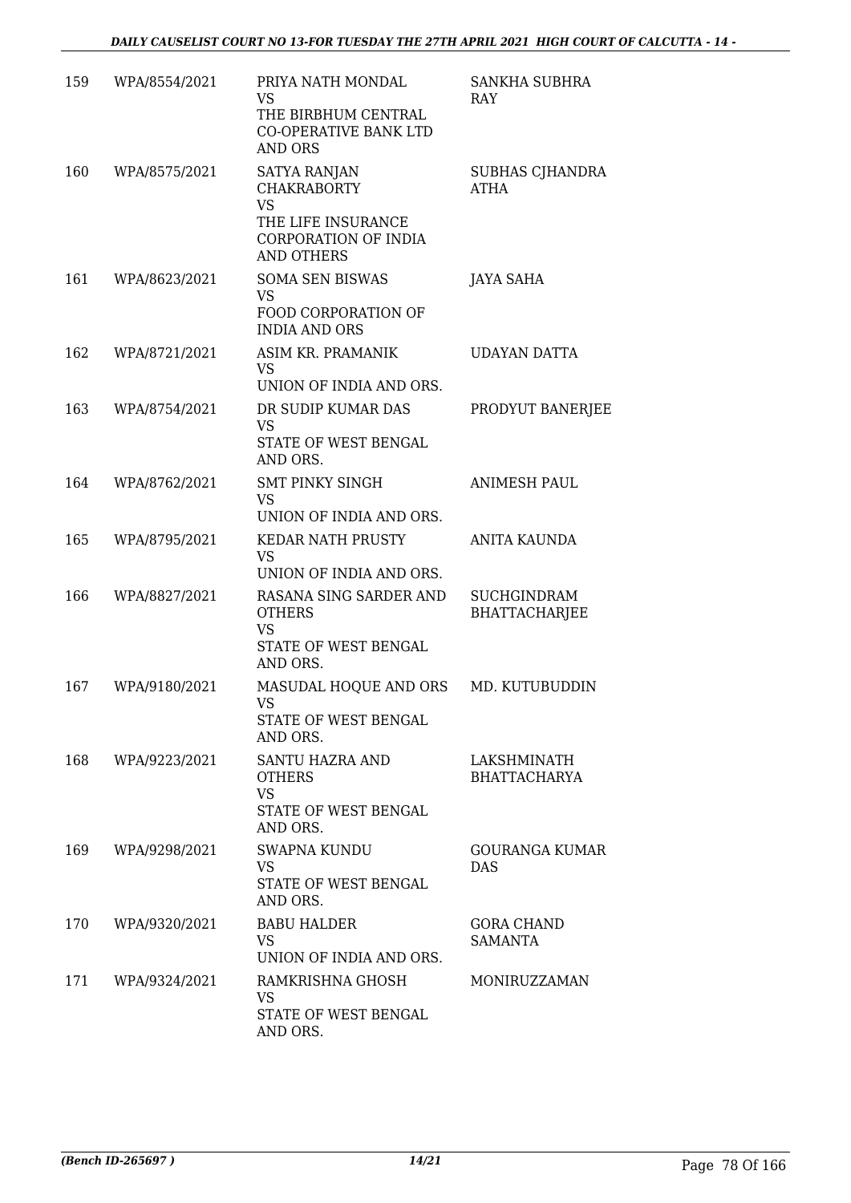| | | | |
|---|---|---|---|
| 159 | WPA/8554/2021 | PRIYA NATH MONDAL<br>VS<br>THE BIRBHUM CENTRAL CO-OPERATIVE BANK LTD AND ORS | SANKHA SUBHRA RAY |
| 160 | WPA/8575/2021 | SATYA RANJAN CHAKRABORTY<br>VS<br>THE LIFE INSURANCE CORPORATION OF INDIA AND OTHERS | SUBHAS CJHANDRA ATHA |
| 161 | WPA/8623/2021 | SOMA SEN BISWAS<br>VS<br>FOOD CORPORATION OF INDIA AND ORS | JAYA SAHA |
| 162 | WPA/8721/2021 | ASIM KR. PRAMANIK<br>VS<br>UNION OF INDIA AND ORS. | UDAYAN DATTA |
| 163 | WPA/8754/2021 | DR SUDIP KUMAR DAS<br>VS<br>STATE OF WEST BENGAL AND ORS. | PRODYUT BANERJEE |
| 164 | WPA/8762/2021 | SMT PINKY SINGH<br>VS<br>UNION OF INDIA AND ORS. | ANIMESH PAUL |
| 165 | WPA/8795/2021 | KEDAR NATH PRUSTY<br>VS<br>UNION OF INDIA AND ORS. | ANITA KAUNDA |
| 166 | WPA/8827/2021 | RASANA SING SARDER AND OTHERS<br>VS<br>STATE OF WEST BENGAL AND ORS. | SUCHGINDRAM BHATTACHARJEE |
| 167 | WPA/9180/2021 | MASUDAL HOQUE AND ORS<br>VS<br>STATE OF WEST BENGAL AND ORS. | MD. KUTUBUDDIN |
| 168 | WPA/9223/2021 | SANTU HAZRA AND OTHERS<br>VS<br>STATE OF WEST BENGAL AND ORS. | LAKSHMINATH BHATTACHARYA |
| 169 | WPA/9298/2021 | SWAPNA KUNDU<br>VS<br>STATE OF WEST BENGAL AND ORS. | GOURANGA KUMAR DAS |
| 170 | WPA/9320/2021 | BABU HALDER<br>VS<br>UNION OF INDIA AND ORS. | GORA CHAND SAMANTA |
| 171 | WPA/9324/2021 | RAMKRISHNA GHOSH<br>VS<br>STATE OF WEST BENGAL AND ORS. | MONIRUZZAMAN |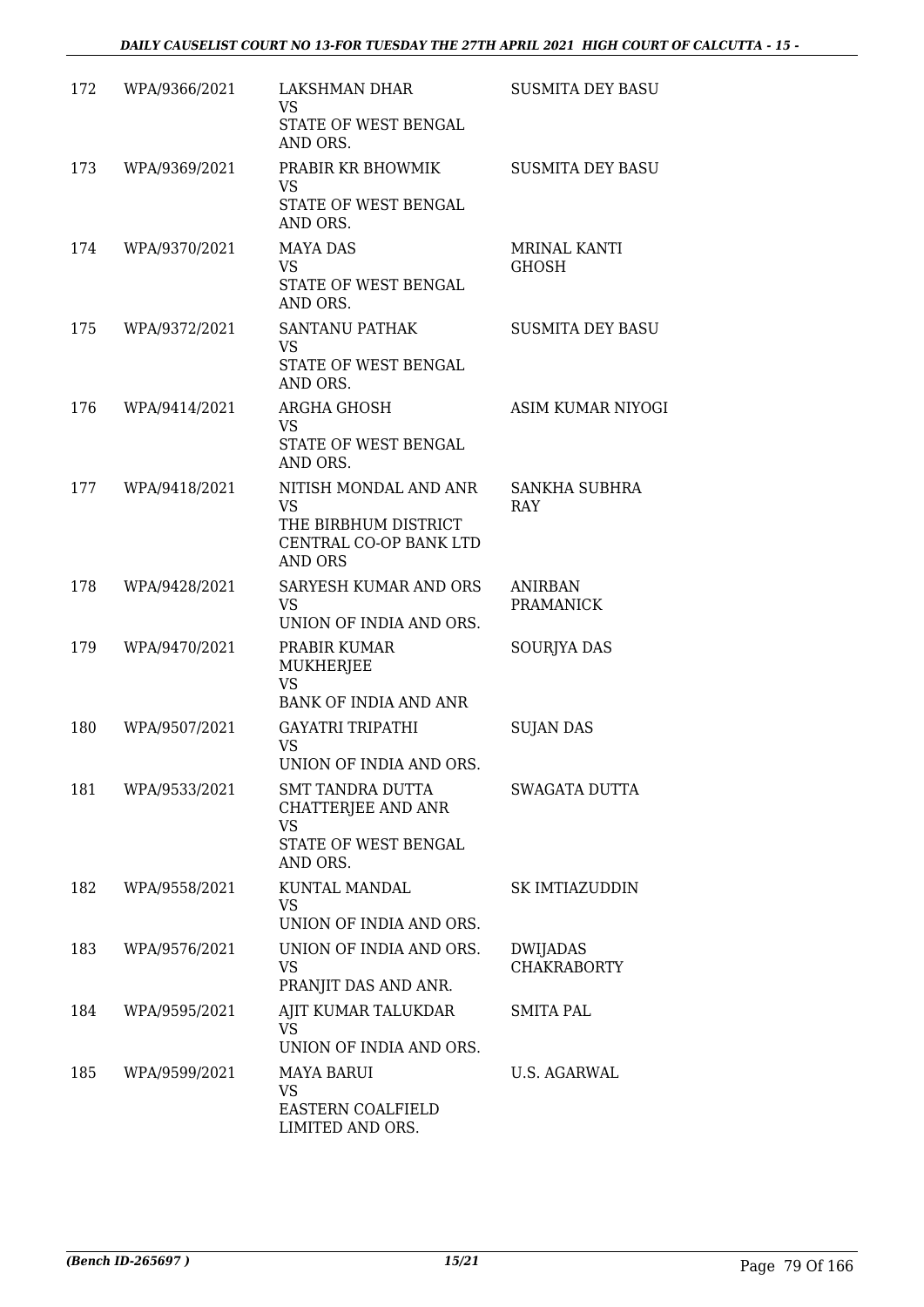| | | | |
|---|---|---|---|
| 172 | WPA/9366/2021 | LAKSHMAN DHAR<br>VS<br>STATE OF WEST BENGAL AND ORS. | SUSMITA DEY BASU |
| 173 | WPA/9369/2021 | PRABIR KR BHOWMIK<br>VS<br>STATE OF WEST BENGAL AND ORS. | SUSMITA DEY BASU |
| 174 | WPA/9370/2021 | MAYA DAS<br>VS<br>STATE OF WEST BENGAL AND ORS. | MRINAL KANTI GHOSH |
| 175 | WPA/9372/2021 | SANTANU PATHAK<br>VS<br>STATE OF WEST BENGAL AND ORS. | SUSMITA DEY BASU |
| 176 | WPA/9414/2021 | ARGHA GHOSH<br>VS<br>STATE OF WEST BENGAL AND ORS. | ASIM KUMAR NIYOGI |
| 177 | WPA/9418/2021 | NITISH MONDAL AND ANR<br>VS<br>THE BIRBHUM DISTRICT CENTRAL CO-OP BANK LTD AND ORS | SANKHA SUBHRA RAY |
| 178 | WPA/9428/2021 | SARYESH KUMAR AND ORS<br>VS<br>UNION OF INDIA AND ORS. | ANIRBAN PRAMANICK |
| 179 | WPA/9470/2021 | PRABIR KUMAR MUKHERJEE<br>VS<br>BANK OF INDIA AND ANR | SOURJYA DAS |
| 180 | WPA/9507/2021 | GAYATRI TRIPATHI<br>VS<br>UNION OF INDIA AND ORS. | SUJAN DAS |
| 181 | WPA/9533/2021 | SMT TANDRA DUTTA CHATTERJEE AND ANR<br>VS<br>STATE OF WEST BENGAL AND ORS. | SWAGATA DUTTA |
| 182 | WPA/9558/2021 | KUNTAL MANDAL<br>VS<br>UNION OF INDIA AND ORS. | SK IMTIAZUDDIN |
| 183 | WPA/9576/2021 | UNION OF INDIA AND ORS.<br>VS<br>PRANJIT DAS AND ANR. | DWIJADAS CHAKRABORTY |
| 184 | WPA/9595/2021 | AJIT KUMAR TALUKDAR<br>VS<br>UNION OF INDIA AND ORS. | SMITA PAL |
| 185 | WPA/9599/2021 | MAYA BARUI<br>VS<br>EASTERN COALFIELD LIMITED AND ORS. | U.S. AGARWAL |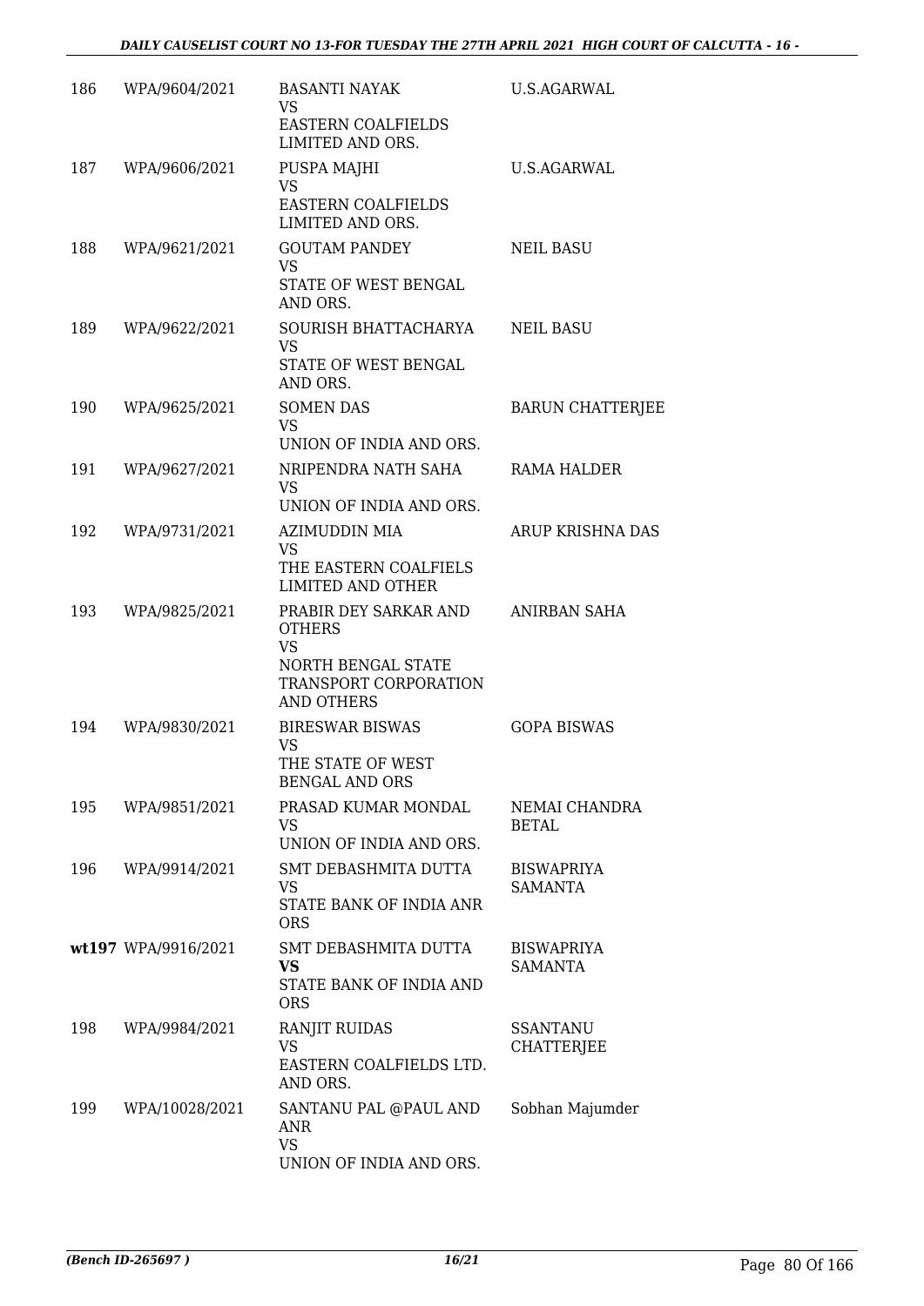| | | | |
|---|---|---|---|
| 186 | WPA/9604/2021 | BASANTI NAYAK<br>VS<br>EASTERN COALFIELDS LIMITED AND ORS. | U.S.AGARWAL |
| 187 | WPA/9606/2021 | PUSPA MAJHI<br>VS<br>EASTERN COALFIELDS LIMITED AND ORS. | U.S.AGARWAL |
| 188 | WPA/9621/2021 | GOUTAM PANDEY<br>VS<br>STATE OF WEST BENGAL AND ORS. | NEIL BASU |
| 189 | WPA/9622/2021 | SOURISH BHATTACHARYA<br>VS<br>STATE OF WEST BENGAL AND ORS. | NEIL BASU |
| 190 | WPA/9625/2021 | SOMEN DAS<br>VS<br>UNION OF INDIA AND ORS. | BARUN CHATTERJEE |
| 191 | WPA/9627/2021 | NRIPENDRA NATH SAHA<br>VS<br>UNION OF INDIA AND ORS. | RAMA HALDER |
| 192 | WPA/9731/2021 | AZIMUDDIN MIA<br>VS<br>THE EASTERN COALFIELS LIMITED AND OTHER | ARUP KRISHNA DAS |
| 193 | WPA/9825/2021 | PRABIR DEY SARKAR AND OTHERS<br>VS<br>NORTH BENGAL STATE TRANSPORT CORPORATION AND OTHERS | ANIRBAN SAHA |
| 194 | WPA/9830/2021 | BIRESWAR BISWAS<br>VS<br>THE STATE OF WEST BENGAL AND ORS | GOPA BISWAS |
| 195 | WPA/9851/2021 | PRASAD KUMAR MONDAL<br>VS<br>UNION OF INDIA AND ORS. | NEMAI CHANDRA BETAL |
| 196 | WPA/9914/2021 | SMT DEBASHMITA DUTTA<br>VS<br>STATE BANK OF INDIA ANR ORS | BISWAPRIYA SAMANTA |
| **wt**197 | WPA/9916/2021 | SMT DEBASHMITA DUTTA<br>**VS**<br>STATE BANK OF INDIA AND ORS | BISWAPRIYA SAMANTA |
| 198 | WPA/9984/2021 | RANJIT RUIDAS<br>VS<br>EASTERN COALFIELDS LTD. AND ORS. | SSANTANU CHATTERJEE |
| 199 | WPA/10028/2021 | SANTANU PAL @PAUL AND ANR<br>VS<br>UNION OF INDIA AND ORS. | Sobhan Majumder |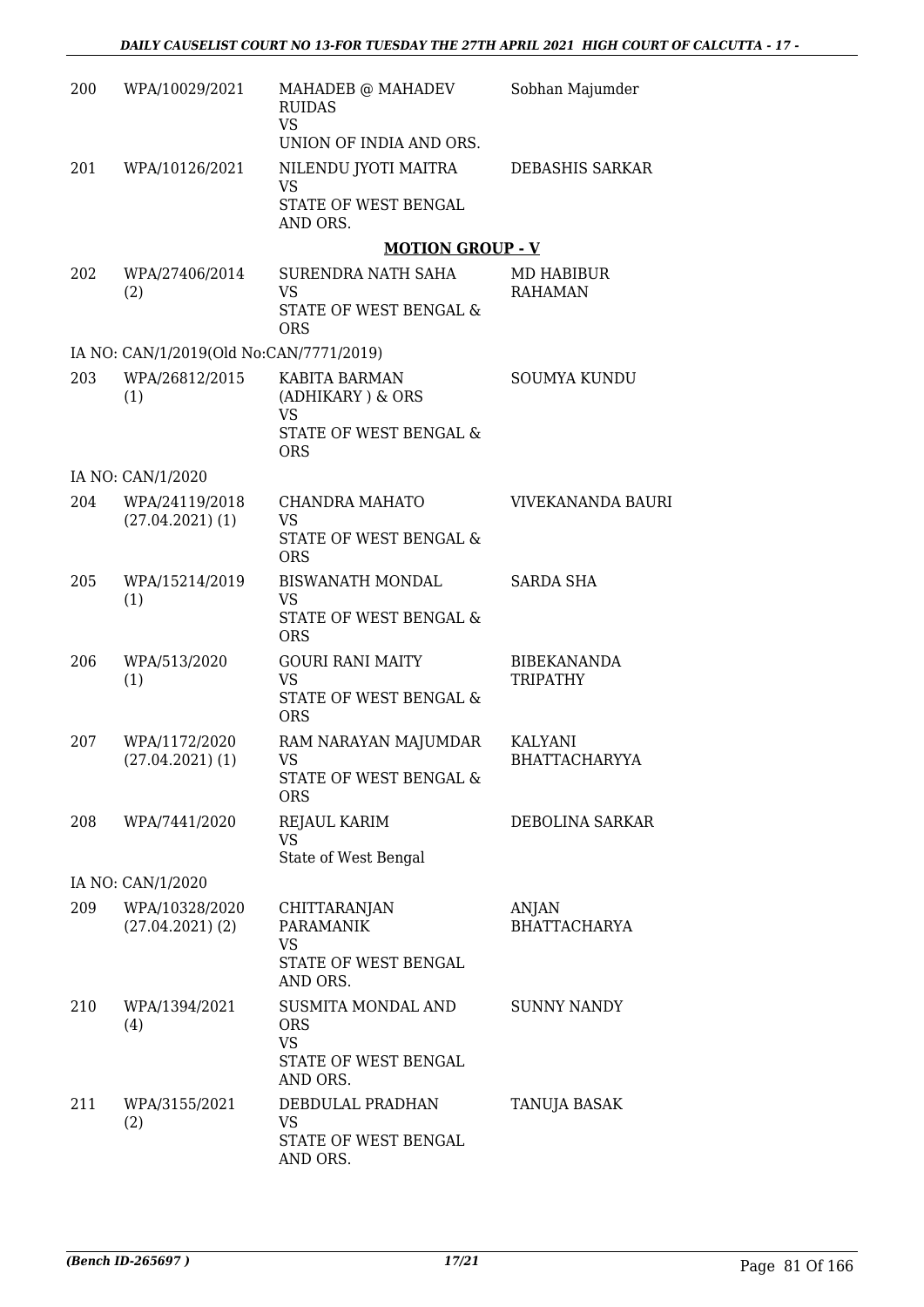| | | | |
|---|---|---|---|
| 200 | WPA/10029/2021 | MAHADEB @ MAHADEV RUIDAS<br>VS<br>UNION OF INDIA AND ORS. | Sobhan Majumder |
| 201 | WPA/10126/2021 | NILENDU JYOTI MAITRA<br>VS<br>STATE OF WEST BENGAL AND ORS. | DEBASHIS SARKAR |

**MOTION GROUP - V**

| | | | |
|---|---|---|---|
| 202 | WPA/27406/2014 (2) | SURENDRA NATH SAHA<br>VS<br>STATE OF WEST BENGAL & ORS | MD HABIBUR RAHAMAN |
| IA NO: CAN/1/2019(Old No:CAN/7771/2019) | | | |
| 203 | WPA/26812/2015 (1) | KABITA BARMAN (ADHIKARY ) & ORS<br>VS<br>STATE OF WEST BENGAL & ORS | SOUMYA KUNDU |
| IA NO: CAN/1/2020 | | | |
| 204 | WPA/24119/2018 (27.04.2021) (1) | CHANDRA MAHATO<br>VS<br>STATE OF WEST BENGAL & ORS | VIVEKANANDA BAURI |
| 205 | WPA/15214/2019 (1) | BISWANATH MONDAL<br>VS<br>STATE OF WEST BENGAL & ORS | SARDA SHA |
| 206 | WPA/513/2020 (1) | GOURI RANI MAITY<br>VS<br>STATE OF WEST BENGAL & ORS | BIBEKANANDA TRIPATHY |
| 207 | WPA/1172/2020 (27.04.2021) (1) | RAM NARAYAN MAJUMDAR<br>VS<br>STATE OF WEST BENGAL & ORS | KALYANI BHATTACHARYYA |
| 208 | WPA/7441/2020 | REJAUL KARIM<br>VS<br>State of West Bengal | DEBOLINA SARKAR |
| IA NO: CAN/1/2020 | | | |
| 209 | WPA/10328/2020 (27.04.2021) (2) | CHITTARANJAN PARAMANIK<br>VS<br>STATE OF WEST BENGAL AND ORS. | ANJAN BHATTACHARYA |
| 210 | WPA/1394/2021 (4) | SUSMITA MONDAL AND ORS<br>VS<br>STATE OF WEST BENGAL AND ORS. | SUNNY NANDY |
| 211 | WPA/3155/2021 (2) | DEBDULAL PRADHAN<br>VS<br>STATE OF WEST BENGAL AND ORS. | TANUJA BASAK |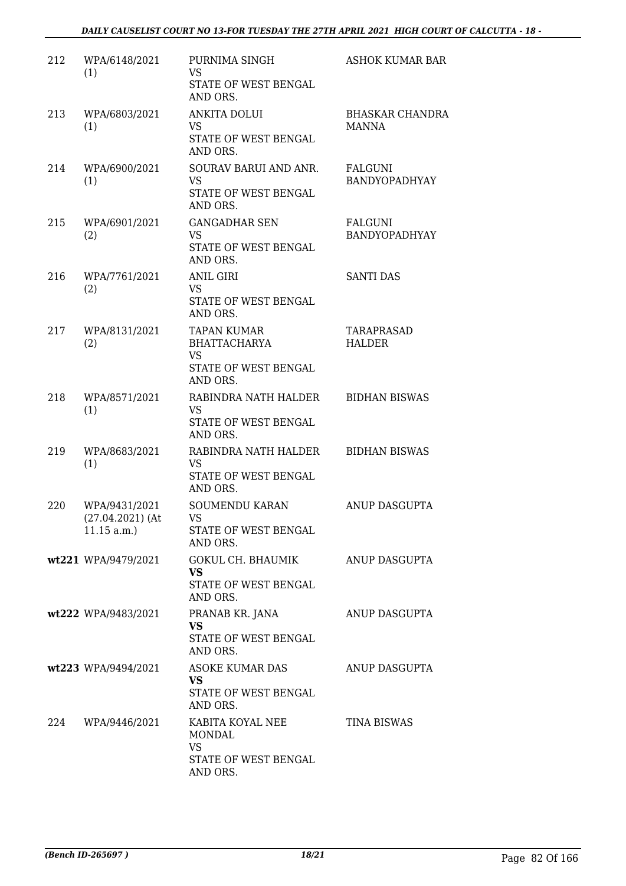| | | | |
|---|---|---|---|
| 212 | WPA/6148/2021 (1) | PURNIMA SINGH<br>VS<br>STATE OF WEST BENGAL AND ORS. | ASHOK KUMAR BAR |
| 213 | WPA/6803/2021 (1) | ANKITA DOLUI<br>VS<br>STATE OF WEST BENGAL AND ORS. | BHASKAR CHANDRA MANNA |
| 214 | WPA/6900/2021 (1) | SOURAV BARUI AND ANR.<br>VS<br>STATE OF WEST BENGAL AND ORS. | FALGUNI BANDYOPADHYAY |
| 215 | WPA/6901/2021 (2) | GANGADHAR SEN<br>VS<br>STATE OF WEST BENGAL AND ORS. | FALGUNI BANDYOPADHYAY |
| 216 | WPA/7761/2021 (2) | ANIL GIRI<br>VS<br>STATE OF WEST BENGAL AND ORS. | SANTI DAS |
| 217 | WPA/8131/2021 (2) | TAPAN KUMAR BHATTACHARYA<br>VS<br>STATE OF WEST BENGAL AND ORS. | TARAPRASAD HALDER |
| 218 | WPA/8571/2021 (1) | RABINDRA NATH HALDER<br>VS<br>STATE OF WEST BENGAL AND ORS. | BIDHAN BISWAS |
| 219 | WPA/8683/2021 (1) | RABINDRA NATH HALDER<br>VS<br>STATE OF WEST BENGAL AND ORS. | BIDHAN BISWAS |
| 220 | WPA/9431/2021 (27.04.2021) (At 11.15 a.m.) | SOUMENDU KARAN<br>VS<br>STATE OF WEST BENGAL AND ORS. | ANUP DASGUPTA |
| **wt221** | WPA/9479/2021 | GOKUL CH. BHAUMIK<br>**VS**<br>STATE OF WEST BENGAL AND ORS. | ANUP DASGUPTA |
| **wt222** | WPA/9483/2021 | PRANAB KR. JANA<br>**VS**<br>STATE OF WEST BENGAL AND ORS. | ANUP DASGUPTA |
| **wt223** | WPA/9494/2021 | ASOKE KUMAR DAS<br>**VS**<br>STATE OF WEST BENGAL AND ORS. | ANUP DASGUPTA |
| 224 | WPA/9446/2021 | KABITA KOYAL NEE MONDAL<br>VS<br>STATE OF WEST BENGAL AND ORS. | TINA BISWAS |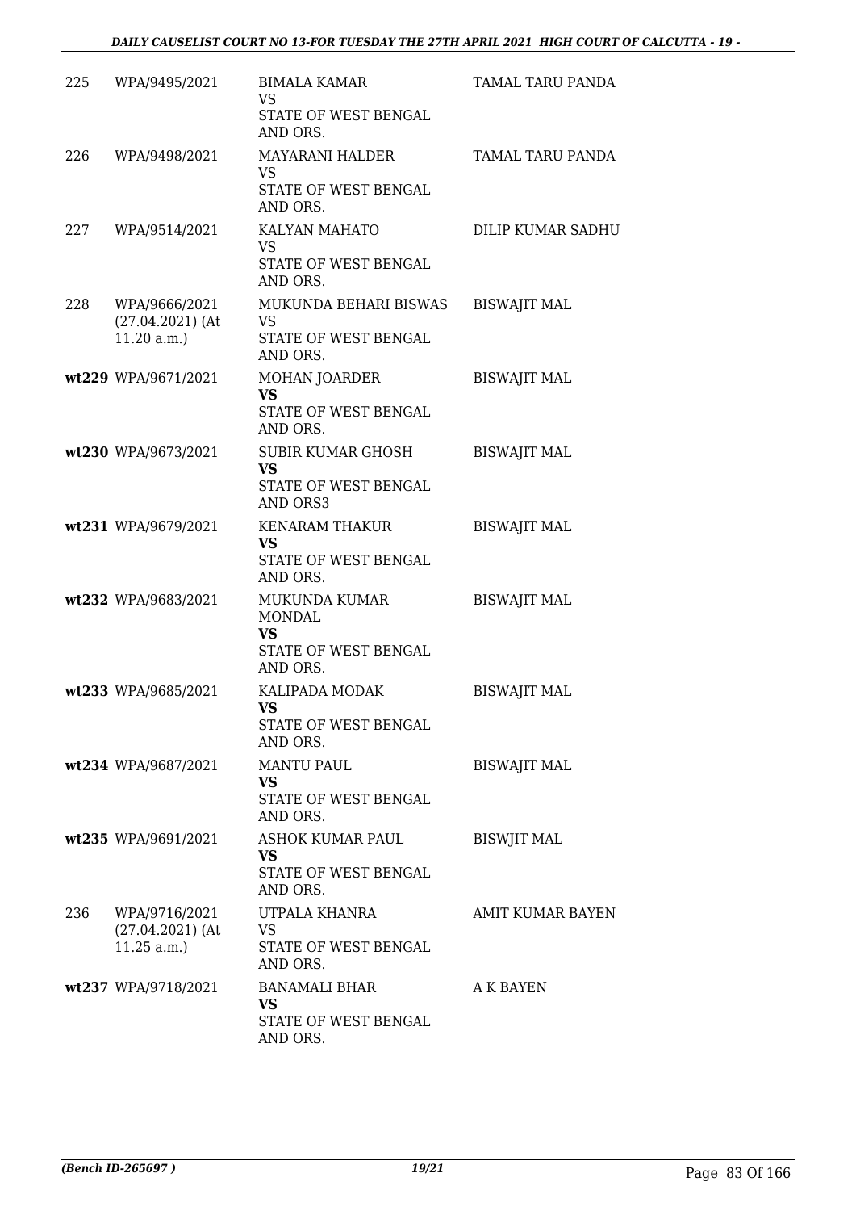| | | | |
|---|---|---|---|
| 225 | WPA/9495/2021 | BIMALA KAMAR<br>VS<br>STATE OF WEST BENGAL AND ORS. | TAMAL TARU PANDA |
| 226 | WPA/9498/2021 | MAYARANI HALDER<br>VS<br>STATE OF WEST BENGAL AND ORS. | TAMAL TARU PANDA |
| 227 | WPA/9514/2021 | KALYAN MAHATO<br>VS<br>STATE OF WEST BENGAL AND ORS. | DILIP KUMAR SADHU |
| 228 | WPA/9666/2021 (27.04.2021) (At 11.20 a.m.) | MUKUNDA BEHARI BISWAS<br>VS<br>STATE OF WEST BENGAL AND ORS. | BISWAJIT MAL |
| wt229 | WPA/9671/2021 | MOHAN JOARDER<br>**VS**<br>STATE OF WEST BENGAL AND ORS. | BISWAJIT MAL |
| wt230 | WPA/9673/2021 | SUBIR KUMAR GHOSH<br>**VS**<br>STATE OF WEST BENGAL AND ORS3 | BISWAJIT MAL |
| wt231 | WPA/9679/2021 | KENARAM THAKUR<br>**VS**<br>STATE OF WEST BENGAL AND ORS. | BISWAJIT MAL |
| wt232 | WPA/9683/2021 | MUKUNDA KUMAR MONDAL<br>**VS**<br>STATE OF WEST BENGAL AND ORS. | BISWAJIT MAL |
| wt233 | WPA/9685/2021 | KALIPADA MODAK<br>**VS**<br>STATE OF WEST BENGAL AND ORS. | BISWAJIT MAL |
| wt234 | WPA/9687/2021 | MANTU PAUL<br>**VS**<br>STATE OF WEST BENGAL AND ORS. | BISWAJIT MAL |
| wt235 | WPA/9691/2021 | ASHOK KUMAR PAUL<br>**VS**<br>STATE OF WEST BENGAL AND ORS. | BISWJIT MAL |
| 236 | WPA/9716/2021 (27.04.2021) (At 11.25 a.m.) | UTPALA KHANRA<br>VS<br>STATE OF WEST BENGAL AND ORS. | AMIT KUMAR BAYEN |
| wt237 | WPA/9718/2021 | BANAMALI BHAR<br>**VS**<br>STATE OF WEST BENGAL AND ORS. | A K BAYEN |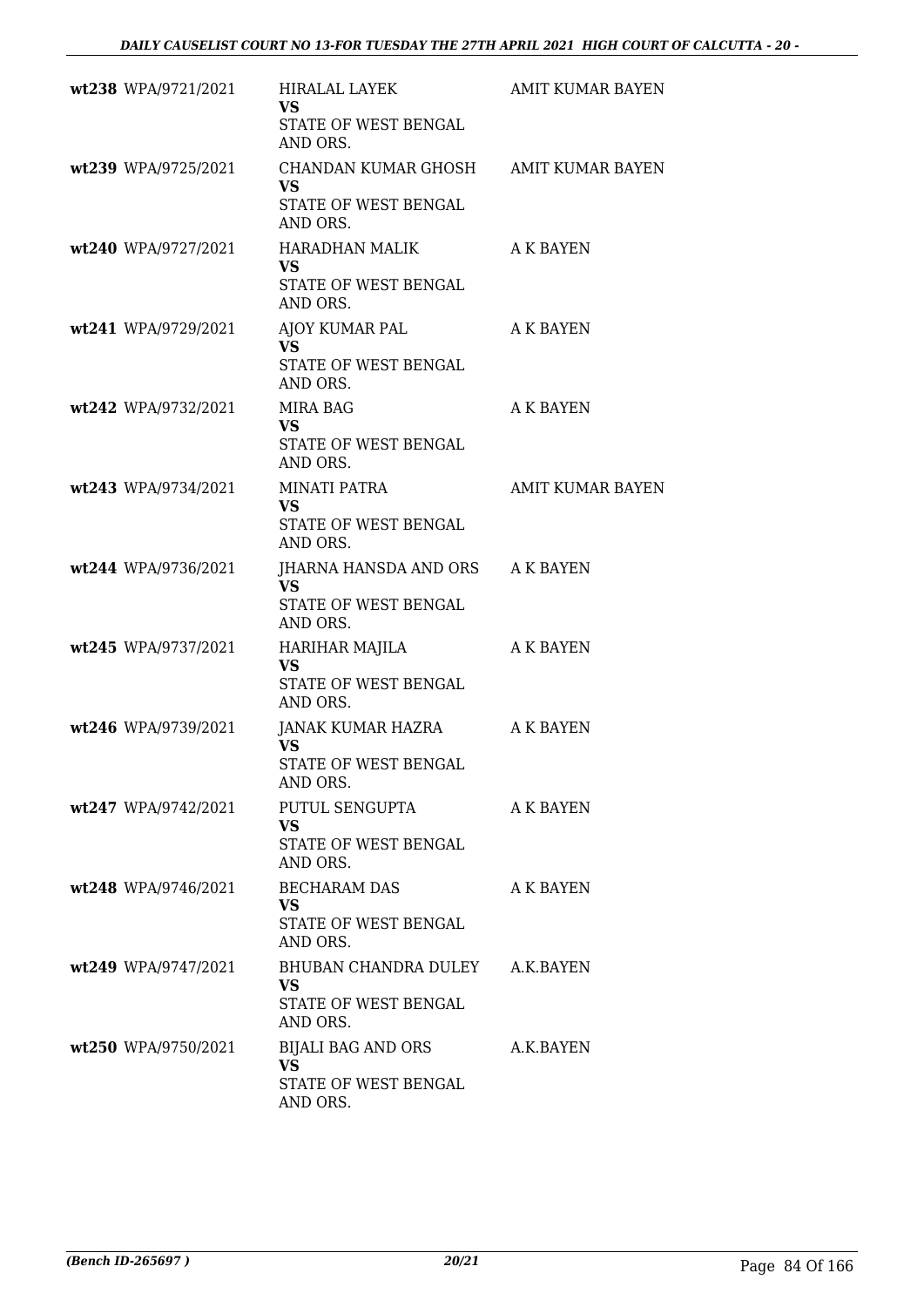| | | | |
|---|---|---|---|
| wt238 | WPA/9721/2021 | HIRALAL LAYEK<br>VS<br>STATE OF WEST BENGAL AND ORS. | AMIT KUMAR BAYEN |
| wt239 | WPA/9725/2021 | CHANDAN KUMAR GHOSH<br>VS<br>STATE OF WEST BENGAL AND ORS. | AMIT KUMAR BAYEN |
| wt240 | WPA/9727/2021 | HARADHAN MALIK<br>VS<br>STATE OF WEST BENGAL AND ORS. | A K BAYEN |
| wt241 | WPA/9729/2021 | AJOY KUMAR PAL<br>VS<br>STATE OF WEST BENGAL AND ORS. | A K BAYEN |
| wt242 | WPA/9732/2021 | MIRA BAG<br>VS<br>STATE OF WEST BENGAL AND ORS. | A K BAYEN |
| wt243 | WPA/9734/2021 | MINATI PATRA<br>VS<br>STATE OF WEST BENGAL AND ORS. | AMIT KUMAR BAYEN |
| wt244 | WPA/9736/2021 | JHARNA HANSDA AND ORS<br>VS<br>STATE OF WEST BENGAL AND ORS. | A K BAYEN |
| wt245 | WPA/9737/2021 | HARIHAR MAJILA<br>VS<br>STATE OF WEST BENGAL AND ORS. | A K BAYEN |
| wt246 | WPA/9739/2021 | JANAK KUMAR HAZRA<br>VS<br>STATE OF WEST BENGAL AND ORS. | A K BAYEN |
| wt247 | WPA/9742/2021 | PUTUL SENGUPTA<br>VS<br>STATE OF WEST BENGAL AND ORS. | A K BAYEN |
| wt248 | WPA/9746/2021 | BECHARAM DAS<br>VS<br>STATE OF WEST BENGAL AND ORS. | A K BAYEN |
| wt249 | WPA/9747/2021 | BHUBAN CHANDRA DULEY<br>VS<br>STATE OF WEST BENGAL AND ORS. | A.K.BAYEN |
| wt250 | WPA/9750/2021 | BIJALI BAG AND ORS<br>VS<br>STATE OF WEST BENGAL AND ORS. | A.K.BAYEN |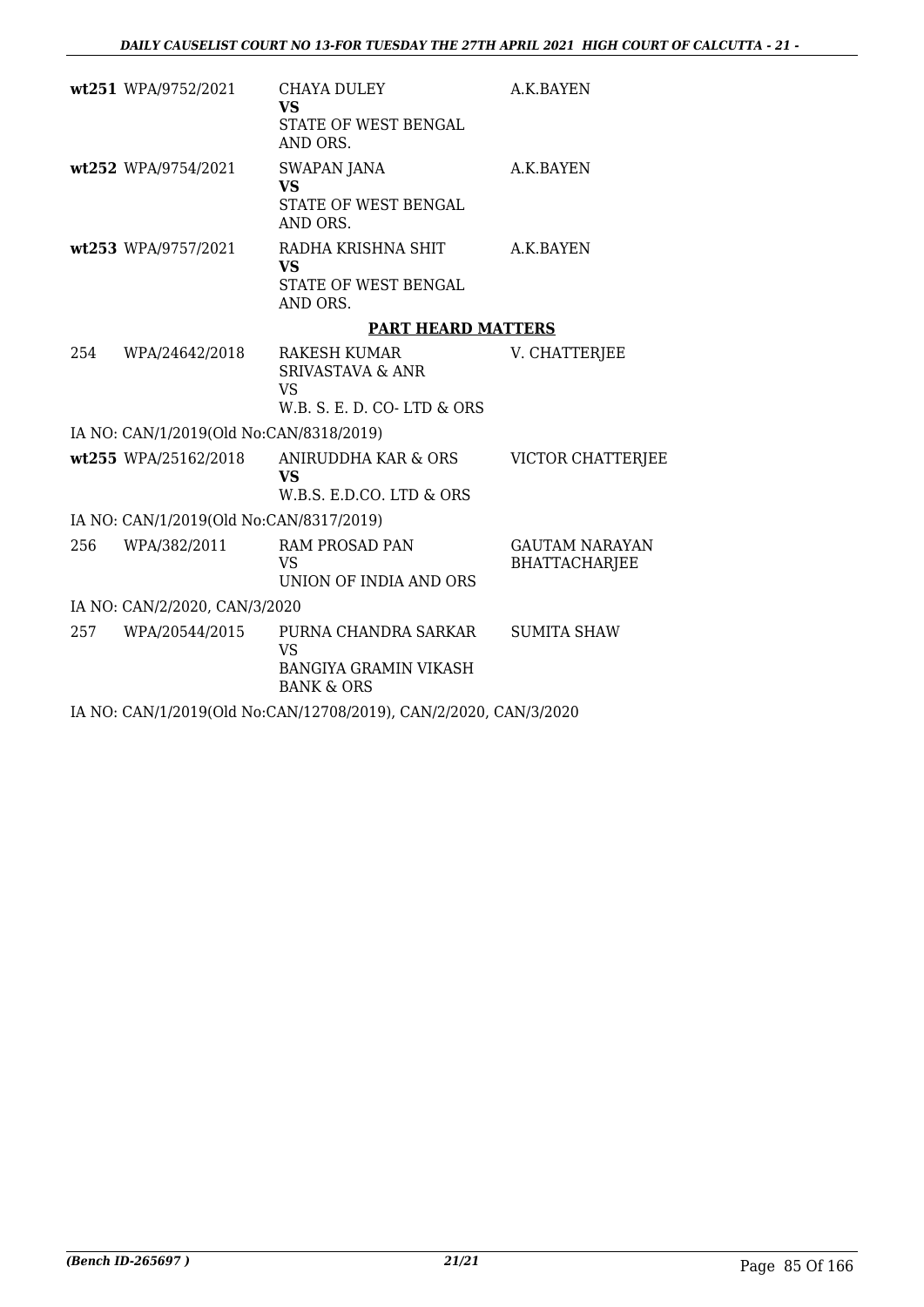| | | | |
|---|---|---|---|
| **wt251** | WPA/9752/2021 | CHAYA DULEY<br>**VS**<br>STATE OF WEST BENGAL AND ORS. | A.K.BAYEN |
| **wt252** | WPA/9754/2021 | SWAPAN JANA<br>**VS**<br>STATE OF WEST BENGAL AND ORS. | A.K.BAYEN |
| **wt253** | WPA/9757/2021 | RADHA KRISHNA SHIT<br>**VS**<br>STATE OF WEST BENGAL AND ORS. | A.K.BAYEN |

**PART HEARD MATTERS**

| | | | |
|---|---|---|---|
| 254 | WPA/24642/2018 | RAKESH KUMAR SRIVASTAVA & ANR<br>VS<br>W.B. S. E. D. CO- LTD & ORS | V. CHATTERJEE |

IA NO: CAN/1/2019(Old No:CAN/8318/2019)

| | | | |
|---|---|---|---|
| **wt255** | WPA/25162/2018 | ANIRUDDHA KAR & ORS<br>**VS**<br>W.B.S. E.D.CO. LTD & ORS | VICTOR CHATTERJEE |

IA NO: CAN/1/2019(Old No:CAN/8317/2019)

| | | | |
|---|---|---|---|
| 256 | WPA/382/2011 | RAM PROSAD PAN<br>VS<br>UNION OF INDIA AND ORS | GAUTAM NARAYAN BHATTACHARJEE |

IA NO: CAN/2/2020, CAN/3/2020

| | | | |
|---|---|---|---|
| 257 | WPA/20544/2015 | PURNA CHANDRA SARKAR<br>VS<br>BANGIYA GRAMIN VIKASH BANK & ORS | SUMITA SHAW |

IA NO: CAN/1/2019(Old No:CAN/12708/2019), CAN/2/2020, CAN/3/2020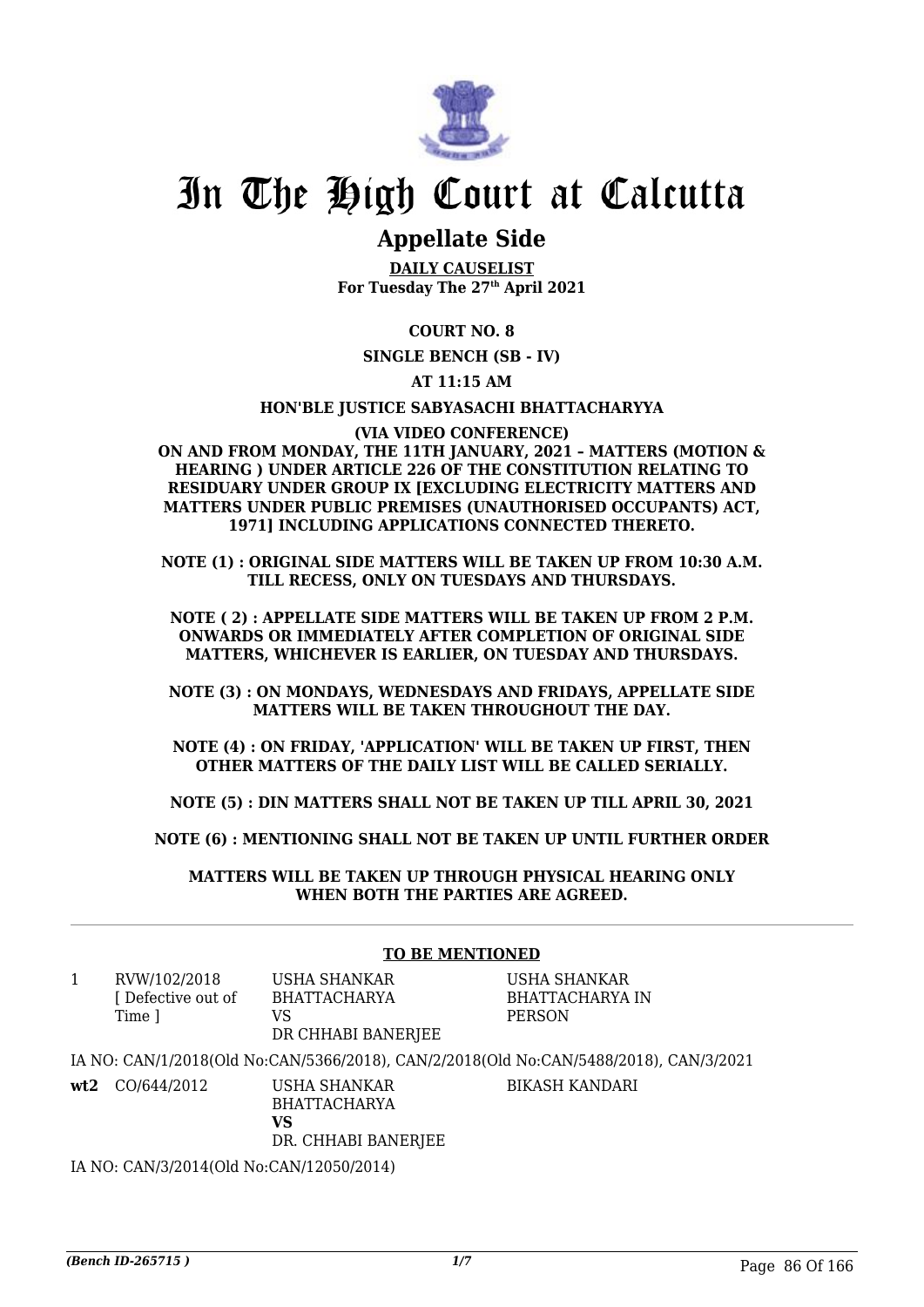# In The High Court at Calcutta

## Appellate Side

**DAILY CAUSELIST**
**For Tuesday The 27th April 2021**

**COURT NO. 8**

**SINGLE BENCH (SB - IV)**

**AT 11:15 AM**

**HON'BLE JUSTICE SABYASACHI BHATTACHARYYA**

**(VIA VIDEO CONFERENCE)**

**ON AND FROM MONDAY, THE 11TH JANUARY, 2021 – MATTERS (MOTION & HEARING ) UNDER ARTICLE 226 OF THE CONSTITUTION RELATING TO RESIDUARY UNDER GROUP IX [EXCLUDING ELECTRICITY MATTERS AND MATTERS UNDER PUBLIC PREMISES (UNAUTHORISED OCCUPANTS) ACT, 1971] INCLUDING APPLICATIONS CONNECTED THERETO.**

**NOTE (1) : ORIGINAL SIDE MATTERS WILL BE TAKEN UP FROM 10:30 A.M. TILL RECESS, ONLY ON TUESDAYS AND THURSDAYS.**

**NOTE ( 2) : APPELLATE SIDE MATTERS WILL BE TAKEN UP FROM 2 P.M. ONWARDS OR IMMEDIATELY AFTER COMPLETION OF ORIGINAL SIDE MATTERS, WHICHEVER IS EARLIER, ON TUESDAY AND THURSDAYS.**

**NOTE (3) : ON MONDAYS, WEDNESDAYS AND FRIDAYS, APPELLATE SIDE MATTERS WILL BE TAKEN THROUGHOUT THE DAY.**

**NOTE (4) : ON FRIDAY, 'APPLICATION' WILL BE TAKEN UP FIRST, THEN OTHER MATTERS OF THE DAILY LIST WILL BE CALLED SERIALLY.**

**NOTE (5) : DIN MATTERS SHALL NOT BE TAKEN UP TILL APRIL 30, 2021**

**NOTE (6) : MENTIONING SHALL NOT BE TAKEN UP UNTIL FURTHER ORDER**

**MATTERS WILL BE TAKEN UP THROUGH PHYSICAL HEARING ONLY WHEN BOTH THE PARTIES ARE AGREED.**

**TO BE MENTIONED**

| | | | |
|---|---|---|---|
| 1 | RVW/102/2018 [ Defective out of Time ] | USHA SHANKAR BHATTACHARYA VS DR CHHABI BANERJEE | USHA SHANKAR BHATTACHARYA IN PERSON |

IA NO: CAN/1/2018(Old No:CAN/5366/2018), CAN/2/2018(Old No:CAN/5488/2018), CAN/3/2021

| | | | |
|---|---|---|---|
| **wt2** | CO/644/2012 | USHA SHANKAR BHATTACHARYA **VS** DR. CHHABI BANERJEE | BIKASH KANDARI |

IA NO: CAN/3/2014(Old No:CAN/12050/2014)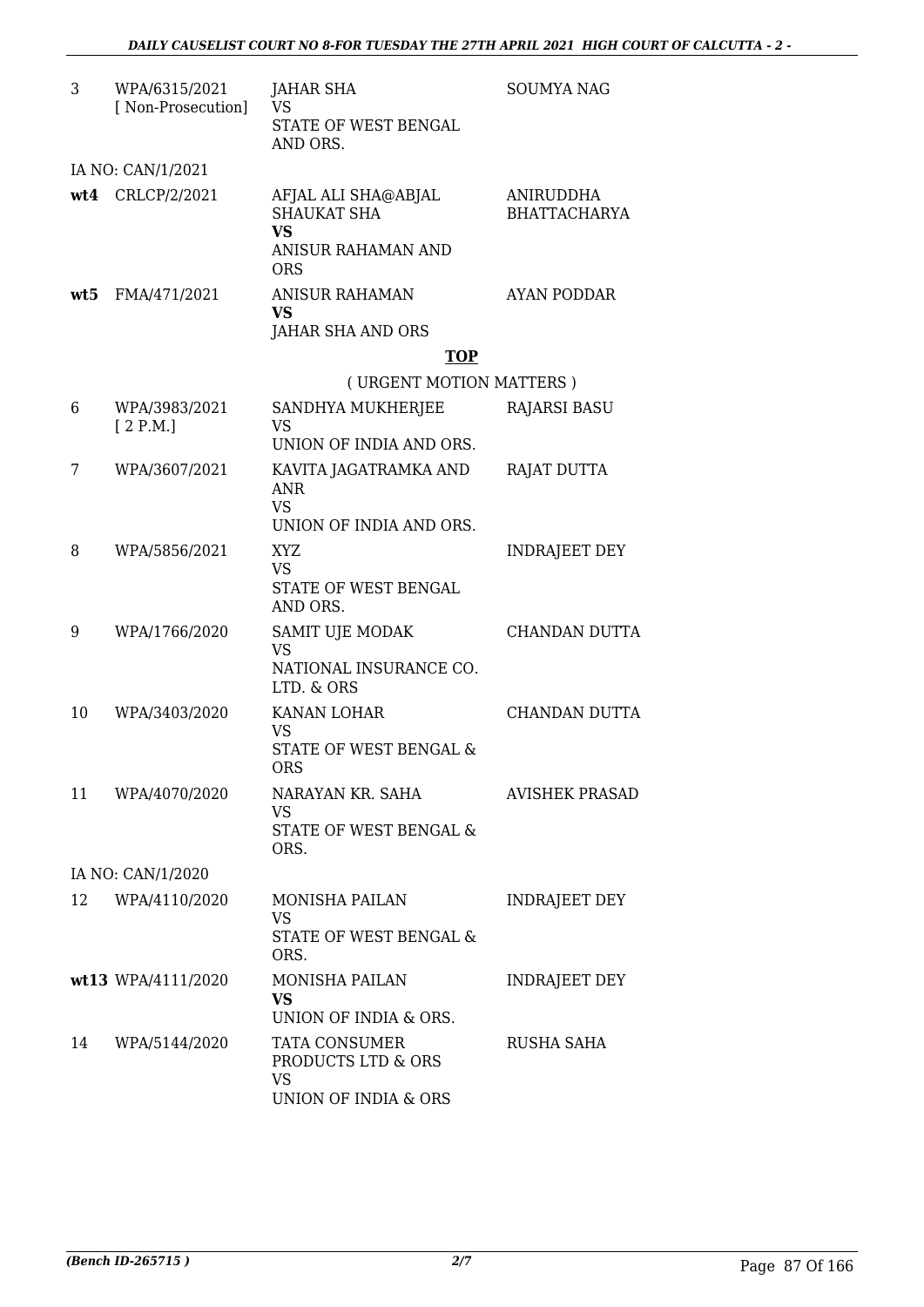| | | | |
|---|---|---|---|
| 3 | WPA/6315/2021 [ Non-Prosecution] | JAHAR SHA VS STATE OF WEST BENGAL AND ORS. | SOUMYA NAG |
| | IA NO: CAN/1/2021 | | |
| **wt4** | CRLCP/2/2021 | AFJAL ALI SHA@ABJAL SHAUKAT SHA **VS** ANISUR RAHAMAN AND ORS | ANIRUDDHA BHATTACHARYA |
| **wt5** | FMA/471/2021 | ANISUR RAHAMAN **VS** JAHAR SHA AND ORS | AYAN PODDAR |

**TOP**

( URGENT MOTION MATTERS )

| | | | |
|---|---|---|---|
| 6 | WPA/3983/2021 [ 2 P.M.] | SANDHYA MUKHERJEE VS UNION OF INDIA AND ORS. | RAJARSI BASU |
| 7 | WPA/3607/2021 | KAVITA JAGATRAMKA AND ANR VS UNION OF INDIA AND ORS. | RAJAT DUTTA |
| 8 | WPA/5856/2021 | XYZ VS STATE OF WEST BENGAL AND ORS. | INDRAJEET DEY |
| 9 | WPA/1766/2020 | SAMIT UJE MODAK VS NATIONAL INSURANCE CO. LTD. & ORS | CHANDAN DUTTA |
| 10 | WPA/3403/2020 | KANAN LOHAR VS STATE OF WEST BENGAL & ORS | CHANDAN DUTTA |
| 11 | WPA/4070/2020 | NARAYAN KR. SAHA VS STATE OF WEST BENGAL & ORS. | AVISHEK PRASAD |
| | IA NO: CAN/1/2020 | | |
| 12 | WPA/4110/2020 | MONISHA PAILAN VS STATE OF WEST BENGAL & ORS. | INDRAJEET DEY |
| **wt13** | WPA/4111/2020 | MONISHA PAILAN **VS** UNION OF INDIA & ORS. | INDRAJEET DEY |
| 14 | WPA/5144/2020 | TATA CONSUMER PRODUCTS LTD & ORS VS UNION OF INDIA & ORS | RUSHA SAHA |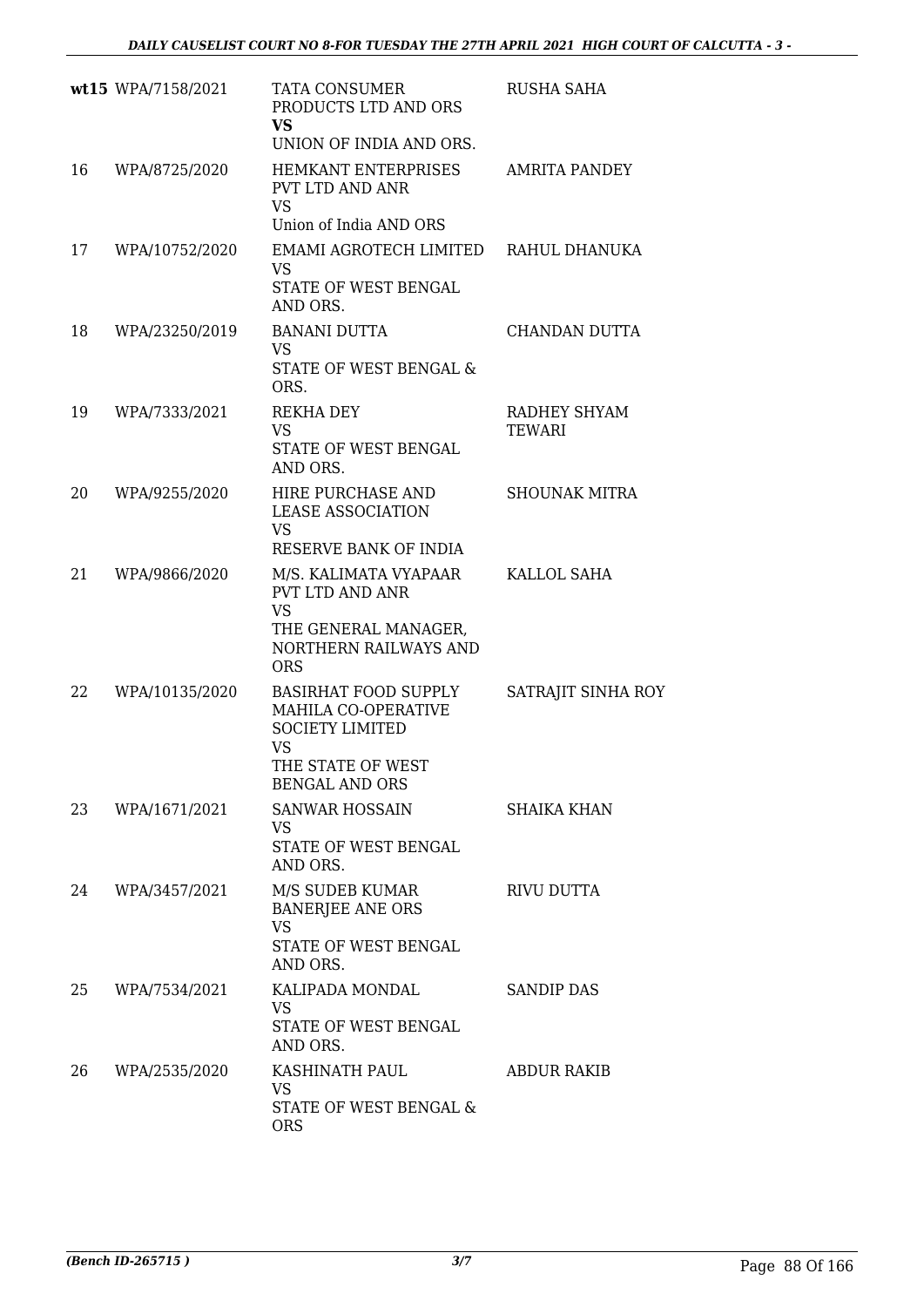| | | | |
|---|---|---|---|
| **wt15** | WPA/7158/2021 | TATA CONSUMER PRODUCTS LTD AND ORS<br>**VS**<br>UNION OF INDIA AND ORS. | RUSHA SAHA |
| 16 | WPA/8725/2020 | HEMKANT ENTERPRISES PVT LTD AND ANR<br>VS<br>Union of India AND ORS | AMRITA PANDEY |
| 17 | WPA/10752/2020 | EMAMI AGROTECH LIMITED<br>VS<br>STATE OF WEST BENGAL AND ORS. | RAHUL DHANUKA |
| 18 | WPA/23250/2019 | BANANI DUTTA<br>VS<br>STATE OF WEST BENGAL & ORS. | CHANDAN DUTTA |
| 19 | WPA/7333/2021 | REKHA DEY<br>VS<br>STATE OF WEST BENGAL AND ORS. | RADHEY SHYAM TEWARI |
| 20 | WPA/9255/2020 | HIRE PURCHASE AND LEASE ASSOCIATION<br>VS<br>RESERVE BANK OF INDIA | SHOUNAK MITRA |
| 21 | WPA/9866/2020 | M/S. KALIMATA VYAPAAR PVT LTD AND ANR<br>VS<br>THE GENERAL MANAGER, NORTHERN RAILWAYS AND ORS | KALLOL SAHA |
| 22 | WPA/10135/2020 | BASIRHAT FOOD SUPPLY MAHILA CO-OPERATIVE SOCIETY LIMITED<br>VS<br>THE STATE OF WEST BENGAL AND ORS | SATRAJIT SINHA ROY |
| 23 | WPA/1671/2021 | SANWAR HOSSAIN<br>VS<br>STATE OF WEST BENGAL AND ORS. | SHAIKA KHAN |
| 24 | WPA/3457/2021 | M/S SUDEB KUMAR BANERJEE ANE ORS<br>VS<br>STATE OF WEST BENGAL AND ORS. | RIVU DUTTA |
| 25 | WPA/7534/2021 | KALIPADA MONDAL<br>VS<br>STATE OF WEST BENGAL AND ORS. | SANDIP DAS |
| 26 | WPA/2535/2020 | KASHINATH PAUL<br>VS<br>STATE OF WEST BENGAL & ORS | ABDUR RAKIB |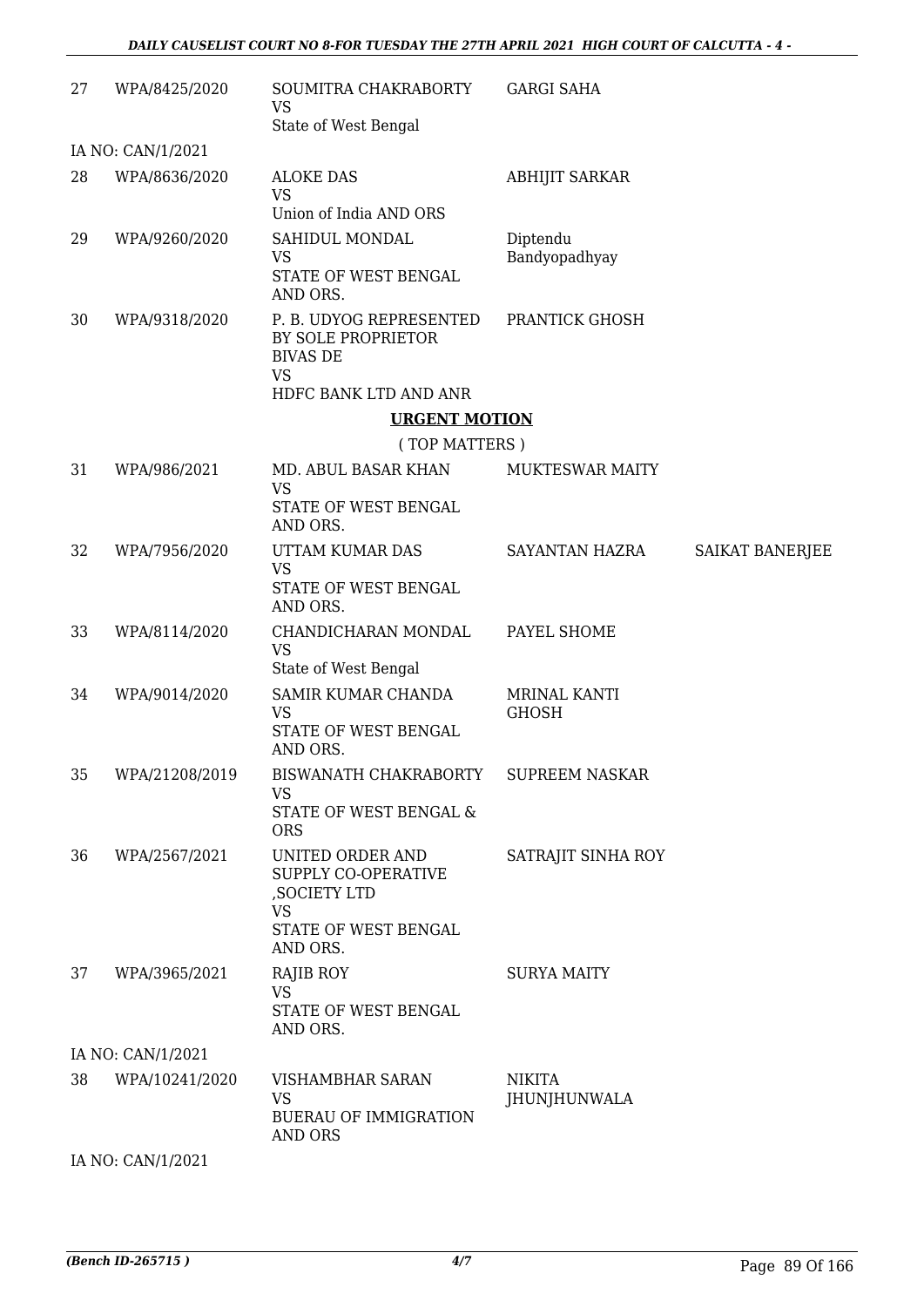| | | | | |
|---|---|---|---|---|
| 27 | WPA/8425/2020 | SOUMITRA CHAKRABORTY<br>VS<br>State of West Bengal | GARGI SAHA | |
| IA NO: CAN/1/2021 | | | | |
| 28 | WPA/8636/2020 | ALOKE DAS<br>VS<br>Union of India AND ORS | ABHIJIT SARKAR | |
| 29 | WPA/9260/2020 | SAHIDUL MONDAL<br>VS<br>STATE OF WEST BENGAL AND ORS. | Diptendu Bandyopadhyay | |
| 30 | WPA/9318/2020 | P. B. UDYOG REPRESENTED BY SOLE PROPRIETOR BIVAS DE<br>VS<br>HDFC BANK LTD AND ANR | PRANTICK GHOSH | |

## URGENT MOTION

( TOP MATTERS )

| | | | | |
|---|---|---|---|---|
| 31 | WPA/986/2021 | MD. ABUL BASAR KHAN<br>VS<br>STATE OF WEST BENGAL AND ORS. | MUKTESWAR MAITY | |
| 32 | WPA/7956/2020 | UTTAM KUMAR DAS<br>VS<br>STATE OF WEST BENGAL AND ORS. | SAYANTAN HAZRA | SAIKAT BANERJEE |
| 33 | WPA/8114/2020 | CHANDICHARAN MONDAL<br>VS<br>State of West Bengal | PAYEL SHOME | |
| 34 | WPA/9014/2020 | SAMIR KUMAR CHANDA<br>VS<br>STATE OF WEST BENGAL AND ORS. | MRINAL KANTI GHOSH | |
| 35 | WPA/21208/2019 | BISWANATH CHAKRABORTY<br>VS<br>STATE OF WEST BENGAL & ORS | SUPREEM NASKAR | |
| 36 | WPA/2567/2021 | UNITED ORDER AND SUPPLY CO-OPERATIVE ,SOCIETY LTD<br>VS<br>STATE OF WEST BENGAL AND ORS. | SATRAJIT SINHA ROY | |
| 37 | WPA/3965/2021 | RAJIB ROY<br>VS<br>STATE OF WEST BENGAL AND ORS. | SURYA MAITY | |
| IA NO: CAN/1/2021 | | | | |
| 38 | WPA/10241/2020 | VISHAMBHAR SARAN<br>VS<br>BUERAU OF IMMIGRATION AND ORS | NIKITA JHUNJHUNWALA | |
| IA NO: CAN/1/2021 | | | | |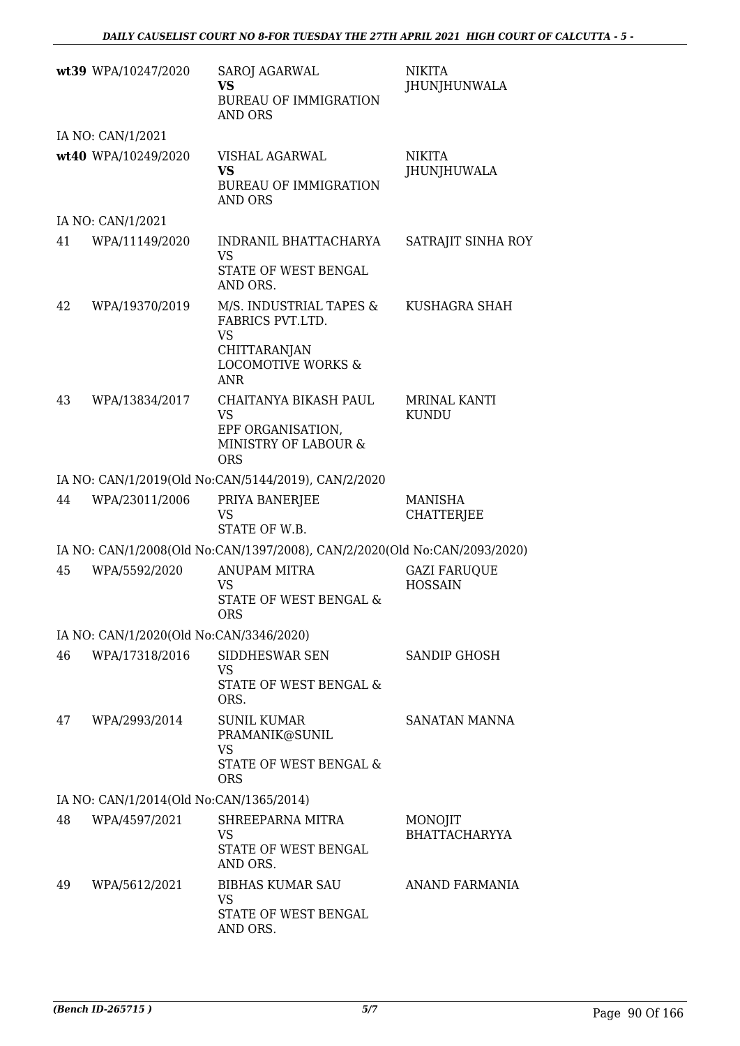| | | | |
|---|---|---|---|
| **wt39** | WPA/10247/2020 | SAROJ AGARWAL<br>**VS**<br>BUREAU OF IMMIGRATION AND ORS | NIKITA JHUNJHUNWALA |
| | IA NO: CAN/1/2021 | | |
| **wt40** | WPA/10249/2020 | VISHAL AGARWAL<br>**VS**<br>BUREAU OF IMMIGRATION AND ORS | NIKITA JHUNJHUWALA |
| | IA NO: CAN/1/2021 | | |
| 41 | WPA/11149/2020 | INDRANIL BHATTACHARYA<br>VS<br>STATE OF WEST BENGAL AND ORS. | SATRAJIT SINHA ROY |
| 42 | WPA/19370/2019 | M/S. INDUSTRIAL TAPES & FABRICS PVT.LTD.<br>VS<br>CHITTARANJAN LOCOMOTIVE WORKS & ANR | KUSHAGRA SHAH |
| 43 | WPA/13834/2017 | CHAITANYA BIKASH PAUL<br>VS<br>EPF ORGANISATION, MINISTRY OF LABOUR & ORS | MRINAL KANTI KUNDU |
| | IA NO: CAN/1/2019(Old No:CAN/5144/2019), CAN/2/2020 | | |
| 44 | WPA/23011/2006 | PRIYA BANERJEE<br>VS<br>STATE OF W.B. | MANISHA CHATTERJEE |
| | IA NO: CAN/1/2008(Old No:CAN/1397/2008), CAN/2/2020(Old No:CAN/2093/2020) | | |
| 45 | WPA/5592/2020 | ANUPAM MITRA<br>VS<br>STATE OF WEST BENGAL & ORS | GAZI FARUQUE HOSSAIN |
| | IA NO: CAN/1/2020(Old No:CAN/3346/2020) | | |
| 46 | WPA/17318/2016 | SIDDHESWAR SEN<br>VS<br>STATE OF WEST BENGAL & ORS. | SANDIP GHOSH |
| 47 | WPA/2993/2014 | SUNIL KUMAR PRAMANIK@SUNIL<br>VS<br>STATE OF WEST BENGAL & ORS | SANATAN MANNA |
| | IA NO: CAN/1/2014(Old No:CAN/1365/2014) | | |
| 48 | WPA/4597/2021 | SHREEPARNA MITRA<br>VS<br>STATE OF WEST BENGAL AND ORS. | MONOJIT BHATTACHARYYA |
| 49 | WPA/5612/2021 | BIBHAS KUMAR SAU<br>VS<br>STATE OF WEST BENGAL AND ORS. | ANAND FARMANIA |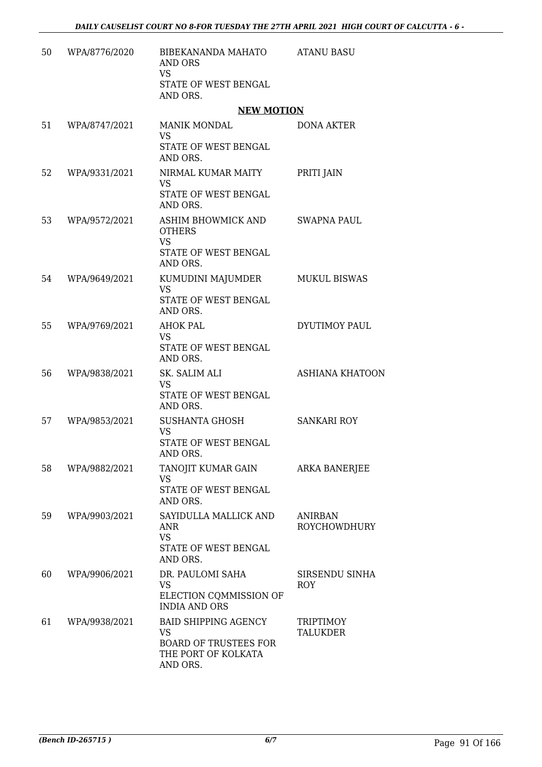| | | | |
|---|---|---|---|
| 50 | WPA/8776/2020 | BIBEKANANDA MAHATO AND ORS<br>VS<br>STATE OF WEST BENGAL AND ORS. | ATANU BASU |

**NEW MOTION**

| | | | |
|---|---|---|---|
| 51 | WPA/8747/2021 | MANIK MONDAL<br>VS<br>STATE OF WEST BENGAL AND ORS. | DONA AKTER |
| 52 | WPA/9331/2021 | NIRMAL KUMAR MAITY<br>VS<br>STATE OF WEST BENGAL AND ORS. | PRITI JAIN |
| 53 | WPA/9572/2021 | ASHIM BHOWMICK AND OTHERS<br>VS<br>STATE OF WEST BENGAL AND ORS. | SWAPNA PAUL |
| 54 | WPA/9649/2021 | KUMUDINI MAJUMDER<br>VS<br>STATE OF WEST BENGAL AND ORS. | MUKUL BISWAS |
| 55 | WPA/9769/2021 | AHOK PAL<br>VS<br>STATE OF WEST BENGAL AND ORS. | DYUTIMOY PAUL |
| 56 | WPA/9838/2021 | SK. SALIM ALI<br>VS<br>STATE OF WEST BENGAL AND ORS. | ASHIANA KHATOON |
| 57 | WPA/9853/2021 | SUSHANTA GHOSH<br>VS<br>STATE OF WEST BENGAL AND ORS. | SANKARI ROY |
| 58 | WPA/9882/2021 | TANOJIT KUMAR GAIN<br>VS<br>STATE OF WEST BENGAL AND ORS. | ARKA BANERJEE |
| 59 | WPA/9903/2021 | SAYIDULLA MALLICK AND ANR<br>VS<br>STATE OF WEST BENGAL AND ORS. | ANIRBAN ROYCHOWDHURY |
| 60 | WPA/9906/2021 | DR. PAULOMI SAHA<br>VS<br>ELECTION CQMMISSION OF INDIA AND ORS | SIRSENDU SINHA ROY |
| 61 | WPA/9938/2021 | BAID SHIPPING AGENCY<br>VS<br>BOARD OF TRUSTEES FOR THE PORT OF KOLKATA AND ORS. | TRIPTIMOY TALUKDER |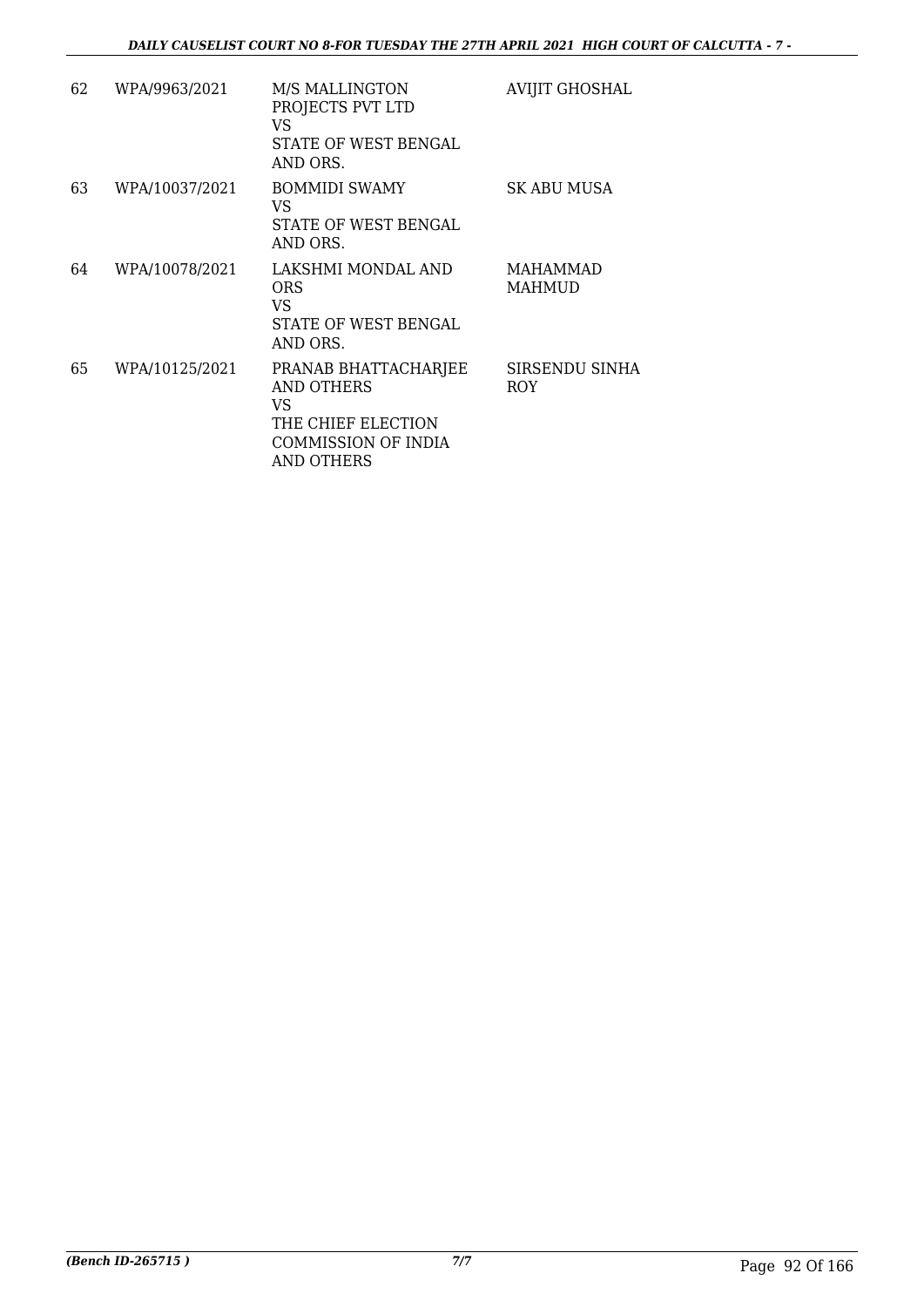| | | | |
|---|---|---|---|
| 62 | WPA/9963/2021 | M/S MALLINGTON PROJECTS PVT LTD<br>VS<br>STATE OF WEST BENGAL AND ORS. | AVIJIT GHOSHAL |
| 63 | WPA/10037/2021 | BOMMIDI SWAMY<br>VS<br>STATE OF WEST BENGAL AND ORS. | SK ABU MUSA |
| 64 | WPA/10078/2021 | LAKSHMI MONDAL AND ORS<br>VS<br>STATE OF WEST BENGAL AND ORS. | MAHAMMAD MAHMUD |
| 65 | WPA/10125/2021 | PRANAB BHATTACHARJEE AND OTHERS<br>VS<br>THE CHIEF ELECTION COMMISSION OF INDIA AND OTHERS | SIRSENDU SINHA ROY |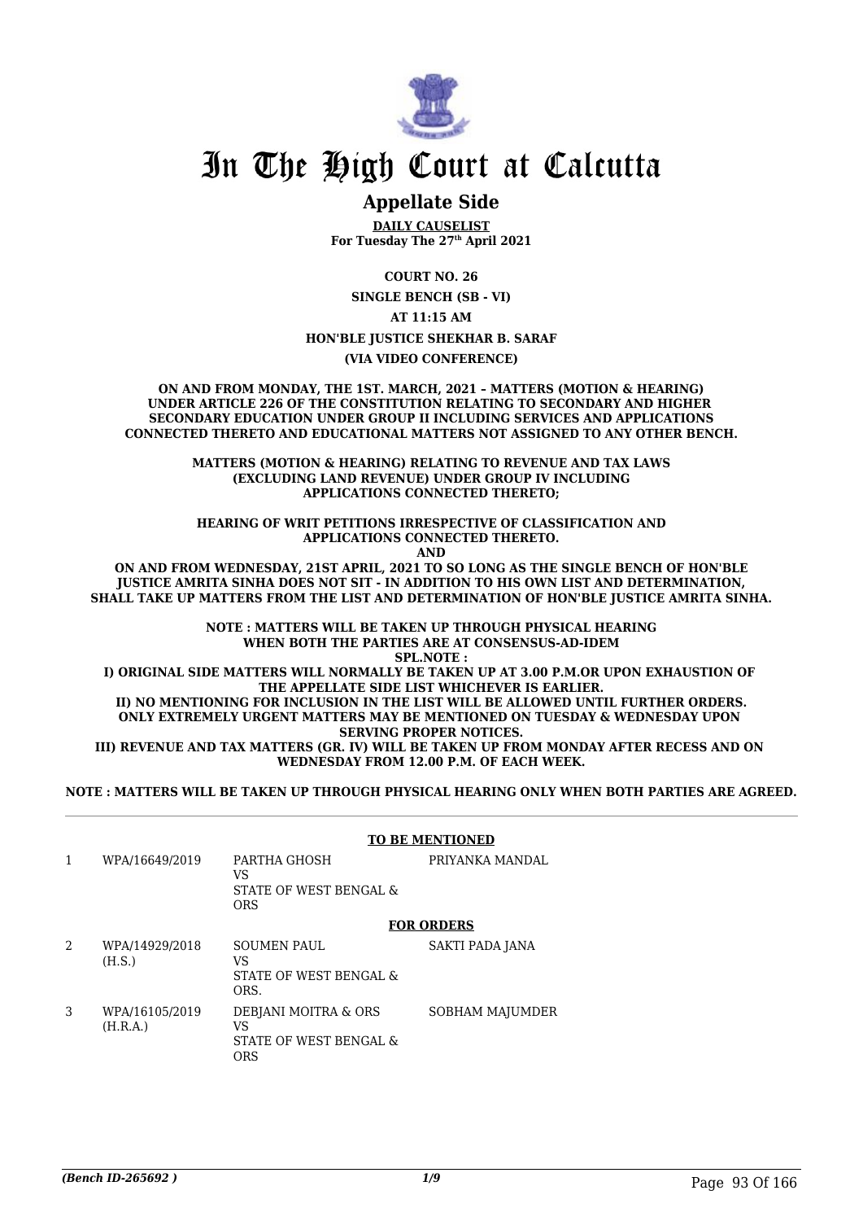# In The High Court at Calcutta

## Appellate Side

**DAILY CAUSELIST**
**For Tuesday The 27th April 2021**

**COURT NO. 26**

**SINGLE BENCH (SB - VI)**

**AT 11:15 AM**

**HON'BLE JUSTICE SHEKHAR B. SARAF**

**(VIA VIDEO CONFERENCE)**

**ON AND FROM MONDAY, THE 1ST. MARCH, 2021 – MATTERS (MOTION & HEARING) UNDER ARTICLE 226 OF THE CONSTITUTION RELATING TO SECONDARY AND HIGHER SECONDARY EDUCATION UNDER GROUP II INCLUDING SERVICES AND APPLICATIONS CONNECTED THERETO AND EDUCATIONAL MATTERS NOT ASSIGNED TO ANY OTHER BENCH.**

**MATTERS (MOTION & HEARING) RELATING TO REVENUE AND TAX LAWS (EXCLUDING LAND REVENUE) UNDER GROUP IV INCLUDING APPLICATIONS CONNECTED THERETO;**

**HEARING OF WRIT PETITIONS IRRESPECTIVE OF CLASSIFICATION AND APPLICATIONS CONNECTED THERETO.**

**AND**

**ON AND FROM WEDNESDAY, 21ST APRIL, 2021 TO SO LONG AS THE SINGLE BENCH OF HON'BLE JUSTICE AMRITA SINHA DOES NOT SIT - IN ADDITION TO HIS OWN LIST AND DETERMINATION, SHALL TAKE UP MATTERS FROM THE LIST AND DETERMINATION OF HON'BLE JUSTICE AMRITA SINHA.**

**NOTE : MATTERS WILL BE TAKEN UP THROUGH PHYSICAL HEARING WHEN BOTH THE PARTIES ARE AT CONSENSUS-AD-IDEM**

**SPL.NOTE :**

**I) ORIGINAL SIDE MATTERS WILL NORMALLY BE TAKEN UP AT 3.00 P.M.OR UPON EXHAUSTION OF THE APPELLATE SIDE LIST WHICHEVER IS EARLIER.**

**II) NO MENTIONING FOR INCLUSION IN THE LIST WILL BE ALLOWED UNTIL FURTHER ORDERS. ONLY EXTREMELY URGENT MATTERS MAY BE MENTIONED ON TUESDAY & WEDNESDAY UPON SERVING PROPER NOTICES.**

**III) REVENUE AND TAX MATTERS (GR. IV) WILL BE TAKEN UP FROM MONDAY AFTER RECESS AND ON WEDNESDAY FROM 12.00 P.M. OF EACH WEEK.**

**NOTE : MATTERS WILL BE TAKEN UP THROUGH PHYSICAL HEARING ONLY WHEN BOTH PARTIES ARE AGREED.**

**TO BE MENTIONED**

| | | | |
|---|---|---|---|
| 1 | WPA/16649/2019 | PARTHA GHOSH<br>VS<br>STATE OF WEST BENGAL & ORS | PRIYANKA MANDAL |

**FOR ORDERS**

| | | | |
|---|---|---|---|
| 2 | WPA/14929/2018<br>(H.S.) | SOUMEN PAUL<br>VS<br>STATE OF WEST BENGAL & ORS. | SAKTI PADA JANA |
| 3 | WPA/16105/2019<br>(H.R.A.) | DEBJANI MOITRA & ORS<br>VS<br>STATE OF WEST BENGAL & ORS | SOBHAM MAJUMDER |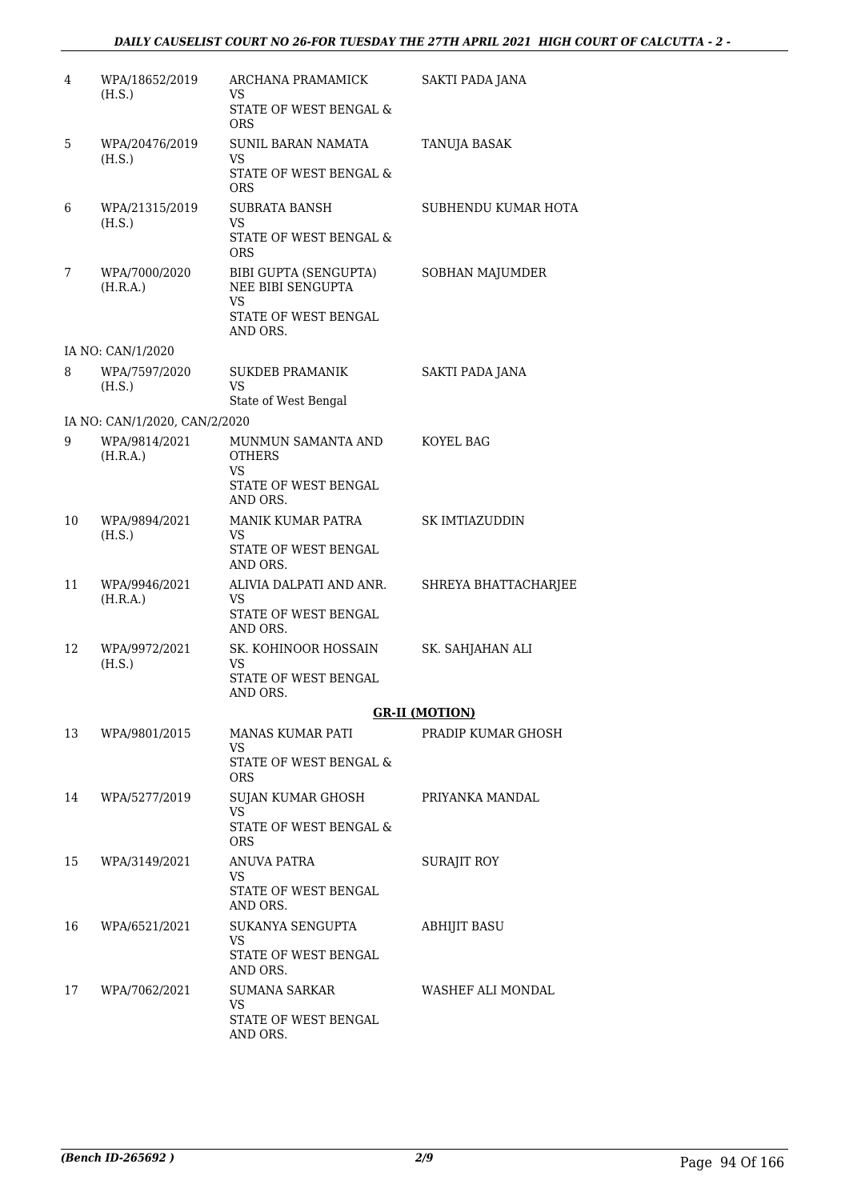| | | | |
|---|---|---|---|
| 4 | WPA/18652/2019 (H.S.) | ARCHANA PRAMAMICK<br>VS<br>STATE OF WEST BENGAL & ORS | SAKTI PADA JANA |
| 5 | WPA/20476/2019 (H.S.) | SUNIL BARAN NAMATA<br>VS<br>STATE OF WEST BENGAL & ORS | TANUJA BASAK |
| 6 | WPA/21315/2019 (H.S.) | SUBRATA BANSH<br>VS<br>STATE OF WEST BENGAL & ORS | SUBHENDU KUMAR HOTA |
| 7 | WPA/7000/2020 (H.R.A.) | BIBI GUPTA (SENGUPTA) NEE BIBI SENGUPTA<br>VS<br>STATE OF WEST BENGAL AND ORS. | SOBHAN MAJUMDER |
| | IA NO: CAN/1/2020 | | |
| 8 | WPA/7597/2020 (H.S.) | SUKDEB PRAMANIK<br>VS<br>State of West Bengal | SAKTI PADA JANA |
| | IA NO: CAN/1/2020, CAN/2/2020 | | |
| 9 | WPA/9814/2021 (H.R.A.) | MUNMUN SAMANTA AND OTHERS<br>VS<br>STATE OF WEST BENGAL AND ORS. | KOYEL BAG |
| 10 | WPA/9894/2021 (H.S.) | MANIK KUMAR PATRA<br>VS<br>STATE OF WEST BENGAL AND ORS. | SK IMTIAZUDDIN |
| 11 | WPA/9946/2021 (H.R.A.) | ALIVIA DALPATI AND ANR.<br>VS<br>STATE OF WEST BENGAL AND ORS. | SHREYA BHATTACHARJEE |
| 12 | WPA/9972/2021 (H.S.) | SK. KOHINOOR HOSSAIN<br>VS<br>STATE OF WEST BENGAL AND ORS. | SK. SAHJAHAN ALI |

**GR-II (MOTION)**

| | | | |
|---|---|---|---|
| 13 | WPA/9801/2015 | MANAS KUMAR PATI<br>VS<br>STATE OF WEST BENGAL & ORS | PRADIP KUMAR GHOSH |
| 14 | WPA/5277/2019 | SUJAN KUMAR GHOSH<br>VS<br>STATE OF WEST BENGAL & ORS | PRIYANKA MANDAL |
| 15 | WPA/3149/2021 | ANUVA PATRA<br>VS<br>STATE OF WEST BENGAL AND ORS. | SURAJIT ROY |
| 16 | WPA/6521/2021 | SUKANYA SENGUPTA<br>VS<br>STATE OF WEST BENGAL AND ORS. | ABHIJIT BASU |
| 17 | WPA/7062/2021 | SUMANA SARKAR<br>VS<br>STATE OF WEST BENGAL AND ORS. | WASHEF ALI MONDAL |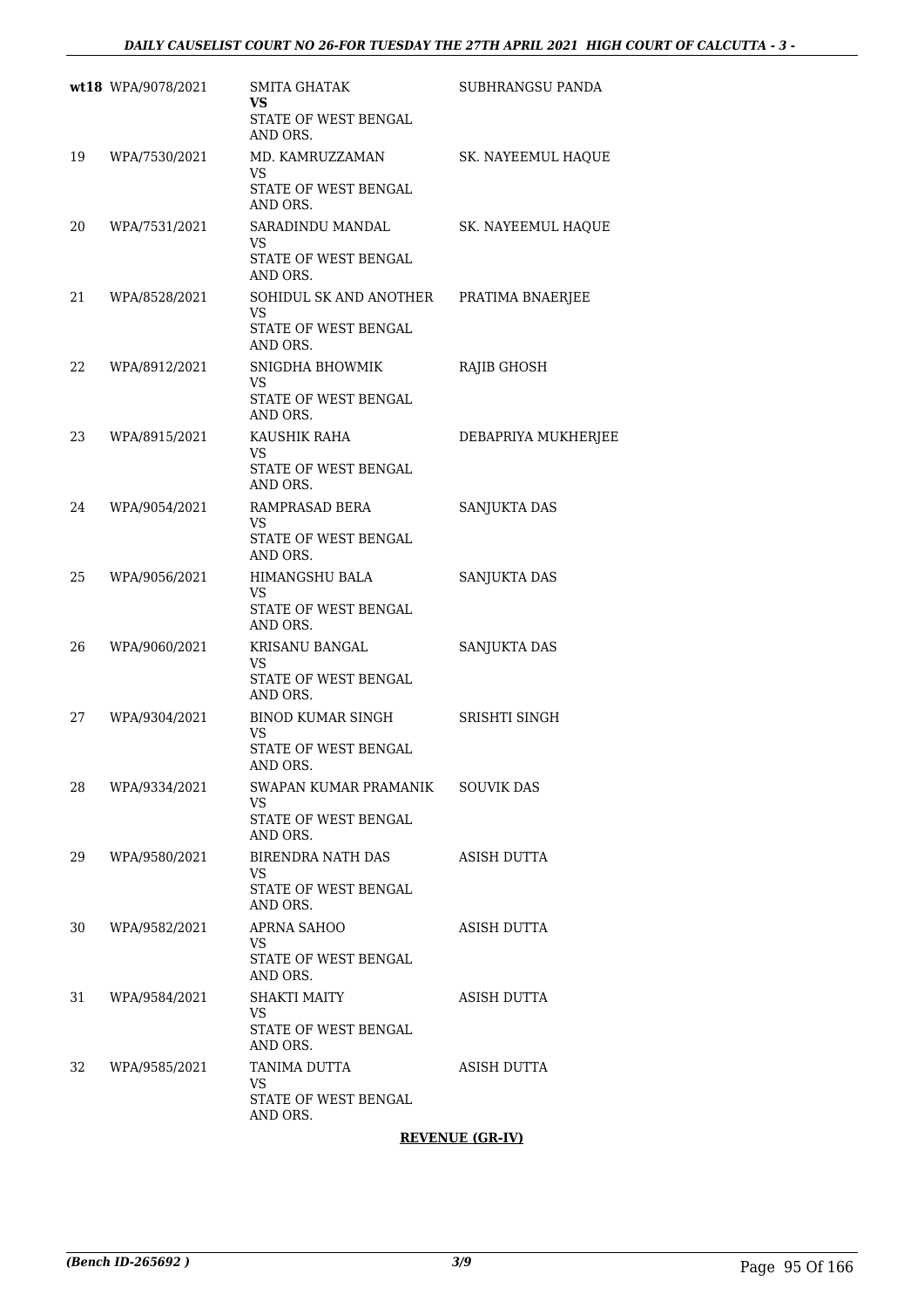| | | | |
|---|---|---|---|
| **wt18** | WPA/9078/2021 | SMITA GHATAK<br>**VS**<br>STATE OF WEST BENGAL AND ORS. | SUBHRANGSU PANDA |
| 19 | WPA/7530/2021 | MD. KAMRUZZAMAN<br>VS<br>STATE OF WEST BENGAL AND ORS. | SK. NAYEEMUL HAQUE |
| 20 | WPA/7531/2021 | SARADINDU MANDAL<br>VS<br>STATE OF WEST BENGAL AND ORS. | SK. NAYEEMUL HAQUE |
| 21 | WPA/8528/2021 | SOHIDUL SK AND ANOTHER<br>VS<br>STATE OF WEST BENGAL AND ORS. | PRATIMA BNAERJEE |
| 22 | WPA/8912/2021 | SNIGDHA BHOWMIK<br>VS<br>STATE OF WEST BENGAL AND ORS. | RAJIB GHOSH |
| 23 | WPA/8915/2021 | KAUSHIK RAHA<br>VS<br>STATE OF WEST BENGAL AND ORS. | DEBAPRIYA MUKHERJEE |
| 24 | WPA/9054/2021 | RAMPRASAD BERA<br>VS<br>STATE OF WEST BENGAL AND ORS. | SANJUKTA DAS |
| 25 | WPA/9056/2021 | HIMANGSHU BALA<br>VS<br>STATE OF WEST BENGAL AND ORS. | SANJUKTA DAS |
| 26 | WPA/9060/2021 | KRISANU BANGAL<br>VS<br>STATE OF WEST BENGAL AND ORS. | SANJUKTA DAS |
| 27 | WPA/9304/2021 | BINOD KUMAR SINGH<br>VS<br>STATE OF WEST BENGAL AND ORS. | SRISHTI SINGH |
| 28 | WPA/9334/2021 | SWAPAN KUMAR PRAMANIK<br>VS<br>STATE OF WEST BENGAL AND ORS. | SOUVIK DAS |
| 29 | WPA/9580/2021 | BIRENDRA NATH DAS<br>VS<br>STATE OF WEST BENGAL AND ORS. | ASISH DUTTA |
| 30 | WPA/9582/2021 | APRNA SAHOO<br>VS<br>STATE OF WEST BENGAL AND ORS. | ASISH DUTTA |
| 31 | WPA/9584/2021 | SHAKTI MAITY<br>VS<br>STATE OF WEST BENGAL AND ORS. | ASISH DUTTA |
| 32 | WPA/9585/2021 | TANIMA DUTTA<br>VS<br>STATE OF WEST BENGAL AND ORS. | ASISH DUTTA |

**REVENUE (GR-IV)**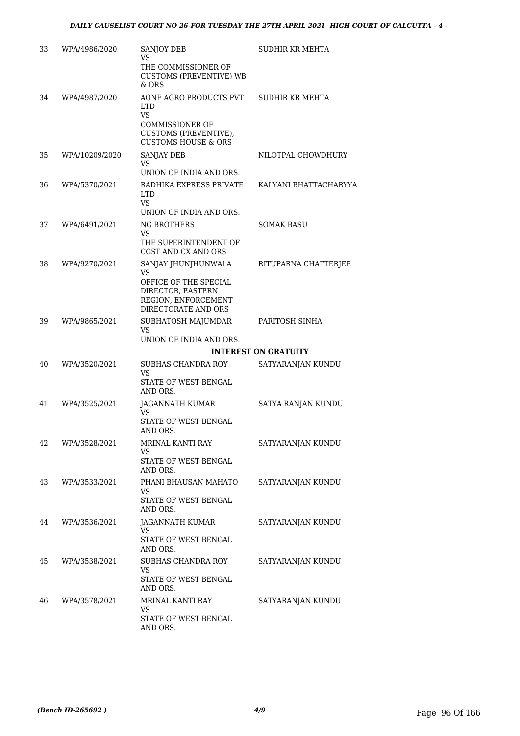| | | | |
|---|---|---|---|
| 33 | WPA/4986/2020 | SANJOY DEB<br>VS<br>THE COMMISSIONER OF CUSTOMS (PREVENTIVE) WB & ORS | SUDHIR KR MEHTA |
| 34 | WPA/4987/2020 | AONE AGRO PRODUCTS PVT LTD<br>VS<br>COMMISSIONER OF CUSTOMS (PREVENTIVE), CUSTOMS HOUSE & ORS | SUDHIR KR MEHTA |
| 35 | WPA/10209/2020 | SANJAY DEB<br>VS<br>UNION OF INDIA AND ORS. | NILOTPAL CHOWDHURY |
| 36 | WPA/5370/2021 | RADHIKA EXPRESS PRIVATE LTD<br>VS<br>UNION OF INDIA AND ORS. | KALYANI BHATTACHARYYA |
| 37 | WPA/6491/2021 | NG BROTHERS<br>VS<br>THE SUPERINTENDENT OF CGST AND CX AND ORS | SOMAK BASU |
| 38 | WPA/9270/2021 | SANJAY JHUNJHUNWALA<br>VS<br>OFFICE OF THE SPECIAL DIRECTOR, EASTERN REGION, ENFORCEMENT DIRECTORATE AND ORS | RITUPARNA CHATTERJEE |
| 39 | WPA/9865/2021 | SUBHATOSH MAJUMDAR<br>VS<br>UNION OF INDIA AND ORS. | PARITOSH SINHA |

**INTEREST ON GRATUITY**

| | | | |
|---|---|---|---|
| 40 | WPA/3520/2021 | SUBHAS CHANDRA ROY<br>VS<br>STATE OF WEST BENGAL AND ORS. | SATYARANJAN KUNDU |
| 41 | WPA/3525/2021 | JAGANNATH KUMAR<br>VS<br>STATE OF WEST BENGAL AND ORS. | SATYA RANJAN KUNDU |
| 42 | WPA/3528/2021 | MRINAL KANTI RAY<br>VS<br>STATE OF WEST BENGAL AND ORS. | SATYARANJAN KUNDU |
| 43 | WPA/3533/2021 | PHANI BHAUSAN MAHATO<br>VS<br>STATE OF WEST BENGAL AND ORS. | SATYARANJAN KUNDU |
| 44 | WPA/3536/2021 | JAGANNATH KUMAR<br>VS<br>STATE OF WEST BENGAL AND ORS. | SATYARANJAN KUNDU |
| 45 | WPA/3538/2021 | SUBHAS CHANDRA ROY<br>VS<br>STATE OF WEST BENGAL AND ORS. | SATYARANJAN KUNDU |
| 46 | WPA/3578/2021 | MRINAL KANTI RAY<br>VS<br>STATE OF WEST BENGAL AND ORS. | SATYARANJAN KUNDU |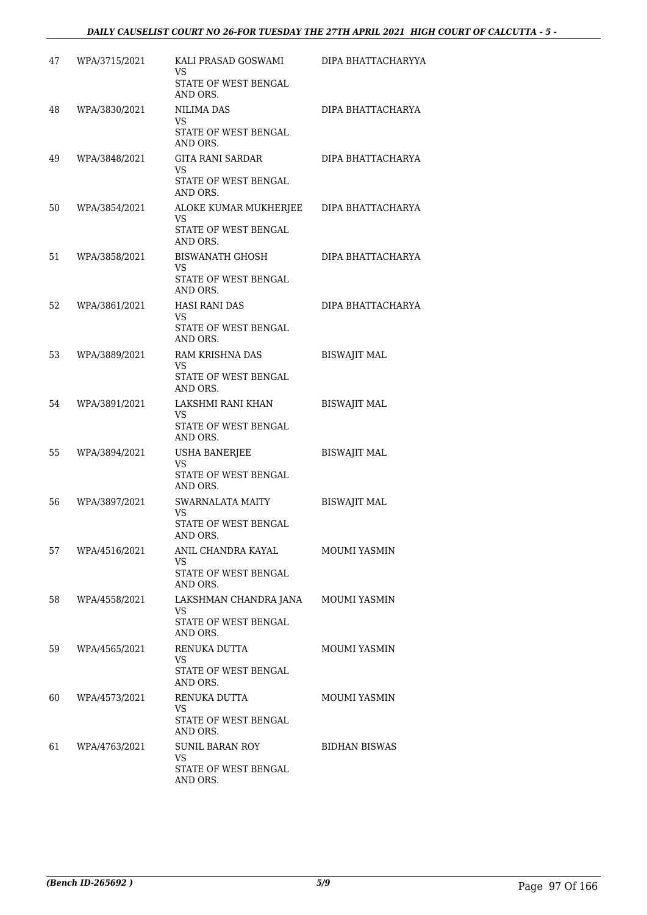| 47 | WPA/3715/2021 | KALI PRASAD GOSWAMI<br>VS<br>STATE OF WEST BENGAL AND ORS. | DIPA BHATTACHARYYA |
|---|---|---|---|
| 48 | WPA/3830/2021 | NILIMA DAS<br>VS<br>STATE OF WEST BENGAL AND ORS. | DIPA BHATTACHARYA |
| 49 | WPA/3848/2021 | GITA RANI SARDAR<br>VS<br>STATE OF WEST BENGAL AND ORS. | DIPA BHATTACHARYA |
| 50 | WPA/3854/2021 | ALOKE KUMAR MUKHERJEE<br>VS<br>STATE OF WEST BENGAL AND ORS. | DIPA BHATTACHARYA |
| 51 | WPA/3858/2021 | BISWANATH GHOSH<br>VS<br>STATE OF WEST BENGAL AND ORS. | DIPA BHATTACHARYA |
| 52 | WPA/3861/2021 | HASI RANI DAS<br>VS<br>STATE OF WEST BENGAL AND ORS. | DIPA BHATTACHARYA |
| 53 | WPA/3889/2021 | RAM KRISHNA DAS<br>VS<br>STATE OF WEST BENGAL AND ORS. | BISWAJIT MAL |
| 54 | WPA/3891/2021 | LAKSHMI RANI KHAN<br>VS<br>STATE OF WEST BENGAL AND ORS. | BISWAJIT MAL |
| 55 | WPA/3894/2021 | USHA BANERJEE<br>VS<br>STATE OF WEST BENGAL AND ORS. | BISWAJIT MAL |
| 56 | WPA/3897/2021 | SWARNALATA MAITY<br>VS<br>STATE OF WEST BENGAL AND ORS. | BISWAJIT MAL |
| 57 | WPA/4516/2021 | ANIL CHANDRA KAYAL<br>VS<br>STATE OF WEST BENGAL AND ORS. | MOUMI YASMIN |
| 58 | WPA/4558/2021 | LAKSHMAN CHANDRA JANA<br>VS<br>STATE OF WEST BENGAL AND ORS. | MOUMI YASMIN |
| 59 | WPA/4565/2021 | RENUKA DUTTA<br>VS<br>STATE OF WEST BENGAL AND ORS. | MOUMI YASMIN |
| 60 | WPA/4573/2021 | RENUKA DUTTA<br>VS<br>STATE OF WEST BENGAL AND ORS. | MOUMI YASMIN |
| 61 | WPA/4763/2021 | SUNIL BARAN ROY<br>VS<br>STATE OF WEST BENGAL AND ORS. | BIDHAN BISWAS |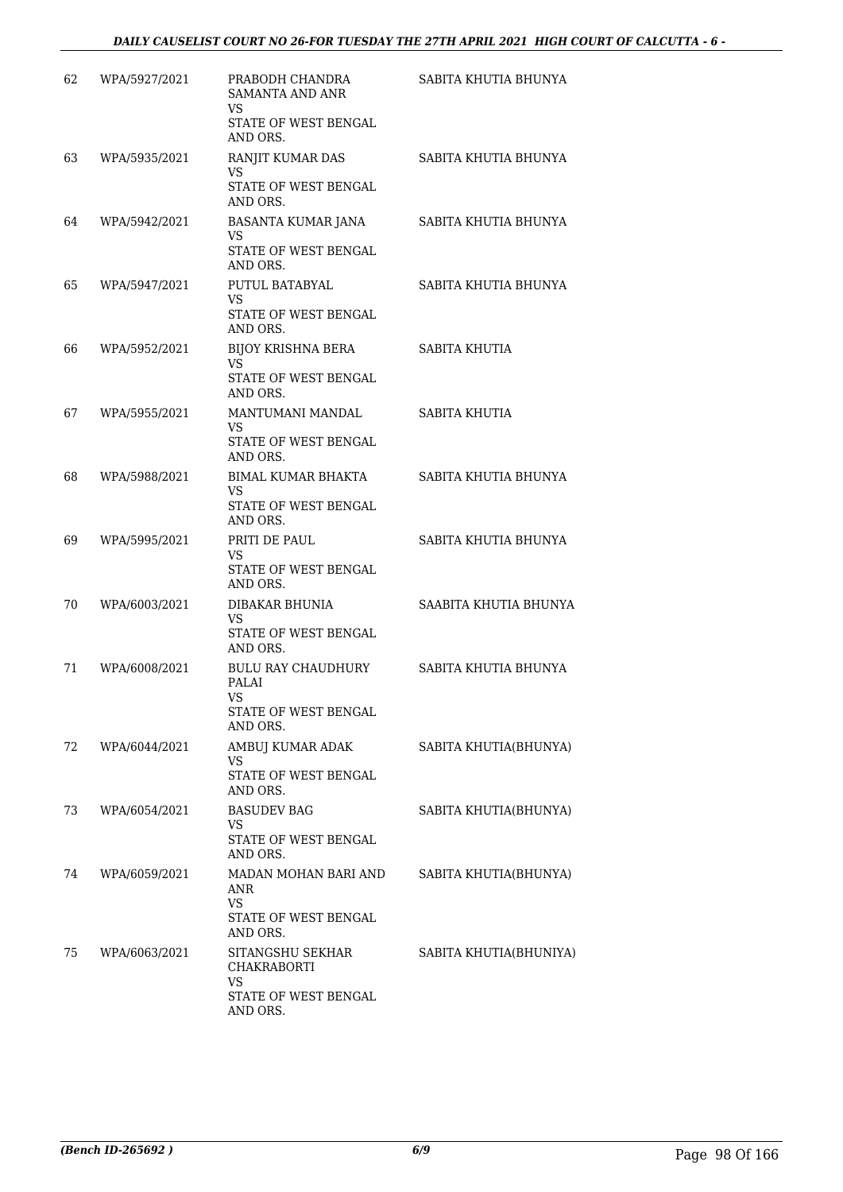| | | | |
|---|---|---|---|
| 62 | WPA/5927/2021 | PRABODH CHANDRA SAMANTA AND ANR<br>VS<br>STATE OF WEST BENGAL AND ORS. | SABITA KHUTIA BHUNYA |
| 63 | WPA/5935/2021 | RANJIT KUMAR DAS<br>VS<br>STATE OF WEST BENGAL AND ORS. | SABITA KHUTIA BHUNYA |
| 64 | WPA/5942/2021 | BASANTA KUMAR JANA<br>VS<br>STATE OF WEST BENGAL AND ORS. | SABITA KHUTIA BHUNYA |
| 65 | WPA/5947/2021 | PUTUL BATABYAL<br>VS<br>STATE OF WEST BENGAL AND ORS. | SABITA KHUTIA BHUNYA |
| 66 | WPA/5952/2021 | BIJOY KRISHNA BERA<br>VS<br>STATE OF WEST BENGAL AND ORS. | SABITA KHUTIA |
| 67 | WPA/5955/2021 | MANTUMANI MANDAL<br>VS<br>STATE OF WEST BENGAL AND ORS. | SABITA KHUTIA |
| 68 | WPA/5988/2021 | BIMAL KUMAR BHAKTA<br>VS<br>STATE OF WEST BENGAL AND ORS. | SABITA KHUTIA BHUNYA |
| 69 | WPA/5995/2021 | PRITI DE PAUL<br>VS<br>STATE OF WEST BENGAL AND ORS. | SABITA KHUTIA BHUNYA |
| 70 | WPA/6003/2021 | DIBAKAR BHUNIA<br>VS<br>STATE OF WEST BENGAL AND ORS. | SAABITA KHUTIA BHUNYA |
| 71 | WPA/6008/2021 | BULU RAY CHAUDHURY PALAI<br>VS<br>STATE OF WEST BENGAL AND ORS. | SABITA KHUTIA BHUNYA |
| 72 | WPA/6044/2021 | AMBUJ KUMAR ADAK<br>VS<br>STATE OF WEST BENGAL AND ORS. | SABITA KHUTIA(BHUNYA) |
| 73 | WPA/6054/2021 | BASUDEV BAG<br>VS<br>STATE OF WEST BENGAL AND ORS. | SABITA KHUTIA(BHUNYA) |
| 74 | WPA/6059/2021 | MADAN MOHAN BARI AND ANR<br>VS<br>STATE OF WEST BENGAL AND ORS. | SABITA KHUTIA(BHUNYA) |
| 75 | WPA/6063/2021 | SITANGSHU SEKHAR CHAKRABORTI<br>VS<br>STATE OF WEST BENGAL AND ORS. | SABITA KHUTIA(BHUNIYA) |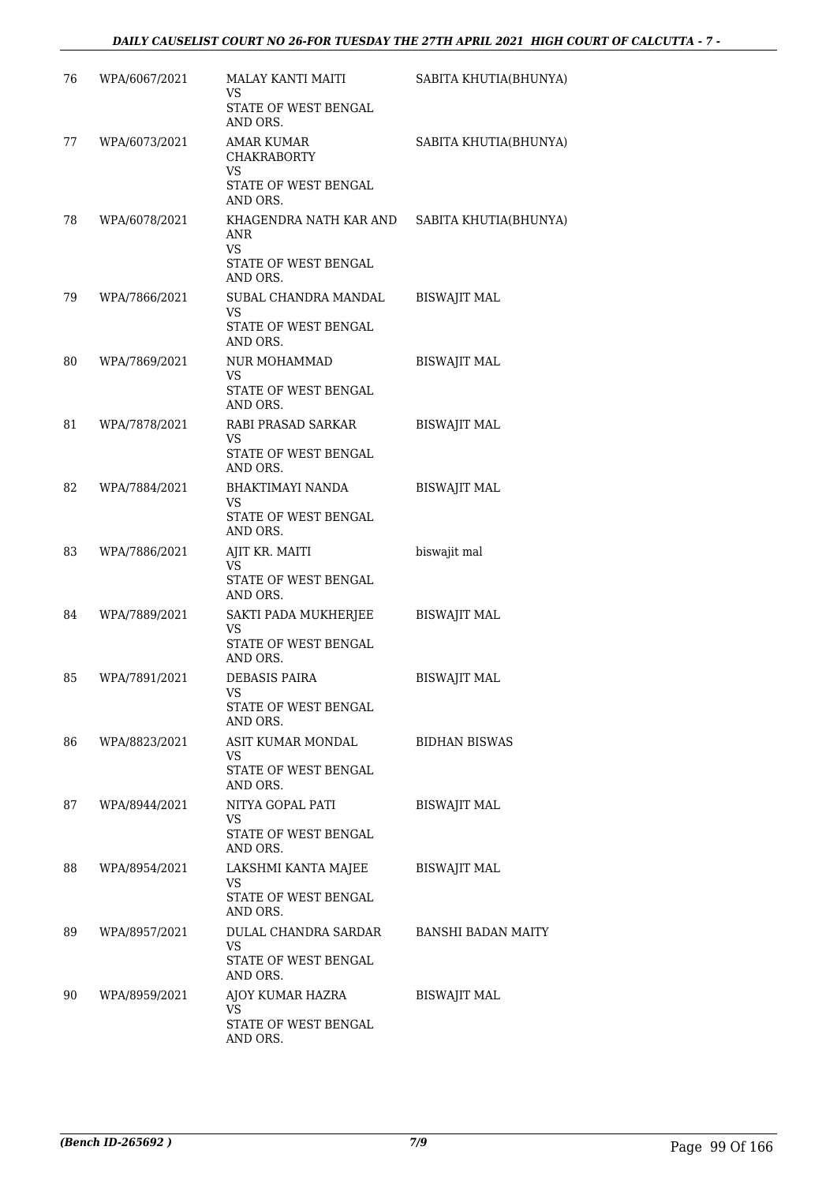| | | | |
|---|---|---|---|
| 76 | WPA/6067/2021 | MALAY KANTI MAITI<br>VS<br>STATE OF WEST BENGAL AND ORS. | SABITA KHUTIA(BHUNYA) |
| 77 | WPA/6073/2021 | AMAR KUMAR CHAKRABORTY<br>VS<br>STATE OF WEST BENGAL AND ORS. | SABITA KHUTIA(BHUNYA) |
| 78 | WPA/6078/2021 | KHAGENDRA NATH KAR AND ANR<br>VS<br>STATE OF WEST BENGAL AND ORS. | SABITA KHUTIA(BHUNYA) |
| 79 | WPA/7866/2021 | SUBAL CHANDRA MANDAL<br>VS<br>STATE OF WEST BENGAL AND ORS. | BISWAJIT MAL |
| 80 | WPA/7869/2021 | NUR MOHAMMAD<br>VS<br>STATE OF WEST BENGAL AND ORS. | BISWAJIT MAL |
| 81 | WPA/7878/2021 | RABI PRASAD SARKAR<br>VS<br>STATE OF WEST BENGAL AND ORS. | BISWAJIT MAL |
| 82 | WPA/7884/2021 | BHAKTIMAYI NANDA<br>VS<br>STATE OF WEST BENGAL AND ORS. | BISWAJIT MAL |
| 83 | WPA/7886/2021 | AJIT KR. MAITI<br>VS<br>STATE OF WEST BENGAL AND ORS. | biswajit mal |
| 84 | WPA/7889/2021 | SAKTI PADA MUKHERJEE<br>VS<br>STATE OF WEST BENGAL AND ORS. | BISWAJIT MAL |
| 85 | WPA/7891/2021 | DEBASIS PAIRA<br>VS<br>STATE OF WEST BENGAL AND ORS. | BISWAJIT MAL |
| 86 | WPA/8823/2021 | ASIT KUMAR MONDAL<br>VS<br>STATE OF WEST BENGAL AND ORS. | BIDHAN BISWAS |
| 87 | WPA/8944/2021 | NITYA GOPAL PATI<br>VS<br>STATE OF WEST BENGAL AND ORS. | BISWAJIT MAL |
| 88 | WPA/8954/2021 | LAKSHMI KANTA MAJEE<br>VS<br>STATE OF WEST BENGAL AND ORS. | BISWAJIT MAL |
| 89 | WPA/8957/2021 | DULAL CHANDRA SARDAR<br>VS<br>STATE OF WEST BENGAL AND ORS. | BANSHI BADAN MAITY |
| 90 | WPA/8959/2021 | AJOY KUMAR HAZRA<br>VS<br>STATE OF WEST BENGAL AND ORS. | BISWAJIT MAL |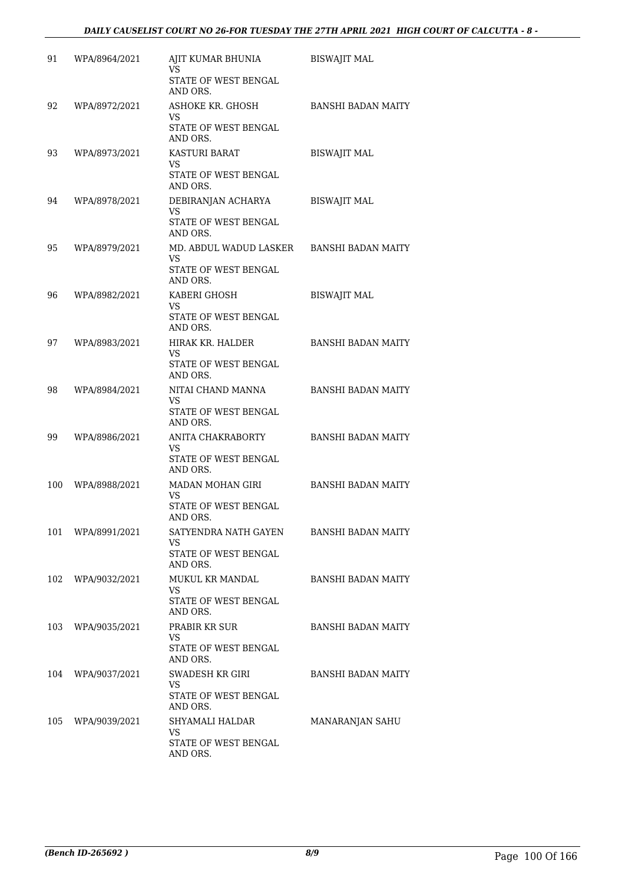| | | | |
|---|---|---|---|
| 91 | WPA/8964/2021 | AJIT KUMAR BHUNIA<br>VS<br>STATE OF WEST BENGAL AND ORS. | BISWAJIT MAL |
| 92 | WPA/8972/2021 | ASHOKE KR. GHOSH<br>VS<br>STATE OF WEST BENGAL AND ORS. | BANSHI BADAN MAITY |
| 93 | WPA/8973/2021 | KASTURI BARAT<br>VS<br>STATE OF WEST BENGAL AND ORS. | BISWAJIT MAL |
| 94 | WPA/8978/2021 | DEBIRANJAN ACHARYA<br>VS<br>STATE OF WEST BENGAL AND ORS. | BISWAJIT MAL |
| 95 | WPA/8979/2021 | MD. ABDUL WADUD LASKER<br>VS<br>STATE OF WEST BENGAL AND ORS. | BANSHI BADAN MAITY |
| 96 | WPA/8982/2021 | KABERI GHOSH<br>VS<br>STATE OF WEST BENGAL AND ORS. | BISWAJIT MAL |
| 97 | WPA/8983/2021 | HIRAK KR. HALDER<br>VS<br>STATE OF WEST BENGAL AND ORS. | BANSHI BADAN MAITY |
| 98 | WPA/8984/2021 | NITAI CHAND MANNA<br>VS<br>STATE OF WEST BENGAL AND ORS. | BANSHI BADAN MAITY |
| 99 | WPA/8986/2021 | ANITA CHAKRABORTY<br>VS<br>STATE OF WEST BENGAL AND ORS. | BANSHI BADAN MAITY |
| 100 | WPA/8988/2021 | MADAN MOHAN GIRI<br>VS<br>STATE OF WEST BENGAL AND ORS. | BANSHI BADAN MAITY |
| 101 | WPA/8991/2021 | SATYENDRA NATH GAYEN<br>VS<br>STATE OF WEST BENGAL AND ORS. | BANSHI BADAN MAITY |
| 102 | WPA/9032/2021 | MUKUL KR MANDAL<br>VS<br>STATE OF WEST BENGAL AND ORS. | BANSHI BADAN MAITY |
| 103 | WPA/9035/2021 | PRABIR KR SUR<br>VS<br>STATE OF WEST BENGAL AND ORS. | BANSHI BADAN MAITY |
| 104 | WPA/9037/2021 | SWADESH KR GIRI<br>VS<br>STATE OF WEST BENGAL AND ORS. | BANSHI BADAN MAITY |
| 105 | WPA/9039/2021 | SHYAMALI HALDAR<br>VS<br>STATE OF WEST BENGAL AND ORS. | MANARANJAN SAHU |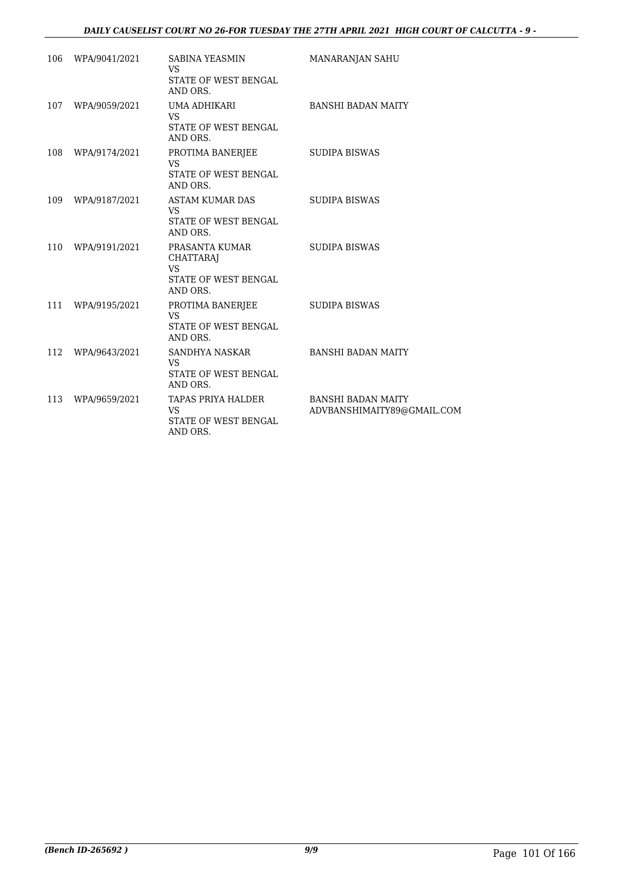| | | | |
|---|---|---|---|
| 106 | WPA/9041/2021 | SABINA YEASMIN<br>VS<br>STATE OF WEST BENGAL AND ORS. | MANARANJAN SAHU |
| 107 | WPA/9059/2021 | UMA ADHIKARI<br>VS<br>STATE OF WEST BENGAL AND ORS. | BANSHI BADAN MAITY |
| 108 | WPA/9174/2021 | PROTIMA BANERJEE<br>VS<br>STATE OF WEST BENGAL AND ORS. | SUDIPA BISWAS |
| 109 | WPA/9187/2021 | ASTAM KUMAR DAS<br>VS<br>STATE OF WEST BENGAL AND ORS. | SUDIPA BISWAS |
| 110 | WPA/9191/2021 | PRASANTA KUMAR CHATTARAJ<br>VS<br>STATE OF WEST BENGAL AND ORS. | SUDIPA BISWAS |
| 111 | WPA/9195/2021 | PROTIMA BANERJEE<br>VS<br>STATE OF WEST BENGAL AND ORS. | SUDIPA BISWAS |
| 112 | WPA/9643/2021 | SANDHYA NASKAR<br>VS<br>STATE OF WEST BENGAL AND ORS. | BANSHI BADAN MAITY |
| 113 | WPA/9659/2021 | TAPAS PRIYA HALDER<br>VS<br>STATE OF WEST BENGAL AND ORS. | BANSHI BADAN MAITY<br>ADVBANSHIMAITY89@GMAIL.COM |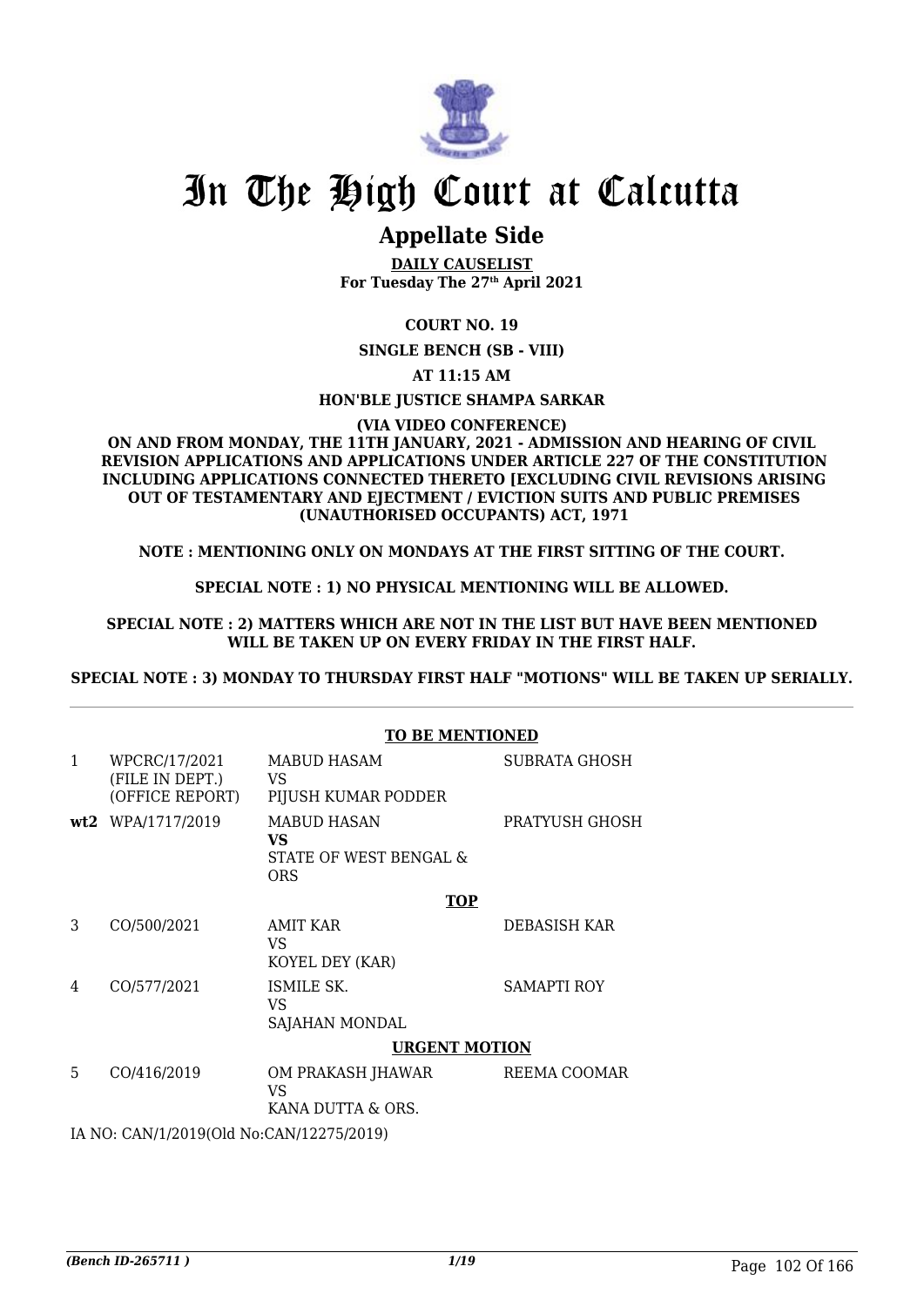# In The High Court at Calcutta

## Appellate Side

**DAILY CAUSELIST**
**For Tuesday The 27th April 2021**

**COURT NO. 19**

**SINGLE BENCH (SB - VIII)**

**AT 11:15 AM**

**HON'BLE JUSTICE SHAMPA SARKAR**

**(VIA VIDEO CONFERENCE)**

**ON AND FROM MONDAY, THE 11TH JANUARY, 2021 - ADMISSION AND HEARING OF CIVIL REVISION APPLICATIONS AND APPLICATIONS UNDER ARTICLE 227 OF THE CONSTITUTION INCLUDING APPLICATIONS CONNECTED THERETO [EXCLUDING CIVIL REVISIONS ARISING OUT OF TESTAMENTARY AND EJECTMENT / EVICTION SUITS AND PUBLIC PREMISES (UNAUTHORISED OCCUPANTS) ACT, 1971**

**NOTE : MENTIONING ONLY ON MONDAYS AT THE FIRST SITTING OF THE COURT.**

**SPECIAL NOTE : 1) NO PHYSICAL MENTIONING WILL BE ALLOWED.**

**SPECIAL NOTE : 2) MATTERS WHICH ARE NOT IN THE LIST BUT HAVE BEEN MENTIONED WILL BE TAKEN UP ON EVERY FRIDAY IN THE FIRST HALF.**

**SPECIAL NOTE : 3) MONDAY TO THURSDAY FIRST HALF "MOTIONS" WILL BE TAKEN UP SERIALLY.**

**TO BE MENTIONED**

| | | | |
|---|---|---|---|
| 1 | WPCRC/17/2021 (FILE IN DEPT.) (OFFICE REPORT) | MABUD HASAM VS PIJUSH KUMAR PODDER | SUBRATA GHOSH |
| **wt2** | WPA/1717/2019 | MABUD HASAN **VS** STATE OF WEST BENGAL & ORS | PRATYUSH GHOSH |

**TOP**

| | | | |
|---|---|---|---|
| 3 | CO/500/2021 | AMIT KAR VS KOYEL DEY (KAR) | DEBASISH KAR |
| 4 | CO/577/2021 | ISMILE SK. VS SAJAHAN MONDAL | SAMAPTI ROY |

**URGENT MOTION**

| | | | |
|---|---|---|---|
| 5 | CO/416/2019 | OM PRAKASH JHAWAR VS KANA DUTTA & ORS. | REEMA COOMAR |

IA NO: CAN/1/2019(Old No:CAN/12275/2019)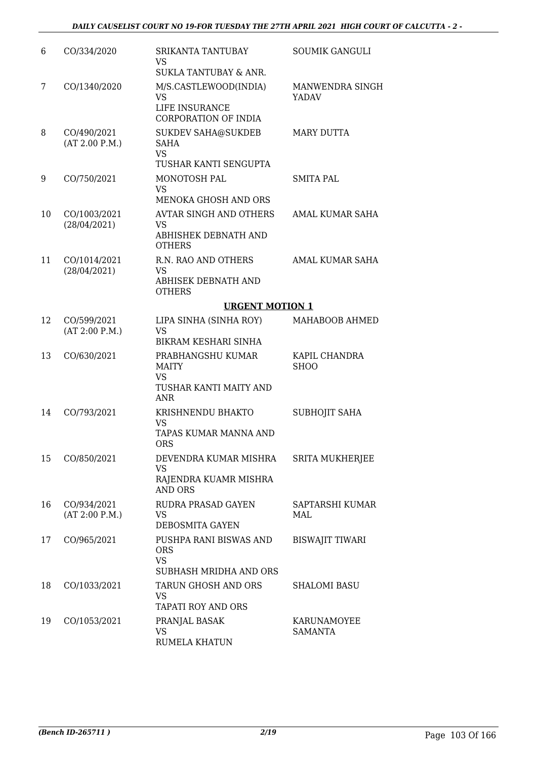| | | | |
|---|---|---|---|
| 6 | CO/334/2020 | SRIKANTA TANTUBAY<br>VS<br>SUKLA TANTUBAY & ANR. | SOUMIK GANGULI |
| 7 | CO/1340/2020 | M/S.CASTLEWOOD(INDIA)<br>VS<br>LIFE INSURANCE CORPORATION OF INDIA | MANWENDRA SINGH YADAV |
| 8 | CO/490/2021<br>(AT 2.00 P.M.) | SUKDEV SAHA@SUKDEB SAHA<br>VS<br>TUSHAR KANTI SENGUPTA | MARY DUTTA |
| 9 | CO/750/2021 | MONOTOSH PAL<br>VS<br>MENOKA GHOSH AND ORS | SMITA PAL |
| 10 | CO/1003/2021<br>(28/04/2021) | AVTAR SINGH AND OTHERS<br>VS<br>ABHISHEK DEBNATH AND OTHERS | AMAL KUMAR SAHA |
| 11 | CO/1014/2021<br>(28/04/2021) | R.N. RAO AND OTHERS<br>VS<br>ABHISEK DEBNATH AND OTHERS | AMAL KUMAR SAHA |
| | | **URGENT MOTION 1** | |
| 12 | CO/599/2021<br>(AT 2:00 P.M.) | LIPA SINHA (SINHA ROY)<br>VS<br>BIKRAM KESHARI SINHA | MAHABOOB AHMED |
| 13 | CO/630/2021 | PRABHANGSHU KUMAR MAITY<br>VS<br>TUSHAR KANTI MAITY AND ANR | KAPIL CHANDRA SHOO |
| 14 | CO/793/2021 | KRISHNENDU BHAKTO<br>VS<br>TAPAS KUMAR MANNA AND ORS | SUBHOJIT SAHA |
| 15 | CO/850/2021 | DEVENDRA KUMAR MISHRA<br>VS<br>RAJENDRA KUAMR MISHRA AND ORS | SRITA MUKHERJEE |
| 16 | CO/934/2021<br>(AT 2:00 P.M.) | RUDRA PRASAD GAYEN<br>VS<br>DEBOSMITA GAYEN | SAPTARSHI KUMAR MAL |
| 17 | CO/965/2021 | PUSHPA RANI BISWAS AND ORS<br>VS<br>SUBHASH MRIDHA AND ORS | BISWAJIT TIWARI |
| 18 | CO/1033/2021 | TARUN GHOSH AND ORS<br>VS<br>TAPATI ROY AND ORS | SHALOMI BASU |
| 19 | CO/1053/2021 | PRANJAL BASAK<br>VS<br>RUMELA KHATUN | KARUNAMOYEE SAMANTA |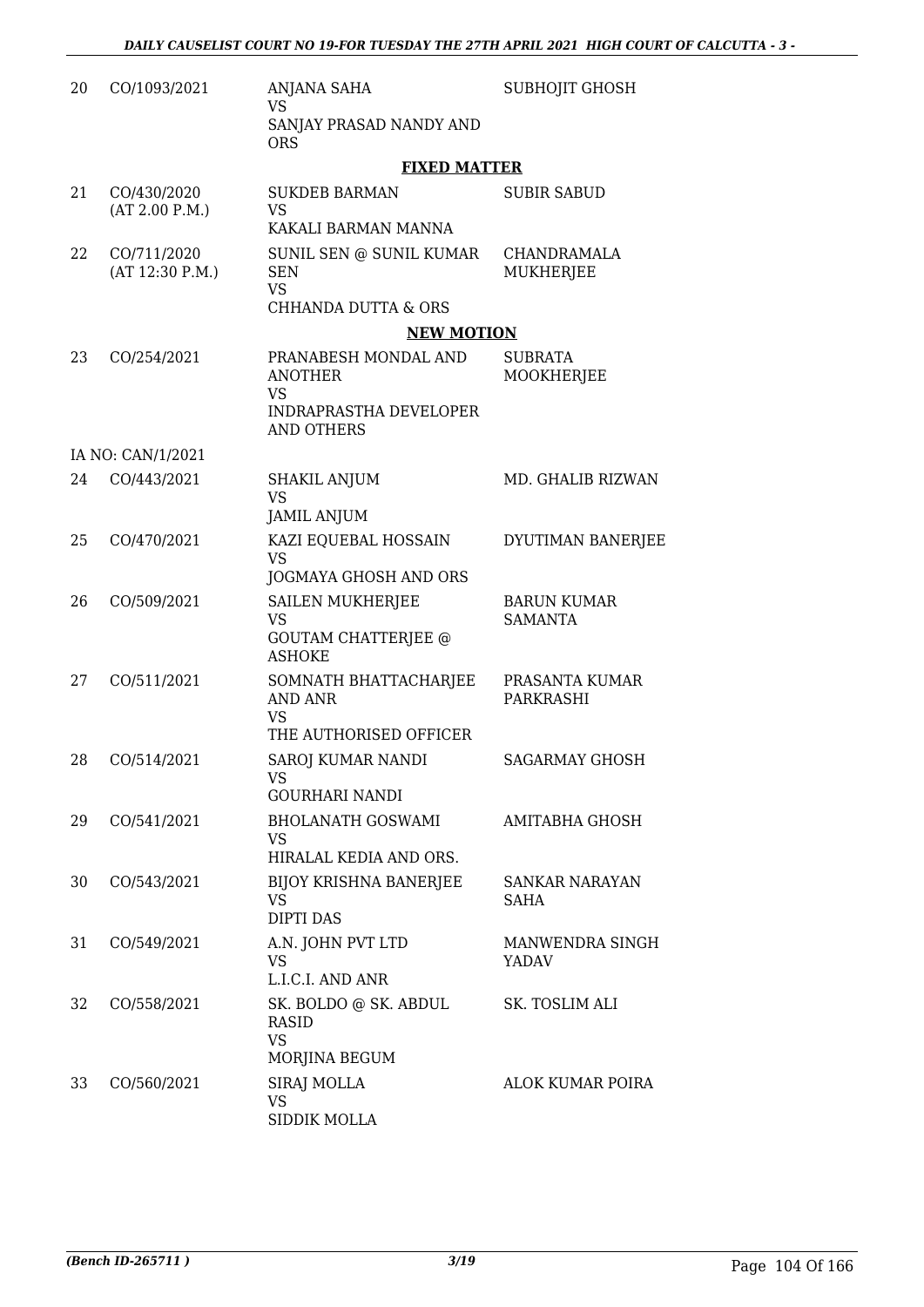| 20 | CO/1093/2021 | ANJANA SAHA<br>VS<br>SANJAY PRASAD NANDY AND ORS | SUBHOJIT GHOSH |
|---|---|---|---|
| | | **FIXED MATTER** | |
| 21 | CO/430/2020<br>(AT 2.00 P.M.) | SUKDEB BARMAN<br>VS<br>KAKALI BARMAN MANNA | SUBIR SABUD |
| 22 | CO/711/2020<br>(AT 12:30 P.M.) | SUNIL SEN @ SUNIL KUMAR SEN<br>VS<br>CHHANDA DUTTA & ORS | CHANDRAMALA MUKHERJEE |
| | | **NEW MOTION** | |
| 23 | CO/254/2021 | PRANABESH MONDAL AND ANOTHER<br>VS<br>INDRAPRASTHA DEVELOPER AND OTHERS | SUBRATA MOOKHERJEE |
| | IA NO: CAN/1/2021 | | |
| 24 | CO/443/2021 | SHAKIL ANJUM<br>VS<br>JAMIL ANJUM | MD. GHALIB RIZWAN |
| 25 | CO/470/2021 | KAZI EQUEBAL HOSSAIN<br>VS<br>JOGMAYA GHOSH AND ORS | DYUTIMAN BANERJEE |
| 26 | CO/509/2021 | SAILEN MUKHERJEE<br>VS<br>GOUTAM CHATTERJEE @ ASHOKE | BARUN KUMAR SAMANTA |
| 27 | CO/511/2021 | SOMNATH BHATTACHARJEE AND ANR<br>VS<br>THE AUTHORISED OFFICER | PRASANTA KUMAR PARKRASHI |
| 28 | CO/514/2021 | SAROJ KUMAR NANDI<br>VS<br>GOURHARI NANDI | SAGARMAY GHOSH |
| 29 | CO/541/2021 | BHOLANATH GOSWAMI<br>VS<br>HIRALAL KEDIA AND ORS. | AMITABHA GHOSH |
| 30 | CO/543/2021 | BIJOY KRISHNA BANERJEE<br>VS<br>DIPTI DAS | SANKAR NARAYAN SAHA |
| 31 | CO/549/2021 | A.N. JOHN PVT LTD<br>VS<br>L.I.C.I. AND ANR | MANWENDRA SINGH YADAV |
| 32 | CO/558/2021 | SK. BOLDO @ SK. ABDUL RASID<br>VS<br>MORJINA BEGUM | SK. TOSLIM ALI |
| 33 | CO/560/2021 | SIRAJ MOLLA<br>VS<br>SIDDIK MOLLA | ALOK KUMAR POIRA |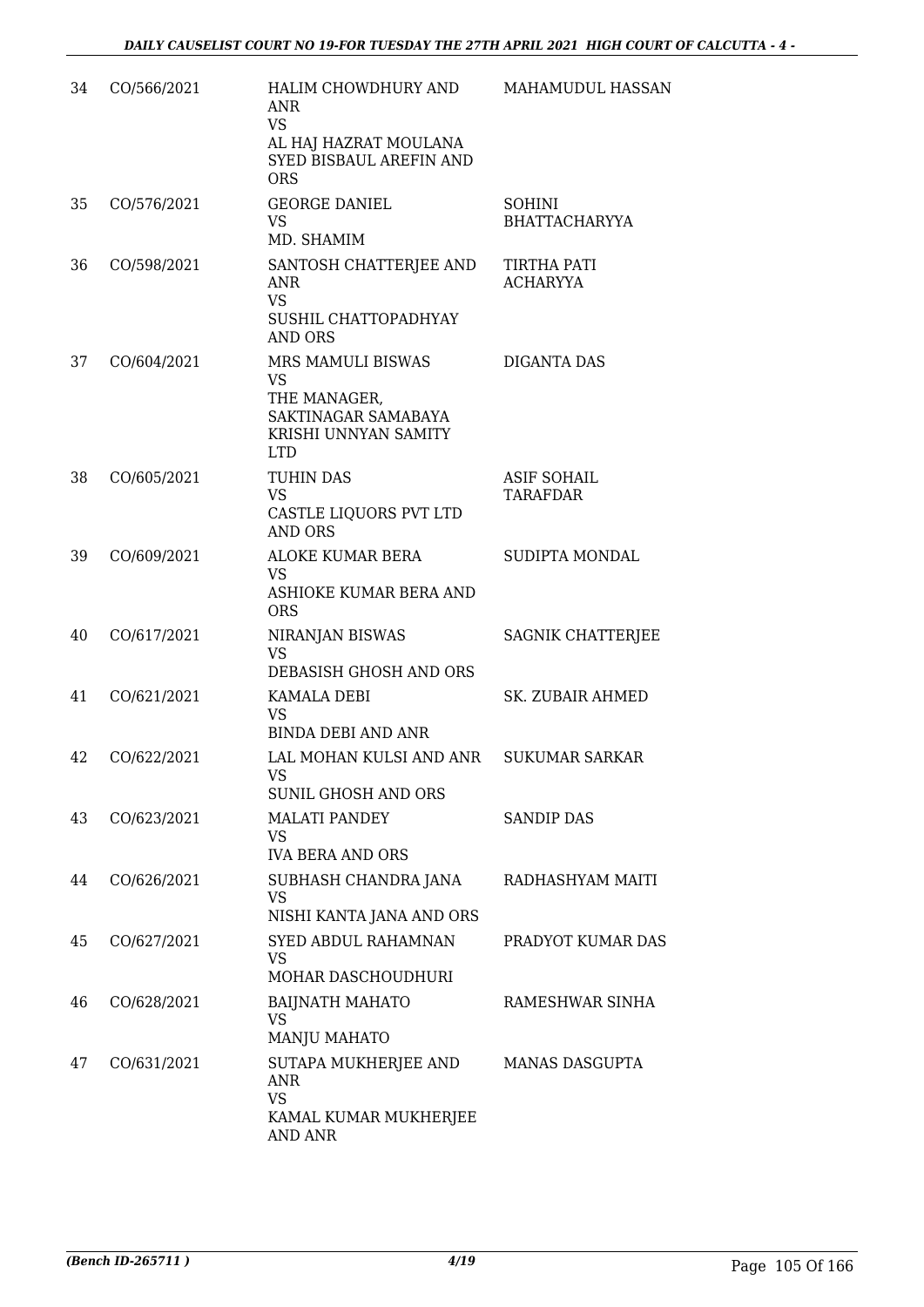| 34 | CO/566/2021 | HALIM CHOWDHURY AND ANR<br>VS<br>AL HAJ HAZRAT MOULANA SYED BISBAUL AREFIN AND ORS | MAHAMUDUL HASSAN |
|---|---|---|---|
| 35 | CO/576/2021 | GEORGE DANIEL<br>VS<br>MD. SHAMIM | SOHINI BHATTACHARYYA |
| 36 | CO/598/2021 | SANTOSH CHATTERJEE AND ANR<br>VS<br>SUSHIL CHATTOPADHYAY AND ORS | TIRTHA PATI ACHARYYA |
| 37 | CO/604/2021 | MRS MAMULI BISWAS<br>VS<br>THE MANAGER, SAKTINAGAR SAMABAYA KRISHI UNNYAN SAMITY LTD | DIGANTA DAS |
| 38 | CO/605/2021 | TUHIN DAS<br>VS<br>CASTLE LIQUORS PVT LTD AND ORS | ASIF SOHAIL TARAFDAR |
| 39 | CO/609/2021 | ALOKE KUMAR BERA<br>VS<br>ASHIOKE KUMAR BERA AND ORS | SUDIPTA MONDAL |
| 40 | CO/617/2021 | NIRANJAN BISWAS<br>VS<br>DEBASISH GHOSH AND ORS | SAGNIK CHATTERJEE |
| 41 | CO/621/2021 | KAMALA DEBI<br>VS<br>BINDA DEBI AND ANR | SK. ZUBAIR AHMED |
| 42 | CO/622/2021 | LAL MOHAN KULSI AND ANR<br>VS<br>SUNIL GHOSH AND ORS | SUKUMAR SARKAR |
| 43 | CO/623/2021 | MALATI PANDEY<br>VS<br>IVA BERA AND ORS | SANDIP DAS |
| 44 | CO/626/2021 | SUBHASH CHANDRA JANA<br>VS<br>NISHI KANTA JANA AND ORS | RADHASHYAM MAITI |
| 45 | CO/627/2021 | SYED ABDUL RAHAMNAN<br>VS<br>MOHAR DASCHOUDHURI | PRADYOT KUMAR DAS |
| 46 | CO/628/2021 | BAIJNATH MAHATO<br>VS<br>MANJU MAHATO | RAMESHWAR SINHA |
| 47 | CO/631/2021 | SUTAPA MUKHERJEE AND ANR<br>VS<br>KAMAL KUMAR MUKHERJEE AND ANR | MANAS DASGUPTA |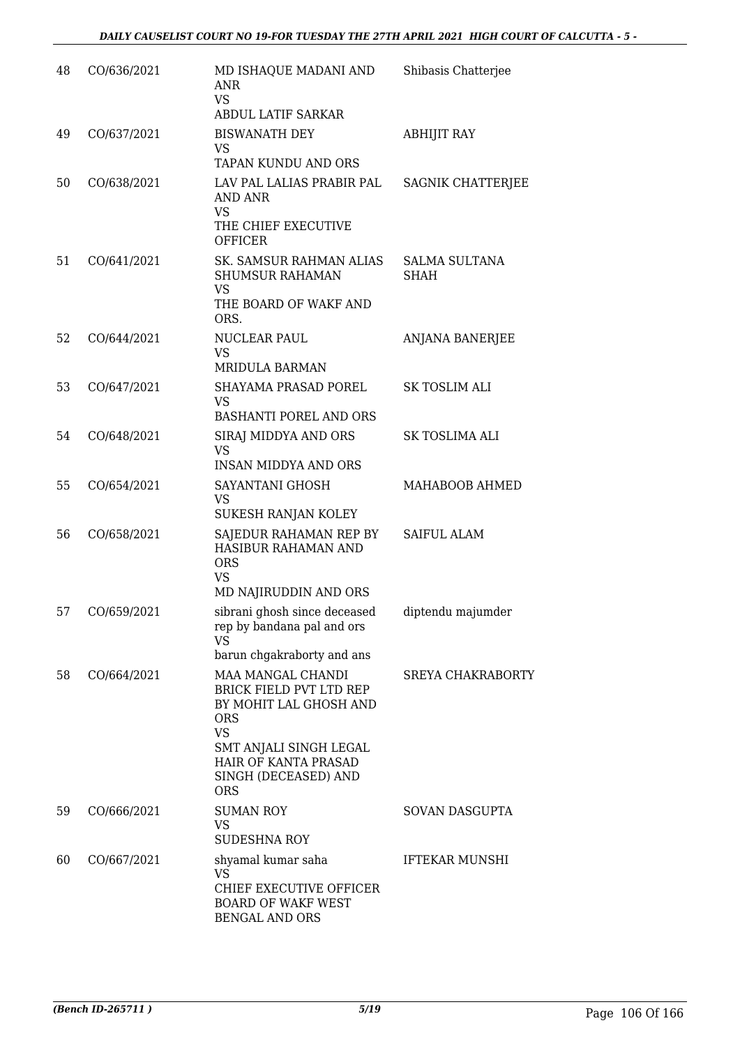| 48 | CO/636/2021 | MD ISHAQUE MADANI AND ANR<br>VS<br>ABDUL LATIF SARKAR | Shibasis Chatterjee |
|---|---|---|---|
| 49 | CO/637/2021 | BISWANATH DEY<br>VS<br>TAPAN KUNDU AND ORS | ABHIJIT RAY |
| 50 | CO/638/2021 | LAV PAL LALIAS PRABIR PAL AND ANR<br>VS<br>THE CHIEF EXECUTIVE OFFICER | SAGNIK CHATTERJEE |
| 51 | CO/641/2021 | SK. SAMSUR RAHMAN ALIAS SHUMSUR RAHAMAN<br>VS<br>THE BOARD OF WAKF AND ORS. | SALMA SULTANA SHAH |
| 52 | CO/644/2021 | NUCLEAR PAUL<br>VS<br>MRIDULA BARMAN | ANJANA BANERJEE |
| 53 | CO/647/2021 | SHAYAMA PRASAD POREL<br>VS<br>BASHANTI POREL AND ORS | SK TOSLIM ALI |
| 54 | CO/648/2021 | SIRAJ MIDDYA AND ORS<br>VS<br>INSAN MIDDYA AND ORS | SK TOSLIMA ALI |
| 55 | CO/654/2021 | SAYANTANI GHOSH<br>VS<br>SUKESH RANJAN KOLEY | MAHABOOB AHMED |
| 56 | CO/658/2021 | SAJEDUR RAHAMAN REP BY HASIBUR RAHAMAN AND ORS<br>VS<br>MD NAJIRUDDIN AND ORS | SAIFUL ALAM |
| 57 | CO/659/2021 | sibrani ghosh since deceased rep by bandana pal and ors<br>VS<br>barun chgakraborty and ans | diptendu majumder |
| 58 | CO/664/2021 | MAA MANGAL CHANDI BRICK FIELD PVT LTD REP BY MOHIT LAL GHOSH AND ORS<br>VS<br>SMT ANJALI SINGH LEGAL HAIR OF KANTA PRASAD SINGH (DECEASED) AND ORS | SREYA CHAKRABORTY |
| 59 | CO/666/2021 | SUMAN ROY<br>VS<br>SUDESHNA ROY | SOVAN DASGUPTA |
| 60 | CO/667/2021 | shyamal kumar saha<br>VS<br>CHIEF EXECUTIVE OFFICER BOARD OF WAKF WEST BENGAL AND ORS | IFTEKAR MUNSHI |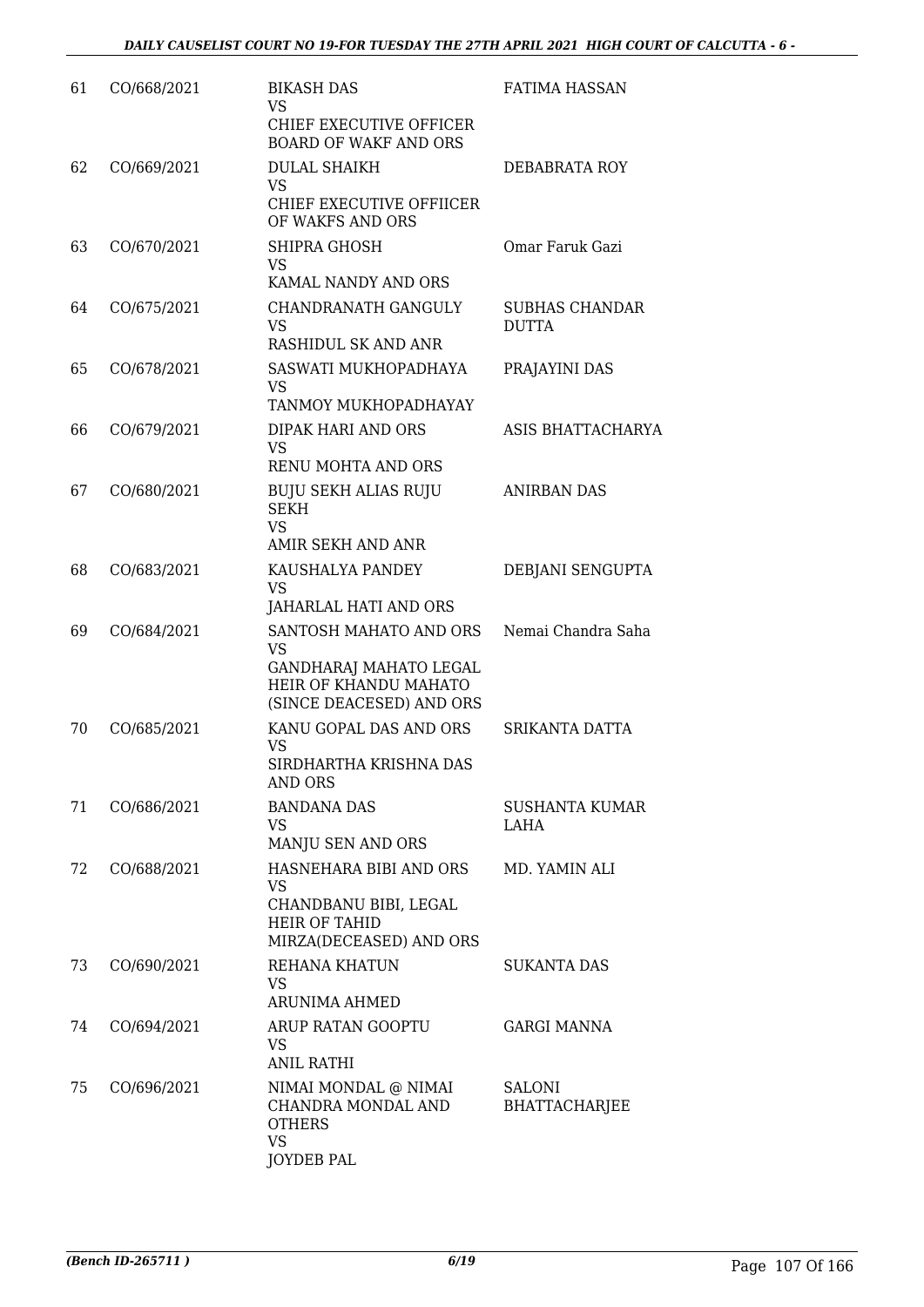| | | | |
|---|---|---|---|
| 61 | CO/668/2021 | BIKASH DAS<br>VS<br>CHIEF EXECUTIVE OFFICER BOARD OF WAKF AND ORS | FATIMA HASSAN |
| 62 | CO/669/2021 | DULAL SHAIKH<br>VS<br>CHIEF EXECUTIVE OFFIICER OF WAKFS AND ORS | DEBABRATA ROY |
| 63 | CO/670/2021 | SHIPRA GHOSH<br>VS<br>KAMAL NANDY AND ORS | Omar Faruk Gazi |
| 64 | CO/675/2021 | CHANDRANATH GANGULY<br>VS<br>RASHIDUL SK AND ANR | SUBHAS CHANDAR DUTTA |
| 65 | CO/678/2021 | SASWATI MUKHOPADHAYA<br>VS<br>TANMOY MUKHOPADHAYAY | PRAJAYINI DAS |
| 66 | CO/679/2021 | DIPAK HARI AND ORS<br>VS<br>RENU MOHTA AND ORS | ASIS BHATTACHARYA |
| 67 | CO/680/2021 | BUJU SEKH ALIAS RUJU SEKH<br>VS<br>AMIR SEKH AND ANR | ANIRBAN DAS |
| 68 | CO/683/2021 | KAUSHALYA PANDEY<br>VS<br>JAHARLAL HATI AND ORS | DEBJANI SENGUPTA |
| 69 | CO/684/2021 | SANTOSH MAHATO AND ORS<br>VS<br>GANDHARAJ MAHATO LEGAL HEIR OF KHANDU MAHATO (SINCE DEACESED) AND ORS | Nemai Chandra Saha |
| 70 | CO/685/2021 | KANU GOPAL DAS AND ORS<br>VS<br>SIRDHARTHA KRISHNA DAS AND ORS | SRIKANTA DATTA |
| 71 | CO/686/2021 | BANDANA DAS<br>VS<br>MANJU SEN AND ORS | SUSHANTA KUMAR LAHA |
| 72 | CO/688/2021 | HASNEHARA BIBI AND ORS<br>VS<br>CHANDBANU BIBI, LEGAL HEIR OF TAHID MIRZA(DECEASED) AND ORS | MD. YAMIN ALI |
| 73 | CO/690/2021 | REHANA KHATUN<br>VS<br>ARUNIMA AHMED | SUKANTA DAS |
| 74 | CO/694/2021 | ARUP RATAN GOOPTU<br>VS<br>ANIL RATHI | GARGI MANNA |
| 75 | CO/696/2021 | NIMAI MONDAL @ NIMAI CHANDRA MONDAL AND OTHERS<br>VS<br>JOYDEB PAL | SALONI BHATTACHARJEE |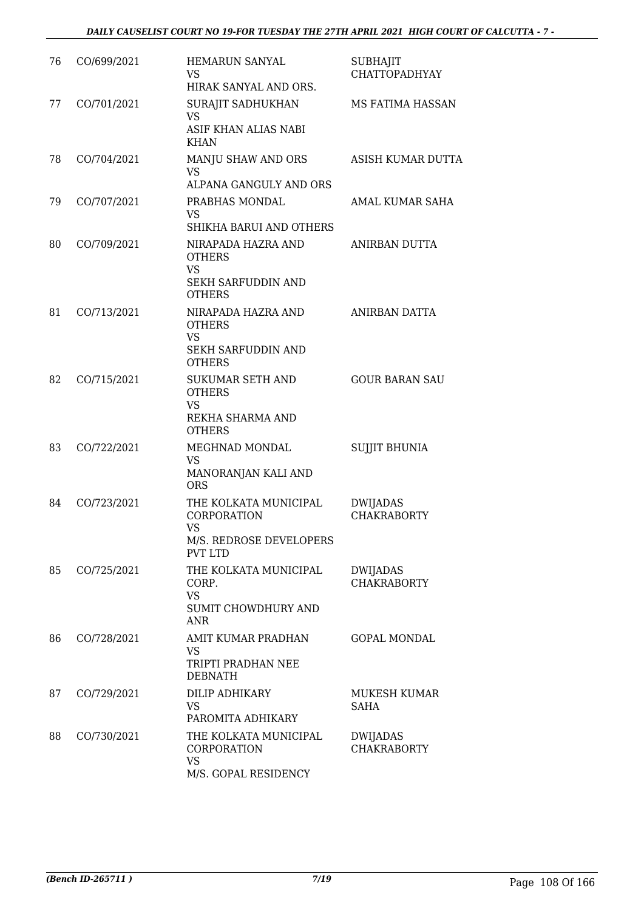| | | | |
|---|---|---|---|
| 76 | CO/699/2021 | HEMARUN SANYAL<br>VS<br>HIRAK SANYAL AND ORS. | SUBHAJIT CHATTOPADHYAY |
| 77 | CO/701/2021 | SURAJIT SADHUKHAN<br>VS<br>ASIF KHAN ALIAS NABI KHAN | MS FATIMA HASSAN |
| 78 | CO/704/2021 | MANJU SHAW AND ORS<br>VS<br>ALPANA GANGULY AND ORS | ASISH KUMAR DUTTA |
| 79 | CO/707/2021 | PRABHAS MONDAL<br>VS<br>SHIKHA BARUI AND OTHERS | AMAL KUMAR SAHA |
| 80 | CO/709/2021 | NIRAPADA HAZRA AND OTHERS<br>VS<br>SEKH SARFUDDIN AND OTHERS | ANIRBAN DUTTA |
| 81 | CO/713/2021 | NIRAPADA HAZRA AND OTHERS<br>VS<br>SEKH SARFUDDIN AND OTHERS | ANIRBAN DATTA |
| 82 | CO/715/2021 | SUKUMAR SETH AND OTHERS<br>VS<br>REKHA SHARMA AND OTHERS | GOUR BARAN SAU |
| 83 | CO/722/2021 | MEGHNAD MONDAL<br>VS<br>MANORANJAN KALI AND ORS | SUJJIT BHUNIA |
| 84 | CO/723/2021 | THE KOLKATA MUNICIPAL CORPORATION<br>VS<br>M/S. REDROSE DEVELOPERS PVT LTD | DWIJADAS CHAKRABORTY |
| 85 | CO/725/2021 | THE KOLKATA MUNICIPAL CORP.<br>VS<br>SUMIT CHOWDHURY AND ANR | DWIJADAS CHAKRABORTY |
| 86 | CO/728/2021 | AMIT KUMAR PRADHAN<br>VS<br>TRIPTI PRADHAN NEE DEBNATH | GOPAL MONDAL |
| 87 | CO/729/2021 | DILIP ADHIKARY<br>VS<br>PAROMITA ADHIKARY | MUKESH KUMAR SAHA |
| 88 | CO/730/2021 | THE KOLKATA MUNICIPAL CORPORATION<br>VS<br>M/S. GOPAL RESIDENCY | DWIJADAS CHAKRABORTY |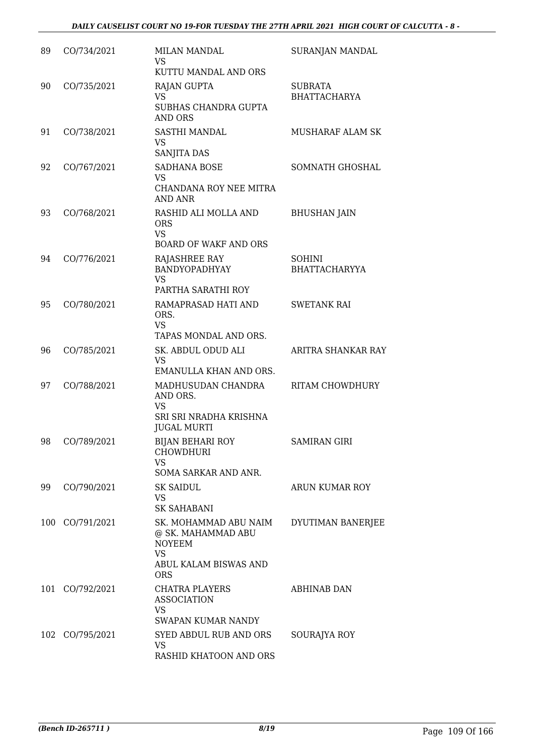| | | | |
|---|---|---|---|
| 89 | CO/734/2021 | MILAN MANDAL<br>VS<br>KUTTU MANDAL AND ORS | SURANJAN MANDAL |
| 90 | CO/735/2021 | RAJAN GUPTA<br>VS<br>SUBHAS CHANDRA GUPTA AND ORS | SUBRATA BHATTACHARYA |
| 91 | CO/738/2021 | SASTHI MANDAL<br>VS<br>SANJITA DAS | MUSHARAF ALAM SK |
| 92 | CO/767/2021 | SADHANA BOSE<br>VS<br>CHANDANA ROY NEE MITRA AND ANR | SOMNATH GHOSHAL |
| 93 | CO/768/2021 | RASHID ALI MOLLA AND ORS<br>VS<br>BOARD OF WAKF AND ORS | BHUSHAN JAIN |
| 94 | CO/776/2021 | RAJASHREE RAY BANDYOPADHYAY<br>VS<br>PARTHA SARATHI ROY | SOHINI BHATTACHARYYA |
| 95 | CO/780/2021 | RAMAPRASAD HATI AND ORS.<br>VS<br>TAPAS MONDAL AND ORS. | SWETANK RAI |
| 96 | CO/785/2021 | SK. ABDUL ODUD ALI<br>VS<br>EMANULLA KHAN AND ORS. | ARITRA SHANKAR RAY |
| 97 | CO/788/2021 | MADHUSUDAN CHANDRA AND ORS.<br>VS<br>SRI SRI NRADHA KRISHNA JUGAL MURTI | RITAM CHOWDHURY |
| 98 | CO/789/2021 | BIJAN BEHARI ROY CHOWDHURI<br>VS<br>SOMA SARKAR AND ANR. | SAMIRAN GIRI |
| 99 | CO/790/2021 | SK SAIDUL<br>VS<br>SK SAHABANI | ARUN KUMAR ROY |
| 100 | CO/791/2021 | SK. MOHAMMAD ABU NAIM @ SK. MAHAMMAD ABU NOYEEM<br>VS<br>ABUL KALAM BISWAS AND ORS | DYUTIMAN BANERJEE |
| 101 | CO/792/2021 | CHATRA PLAYERS ASSOCIATION<br>VS<br>SWAPAN KUMAR NANDY | ABHINAB DAN |
| 102 | CO/795/2021 | SYED ABDUL RUB AND ORS<br>VS<br>RASHID KHATOON AND ORS | SOURAJYA ROY |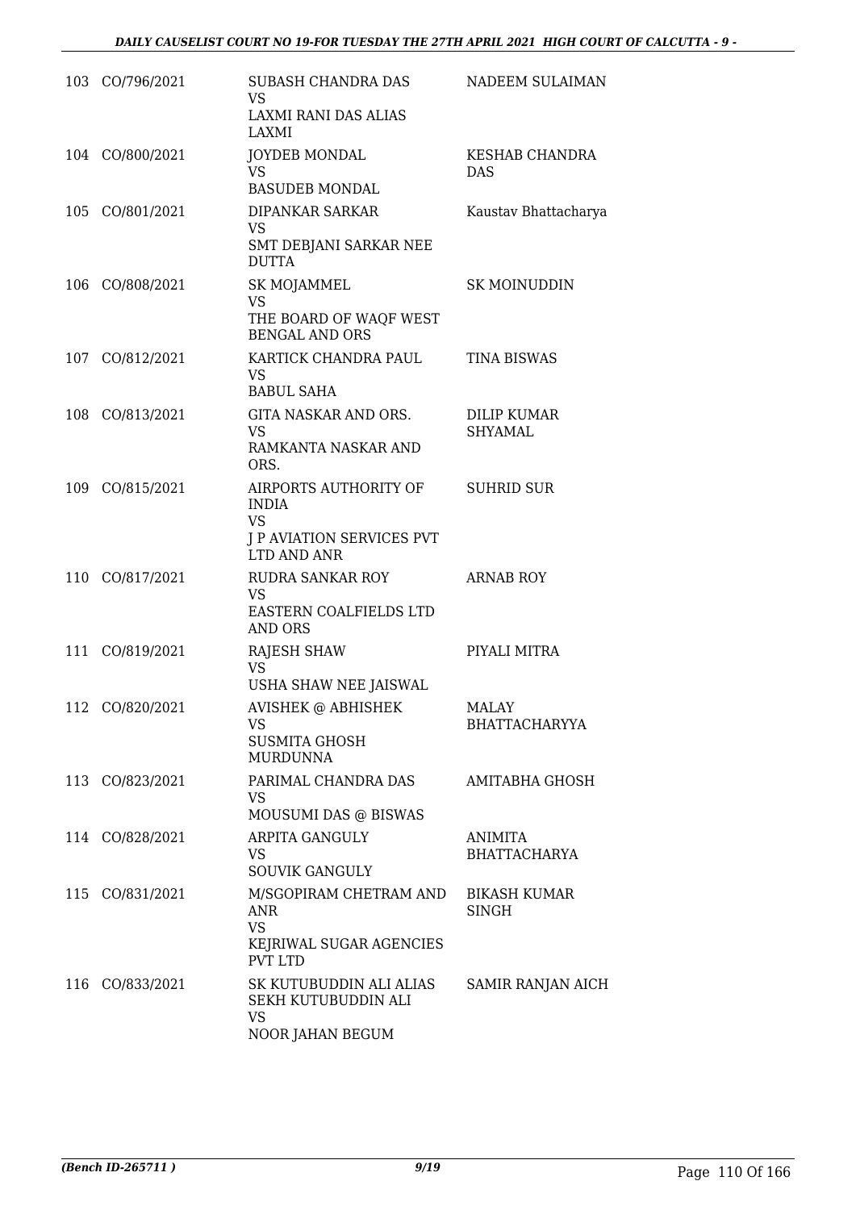| | | | |
|---|---|---|---|
| 103 | CO/796/2021 | SUBASH CHANDRA DAS<br>VS<br>LAXMI RANI DAS ALIAS LAXMI | NADEEM SULAIMAN |
| 104 | CO/800/2021 | JOYDEB MONDAL<br>VS<br>BASUDEB MONDAL | KESHAB CHANDRA DAS |
| 105 | CO/801/2021 | DIPANKAR SARKAR<br>VS<br>SMT DEBJANI SARKAR NEE DUTTA | Kaustav Bhattacharya |
| 106 | CO/808/2021 | SK MOJAMMEL<br>VS<br>THE BOARD OF WAQF WEST BENGAL AND ORS | SK MOINUDDIN |
| 107 | CO/812/2021 | KARTICK CHANDRA PAUL<br>VS<br>BABUL SAHA | TINA BISWAS |
| 108 | CO/813/2021 | GITA NASKAR AND ORS.<br>VS<br>RAMKANTA NASKAR AND ORS. | DILIP KUMAR SHYAMAL |
| 109 | CO/815/2021 | AIRPORTS AUTHORITY OF INDIA<br>VS<br>J P AVIATION SERVICES PVT LTD AND ANR | SUHRID SUR |
| 110 | CO/817/2021 | RUDRA SANKAR ROY<br>VS<br>EASTERN COALFIELDS LTD AND ORS | ARNAB ROY |
| 111 | CO/819/2021 | RAJESH SHAW<br>VS<br>USHA SHAW NEE JAISWAL | PIYALI MITRA |
| 112 | CO/820/2021 | AVISHEK @ ABHISHEK<br>VS<br>SUSMITA GHOSH MURDUNNA | MALAY BHATTACHARYYA |
| 113 | CO/823/2021 | PARIMAL CHANDRA DAS<br>VS<br>MOUSUMI DAS @ BISWAS | AMITABHA GHOSH |
| 114 | CO/828/2021 | ARPITA GANGULY<br>VS<br>SOUVIK GANGULY | ANIMITA BHATTACHARYA |
| 115 | CO/831/2021 | M/SGOPIRAM CHETRAM AND ANR<br>VS<br>KEJRIWAL SUGAR AGENCIES PVT LTD | BIKASH KUMAR SINGH |
| 116 | CO/833/2021 | SK KUTUBUDDIN ALI ALIAS SEKH KUTUBUDDIN ALI<br>VS<br>NOOR JAHAN BEGUM | SAMIR RANJAN AICH |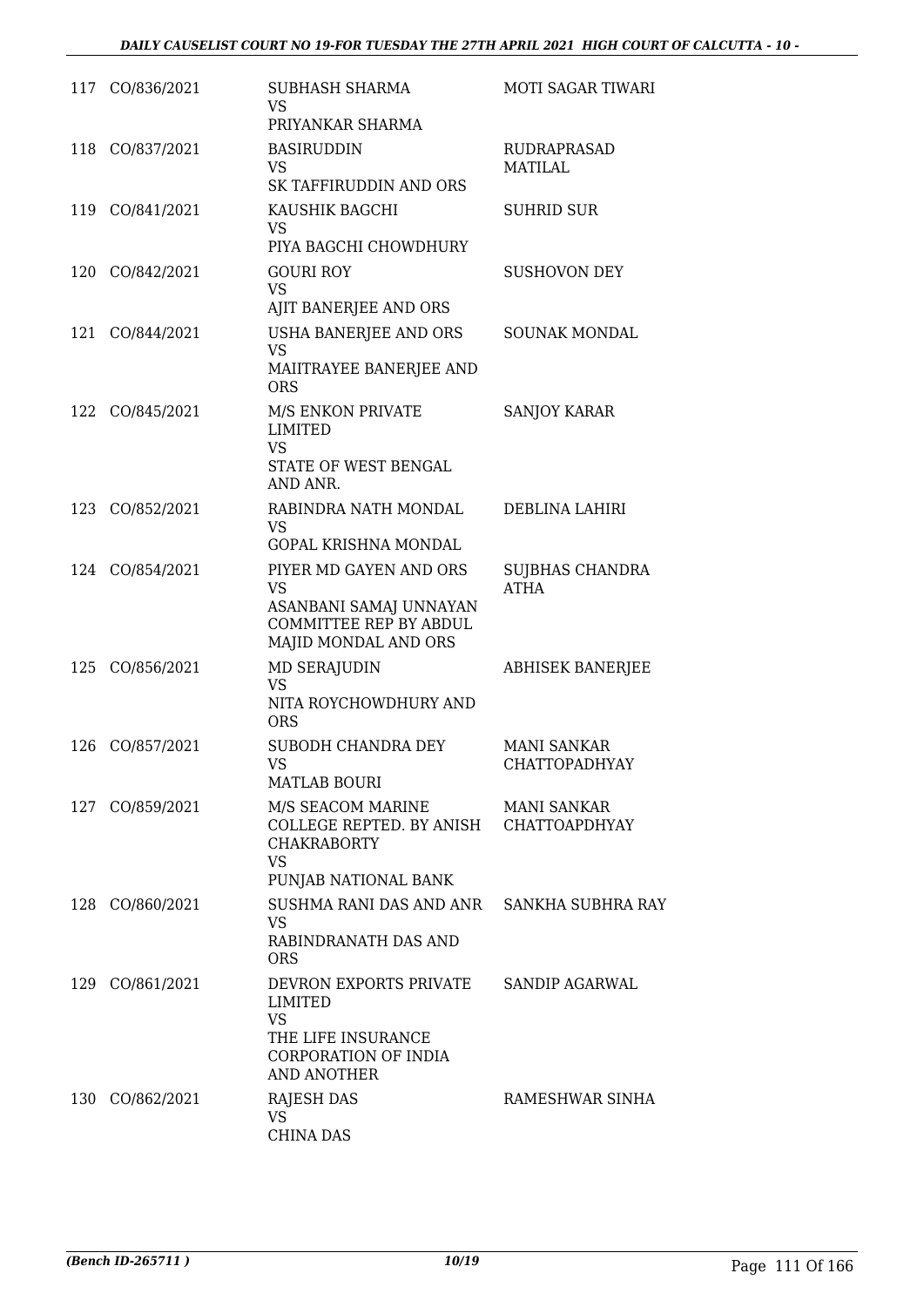| | | | |
|---|---|---|---|
| 117 | CO/836/2021 | SUBHASH SHARMA<br>VS<br>PRIYANKAR SHARMA | MOTI SAGAR TIWARI |
| 118 | CO/837/2021 | BASIRUDDIN<br>VS<br>SK TAFFIRUDDIN AND ORS | RUDRAPRASAD MATILAL |
| 119 | CO/841/2021 | KAUSHIK BAGCHI<br>VS<br>PIYA BAGCHI CHOWDHURY | SUHRID SUR |
| 120 | CO/842/2021 | GOURI ROY<br>VS<br>AJIT BANERJEE AND ORS | SUSHOVON DEY |
| 121 | CO/844/2021 | USHA BANERJEE AND ORS<br>VS<br>MAIITRAYEE BANERJEE AND ORS | SOUNAK MONDAL |
| 122 | CO/845/2021 | M/S ENKON PRIVATE LIMITED<br>VS<br>STATE OF WEST BENGAL AND ANR. | SANJOY KARAR |
| 123 | CO/852/2021 | RABINDRA NATH MONDAL<br>VS<br>GOPAL KRISHNA MONDAL | DEBLINA LAHIRI |
| 124 | CO/854/2021 | PIYER MD GAYEN AND ORS<br>VS<br>ASANBANI SAMAJ UNNAYAN COMMITTEE REP BY ABDUL MAJID MONDAL AND ORS | SUJBHAS CHANDRA ATHA |
| 125 | CO/856/2021 | MD SERAJUDIN<br>VS<br>NITA ROYCHOWDHURY AND ORS | ABHISEK BANERJEE |
| 126 | CO/857/2021 | SUBODH CHANDRA DEY<br>VS<br>MATLAB BOURI | MANI SANKAR CHATTOPADHYAY |
| 127 | CO/859/2021 | M/S SEACOM MARINE COLLEGE REPTED. BY ANISH CHAKRABORTY<br>VS<br>PUNJAB NATIONAL BANK | MANI SANKAR CHATTOAPDHYAY |
| 128 | CO/860/2021 | SUSHMA RANI DAS AND ANR<br>VS<br>RABINDRANATH DAS AND ORS | SANKHA SUBHRA RAY |
| 129 | CO/861/2021 | DEVRON EXPORTS PRIVATE LIMITED<br>VS<br>THE LIFE INSURANCE CORPORATION OF INDIA AND ANOTHER | SANDIP AGARWAL |
| 130 | CO/862/2021 | RAJESH DAS<br>VS<br>CHINA DAS | RAMESHWAR SINHA |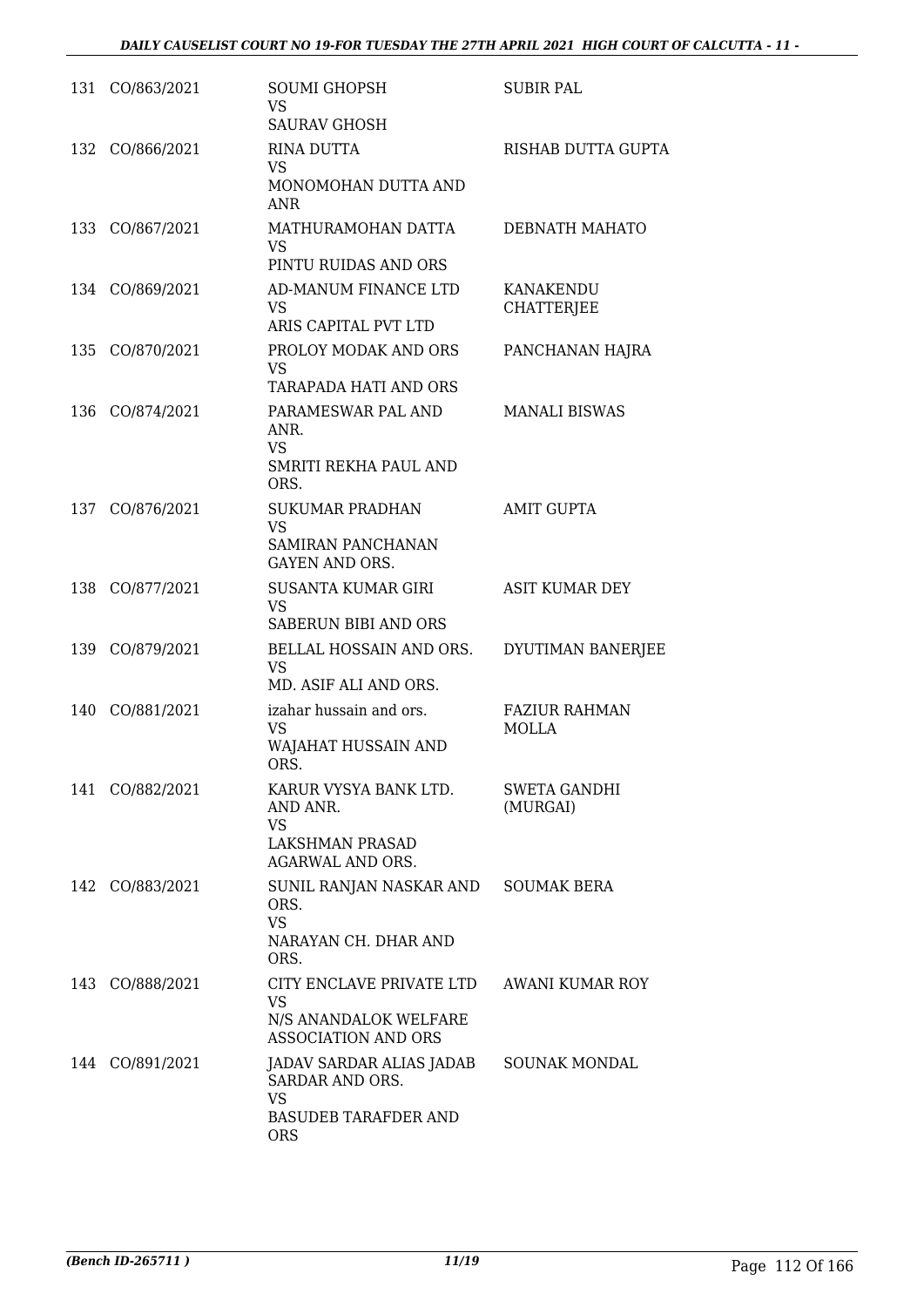| | | | |
|---|---|---|---|
| 131 | CO/863/2021 | SOUMI GHOPSH<br>VS<br>SAURAV GHOSH | SUBIR PAL |
| 132 | CO/866/2021 | RINA DUTTA<br>VS<br>MONOMOHAN DUTTA AND ANR | RISHAB DUTTA GUPTA |
| 133 | CO/867/2021 | MATHURAMOHAN DATTA<br>VS<br>PINTU RUIDAS AND ORS | DEBNATH MAHATO |
| 134 | CO/869/2021 | AD-MANUM FINANCE LTD<br>VS<br>ARIS CAPITAL PVT LTD | KANAKENDU CHATTERJEE |
| 135 | CO/870/2021 | PROLOY MODAK AND ORS<br>VS<br>TARAPADA HATI AND ORS | PANCHANAN HAJRA |
| 136 | CO/874/2021 | PARAMESWAR PAL AND ANR.<br>VS<br>SMRITI REKHA PAUL AND ORS. | MANALI BISWAS |
| 137 | CO/876/2021 | SUKUMAR PRADHAN<br>VS<br>SAMIRAN PANCHANAN GAYEN AND ORS. | AMIT GUPTA |
| 138 | CO/877/2021 | SUSANTA KUMAR GIRI<br>VS<br>SABERUN BIBI AND ORS | ASIT KUMAR DEY |
| 139 | CO/879/2021 | BELLAL HOSSAIN AND ORS.<br>VS<br>MD. ASIF ALI AND ORS. | DYUTIMAN BANERJEE |
| 140 | CO/881/2021 | izahar hussain and ors.<br>VS<br>WAJAHAT HUSSAIN AND ORS. | FAZIUR RAHMAN MOLLA |
| 141 | CO/882/2021 | KARUR VYSYA BANK LTD. AND ANR.<br>VS<br>LAKSHMAN PRASAD AGARWAL AND ORS. | SWETA GANDHI (MURGAI) |
| 142 | CO/883/2021 | SUNIL RANJAN NASKAR AND ORS.<br>VS<br>NARAYAN CH. DHAR AND ORS. | SOUMAK BERA |
| 143 | CO/888/2021 | CITY ENCLAVE PRIVATE LTD<br>VS<br>N/S ANANDALOK WELFARE ASSOCIATION AND ORS | AWANI KUMAR ROY |
| 144 | CO/891/2021 | JADAV SARDAR ALIAS JADAB SARDAR AND ORS.<br>VS<br>BASUDEB TARAFDER AND ORS | SOUNAK MONDAL |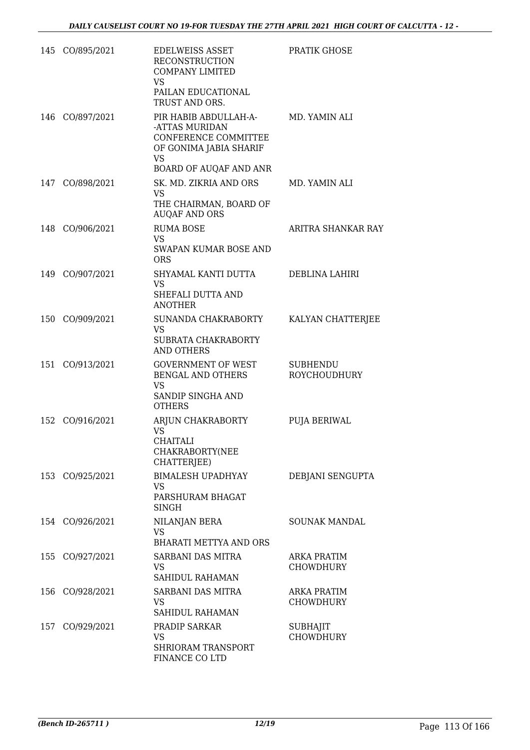| | | | |
|---|---|---|---|
| 145 | CO/895/2021 | EDELWEISS ASSET RECONSTRUCTION COMPANY LIMITED<br>VS<br>PAILAN EDUCATIONAL TRUST AND ORS. | PRATIK GHOSE |
| 146 | CO/897/2021 | PIR HABIB ABDULLAH-A--ATTAS MURIDAN CONFERENCE COMMITTEE OF GONIMA JABIA SHARIF<br>VS<br>BOARD OF AUQAF AND ANR | MD. YAMIN ALI |
| 147 | CO/898/2021 | SK. MD. ZIKRIA AND ORS<br>VS<br>THE CHAIRMAN, BOARD OF AUQAF AND ORS | MD. YAMIN ALI |
| 148 | CO/906/2021 | RUMA BOSE<br>VS<br>SWAPAN KUMAR BOSE AND ORS | ARITRA SHANKAR RAY |
| 149 | CO/907/2021 | SHYAMAL KANTI DUTTA<br>VS<br>SHEFALI DUTTA AND ANOTHER | DEBLINA LAHIRI |
| 150 | CO/909/2021 | SUNANDA CHAKRABORTY<br>VS<br>SUBRATA CHAKRABORTY AND OTHERS | KALYAN CHATTERJEE |
| 151 | CO/913/2021 | GOVERNMENT OF WEST BENGAL AND OTHERS<br>VS<br>SANDIP SINGHA AND OTHERS | SUBHENDU ROYCHOUDHURY |
| 152 | CO/916/2021 | ARJUN CHAKRABORTY<br>VS<br>CHAITALI CHAKRABORTY(NEE CHATTERJEE) | PUJA BERIWAL |
| 153 | CO/925/2021 | BIMALESH UPADHYAY<br>VS<br>PARSHURAM BHAGAT SINGH | DEBJANI SENGUPTA |
| 154 | CO/926/2021 | NILANJAN BERA<br>VS<br>BHARATI METTYA AND ORS | SOUNAK MANDAL |
| 155 | CO/927/2021 | SARBANI DAS MITRA<br>VS<br>SAHIDUL RAHAMAN | ARKA PRATIM CHOWDHURY |
| 156 | CO/928/2021 | SARBANI DAS MITRA<br>VS<br>SAHIDUL RAHAMAN | ARKA PRATIM CHOWDHURY |
| 157 | CO/929/2021 | PRADIP SARKAR<br>VS<br>SHRIORAM TRANSPORT FINANCE CO LTD | SUBHAJIT CHOWDHURY |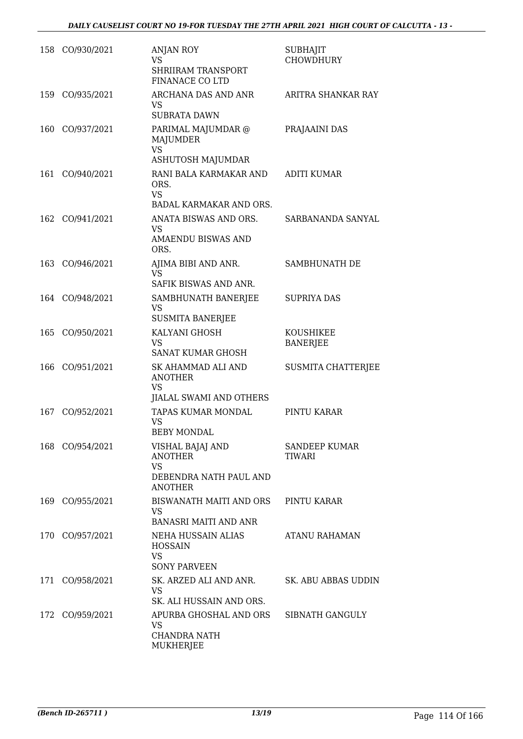| | | | |
|---|---|---|---|
| 158 | CO/930/2021 | ANJAN ROY<br>VS<br>SHRIIRAM TRANSPORT FINANACE CO LTD | SUBHAJIT CHOWDHURY |
| 159 | CO/935/2021 | ARCHANA DAS AND ANR<br>VS<br>SUBRATA DAWN | ARITRA SHANKAR RAY |
| 160 | CO/937/2021 | PARIMAL MAJUMDAR @ MAJUMDER<br>VS<br>ASHUTOSH MAJUMDAR | PRAJAAINI DAS |
| 161 | CO/940/2021 | RANI BALA KARMAKAR AND ORS.<br>VS<br>BADAL KARMAKAR AND ORS. | ADITI KUMAR |
| 162 | CO/941/2021 | ANATA BISWAS AND ORS.<br>VS<br>AMAENDU BISWAS AND ORS. | SARBANANDA SANYAL |
| 163 | CO/946/2021 | AJIMA BIBI AND ANR.<br>VS<br>SAFIK BISWAS AND ANR. | SAMBHUNATH DE |
| 164 | CO/948/2021 | SAMBHUNATH BANERJEE<br>VS<br>SUSMITA BANERJEE | SUPRIYA DAS |
| 165 | CO/950/2021 | KALYANI GHOSH<br>VS<br>SANAT KUMAR GHOSH | KOUSHIKEE BANERJEE |
| 166 | CO/951/2021 | SK AHAMMAD ALI AND ANOTHER<br>VS<br>JIALAL SWAMI AND OTHERS | SUSMITA CHATTERJEE |
| 167 | CO/952/2021 | TAPAS KUMAR MONDAL<br>VS<br>BEBY MONDAL | PINTU KARAR |
| 168 | CO/954/2021 | VISHAL BAJAJ AND ANOTHER<br>VS<br>DEBENDRA NATH PAUL AND ANOTHER | SANDEEP KUMAR TIWARI |
| 169 | CO/955/2021 | BISWANATH MAITI AND ORS<br>VS<br>BANASRI MAITI AND ANR | PINTU KARAR |
| 170 | CO/957/2021 | NEHA HUSSAIN ALIAS HOSSAIN<br>VS<br>SONY PARVEEN | ATANU RAHAMAN |
| 171 | CO/958/2021 | SK. ARZED ALI AND ANR.<br>VS<br>SK. ALI HUSSAIN AND ORS. | SK. ABU ABBAS UDDIN |
| 172 | CO/959/2021 | APURBA GHOSHAL AND ORS<br>VS<br>CHANDRA NATH MUKHERJEE | SIBNATH GANGULY |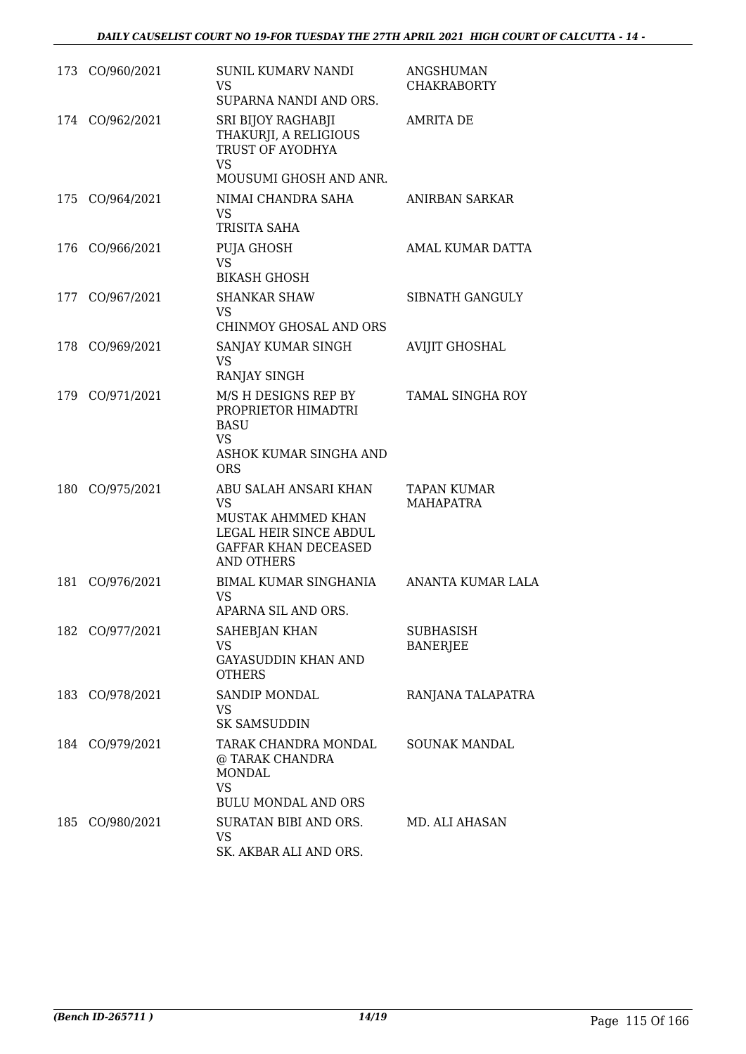| | | | |
|---|---|---|---|
| 173 | CO/960/2021 | SUNIL KUMARV NANDI<br>VS<br>SUPARNA NANDI AND ORS. | ANGSHUMAN CHAKRABORTY |
| 174 | CO/962/2021 | SRI BIJOY RAGHABJI THAKURJI, A RELIGIOUS TRUST OF AYODHYA<br>VS<br>MOUSUMI GHOSH AND ANR. | AMRITA DE |
| 175 | CO/964/2021 | NIMAI CHANDRA SAHA<br>VS<br>TRISITA SAHA | ANIRBAN SARKAR |
| 176 | CO/966/2021 | PUJA GHOSH<br>VS<br>BIKASH GHOSH | AMAL KUMAR DATTA |
| 177 | CO/967/2021 | SHANKAR SHAW<br>VS<br>CHINMOY GHOSAL AND ORS | SIBNATH GANGULY |
| 178 | CO/969/2021 | SANJAY KUMAR SINGH<br>VS<br>RANJAY SINGH | AVIJIT GHOSHAL |
| 179 | CO/971/2021 | M/S H DESIGNS REP BY PROPRIETOR HIMADTRI BASU<br>VS<br>ASHOK KUMAR SINGHA AND ORS | TAMAL SINGHA ROY |
| 180 | CO/975/2021 | ABU SALAH ANSARI KHAN<br>VS<br>MUSTAK AHMMED KHAN LEGAL HEIR SINCE ABDUL GAFFAR KHAN DECEASED AND OTHERS | TAPAN KUMAR MAHAPATRA |
| 181 | CO/976/2021 | BIMAL KUMAR SINGHANIA<br>VS<br>APARNA SIL AND ORS. | ANANTA KUMAR LALA |
| 182 | CO/977/2021 | SAHEBJAN KHAN<br>VS<br>GAYASUDDIN KHAN AND OTHERS | SUBHASISH BANERJEE |
| 183 | CO/978/2021 | SANDIP MONDAL<br>VS<br>SK SAMSUDDIN | RANJANA TALAPATRA |
| 184 | CO/979/2021 | TARAK CHANDRA MONDAL @ TARAK CHANDRA MONDAL<br>VS<br>BULU MONDAL AND ORS | SOUNAK MANDAL |
| 185 | CO/980/2021 | SURATAN BIBI AND ORS.<br>VS<br>SK. AKBAR ALI AND ORS. | MD. ALI AHASAN |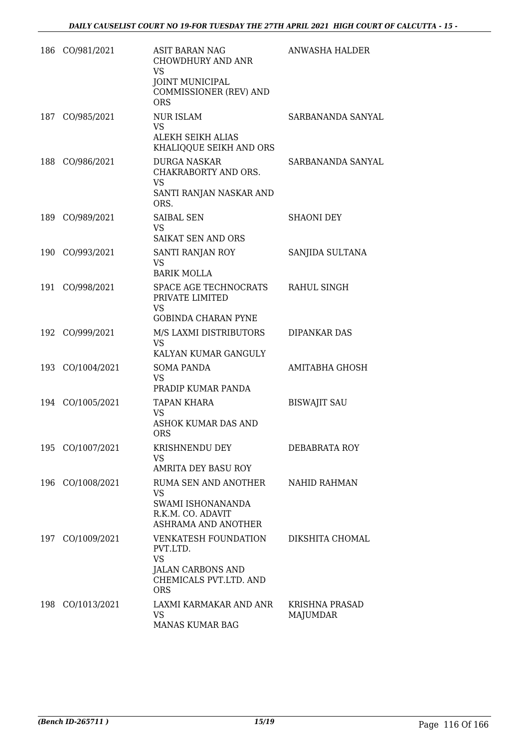| | | | |
|---|---|---|---|
| 186 | CO/981/2021 | ASIT BARAN NAG CHOWDHURY AND ANR<br>VS<br>JOINT MUNICIPAL COMMISSIONER (REV) AND ORS | ANWASHA HALDER |
| 187 | CO/985/2021 | NUR ISLAM<br>VS<br>ALEKH SEIKH ALIAS KHALIQQUE SEIKH AND ORS | SARBANANDA SANYAL |
| 188 | CO/986/2021 | DURGA NASKAR CHAKRABORTY AND ORS.<br>VS<br>SANTI RANJAN NASKAR AND ORS. | SARBANANDA SANYAL |
| 189 | CO/989/2021 | SAIBAL SEN<br>VS<br>SAIKAT SEN AND ORS | SHAONI DEY |
| 190 | CO/993/2021 | SANTI RANJAN ROY<br>VS<br>BARIK MOLLA | SANJIDA SULTANA |
| 191 | CO/998/2021 | SPACE AGE TECHNOCRATS PRIVATE LIMITED<br>VS<br>GOBINDA CHARAN PYNE | RAHUL SINGH |
| 192 | CO/999/2021 | M/S LAXMI DISTRIBUTORS<br>VS<br>KALYAN KUMAR GANGULY | DIPANKAR DAS |
| 193 | CO/1004/2021 | SOMA PANDA<br>VS<br>PRADIP KUMAR PANDA | AMITABHA GHOSH |
| 194 | CO/1005/2021 | TAPAN KHARA<br>VS<br>ASHOK KUMAR DAS AND ORS | BISWAJIT SAU |
| 195 | CO/1007/2021 | KRISHNENDU DEY<br>VS<br>AMRITA DEY BASU ROY | DEBABRATA ROY |
| 196 | CO/1008/2021 | RUMA SEN AND ANOTHER<br>VS<br>SWAMI ISHONANANDA R.K.M. CO. ADAVIT ASHRAMA AND ANOTHER | NAHID RAHMAN |
| 197 | CO/1009/2021 | VENKATESH FOUNDATION PVT.LTD.<br>VS<br>JALAN CARBONS AND CHEMICALS PVT.LTD. AND ORS | DIKSHITA CHOMAL |
| 198 | CO/1013/2021 | LAXMI KARMAKAR AND ANR<br>VS<br>MANAS KUMAR BAG | KRISHNA PRASAD MAJUMDAR |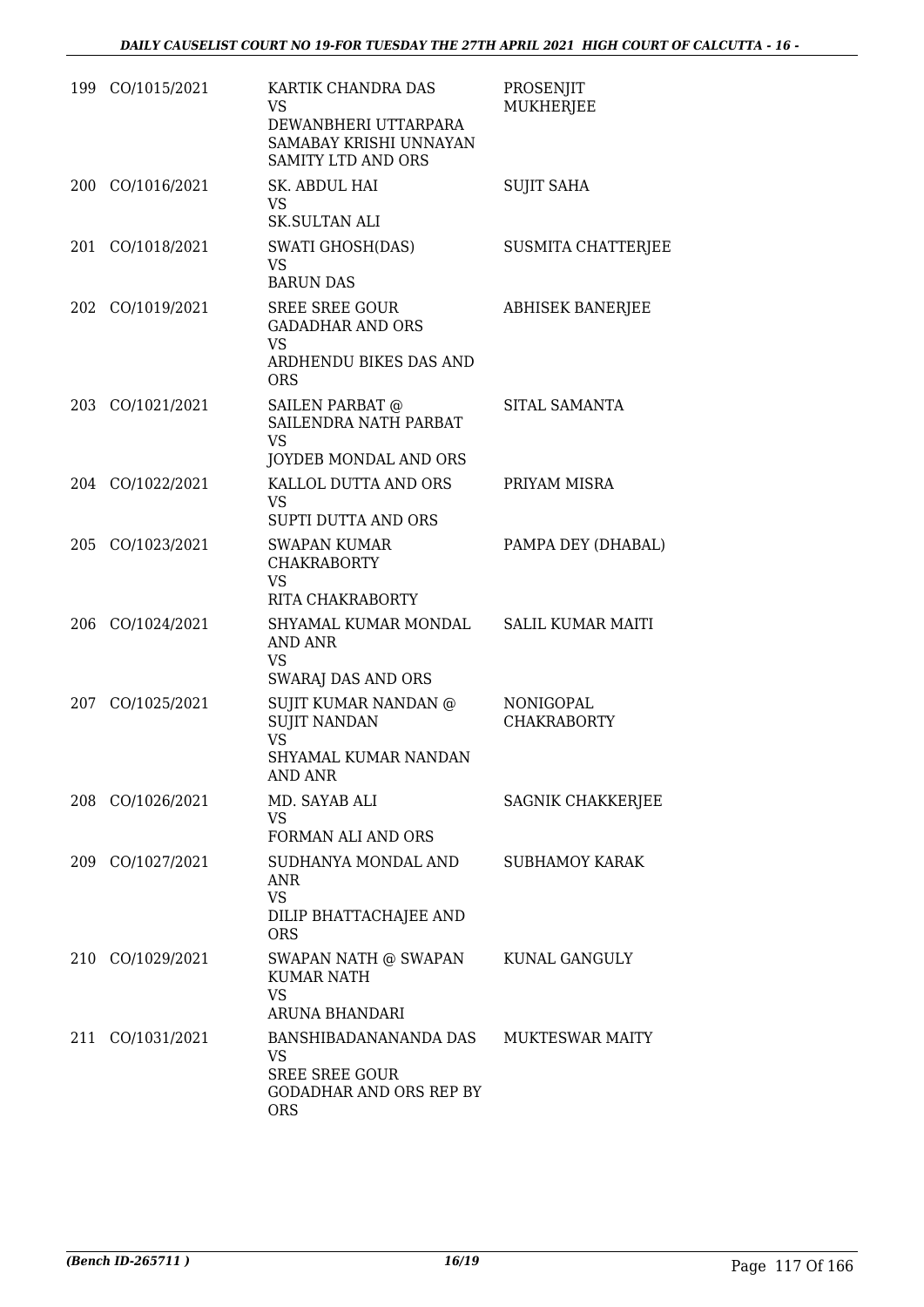| | | | |
|---|---|---|---|
| 199 | CO/1015/2021 | KARTIK CHANDRA DAS<br>VS<br>DEWANBHERI UTTARPARA SAMABAY KRISHI UNNAYAN SAMITY LTD AND ORS | PROSENJIT MUKHERJEE |
| 200 | CO/1016/2021 | SK. ABDUL HAI<br>VS<br>SK.SULTAN ALI | SUJIT SAHA |
| 201 | CO/1018/2021 | SWATI GHOSH(DAS)<br>VS<br>BARUN DAS | SUSMITA CHATTERJEE |
| 202 | CO/1019/2021 | SREE SREE GOUR GADADHAR AND ORS<br>VS<br>ARDHENDU BIKES DAS AND ORS | ABHISEK BANERJEE |
| 203 | CO/1021/2021 | SAILEN PARBAT @ SAILENDRA NATH PARBAT<br>VS<br>JOYDEB MONDAL AND ORS | SITAL SAMANTA |
| 204 | CO/1022/2021 | KALLOL DUTTA AND ORS<br>VS<br>SUPTI DUTTA AND ORS | PRIYAM MISRA |
| 205 | CO/1023/2021 | SWAPAN KUMAR CHAKRABORTY<br>VS<br>RITA CHAKRABORTY | PAMPA DEY (DHABAL) |
| 206 | CO/1024/2021 | SHYAMAL KUMAR MONDAL AND ANR<br>VS<br>SWARAJ DAS AND ORS | SALIL KUMAR MAITI |
| 207 | CO/1025/2021 | SUJIT KUMAR NANDAN @ SUJIT NANDAN<br>VS<br>SHYAMAL KUMAR NANDAN AND ANR | NONIGOPAL CHAKRABORTY |
| 208 | CO/1026/2021 | MD. SAYAB ALI<br>VS<br>FORMAN ALI AND ORS | SAGNIK CHAKKERJEE |
| 209 | CO/1027/2021 | SUDHANYA MONDAL AND ANR<br>VS<br>DILIP BHATTACHAJEE AND ORS | SUBHAMOY KARAK |
| 210 | CO/1029/2021 | SWAPAN NATH @ SWAPAN KUMAR NATH<br>VS<br>ARUNA BHANDARI | KUNAL GANGULY |
| 211 | CO/1031/2021 | BANSHIBADANANANDA DAS<br>VS<br>SREE SREE GOUR GODADHAR AND ORS REP BY ORS | MUKTESWAR MAITY |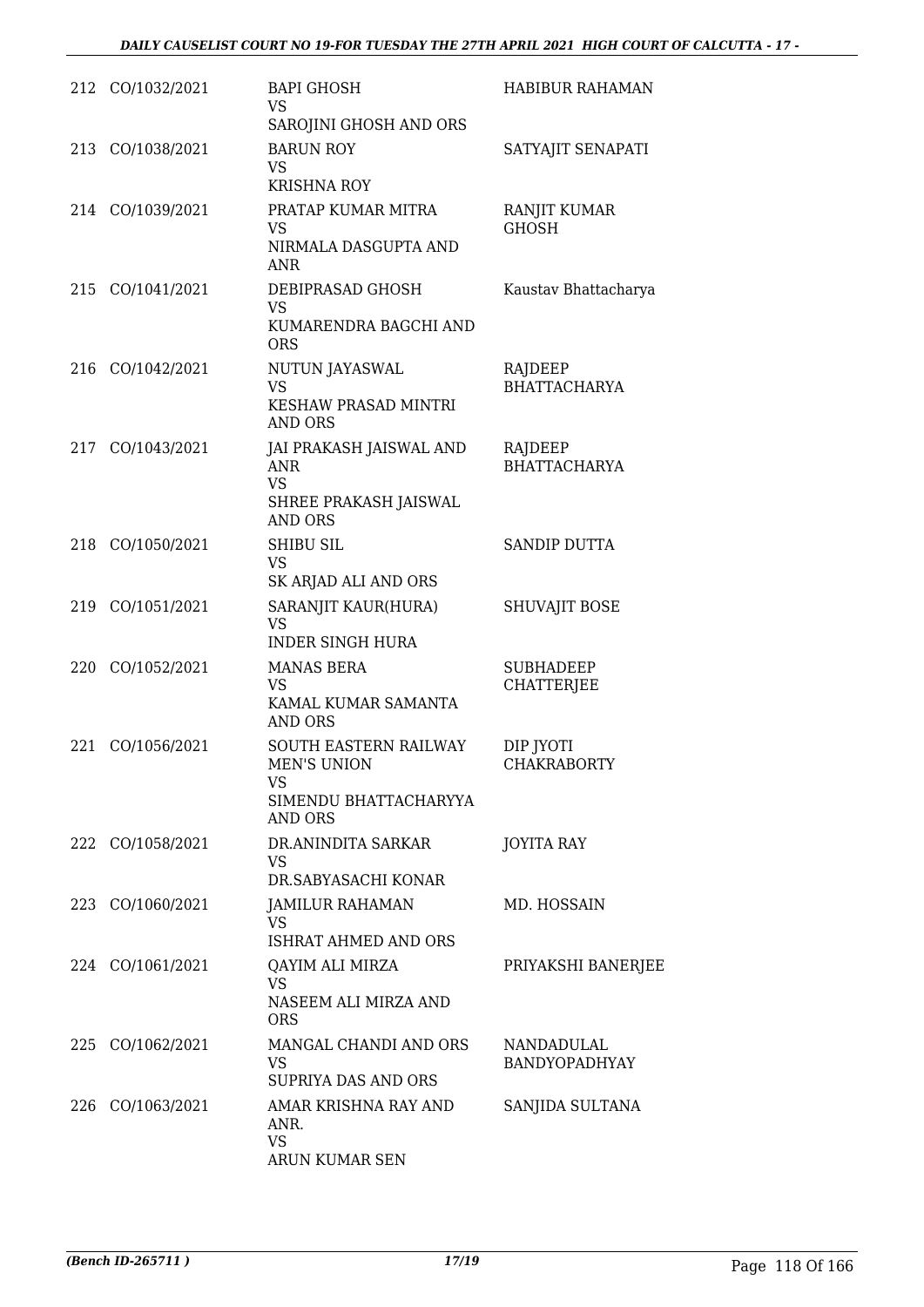| | | | |
|---|---|---|---|
| 212 | CO/1032/2021 | BAPI GHOSH<br>VS<br>SAROJINI GHOSH AND ORS | HABIBUR RAHAMAN |
| 213 | CO/1038/2021 | BARUN ROY<br>VS<br>KRISHNA ROY | SATYAJIT SENAPATI |
| 214 | CO/1039/2021 | PRATAP KUMAR MITRA<br>VS<br>NIRMALA DASGUPTA AND ANR | RANJIT KUMAR GHOSH |
| 215 | CO/1041/2021 | DEBIPRASAD GHOSH<br>VS<br>KUMARENDRA BAGCHI AND ORS | Kaustav Bhattacharya |
| 216 | CO/1042/2021 | NUTUN JAYASWAL<br>VS<br>KESHAW PRASAD MINTRI AND ORS | RAJDEEP BHATTACHARYA |
| 217 | CO/1043/2021 | JAI PRAKASH JAISWAL AND ANR<br>VS<br>SHREE PRAKASH JAISWAL AND ORS | RAJDEEP BHATTACHARYA |
| 218 | CO/1050/2021 | SHIBU SIL<br>VS<br>SK ARJAD ALI AND ORS | SANDIP DUTTA |
| 219 | CO/1051/2021 | SARANJIT KAUR(HURA)<br>VS<br>INDER SINGH HURA | SHUVAJIT BOSE |
| 220 | CO/1052/2021 | MANAS BERA<br>VS<br>KAMAL KUMAR SAMANTA AND ORS | SUBHADEEP CHATTERJEE |
| 221 | CO/1056/2021 | SOUTH EASTERN RAILWAY MEN'S UNION<br>VS<br>SIMENDU BHATTACHARYYA AND ORS | DIP JYOTI CHAKRABORTY |
| 222 | CO/1058/2021 | DR.ANINDITA SARKAR<br>VS<br>DR.SABYASACHI KONAR | JOYITA RAY |
| 223 | CO/1060/2021 | JAMILUR RAHAMAN<br>VS<br>ISHRAT AHMED AND ORS | MD. HOSSAIN |
| 224 | CO/1061/2021 | QAYIM ALI MIRZA<br>VS<br>NASEEM ALI MIRZA AND ORS | PRIYAKSHI BANERJEE |
| 225 | CO/1062/2021 | MANGAL CHANDI AND ORS<br>VS<br>SUPRIYA DAS AND ORS | NANDADULAL BANDYOPADHYAY |
| 226 | CO/1063/2021 | AMAR KRISHNA RAY AND ANR.<br>VS<br>ARUN KUMAR SEN | SANJIDA SULTANA |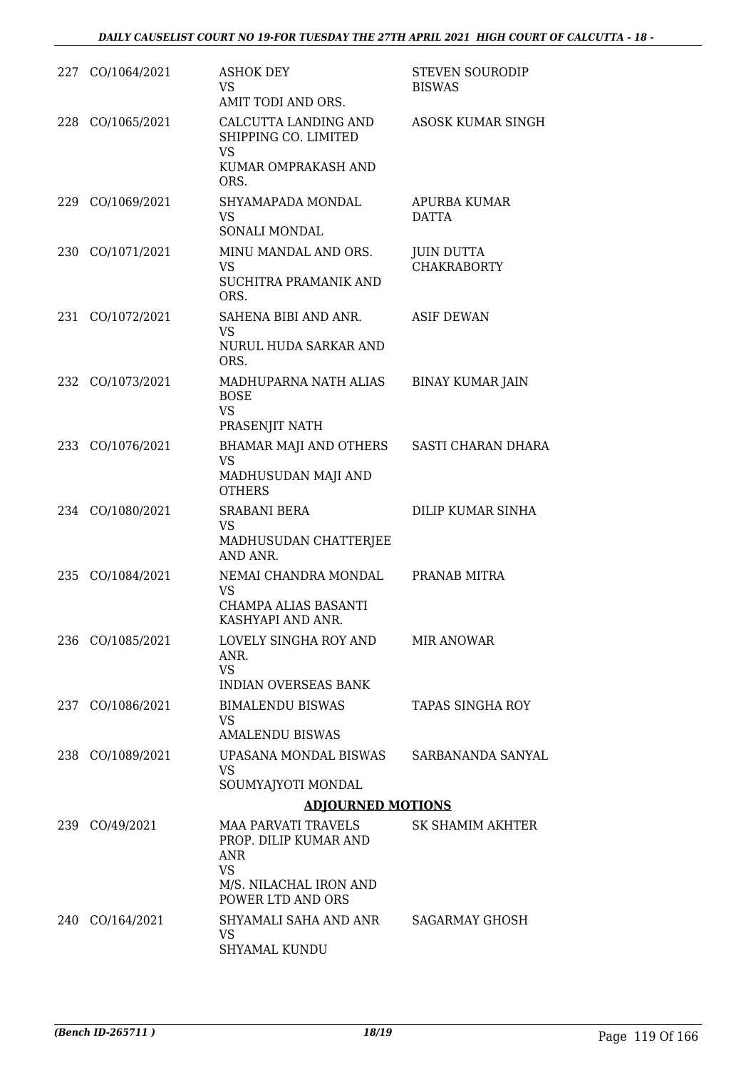| | | | |
|---|---|---|---|
| 227 | CO/1064/2021 | ASHOK DEY<br>VS<br>AMIT TODI AND ORS. | STEVEN SOURODIP BISWAS |
| 228 | CO/1065/2021 | CALCUTTA LANDING AND SHIPPING CO. LIMITED<br>VS<br>KUMAR OMPRAKASH AND ORS. | ASOSK KUMAR SINGH |
| 229 | CO/1069/2021 | SHYAMAPADA MONDAL<br>VS<br>SONALI MONDAL | APURBA KUMAR DATTA |
| 230 | CO/1071/2021 | MINU MANDAL AND ORS.<br>VS<br>SUCHITRA PRAMANIK AND ORS. | JUIN DUTTA CHAKRABORTY |
| 231 | CO/1072/2021 | SAHENA BIBI AND ANR.<br>VS<br>NURUL HUDA SARKAR AND ORS. | ASIF DEWAN |
| 232 | CO/1073/2021 | MADHUPARNA NATH ALIAS BOSE<br>VS<br>PRASENJIT NATH | BINAY KUMAR JAIN |
| 233 | CO/1076/2021 | BHAMAR MAJI AND OTHERS<br>VS<br>MADHUSUDAN MAJI AND OTHERS | SASTI CHARAN DHARA |
| 234 | CO/1080/2021 | SRABANI BERA<br>VS<br>MADHUSUDAN CHATTERJEE AND ANR. | DILIP KUMAR SINHA |
| 235 | CO/1084/2021 | NEMAI CHANDRA MONDAL<br>VS<br>CHAMPA ALIAS BASANTI KASHYAPI AND ANR. | PRANAB MITRA |
| 236 | CO/1085/2021 | LOVELY SINGHA ROY AND ANR.<br>VS<br>INDIAN OVERSEAS BANK | MIR ANOWAR |
| 237 | CO/1086/2021 | BIMALENDU BISWAS<br>VS<br>AMALENDU BISWAS | TAPAS SINGHA ROY |
| 238 | CO/1089/2021 | UPASANA MONDAL BISWAS<br>VS<br>SOUMYAJYOTI MONDAL | SARBANANDA SANYAL |

**ADJOURNED MOTIONS**

| | | | |
|---|---|---|---|
| 239 | CO/49/2021 | MAA PARVATI TRAVELS PROP. DILIP KUMAR AND ANR<br>VS<br>M/S. NILACHAL IRON AND POWER LTD AND ORS | SK SHAMIM AKHTER |
| 240 | CO/164/2021 | SHYAMALI SAHA AND ANR<br>VS<br>SHYAMAL KUNDU | SAGARMAY GHOSH |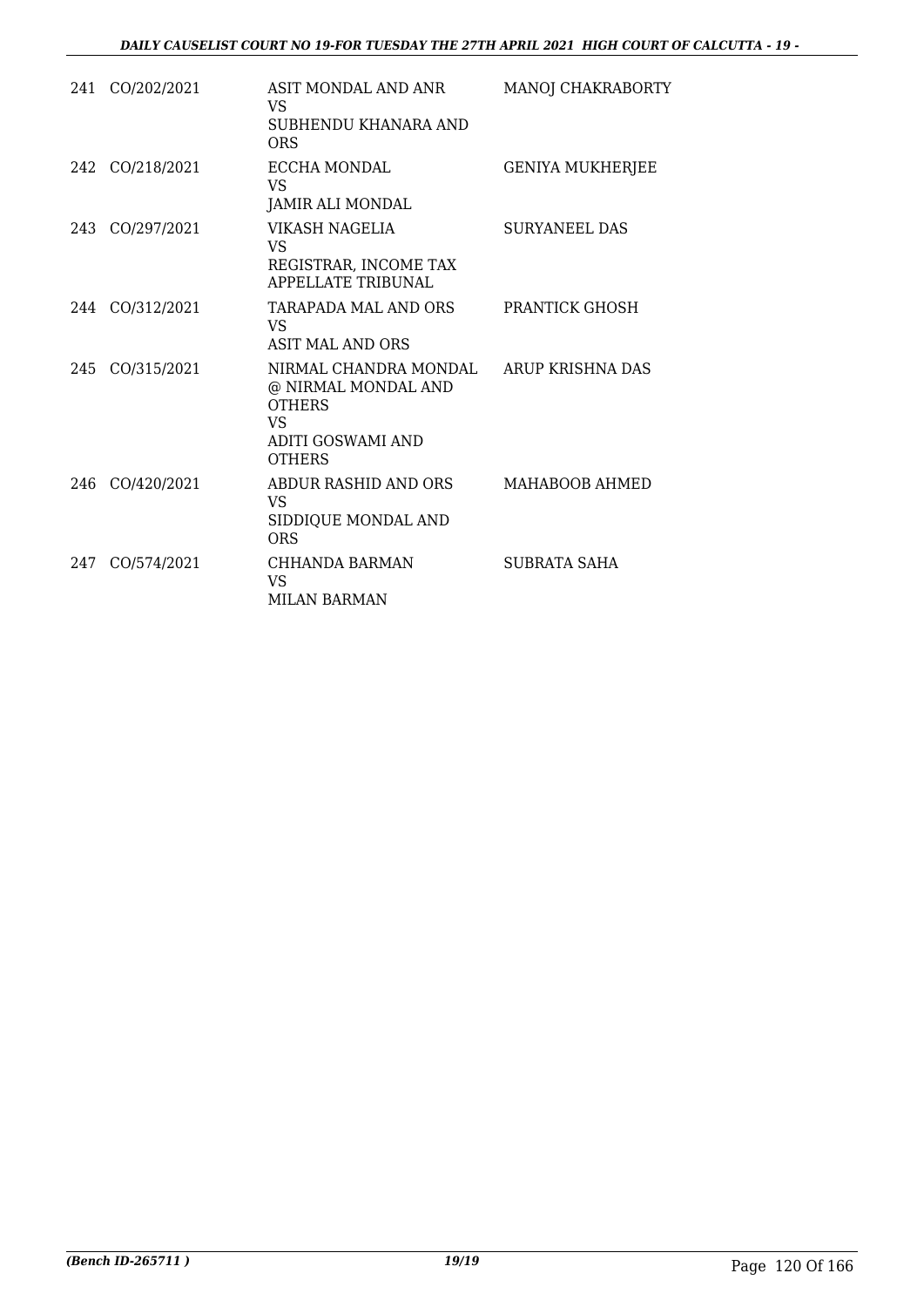| | | | |
|---|---|---|---|
| 241 | CO/202/2021 | ASIT MONDAL AND ANR<br>VS<br>SUBHENDU KHANARA AND ORS | MANOJ CHAKRABORTY |
| 242 | CO/218/2021 | ECCHA MONDAL<br>VS<br>JAMIR ALI MONDAL | GENIYA MUKHERJEE |
| 243 | CO/297/2021 | VIKASH NAGELIA<br>VS<br>REGISTRAR, INCOME TAX APPELLATE TRIBUNAL | SURYANEEL DAS |
| 244 | CO/312/2021 | TARAPADA MAL AND ORS<br>VS<br>ASIT MAL AND ORS | PRANTICK GHOSH |
| 245 | CO/315/2021 | NIRMAL CHANDRA MONDAL @ NIRMAL MONDAL AND OTHERS<br>VS<br>ADITI GOSWAMI AND OTHERS | ARUP KRISHNA DAS |
| 246 | CO/420/2021 | ABDUR RASHID AND ORS<br>VS<br>SIDDIQUE MONDAL AND ORS | MAHABOOB AHMED |
| 247 | CO/574/2021 | CHHANDA BARMAN<br>VS<br>MILAN BARMAN | SUBRATA SAHA |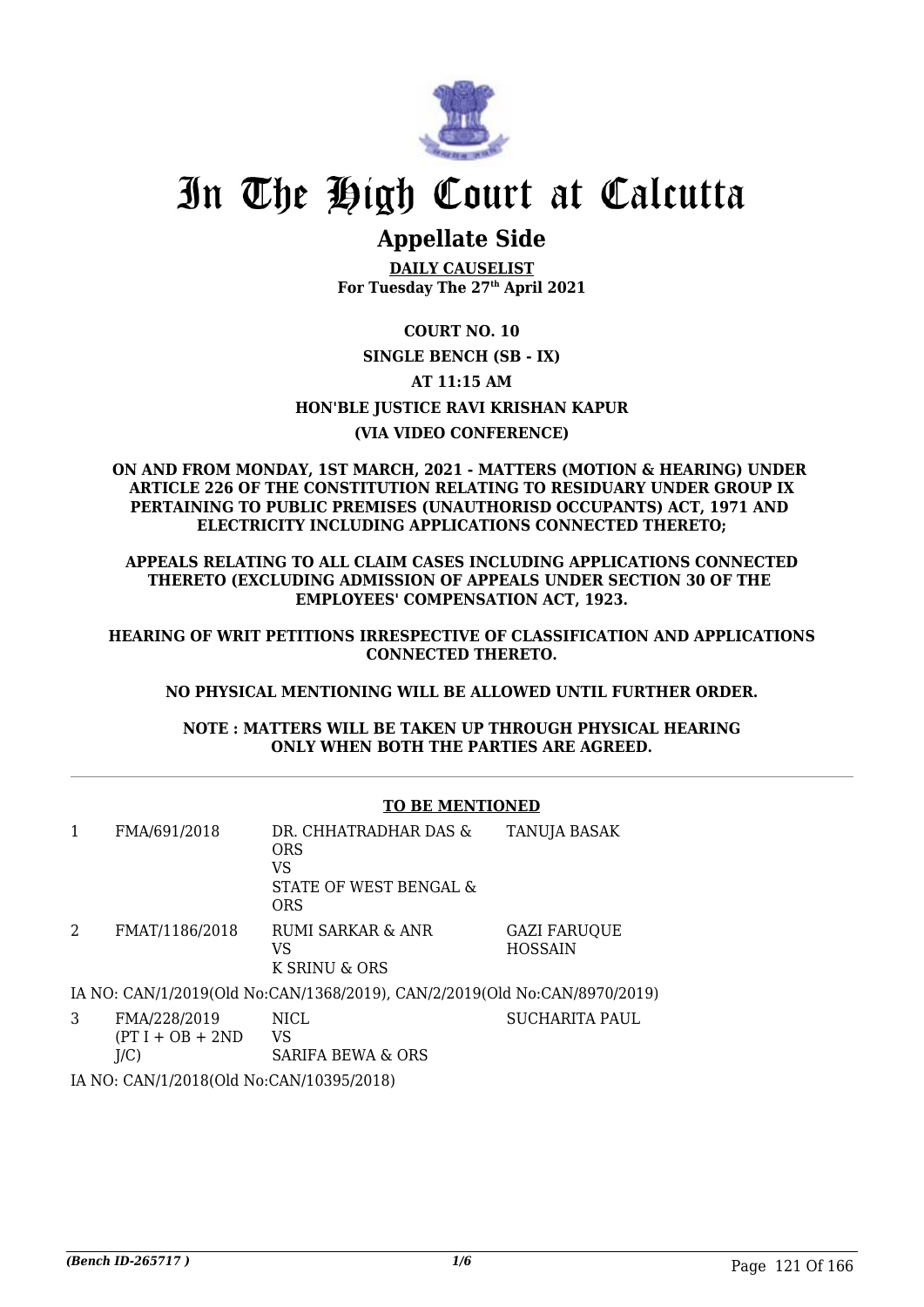# In The High Court at Calcutta

## Appellate Side

**DAILY CAUSELIST**
**For Tuesday The 27th April 2021**

**COURT NO. 10**

**SINGLE BENCH (SB - IX)**

**AT 11:15 AM**

**HON'BLE JUSTICE RAVI KRISHAN KAPUR**

**(VIA VIDEO CONFERENCE)**

**ON AND FROM MONDAY, 1ST MARCH, 2021 - MATTERS (MOTION & HEARING) UNDER ARTICLE 226 OF THE CONSTITUTION RELATING TO RESIDUARY UNDER GROUP IX PERTAINING TO PUBLIC PREMISES (UNAUTHORISD OCCUPANTS) ACT, 1971 AND ELECTRICITY INCLUDING APPLICATIONS CONNECTED THERETO;**

**APPEALS RELATING TO ALL CLAIM CASES INCLUDING APPLICATIONS CONNECTED THERETO (EXCLUDING ADMISSION OF APPEALS UNDER SECTION 30 OF THE EMPLOYEES' COMPENSATION ACT, 1923.**

**HEARING OF WRIT PETITIONS IRRESPECTIVE OF CLASSIFICATION AND APPLICATIONS CONNECTED THERETO.**

**NO PHYSICAL MENTIONING WILL BE ALLOWED UNTIL FURTHER ORDER.**

**NOTE : MATTERS WILL BE TAKEN UP THROUGH PHYSICAL HEARING ONLY WHEN BOTH THE PARTIES ARE AGREED.**

**TO BE MENTIONED**

| | | | |
|---|---|---|---|
| 1 | FMA/691/2018 | DR. CHHATRADHAR DAS & ORS<br>VS<br>STATE OF WEST BENGAL & ORS | TANUJA BASAK |
| 2 | FMAT/1186/2018 | RUMI SARKAR & ANR<br>VS<br>K SRINU & ORS | GAZI FARUQUE HOSSAIN |

IA NO: CAN/1/2019(Old No:CAN/1368/2019), CAN/2/2019(Old No:CAN/8970/2019)

| | | | |
|---|---|---|---|
| 3 | FMA/228/2019<br>(PT I + OB + 2ND J/C) | NICL<br>VS<br>SARIFA BEWA & ORS | SUCHARITA PAUL |

IA NO: CAN/1/2018(Old No:CAN/10395/2018)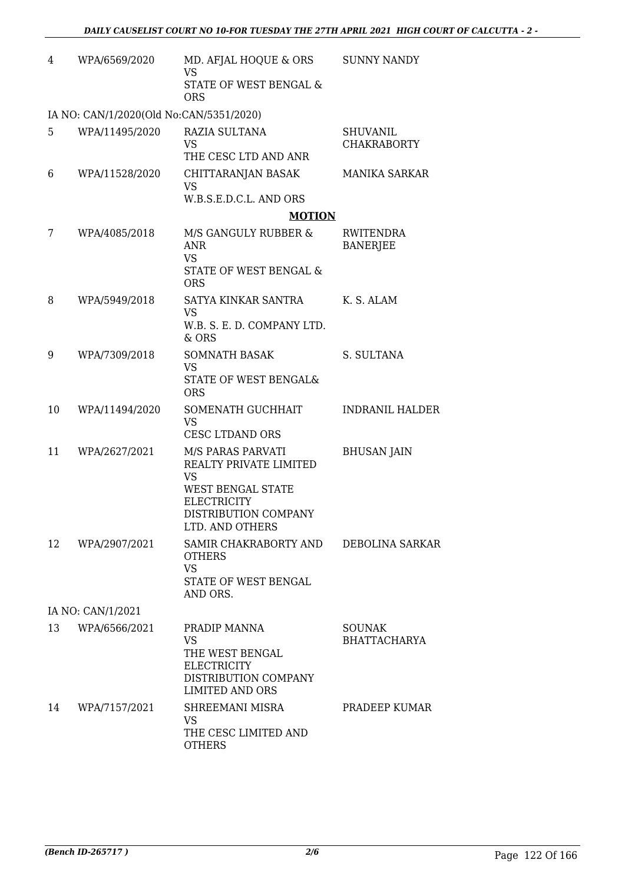| | | | |
|---|---|---|---|
| 4 | WPA/6569/2020 | MD. AFJAL HOQUE & ORS<br>VS<br>STATE OF WEST BENGAL & ORS | SUNNY NANDY |
| IA NO: CAN/1/2020(Old No:CAN/5351/2020) | | | |
| 5 | WPA/11495/2020 | RAZIA SULTANA<br>VS<br>THE CESC LTD AND ANR | SHUVANIL CHAKRABORTY |
| 6 | WPA/11528/2020 | CHITTARANJAN BASAK<br>VS<br>W.B.S.E.D.C.L. AND ORS | MANIKA SARKAR |

**MOTION**

| | | | |
|---|---|---|---|
| 7 | WPA/4085/2018 | M/S GANGULY RUBBER & ANR<br>VS<br>STATE OF WEST BENGAL & ORS | RWITENDRA BANERJEE |
| 8 | WPA/5949/2018 | SATYA KINKAR SANTRA<br>VS<br>W.B. S. E. D. COMPANY LTD. & ORS | K. S. ALAM |
| 9 | WPA/7309/2018 | SOMNATH BASAK<br>VS<br>STATE OF WEST BENGAL& ORS | S. SULTANA |
| 10 | WPA/11494/2020 | SOMENATH GUCHHAIT<br>VS<br>CESC LTDAND ORS | INDRANIL HALDER |
| 11 | WPA/2627/2021 | M/S PARAS PARVATI REALTY PRIVATE LIMITED<br>VS<br>WEST BENGAL STATE ELECTRICITY DISTRIBUTION COMPANY LTD. AND OTHERS | BHUSAN JAIN |
| 12 | WPA/2907/2021 | SAMIR CHAKRABORTY AND OTHERS<br>VS<br>STATE OF WEST BENGAL AND ORS. | DEBOLINA SARKAR |
| IA NO: CAN/1/2021 | | | |
| 13 | WPA/6566/2021 | PRADIP MANNA<br>VS<br>THE WEST BENGAL ELECTRICITY DISTRIBUTION COMPANY LIMITED AND ORS | SOUNAK BHATTACHARYA |
| 14 | WPA/7157/2021 | SHREEMANI MISRA<br>VS<br>THE CESC LIMITED AND OTHERS | PRADEEP KUMAR |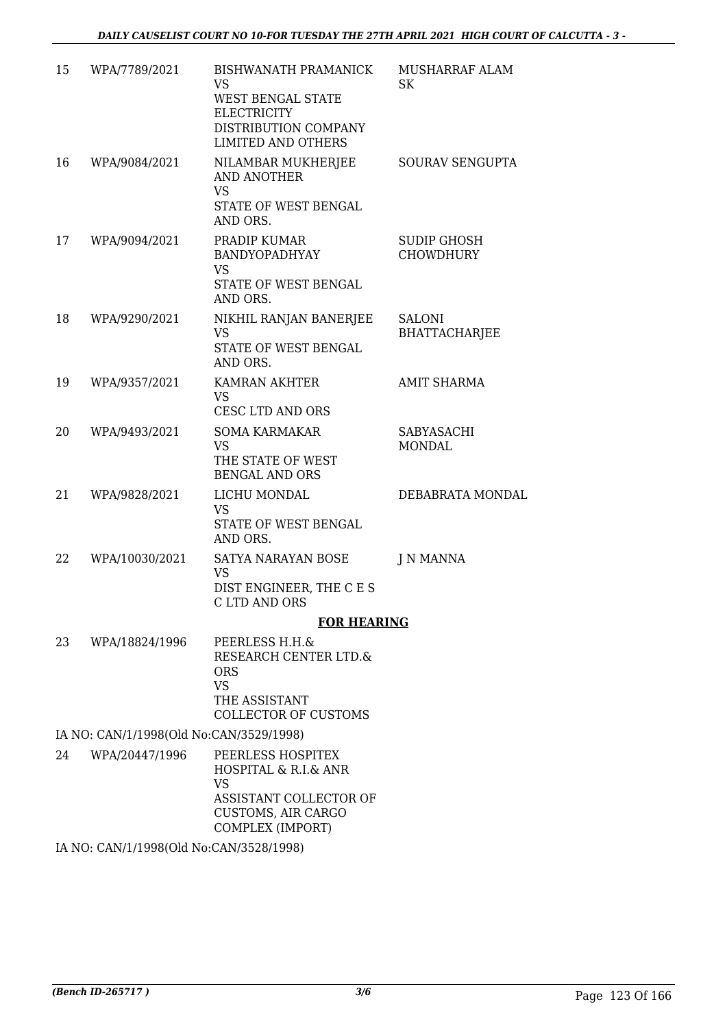| | | | |
|---|---|---|---|
| 15 | WPA/7789/2021 | BISHWANATH PRAMANICK<br>VS<br>WEST BENGAL STATE ELECTRICITY DISTRIBUTION COMPANY LIMITED AND OTHERS | MUSHARRAF ALAM SK |
| 16 | WPA/9084/2021 | NILAMBAR MUKHERJEE AND ANOTHER<br>VS<br>STATE OF WEST BENGAL AND ORS. | SOURAV SENGUPTA |
| 17 | WPA/9094/2021 | PRADIP KUMAR BANDYOPADHYAY<br>VS<br>STATE OF WEST BENGAL AND ORS. | SUDIP GHOSH CHOWDHURY |
| 18 | WPA/9290/2021 | NIKHIL RANJAN BANERJEE<br>VS<br>STATE OF WEST BENGAL AND ORS. | SALONI BHATTACHARJEE |
| 19 | WPA/9357/2021 | KAMRAN AKHTER<br>VS<br>CESC LTD AND ORS | AMIT SHARMA |
| 20 | WPA/9493/2021 | SOMA KARMAKAR<br>VS<br>THE STATE OF WEST BENGAL AND ORS | SABYASACHI MONDAL |
| 21 | WPA/9828/2021 | LICHU MONDAL<br>VS<br>STATE OF WEST BENGAL AND ORS. | DEBABRATA MONDAL |
| 22 | WPA/10030/2021 | SATYA NARAYAN BOSE<br>VS<br>DIST ENGINEER, THE C E S C LTD AND ORS | J N MANNA |

**FOR HEARING**

| | | | |
|---|---|---|---|
| 23 | WPA/18824/1996 | PEERLESS H.H.& RESEARCH CENTER LTD.& ORS<br>VS<br>THE ASSISTANT COLLECTOR OF CUSTOMS | |

IA NO: CAN/1/1998(Old No:CAN/3529/1998)

| | | | |
|---|---|---|---|
| 24 | WPA/20447/1996 | PEERLESS HOSPITEX HOSPITAL & R.I.& ANR<br>VS<br>ASSISTANT COLLECTOR OF CUSTOMS, AIR CARGO COMPLEX (IMPORT) | |

IA NO: CAN/1/1998(Old No:CAN/3528/1998)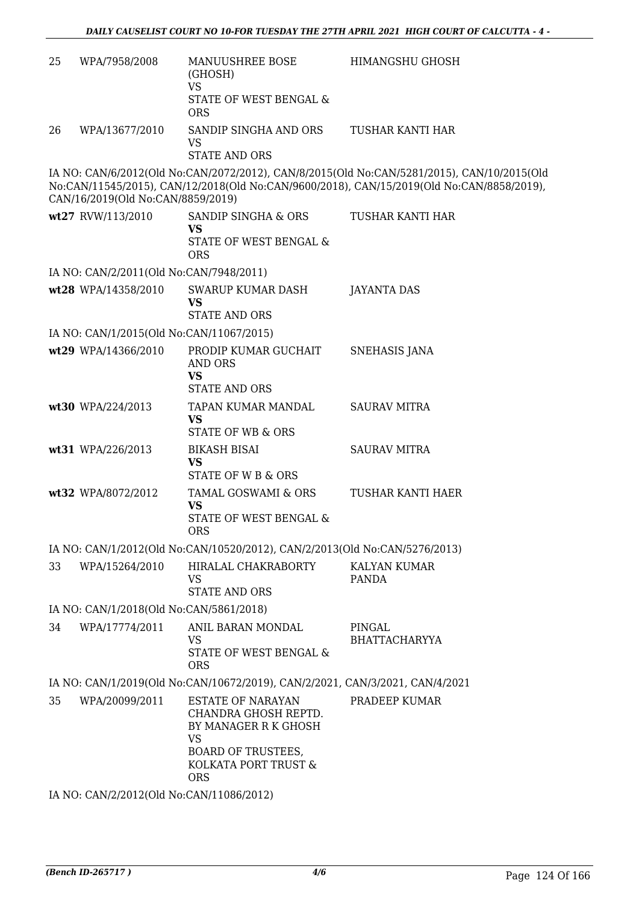| | | | |
|---|---|---|---|
| 25 | WPA/7958/2008 | MANUUSHREE BOSE (GHOSH)<br>VS<br>STATE OF WEST BENGAL & ORS | HIMANGSHU GHOSH |
| 26 | WPA/13677/2010 | SANDIP SINGHA AND ORS<br>VS<br>STATE AND ORS | TUSHAR KANTI HAR |

IA NO: CAN/6/2012(Old No:CAN/2072/2012), CAN/8/2015(Old No:CAN/5281/2015), CAN/10/2015(Old No:CAN/11545/2015), CAN/12/2018(Old No:CAN/9600/2018), CAN/15/2019(Old No:CAN/8858/2019), CAN/16/2019(Old No:CAN/8859/2019)

| | | | |
|---|---|---|---|
| wt27 | RVW/113/2010 | SANDIP SINGHA & ORS<br>**VS**<br>STATE OF WEST BENGAL & ORS | TUSHAR KANTI HAR |

IA NO: CAN/2/2011(Old No:CAN/7948/2011)

| | | | |
|---|---|---|---|
| wt28 | WPA/14358/2010 | SWARUP KUMAR DASH<br>**VS**<br>STATE AND ORS | JAYANTA DAS |

IA NO: CAN/1/2015(Old No:CAN/11067/2015)

| | | | |
|---|---|---|---|
| wt29 | WPA/14366/2010 | PRODIP KUMAR GUCHAIT AND ORS<br>**VS**<br>STATE AND ORS | SNEHASIS JANA |
| wt30 | WPA/224/2013 | TAPAN KUMAR MANDAL<br>**VS**<br>STATE OF WB & ORS | SAURAV MITRA |
| wt31 | WPA/226/2013 | BIKASH BISAI<br>**VS**<br>STATE OF W B & ORS | SAURAV MITRA |
| wt32 | WPA/8072/2012 | TAMAL GOSWAMI & ORS<br>**VS**<br>STATE OF WEST BENGAL & ORS | TUSHAR KANTI HAER |

IA NO: CAN/1/2012(Old No:CAN/10520/2012), CAN/2/2013(Old No:CAN/5276/2013)

| | | | |
|---|---|---|---|
| 33 | WPA/15264/2010 | HIRALAL CHAKRABORTY<br>VS<br>STATE AND ORS | KALYAN KUMAR PANDA |

IA NO: CAN/1/2018(Old No:CAN/5861/2018)

| | | | |
|---|---|---|---|
| 34 | WPA/17774/2011 | ANIL BARAN MONDAL<br>VS<br>STATE OF WEST BENGAL & ORS | PINGAL BHATTACHARYYA |

IA NO: CAN/1/2019(Old No:CAN/10672/2019), CAN/2/2021, CAN/3/2021, CAN/4/2021

| | | | |
|---|---|---|---|
| 35 | WPA/20099/2011 | ESTATE OF NARAYAN CHANDRA GHOSH REPTD. BY MANAGER R K GHOSH<br>VS<br>BOARD OF TRUSTEES, KOLKATA PORT TRUST & ORS | PRADEEP KUMAR |

IA NO: CAN/2/2012(Old No:CAN/11086/2012)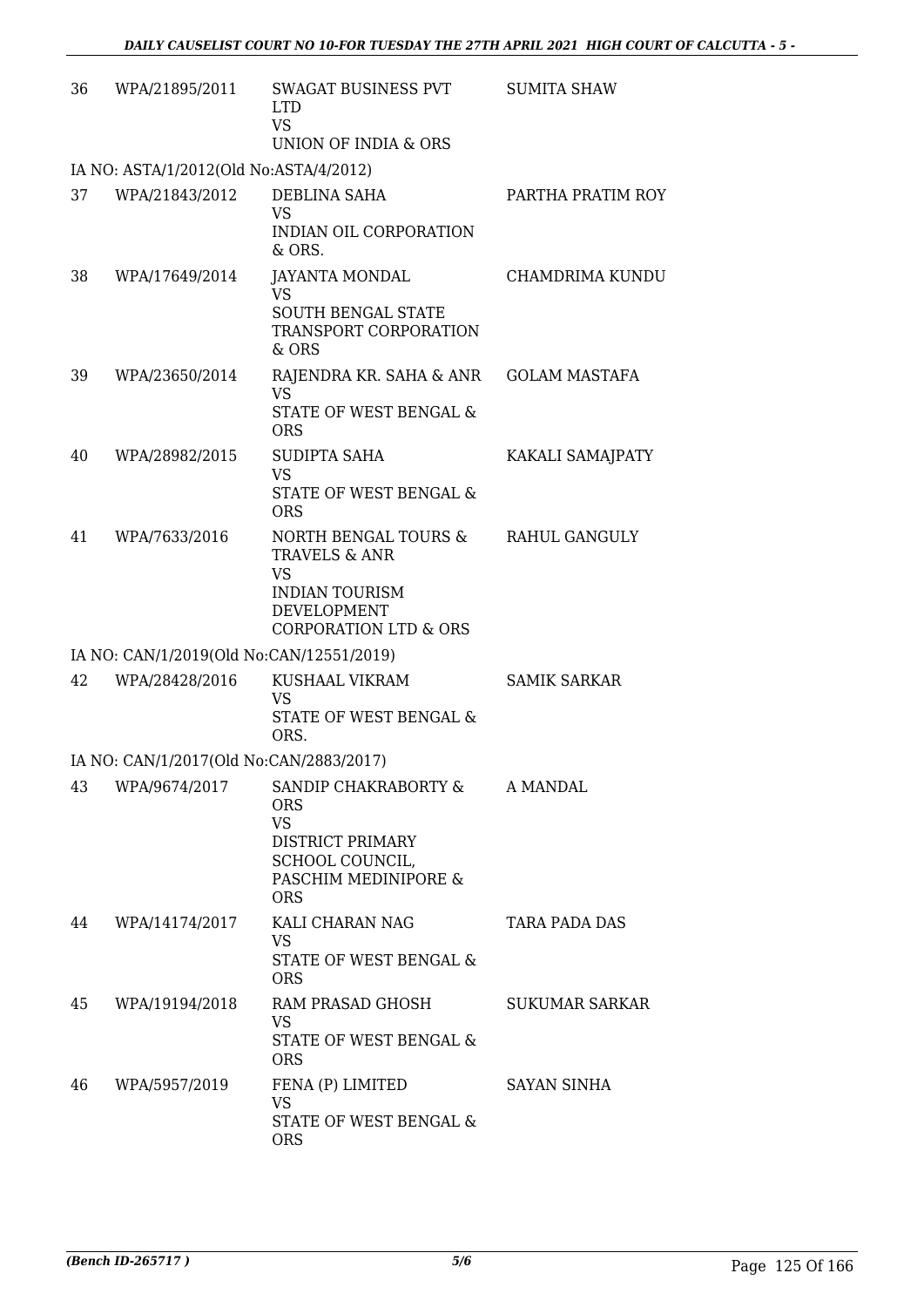| | | | |
|---|---|---|---|
| 36 | WPA/21895/2011 | SWAGAT BUSINESS PVT LTD<br>VS<br>UNION OF INDIA & ORS | SUMITA SHAW |
| IA NO: ASTA/1/2012(Old No:ASTA/4/2012) | | | |
| 37 | WPA/21843/2012 | DEBLINA SAHA<br>VS<br>INDIAN OIL CORPORATION & ORS. | PARTHA PRATIM ROY |
| 38 | WPA/17649/2014 | JAYANTA MONDAL<br>VS<br>SOUTH BENGAL STATE TRANSPORT CORPORATION & ORS | CHAMDRIMA KUNDU |
| 39 | WPA/23650/2014 | RAJENDRA KR. SAHA & ANR<br>VS<br>STATE OF WEST BENGAL & ORS | GOLAM MASTAFA |
| 40 | WPA/28982/2015 | SUDIPTA SAHA<br>VS<br>STATE OF WEST BENGAL & ORS | KAKALI SAMAJPATY |
| 41 | WPA/7633/2016 | NORTH BENGAL TOURS & TRAVELS & ANR<br>VS<br>INDIAN TOURISM DEVELOPMENT CORPORATION LTD & ORS | RAHUL GANGULY |
| IA NO: CAN/1/2019(Old No:CAN/12551/2019) | | | |
| 42 | WPA/28428/2016 | KUSHAAL VIKRAM<br>VS<br>STATE OF WEST BENGAL & ORS. | SAMIK SARKAR |
| IA NO: CAN/1/2017(Old No:CAN/2883/2017) | | | |
| 43 | WPA/9674/2017 | SANDIP CHAKRABORTY & ORS<br>VS<br>DISTRICT PRIMARY SCHOOL COUNCIL, PASCHIM MEDINIPORE & ORS | A MANDAL |
| 44 | WPA/14174/2017 | KALI CHARAN NAG<br>VS<br>STATE OF WEST BENGAL & ORS | TARA PADA DAS |
| 45 | WPA/19194/2018 | RAM PRASAD GHOSH<br>VS<br>STATE OF WEST BENGAL & ORS | SUKUMAR SARKAR |
| 46 | WPA/5957/2019 | FENA (P) LIMITED<br>VS<br>STATE OF WEST BENGAL & ORS | SAYAN SINHA |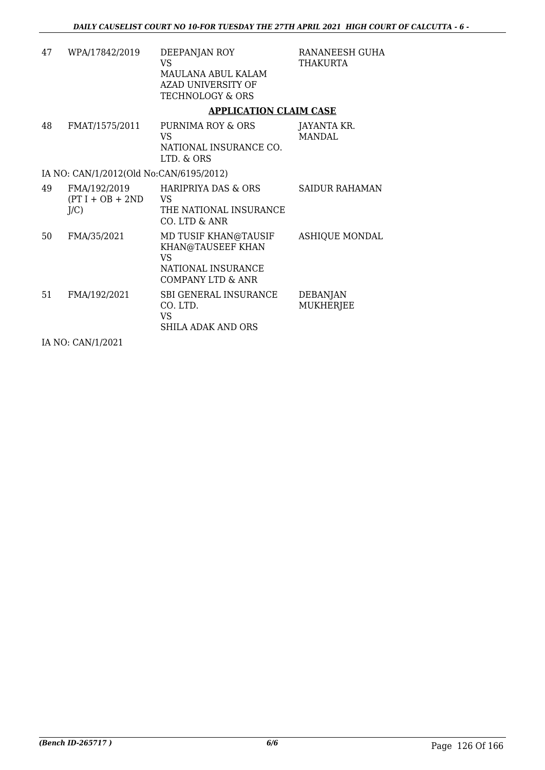| | | | |
|---|---|---|---|
| 47 | WPA/17842/2019 | DEEPANJAN ROY<br>VS<br>MAULANA ABUL KALAM AZAD UNIVERSITY OF TECHNOLOGY & ORS | RANANEESH GUHA THAKURTA |

## APPLICATION CLAIM CASE

| | | | |
|---|---|---|---|
| 48 | FMAT/1575/2011 | PURNIMA ROY & ORS<br>VS<br>NATIONAL INSURANCE CO. LTD. & ORS | JAYANTA KR. MANDAL |

IA NO: CAN/1/2012(Old No:CAN/6195/2012)

| | | | |
|---|---|---|---|
| 49 | FMA/192/2019 (PT I + OB + 2ND J/C) | HARIPRIYA DAS & ORS<br>VS<br>THE NATIONAL INSURANCE CO. LTD & ANR | SAIDUR RAHAMAN |
| 50 | FMA/35/2021 | MD TUSIF KHAN@TAUSIF KHAN@TAUSEEF KHAN<br>VS<br>NATIONAL INSURANCE COMPANY LTD & ANR | ASHIQUE MONDAL |
| 51 | FMA/192/2021 | SBI GENERAL INSURANCE CO. LTD.<br>VS<br>SHILA ADAK AND ORS | DEBANJAN MUKHERJEE |

IA NO: CAN/1/2021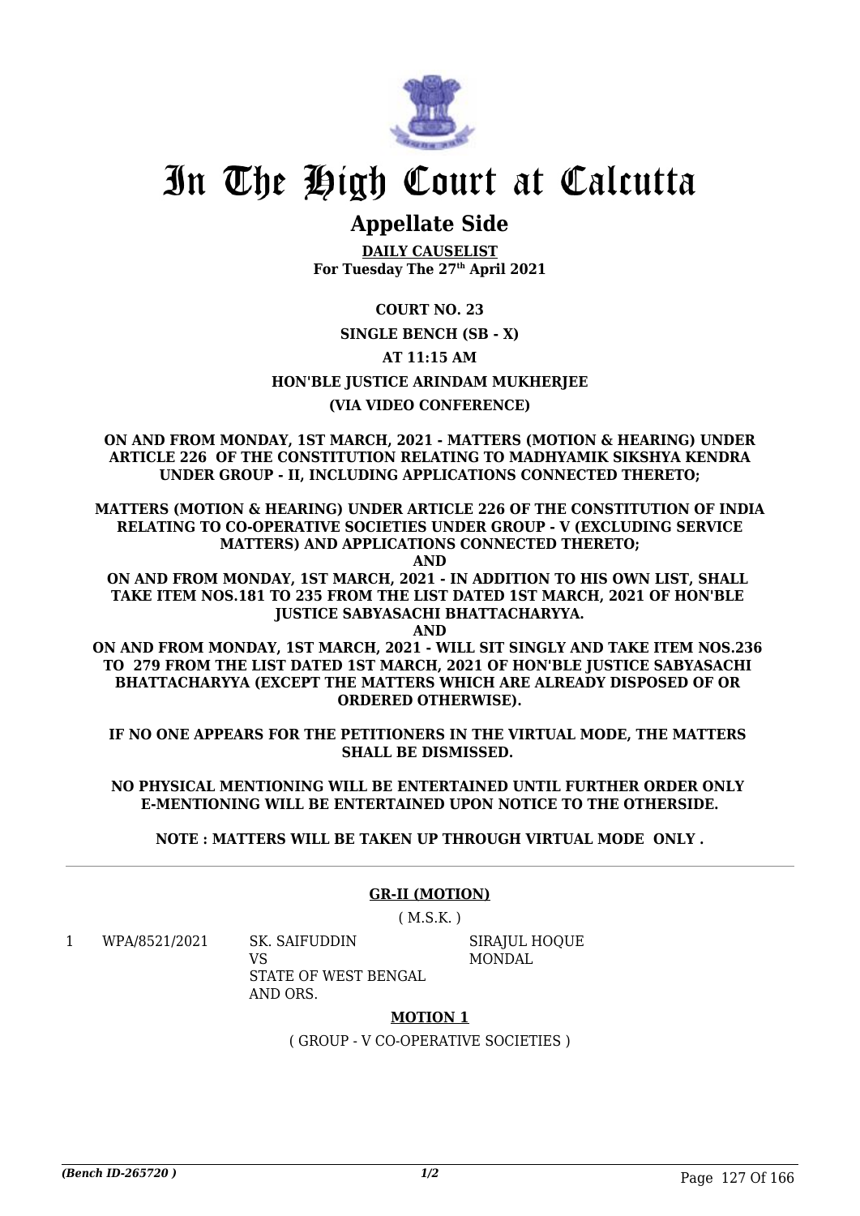# In The High Court at Calcutta

## Appellate Side

**DAILY CAUSELIST**
**For Tuesday The 27th April 2021**

**COURT NO. 23**

**SINGLE BENCH (SB - X)**

**AT 11:15 AM**

**HON'BLE JUSTICE ARINDAM MUKHERJEE**

**(VIA VIDEO CONFERENCE)**

**ON AND FROM MONDAY, 1ST MARCH, 2021 - MATTERS (MOTION & HEARING) UNDER ARTICLE 226 OF THE CONSTITUTION RELATING TO MADHYAMIK SIKSHYA KENDRA UNDER GROUP - II, INCLUDING APPLICATIONS CONNECTED THERETO;**

**MATTERS (MOTION & HEARING) UNDER ARTICLE 226 OF THE CONSTITUTION OF INDIA RELATING TO CO-OPERATIVE SOCIETIES UNDER GROUP - V (EXCLUDING SERVICE MATTERS) AND APPLICATIONS CONNECTED THERETO;**

**AND**

**ON AND FROM MONDAY, 1ST MARCH, 2021 - IN ADDITION TO HIS OWN LIST, SHALL TAKE ITEM NOS.181 TO 235 FROM THE LIST DATED 1ST MARCH, 2021 OF HON'BLE JUSTICE SABYASACHI BHATTACHARYYA.**

**AND**

**ON AND FROM MONDAY, 1ST MARCH, 2021 - WILL SIT SINGLY AND TAKE ITEM NOS.236 TO 279 FROM THE LIST DATED 1ST MARCH, 2021 OF HON'BLE JUSTICE SABYASACHI BHATTACHARYYA (EXCEPT THE MATTERS WHICH ARE ALREADY DISPOSED OF OR ORDERED OTHERWISE).**

**IF NO ONE APPEARS FOR THE PETITIONERS IN THE VIRTUAL MODE, THE MATTERS SHALL BE DISMISSED.**

**NO PHYSICAL MENTIONING WILL BE ENTERTAINED UNTIL FURTHER ORDER ONLY E-MENTIONING WILL BE ENTERTAINED UPON NOTICE TO THE OTHERSIDE.**

**NOTE : MATTERS WILL BE TAKEN UP THROUGH VIRTUAL MODE ONLY .**

---

**GR-II (MOTION)**

( M.S.K. )

| | | | |
|---|---|---|---|
| 1 | WPA/8521/2021 | SK. SAIFUDDIN<br>VS<br>STATE OF WEST BENGAL AND ORS. | SIRAJUL HOQUE MONDAL |

**MOTION 1**

( GROUP - V CO-OPERATIVE SOCIETIES )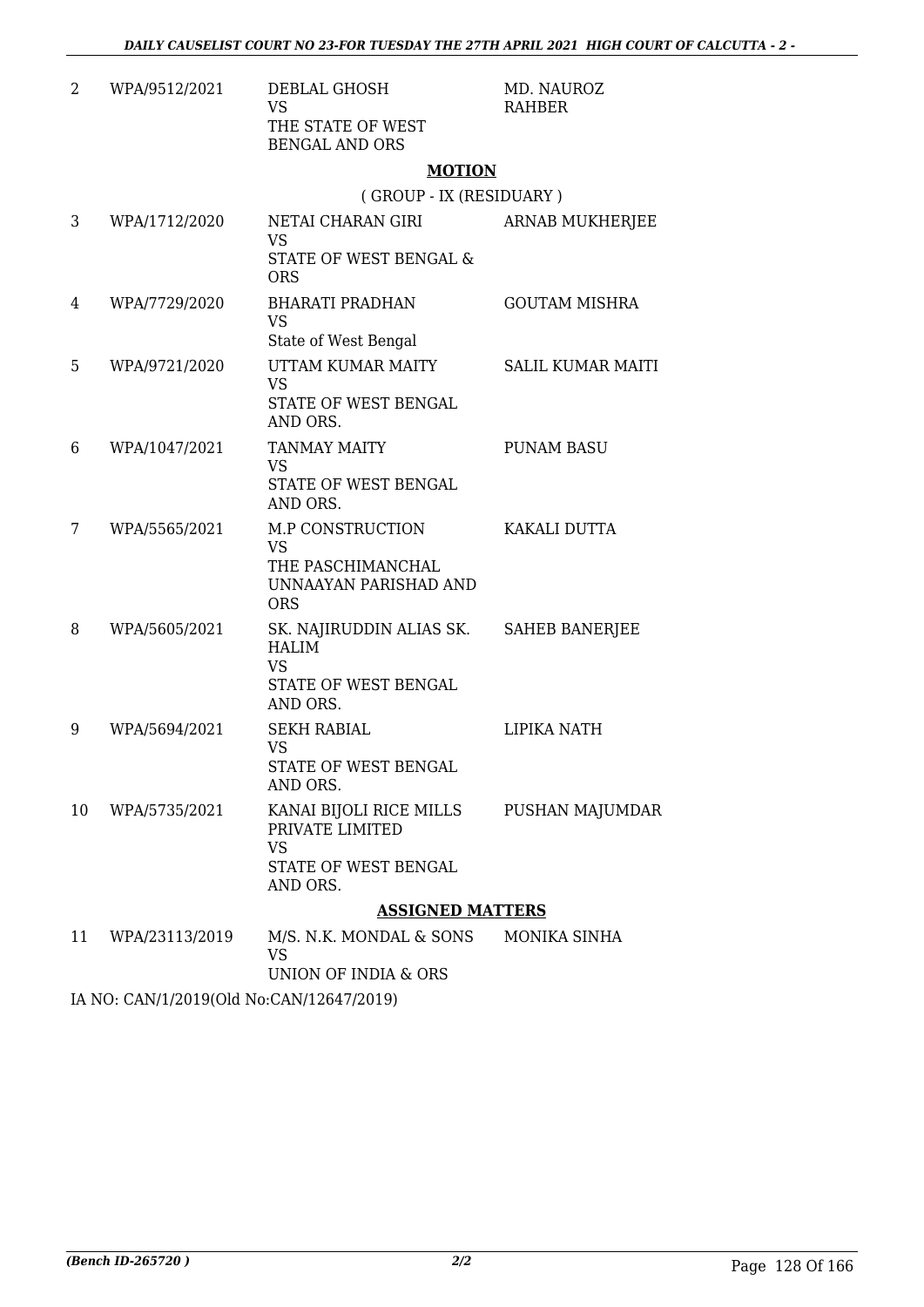| 2 | WPA/9512/2021 | DEBLAL GHOSH<br>VS<br>THE STATE OF WEST BENGAL AND ORS | MD. NAUROZ RAHBER |
|---|---|---|---|

**MOTION**

( GROUP - IX (RESIDUARY )

| | | | |
|---|---|---|---|
| 3 | WPA/1712/2020 | NETAI CHARAN GIRI<br>VS<br>STATE OF WEST BENGAL & ORS | ARNAB MUKHERJEE |
| 4 | WPA/7729/2020 | BHARATI PRADHAN<br>VS<br>State of West Bengal | GOUTAM MISHRA |
| 5 | WPA/9721/2020 | UTTAM KUMAR MAITY<br>VS<br>STATE OF WEST BENGAL AND ORS. | SALIL KUMAR MAITI |
| 6 | WPA/1047/2021 | TANMAY MAITY<br>VS<br>STATE OF WEST BENGAL AND ORS. | PUNAM BASU |
| 7 | WPA/5565/2021 | M.P CONSTRUCTION<br>VS<br>THE PASCHIMANCHAL UNNAAYAN PARISHAD AND ORS | KAKALI DUTTA |
| 8 | WPA/5605/2021 | SK. NAJIRUDDIN ALIAS SK. HALIM<br>VS<br>STATE OF WEST BENGAL AND ORS. | SAHEB BANERJEE |
| 9 | WPA/5694/2021 | SEKH RABIAL<br>VS<br>STATE OF WEST BENGAL AND ORS. | LIPIKA NATH |
| 10 | WPA/5735/2021 | KANAI BIJOLI RICE MILLS PRIVATE LIMITED<br>VS<br>STATE OF WEST BENGAL AND ORS. | PUSHAN MAJUMDAR |

**ASSIGNED MATTERS**

| | | | |
|---|---|---|---|
| 11 | WPA/23113/2019 | M/S. N.K. MONDAL & SONS<br>VS<br>UNION OF INDIA & ORS | MONIKA SINHA |

IA NO: CAN/1/2019(Old No:CAN/12647/2019)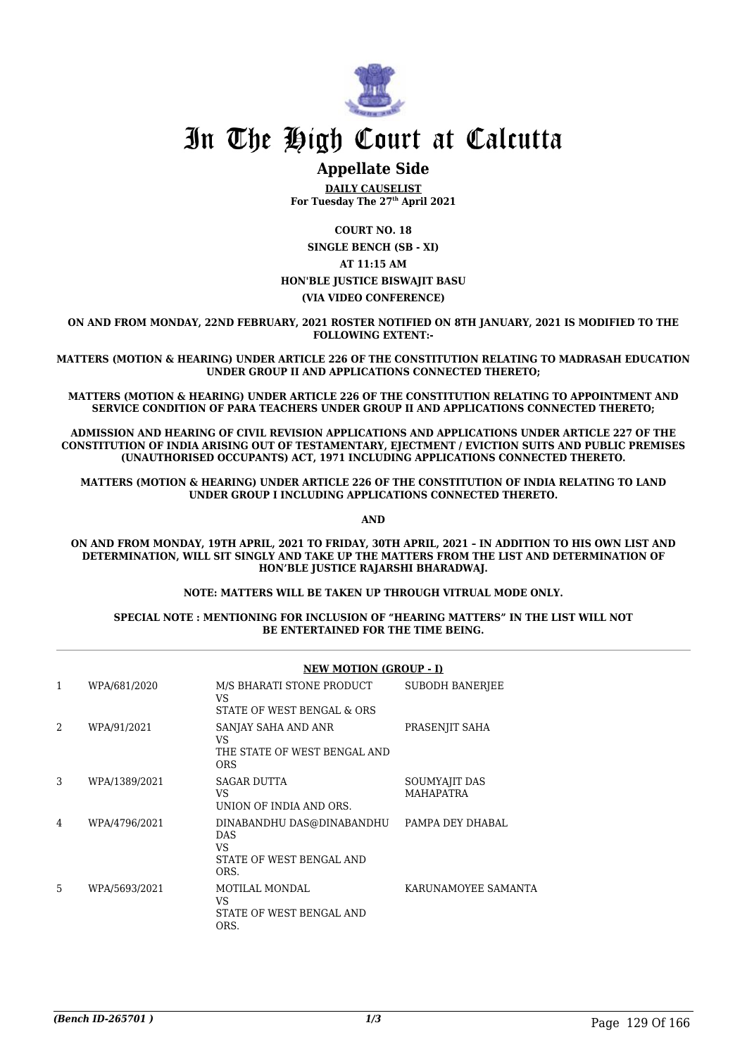# In The High Court at Calcutta

## Appellate Side

**DAILY CAUSELIST**
**For Tuesday The 27th April 2021**

**COURT NO. 18**

**SINGLE BENCH (SB - XI)**

**AT 11:15 AM**

**HON'BLE JUSTICE BISWAJIT BASU**

**(VIA VIDEO CONFERENCE)**

**ON AND FROM MONDAY, 22ND FEBRUARY, 2021 ROSTER NOTIFIED ON 8TH JANUARY, 2021 IS MODIFIED TO THE FOLLOWING EXTENT:-**

**MATTERS (MOTION & HEARING) UNDER ARTICLE 226 OF THE CONSTITUTION RELATING TO MADRASAH EDUCATION UNDER GROUP II AND APPLICATIONS CONNECTED THERETO;**

**MATTERS (MOTION & HEARING) UNDER ARTICLE 226 OF THE CONSTITUTION RELATING TO APPOINTMENT AND SERVICE CONDITION OF PARA TEACHERS UNDER GROUP II AND APPLICATIONS CONNECTED THERETO;**

**ADMISSION AND HEARING OF CIVIL REVISION APPLICATIONS AND APPLICATIONS UNDER ARTICLE 227 OF THE CONSTITUTION OF INDIA ARISING OUT OF TESTAMENTARY, EJECTMENT / EVICTION SUITS AND PUBLIC PREMISES (UNAUTHORISED OCCUPANTS) ACT, 1971 INCLUDING APPLICATIONS CONNECTED THERETO.**

**MATTERS (MOTION & HEARING) UNDER ARTICLE 226 OF THE CONSTITUTION OF INDIA RELATING TO LAND UNDER GROUP I INCLUDING APPLICATIONS CONNECTED THERETO.**

**AND**

**ON AND FROM MONDAY, 19TH APRIL, 2021 TO FRIDAY, 30TH APRIL, 2021 – IN ADDITION TO HIS OWN LIST AND DETERMINATION, WILL SIT SINGLY AND TAKE UP THE MATTERS FROM THE LIST AND DETERMINATION OF HON'BLE JUSTICE RAJARSHI BHARADWAJ.**

**NOTE: MATTERS WILL BE TAKEN UP THROUGH VITRUAL MODE ONLY.**

**SPECIAL NOTE : MENTIONING FOR INCLUSION OF "HEARING MATTERS" IN THE LIST WILL NOT BE ENTERTAINED FOR THE TIME BEING.**

**NEW MOTION (GROUP - I)**

| | | | |
|---|---|---|---|
| 1 | WPA/681/2020 | M/S BHARATI STONE PRODUCT<br>VS<br>STATE OF WEST BENGAL & ORS | SUBODH BANERJEE |
| 2 | WPA/91/2021 | SANJAY SAHA AND ANR<br>VS<br>THE STATE OF WEST BENGAL AND ORS | PRASENJIT SAHA |
| 3 | WPA/1389/2021 | SAGAR DUTTA<br>VS<br>UNION OF INDIA AND ORS. | SOUMYAJIT DAS MAHAPATRA |
| 4 | WPA/4796/2021 | DINABANDHU DAS@DINABANDHU DAS<br>VS<br>STATE OF WEST BENGAL AND ORS. | PAMPA DEY DHABAL |
| 5 | WPA/5693/2021 | MOTILAL MONDAL<br>VS<br>STATE OF WEST BENGAL AND ORS. | KARUNAMOYEE SAMANTA |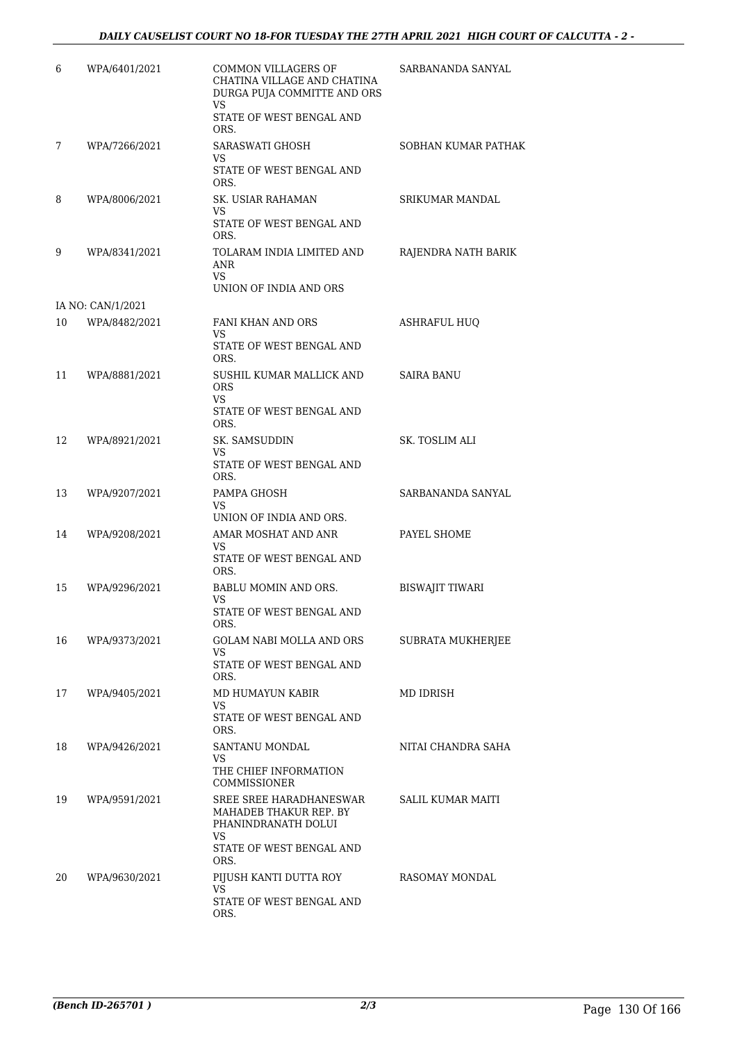| 6 | WPA/6401/2021 | COMMON VILLAGERS OF CHATINA VILLAGE AND CHATINA DURGA PUJA COMMITTE AND ORS VS STATE OF WEST BENGAL AND ORS. | SARBANANDA SANYAL |
|---|---|---|---|
| 7 | WPA/7266/2021 | SARASWATI GHOSH VS STATE OF WEST BENGAL AND ORS. | SOBHAN KUMAR PATHAK |
| 8 | WPA/8006/2021 | SK. USIAR RAHAMAN VS STATE OF WEST BENGAL AND ORS. | SRIKUMAR MANDAL |
| 9 | WPA/8341/2021 | TOLARAM INDIA LIMITED AND ANR VS UNION OF INDIA AND ORS | RAJENDRA NATH BARIK |
| | IA NO: CAN/1/2021 | | |
| 10 | WPA/8482/2021 | FANI KHAN AND ORS VS STATE OF WEST BENGAL AND ORS. | ASHRAFUL HUQ |
| 11 | WPA/8881/2021 | SUSHIL KUMAR MALLICK AND ORS VS STATE OF WEST BENGAL AND ORS. | SAIRA BANU |
| 12 | WPA/8921/2021 | SK. SAMSUDDIN VS STATE OF WEST BENGAL AND ORS. | SK. TOSLIM ALI |
| 13 | WPA/9207/2021 | PAMPA GHOSH VS UNION OF INDIA AND ORS. | SARBANANDA SANYAL |
| 14 | WPA/9208/2021 | AMAR MOSHAT AND ANR VS STATE OF WEST BENGAL AND ORS. | PAYEL SHOME |
| 15 | WPA/9296/2021 | BABLU MOMIN AND ORS. VS STATE OF WEST BENGAL AND ORS. | BISWAJIT TIWARI |
| 16 | WPA/9373/2021 | GOLAM NABI MOLLA AND ORS VS STATE OF WEST BENGAL AND ORS. | SUBRATA MUKHERJEE |
| 17 | WPA/9405/2021 | MD HUMAYUN KABIR VS STATE OF WEST BENGAL AND ORS. | MD IDRISH |
| 18 | WPA/9426/2021 | SANTANU MONDAL VS THE CHIEF INFORMATION COMMISSIONER | NITAI CHANDRA SAHA |
| 19 | WPA/9591/2021 | SREE SREE HARADHANESWAR MAHADEB THAKUR REP. BY PHANINDRANATH DOLUI VS STATE OF WEST BENGAL AND ORS. | SALIL KUMAR MAITI |
| 20 | WPA/9630/2021 | PIJUSH KANTI DUTTA ROY VS STATE OF WEST BENGAL AND ORS. | RASOMAY MONDAL |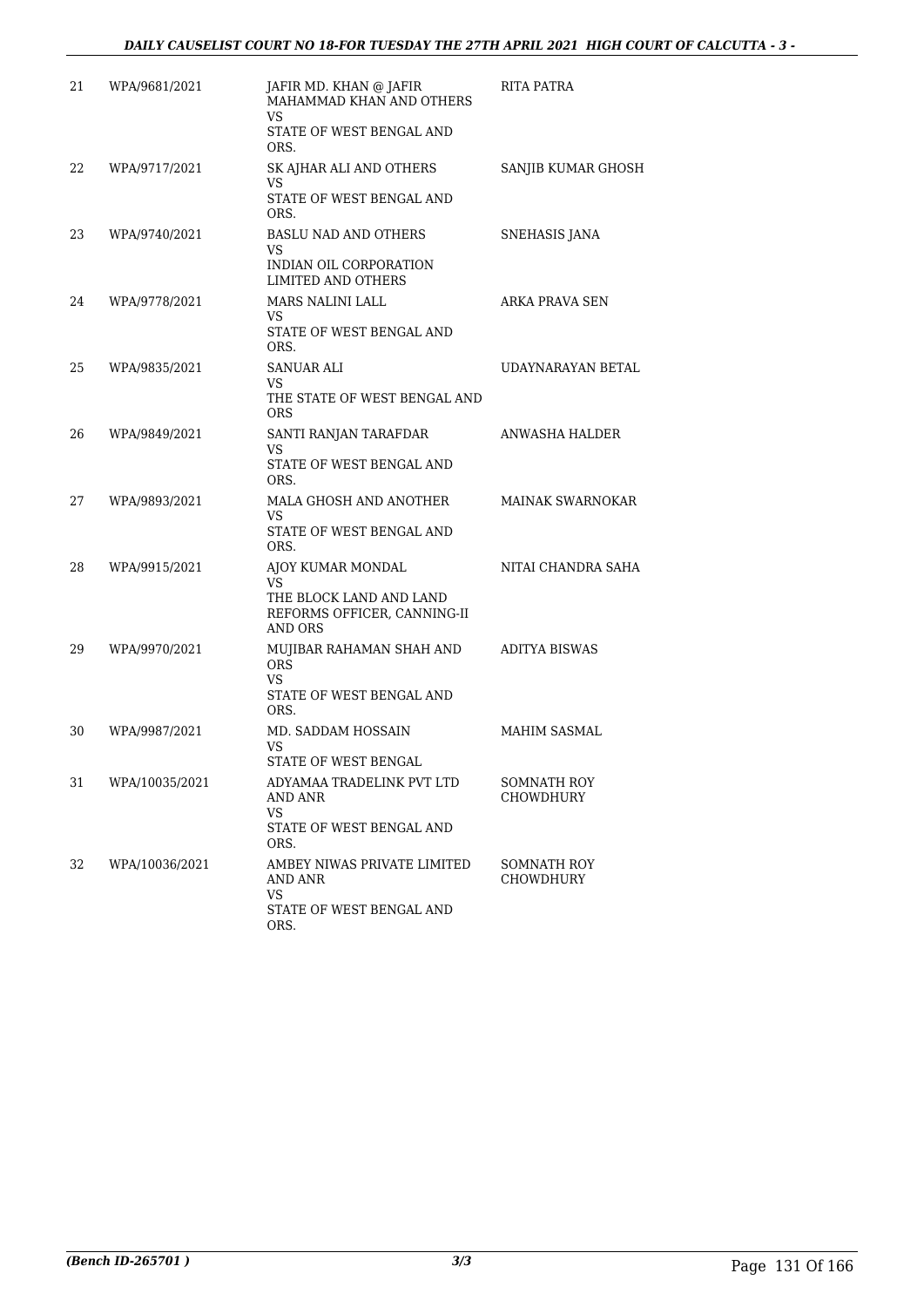| | | | |
|---|---|---|---|
| 21 | WPA/9681/2021 | JAFIR MD. KHAN @ JAFIR MAHAMMAD KHAN AND OTHERS<br>VS<br>STATE OF WEST BENGAL AND ORS. | RITA PATRA |
| 22 | WPA/9717/2021 | SK AJHAR ALI AND OTHERS<br>VS<br>STATE OF WEST BENGAL AND ORS. | SANJIB KUMAR GHOSH |
| 23 | WPA/9740/2021 | BASLU NAD AND OTHERS<br>VS<br>INDIAN OIL CORPORATION LIMITED AND OTHERS | SNEHASIS JANA |
| 24 | WPA/9778/2021 | MARS NALINI LALL<br>VS<br>STATE OF WEST BENGAL AND ORS. | ARKA PRAVA SEN |
| 25 | WPA/9835/2021 | SANUAR ALI<br>VS<br>THE STATE OF WEST BENGAL AND ORS | UDAYNARAYAN BETAL |
| 26 | WPA/9849/2021 | SANTI RANJAN TARAFDAR<br>VS<br>STATE OF WEST BENGAL AND ORS. | ANWASHA HALDER |
| 27 | WPA/9893/2021 | MALA GHOSH AND ANOTHER<br>VS<br>STATE OF WEST BENGAL AND ORS. | MAINAK SWARNOKAR |
| 28 | WPA/9915/2021 | AJOY KUMAR MONDAL<br>VS<br>THE BLOCK LAND AND LAND REFORMS OFFICER, CANNING-II AND ORS | NITAI CHANDRA SAHA |
| 29 | WPA/9970/2021 | MUJIBAR RAHAMAN SHAH AND ORS<br>VS<br>STATE OF WEST BENGAL AND ORS. | ADITYA BISWAS |
| 30 | WPA/9987/2021 | MD. SADDAM HOSSAIN<br>VS<br>STATE OF WEST BENGAL | MAHIM SASMAL |
| 31 | WPA/10035/2021 | ADYAMAA TRADELINK PVT LTD AND ANR<br>VS<br>STATE OF WEST BENGAL AND ORS. | SOMNATH ROY CHOWDHURY |
| 32 | WPA/10036/2021 | AMBEY NIWAS PRIVATE LIMITED AND ANR<br>VS<br>STATE OF WEST BENGAL AND ORS. | SOMNATH ROY CHOWDHURY |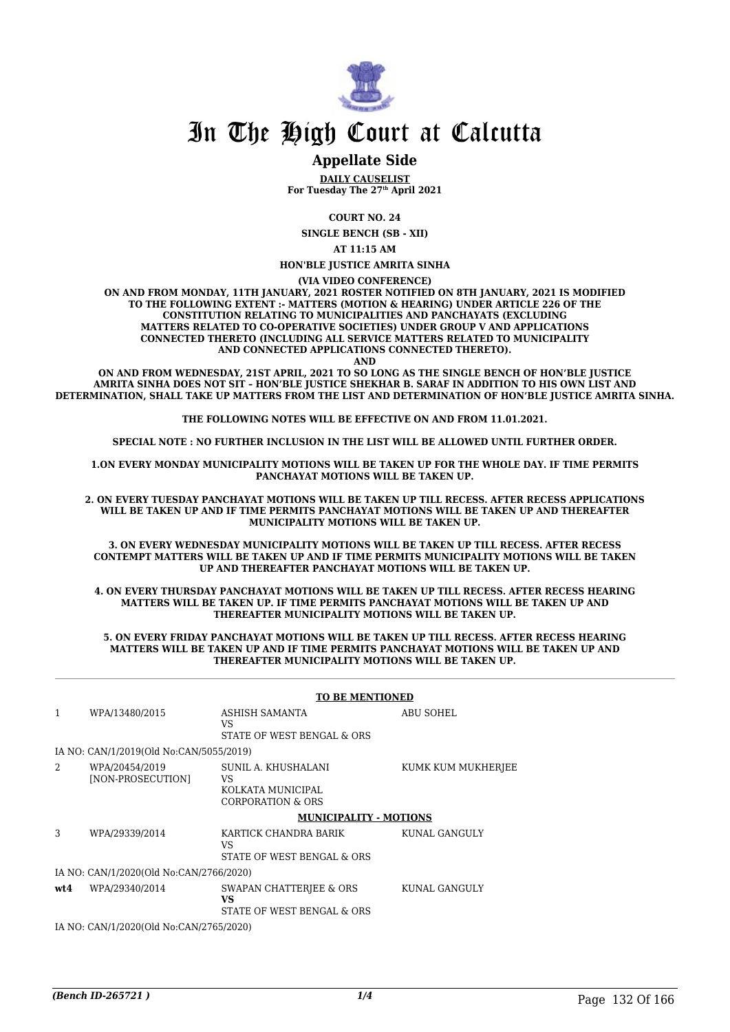# In The High Court at Calcutta

## Appellate Side

**DAILY CAUSELIST**
**For Tuesday The 27th April 2021**

**COURT NO. 24**

**SINGLE BENCH (SB - XII)**

**AT 11:15 AM**

**HON'BLE JUSTICE AMRITA SINHA**

**(VIA VIDEO CONFERENCE)**

**ON AND FROM MONDAY, 11TH JANUARY, 2021 ROSTER NOTIFIED ON 8TH JANUARY, 2021 IS MODIFIED TO THE FOLLOWING EXTENT :- MATTERS (MOTION & HEARING) UNDER ARTICLE 226 OF THE CONSTITUTION RELATING TO MUNICIPALITIES AND PANCHAYATS (EXCLUDING MATTERS RELATED TO CO-OPERATIVE SOCIETIES) UNDER GROUP V AND APPLICATIONS CONNECTED THERETO (INCLUDING ALL SERVICE MATTERS RELATED TO MUNICIPALITY AND CONNECTED APPLICATIONS CONNECTED THERETO).**

**AND**

**ON AND FROM WEDNESDAY, 21ST APRIL, 2021 TO SO LONG AS THE SINGLE BENCH OF HON'BLE JUSTICE AMRITA SINHA DOES NOT SIT – HON'BLE JUSTICE SHEKHAR B. SARAF IN ADDITION TO HIS OWN LIST AND DETERMINATION, SHALL TAKE UP MATTERS FROM THE LIST AND DETERMINATION OF HON'BLE JUSTICE AMRITA SINHA.**

**THE FOLLOWING NOTES WILL BE EFFECTIVE ON AND FROM 11.01.2021.**

**SPECIAL NOTE : NO FURTHER INCLUSION IN THE LIST WILL BE ALLOWED UNTIL FURTHER ORDER.**

**1.ON EVERY MONDAY MUNICIPALITY MOTIONS WILL BE TAKEN UP FOR THE WHOLE DAY. IF TIME PERMITS PANCHAYAT MOTIONS WILL BE TAKEN UP.**

**2. ON EVERY TUESDAY PANCHAYAT MOTIONS WILL BE TAKEN UP TILL RECESS. AFTER RECESS APPLICATIONS WILL BE TAKEN UP AND IF TIME PERMITS PANCHAYAT MOTIONS WILL BE TAKEN UP AND THEREAFTER MUNICIPALITY MOTIONS WILL BE TAKEN UP.**

**3. ON EVERY WEDNESDAY MUNICIPALITY MOTIONS WILL BE TAKEN UP TILL RECESS. AFTER RECESS CONTEMPT MATTERS WILL BE TAKEN UP AND IF TIME PERMITS MUNICIPALITY MOTIONS WILL BE TAKEN UP AND THEREAFTER PANCHAYAT MOTIONS WILL BE TAKEN UP.**

**4. ON EVERY THURSDAY PANCHAYAT MOTIONS WILL BE TAKEN UP TILL RECESS. AFTER RECESS HEARING MATTERS WILL BE TAKEN UP. IF TIME PERMITS PANCHAYAT MOTIONS WILL BE TAKEN UP AND THEREAFTER MUNICIPALITY MOTIONS WILL BE TAKEN UP.**

**5. ON EVERY FRIDAY PANCHAYAT MOTIONS WILL BE TAKEN UP TILL RECESS. AFTER RECESS HEARING MATTERS WILL BE TAKEN UP AND IF TIME PERMITS PANCHAYAT MOTIONS WILL BE TAKEN UP AND THEREAFTER MUNICIPALITY MOTIONS WILL BE TAKEN UP.**

**TO BE MENTIONED**

| | | | |
|---|---|---|---|
| 1 | WPA/13480/2015 | ASHISH SAMANTA<br>VS<br>STATE OF WEST BENGAL & ORS | ABU SOHEL |
| | IA NO: CAN/1/2019(Old No:CAN/5055/2019) | | |
| 2 | WPA/20454/2019<br>[NON-PROSECUTION] | SUNIL A. KHUSHALANI<br>VS<br>KOLKATA MUNICIPAL CORPORATION & ORS | KUMK KUM MUKHERJEE |

**MUNICIPALITY - MOTIONS**

| | | | |
|---|---|---|---|
| 3 | WPA/29339/2014 | KARTICK CHANDRA BARIK<br>VS<br>STATE OF WEST BENGAL & ORS | KUNAL GANGULY |
| | IA NO: CAN/1/2020(Old No:CAN/2766/2020) | | |
| **wt4** | WPA/29340/2014 | SWAPAN CHATTERJEE & ORS<br>**VS**<br>STATE OF WEST BENGAL & ORS | KUNAL GANGULY |
| | IA NO: CAN/1/2020(Old No:CAN/2765/2020) | | |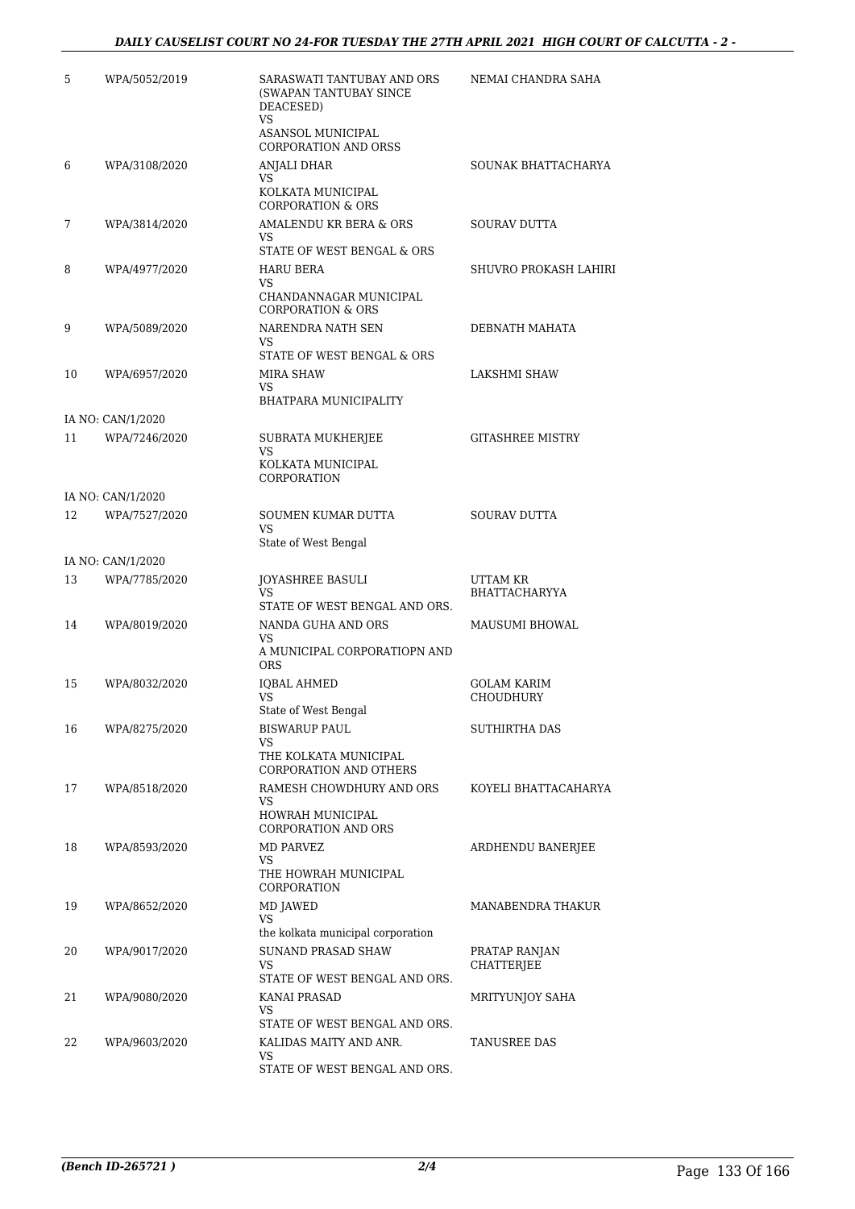| | | | |
|---|---|---|---|
| 5 | WPA/5052/2019 | SARASWATI TANTUBAY AND ORS (SWAPAN TANTUBAY SINCE DEACESED)<br>VS<br>ASANSOL MUNICIPAL CORPORATION AND ORSS | NEMAI CHANDRA SAHA |
| 6 | WPA/3108/2020 | ANJALI DHAR<br>VS<br>KOLKATA MUNICIPAL CORPORATION & ORS | SOUNAK BHATTACHARYA |
| 7 | WPA/3814/2020 | AMALENDU KR BERA & ORS<br>VS<br>STATE OF WEST BENGAL & ORS | SOURAV DUTTA |
| 8 | WPA/4977/2020 | HARU BERA<br>VS<br>CHANDANNAGAR MUNICIPAL CORPORATION & ORS | SHUVRO PROKASH LAHIRI |
| 9 | WPA/5089/2020 | NARENDRA NATH SEN<br>VS<br>STATE OF WEST BENGAL & ORS | DEBNATH MAHATA |
| 10 | WPA/6957/2020 | MIRA SHAW<br>VS<br>BHATPARA MUNICIPALITY | LAKSHMI SHAW |
| | IA NO: CAN/1/2020 | | |
| 11 | WPA/7246/2020 | SUBRATA MUKHERJEE<br>VS<br>KOLKATA MUNICIPAL CORPORATION | GITASHREE MISTRY |
| | IA NO: CAN/1/2020 | | |
| 12 | WPA/7527/2020 | SOUMEN KUMAR DUTTA<br>VS<br>State of West Bengal | SOURAV DUTTA |
| | IA NO: CAN/1/2020 | | |
| 13 | WPA/7785/2020 | JOYASHREE BASULI<br>VS<br>STATE OF WEST BENGAL AND ORS. | UTTAM KR BHATTACHARYYA |
| 14 | WPA/8019/2020 | NANDA GUHA AND ORS<br>VS<br>A MUNICIPAL CORPORATIOPN AND ORS | MAUSUMI BHOWAL |
| 15 | WPA/8032/2020 | IQBAL AHMED<br>VS<br>State of West Bengal | GOLAM KARIM CHOUDHURY |
| 16 | WPA/8275/2020 | BISWARUP PAUL<br>VS<br>THE KOLKATA MUNICIPAL CORPORATION AND OTHERS | SUTHIRTHA DAS |
| 17 | WPA/8518/2020 | RAMESH CHOWDHURY AND ORS<br>VS<br>HOWRAH MUNICIPAL CORPORATION AND ORS | KOYELI BHATTACAHARYA |
| 18 | WPA/8593/2020 | MD PARVEZ<br>VS<br>THE HOWRAH MUNICIPAL CORPORATION | ARDHENDU BANERJEE |
| 19 | WPA/8652/2020 | MD JAWED<br>VS<br>the kolkata municipal corporation | MANABENDRA THAKUR |
| 20 | WPA/9017/2020 | SUNAND PRASAD SHAW<br>VS<br>STATE OF WEST BENGAL AND ORS. | PRATAP RANJAN CHATTERJEE |
| 21 | WPA/9080/2020 | KANAI PRASAD<br>VS<br>STATE OF WEST BENGAL AND ORS. | MRITYUNJOY SAHA |
| 22 | WPA/9603/2020 | KALIDAS MAITY AND ANR.<br>VS<br>STATE OF WEST BENGAL AND ORS. | TANUSREE DAS |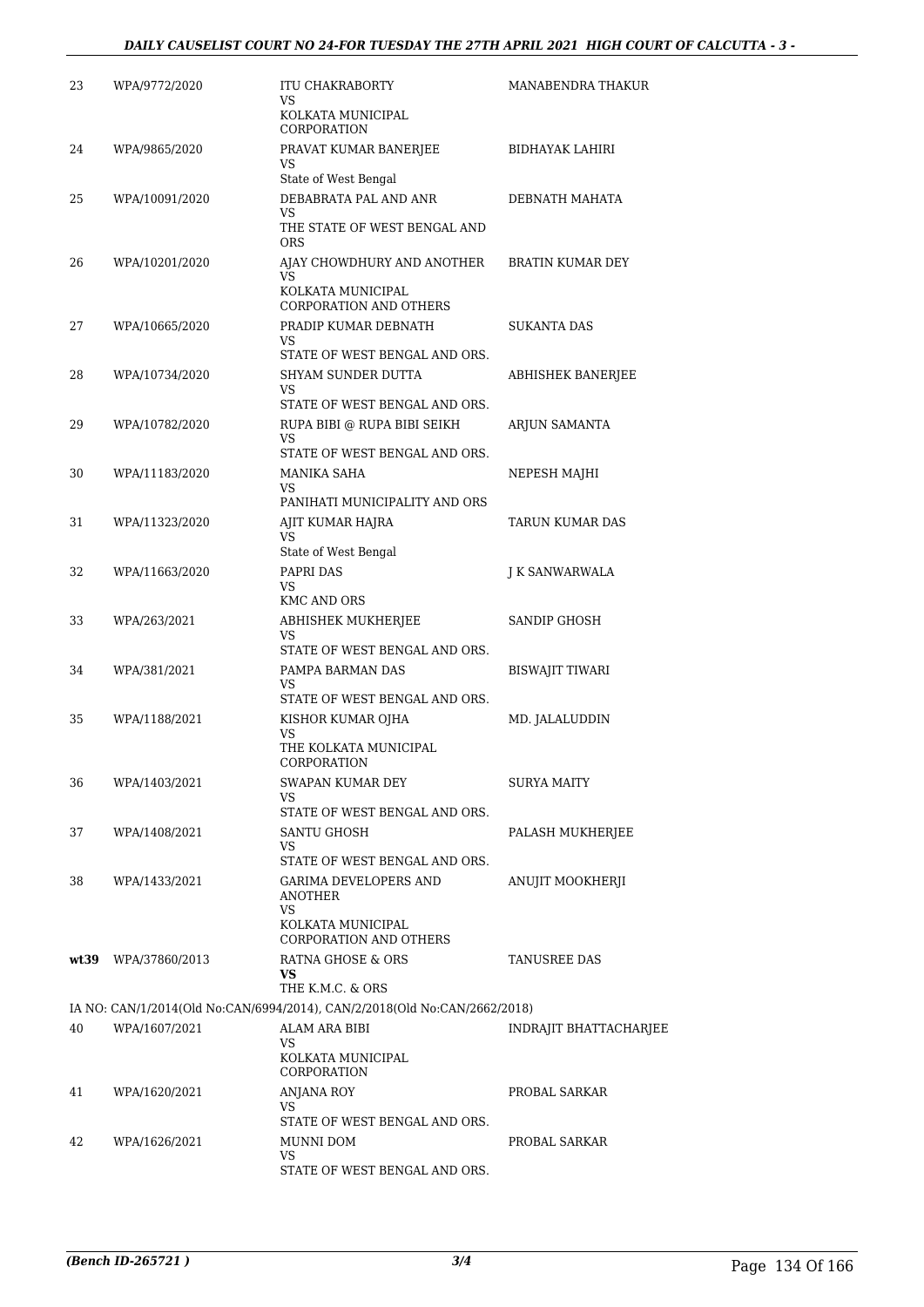| | | | |
|---|---|---|---|
| 23 | WPA/9772/2020 | ITU CHAKRABORTY<br>VS<br>KOLKATA MUNICIPAL CORPORATION | MANABENDRA THAKUR |
| 24 | WPA/9865/2020 | PRAVAT KUMAR BANERJEE<br>VS<br>State of West Bengal | BIDHAYAK LAHIRI |
| 25 | WPA/10091/2020 | DEBABRATA PAL AND ANR<br>VS<br>THE STATE OF WEST BENGAL AND ORS | DEBNATH MAHATA |
| 26 | WPA/10201/2020 | AJAY CHOWDHURY AND ANOTHER<br>VS<br>KOLKATA MUNICIPAL CORPORATION AND OTHERS | BRATIN KUMAR DEY |
| 27 | WPA/10665/2020 | PRADIP KUMAR DEBNATH<br>VS<br>STATE OF WEST BENGAL AND ORS. | SUKANTA DAS |
| 28 | WPA/10734/2020 | SHYAM SUNDER DUTTA<br>VS<br>STATE OF WEST BENGAL AND ORS. | ABHISHEK BANERJEE |
| 29 | WPA/10782/2020 | RUPA BIBI @ RUPA BIBI SEIKH<br>VS<br>STATE OF WEST BENGAL AND ORS. | ARJUN SAMANTA |
| 30 | WPA/11183/2020 | MANIKA SAHA<br>VS<br>PANIHATI MUNICIPALITY AND ORS | NEPESH MAJHI |
| 31 | WPA/11323/2020 | AJIT KUMAR HAJRA<br>VS<br>State of West Bengal | TARUN KUMAR DAS |
| 32 | WPA/11663/2020 | PAPRI DAS<br>VS<br>KMC AND ORS | J K SANWARWALA |
| 33 | WPA/263/2021 | ABHISHEK MUKHERJEE<br>VS<br>STATE OF WEST BENGAL AND ORS. | SANDIP GHOSH |
| 34 | WPA/381/2021 | PAMPA BARMAN DAS<br>VS<br>STATE OF WEST BENGAL AND ORS. | BISWAJIT TIWARI |
| 35 | WPA/1188/2021 | KISHOR KUMAR OJHA<br>VS<br>THE KOLKATA MUNICIPAL CORPORATION | MD. JALALUDDIN |
| 36 | WPA/1403/2021 | SWAPAN KUMAR DEY<br>VS<br>STATE OF WEST BENGAL AND ORS. | SURYA MAITY |
| 37 | WPA/1408/2021 | SANTU GHOSH<br>VS<br>STATE OF WEST BENGAL AND ORS. | PALASH MUKHERJEE |
| 38 | WPA/1433/2021 | GARIMA DEVELOPERS AND ANOTHER<br>VS<br>KOLKATA MUNICIPAL CORPORATION AND OTHERS | ANUJIT MOOKHERJI |
| **wt39** | WPA/37860/2013 | RATNA GHOSE & ORS<br>**VS**<br>THE K.M.C. & ORS | TANUSREE DAS |
| | IA NO: CAN/1/2014(Old No:CAN/6994/2014), CAN/2/2018(Old No:CAN/2662/2018) | | |
| 40 | WPA/1607/2021 | ALAM ARA BIBI<br>VS<br>KOLKATA MUNICIPAL CORPORATION | INDRAJIT BHATTACHARJEE |
| 41 | WPA/1620/2021 | ANJANA ROY<br>VS<br>STATE OF WEST BENGAL AND ORS. | PROBAL SARKAR |
| 42 | WPA/1626/2021 | MUNNI DOM<br>VS<br>STATE OF WEST BENGAL AND ORS. | PROBAL SARKAR |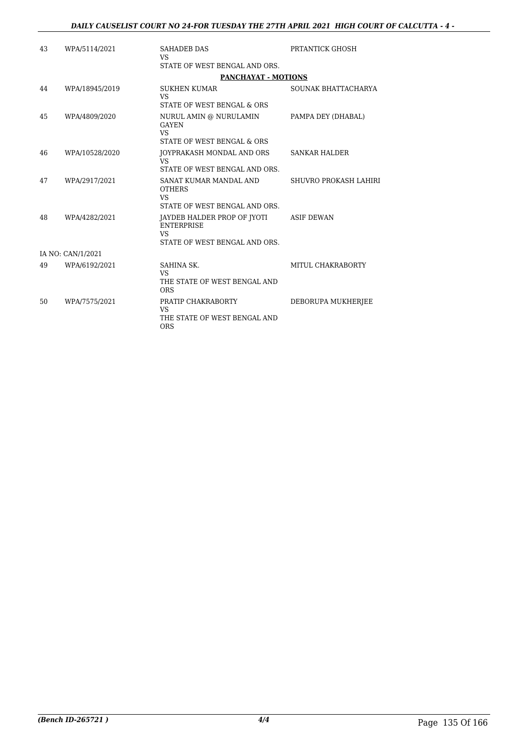| | | | |
|---|---|---|---|
| 43 | WPA/5114/2021 | SAHADEB DAS<br>VS<br>STATE OF WEST BENGAL AND ORS. | PRTANTICK GHOSH |

**PANCHAYAT - MOTIONS**

| | | | |
|---|---|---|---|
| 44 | WPA/18945/2019 | SUKHEN KUMAR<br>VS<br>STATE OF WEST BENGAL & ORS | SOUNAK BHATTACHARYA |
| 45 | WPA/4809/2020 | NURUL AMIN @ NURULAMIN GAYEN<br>VS<br>STATE OF WEST BENGAL & ORS | PAMPA DEY (DHABAL) |
| 46 | WPA/10528/2020 | JOYPRAKASH MONDAL AND ORS<br>VS<br>STATE OF WEST BENGAL AND ORS. | SANKAR HALDER |
| 47 | WPA/2917/2021 | SANAT KUMAR MANDAL AND OTHERS<br>VS<br>STATE OF WEST BENGAL AND ORS. | SHUVRO PROKASH LAHIRI |
| 48 | WPA/4282/2021 | JAYDEB HALDER PROP OF JYOTI ENTERPRISE<br>VS<br>STATE OF WEST BENGAL AND ORS. | ASIF DEWAN |
| | IA NO: CAN/1/2021 | | |
| 49 | WPA/6192/2021 | SAHINA SK.<br>VS<br>THE STATE OF WEST BENGAL AND ORS | MITUL CHAKRABORTY |
| 50 | WPA/7575/2021 | PRATIP CHAKRABORTY<br>VS<br>THE STATE OF WEST BENGAL AND ORS | DEBORUPA MUKHERJEE |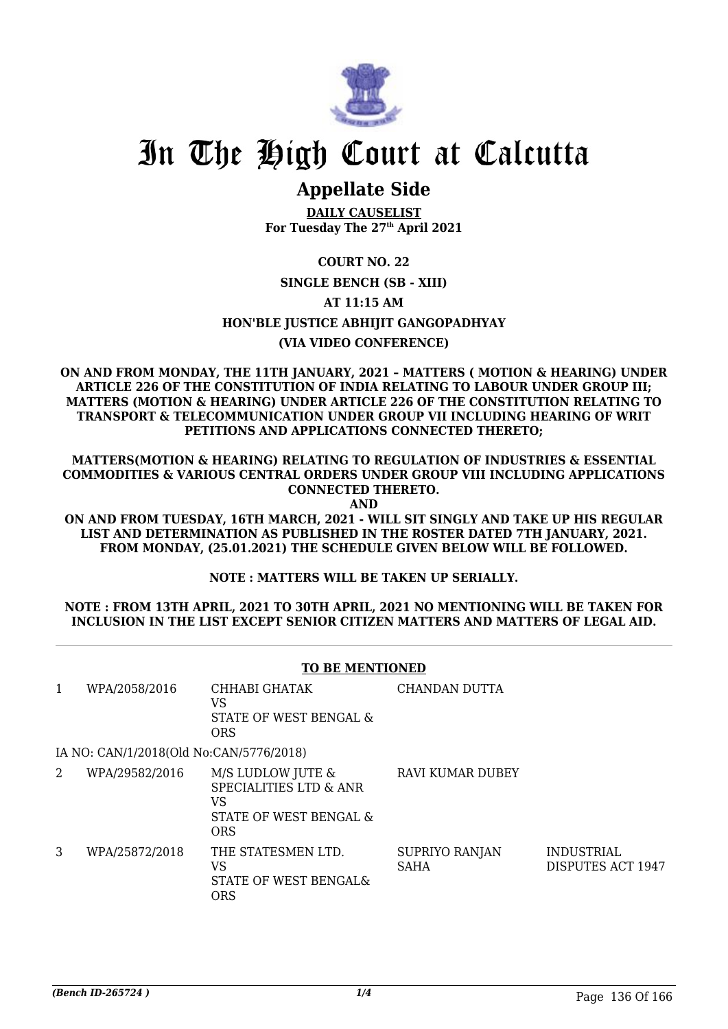# In The High Court at Calcutta

## Appellate Side

**DAILY CAUSELIST**
**For Tuesday The 27th April 2021**

**COURT NO. 22**

**SINGLE BENCH (SB - XIII)**

**AT 11:15 AM**

**HON'BLE JUSTICE ABHIJIT GANGOPADHYAY**

**(VIA VIDEO CONFERENCE)**

**ON AND FROM MONDAY, THE 11TH JANUARY, 2021 – MATTERS ( MOTION & HEARING) UNDER ARTICLE 226 OF THE CONSTITUTION OF INDIA RELATING TO LABOUR UNDER GROUP III; MATTERS (MOTION & HEARING) UNDER ARTICLE 226 OF THE CONSTITUTION RELATING TO TRANSPORT & TELECOMMUNICATION UNDER GROUP VII INCLUDING HEARING OF WRIT PETITIONS AND APPLICATIONS CONNECTED THERETO;**

**MATTERS(MOTION & HEARING) RELATING TO REGULATION OF INDUSTRIES & ESSENTIAL COMMODITIES & VARIOUS CENTRAL ORDERS UNDER GROUP VIII INCLUDING APPLICATIONS CONNECTED THERETO.**

**AND**

**ON AND FROM TUESDAY, 16TH MARCH, 2021 - WILL SIT SINGLY AND TAKE UP HIS REGULAR LIST AND DETERMINATION AS PUBLISHED IN THE ROSTER DATED 7TH JANUARY, 2021. FROM MONDAY, (25.01.2021) THE SCHEDULE GIVEN BELOW WILL BE FOLLOWED.**

**NOTE : MATTERS WILL BE TAKEN UP SERIALLY.**

**NOTE : FROM 13TH APRIL, 2021 TO 30TH APRIL, 2021 NO MENTIONING WILL BE TAKEN FOR INCLUSION IN THE LIST EXCEPT SENIOR CITIZEN MATTERS AND MATTERS OF LEGAL AID.**

**TO BE MENTIONED**

| | | | | |
|---|---|---|---|---|
| 1 | WPA/2058/2016 | CHHABI GHATAK<br>VS<br>STATE OF WEST BENGAL & ORS | CHANDAN DUTTA | |
| | IA NO: CAN/1/2018(Old No:CAN/5776/2018) | | | |
| 2 | WPA/29582/2016 | M/S LUDLOW JUTE & SPECIALITIES LTD & ANR<br>VS<br>STATE OF WEST BENGAL & ORS | RAVI KUMAR DUBEY | |
| 3 | WPA/25872/2018 | THE STATESMEN LTD.<br>VS<br>STATE OF WEST BENGAL& ORS | SUPRIYO RANJAN SAHA | INDUSTRIAL DISPUTES ACT 1947 |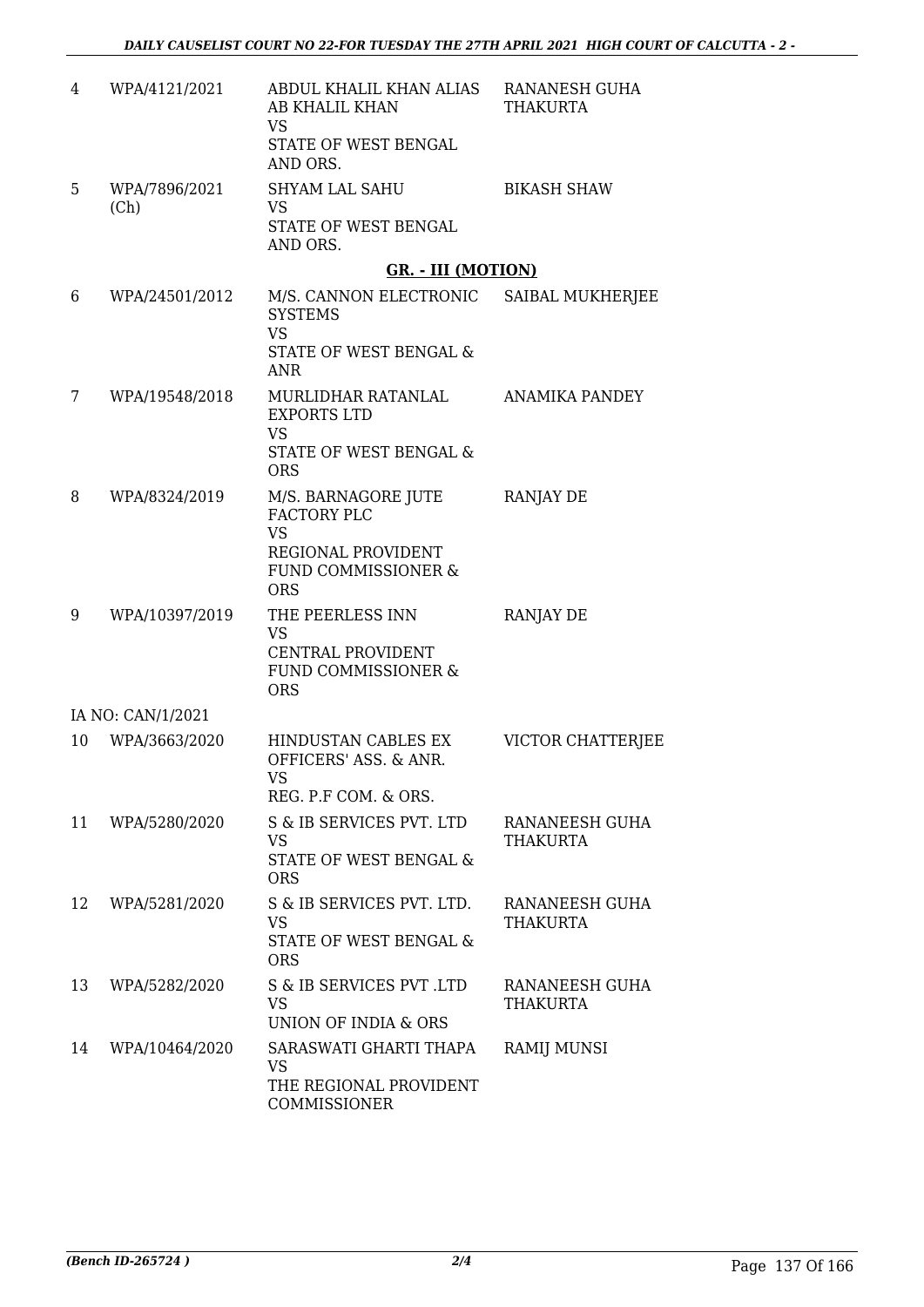| | | | |
|---|---|---|---|
| 4 | WPA/4121/2021 | ABDUL KHALIL KHAN ALIAS AB KHALIL KHAN<br>VS<br>STATE OF WEST BENGAL AND ORS. | RANANESH GUHA THAKURTA |
| 5 | WPA/7896/2021 (Ch) | SHYAM LAL SAHU<br>VS<br>STATE OF WEST BENGAL AND ORS. | BIKASH SHAW |

## GR. - III (MOTION)

| | | | |
|---|---|---|---|
| 6 | WPA/24501/2012 | M/S. CANNON ELECTRONIC SYSTEMS<br>VS<br>STATE OF WEST BENGAL & ANR | SAIBAL MUKHERJEE |
| 7 | WPA/19548/2018 | MURLIDHAR RATANLAL EXPORTS LTD<br>VS<br>STATE OF WEST BENGAL & ORS | ANAMIKA PANDEY |
| 8 | WPA/8324/2019 | M/S. BARNAGORE JUTE FACTORY PLC<br>VS<br>REGIONAL PROVIDENT FUND COMMISSIONER & ORS | RANJAY DE |
| 9 | WPA/10397/2019 | THE PEERLESS INN<br>VS<br>CENTRAL PROVIDENT FUND COMMISSIONER & ORS | RANJAY DE |
| | IA NO: CAN/1/2021 | | |
| 10 | WPA/3663/2020 | HINDUSTAN CABLES EX OFFICERS' ASS. & ANR.<br>VS<br>REG. P.F COM. & ORS. | VICTOR CHATTERJEE |
| 11 | WPA/5280/2020 | S & IB SERVICES PVT. LTD<br>VS<br>STATE OF WEST BENGAL & ORS | RANANEESH GUHA THAKURTA |
| 12 | WPA/5281/2020 | S & IB SERVICES PVT. LTD.<br>VS<br>STATE OF WEST BENGAL & ORS | RANANEESH GUHA THAKURTA |
| 13 | WPA/5282/2020 | S & IB SERVICES PVT .LTD<br>VS<br>UNION OF INDIA & ORS | RANANEESH GUHA THAKURTA |
| 14 | WPA/10464/2020 | SARASWATI GHARTI THAPA<br>VS<br>THE REGIONAL PROVIDENT COMMISSIONER | RAMIJ MUNSI |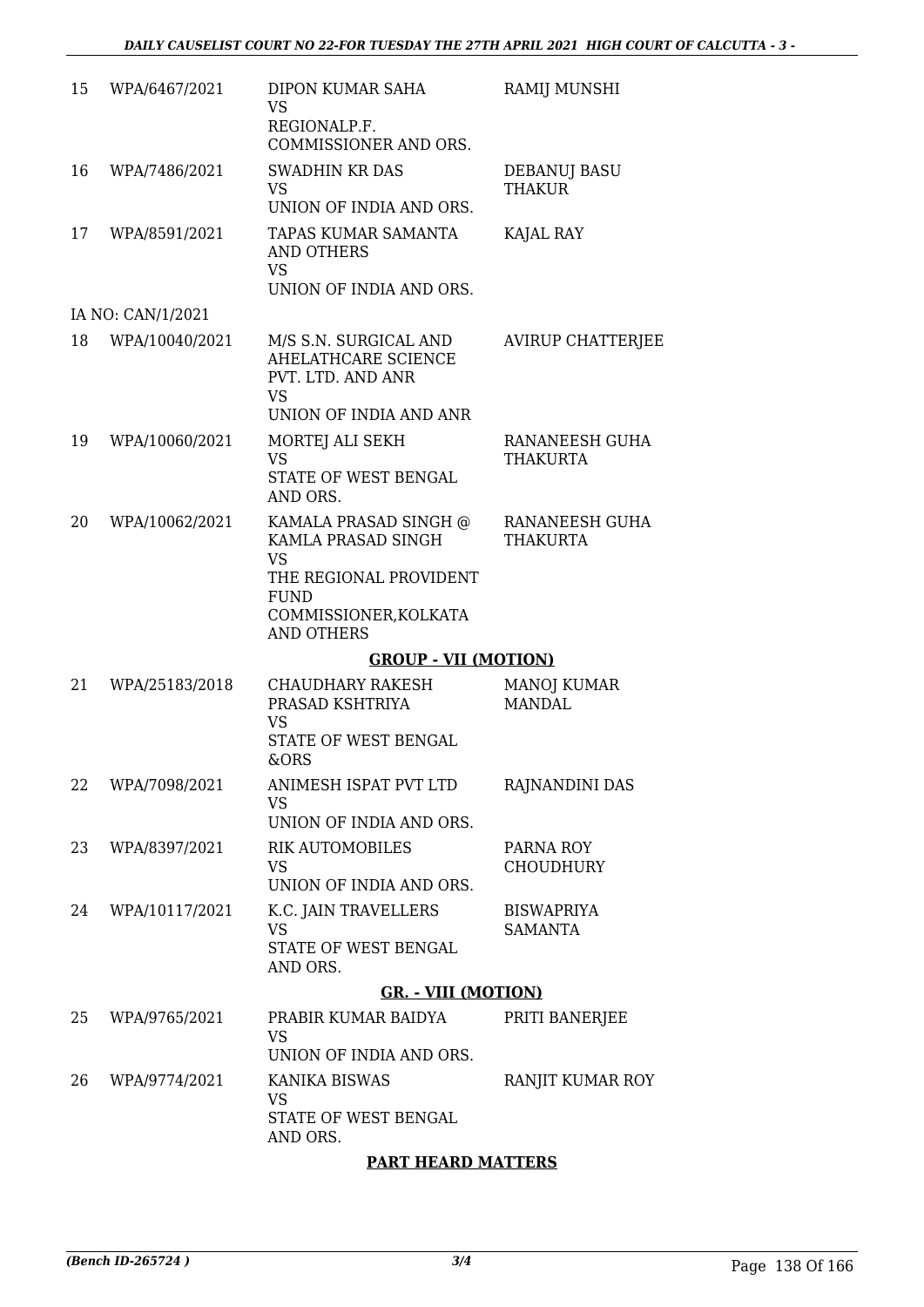| | | | |
|---|---|---|---|
| 15 | WPA/6467/2021 | DIPON KUMAR SAHA<br>VS<br>REGIONALP.F. COMMISSIONER AND ORS. | RAMIJ MUNSHI |
| 16 | WPA/7486/2021 | SWADHIN KR DAS<br>VS<br>UNION OF INDIA AND ORS. | DEBANUJ BASU THAKUR |
| 17 | WPA/8591/2021 | TAPAS KUMAR SAMANTA AND OTHERS<br>VS<br>UNION OF INDIA AND ORS. | KAJAL RAY |
| | IA NO: CAN/1/2021 | | |
| 18 | WPA/10040/2021 | M/S S.N. SURGICAL AND AHELATHCARE SCIENCE PVT. LTD. AND ANR<br>VS<br>UNION OF INDIA AND ANR | AVIRUP CHATTERJEE |
| 19 | WPA/10060/2021 | MORTEJ ALI SEKH<br>VS<br>STATE OF WEST BENGAL AND ORS. | RANANEESH GUHA THAKURTA |
| 20 | WPA/10062/2021 | KAMALA PRASAD SINGH @ KAMLA PRASAD SINGH<br>VS<br>THE REGIONAL PROVIDENT FUND COMMISSIONER,KOLKATA AND OTHERS | RANANEESH GUHA THAKURTA |

**GROUP - VII (MOTION)**

| | | | |
|---|---|---|---|
| 21 | WPA/25183/2018 | CHAUDHARY RAKESH PRASAD KSHTRIYA<br>VS<br>STATE OF WEST BENGAL &ORS | MANOJ KUMAR MANDAL |
| 22 | WPA/7098/2021 | ANIMESH ISPAT PVT LTD<br>VS<br>UNION OF INDIA AND ORS. | RAJNANDINI DAS |
| 23 | WPA/8397/2021 | RIK AUTOMOBILES<br>VS<br>UNION OF INDIA AND ORS. | PARNA ROY CHOUDHURY |
| 24 | WPA/10117/2021 | K.C. JAIN TRAVELLERS<br>VS<br>STATE OF WEST BENGAL AND ORS. | BISWAPRIYA SAMANTA |

**GR. - VIII (MOTION)**

| | | | |
|---|---|---|---|
| 25 | WPA/9765/2021 | PRABIR KUMAR BAIDYA<br>VS<br>UNION OF INDIA AND ORS. | PRITI BANERJEE |
| 26 | WPA/9774/2021 | KANIKA BISWAS<br>VS<br>STATE OF WEST BENGAL AND ORS. | RANJIT KUMAR ROY |

**PART HEARD MATTERS**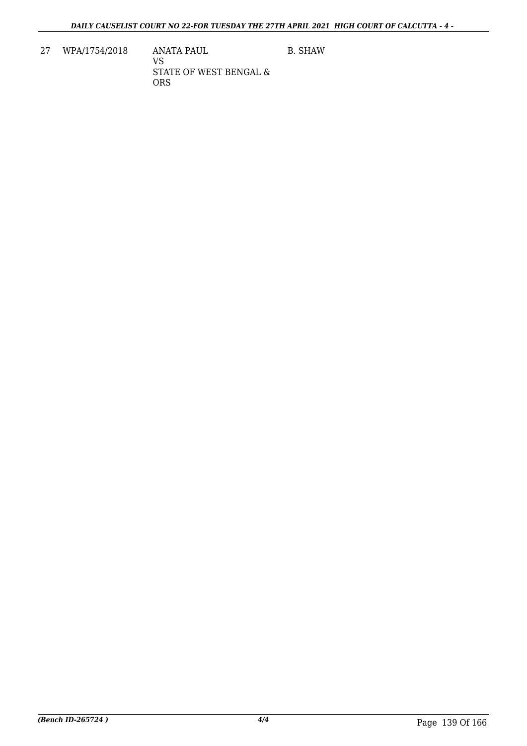| 27 | WPA/1754/2018 | ANATA PAUL<br>VS<br>STATE OF WEST BENGAL & ORS | B. SHAW |
|---|---|---|---|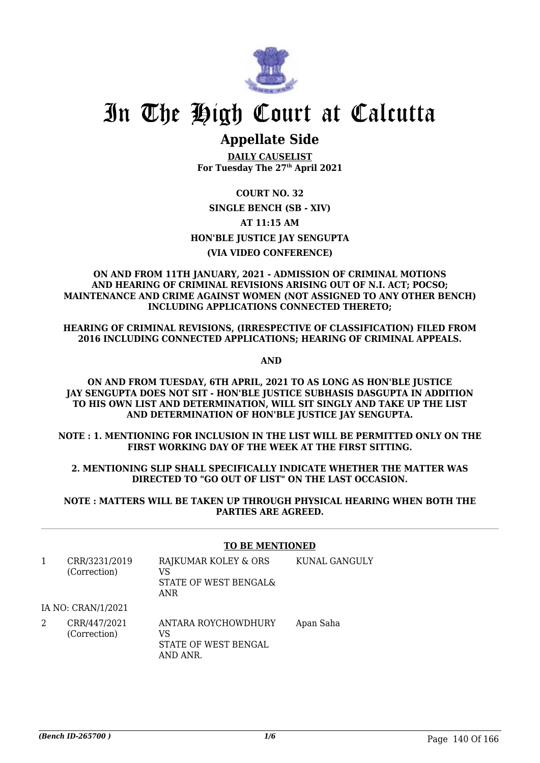# In The High Court at Calcutta

## Appellate Side

**DAILY CAUSELIST**
**For Tuesday The 27th April 2021**

**COURT NO. 32**

**SINGLE BENCH (SB - XIV)**

**AT 11:15 AM**

**HON'BLE JUSTICE JAY SENGUPTA**

**(VIA VIDEO CONFERENCE)**

**ON AND FROM 11TH JANUARY, 2021 - ADMISSION OF CRIMINAL MOTIONS AND HEARING OF CRIMINAL REVISIONS ARISING OUT OF N.I. ACT; POCSO; MAINTENANCE AND CRIME AGAINST WOMEN (NOT ASSIGNED TO ANY OTHER BENCH) INCLUDING APPLICATIONS CONNECTED THERETO;**

**HEARING OF CRIMINAL REVISIONS, (IRRESPECTIVE OF CLASSIFICATION) FILED FROM 2016 INCLUDING CONNECTED APPLICATIONS; HEARING OF CRIMINAL APPEALS.**

**AND**

**ON AND FROM TUESDAY, 6TH APRIL, 2021 TO AS LONG AS HON'BLE JUSTICE JAY SENGUPTA DOES NOT SIT - HON'BLE JUSTICE SUBHASIS DASGUPTA IN ADDITION TO HIS OWN LIST AND DETERMINATION, WILL SIT SINGLY AND TAKE UP THE LIST AND DETERMINATION OF HON'BLE JUSTICE JAY SENGUPTA.**

**NOTE : 1. MENTIONING FOR INCLUSION IN THE LIST WILL BE PERMITTED ONLY ON THE FIRST WORKING DAY OF THE WEEK AT THE FIRST SITTING.**

**2. MENTIONING SLIP SHALL SPECIFICALLY INDICATE WHETHER THE MATTER WAS DIRECTED TO "GO OUT OF LIST" ON THE LAST OCCASION.**

**NOTE : MATTERS WILL BE TAKEN UP THROUGH PHYSICAL HEARING WHEN BOTH THE PARTIES ARE AGREED.**

**TO BE MENTIONED**

| | | | |
|---|---|---|---|
| 1 | CRR/3231/2019 (Correction) | RAJKUMAR KOLEY & ORS VS STATE OF WEST BENGAL& ANR | KUNAL GANGULY |
| IA NO: CRAN/1/2021 | | | |
| 2 | CRR/447/2021 (Correction) | ANTARA ROYCHOWDHURY VS STATE OF WEST BENGAL AND ANR. | Apan Saha |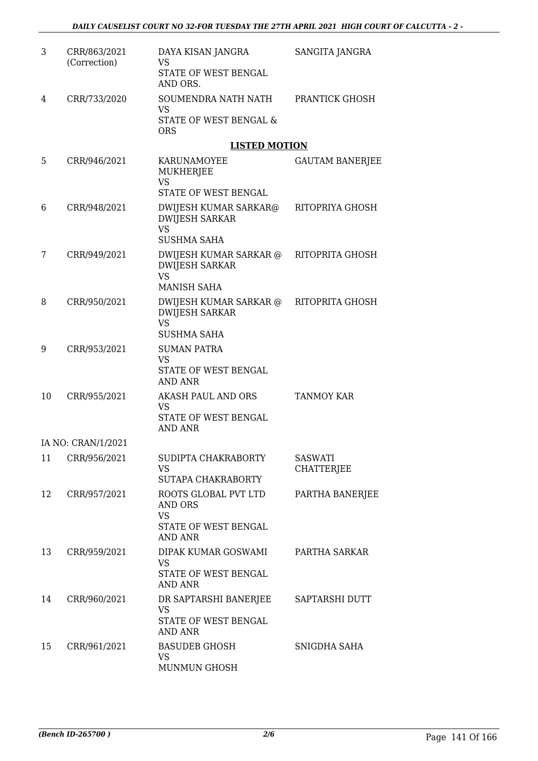| 3 | CRR/863/2021 (Correction) | DAYA KISAN JANGRA<br>VS<br>STATE OF WEST BENGAL AND ORS. | SANGITA JANGRA |
|---|---|---|---|
| 4 | CRR/733/2020 | SOUMENDRA NATH NATH<br>VS<br>STATE OF WEST BENGAL & ORS | PRANTICK GHOSH |

**LISTED MOTION**

| 5 | CRR/946/2021 | KARUNAMOYEE MUKHERJEE<br>VS<br>STATE OF WEST BENGAL | GAUTAM BANERJEE |
|---|---|---|---|
| 6 | CRR/948/2021 | DWIJESH KUMAR SARKAR@ DWIJESH SARKAR<br>VS<br>SUSHMA SAHA | RITOPRIYA GHOSH |
| 7 | CRR/949/2021 | DWIJESH KUMAR SARKAR @ DWIJESH SARKAR<br>VS<br>MANISH SAHA | RITOPRITA GHOSH |
| 8 | CRR/950/2021 | DWIJESH KUMAR SARKAR @ DWIJESH SARKAR<br>VS<br>SUSHMA SAHA | RITOPRITA GHOSH |
| 9 | CRR/953/2021 | SUMAN PATRA<br>VS<br>STATE OF WEST BENGAL AND ANR | |
| 10 | CRR/955/2021 | AKASH PAUL AND ORS<br>VS<br>STATE OF WEST BENGAL AND ANR | TANMOY KAR |
| | IA NO: CRAN/1/2021 | | |
| 11 | CRR/956/2021 | SUDIPTA CHAKRABORTY<br>VS<br>SUTAPA CHAKRABORTY | SASWATI CHATTERJEE |
| 12 | CRR/957/2021 | ROOTS GLOBAL PVT LTD AND ORS<br>VS<br>STATE OF WEST BENGAL AND ANR | PARTHA BANERJEE |
| 13 | CRR/959/2021 | DIPAK KUMAR GOSWAMI<br>VS<br>STATE OF WEST BENGAL AND ANR | PARTHA SARKAR |
| 14 | CRR/960/2021 | DR SAPTARSHI BANERJEE<br>VS<br>STATE OF WEST BENGAL AND ANR | SAPTARSHI DUTT |
| 15 | CRR/961/2021 | BASUDEB GHOSH<br>VS<br>MUNMUN GHOSH | SNIGDHA SAHA |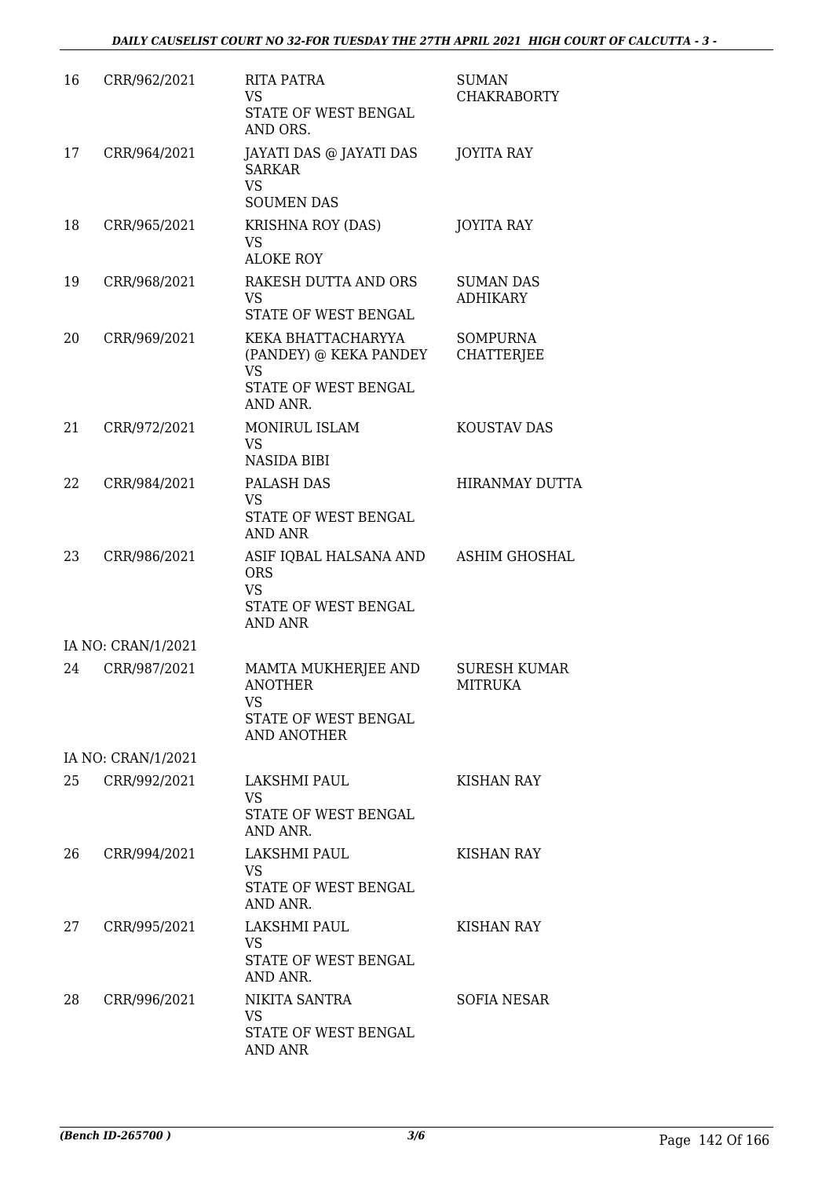| | | | |
|---|---|---|---|
| 16 | CRR/962/2021 | RITA PATRA<br>VS<br>STATE OF WEST BENGAL AND ORS. | SUMAN CHAKRABORTY |
| 17 | CRR/964/2021 | JAYATI DAS @ JAYATI DAS SARKAR<br>VS<br>SOUMEN DAS | JOYITA RAY |
| 18 | CRR/965/2021 | KRISHNA ROY (DAS)<br>VS<br>ALOKE ROY | JOYITA RAY |
| 19 | CRR/968/2021 | RAKESH DUTTA AND ORS<br>VS<br>STATE OF WEST BENGAL | SUMAN DAS ADHIKARY |
| 20 | CRR/969/2021 | KEKA BHATTACHARYYA (PANDEY) @ KEKA PANDEY<br>VS<br>STATE OF WEST BENGAL AND ANR. | SOMPURNA CHATTERJEE |
| 21 | CRR/972/2021 | MONIRUL ISLAM<br>VS<br>NASIDA BIBI | KOUSTAV DAS |
| 22 | CRR/984/2021 | PALASH DAS<br>VS<br>STATE OF WEST BENGAL AND ANR | HIRANMAY DUTTA |
| 23 | CRR/986/2021 | ASIF IQBAL HALSANA AND ORS<br>VS<br>STATE OF WEST BENGAL AND ANR | ASHIM GHOSHAL |
| | IA NO: CRAN/1/2021 | | |
| 24 | CRR/987/2021 | MAMTA MUKHERJEE AND ANOTHER<br>VS<br>STATE OF WEST BENGAL AND ANOTHER | SURESH KUMAR MITRUKA |
| | IA NO: CRAN/1/2021 | | |
| 25 | CRR/992/2021 | LAKSHMI PAUL<br>VS<br>STATE OF WEST BENGAL AND ANR. | KISHAN RAY |
| 26 | CRR/994/2021 | LAKSHMI PAUL<br>VS<br>STATE OF WEST BENGAL AND ANR. | KISHAN RAY |
| 27 | CRR/995/2021 | LAKSHMI PAUL<br>VS<br>STATE OF WEST BENGAL AND ANR. | KISHAN RAY |
| 28 | CRR/996/2021 | NIKITA SANTRA<br>VS<br>STATE OF WEST BENGAL AND ANR | SOFIA NESAR |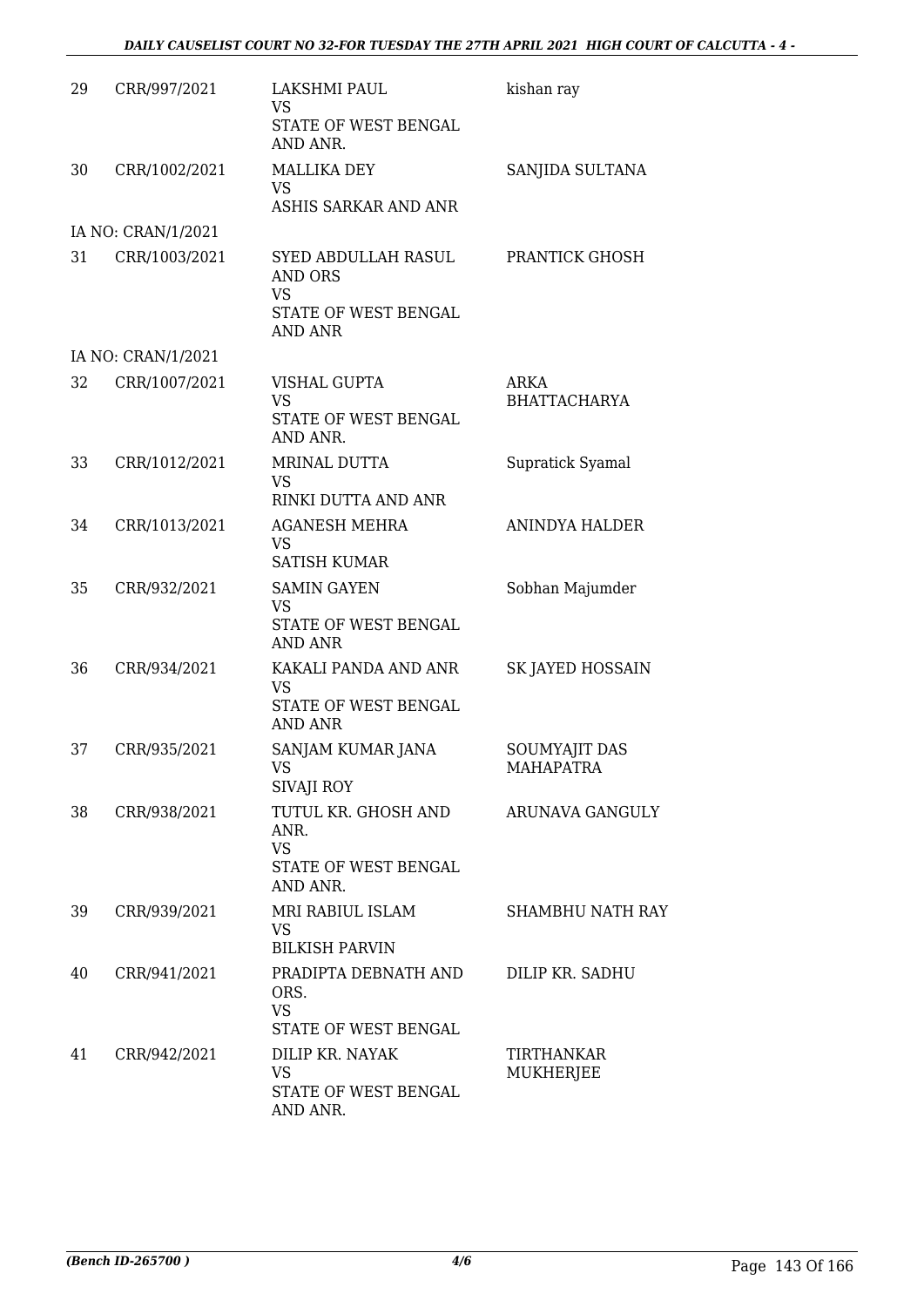| | | | |
|---|---|---|---|
| 29 | CRR/997/2021 | LAKSHMI PAUL<br>VS<br>STATE OF WEST BENGAL AND ANR. | kishan ray |
| 30 | CRR/1002/2021 | MALLIKA DEY<br>VS<br>ASHIS SARKAR AND ANR | SANJIDA SULTANA |
| | IA NO: CRAN/1/2021 | | |
| 31 | CRR/1003/2021 | SYED ABDULLAH RASUL AND ORS<br>VS<br>STATE OF WEST BENGAL AND ANR | PRANTICK GHOSH |
| | IA NO: CRAN/1/2021 | | |
| 32 | CRR/1007/2021 | VISHAL GUPTA<br>VS<br>STATE OF WEST BENGAL AND ANR. | ARKA BHATTACHARYA |
| 33 | CRR/1012/2021 | MRINAL DUTTA<br>VS<br>RINKI DUTTA AND ANR | Supratick Syamal |
| 34 | CRR/1013/2021 | AGANESH MEHRA<br>VS<br>SATISH KUMAR | ANINDYA HALDER |
| 35 | CRR/932/2021 | SAMIN GAYEN<br>VS<br>STATE OF WEST BENGAL AND ANR | Sobhan Majumder |
| 36 | CRR/934/2021 | KAKALI PANDA AND ANR<br>VS<br>STATE OF WEST BENGAL AND ANR | SK JAYED HOSSAIN |
| 37 | CRR/935/2021 | SANJAM KUMAR JANA<br>VS<br>SIVAJI ROY | SOUMYAJIT DAS MAHAPATRA |
| 38 | CRR/938/2021 | TUTUL KR. GHOSH AND ANR.<br>VS<br>STATE OF WEST BENGAL AND ANR. | ARUNAVA GANGULY |
| 39 | CRR/939/2021 | MRI RABIUL ISLAM<br>VS<br>BILKISH PARVIN | SHAMBHU NATH RAY |
| 40 | CRR/941/2021 | PRADIPTA DEBNATH AND ORS.<br>VS<br>STATE OF WEST BENGAL | DILIP KR. SADHU |
| 41 | CRR/942/2021 | DILIP KR. NAYAK<br>VS<br>STATE OF WEST BENGAL AND ANR. | TIRTHANKAR MUKHERJEE |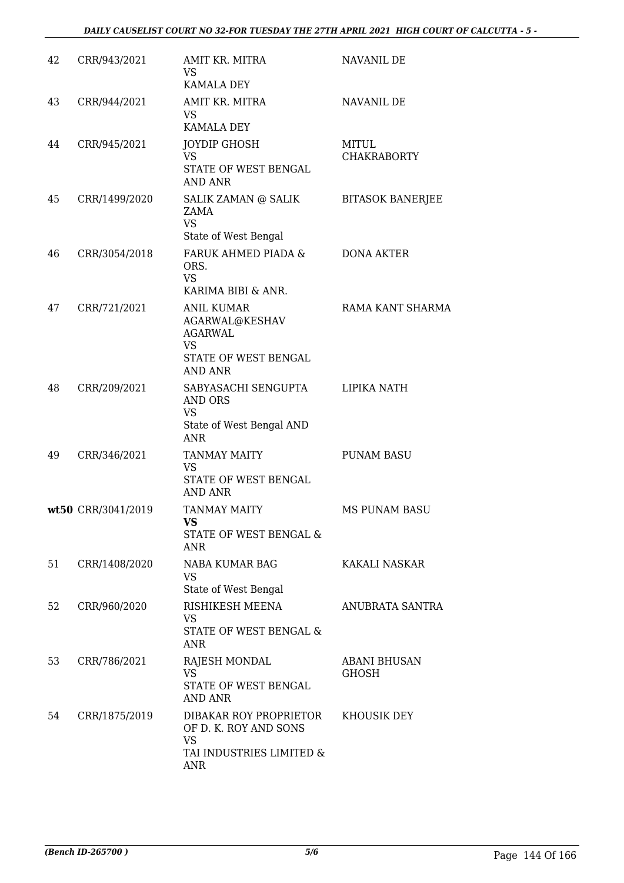| | | | |
|---|---|---|---|
| 42 | CRR/943/2021 | AMIT KR. MITRA<br>VS<br>KAMALA DEY | NAVANIL DE |
| 43 | CRR/944/2021 | AMIT KR. MITRA<br>VS<br>KAMALA DEY | NAVANIL DE |
| 44 | CRR/945/2021 | JOYDIP GHOSH<br>VS<br>STATE OF WEST BENGAL AND ANR | MITUL CHAKRABORTY |
| 45 | CRR/1499/2020 | SALIK ZAMAN @ SALIK ZAMA<br>VS<br>State of West Bengal | BITASOK BANERJEE |
| 46 | CRR/3054/2018 | FARUK AHMED PIADA & ORS.<br>VS<br>KARIMA BIBI & ANR. | DONA AKTER |
| 47 | CRR/721/2021 | ANIL KUMAR AGARWAL@KESHAV AGARWAL<br>VS<br>STATE OF WEST BENGAL AND ANR | RAMA KANT SHARMA |
| 48 | CRR/209/2021 | SABYASACHI SENGUPTA AND ORS<br>VS<br>State of West Bengal AND ANR | LIPIKA NATH |
| 49 | CRR/346/2021 | TANMAY MAITY<br>VS<br>STATE OF WEST BENGAL AND ANR | PUNAM BASU |
| wt50 | CRR/3041/2019 | TANMAY MAITY<br>**VS**<br>STATE OF WEST BENGAL & ANR | MS PUNAM BASU |
| 51 | CRR/1408/2020 | NABA KUMAR BAG<br>VS<br>State of West Bengal | KAKALI NASKAR |
| 52 | CRR/960/2020 | RISHIKESH MEENA<br>VS<br>STATE OF WEST BENGAL & ANR | ANUBRATA SANTRA |
| 53 | CRR/786/2021 | RAJESH MONDAL<br>VS<br>STATE OF WEST BENGAL AND ANR | ABANI BHUSAN GHOSH |
| 54 | CRR/1875/2019 | DIBAKAR ROY PROPRIETOR OF D. K. ROY AND SONS<br>VS<br>TAI INDUSTRIES LIMITED & ANR | KHOUSIK DEY |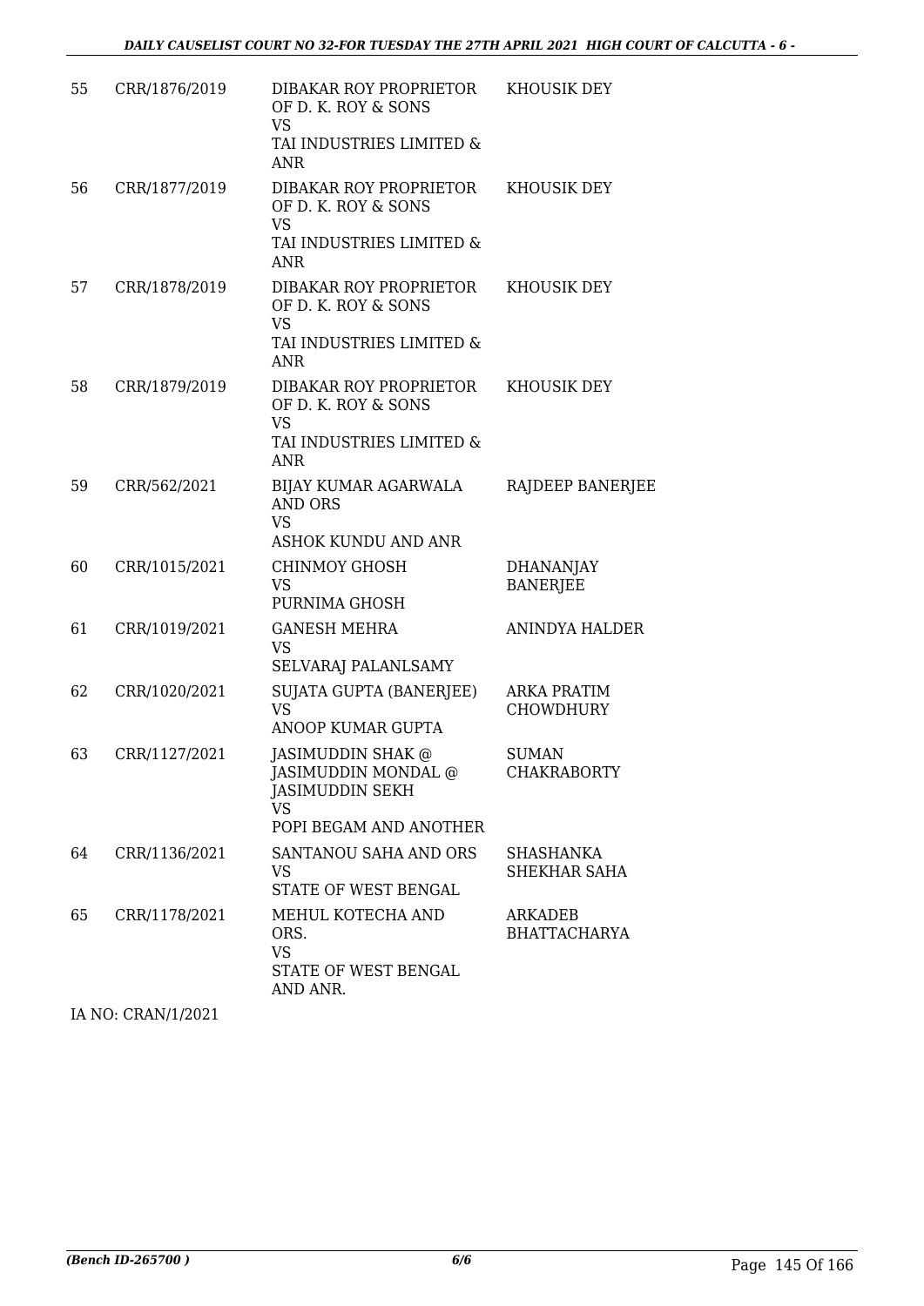| | | | |
|---|---|---|---|
| 55 | CRR/1876/2019 | DIBAKAR ROY PROPRIETOR OF D. K. ROY & SONS<br>VS<br>TAI INDUSTRIES LIMITED & ANR | KHOUSIK DEY |
| 56 | CRR/1877/2019 | DIBAKAR ROY PROPRIETOR OF D. K. ROY & SONS<br>VS<br>TAI INDUSTRIES LIMITED & ANR | KHOUSIK DEY |
| 57 | CRR/1878/2019 | DIBAKAR ROY PROPRIETOR OF D. K. ROY & SONS<br>VS<br>TAI INDUSTRIES LIMITED & ANR | KHOUSIK DEY |
| 58 | CRR/1879/2019 | DIBAKAR ROY PROPRIETOR OF D. K. ROY & SONS<br>VS<br>TAI INDUSTRIES LIMITED & ANR | KHOUSIK DEY |
| 59 | CRR/562/2021 | BIJAY KUMAR AGARWALA AND ORS<br>VS<br>ASHOK KUNDU AND ANR | RAJDEEP BANERJEE |
| 60 | CRR/1015/2021 | CHINMOY GHOSH<br>VS<br>PURNIMA GHOSH | DHANANJAY BANERJEE |
| 61 | CRR/1019/2021 | GANESH MEHRA<br>VS<br>SELVARAJ PALANLSAMY | ANINDYA HALDER |
| 62 | CRR/1020/2021 | SUJATA GUPTA (BANERJEE)<br>VS<br>ANOOP KUMAR GUPTA | ARKA PRATIM CHOWDHURY |
| 63 | CRR/1127/2021 | JASIMUDDIN SHAK @ JASIMUDDIN MONDAL @ JASIMUDDIN SEKH<br>VS<br>POPI BEGAM AND ANOTHER | SUMAN CHAKRABORTY |
| 64 | CRR/1136/2021 | SANTANOU SAHA AND ORS<br>VS<br>STATE OF WEST BENGAL | SHASHANKA SHEKHAR SAHA |
| 65 | CRR/1178/2021 | MEHUL KOTECHA AND ORS.<br>VS<br>STATE OF WEST BENGAL AND ANR. | ARKADEB BHATTACHARYA |

IA NO: CRAN/1/2021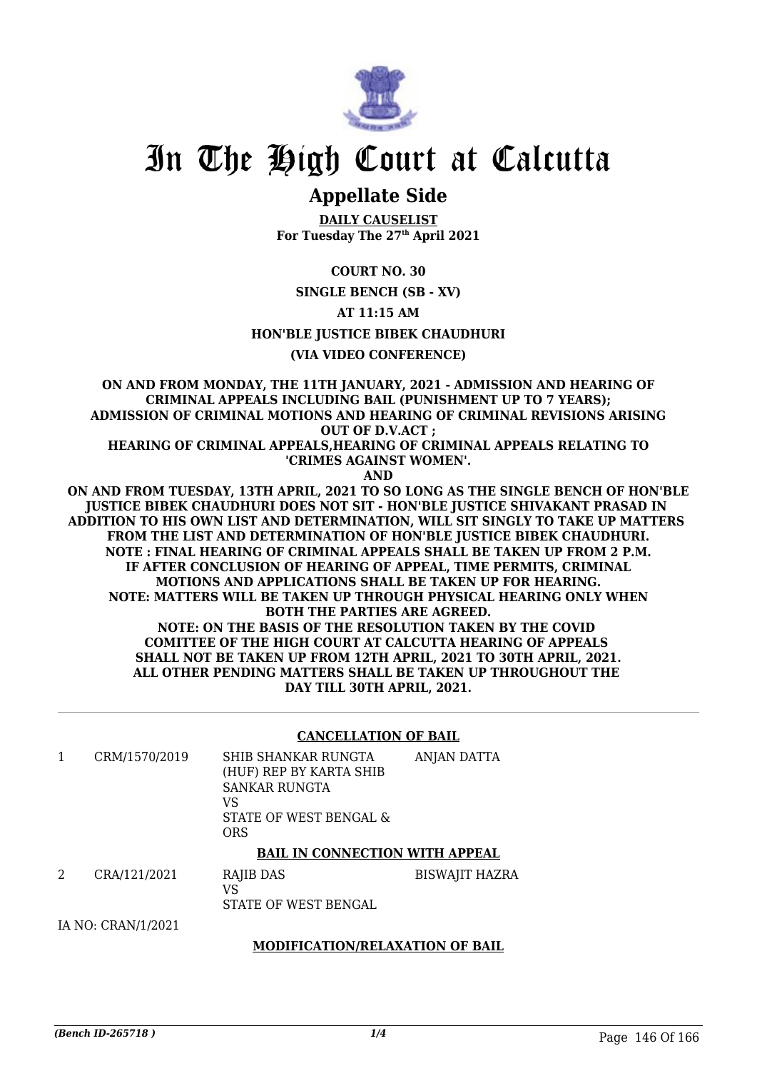# In The High Court at Calcutta

## Appellate Side

**DAILY CAUSELIST**
**For Tuesday The 27th April 2021**

**COURT NO. 30**

**SINGLE BENCH (SB - XV)**

**AT 11:15 AM**

**HON'BLE JUSTICE BIBEK CHAUDHURI**

**(VIA VIDEO CONFERENCE)**

**ON AND FROM MONDAY, THE 11TH JANUARY, 2021 - ADMISSION AND HEARING OF CRIMINAL APPEALS INCLUDING BAIL (PUNISHMENT UP TO 7 YEARS); ADMISSION OF CRIMINAL MOTIONS AND HEARING OF CRIMINAL REVISIONS ARISING OUT OF D.V.ACT ;**
**HEARING OF CRIMINAL APPEALS,HEARING OF CRIMINAL APPEALS RELATING TO 'CRIMES AGAINST WOMEN'.**
**AND**
**ON AND FROM TUESDAY, 13TH APRIL, 2021 TO SO LONG AS THE SINGLE BENCH OF HON'BLE JUSTICE BIBEK CHAUDHURI DOES NOT SIT - HON'BLE JUSTICE SHIVAKANT PRASAD IN ADDITION TO HIS OWN LIST AND DETERMINATION, WILL SIT SINGLY TO TAKE UP MATTERS FROM THE LIST AND DETERMINATION OF HON'BLE JUSTICE BIBEK CHAUDHURI.**
**NOTE : FINAL HEARING OF CRIMINAL APPEALS SHALL BE TAKEN UP FROM 2 P.M.**
**IF AFTER CONCLUSION OF HEARING OF APPEAL, TIME PERMITS, CRIMINAL MOTIONS AND APPLICATIONS SHALL BE TAKEN UP FOR HEARING.**
**NOTE: MATTERS WILL BE TAKEN UP THROUGH PHYSICAL HEARING ONLY WHEN BOTH THE PARTIES ARE AGREED.**
**NOTE: ON THE BASIS OF THE RESOLUTION TAKEN BY THE COVID COMITTEE OF THE HIGH COURT AT CALCUTTA HEARING OF APPEALS SHALL NOT BE TAKEN UP FROM 12TH APRIL, 2021 TO 30TH APRIL, 2021. ALL OTHER PENDING MATTERS SHALL BE TAKEN UP THROUGHOUT THE DAY TILL 30TH APRIL, 2021.**

### CANCELLATION OF BAIL

| | | | |
|---|---|---|---|
| 1 | CRM/1570/2019 | SHIB SHANKAR RUNGTA (HUF) REP BY KARTA SHIB SANKAR RUNGTA<br>VS<br>STATE OF WEST BENGAL & ORS | ANJAN DATTA |

### BAIL IN CONNECTION WITH APPEAL

| | | | |
|---|---|---|---|
| 2 | CRA/121/2021 | RAJIB DAS<br>VS<br>STATE OF WEST BENGAL | BISWAJIT HAZRA |

IA NO: CRAN/1/2021

### MODIFICATION/RELAXATION OF BAIL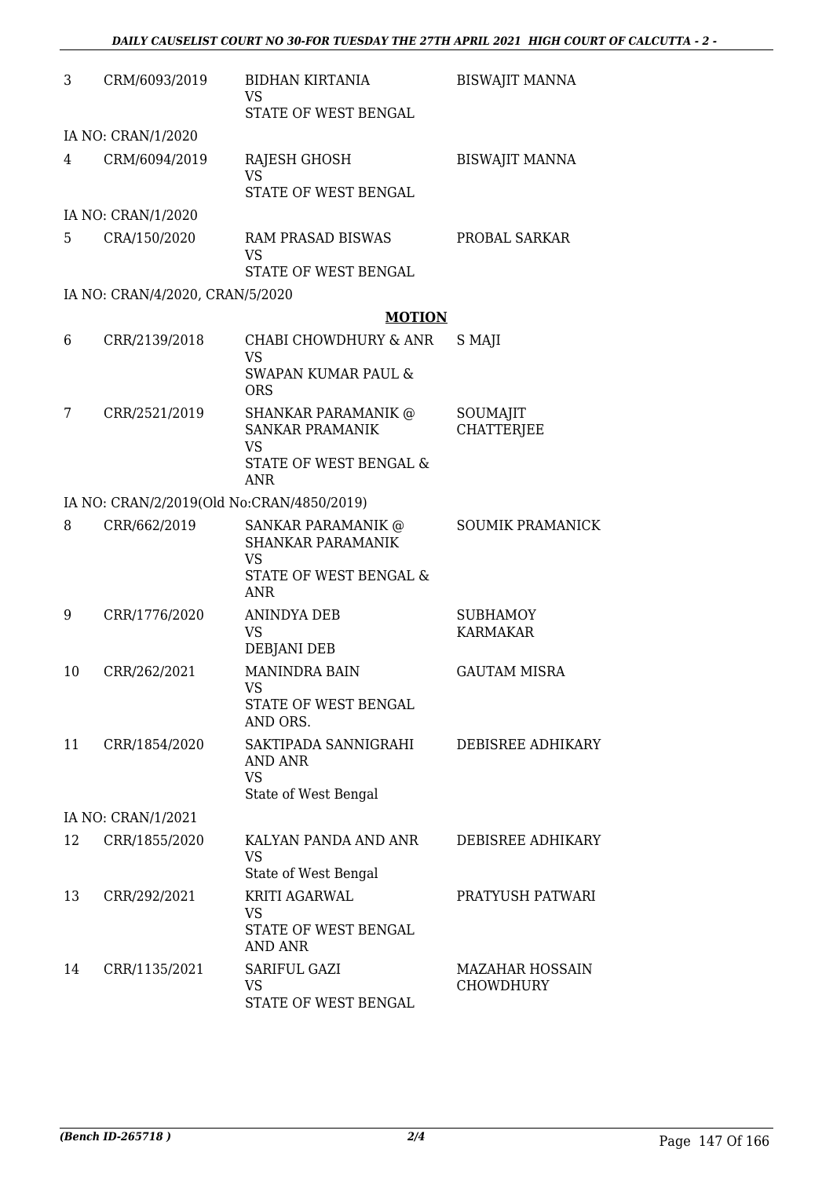| | | | |
|---|---|---|---|
| 3 | CRM/6093/2019 | BIDHAN KIRTANIA<br>VS<br>STATE OF WEST BENGAL | BISWAJIT MANNA |
| | IA NO: CRAN/1/2020 | | |
| 4 | CRM/6094/2019 | RAJESH GHOSH<br>VS<br>STATE OF WEST BENGAL | BISWAJIT MANNA |
| | IA NO: CRAN/1/2020 | | |
| 5 | CRA/150/2020 | RAM PRASAD BISWAS<br>VS<br>STATE OF WEST BENGAL | PROBAL SARKAR |
| | IA NO: CRAN/4/2020, CRAN/5/2020 | | |

**MOTION**

| | | | |
|---|---|---|---|
| 6 | CRR/2139/2018 | CHABI CHOWDHURY & ANR<br>VS<br>SWAPAN KUMAR PAUL & ORS | S MAJI |
| 7 | CRR/2521/2019 | SHANKAR PARAMANIK @ SANKAR PRAMANIK<br>VS<br>STATE OF WEST BENGAL & ANR | SOUMAJIT CHATTERJEE |
| | IA NO: CRAN/2/2019(Old No:CRAN/4850/2019) | | |
| 8 | CRR/662/2019 | SANKAR PARAMANIK @ SHANKAR PARAMANIK<br>VS<br>STATE OF WEST BENGAL & ANR | SOUMIK PRAMANICK |
| 9 | CRR/1776/2020 | ANINDYA DEB<br>VS<br>DEBJANI DEB | SUBHAMOY KARMAKAR |
| 10 | CRR/262/2021 | MANINDRA BAIN<br>VS<br>STATE OF WEST BENGAL AND ORS. | GAUTAM MISRA |
| 11 | CRR/1854/2020 | SAKTIPADA SANNIGRAHI AND ANR<br>VS<br>State of West Bengal | DEBISREE ADHIKARY |
| | IA NO: CRAN/1/2021 | | |
| 12 | CRR/1855/2020 | KALYAN PANDA AND ANR<br>VS<br>State of West Bengal | DEBISREE ADHIKARY |
| 13 | CRR/292/2021 | KRITI AGARWAL<br>VS<br>STATE OF WEST BENGAL AND ANR | PRATYUSH PATWARI |
| 14 | CRR/1135/2021 | SARIFUL GAZI<br>VS<br>STATE OF WEST BENGAL | MAZAHAR HOSSAIN CHOWDHURY |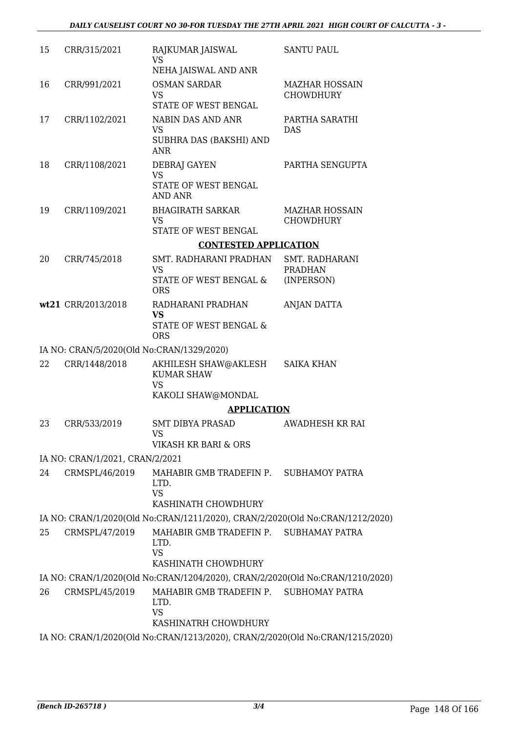| 15 | CRR/315/2021 | RAJKUMAR JAISWAL<br>VS<br>NEHA JAISWAL AND ANR | SANTU PAUL |
|---|---|---|---|
| 16 | CRR/991/2021 | OSMAN SARDAR<br>VS<br>STATE OF WEST BENGAL | MAZHAR HOSSAIN CHOWDHURY |
| 17 | CRR/1102/2021 | NABIN DAS AND ANR<br>VS<br>SUBHRA DAS (BAKSHI) AND ANR | PARTHA SARATHI DAS |
| 18 | CRR/1108/2021 | DEBRAJ GAYEN<br>VS<br>STATE OF WEST BENGAL AND ANR | PARTHA SENGUPTA |
| 19 | CRR/1109/2021 | BHAGIRATH SARKAR<br>VS<br>STATE OF WEST BENGAL | MAZHAR HOSSAIN CHOWDHURY |

**CONTESTED APPLICATION**

| 20 | CRR/745/2018 | SMT. RADHARANI PRADHAN<br>VS<br>STATE OF WEST BENGAL & ORS | SMT. RADHARANI PRADHAN (INPERSON) |
|---|---|---|---|
| wt21 | CRR/2013/2018 | RADHARANI PRADHAN<br>**VS**<br>STATE OF WEST BENGAL & ORS | ANJAN DATTA |

IA NO: CRAN/5/2020(Old No:CRAN/1329/2020)

| 22 | CRR/1448/2018 | AKHILESH SHAW@AKLESH KUMAR SHAW<br>VS<br>KAKOLI SHAW@MONDAL | SAIKA KHAN |
|---|---|---|---|

**APPLICATION**

| 23 | CRR/533/2019 | SMT DIBYA PRASAD<br>VS<br>VIKASH KR BARI & ORS | AWADHESH KR RAI |
|---|---|---|---|

IA NO: CRAN/1/2021, CRAN/2/2021

| 24 | CRMSPL/46/2019 | MAHABIR GMB TRADEFIN P. LTD.<br>VS<br>KASHINATH CHOWDHURY | SUBHAMOY PATRA |
|---|---|---|---|

IA NO: CRAN/1/2020(Old No:CRAN/1211/2020), CRAN/2/2020(Old No:CRAN/1212/2020)

| 25 | CRMSPL/47/2019 | MAHABIR GMB TRADEFIN P. LTD.<br>VS<br>KASHINATH CHOWDHURY | SUBHAMAY PATRA |
|---|---|---|---|

IA NO: CRAN/1/2020(Old No:CRAN/1204/2020), CRAN/2/2020(Old No:CRAN/1210/2020)

| 26 | CRMSPL/45/2019 | MAHABIR GMB TRADEFIN P. LTD.<br>VS<br>KASHINATRH CHOWDHURY | SUBHOMAY PATRA |
|---|---|---|---|

IA NO: CRAN/1/2020(Old No:CRAN/1213/2020), CRAN/2/2020(Old No:CRAN/1215/2020)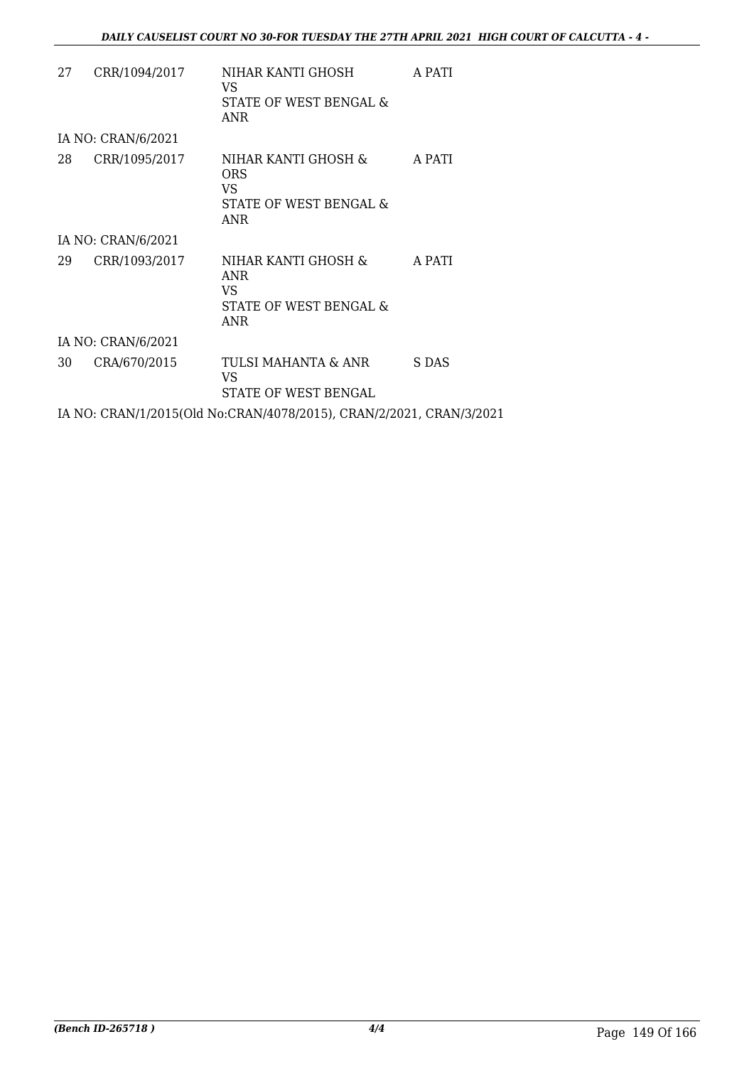| | | | |
|---|---|---|---|
| 27 | CRR/1094/2017 | NIHAR KANTI GHOSH<br>VS<br>STATE OF WEST BENGAL & ANR | A PATI |
| IA NO: CRAN/6/2021 | | | |
| 28 | CRR/1095/2017 | NIHAR KANTI GHOSH & ORS<br>VS<br>STATE OF WEST BENGAL & ANR | A PATI |
| IA NO: CRAN/6/2021 | | | |
| 29 | CRR/1093/2017 | NIHAR KANTI GHOSH & ANR<br>VS<br>STATE OF WEST BENGAL & ANR | A PATI |
| IA NO: CRAN/6/2021 | | | |
| 30 | CRA/670/2015 | TULSI MAHANTA & ANR<br>VS<br>STATE OF WEST BENGAL | S DAS |

IA NO: CRAN/1/2015(Old No:CRAN/4078/2015), CRAN/2/2021, CRAN/3/2021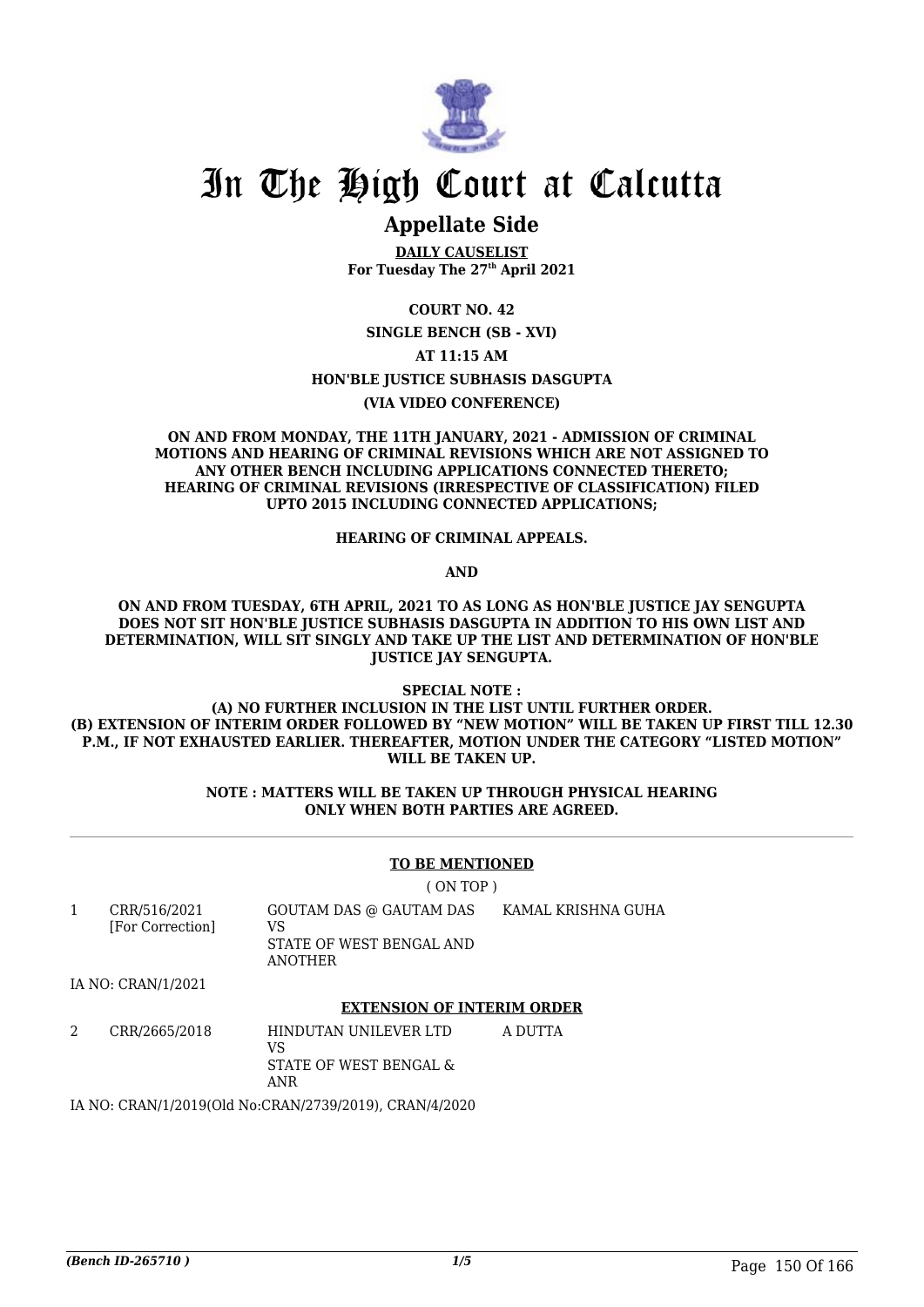# In The High Court at Calcutta

## Appellate Side

**DAILY CAUSELIST**
**For Tuesday The 27th April 2021**

**COURT NO. 42**

**SINGLE BENCH (SB - XVI)**

**AT 11:15 AM**

**HON'BLE JUSTICE SUBHASIS DASGUPTA**

**(VIA VIDEO CONFERENCE)**

**ON AND FROM MONDAY, THE 11TH JANUARY, 2021 - ADMISSION OF CRIMINAL MOTIONS AND HEARING OF CRIMINAL REVISIONS WHICH ARE NOT ASSIGNED TO ANY OTHER BENCH INCLUDING APPLICATIONS CONNECTED THERETO; HEARING OF CRIMINAL REVISIONS (IRRESPECTIVE OF CLASSIFICATION) FILED UPTO 2015 INCLUDING CONNECTED APPLICATIONS;**

**HEARING OF CRIMINAL APPEALS.**

**AND**

**ON AND FROM TUESDAY, 6TH APRIL, 2021 TO AS LONG AS HON'BLE JUSTICE JAY SENGUPTA DOES NOT SIT HON'BLE JUSTICE SUBHASIS DASGUPTA IN ADDITION TO HIS OWN LIST AND DETERMINATION, WILL SIT SINGLY AND TAKE UP THE LIST AND DETERMINATION OF HON'BLE JUSTICE JAY SENGUPTA.**

**SPECIAL NOTE :**
**(A) NO FURTHER INCLUSION IN THE LIST UNTIL FURTHER ORDER.**
**(B) EXTENSION OF INTERIM ORDER FOLLOWED BY "NEW MOTION" WILL BE TAKEN UP FIRST TILL 12.30 P.M., IF NOT EXHAUSTED EARLIER. THEREAFTER, MOTION UNDER THE CATEGORY "LISTED MOTION" WILL BE TAKEN UP.**

**NOTE : MATTERS WILL BE TAKEN UP THROUGH PHYSICAL HEARING ONLY WHEN BOTH PARTIES ARE AGREED.**

**TO BE MENTIONED**

( ON TOP )

| | | | |
|---|---|---|---|
| 1 | CRR/516/2021 [For Correction] | GOUTAM DAS @ GAUTAM DAS VS STATE OF WEST BENGAL AND ANOTHER | KAMAL KRISHNA GUHA |

IA NO: CRAN/1/2021

**EXTENSION OF INTERIM ORDER**

| | | | |
|---|---|---|---|
| 2 | CRR/2665/2018 | HINDUTAN UNILEVER LTD VS STATE OF WEST BENGAL & ANR | A DUTTA |

IA NO: CRAN/1/2019(Old No:CRAN/2739/2019), CRAN/4/2020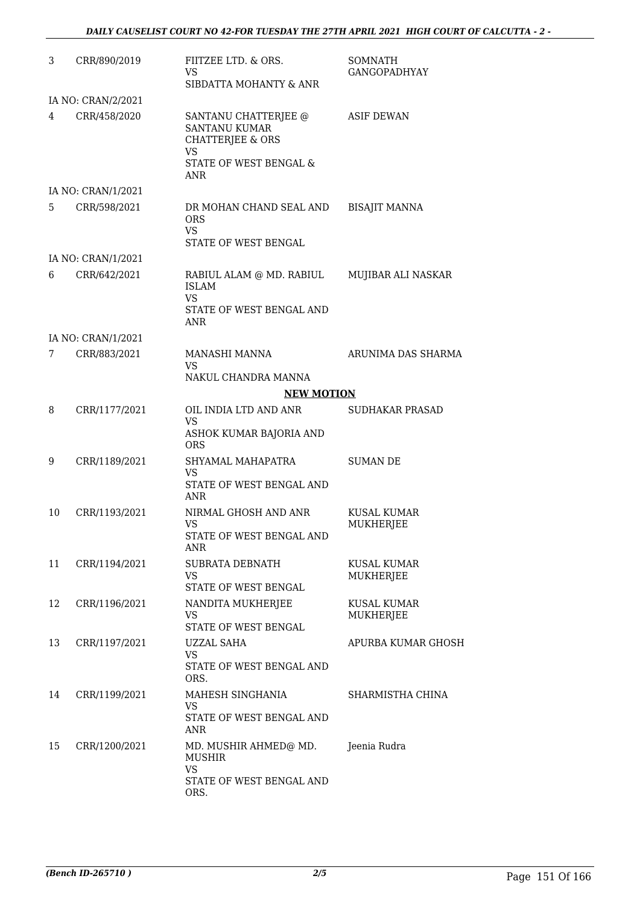| | | | |
|---|---|---|---|
| 3 | CRR/890/2019 | FIITZEE LTD. & ORS.<br>VS<br>SIBDATTA MOHANTY & ANR | SOMNATH GANGOPADHYAY |
| | IA NO: CRAN/2/2021 | | |
| 4 | CRR/458/2020 | SANTANU CHATTERJEE @ SANTANU KUMAR CHATTERJEE & ORS<br>VS<br>STATE OF WEST BENGAL & ANR | ASIF DEWAN |
| | IA NO: CRAN/1/2021 | | |
| 5 | CRR/598/2021 | DR MOHAN CHAND SEAL AND ORS<br>VS<br>STATE OF WEST BENGAL | BISAJIT MANNA |
| | IA NO: CRAN/1/2021 | | |
| 6 | CRR/642/2021 | RABIUL ALAM @ MD. RABIUL ISLAM<br>VS<br>STATE OF WEST BENGAL AND ANR | MUJIBAR ALI NASKAR |
| | IA NO: CRAN/1/2021 | | |
| 7 | CRR/883/2021 | MANASHI MANNA<br>VS<br>NAKUL CHANDRA MANNA | ARUNIMA DAS SHARMA |
| | | **NEW MOTION** | |
| 8 | CRR/1177/2021 | OIL INDIA LTD AND ANR<br>VS<br>ASHOK KUMAR BAJORIA AND ORS | SUDHAKAR PRASAD |
| 9 | CRR/1189/2021 | SHYAMAL MAHAPATRA<br>VS<br>STATE OF WEST BENGAL AND ANR | SUMAN DE |
| 10 | CRR/1193/2021 | NIRMAL GHOSH AND ANR<br>VS<br>STATE OF WEST BENGAL AND ANR | KUSAL KUMAR MUKHERJEE |
| 11 | CRR/1194/2021 | SUBRATA DEBNATH<br>VS<br>STATE OF WEST BENGAL | KUSAL KUMAR MUKHERJEE |
| 12 | CRR/1196/2021 | NANDITA MUKHERJEE<br>VS<br>STATE OF WEST BENGAL | KUSAL KUMAR MUKHERJEE |
| 13 | CRR/1197/2021 | UZZAL SAHA<br>VS<br>STATE OF WEST BENGAL AND ORS. | APURBA KUMAR GHOSH |
| 14 | CRR/1199/2021 | MAHESH SINGHANIA<br>VS<br>STATE OF WEST BENGAL AND ANR | SHARMISTHA CHINA |
| 15 | CRR/1200/2021 | MD. MUSHIR AHMED@ MD. MUSHIR<br>VS<br>STATE OF WEST BENGAL AND ORS. | Jeenia Rudra |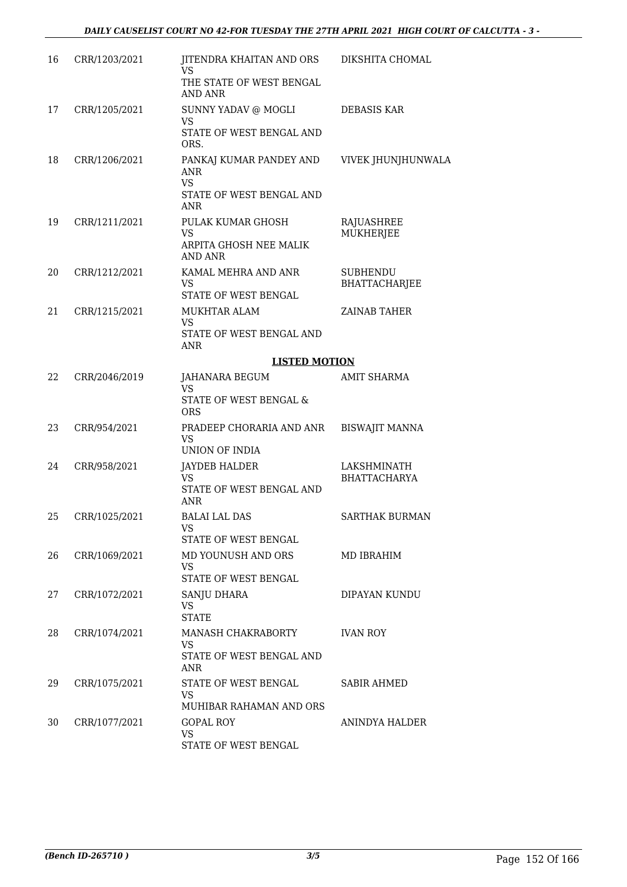| | | | |
|---|---|---|---|
| 16 | CRR/1203/2021 | JITENDRA KHAITAN AND ORS<br>VS<br>THE STATE OF WEST BENGAL AND ANR | DIKSHITA CHOMAL |
| 17 | CRR/1205/2021 | SUNNY YADAV @ MOGLI<br>VS<br>STATE OF WEST BENGAL AND ORS. | DEBASIS KAR |
| 18 | CRR/1206/2021 | PANKAJ KUMAR PANDEY AND ANR<br>VS<br>STATE OF WEST BENGAL AND ANR | VIVEK JHUNJHUNWALA |
| 19 | CRR/1211/2021 | PULAK KUMAR GHOSH<br>VS<br>ARPITA GHOSH NEE MALIK AND ANR | RAJUASHREE MUKHERJEE |
| 20 | CRR/1212/2021 | KAMAL MEHRA AND ANR<br>VS<br>STATE OF WEST BENGAL | SUBHENDU BHATTACHARJEE |
| 21 | CRR/1215/2021 | MUKHTAR ALAM<br>VS<br>STATE OF WEST BENGAL AND ANR | ZAINAB TAHER |

**LISTED MOTION**

| | | | |
|---|---|---|---|
| 22 | CRR/2046/2019 | JAHANARA BEGUM<br>VS<br>STATE OF WEST BENGAL & ORS | AMIT SHARMA |
| 23 | CRR/954/2021 | PRADEEP CHORARIA AND ANR<br>VS<br>UNION OF INDIA | BISWAJIT MANNA |
| 24 | CRR/958/2021 | JAYDEB HALDER<br>VS<br>STATE OF WEST BENGAL AND ANR | LAKSHMINATH BHATTACHARYA |
| 25 | CRR/1025/2021 | BALAI LAL DAS<br>VS<br>STATE OF WEST BENGAL | SARTHAK BURMAN |
| 26 | CRR/1069/2021 | MD YOUNUSH AND ORS<br>VS<br>STATE OF WEST BENGAL | MD IBRAHIM |
| 27 | CRR/1072/2021 | SANJU DHARA<br>VS<br>STATE | DIPAYAN KUNDU |
| 28 | CRR/1074/2021 | MANASH CHAKRABORTY<br>VS<br>STATE OF WEST BENGAL AND ANR | IVAN ROY |
| 29 | CRR/1075/2021 | STATE OF WEST BENGAL<br>VS<br>MUHIBAR RAHAMAN AND ORS | SABIR AHMED |
| 30 | CRR/1077/2021 | GOPAL ROY<br>VS<br>STATE OF WEST BENGAL | ANINDYA HALDER |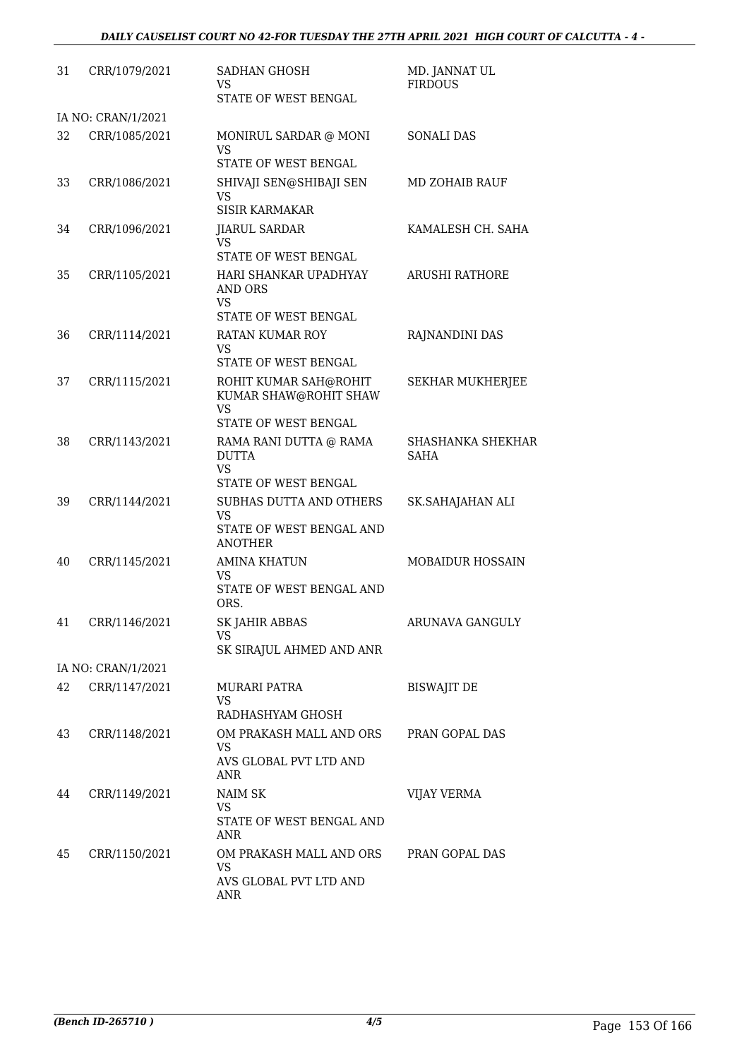| | | | |
|---|---|---|---|
| 31 | CRR/1079/2021 | SADHAN GHOSH<br>VS<br>STATE OF WEST BENGAL | MD. JANNAT UL FIRDOUS |
| IA NO: CRAN/1/2021 | | | |
| 32 | CRR/1085/2021 | MONIRUL SARDAR @ MONI<br>VS<br>STATE OF WEST BENGAL | SONALI DAS |
| 33 | CRR/1086/2021 | SHIVAJI SEN@SHIBAJI SEN<br>VS<br>SISIR KARMAKAR | MD ZOHAIB RAUF |
| 34 | CRR/1096/2021 | JIARUL SARDAR<br>VS<br>STATE OF WEST BENGAL | KAMALESH CH. SAHA |
| 35 | CRR/1105/2021 | HARI SHANKAR UPADHYAY AND ORS<br>VS<br>STATE OF WEST BENGAL | ARUSHI RATHORE |
| 36 | CRR/1114/2021 | RATAN KUMAR ROY<br>VS<br>STATE OF WEST BENGAL | RAJNANDINI DAS |
| 37 | CRR/1115/2021 | ROHIT KUMAR SAH@ROHIT KUMAR SHAW@ROHIT SHAW<br>VS<br>STATE OF WEST BENGAL | SEKHAR MUKHERJEE |
| 38 | CRR/1143/2021 | RAMA RANI DUTTA @ RAMA DUTTA<br>VS<br>STATE OF WEST BENGAL | SHASHANKA SHEKHAR SAHA |
| 39 | CRR/1144/2021 | SUBHAS DUTTA AND OTHERS<br>VS<br>STATE OF WEST BENGAL AND ANOTHER | SK.SAHAJAHAN ALI |
| 40 | CRR/1145/2021 | AMINA KHATUN<br>VS<br>STATE OF WEST BENGAL AND ORS. | MOBAIDUR HOSSAIN |
| 41 | CRR/1146/2021 | SK JAHIR ABBAS<br>VS<br>SK SIRAJUL AHMED AND ANR | ARUNAVA GANGULY |
| IA NO: CRAN/1/2021 | | | |
| 42 | CRR/1147/2021 | MURARI PATRA<br>VS<br>RADHASHYAM GHOSH | BISWAJIT DE |
| 43 | CRR/1148/2021 | OM PRAKASH MALL AND ORS<br>VS<br>AVS GLOBAL PVT LTD AND ANR | PRAN GOPAL DAS |
| 44 | CRR/1149/2021 | NAIM SK<br>VS<br>STATE OF WEST BENGAL AND ANR | VIJAY VERMA |
| 45 | CRR/1150/2021 | OM PRAKASH MALL AND ORS<br>VS<br>AVS GLOBAL PVT LTD AND ANR | PRAN GOPAL DAS |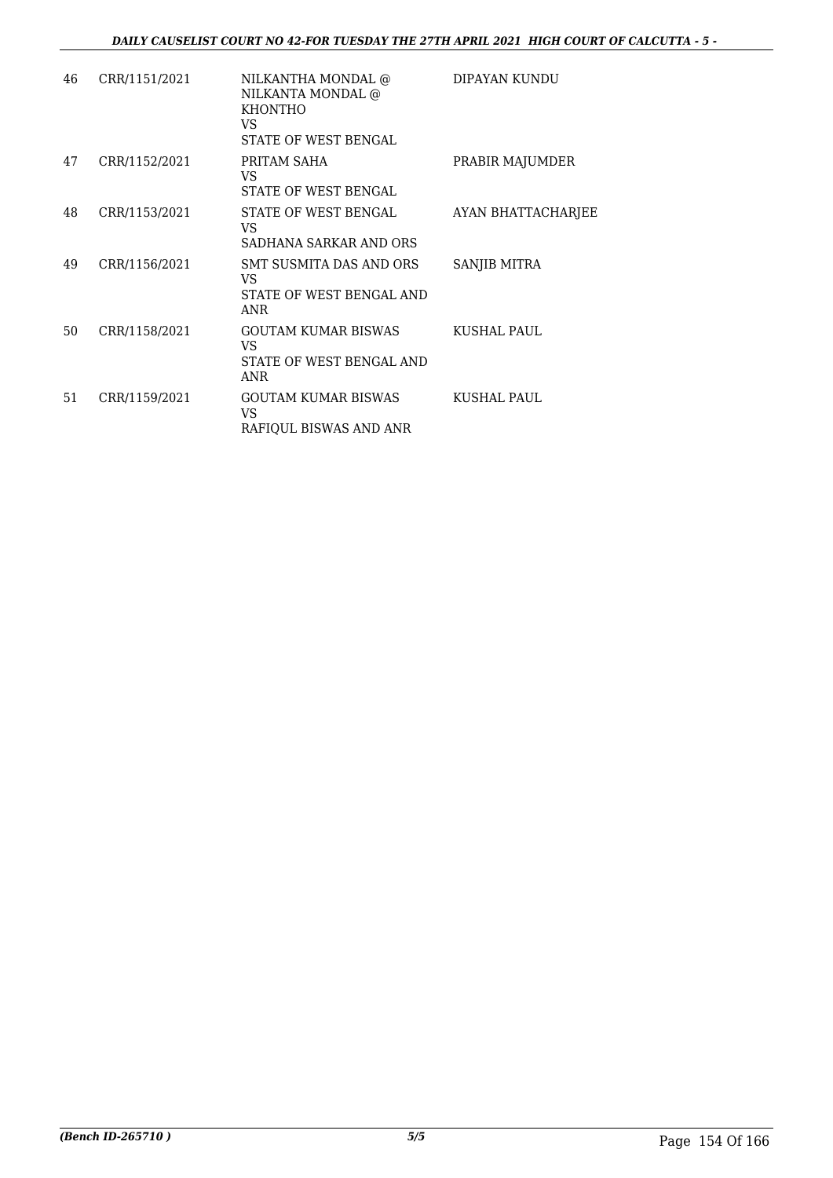| | | | |
|---|---|---|---|
| 46 | CRR/1151/2021 | NILKANTHA MONDAL @ NILKANTA MONDAL @ KHONTHO<br>VS<br>STATE OF WEST BENGAL | DIPAYAN KUNDU |
| 47 | CRR/1152/2021 | PRITAM SAHA<br>VS<br>STATE OF WEST BENGAL | PRABIR MAJUMDER |
| 48 | CRR/1153/2021 | STATE OF WEST BENGAL<br>VS<br>SADHANA SARKAR AND ORS | AYAN BHATTACHARJEE |
| 49 | CRR/1156/2021 | SMT SUSMITA DAS AND ORS<br>VS<br>STATE OF WEST BENGAL AND ANR | SANJIB MITRA |
| 50 | CRR/1158/2021 | GOUTAM KUMAR BISWAS<br>VS<br>STATE OF WEST BENGAL AND ANR | KUSHAL PAUL |
| 51 | CRR/1159/2021 | GOUTAM KUMAR BISWAS<br>VS<br>RAFIQUL BISWAS AND ANR | KUSHAL PAUL |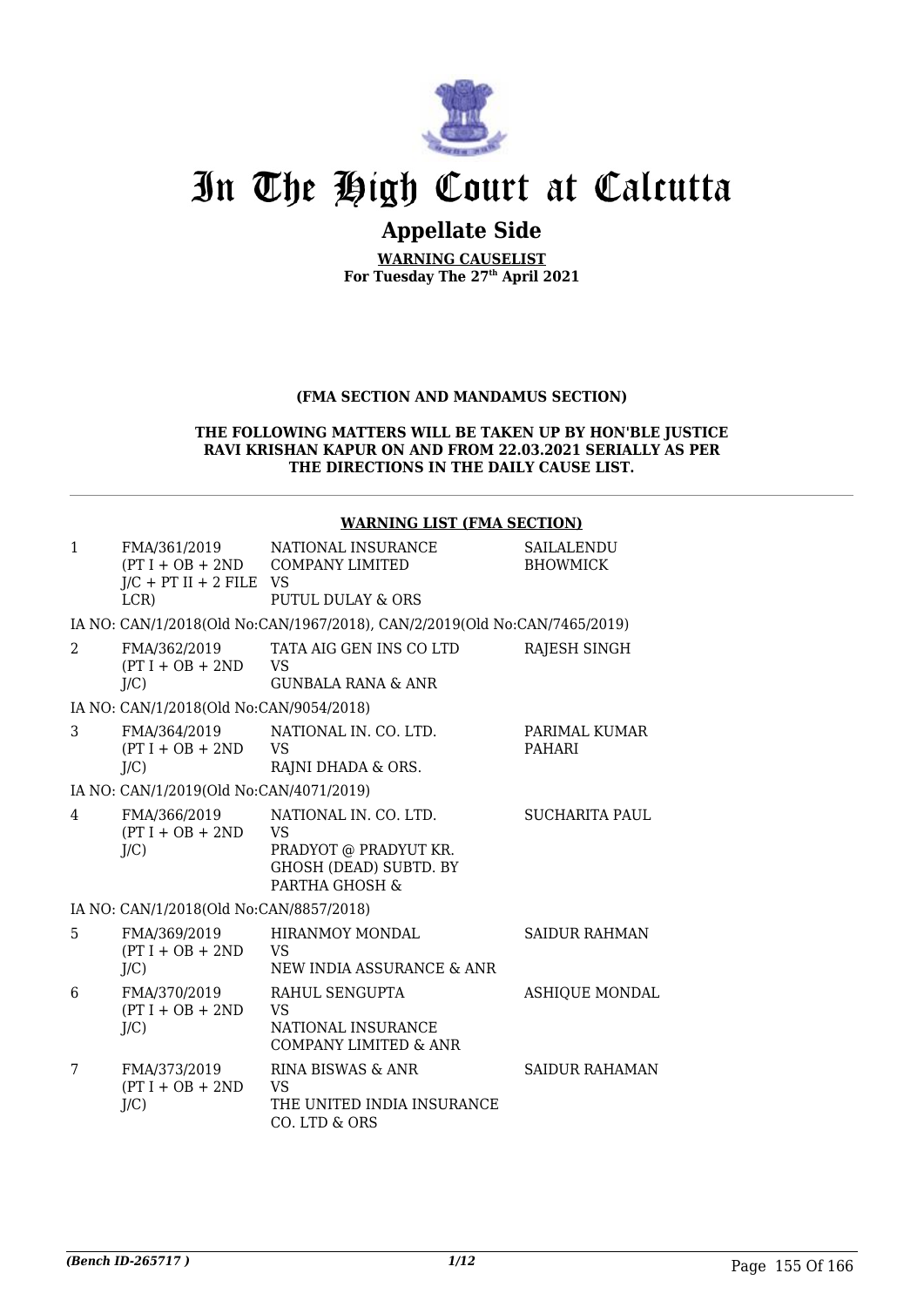# In The High Court at Calcutta

## Appellate Side

**WARNING CAUSELIST**
**For Tuesday The 27th April 2021**

**(FMA SECTION AND MANDAMUS SECTION)**

**THE FOLLOWING MATTERS WILL BE TAKEN UP BY HON'BLE JUSTICE RAVI KRISHAN KAPUR ON AND FROM 22.03.2021 SERIALLY AS PER THE DIRECTIONS IN THE DAILY CAUSE LIST.**

**WARNING LIST (FMA SECTION)**

| | | | |
|---|---|---|---|
| 1 | FMA/361/2019 (PT I + OB + 2ND J/C + PT II + 2 FILE LCR) | NATIONAL INSURANCE COMPANY LIMITED VS PUTUL DULAY & ORS | SAILALENDU BHOWMICK |
| | IA NO: CAN/1/2018(Old No:CAN/1967/2018), CAN/2/2019(Old No:CAN/7465/2019) | | |
| 2 | FMA/362/2019 (PT I + OB + 2ND J/C) | TATA AIG GEN INS CO LTD VS GUNBALA RANA & ANR | RAJESH SINGH |
| | IA NO: CAN/1/2018(Old No:CAN/9054/2018) | | |
| 3 | FMA/364/2019 (PT I + OB + 2ND J/C) | NATIONAL IN. CO. LTD. VS RAJNI DHADA & ORS. | PARIMAL KUMAR PAHARI |
| | IA NO: CAN/1/2019(Old No:CAN/4071/2019) | | |
| 4 | FMA/366/2019 (PT I + OB + 2ND J/C) | NATIONAL IN. CO. LTD. VS PRADYOT @ PRADYUT KR. GHOSH (DEAD) SUBTD. BY PARTHA GHOSH & | SUCHARITA PAUL |
| | IA NO: CAN/1/2018(Old No:CAN/8857/2018) | | |
| 5 | FMA/369/2019 (PT I + OB + 2ND J/C) | HIRANMOY MONDAL VS NEW INDIA ASSURANCE & ANR | SAIDUR RAHMAN |
| 6 | FMA/370/2019 (PT I + OB + 2ND J/C) | RAHUL SENGUPTA VS NATIONAL INSURANCE COMPANY LIMITED & ANR | ASHIQUE MONDAL |
| 7 | FMA/373/2019 (PT I + OB + 2ND J/C) | RINA BISWAS & ANR VS THE UNITED INDIA INSURANCE CO. LTD & ORS | SAIDUR RAHAMAN |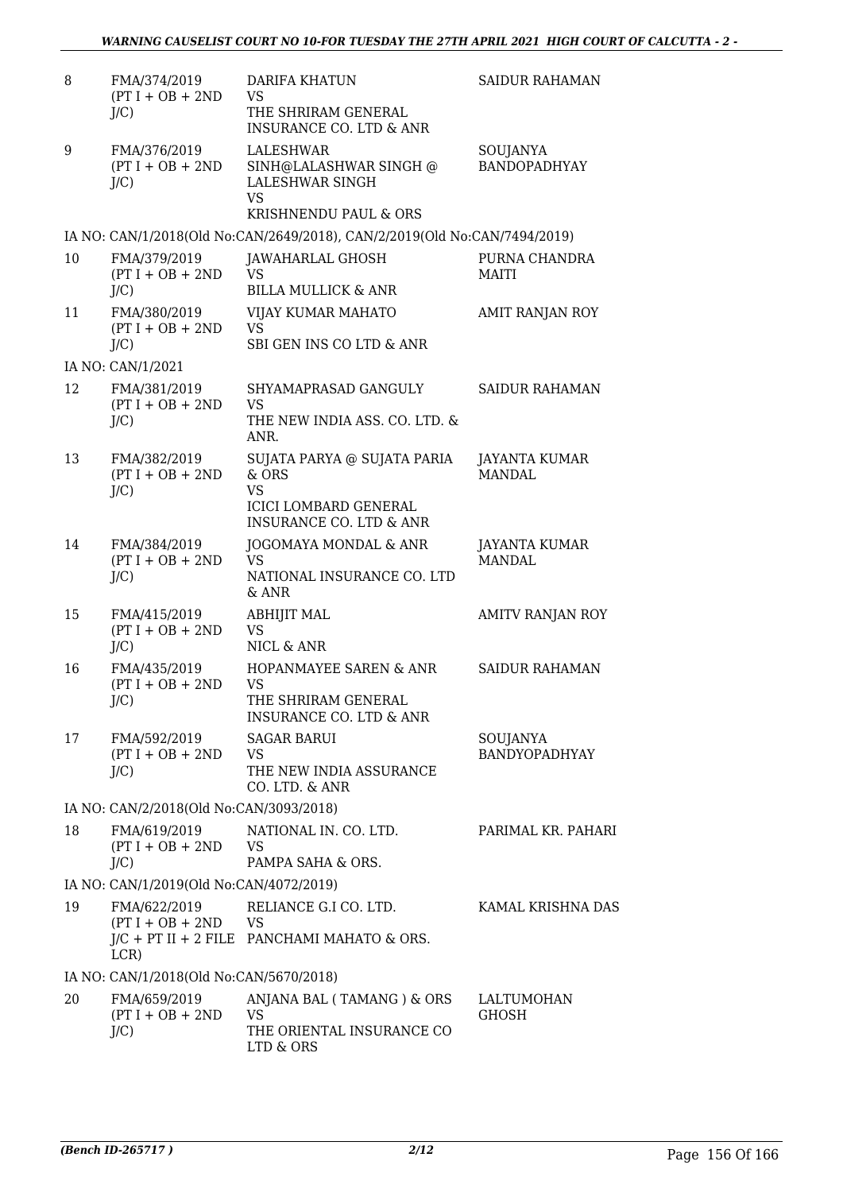| | | | |
|---|---|---|---|
| 8 | FMA/374/2019 (PT I + OB + 2ND J/C) | DARIFA KHATUN VS THE SHRIRAM GENERAL INSURANCE CO. LTD & ANR | SAIDUR RAHAMAN |
| 9 | FMA/376/2019 (PT I + OB + 2ND J/C) | LALESHWAR SINH@LALASHWAR SINGH @ LALESHWAR SINGH VS KRISHNENDU PAUL & ORS | SOUJANYA BANDOPADHYAY |
| | IA NO: CAN/1/2018(Old No:CAN/2649/2018), CAN/2/2019(Old No:CAN/7494/2019) | | |
| 10 | FMA/379/2019 (PT I + OB + 2ND J/C) | JAWAHARLAL GHOSH VS BILLA MULLICK & ANR | PURNA CHANDRA MAITI |
| 11 | FMA/380/2019 (PT I + OB + 2ND J/C) | VIJAY KUMAR MAHATO VS SBI GEN INS CO LTD & ANR | AMIT RANJAN ROY |
| | IA NO: CAN/1/2021 | | |
| 12 | FMA/381/2019 (PT I + OB + 2ND J/C) | SHYAMAPRASAD GANGULY VS THE NEW INDIA ASS. CO. LTD. & ANR. | SAIDUR RAHAMAN |
| 13 | FMA/382/2019 (PT I + OB + 2ND J/C) | SUJATA PARYA @ SUJATA PARIA & ORS VS ICICI LOMBARD GENERAL INSURANCE CO. LTD & ANR | JAYANTA KUMAR MANDAL |
| 14 | FMA/384/2019 (PT I + OB + 2ND J/C) | JOGOMAYA MONDAL & ANR VS NATIONAL INSURANCE CO. LTD & ANR | JAYANTA KUMAR MANDAL |
| 15 | FMA/415/2019 (PT I + OB + 2ND J/C) | ABHIJIT MAL VS NICL & ANR | AMITV RANJAN ROY |
| 16 | FMA/435/2019 (PT I + OB + 2ND J/C) | HOPANMAYEE SAREN & ANR VS THE SHRIRAM GENERAL INSURANCE CO. LTD & ANR | SAIDUR RAHAMAN |
| 17 | FMA/592/2019 (PT I + OB + 2ND J/C) | SAGAR BARUI VS THE NEW INDIA ASSURANCE CO. LTD. & ANR | SOUJANYA BANDYOPADHYAY |
| | IA NO: CAN/2/2018(Old No:CAN/3093/2018) | | |
| 18 | FMA/619/2019 (PT I + OB + 2ND J/C) | NATIONAL IN. CO. LTD. VS PAMPA SAHA & ORS. | PARIMAL KR. PAHARI |
| | IA NO: CAN/1/2019(Old No:CAN/4072/2019) | | |
| 19 | FMA/622/2019 (PT I + OB + 2ND J/C + PT II + 2 FILE LCR) | RELIANCE G.I CO. LTD. VS PANCHAMI MAHATO & ORS. | KAMAL KRISHNA DAS |
| | IA NO: CAN/1/2018(Old No:CAN/5670/2018) | | |
| 20 | FMA/659/2019 (PT I + OB + 2ND J/C) | ANJANA BAL ( TAMANG ) & ORS VS THE ORIENTAL INSURANCE CO LTD & ORS | LALTUMOHAN GHOSH |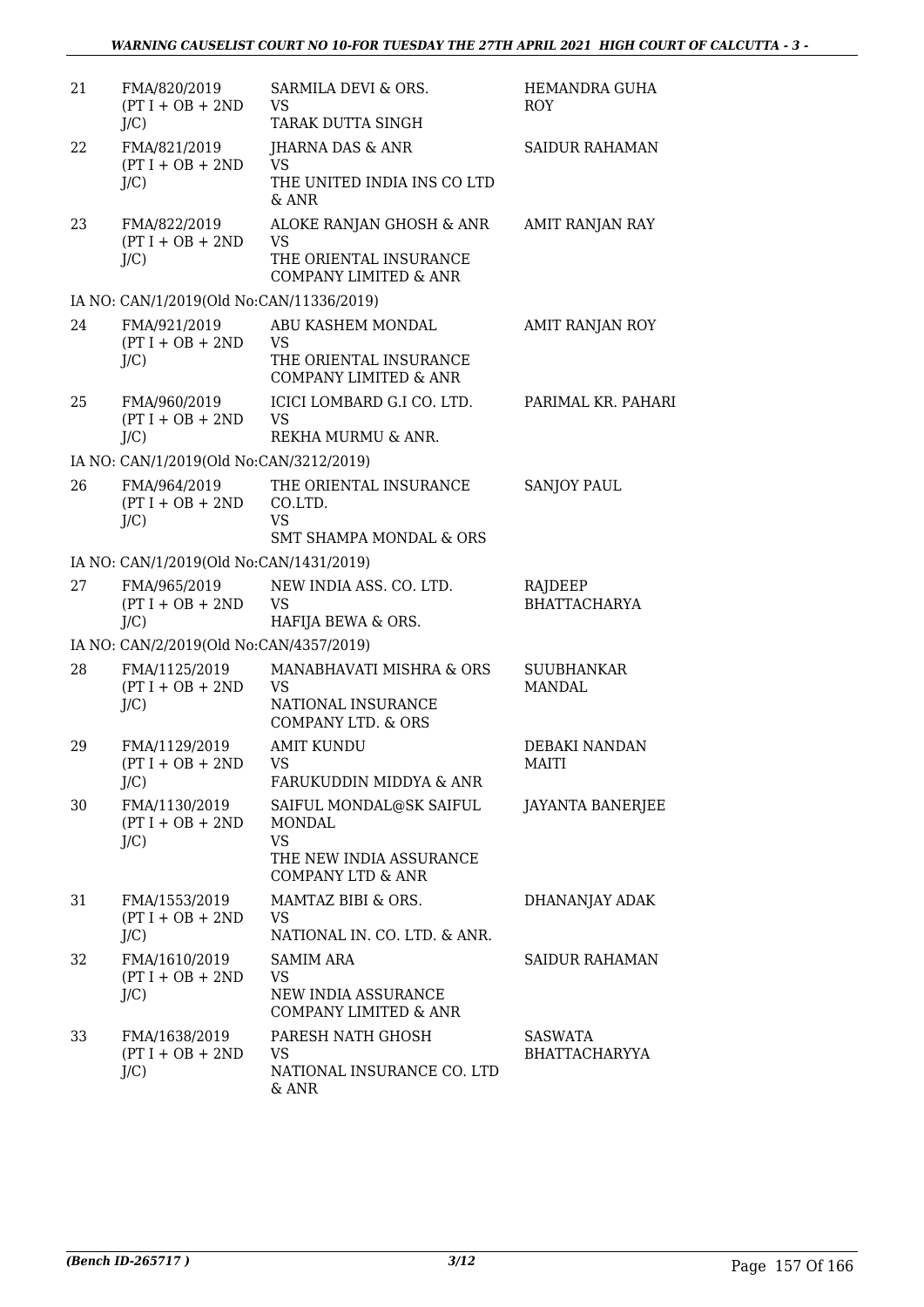| | | | |
|---|---|---|---|
| 21 | FMA/820/2019 (PT I + OB + 2ND J/C) | SARMILA DEVI & ORS. VS TARAK DUTTA SINGH | HEMANDRA GUHA ROY |
| 22 | FMA/821/2019 (PT I + OB + 2ND J/C) | JHARNA DAS & ANR VS THE UNITED INDIA INS CO LTD & ANR | SAIDUR RAHAMAN |
| 23 | FMA/822/2019 (PT I + OB + 2ND J/C) | ALOKE RANJAN GHOSH & ANR VS THE ORIENTAL INSURANCE COMPANY LIMITED & ANR | AMIT RANJAN RAY |
| | IA NO: CAN/1/2019(Old No:CAN/11336/2019) | | |
| 24 | FMA/921/2019 (PT I + OB + 2ND J/C) | ABU KASHEM MONDAL VS THE ORIENTAL INSURANCE COMPANY LIMITED & ANR | AMIT RANJAN ROY |
| 25 | FMA/960/2019 (PT I + OB + 2ND J/C) | ICICI LOMBARD G.I CO. LTD. VS REKHA MURMU & ANR. | PARIMAL KR. PAHARI |
| | IA NO: CAN/1/2019(Old No:CAN/3212/2019) | | |
| 26 | FMA/964/2019 (PT I + OB + 2ND J/C) | THE ORIENTAL INSURANCE CO.LTD. VS SMT SHAMPA MONDAL & ORS | SANJOY PAUL |
| | IA NO: CAN/1/2019(Old No:CAN/1431/2019) | | |
| 27 | FMA/965/2019 (PT I + OB + 2ND J/C) | NEW INDIA ASS. CO. LTD. VS HAFIJA BEWA & ORS. | RAJDEEP BHATTACHARYA |
| | IA NO: CAN/2/2019(Old No:CAN/4357/2019) | | |
| 28 | FMA/1125/2019 (PT I + OB + 2ND J/C) | MANABHAVATI MISHRA & ORS VS NATIONAL INSURANCE COMPANY LTD. & ORS | SUUBHANKAR MANDAL |
| 29 | FMA/1129/2019 (PT I + OB + 2ND J/C) | AMIT KUNDU VS FARUKUDDIN MIDDYA & ANR | DEBAKI NANDAN MAITI |
| 30 | FMA/1130/2019 (PT I + OB + 2ND J/C) | SAIFUL MONDAL@SK SAIFUL MONDAL VS THE NEW INDIA ASSURANCE COMPANY LTD & ANR | JAYANTA BANERJEE |
| 31 | FMA/1553/2019 (PT I + OB + 2ND J/C) | MAMTAZ BIBI & ORS. VS NATIONAL IN. CO. LTD. & ANR. | DHANANJAY ADAK |
| 32 | FMA/1610/2019 (PT I + OB + 2ND J/C) | SAMIM ARA VS NEW INDIA ASSURANCE COMPANY LIMITED & ANR | SAIDUR RAHAMAN |
| 33 | FMA/1638/2019 (PT I + OB + 2ND J/C) | PARESH NATH GHOSH VS NATIONAL INSURANCE CO. LTD & ANR | SASWATA BHATTACHARYYA |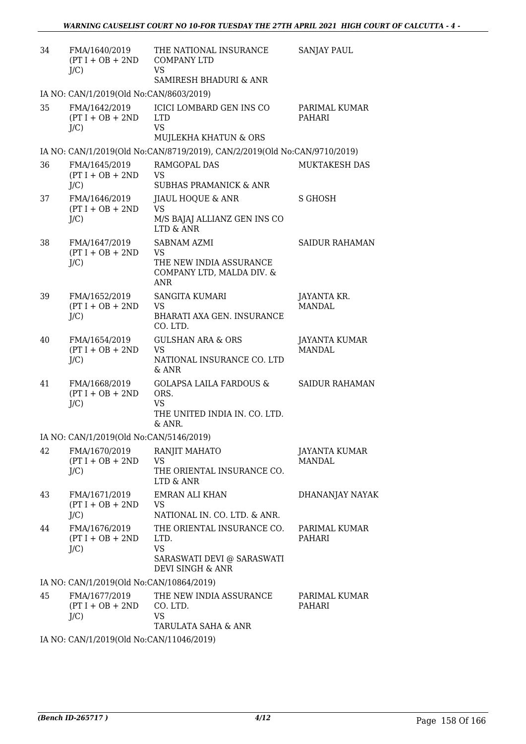| | | | |
|---|---|---|---|
| 34 | FMA/1640/2019 (PT I + OB + 2ND J/C) | THE NATIONAL INSURANCE COMPANY LTD<br>VS<br>SAMIRESH BHADURI & ANR | SANJAY PAUL |

IA NO: CAN/1/2019(Old No:CAN/8603/2019)

| | | | |
|---|---|---|---|
| 35 | FMA/1642/2019 (PT I + OB + 2ND J/C) | ICICI LOMBARD GEN INS CO LTD<br>VS<br>MUJLEKHA KHATUN & ORS | PARIMAL KUMAR PAHARI |

IA NO: CAN/1/2019(Old No:CAN/8719/2019), CAN/2/2019(Old No:CAN/9710/2019)

| | | | |
|---|---|---|---|
| 36 | FMA/1645/2019 (PT I + OB + 2ND J/C) | RAMGOPAL DAS<br>VS<br>SUBHAS PRAMANICK & ANR | MUKTAKESH DAS |
| 37 | FMA/1646/2019 (PT I + OB + 2ND J/C) | JIAUL HOQUE & ANR<br>VS<br>M/S BAJAJ ALLIANZ GEN INS CO LTD & ANR | S GHOSH |
| 38 | FMA/1647/2019 (PT I + OB + 2ND J/C) | SABNAM AZMI<br>VS<br>THE NEW INDIA ASSURANCE COMPANY LTD, MALDA DIV. & ANR | SAIDUR RAHAMAN |
| 39 | FMA/1652/2019 (PT I + OB + 2ND J/C) | SANGITA KUMARI<br>VS<br>BHARATI AXA GEN. INSURANCE CO. LTD. | JAYANTA KR. MANDAL |
| 40 | FMA/1654/2019 (PT I + OB + 2ND J/C) | GULSHAN ARA & ORS<br>VS<br>NATIONAL INSURANCE CO. LTD & ANR | JAYANTA KUMAR MANDAL |
| 41 | FMA/1668/2019 (PT I + OB + 2ND J/C) | GOLAPSA LAILA FARDOUS & ORS.<br>VS<br>THE UNITED INDIA IN. CO. LTD. & ANR. | SAIDUR RAHAMAN |

IA NO: CAN/1/2019(Old No:CAN/5146/2019)

| | | | |
|---|---|---|---|
| 42 | FMA/1670/2019 (PT I + OB + 2ND J/C) | RANJIT MAHATO<br>VS<br>THE ORIENTAL INSURANCE CO. LTD & ANR | JAYANTA KUMAR MANDAL |
| 43 | FMA/1671/2019 (PT I + OB + 2ND J/C) | EMRAN ALI KHAN<br>VS<br>NATIONAL IN. CO. LTD. & ANR. | DHANANJAY NAYAK |
| 44 | FMA/1676/2019 (PT I + OB + 2ND J/C) | THE ORIENTAL INSURANCE CO. LTD.<br>VS<br>SARASWATI DEVI @ SARASWATI DEVI SINGH & ANR | PARIMAL KUMAR PAHARI |

IA NO: CAN/1/2019(Old No:CAN/10864/2019)

| | | | |
|---|---|---|---|
| 45 | FMA/1677/2019 (PT I + OB + 2ND J/C) | THE NEW INDIA ASSURANCE CO. LTD.<br>VS<br>TARULATA SAHA & ANR | PARIMAL KUMAR PAHARI |

IA NO: CAN/1/2019(Old No:CAN/11046/2019)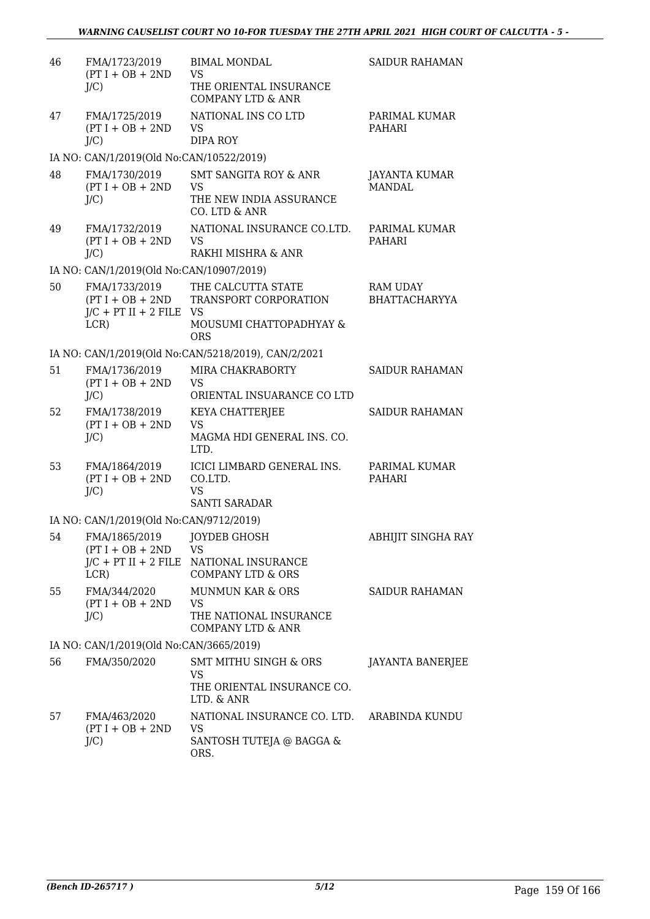| 46 | FMA/1723/2019 (PT I + OB + 2ND J/C) | BIMAL MONDAL VS THE ORIENTAL INSURANCE COMPANY LTD & ANR | SAIDUR RAHAMAN |
|---|---|---|---|
| 47 | FMA/1725/2019 (PT I + OB + 2ND J/C) | NATIONAL INS CO LTD VS DIPA ROY | PARIMAL KUMAR PAHARI |
| | IA NO: CAN/1/2019(Old No:CAN/10522/2019) | | |
| 48 | FMA/1730/2019 (PT I + OB + 2ND J/C) | SMT SANGITA ROY & ANR VS THE NEW INDIA ASSURANCE CO. LTD & ANR | JAYANTA KUMAR MANDAL |
| 49 | FMA/1732/2019 (PT I + OB + 2ND J/C) | NATIONAL INSURANCE CO.LTD. VS RAKHI MISHRA & ANR | PARIMAL KUMAR PAHARI |
| | IA NO: CAN/1/2019(Old No:CAN/10907/2019) | | |
| 50 | FMA/1733/2019 (PT I + OB + 2ND J/C + PT II + 2 FILE LCR) | THE CALCUTTA STATE TRANSPORT CORPORATION VS MOUSUMI CHATTOPADHYAY & ORS | RAM UDAY BHATTACHARYYA |
| | IA NO: CAN/1/2019(Old No:CAN/5218/2019), CAN/2/2021 | | |
| 51 | FMA/1736/2019 (PT I + OB + 2ND J/C) | MIRA CHAKRABORTY VS ORIENTAL INSUARANCE CO LTD | SAIDUR RAHAMAN |
| 52 | FMA/1738/2019 (PT I + OB + 2ND J/C) | KEYA CHATTERJEE VS MAGMA HDI GENERAL INS. CO. LTD. | SAIDUR RAHAMAN |
| 53 | FMA/1864/2019 (PT I + OB + 2ND J/C) | ICICI LIMBARD GENERAL INS. CO.LTD. VS SANTI SARADAR | PARIMAL KUMAR PAHARI |
| | IA NO: CAN/1/2019(Old No:CAN/9712/2019) | | |
| 54 | FMA/1865/2019 (PT I + OB + 2ND J/C + PT II + 2 FILE LCR) | JOYDEB GHOSH VS NATIONAL INSURANCE COMPANY LTD & ORS | ABHIJIT SINGHA RAY |
| 55 | FMA/344/2020 (PT I + OB + 2ND J/C) | MUNMUN KAR & ORS VS THE NATIONAL INSURANCE COMPANY LTD & ANR | SAIDUR RAHAMAN |
| | IA NO: CAN/1/2019(Old No:CAN/3665/2019) | | |
| 56 | FMA/350/2020 | SMT MITHU SINGH & ORS VS THE ORIENTAL INSURANCE CO. LTD. & ANR | JAYANTA BANERJEE |
| 57 | FMA/463/2020 (PT I + OB + 2ND J/C) | NATIONAL INSURANCE CO. LTD. VS SANTOSH TUTEJA @ BAGGA & ORS. | ARABINDA KUNDU |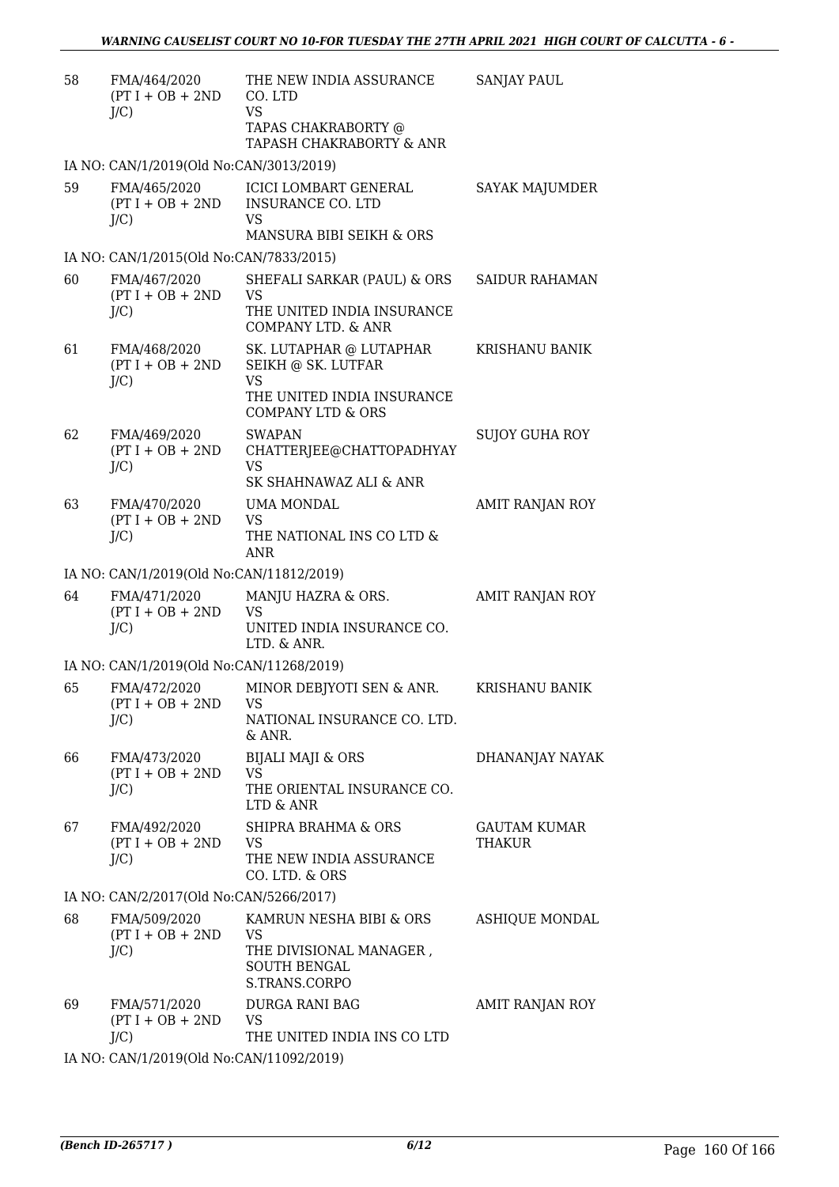| 58 | FMA/464/2020 (PT I + OB + 2ND J/C) | THE NEW INDIA ASSURANCE CO. LTD VS TAPAS CHAKRABORTY @ TAPASH CHAKRABORTY & ANR | SANJAY PAUL |
|---|---|---|---|
| IA NO: CAN/1/2019(Old No:CAN/3013/2019) | | | |
| 59 | FMA/465/2020 (PT I + OB + 2ND J/C) | ICICI LOMBART GENERAL INSURANCE CO. LTD VS MANSURA BIBI SEIKH & ORS | SAYAK MAJUMDER |
| IA NO: CAN/1/2015(Old No:CAN/7833/2015) | | | |
| 60 | FMA/467/2020 (PT I + OB + 2ND J/C) | SHEFALI SARKAR (PAUL) & ORS VS THE UNITED INDIA INSURANCE COMPANY LTD. & ANR | SAIDUR RAHAMAN |
| 61 | FMA/468/2020 (PT I + OB + 2ND J/C) | SK. LUTAPHAR @ LUTAPHAR SEIKH @ SK. LUTFAR VS THE UNITED INDIA INSURANCE COMPANY LTD & ORS | KRISHANU BANIK |
| 62 | FMA/469/2020 (PT I + OB + 2ND J/C) | SWAPAN CHATTERJEE@CHATTOPADHYAY VS SK SHAHNAWAZ ALI & ANR | SUJOY GUHA ROY |
| 63 | FMA/470/2020 (PT I + OB + 2ND J/C) | UMA MONDAL VS THE NATIONAL INS CO LTD & ANR | AMIT RANJAN ROY |
| IA NO: CAN/1/2019(Old No:CAN/11812/2019) | | | |
| 64 | FMA/471/2020 (PT I + OB + 2ND J/C) | MANJU HAZRA & ORS. VS UNITED INDIA INSURANCE CO. LTD. & ANR. | AMIT RANJAN ROY |
| IA NO: CAN/1/2019(Old No:CAN/11268/2019) | | | |
| 65 | FMA/472/2020 (PT I + OB + 2ND J/C) | MINOR DEBJYOTI SEN & ANR. VS NATIONAL INSURANCE CO. LTD. & ANR. | KRISHANU BANIK |
| 66 | FMA/473/2020 (PT I + OB + 2ND J/C) | BIJALI MAJI & ORS VS THE ORIENTAL INSURANCE CO. LTD & ANR | DHANANJAY NAYAK |
| 67 | FMA/492/2020 (PT I + OB + 2ND J/C) | SHIPRA BRAHMA & ORS VS THE NEW INDIA ASSURANCE CO. LTD. & ORS | GAUTAM KUMAR THAKUR |
| IA NO: CAN/2/2017(Old No:CAN/5266/2017) | | | |
| 68 | FMA/509/2020 (PT I + OB + 2ND J/C) | KAMRUN NESHA BIBI & ORS VS THE DIVISIONAL MANAGER , SOUTH BENGAL S.TRANS.CORPO | ASHIQUE MONDAL |
| 69 | FMA/571/2020 (PT I + OB + 2ND J/C) | DURGA RANI BAG VS THE UNITED INDIA INS CO LTD | AMIT RANJAN ROY |
| IA NO: CAN/1/2019(Old No:CAN/11092/2019) | | | |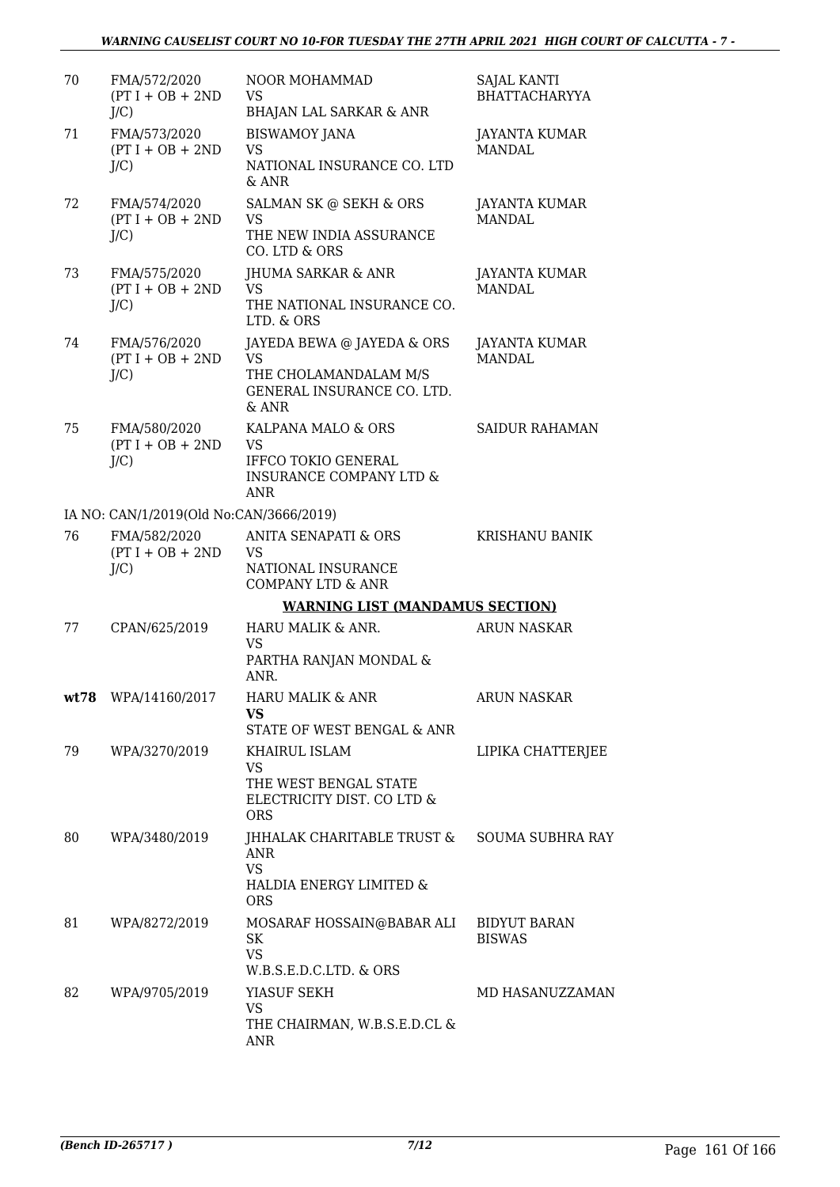| 70 | FMA/572/2020 (PT I + OB + 2ND J/C) | NOOR MOHAMMAD VS BHAJAN LAL SARKAR & ANR | SAJAL KANTI BHATTACHARYYA |
|---|---|---|---|
| 71 | FMA/573/2020 (PT I + OB + 2ND J/C) | BISWAMOY JANA VS NATIONAL INSURANCE CO. LTD & ANR | JAYANTA KUMAR MANDAL |
| 72 | FMA/574/2020 (PT I + OB + 2ND J/C) | SALMAN SK @ SEKH & ORS VS THE NEW INDIA ASSURANCE CO. LTD & ORS | JAYANTA KUMAR MANDAL |
| 73 | FMA/575/2020 (PT I + OB + 2ND J/C) | JHUMA SARKAR & ANR VS THE NATIONAL INSURANCE CO. LTD. & ORS | JAYANTA KUMAR MANDAL |
| 74 | FMA/576/2020 (PT I + OB + 2ND J/C) | JAYEDA BEWA @ JAYEDA & ORS VS THE CHOLAMANDALAM M/S GENERAL INSURANCE CO. LTD. & ANR | JAYANTA KUMAR MANDAL |
| 75 | FMA/580/2020 (PT I + OB + 2ND J/C) | KALPANA MALO & ORS VS IFFCO TOKIO GENERAL INSURANCE COMPANY LTD & ANR | SAIDUR RAHAMAN |
| | IA NO: CAN/1/2019(Old No:CAN/3666/2019) | | |
| 76 | FMA/582/2020 (PT I + OB + 2ND J/C) | ANITA SENAPATI & ORS VS NATIONAL INSURANCE COMPANY LTD & ANR | KRISHANU BANIK |
| | | **WARNING LIST (MANDAMUS SECTION)** | |
| 77 | CPAN/625/2019 | HARU MALIK & ANR. VS PARTHA RANJAN MONDAL & ANR. | ARUN NASKAR |
| **wt78** | WPA/14160/2017 | HARU MALIK & ANR **VS** STATE OF WEST BENGAL & ANR | ARUN NASKAR |
| 79 | WPA/3270/2019 | KHAIRUL ISLAM VS THE WEST BENGAL STATE ELECTRICITY DIST. CO LTD & ORS | LIPIKA CHATTERJEE |
| 80 | WPA/3480/2019 | JHHALAK CHARITABLE TRUST & ANR VS HALDIA ENERGY LIMITED & ORS | SOUMA SUBHRA RAY |
| 81 | WPA/8272/2019 | MOSARAF HOSSAIN@BABAR ALI SK VS W.B.S.E.D.C.LTD. & ORS | BIDYUT BARAN BISWAS |
| 82 | WPA/9705/2019 | YIASUF SEKH VS THE CHAIRMAN, W.B.S.E.D.CL & ANR | MD HASANUZZAMAN |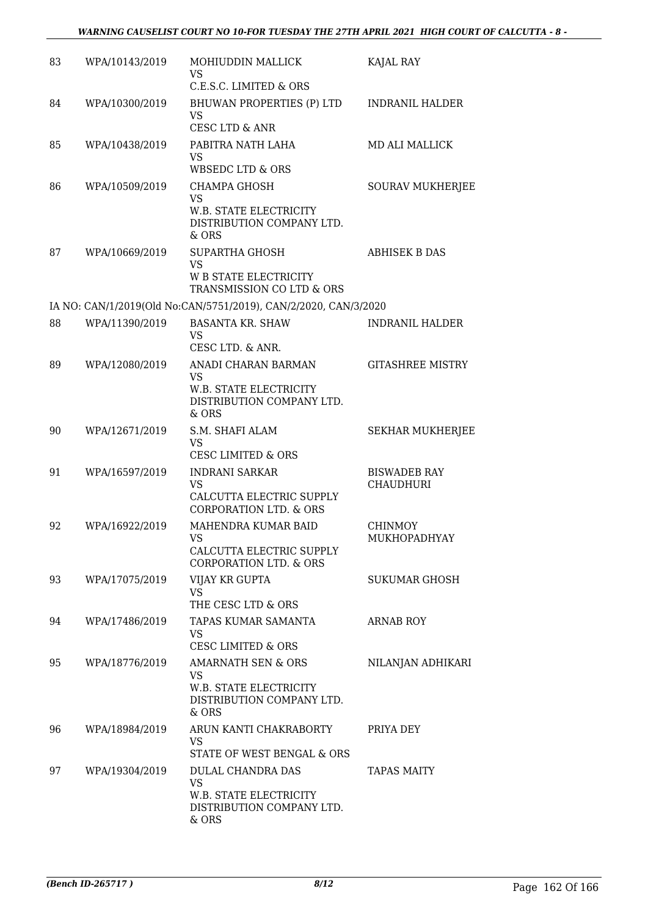| 83 | WPA/10143/2019 | MOHIUDDIN MALLICK<br>VS<br>C.E.S.C. LIMITED & ORS | KAJAL RAY |
|---|---|---|---|
| 84 | WPA/10300/2019 | BHUWAN PROPERTIES (P) LTD<br>VS<br>CESC LTD & ANR | INDRANIL HALDER |
| 85 | WPA/10438/2019 | PABITRA NATH LAHA<br>VS<br>WBSEDC LTD & ORS | MD ALI MALLICK |
| 86 | WPA/10509/2019 | CHAMPA GHOSH<br>VS<br>W.B. STATE ELECTRICITY DISTRIBUTION COMPANY LTD. & ORS | SOURAV MUKHERJEE |
| 87 | WPA/10669/2019 | SUPARTHA GHOSH<br>VS<br>W B STATE ELECTRICITY TRANSMISSION CO LTD & ORS | ABHISEK B DAS |
| | IA NO: CAN/1/2019(Old No:CAN/5751/2019), CAN/2/2020, CAN/3/2020 | | |
| 88 | WPA/11390/2019 | BASANTA KR. SHAW<br>VS<br>CESC LTD. & ANR. | INDRANIL HALDER |
| 89 | WPA/12080/2019 | ANADI CHARAN BARMAN<br>VS<br>W.B. STATE ELECTRICITY DISTRIBUTION COMPANY LTD. & ORS | GITASHREE MISTRY |
| 90 | WPA/12671/2019 | S.M. SHAFI ALAM<br>VS<br>CESC LIMITED & ORS | SEKHAR MUKHERJEE |
| 91 | WPA/16597/2019 | INDRANI SARKAR<br>VS<br>CALCUTTA ELECTRIC SUPPLY CORPORATION LTD. & ORS | BISWADEB RAY CHAUDHURI |
| 92 | WPA/16922/2019 | MAHENDRA KUMAR BAID<br>VS<br>CALCUTTA ELECTRIC SUPPLY CORPORATION LTD. & ORS | CHINMOY MUKHOPADHYAY |
| 93 | WPA/17075/2019 | VIJAY KR GUPTA<br>VS<br>THE CESC LTD & ORS | SUKUMAR GHOSH |
| 94 | WPA/17486/2019 | TAPAS KUMAR SAMANTA<br>VS<br>CESC LIMITED & ORS | ARNAB ROY |
| 95 | WPA/18776/2019 | AMARNATH SEN & ORS<br>VS<br>W.B. STATE ELECTRICITY DISTRIBUTION COMPANY LTD. & ORS | NILANJAN ADHIKARI |
| 96 | WPA/18984/2019 | ARUN KANTI CHAKRABORTY<br>VS<br>STATE OF WEST BENGAL & ORS | PRIYA DEY |
| 97 | WPA/19304/2019 | DULAL CHANDRA DAS<br>VS<br>W.B. STATE ELECTRICITY DISTRIBUTION COMPANY LTD. & ORS | TAPAS MAITY |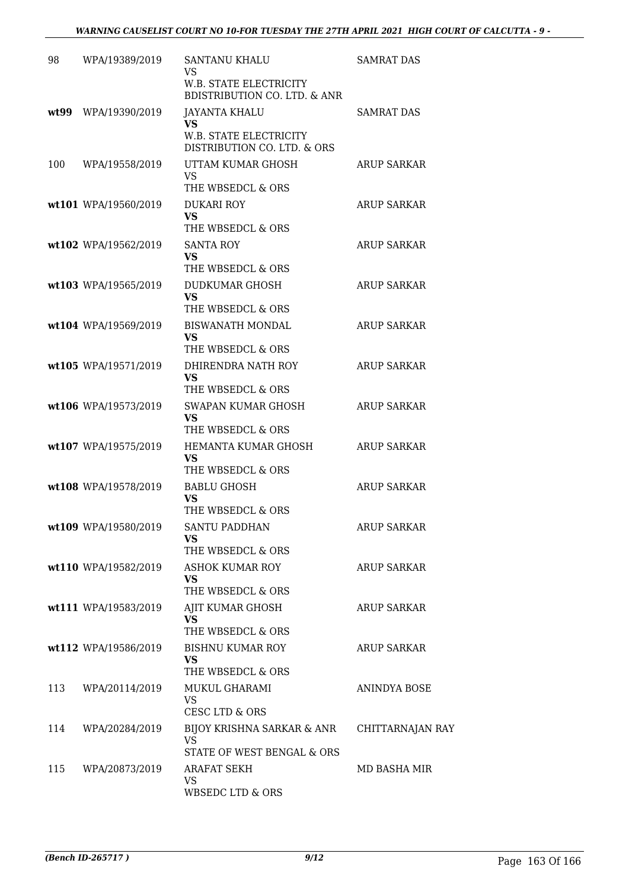| | | | |
|---|---|---|---|
| 98 | WPA/19389/2019 | SANTANU KHALU<br>VS<br>W.B. STATE ELECTRICITY BDISTRIBUTION CO. LTD. & ANR | SAMRAT DAS |
| wt99 | WPA/19390/2019 | JAYANTA KHALU<br>**VS**<br>W.B. STATE ELECTRICITY DISTRIBUTION CO. LTD. & ORS | SAMRAT DAS |
| 100 | WPA/19558/2019 | UTTAM KUMAR GHOSH<br>VS<br>THE WBSEDCL & ORS | ARUP SARKAR |
| wt101 | WPA/19560/2019 | DUKARI ROY<br>**VS**<br>THE WBSEDCL & ORS | ARUP SARKAR |
| wt102 | WPA/19562/2019 | SANTA ROY<br>**VS**<br>THE WBSEDCL & ORS | ARUP SARKAR |
| wt103 | WPA/19565/2019 | DUDKUMAR GHOSH<br>**VS**<br>THE WBSEDCL & ORS | ARUP SARKAR |
| wt104 | WPA/19569/2019 | BISWANATH MONDAL<br>**VS**<br>THE WBSEDCL & ORS | ARUP SARKAR |
| wt105 | WPA/19571/2019 | DHIRENDRA NATH ROY<br>**VS**<br>THE WBSEDCL & ORS | ARUP SARKAR |
| wt106 | WPA/19573/2019 | SWAPAN KUMAR GHOSH<br>**VS**<br>THE WBSEDCL & ORS | ARUP SARKAR |
| wt107 | WPA/19575/2019 | HEMANTA KUMAR GHOSH<br>**VS**<br>THE WBSEDCL & ORS | ARUP SARKAR |
| wt108 | WPA/19578/2019 | BABLU GHOSH<br>**VS**<br>THE WBSEDCL & ORS | ARUP SARKAR |
| wt109 | WPA/19580/2019 | SANTU PADDHAN<br>**VS**<br>THE WBSEDCL & ORS | ARUP SARKAR |
| wt110 | WPA/19582/2019 | ASHOK KUMAR ROY<br>**VS**<br>THE WBSEDCL & ORS | ARUP SARKAR |
| wt111 | WPA/19583/2019 | AJIT KUMAR GHOSH<br>**VS**<br>THE WBSEDCL & ORS | ARUP SARKAR |
| wt112 | WPA/19586/2019 | BISHNU KUMAR ROY<br>**VS**<br>THE WBSEDCL & ORS | ARUP SARKAR |
| 113 | WPA/20114/2019 | MUKUL GHARAMI<br>VS<br>CESC LTD & ORS | ANINDYA BOSE |
| 114 | WPA/20284/2019 | BIJOY KRISHNA SARKAR & ANR<br>VS<br>STATE OF WEST BENGAL & ORS | CHITTARNAJAN RAY |
| 115 | WPA/20873/2019 | ARAFAT SEKH<br>VS<br>WBSEDC LTD & ORS | MD BASHA MIR |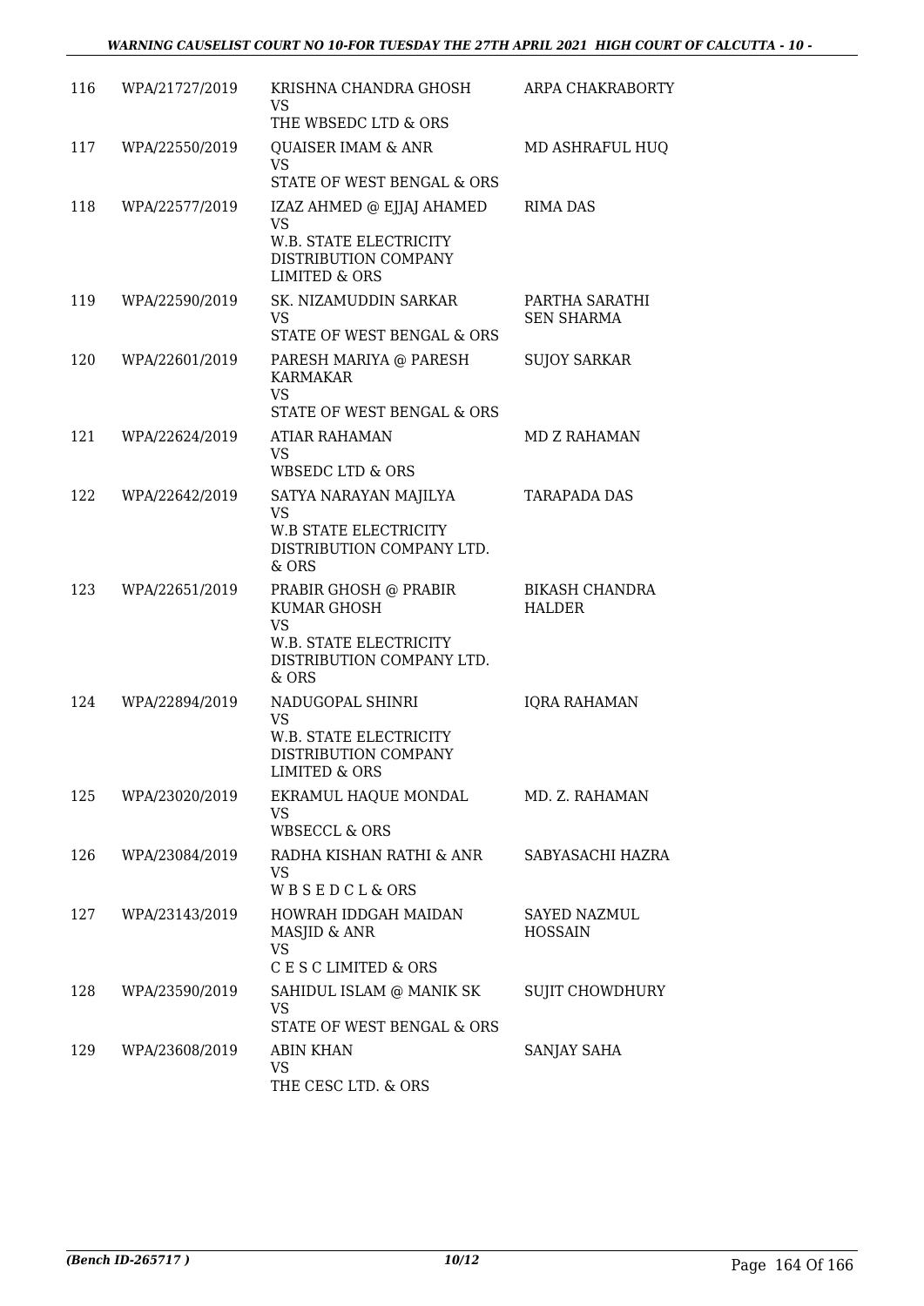| 116 | WPA/21727/2019 | KRISHNA CHANDRA GHOSH<br>VS<br>THE WBSEDC LTD & ORS | ARPA CHAKRABORTY |
|---|---|---|---|
| 117 | WPA/22550/2019 | QUAISER IMAM & ANR<br>VS<br>STATE OF WEST BENGAL & ORS | MD ASHRAFUL HUQ |
| 118 | WPA/22577/2019 | IZAZ AHMED @ EJJAJ AHAMED<br>VS<br>W.B. STATE ELECTRICITY DISTRIBUTION COMPANY LIMITED & ORS | RIMA DAS |
| 119 | WPA/22590/2019 | SK. NIZAMUDDIN SARKAR<br>VS<br>STATE OF WEST BENGAL & ORS | PARTHA SARATHI SEN SHARMA |
| 120 | WPA/22601/2019 | PARESH MARIYA @ PARESH KARMAKAR<br>VS<br>STATE OF WEST BENGAL & ORS | SUJOY SARKAR |
| 121 | WPA/22624/2019 | ATIAR RAHAMAN<br>VS<br>WBSEDC LTD & ORS | MD Z RAHAMAN |
| 122 | WPA/22642/2019 | SATYA NARAYAN MAJILYA<br>VS<br>W.B STATE ELECTRICITY DISTRIBUTION COMPANY LTD. & ORS | TARAPADA DAS |
| 123 | WPA/22651/2019 | PRABIR GHOSH @ PRABIR KUMAR GHOSH<br>VS<br>W.B. STATE ELECTRICITY DISTRIBUTION COMPANY LTD. & ORS | BIKASH CHANDRA HALDER |
| 124 | WPA/22894/2019 | NADUGOPAL SHINRI<br>VS<br>W.B. STATE ELECTRICITY DISTRIBUTION COMPANY LIMITED & ORS | IQRA RAHAMAN |
| 125 | WPA/23020/2019 | EKRAMUL HAQUE MONDAL<br>VS<br>WBSECCL & ORS | MD. Z. RAHAMAN |
| 126 | WPA/23084/2019 | RADHA KISHAN RATHI & ANR<br>VS<br>W B S E D C L & ORS | SABYASACHI HAZRA |
| 127 | WPA/23143/2019 | HOWRAH IDDGAH MAIDAN MASJID & ANR<br>VS<br>C E S C LIMITED & ORS | SAYED NAZMUL HOSSAIN |
| 128 | WPA/23590/2019 | SAHIDUL ISLAM @ MANIK SK<br>VS<br>STATE OF WEST BENGAL & ORS | SUJIT CHOWDHURY |
| 129 | WPA/23608/2019 | ABIN KHAN<br>VS<br>THE CESC LTD. & ORS | SANJAY SAHA |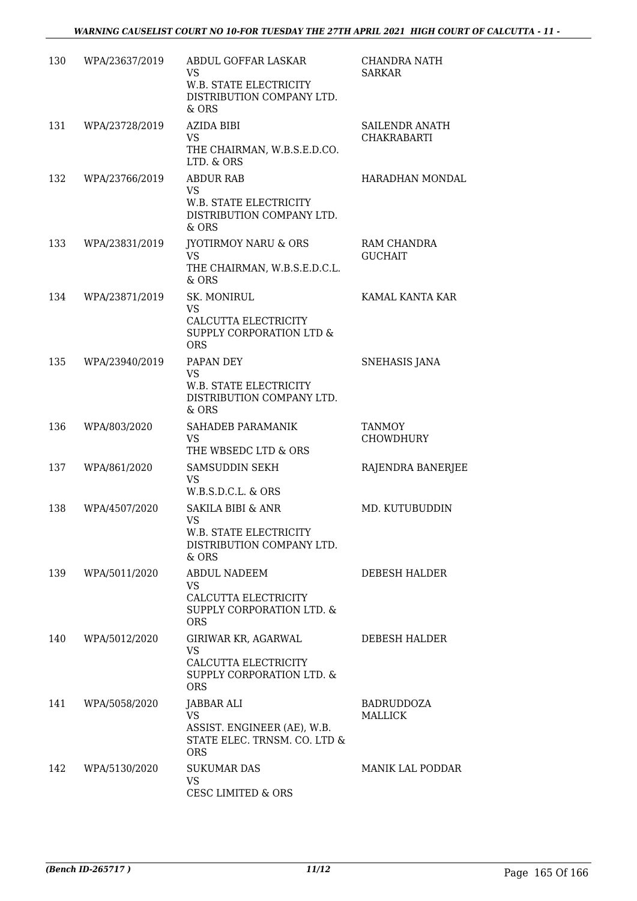| 130 | WPA/23637/2019 | ABDUL GOFFAR LASKAR VS W.B. STATE ELECTRICITY DISTRIBUTION COMPANY LTD. & ORS | CHANDRA NATH SARKAR |
|---|---|---|---|
| 131 | WPA/23728/2019 | AZIDA BIBI VS THE CHAIRMAN, W.B.S.E.D.CO. LTD. & ORS | SAILENDR ANATH CHAKRABARTI |
| 132 | WPA/23766/2019 | ABDUR RAB VS W.B. STATE ELECTRICITY DISTRIBUTION COMPANY LTD. & ORS | HARADHAN MONDAL |
| 133 | WPA/23831/2019 | JYOTIRMOY NARU & ORS VS THE CHAIRMAN, W.B.S.E.D.C.L. & ORS | RAM CHANDRA GUCHAIT |
| 134 | WPA/23871/2019 | SK. MONIRUL VS CALCUTTA ELECTRICITY SUPPLY CORPORATION LTD & ORS | KAMAL KANTA KAR |
| 135 | WPA/23940/2019 | PAPAN DEY VS W.B. STATE ELECTRICITY DISTRIBUTION COMPANY LTD. & ORS | SNEHASIS JANA |
| 136 | WPA/803/2020 | SAHADEB PARAMANIK VS THE WBSEDC LTD & ORS | TANMOY CHOWDHURY |
| 137 | WPA/861/2020 | SAMSUDDIN SEKH VS W.B.S.D.C.L. & ORS | RAJENDRA BANERJEE |
| 138 | WPA/4507/2020 | SAKILA BIBI & ANR VS W.B. STATE ELECTRICITY DISTRIBUTION COMPANY LTD. & ORS | MD. KUTUBUDDIN |
| 139 | WPA/5011/2020 | ABDUL NADEEM VS CALCUTTA ELECTRICITY SUPPLY CORPORATION LTD. & ORS | DEBESH HALDER |
| 140 | WPA/5012/2020 | GIRIWAR KR, AGARWAL VS CALCUTTA ELECTRICITY SUPPLY CORPORATION LTD. & ORS | DEBESH HALDER |
| 141 | WPA/5058/2020 | JABBAR ALI VS ASSIST. ENGINEER (AE), W.B. STATE ELEC. TRNSM. CO. LTD & ORS | BADRUDDOZA MALLICK |
| 142 | WPA/5130/2020 | SUKUMAR DAS VS CESC LIMITED & ORS | MANIK LAL PODDAR |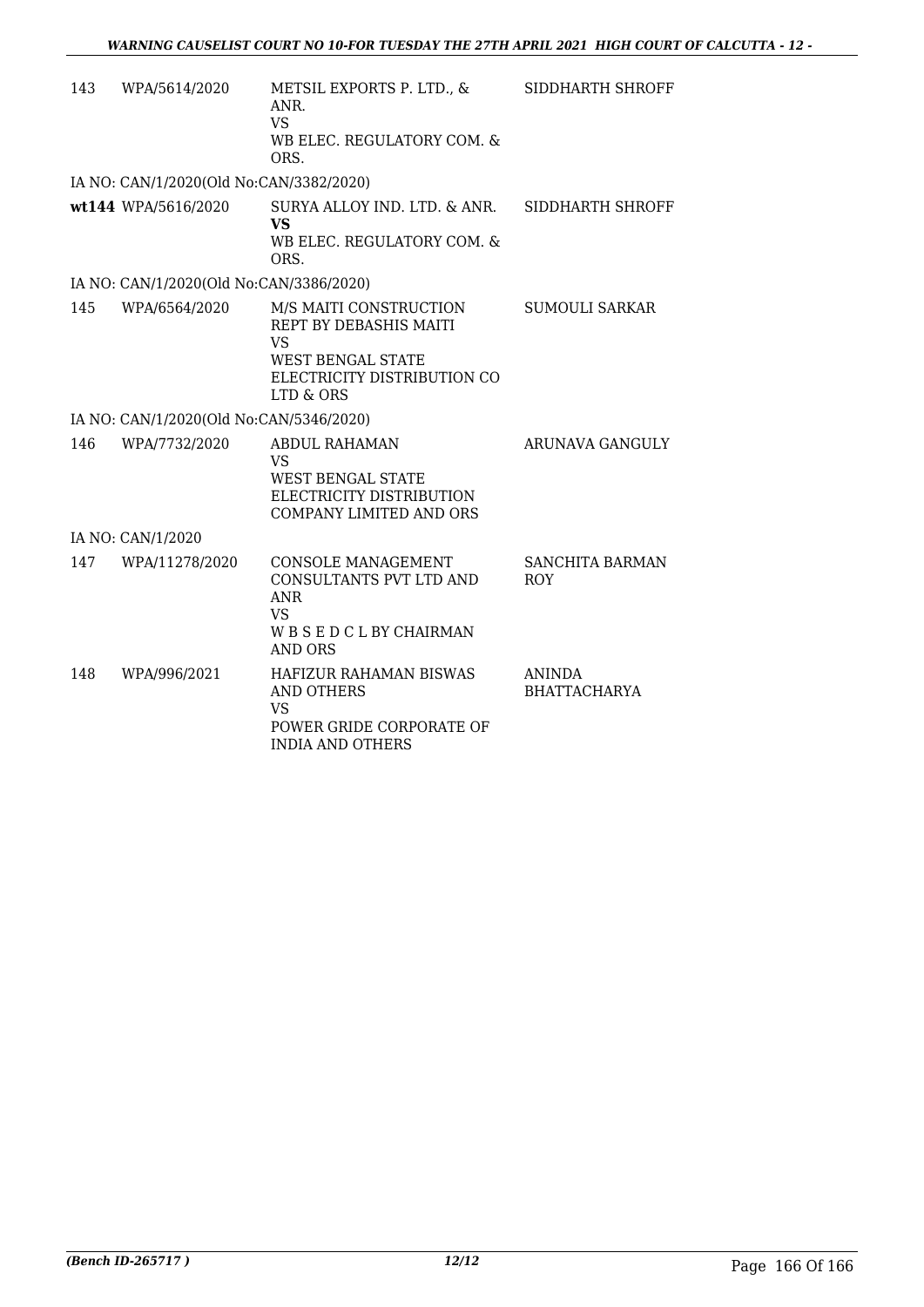| | | | |
|---|---|---|---|
| 143 | WPA/5614/2020 | METSIL EXPORTS P. LTD., & ANR.<br>VS<br>WB ELEC. REGULATORY COM. & ORS. | SIDDHARTH SHROFF |
| IA NO: CAN/1/2020(Old No:CAN/3382/2020) | | | |
| **wt144** | WPA/5616/2020 | SURYA ALLOY IND. LTD. & ANR.<br>**VS**<br>WB ELEC. REGULATORY COM. & ORS. | SIDDHARTH SHROFF |
| IA NO: CAN/1/2020(Old No:CAN/3386/2020) | | | |
| 145 | WPA/6564/2020 | M/S MAITI CONSTRUCTION REPT BY DEBASHIS MAITI<br>VS<br>WEST BENGAL STATE ELECTRICITY DISTRIBUTION CO LTD & ORS | SUMOULI SARKAR |
| IA NO: CAN/1/2020(Old No:CAN/5346/2020) | | | |
| 146 | WPA/7732/2020 | ABDUL RAHAMAN<br>VS<br>WEST BENGAL STATE ELECTRICITY DISTRIBUTION COMPANY LIMITED AND ORS | ARUNAVA GANGULY |
| IA NO: CAN/1/2020 | | | |
| 147 | WPA/11278/2020 | CONSOLE MANAGEMENT CONSULTANTS PVT LTD AND ANR<br>VS<br>W B S E D C L BY CHAIRMAN AND ORS | SANCHITA BARMAN ROY |
| 148 | WPA/996/2021 | HAFIZUR RAHAMAN BISWAS AND OTHERS<br>VS<br>POWER GRIDE CORPORATE OF INDIA AND OTHERS | ANINDA BHATTACHARYA |